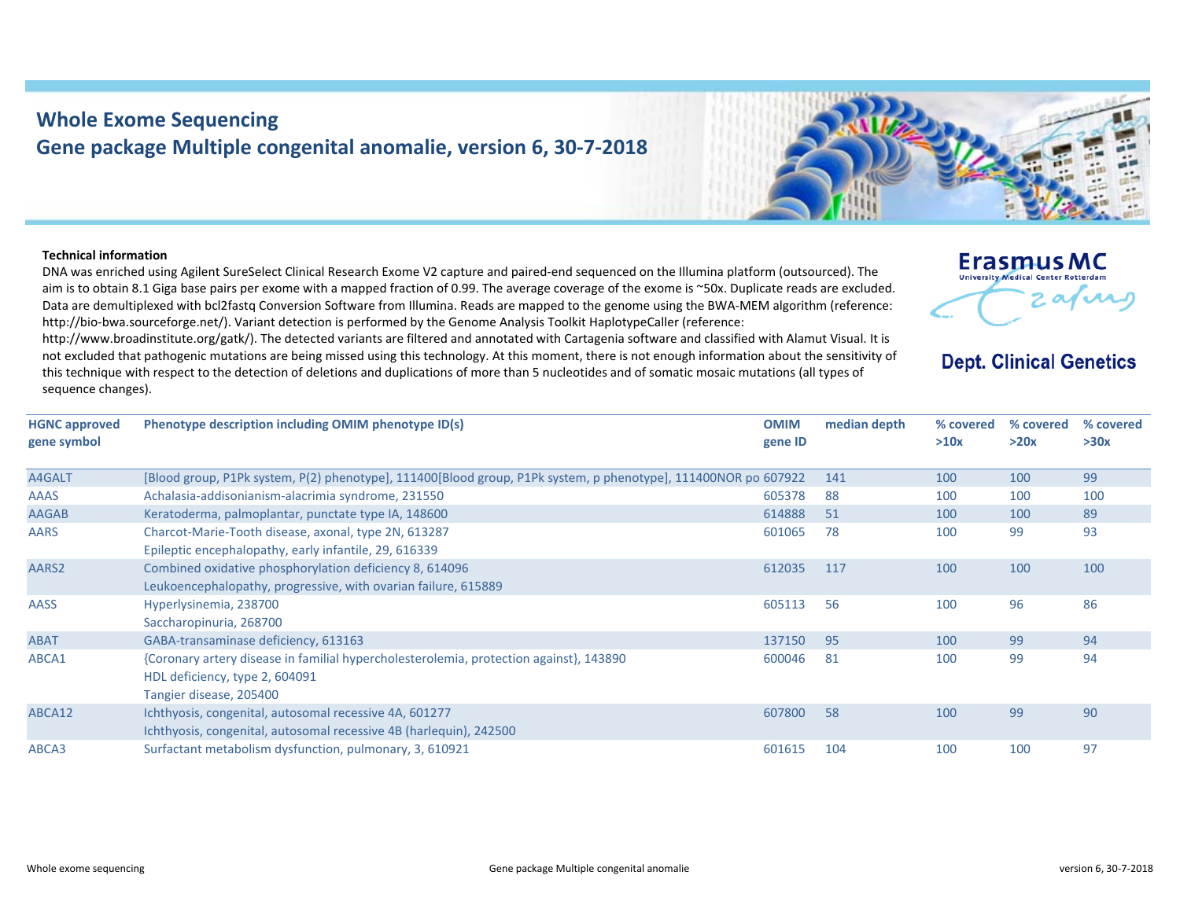# Whole Exome Sequencing

## Gene package Multiple congenital anomalie, version 6, 30-7-2018

**Technical information**

DNA was enriched using Agilent SureSelect Clinical Research Exome V2 capture and paired-end sequenced on the Illumina platform (outsourced). The aim is to obtain 8.1 Giga base pairs per exome with a mapped fraction of 0.99. The average coverage of the exome is ~50x. Duplicate reads are excluded. Data are demultiplexed with bcl2fastq Conversion Software from Illumina. Reads are mapped to the genome using the BWA-MEM algorithm (reference: http://bio-bwa.sourceforge.net/). Variant detection is performed by the Genome Analysis Toolkit HaplotypeCaller (reference: http://www.broadinstitute.org/gatk/). The detected variants are filtered and annotated with Cartagenia software and classified with Alamut Visual. It is not excluded that pathogenic mutations are being missed using this technology. At this moment, there is not enough information about the sensitivity of this technique with respect to the detection of deletions and duplications of more than 5 nucleotides and of somatic mosaic mutations (all types of sequence changes).

| HGNC approved gene symbol | Phenotype description including OMIM phenotype ID(s) | OMIM gene ID | median depth | % covered >10x | % covered >20x | % covered >30x |
|---|---|---|---|---|---|---|
| A4GALT | [Blood group, P1Pk system, P(2) phenotype], 111400[Blood group, P1Pk system, p phenotype], 111400NOR po | 607922 | 141 | 100 | 100 | 99 |
| AAAS | Achalasia-addisonianism-alacrimia syndrome, 231550 | 605378 | 88 | 100 | 100 | 100 |
| AAGAB | Keratoderma, palmoplantar, punctate type IA, 148600 | 614888 | 51 | 100 | 100 | 89 |
| AARS | Charcot-Marie-Tooth disease, axonal, type 2N, 613287<br>Epileptic encephalopathy, early infantile, 29, 616339 | 601065 | 78 | 100 | 99 | 93 |
| AARS2 | Combined oxidative phosphorylation deficiency 8, 614096<br>Leukoencephalopathy, progressive, with ovarian failure, 615889 | 612035 | 117 | 100 | 100 | 100 |
| AASS | Hyperlysinemia, 238700<br>Saccharopinuria, 268700 | 605113 | 56 | 100 | 96 | 86 |
| ABAT | GABA-transaminase deficiency, 613163 | 137150 | 95 | 100 | 99 | 94 |
| ABCA1 | {Coronary artery disease in familial hypercholesterolemia, protection against}, 143890<br>HDL deficiency, type 2, 604091<br>Tangier disease, 205400 | 600046 | 81 | 100 | 99 | 94 |
| ABCA12 | Ichthyosis, congenital, autosomal recessive 4A, 601277<br>Ichthyosis, congenital, autosomal recessive 4B (harlequin), 242500 | 607800 | 58 | 100 | 99 | 90 |
| ABCA3 | Surfactant metabolism dysfunction, pulmonary, 3, 610921 | 601615 | 104 | 100 | 100 | 97 |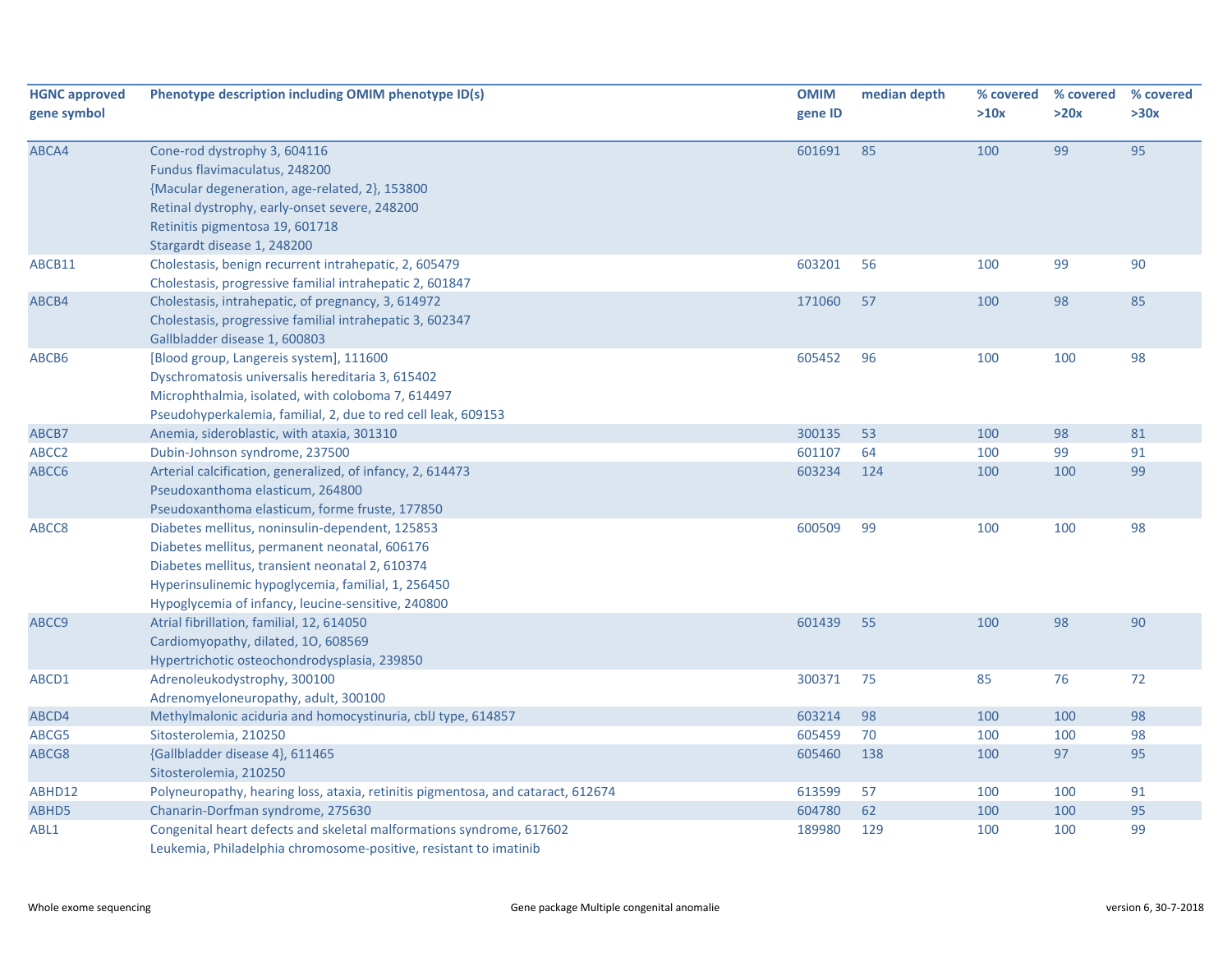| HGNC approved gene symbol | Phenotype description including OMIM phenotype ID(s) | OMIM gene ID | median depth | % covered >10x | % covered >20x | % covered >30x |
|---|---|---|---|---|---|---|
| ABCA4 | Cone-rod dystrophy 3, 604116<br>Fundus flavimaculatus, 248200<br>{Macular degeneration, age-related, 2}, 153800<br>Retinal dystrophy, early-onset severe, 248200<br>Retinitis pigmentosa 19, 601718<br>Stargardt disease 1, 248200 | 601691 | 85 | 100 | 99 | 95 |
| ABCB11 | Cholestasis, benign recurrent intrahepatic, 2, 605479<br>Cholestasis, progressive familial intrahepatic 2, 601847 | 603201 | 56 | 100 | 99 | 90 |
| ABCB4 | Cholestasis, intrahepatic, of pregnancy, 3, 614972<br>Cholestasis, progressive familial intrahepatic 3, 602347<br>Gallbladder disease 1, 600803 | 171060 | 57 | 100 | 98 | 85 |
| ABCB6 | [Blood group, Langereis system], 111600<br>Dyschromatosis universalis hereditaria 3, 615402<br>Microphthalmia, isolated, with coloboma 7, 614497<br>Pseudohyperkalemia, familial, 2, due to red cell leak, 609153 | 605452 | 96 | 100 | 100 | 98 |
| ABCB7 | Anemia, sideroblastic, with ataxia, 301310 | 300135 | 53 | 100 | 98 | 81 |
| ABCC2 | Dubin-Johnson syndrome, 237500 | 601107 | 64 | 100 | 99 | 91 |
| ABCC6 | Arterial calcification, generalized, of infancy, 2, 614473<br>Pseudoxanthoma elasticum, 264800<br>Pseudoxanthoma elasticum, forme fruste, 177850 | 603234 | 124 | 100 | 100 | 99 |
| ABCC8 | Diabetes mellitus, noninsulin-dependent, 125853<br>Diabetes mellitus, permanent neonatal, 606176<br>Diabetes mellitus, transient neonatal 2, 610374<br>Hyperinsulinemic hypoglycemia, familial, 1, 256450<br>Hypoglycemia of infancy, leucine-sensitive, 240800 | 600509 | 99 | 100 | 100 | 98 |
| ABCC9 | Atrial fibrillation, familial, 12, 614050<br>Cardiomyopathy, dilated, 1O, 608569<br>Hypertrichotic osteochondrodysplasia, 239850 | 601439 | 55 | 100 | 98 | 90 |
| ABCD1 | Adrenoleukodystrophy, 300100<br>Adrenomyeloneuropathy, adult, 300100 | 300371 | 75 | 85 | 76 | 72 |
| ABCD4 | Methylmalonic aciduria and homocystinuria, cblJ type, 614857 | 603214 | 98 | 100 | 100 | 98 |
| ABCG5 | Sitosterolemia, 210250 | 605459 | 70 | 100 | 100 | 98 |
| ABCG8 | {Gallbladder disease 4}, 611465<br>Sitosterolemia, 210250 | 605460 | 138 | 100 | 97 | 95 |
| ABHD12 | Polyneuropathy, hearing loss, ataxia, retinitis pigmentosa, and cataract, 612674 | 613599 | 57 | 100 | 100 | 91 |
| ABHD5 | Chanarin-Dorfman syndrome, 275630 | 604780 | 62 | 100 | 100 | 95 |
| ABL1 | Congenital heart defects and skeletal malformations syndrome, 617602<br>Leukemia, Philadelphia chromosome-positive, resistant to imatinib | 189980 | 129 | 100 | 100 | 99 |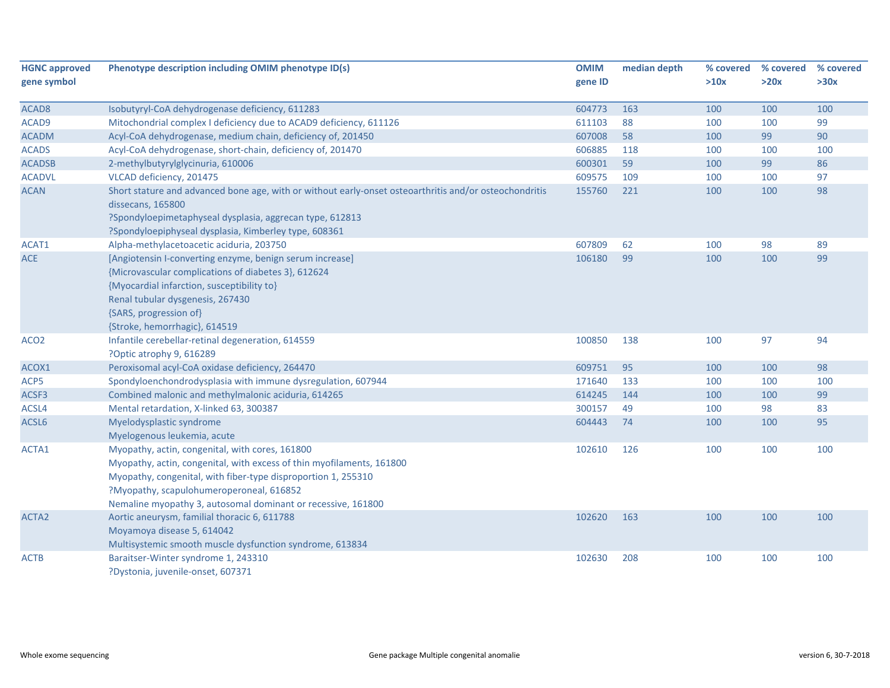| HGNC approved gene symbol | Phenotype description including OMIM phenotype ID(s) | OMIM gene ID | median depth | % covered >10x | % covered >20x | % covered >30x |
|---|---|---|---|---|---|---|
| ACAD8 | Isobutyryl-CoA dehydrogenase deficiency, 611283 | 604773 | 163 | 100 | 100 | 100 |
| ACAD9 | Mitochondrial complex I deficiency due to ACAD9 deficiency, 611126 | 611103 | 88 | 100 | 100 | 99 |
| ACADM | Acyl-CoA dehydrogenase, medium chain, deficiency of, 201450 | 607008 | 58 | 100 | 99 | 90 |
| ACADS | Acyl-CoA dehydrogenase, short-chain, deficiency of, 201470 | 606885 | 118 | 100 | 100 | 100 |
| ACADSB | 2-methylbutyrylglycinuria, 610006 | 600301 | 59 | 100 | 99 | 86 |
| ACADVL | VLCAD deficiency, 201475 | 609575 | 109 | 100 | 100 | 97 |
| ACAN | Short stature and advanced bone age, with or without early-onset osteoarthritis and/or osteochondritis dissecans, 165800<br>?Spondyloepimetaphyseal dysplasia, aggrecan type, 612813<br>?Spondyloepiphyseal dysplasia, Kimberley type, 608361 | 155760 | 221 | 100 | 100 | 98 |
| ACAT1 | Alpha-methylacetoacetic aciduria, 203750 | 607809 | 62 | 100 | 98 | 89 |
| ACE | [Angiotensin I-converting enzyme, benign serum increase]<br>{Microvascular complications of diabetes 3}, 612624<br>{Myocardial infarction, susceptibility to}<br>Renal tubular dysgenesis, 267430<br>{SARS, progression of}<br>{Stroke, hemorrhagic}, 614519 | 106180 | 99 | 100 | 100 | 99 |
| ACO2 | Infantile cerebellar-retinal degeneration, 614559<br>?Optic atrophy 9, 616289 | 100850 | 138 | 100 | 97 | 94 |
| ACOX1 | Peroxisomal acyl-CoA oxidase deficiency, 264470 | 609751 | 95 | 100 | 100 | 98 |
| ACP5 | Spondyloenchondrodysplasia with immune dysregulation, 607944 | 171640 | 133 | 100 | 100 | 100 |
| ACSF3 | Combined malonic and methylmalonic aciduria, 614265 | 614245 | 144 | 100 | 100 | 99 |
| ACSL4 | Mental retardation, X-linked 63, 300387 | 300157 | 49 | 100 | 98 | 83 |
| ACSL6 | Myelodysplastic syndrome<br>Myelogenous leukemia, acute | 604443 | 74 | 100 | 100 | 95 |
| ACTA1 | Myopathy, actin, congenital, with cores, 161800<br>Myopathy, actin, congenital, with excess of thin myofilaments, 161800<br>Myopathy, congenital, with fiber-type disproportion 1, 255310<br>?Myopathy, scapulohumeroperoneal, 616852<br>Nemaline myopathy 3, autosomal dominant or recessive, 161800 | 102610 | 126 | 100 | 100 | 100 |
| ACTA2 | Aortic aneurysm, familial thoracic 6, 611788<br>Moyamoya disease 5, 614042<br>Multisystemic smooth muscle dysfunction syndrome, 613834 | 102620 | 163 | 100 | 100 | 100 |
| ACTB | Baraitser-Winter syndrome 1, 243310<br>?Dystonia, juvenile-onset, 607371 | 102630 | 208 | 100 | 100 | 100 |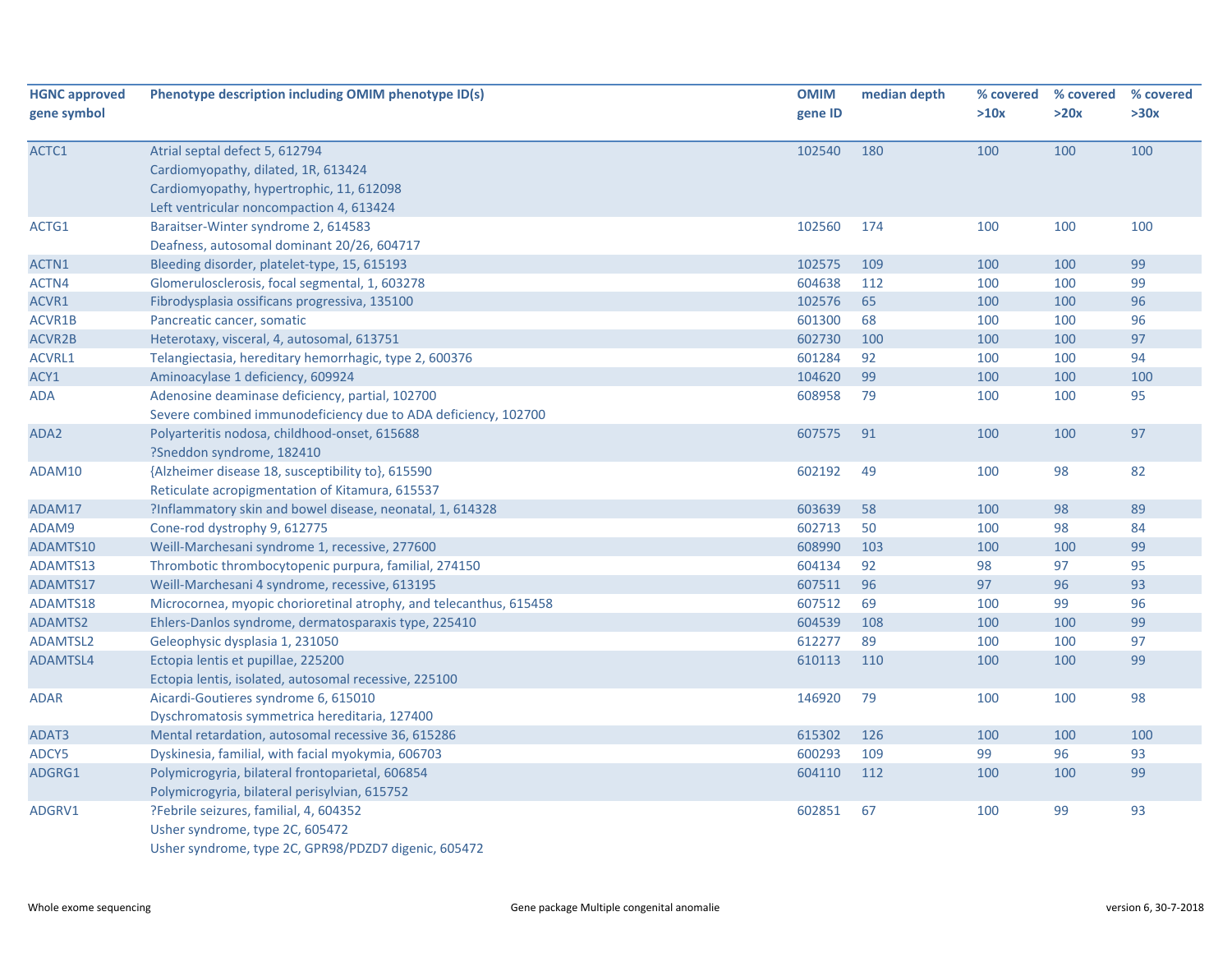| HGNC approved gene symbol | Phenotype description including OMIM phenotype ID(s) | OMIM gene ID | median depth | % covered >10x | % covered >20x | % covered >30x |
|---|---|---|---|---|---|---|
| ACTC1 | Atrial septal defect 5, 612794<br>Cardiomyopathy, dilated, 1R, 613424<br>Cardiomyopathy, hypertrophic, 11, 612098<br>Left ventricular noncompaction 4, 613424 | 102540 | 180 | 100 | 100 | 100 |
| ACTG1 | Baraitser-Winter syndrome 2, 614583<br>Deafness, autosomal dominant 20/26, 604717 | 102560 | 174 | 100 | 100 | 100 |
| ACTN1 | Bleeding disorder, platelet-type, 15, 615193 | 102575 | 109 | 100 | 100 | 99 |
| ACTN4 | Glomerulosclerosis, focal segmental, 1, 603278 | 604638 | 112 | 100 | 100 | 99 |
| ACVR1 | Fibrodysplasia ossificans progressiva, 135100 | 102576 | 65 | 100 | 100 | 96 |
| ACVR1B | Pancreatic cancer, somatic | 601300 | 68 | 100 | 100 | 96 |
| ACVR2B | Heterotaxy, visceral, 4, autosomal, 613751 | 602730 | 100 | 100 | 100 | 97 |
| ACVRL1 | Telangiectasia, hereditary hemorrhagic, type 2, 600376 | 601284 | 92 | 100 | 100 | 94 |
| ACY1 | Aminoacylase 1 deficiency, 609924 | 104620 | 99 | 100 | 100 | 100 |
| ADA | Adenosine deaminase deficiency, partial, 102700<br>Severe combined immunodeficiency due to ADA deficiency, 102700 | 608958 | 79 | 100 | 100 | 95 |
| ADA2 | Polyarteritis nodosa, childhood-onset, 615688<br>?Sneddon syndrome, 182410 | 607575 | 91 | 100 | 100 | 97 |
| ADAM10 | {Alzheimer disease 18, susceptibility to}, 615590<br>Reticulate acropigmentation of Kitamura, 615537 | 602192 | 49 | 100 | 98 | 82 |
| ADAM17 | ?Inflammatory skin and bowel disease, neonatal, 1, 614328 | 603639 | 58 | 100 | 98 | 89 |
| ADAM9 | Cone-rod dystrophy 9, 612775 | 602713 | 50 | 100 | 98 | 84 |
| ADAMTS10 | Weill-Marchesani syndrome 1, recessive, 277600 | 608990 | 103 | 100 | 100 | 99 |
| ADAMTS13 | Thrombotic thrombocytopenic purpura, familial, 274150 | 604134 | 92 | 98 | 97 | 95 |
| ADAMTS17 | Weill-Marchesani 4 syndrome, recessive, 613195 | 607511 | 96 | 97 | 96 | 93 |
| ADAMTS18 | Microcornea, myopic chorioretinal atrophy, and telecanthus, 615458 | 607512 | 69 | 100 | 99 | 96 |
| ADAMTS2 | Ehlers-Danlos syndrome, dermatosparaxis type, 225410 | 604539 | 108 | 100 | 100 | 99 |
| ADAMTSL2 | Geleophysic dysplasia 1, 231050 | 612277 | 89 | 100 | 100 | 97 |
| ADAMTSL4 | Ectopia lentis et pupillae, 225200<br>Ectopia lentis, isolated, autosomal recessive, 225100 | 610113 | 110 | 100 | 100 | 99 |
| ADAR | Aicardi-Goutieres syndrome 6, 615010<br>Dyschromatosis symmetrica hereditaria, 127400 | 146920 | 79 | 100 | 100 | 98 |
| ADAT3 | Mental retardation, autosomal recessive 36, 615286 | 615302 | 126 | 100 | 100 | 100 |
| ADCY5 | Dyskinesia, familial, with facial myokymia, 606703 | 600293 | 109 | 99 | 96 | 93 |
| ADGRG1 | Polymicrogyria, bilateral frontoparietal, 606854<br>Polymicrogyria, bilateral perisylvian, 615752 | 604110 | 112 | 100 | 100 | 99 |
| ADGRV1 | ?Febrile seizures, familial, 4, 604352<br>Usher syndrome, type 2C, 605472<br>Usher syndrome, type 2C, GPR98/PDZD7 digenic, 605472 | 602851 | 67 | 100 | 99 | 93 |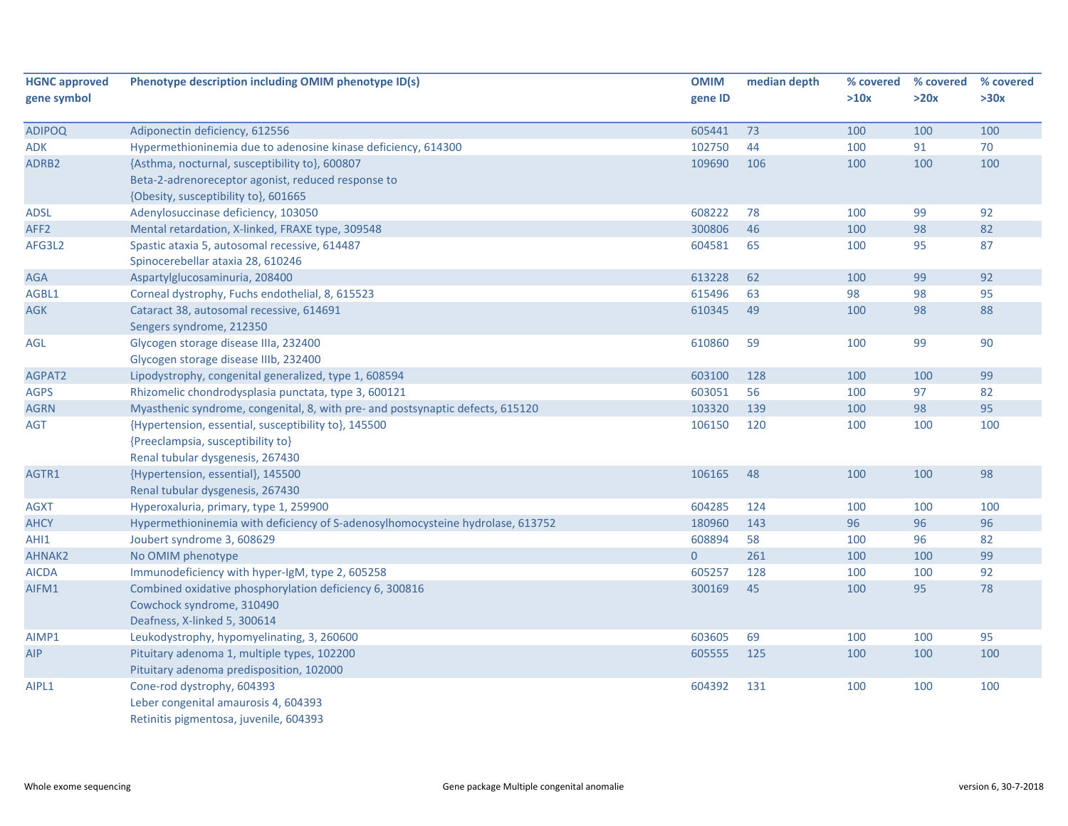| HGNC approved gene symbol | Phenotype description including OMIM phenotype ID(s) | OMIM gene ID | median depth | % covered >10x | % covered >20x | % covered >30x |
|---|---|---|---|---|---|---|
| ADIPOQ | Adiponectin deficiency, 612556 | 605441 | 73 | 100 | 100 | 100 |
| ADK | Hypermethioninemia due to adenosine kinase deficiency, 614300 | 102750 | 44 | 100 | 91 | 70 |
| ADRB2 | {Asthma, nocturnal, susceptibility to}, 600807<br>Beta-2-adrenoreceptor agonist, reduced response to<br>{Obesity, susceptibility to}, 601665 | 109690 | 106 | 100 | 100 | 100 |
| ADSL | Adenylosuccinase deficiency, 103050 | 608222 | 78 | 100 | 99 | 92 |
| AFF2 | Mental retardation, X-linked, FRAXE type, 309548 | 300806 | 46 | 100 | 98 | 82 |
| AFG3L2 | Spastic ataxia 5, autosomal recessive, 614487<br>Spinocerebellar ataxia 28, 610246 | 604581 | 65 | 100 | 95 | 87 |
| AGA | Aspartylglucosaminuria, 208400 | 613228 | 62 | 100 | 99 | 92 |
| AGBL1 | Corneal dystrophy, Fuchs endothelial, 8, 615523 | 615496 | 63 | 98 | 98 | 95 |
| AGK | Cataract 38, autosomal recessive, 614691<br>Sengers syndrome, 212350 | 610345 | 49 | 100 | 98 | 88 |
| AGL | Glycogen storage disease IIIa, 232400<br>Glycogen storage disease IIIb, 232400 | 610860 | 59 | 100 | 99 | 90 |
| AGPAT2 | Lipodystrophy, congenital generalized, type 1, 608594 | 603100 | 128 | 100 | 100 | 99 |
| AGPS | Rhizomelic chondrodysplasia punctata, type 3, 600121 | 603051 | 56 | 100 | 97 | 82 |
| AGRN | Myasthenic syndrome, congenital, 8, with pre- and postsynaptic defects, 615120 | 103320 | 139 | 100 | 98 | 95 |
| AGT | {Hypertension, essential, susceptibility to}, 145500<br>{Preeclampsia, susceptibility to}<br>Renal tubular dysgenesis, 267430 | 106150 | 120 | 100 | 100 | 100 |
| AGTR1 | {Hypertension, essential}, 145500<br>Renal tubular dysgenesis, 267430 | 106165 | 48 | 100 | 100 | 98 |
| AGXT | Hyperoxaluria, primary, type 1, 259900 | 604285 | 124 | 100 | 100 | 100 |
| AHCY | Hypermethioninemia with deficiency of S-adenosylhomocysteine hydrolase, 613752 | 180960 | 143 | 96 | 96 | 96 |
| AHI1 | Joubert syndrome 3, 608629 | 608894 | 58 | 100 | 96 | 82 |
| AHNAK2 | No OMIM phenotype | 0 | 261 | 100 | 100 | 99 |
| AICDA | Immunodeficiency with hyper-IgM, type 2, 605258 | 605257 | 128 | 100 | 100 | 92 |
| AIFM1 | Combined oxidative phosphorylation deficiency 6, 300816<br>Cowchock syndrome, 310490<br>Deafness, X-linked 5, 300614 | 300169 | 45 | 100 | 95 | 78 |
| AIMP1 | Leukodystrophy, hypomyelinating, 3, 260600 | 603605 | 69 | 100 | 100 | 95 |
| AIP | Pituitary adenoma 1, multiple types, 102200<br>Pituitary adenoma predisposition, 102000 | 605555 | 125 | 100 | 100 | 100 |
| AIPL1 | Cone-rod dystrophy, 604393<br>Leber congenital amaurosis 4, 604393<br>Retinitis pigmentosa, juvenile, 604393 | 604392 | 131 | 100 | 100 | 100 |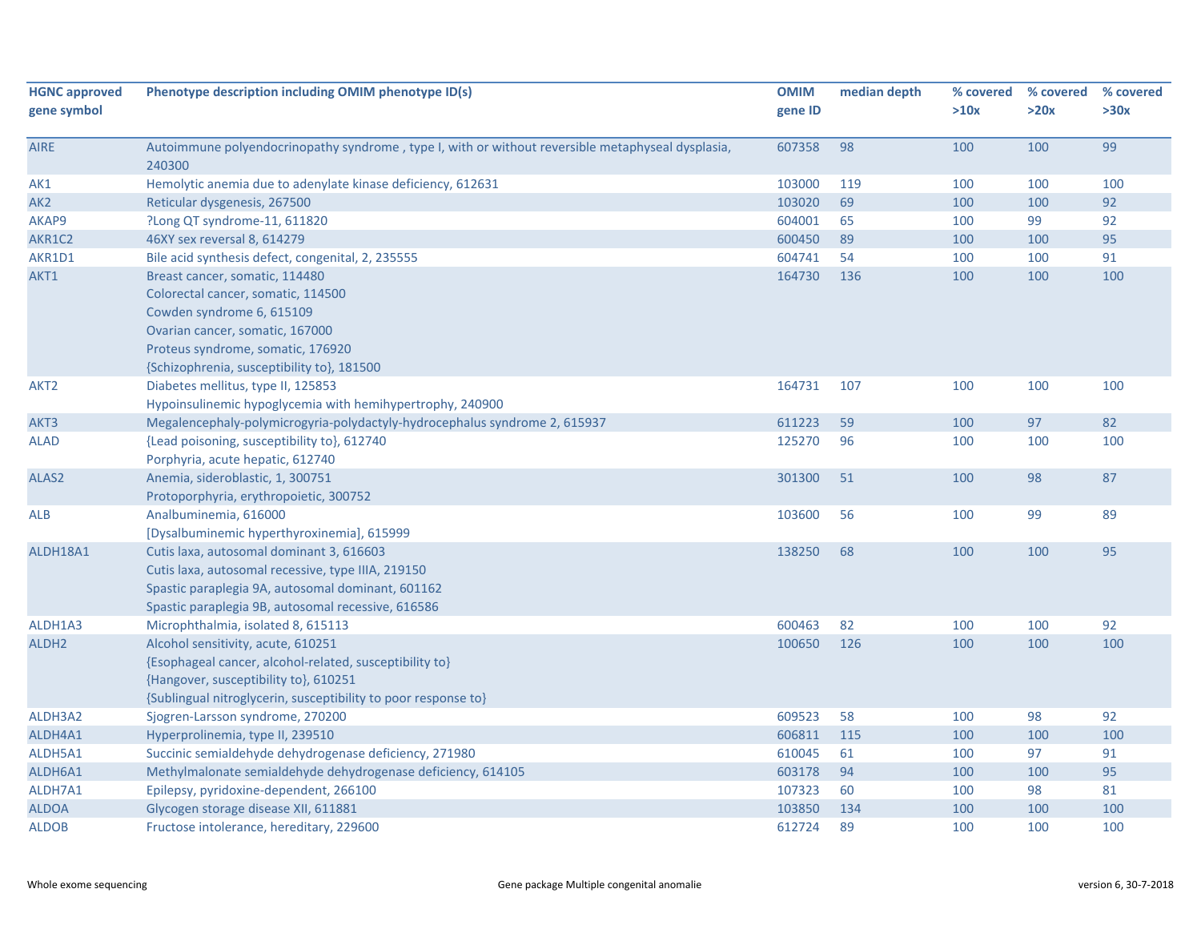| HGNC approved gene symbol | Phenotype description including OMIM phenotype ID(s) | OMIM gene ID | median depth | % covered >10x | % covered >20x | % covered >30x |
|---|---|---|---|---|---|---|
| AIRE | Autoimmune polyendocrinopathy syndrome , type I, with or without reversible metaphyseal dysplasia, 240300 | 607358 | 98 | 100 | 100 | 99 |
| AK1 | Hemolytic anemia due to adenylate kinase deficiency, 612631 | 103000 | 119 | 100 | 100 | 100 |
| AK2 | Reticular dysgenesis, 267500 | 103020 | 69 | 100 | 100 | 92 |
| AKAP9 | ?Long QT syndrome-11, 611820 | 604001 | 65 | 100 | 99 | 92 |
| AKR1C2 | 46XY sex reversal 8, 614279 | 600450 | 89 | 100 | 100 | 95 |
| AKR1D1 | Bile acid synthesis defect, congenital, 2, 235555 | 604741 | 54 | 100 | 100 | 91 |
| AKT1 | Breast cancer, somatic, 114480<br>Colorectal cancer, somatic, 114500<br>Cowden syndrome 6, 615109<br>Ovarian cancer, somatic, 167000<br>Proteus syndrome, somatic, 176920<br>{Schizophrenia, susceptibility to}, 181500 | 164730 | 136 | 100 | 100 | 100 |
| AKT2 | Diabetes mellitus, type II, 125853<br>Hypoinsulinemic hypoglycemia with hemihypertrophy, 240900 | 164731 | 107 | 100 | 100 | 100 |
| AKT3 | Megalencephaly-polymicrogyria-polydactyly-hydrocephalus syndrome 2, 615937 | 611223 | 59 | 100 | 97 | 82 |
| ALAD | {Lead poisoning, susceptibility to}, 612740<br>Porphyria, acute hepatic, 612740 | 125270 | 96 | 100 | 100 | 100 |
| ALAS2 | Anemia, sideroblastic, 1, 300751<br>Protoporphyria, erythropoietic, 300752 | 301300 | 51 | 100 | 98 | 87 |
| ALB | Analbuminemia, 616000<br>[Dysalbuminemic hyperthyroxinemia], 615999 | 103600 | 56 | 100 | 99 | 89 |
| ALDH18A1 | Cutis laxa, autosomal dominant 3, 616603<br>Cutis laxa, autosomal recessive, type IIIA, 219150<br>Spastic paraplegia 9A, autosomal dominant, 601162<br>Spastic paraplegia 9B, autosomal recessive, 616586 | 138250 | 68 | 100 | 100 | 95 |
| ALDH1A3 | Microphthalmia, isolated 8, 615113 | 600463 | 82 | 100 | 100 | 92 |
| ALDH2 | Alcohol sensitivity, acute, 610251<br>{Esophageal cancer, alcohol-related, susceptibility to}<br>{Hangover, susceptibility to}, 610251<br>{Sublingual nitroglycerin, susceptibility to poor response to} | 100650 | 126 | 100 | 100 | 100 |
| ALDH3A2 | Sjogren-Larsson syndrome, 270200 | 609523 | 58 | 100 | 98 | 92 |
| ALDH4A1 | Hyperprolinemia, type II, 239510 | 606811 | 115 | 100 | 100 | 100 |
| ALDH5A1 | Succinic semialdehyde dehydrogenase deficiency, 271980 | 610045 | 61 | 100 | 97 | 91 |
| ALDH6A1 | Methylmalonate semialdehyde dehydrogenase deficiency, 614105 | 603178 | 94 | 100 | 100 | 95 |
| ALDH7A1 | Epilepsy, pyridoxine-dependent, 266100 | 107323 | 60 | 100 | 98 | 81 |
| ALDOA | Glycogen storage disease XII, 611881 | 103850 | 134 | 100 | 100 | 100 |
| ALDOB | Fructose intolerance, hereditary, 229600 | 612724 | 89 | 100 | 100 | 100 |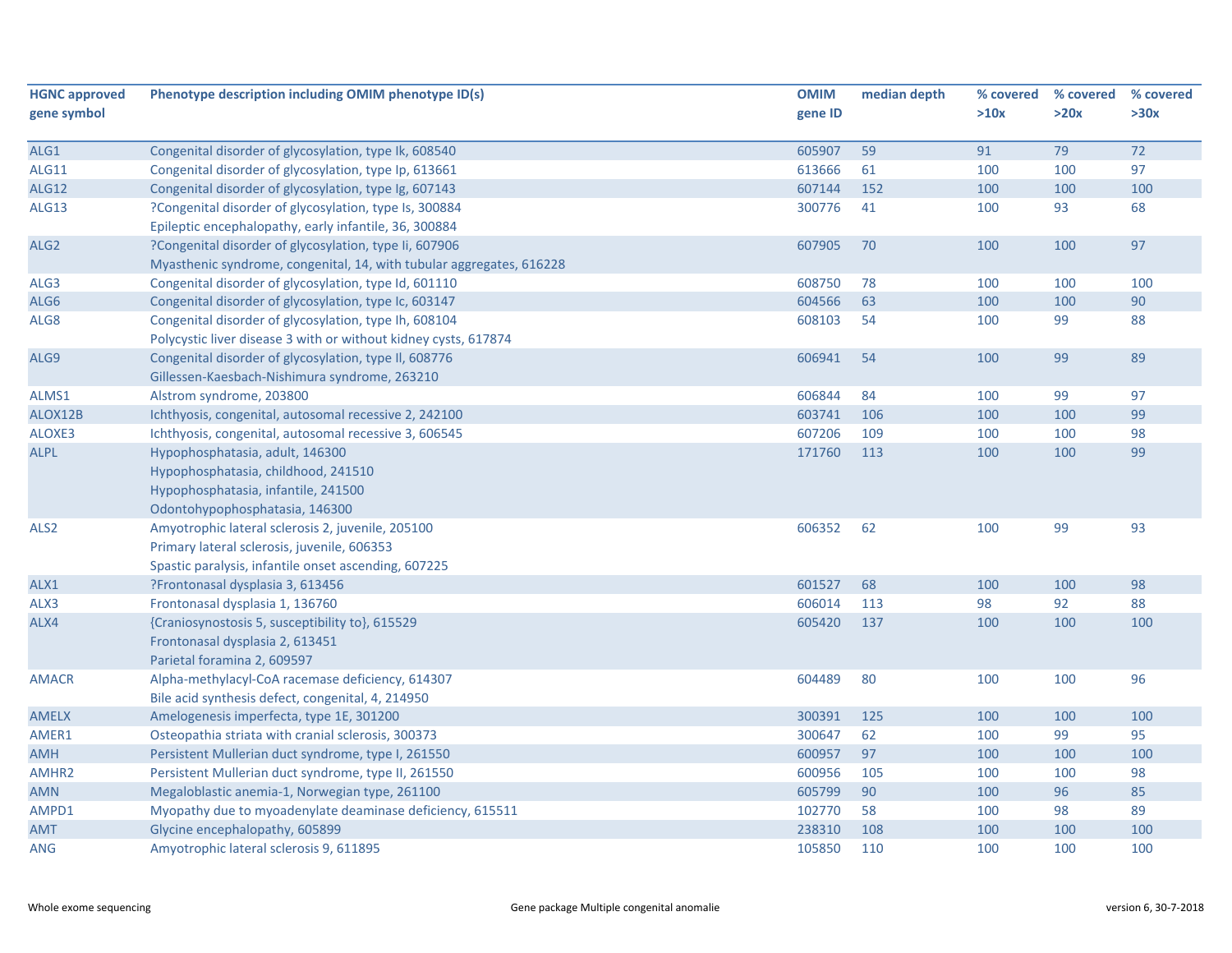| HGNC approved gene symbol | Phenotype description including OMIM phenotype ID(s) | OMIM gene ID | median depth | % covered >10x | % covered >20x | % covered >30x |
|---|---|---|---|---|---|---|
| ALG1 | Congenital disorder of glycosylation, type Ik, 608540 | 605907 | 59 | 91 | 79 | 72 |
| ALG11 | Congenital disorder of glycosylation, type Ip, 613661 | 613666 | 61 | 100 | 100 | 97 |
| ALG12 | Congenital disorder of glycosylation, type Ig, 607143 | 607144 | 152 | 100 | 100 | 100 |
| ALG13 | ?Congenital disorder of glycosylation, type Is, 300884<br>Epileptic encephalopathy, early infantile, 36, 300884 | 300776 | 41 | 100 | 93 | 68 |
| ALG2 | ?Congenital disorder of glycosylation, type Ii, 607906<br>Myasthenic syndrome, congenital, 14, with tubular aggregates, 616228 | 607905 | 70 | 100 | 100 | 97 |
| ALG3 | Congenital disorder of glycosylation, type Id, 601110 | 608750 | 78 | 100 | 100 | 100 |
| ALG6 | Congenital disorder of glycosylation, type Ic, 603147 | 604566 | 63 | 100 | 100 | 90 |
| ALG8 | Congenital disorder of glycosylation, type Ih, 608104<br>Polycystic liver disease 3 with or without kidney cysts, 617874 | 608103 | 54 | 100 | 99 | 88 |
| ALG9 | Congenital disorder of glycosylation, type Il, 608776<br>Gillessen-Kaesbach-Nishimura syndrome, 263210 | 606941 | 54 | 100 | 99 | 89 |
| ALMS1 | Alstrom syndrome, 203800 | 606844 | 84 | 100 | 99 | 97 |
| ALOX12B | Ichthyosis, congenital, autosomal recessive 2, 242100 | 603741 | 106 | 100 | 100 | 99 |
| ALOXE3 | Ichthyosis, congenital, autosomal recessive 3, 606545 | 607206 | 109 | 100 | 100 | 98 |
| ALPL | Hypophosphatasia, adult, 146300<br>Hypophosphatasia, childhood, 241510<br>Hypophosphatasia, infantile, 241500<br>Odontohypophosphatasia, 146300 | 171760 | 113 | 100 | 100 | 99 |
| ALS2 | Amyotrophic lateral sclerosis 2, juvenile, 205100<br>Primary lateral sclerosis, juvenile, 606353<br>Spastic paralysis, infantile onset ascending, 607225 | 606352 | 62 | 100 | 99 | 93 |
| ALX1 | ?Frontonasal dysplasia 3, 613456 | 601527 | 68 | 100 | 100 | 98 |
| ALX3 | Frontonasal dysplasia 1, 136760 | 606014 | 113 | 98 | 92 | 88 |
| ALX4 | {Craniosynostosis 5, susceptibility to}, 615529<br>Frontonasal dysplasia 2, 613451<br>Parietal foramina 2, 609597 | 605420 | 137 | 100 | 100 | 100 |
| AMACR | Alpha-methylacyl-CoA racemase deficiency, 614307<br>Bile acid synthesis defect, congenital, 4, 214950 | 604489 | 80 | 100 | 100 | 96 |
| AMELX | Amelogenesis imperfecta, type 1E, 301200 | 300391 | 125 | 100 | 100 | 100 |
| AMER1 | Osteopathia striata with cranial sclerosis, 300373 | 300647 | 62 | 100 | 99 | 95 |
| AMH | Persistent Mullerian duct syndrome, type I, 261550 | 600957 | 97 | 100 | 100 | 100 |
| AMHR2 | Persistent Mullerian duct syndrome, type II, 261550 | 600956 | 105 | 100 | 100 | 98 |
| AMN | Megaloblastic anemia-1, Norwegian type, 261100 | 605799 | 90 | 100 | 96 | 85 |
| AMPD1 | Myopathy due to myoadenylate deaminase deficiency, 615511 | 102770 | 58 | 100 | 98 | 89 |
| AMT | Glycine encephalopathy, 605899 | 238310 | 108 | 100 | 100 | 100 |
| ANG | Amyotrophic lateral sclerosis 9, 611895 | 105850 | 110 | 100 | 100 | 100 |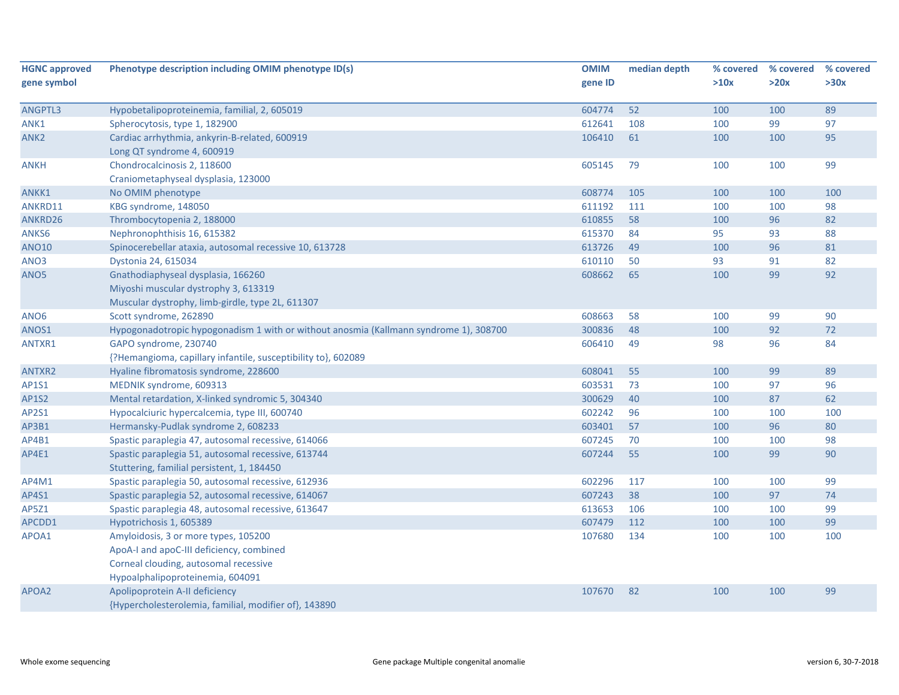| HGNC approved gene symbol | Phenotype description including OMIM phenotype ID(s) | OMIM gene ID | median depth | % covered >10x | % covered >20x | % covered >30x |
|---|---|---|---|---|---|---|
| ANGPTL3 | Hypobetalipoproteinemia, familial, 2, 605019 | 604774 | 52 | 100 | 100 | 89 |
| ANK1 | Spherocytosis, type 1, 182900 | 612641 | 108 | 100 | 99 | 97 |
| ANK2 | Cardiac arrhythmia, ankyrin-B-related, 600919<br>Long QT syndrome 4, 600919 | 106410 | 61 | 100 | 100 | 95 |
| ANKH | Chondrocalcinosis 2, 118600<br>Craniometaphyseal dysplasia, 123000 | 605145 | 79 | 100 | 100 | 99 |
| ANKK1 | No OMIM phenotype | 608774 | 105 | 100 | 100 | 100 |
| ANKRD11 | KBG syndrome, 148050 | 611192 | 111 | 100 | 100 | 98 |
| ANKRD26 | Thrombocytopenia 2, 188000 | 610855 | 58 | 100 | 96 | 82 |
| ANKS6 | Nephronophthisis 16, 615382 | 615370 | 84 | 95 | 93 | 88 |
| ANO10 | Spinocerebellar ataxia, autosomal recessive 10, 613728 | 613726 | 49 | 100 | 96 | 81 |
| ANO3 | Dystonia 24, 615034 | 610110 | 50 | 93 | 91 | 82 |
| ANO5 | Gnathodiaphyseal dysplasia, 166260<br>Miyoshi muscular dystrophy 3, 613319<br>Muscular dystrophy, limb-girdle, type 2L, 611307 | 608662 | 65 | 100 | 99 | 92 |
| ANO6 | Scott syndrome, 262890 | 608663 | 58 | 100 | 99 | 90 |
| ANOS1 | Hypogonadotropic hypogonadism 1 with or without anosmia (Kallmann syndrome 1), 308700 | 300836 | 48 | 100 | 92 | 72 |
| ANTXR1 | GAPO syndrome, 230740<br>{?Hemangioma, capillary infantile, susceptibility to}, 602089 | 606410 | 49 | 98 | 96 | 84 |
| ANTXR2 | Hyaline fibromatosis syndrome, 228600 | 608041 | 55 | 100 | 99 | 89 |
| AP1S1 | MEDNIK syndrome, 609313 | 603531 | 73 | 100 | 97 | 96 |
| AP1S2 | Mental retardation, X-linked syndromic 5, 304340 | 300629 | 40 | 100 | 87 | 62 |
| AP2S1 | Hypocalciuric hypercalcemia, type III, 600740 | 602242 | 96 | 100 | 100 | 100 |
| AP3B1 | Hermansky-Pudlak syndrome 2, 608233 | 603401 | 57 | 100 | 96 | 80 |
| AP4B1 | Spastic paraplegia 47, autosomal recessive, 614066 | 607245 | 70 | 100 | 100 | 98 |
| AP4E1 | Spastic paraplegia 51, autosomal recessive, 613744<br>Stuttering, familial persistent, 1, 184450 | 607244 | 55 | 100 | 99 | 90 |
| AP4M1 | Spastic paraplegia 50, autosomal recessive, 612936 | 602296 | 117 | 100 | 100 | 99 |
| AP4S1 | Spastic paraplegia 52, autosomal recessive, 614067 | 607243 | 38 | 100 | 97 | 74 |
| AP5Z1 | Spastic paraplegia 48, autosomal recessive, 613647 | 613653 | 106 | 100 | 100 | 99 |
| APCDD1 | Hypotrichosis 1, 605389 | 607479 | 112 | 100 | 100 | 99 |
| APOA1 | Amyloidosis, 3 or more types, 105200<br>ApoA-I and apoC-III deficiency, combined<br>Corneal clouding, autosomal recessive<br>Hypoalphalipoproteinemia, 604091 | 107680 | 134 | 100 | 100 | 100 |
| APOA2 | Apolipoprotein A-II deficiency<br>{Hypercholesterolemia, familial, modifier of}, 143890 | 107670 | 82 | 100 | 100 | 99 |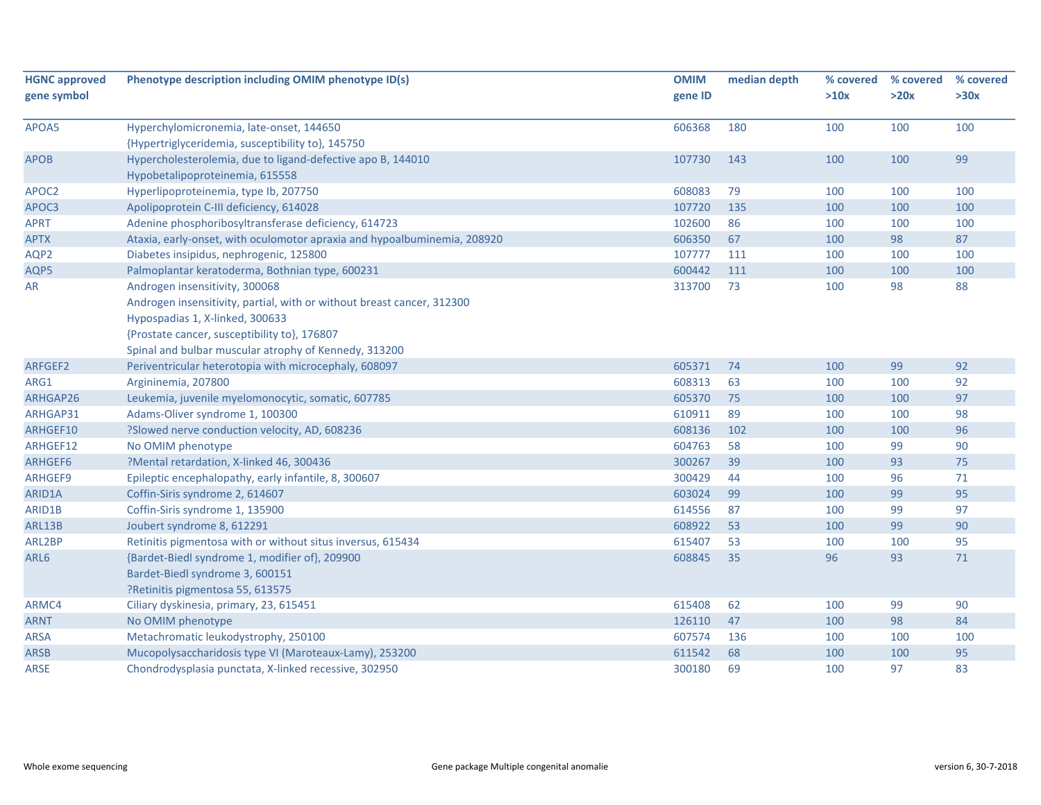| HGNC approved gene symbol | Phenotype description including OMIM phenotype ID(s) | OMIM gene ID | median depth | % covered >10x | % covered >20x | % covered >30x |
|---|---|---|---|---|---|---|
| APOA5 | Hyperchylomicronemia, late-onset, 144650<br>{Hypertriglyceridemia, susceptibility to}, 145750 | 606368 | 180 | 100 | 100 | 100 |
| APOB | Hypercholesterolemia, due to ligand-defective apo B, 144010<br>Hypobetalipoproteinemia, 615558 | 107730 | 143 | 100 | 100 | 99 |
| APOC2 | Hyperlipoproteinemia, type Ib, 207750 | 608083 | 79 | 100 | 100 | 100 |
| APOC3 | Apolipoprotein C-III deficiency, 614028 | 107720 | 135 | 100 | 100 | 100 |
| APRT | Adenine phosphoribosyltransferase deficiency, 614723 | 102600 | 86 | 100 | 100 | 100 |
| APTX | Ataxia, early-onset, with oculomotor apraxia and hypoalbuminemia, 208920 | 606350 | 67 | 100 | 98 | 87 |
| AQP2 | Diabetes insipidus, nephrogenic, 125800 | 107777 | 111 | 100 | 100 | 100 |
| AQP5 | Palmoplantar keratoderma, Bothnian type, 600231 | 600442 | 111 | 100 | 100 | 100 |
| AR | Androgen insensitivity, 300068<br>Androgen insensitivity, partial, with or without breast cancer, 312300<br>Hypospadias 1, X-linked, 300633<br>{Prostate cancer, susceptibility to}, 176807<br>Spinal and bulbar muscular atrophy of Kennedy, 313200 | 313700 | 73 | 100 | 98 | 88 |
| ARFGEF2 | Periventricular heterotopia with microcephaly, 608097 | 605371 | 74 | 100 | 99 | 92 |
| ARG1 | Argininemia, 207800 | 608313 | 63 | 100 | 100 | 92 |
| ARHGAP26 | Leukemia, juvenile myelomonocytic, somatic, 607785 | 605370 | 75 | 100 | 100 | 97 |
| ARHGAP31 | Adams-Oliver syndrome 1, 100300 | 610911 | 89 | 100 | 100 | 98 |
| ARHGEF10 | ?Slowed nerve conduction velocity, AD, 608236 | 608136 | 102 | 100 | 100 | 96 |
| ARHGEF12 | No OMIM phenotype | 604763 | 58 | 100 | 99 | 90 |
| ARHGEF6 | ?Mental retardation, X-linked 46, 300436 | 300267 | 39 | 100 | 93 | 75 |
| ARHGEF9 | Epileptic encephalopathy, early infantile, 8, 300607 | 300429 | 44 | 100 | 96 | 71 |
| ARID1A | Coffin-Siris syndrome 2, 614607 | 603024 | 99 | 100 | 99 | 95 |
| ARID1B | Coffin-Siris syndrome 1, 135900 | 614556 | 87 | 100 | 99 | 97 |
| ARL13B | Joubert syndrome 8, 612291 | 608922 | 53 | 100 | 99 | 90 |
| ARL2BP | Retinitis pigmentosa with or without situs inversus, 615434 | 615407 | 53 | 100 | 100 | 95 |
| ARL6 | {Bardet-Biedl syndrome 1, modifier of}, 209900<br>Bardet-Biedl syndrome 3, 600151<br>?Retinitis pigmentosa 55, 613575 | 608845 | 35 | 96 | 93 | 71 |
| ARMC4 | Ciliary dyskinesia, primary, 23, 615451 | 615408 | 62 | 100 | 99 | 90 |
| ARNT | No OMIM phenotype | 126110 | 47 | 100 | 98 | 84 |
| ARSA | Metachromatic leukodystrophy, 250100 | 607574 | 136 | 100 | 100 | 100 |
| ARSB | Mucopolysaccharidosis type VI (Maroteaux-Lamy), 253200 | 611542 | 68 | 100 | 100 | 95 |
| ARSE | Chondrodysplasia punctata, X-linked recessive, 302950 | 300180 | 69 | 100 | 97 | 83 |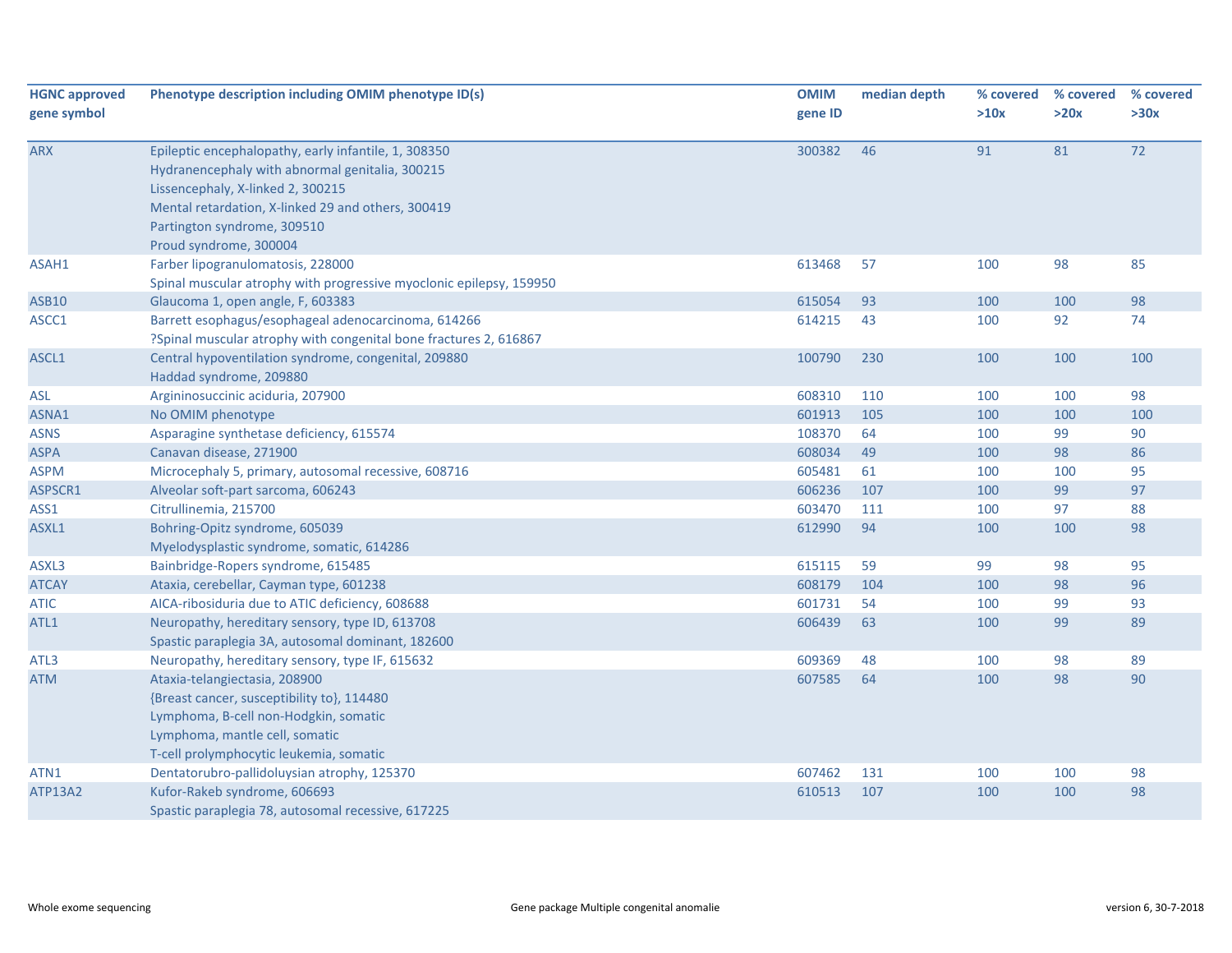| HGNC approved gene symbol | Phenotype description including OMIM phenotype ID(s) | OMIM gene ID | median depth | % covered >10x | % covered >20x | % covered >30x |
|---|---|---|---|---|---|---|
| ARX | Epileptic encephalopathy, early infantile, 1, 308350<br>Hydranencephaly with abnormal genitalia, 300215<br>Lissencephaly, X-linked 2, 300215<br>Mental retardation, X-linked 29 and others, 300419<br>Partington syndrome, 309510<br>Proud syndrome, 300004 | 300382 | 46 | 91 | 81 | 72 |
| ASAH1 | Farber lipogranulomatosis, 228000<br>Spinal muscular atrophy with progressive myoclonic epilepsy, 159950 | 613468 | 57 | 100 | 98 | 85 |
| ASB10 | Glaucoma 1, open angle, F, 603383 | 615054 | 93 | 100 | 100 | 98 |
| ASCC1 | Barrett esophagus/esophageal adenocarcinoma, 614266<br>?Spinal muscular atrophy with congenital bone fractures 2, 616867 | 614215 | 43 | 100 | 92 | 74 |
| ASCL1 | Central hypoventilation syndrome, congenital, 209880<br>Haddad syndrome, 209880 | 100790 | 230 | 100 | 100 | 100 |
| ASL | Argininosuccinic aciduria, 207900 | 608310 | 110 | 100 | 100 | 98 |
| ASNA1 | No OMIM phenotype | 601913 | 105 | 100 | 100 | 100 |
| ASNS | Asparagine synthetase deficiency, 615574 | 108370 | 64 | 100 | 99 | 90 |
| ASPA | Canavan disease, 271900 | 608034 | 49 | 100 | 98 | 86 |
| ASPM | Microcephaly 5, primary, autosomal recessive, 608716 | 605481 | 61 | 100 | 100 | 95 |
| ASPSCR1 | Alveolar soft-part sarcoma, 606243 | 606236 | 107 | 100 | 99 | 97 |
| ASS1 | Citrullinemia, 215700 | 603470 | 111 | 100 | 97 | 88 |
| ASXL1 | Bohring-Opitz syndrome, 605039<br>Myelodysplastic syndrome, somatic, 614286 | 612990 | 94 | 100 | 100 | 98 |
| ASXL3 | Bainbridge-Ropers syndrome, 615485 | 615115 | 59 | 99 | 98 | 95 |
| ATCAY | Ataxia, cerebellar, Cayman type, 601238 | 608179 | 104 | 100 | 98 | 96 |
| ATIC | AICA-ribosiduria due to ATIC deficiency, 608688 | 601731 | 54 | 100 | 99 | 93 |
| ATL1 | Neuropathy, hereditary sensory, type ID, 613708<br>Spastic paraplegia 3A, autosomal dominant, 182600 | 606439 | 63 | 100 | 99 | 89 |
| ATL3 | Neuropathy, hereditary sensory, type IF, 615632 | 609369 | 48 | 100 | 98 | 89 |
| ATM | Ataxia-telangiectasia, 208900<br>{Breast cancer, susceptibility to}, 114480<br>Lymphoma, B-cell non-Hodgkin, somatic<br>Lymphoma, mantle cell, somatic<br>T-cell prolymphocytic leukemia, somatic | 607585 | 64 | 100 | 98 | 90 |
| ATN1 | Dentatorubro-pallidoluysian atrophy, 125370 | 607462 | 131 | 100 | 100 | 98 |
| ATP13A2 | Kufor-Rakeb syndrome, 606693<br>Spastic paraplegia 78, autosomal recessive, 617225 | 610513 | 107 | 100 | 100 | 98 |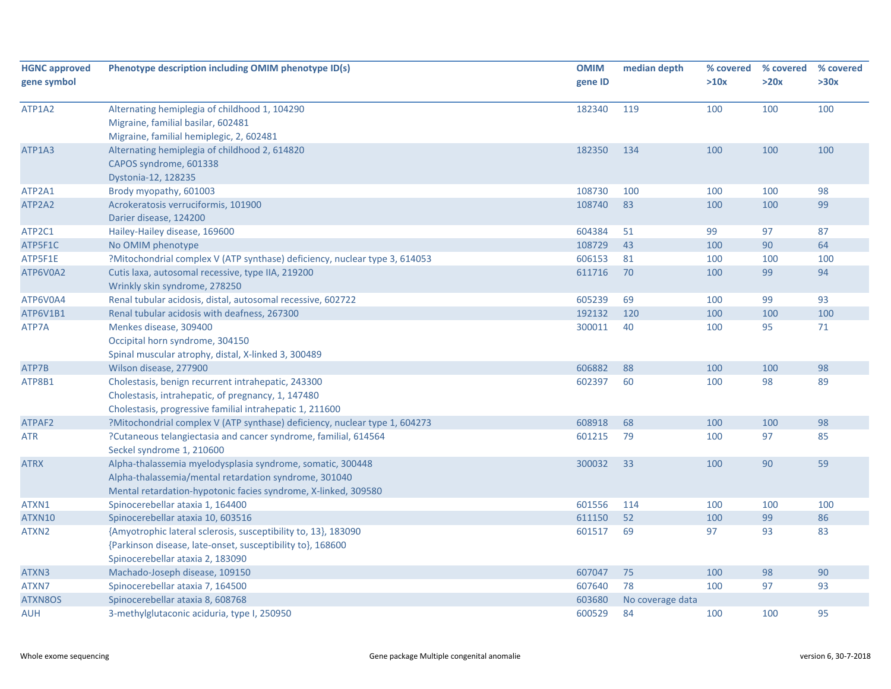| HGNC approved gene symbol | Phenotype description including OMIM phenotype ID(s) | OMIM gene ID | median depth | % covered >10x | % covered >20x | % covered >30x |
|---|---|---|---|---|---|---|
| ATP1A2 | Alternating hemiplegia of childhood 1, 104290<br>Migraine, familial basilar, 602481<br>Migraine, familial hemiplegic, 2, 602481 | 182340 | 119 | 100 | 100 | 100 |
| ATP1A3 | Alternating hemiplegia of childhood 2, 614820<br>CAPOS syndrome, 601338<br>Dystonia-12, 128235 | 182350 | 134 | 100 | 100 | 100 |
| ATP2A1 | Brody myopathy, 601003 | 108730 | 100 | 100 | 100 | 98 |
| ATP2A2 | Acrokeratosis verruciformis, 101900<br>Darier disease, 124200 | 108740 | 83 | 100 | 100 | 99 |
| ATP2C1 | Hailey-Hailey disease, 169600 | 604384 | 51 | 99 | 97 | 87 |
| ATP5F1C | No OMIM phenotype | 108729 | 43 | 100 | 90 | 64 |
| ATP5F1E | ?Mitochondrial complex V (ATP synthase) deficiency, nuclear type 3, 614053 | 606153 | 81 | 100 | 100 | 100 |
| ATP6V0A2 | Cutis laxa, autosomal recessive, type IIA, 219200<br>Wrinkly skin syndrome, 278250 | 611716 | 70 | 100 | 99 | 94 |
| ATP6V0A4 | Renal tubular acidosis, distal, autosomal recessive, 602722 | 605239 | 69 | 100 | 99 | 93 |
| ATP6V1B1 | Renal tubular acidosis with deafness, 267300 | 192132 | 120 | 100 | 100 | 100 |
| ATP7A | Menkes disease, 309400<br>Occipital horn syndrome, 304150<br>Spinal muscular atrophy, distal, X-linked 3, 300489 | 300011 | 40 | 100 | 95 | 71 |
| ATP7B | Wilson disease, 277900 | 606882 | 88 | 100 | 100 | 98 |
| ATP8B1 | Cholestasis, benign recurrent intrahepatic, 243300<br>Cholestasis, intrahepatic, of pregnancy, 1, 147480<br>Cholestasis, progressive familial intrahepatic 1, 211600 | 602397 | 60 | 100 | 98 | 89 |
| ATPAF2 | ?Mitochondrial complex V (ATP synthase) deficiency, nuclear type 1, 604273 | 608918 | 68 | 100 | 100 | 98 |
| ATR | ?Cutaneous telangiectasia and cancer syndrome, familial, 614564<br>Seckel syndrome 1, 210600 | 601215 | 79 | 100 | 97 | 85 |
| ATRX | Alpha-thalassemia myelodysplasia syndrome, somatic, 300448<br>Alpha-thalassemia/mental retardation syndrome, 301040<br>Mental retardation-hypotonic facies syndrome, X-linked, 309580 | 300032 | 33 | 100 | 90 | 59 |
| ATXN1 | Spinocerebellar ataxia 1, 164400 | 601556 | 114 | 100 | 100 | 100 |
| ATXN10 | Spinocerebellar ataxia 10, 603516 | 611150 | 52 | 100 | 99 | 86 |
| ATXN2 | {Amyotrophic lateral sclerosis, susceptibility to, 13}, 183090<br>{Parkinson disease, late-onset, susceptibility to}, 168600<br>Spinocerebellar ataxia 2, 183090 | 601517 | 69 | 97 | 93 | 83 |
| ATXN3 | Machado-Joseph disease, 109150 | 607047 | 75 | 100 | 98 | 90 |
| ATXN7 | Spinocerebellar ataxia 7, 164500 | 607640 | 78 | 100 | 97 | 93 |
| ATXN8OS | Spinocerebellar ataxia 8, 608768 | 603680 | No coverage data | | | |
| AUH | 3-methylglutaconic aciduria, type I, 250950 | 600529 | 84 | 100 | 100 | 95 |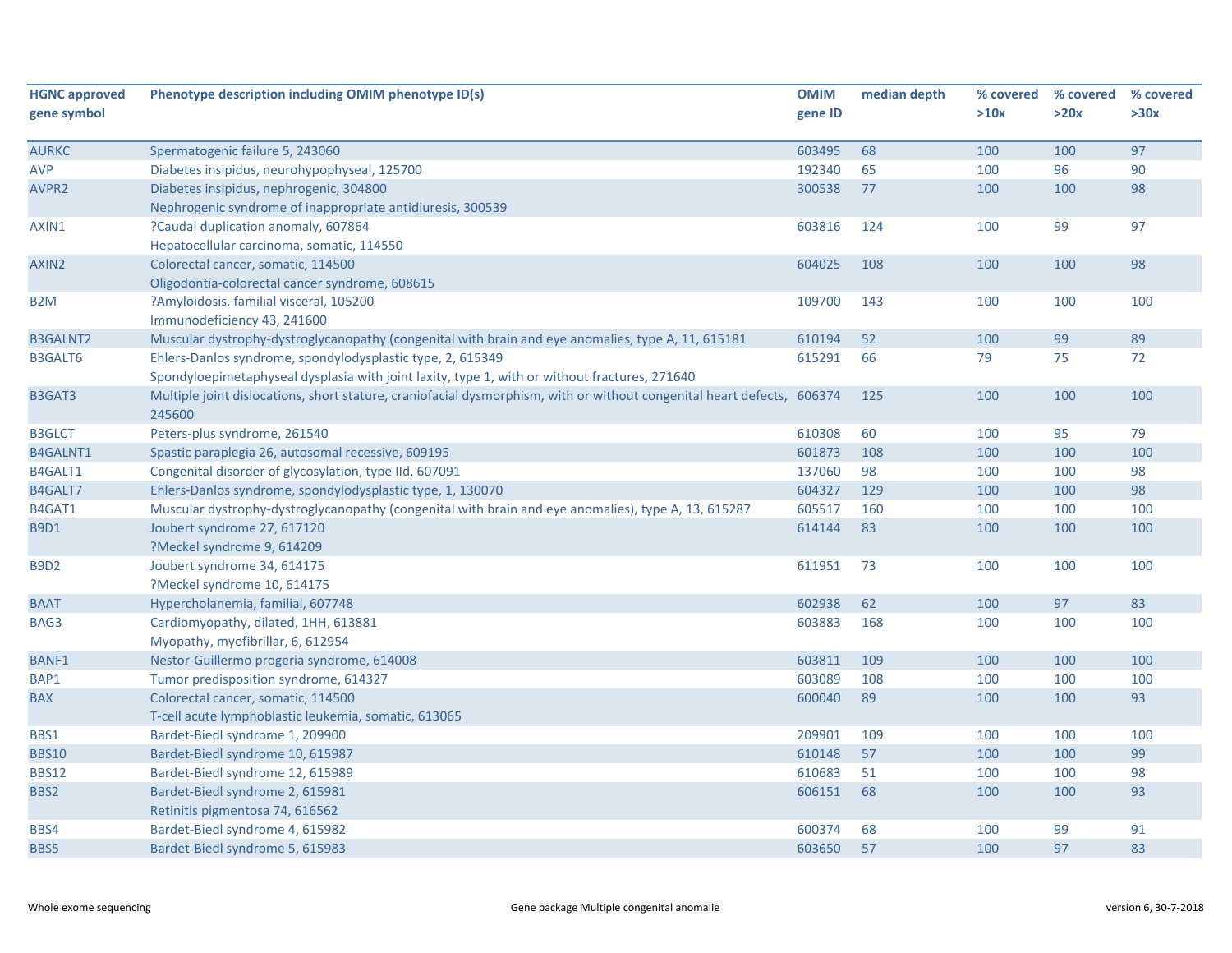| HGNC approved gene symbol | Phenotype description including OMIM phenotype ID(s) | OMIM gene ID | median depth | % covered >10x | % covered >20x | % covered >30x |
|---|---|---|---|---|---|---|
| AURKC | Spermatogenic failure 5, 243060 | 603495 | 68 | 100 | 100 | 97 |
| AVP | Diabetes insipidus, neurohypophyseal, 125700 | 192340 | 65 | 100 | 96 | 90 |
| AVPR2 | Diabetes insipidus, nephrogenic, 304800<br>Nephrogenic syndrome of inappropriate antidiuresis, 300539 | 300538 | 77 | 100 | 100 | 98 |
| AXIN1 | ?Caudal duplication anomaly, 607864<br>Hepatocellular carcinoma, somatic, 114550 | 603816 | 124 | 100 | 99 | 97 |
| AXIN2 | Colorectal cancer, somatic, 114500<br>Oligodontia-colorectal cancer syndrome, 608615 | 604025 | 108 | 100 | 100 | 98 |
| B2M | ?Amyloidosis, familial visceral, 105200<br>Immunodeficiency 43, 241600 | 109700 | 143 | 100 | 100 | 100 |
| B3GALNT2 | Muscular dystrophy-dystroglycanopathy (congenital with brain and eye anomalies, type A, 11, 615181 | 610194 | 52 | 100 | 99 | 89 |
| B3GALT6 | Ehlers-Danlos syndrome, spondylodysplastic type, 2, 615349<br>Spondyloepimetaphyseal dysplasia with joint laxity, type 1, with or without fractures, 271640 | 615291 | 66 | 79 | 75 | 72 |
| B3GAT3 | Multiple joint dislocations, short stature, craniofacial dysmorphism, with or without congenital heart defects, 245600 | 606374 | 125 | 100 | 100 | 100 |
| B3GLCT | Peters-plus syndrome, 261540 | 610308 | 60 | 100 | 95 | 79 |
| B4GALNT1 | Spastic paraplegia 26, autosomal recessive, 609195 | 601873 | 108 | 100 | 100 | 100 |
| B4GALT1 | Congenital disorder of glycosylation, type IId, 607091 | 137060 | 98 | 100 | 100 | 98 |
| B4GALT7 | Ehlers-Danlos syndrome, spondylodysplastic type, 1, 130070 | 604327 | 129 | 100 | 100 | 98 |
| B4GAT1 | Muscular dystrophy-dystroglycanopathy (congenital with brain and eye anomalies), type A, 13, 615287 | 605517 | 160 | 100 | 100 | 100 |
| B9D1 | Joubert syndrome 27, 617120<br>?Meckel syndrome 9, 614209 | 614144 | 83 | 100 | 100 | 100 |
| B9D2 | Joubert syndrome 34, 614175<br>?Meckel syndrome 10, 614175 | 611951 | 73 | 100 | 100 | 100 |
| BAAT | Hypercholanemia, familial, 607748 | 602938 | 62 | 100 | 97 | 83 |
| BAG3 | Cardiomyopathy, dilated, 1HH, 613881<br>Myopathy, myofibrillar, 6, 612954 | 603883 | 168 | 100 | 100 | 100 |
| BANF1 | Nestor-Guillermo progeria syndrome, 614008 | 603811 | 109 | 100 | 100 | 100 |
| BAP1 | Tumor predisposition syndrome, 614327 | 603089 | 108 | 100 | 100 | 100 |
| BAX | Colorectal cancer, somatic, 114500<br>T-cell acute lymphoblastic leukemia, somatic, 613065 | 600040 | 89 | 100 | 100 | 93 |
| BBS1 | Bardet-Biedl syndrome 1, 209900 | 209901 | 109 | 100 | 100 | 100 |
| BBS10 | Bardet-Biedl syndrome 10, 615987 | 610148 | 57 | 100 | 100 | 99 |
| BBS12 | Bardet-Biedl syndrome 12, 615989 | 610683 | 51 | 100 | 100 | 98 |
| BBS2 | Bardet-Biedl syndrome 2, 615981<br>Retinitis pigmentosa 74, 616562 | 606151 | 68 | 100 | 100 | 93 |
| BBS4 | Bardet-Biedl syndrome 4, 615982 | 600374 | 68 | 100 | 99 | 91 |
| BBS5 | Bardet-Biedl syndrome 5, 615983 | 603650 | 57 | 100 | 97 | 83 |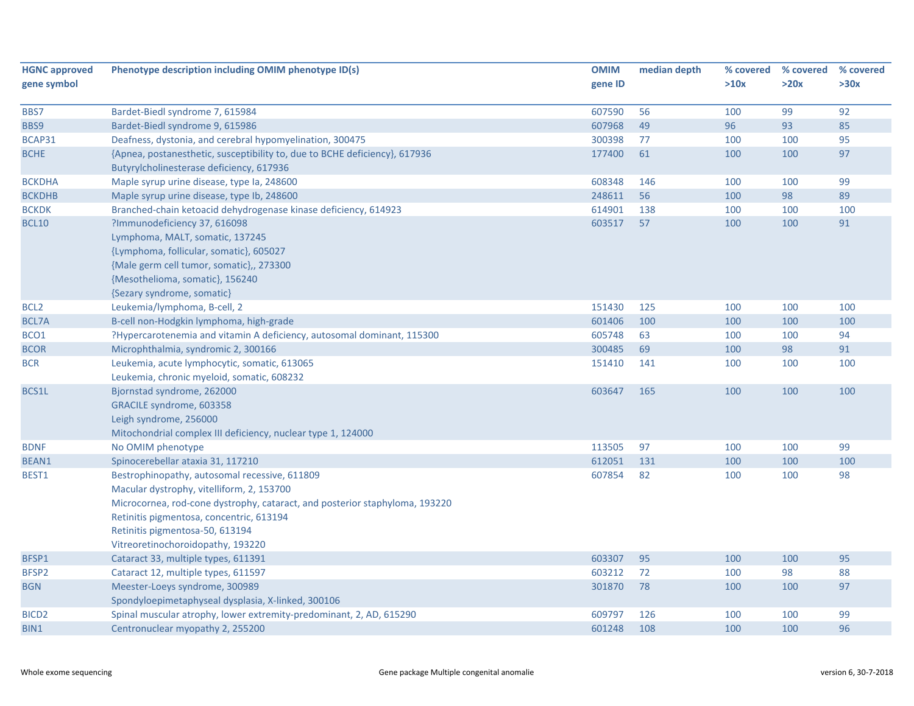| HGNC approved gene symbol | Phenotype description including OMIM phenotype ID(s) | OMIM gene ID | median depth | % covered >10x | % covered >20x | % covered >30x |
|---|---|---|---|---|---|---|
| BBS7 | Bardet-Biedl syndrome 7, 615984 | 607590 | 56 | 100 | 99 | 92 |
| BBS9 | Bardet-Biedl syndrome 9, 615986 | 607968 | 49 | 96 | 93 | 85 |
| BCAP31 | Deafness, dystonia, and cerebral hypomyelination, 300475 | 300398 | 77 | 100 | 100 | 95 |
| BCHE | {Apnea, postanesthetic, susceptibility to, due to BCHE deficiency}, 617936<br>Butyrylcholinesterase deficiency, 617936 | 177400 | 61 | 100 | 100 | 97 |
| BCKDHA | Maple syrup urine disease, type Ia, 248600 | 608348 | 146 | 100 | 100 | 99 |
| BCKDHB | Maple syrup urine disease, type Ib, 248600 | 248611 | 56 | 100 | 98 | 89 |
| BCKDK | Branched-chain ketoacid dehydrogenase kinase deficiency, 614923 | 614901 | 138 | 100 | 100 | 100 |
| BCL10 | ?Immunodeficiency 37, 616098<br>Lymphoma, MALT, somatic, 137245<br>{Lymphoma, follicular, somatic}, 605027<br>{Male germ cell tumor, somatic},, 273300<br>{Mesothelioma, somatic}, 156240<br>{Sezary syndrome, somatic} | 603517 | 57 | 100 | 100 | 91 |
| BCL2 | Leukemia/lymphoma, B-cell, 2 | 151430 | 125 | 100 | 100 | 100 |
| BCL7A | B-cell non-Hodgkin lymphoma, high-grade | 601406 | 100 | 100 | 100 | 100 |
| BCO1 | ?Hypercarotenemia and vitamin A deficiency, autosomal dominant, 115300 | 605748 | 63 | 100 | 100 | 94 |
| BCOR | Microphthalmia, syndromic 2, 300166 | 300485 | 69 | 100 | 98 | 91 |
| BCR | Leukemia, acute lymphocytic, somatic, 613065<br>Leukemia, chronic myeloid, somatic, 608232 | 151410 | 141 | 100 | 100 | 100 |
| BCS1L | Bjornstad syndrome, 262000<br>GRACILE syndrome, 603358<br>Leigh syndrome, 256000<br>Mitochondrial complex III deficiency, nuclear type 1, 124000 | 603647 | 165 | 100 | 100 | 100 |
| BDNF | No OMIM phenotype | 113505 | 97 | 100 | 100 | 99 |
| BEAN1 | Spinocerebellar ataxia 31, 117210 | 612051 | 131 | 100 | 100 | 100 |
| BEST1 | Bestrophinopathy, autosomal recessive, 611809<br>Macular dystrophy, vitelliform, 2, 153700<br>Microcornea, rod-cone dystrophy, cataract, and posterior staphyloma, 193220<br>Retinitis pigmentosa, concentric, 613194<br>Retinitis pigmentosa-50, 613194<br>Vitreoretinochoroidopathy, 193220 | 607854 | 82 | 100 | 100 | 98 |
| BFSP1 | Cataract 33, multiple types, 611391 | 603307 | 95 | 100 | 100 | 95 |
| BFSP2 | Cataract 12, multiple types, 611597 | 603212 | 72 | 100 | 98 | 88 |
| BGN | Meester-Loeys syndrome, 300989<br>Spondyloepimetaphyseal dysplasia, X-linked, 300106 | 301870 | 78 | 100 | 100 | 97 |
| BICD2 | Spinal muscular atrophy, lower extremity-predominant, 2, AD, 615290 | 609797 | 126 | 100 | 100 | 99 |
| BIN1 | Centronuclear myopathy 2, 255200 | 601248 | 108 | 100 | 100 | 96 |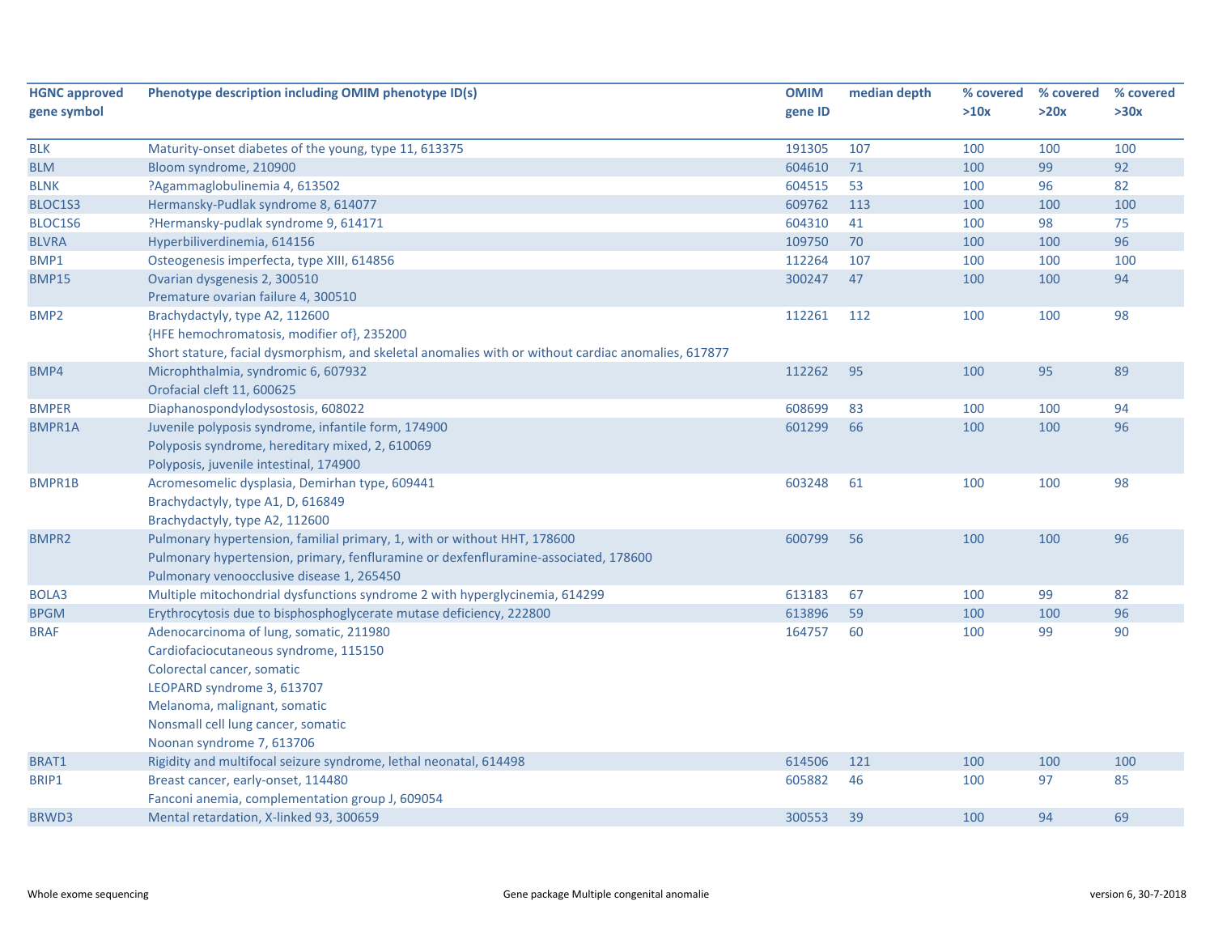| HGNC approved gene symbol | Phenotype description including OMIM phenotype ID(s) | OMIM gene ID | median depth | % covered >10x | % covered >20x | % covered >30x |
|---|---|---|---|---|---|---|
| BLK | Maturity-onset diabetes of the young, type 11, 613375 | 191305 | 107 | 100 | 100 | 100 |
| BLM | Bloom syndrome, 210900 | 604610 | 71 | 100 | 99 | 92 |
| BLNK | ?Agammaglobulinemia 4, 613502 | 604515 | 53 | 100 | 96 | 82 |
| BLOC1S3 | Hermansky-Pudlak syndrome 8, 614077 | 609762 | 113 | 100 | 100 | 100 |
| BLOC1S6 | ?Hermansky-pudlak syndrome 9, 614171 | 604310 | 41 | 100 | 98 | 75 |
| BLVRA | Hyperbiliverdinemia, 614156 | 109750 | 70 | 100 | 100 | 96 |
| BMP1 | Osteogenesis imperfecta, type XIII, 614856 | 112264 | 107 | 100 | 100 | 100 |
| BMP15 | Ovarian dysgenesis 2, 300510<br>Premature ovarian failure 4, 300510 | 300247 | 47 | 100 | 100 | 94 |
| BMP2 | Brachydactyly, type A2, 112600<br>{HFE hemochromatosis, modifier of}, 235200<br>Short stature, facial dysmorphism, and skeletal anomalies with or without cardiac anomalies, 617877 | 112261 | 112 | 100 | 100 | 98 |
| BMP4 | Microphthalmia, syndromic 6, 607932<br>Orofacial cleft 11, 600625 | 112262 | 95 | 100 | 95 | 89 |
| BMPER | Diaphanospondylodysostosis, 608022 | 608699 | 83 | 100 | 100 | 94 |
| BMPR1A | Juvenile polyposis syndrome, infantile form, 174900<br>Polyposis syndrome, hereditary mixed, 2, 610069<br>Polyposis, juvenile intestinal, 174900 | 601299 | 66 | 100 | 100 | 96 |
| BMPR1B | Acromesomelic dysplasia, Demirhan type, 609441<br>Brachydactyly, type A1, D, 616849<br>Brachydactyly, type A2, 112600 | 603248 | 61 | 100 | 100 | 98 |
| BMPR2 | Pulmonary hypertension, familial primary, 1, with or without HHT, 178600<br>Pulmonary hypertension, primary, fenfluramine or dexfenfluramine-associated, 178600<br>Pulmonary venoocclusive disease 1, 265450 | 600799 | 56 | 100 | 100 | 96 |
| BOLA3 | Multiple mitochondrial dysfunctions syndrome 2 with hyperglycinemia, 614299 | 613183 | 67 | 100 | 99 | 82 |
| BPGM | Erythrocytosis due to bisphosphoglycerate mutase deficiency, 222800 | 613896 | 59 | 100 | 100 | 96 |
| BRAF | Adenocarcinoma of lung, somatic, 211980<br>Cardiofaciocutaneous syndrome, 115150<br>Colorectal cancer, somatic<br>LEOPARD syndrome 3, 613707<br>Melanoma, malignant, somatic<br>Nonsmall cell lung cancer, somatic<br>Noonan syndrome 7, 613706 | 164757 | 60 | 100 | 99 | 90 |
| BRAT1 | Rigidity and multifocal seizure syndrome, lethal neonatal, 614498 | 614506 | 121 | 100 | 100 | 100 |
| BRIP1 | Breast cancer, early-onset, 114480<br>Fanconi anemia, complementation group J, 609054 | 605882 | 46 | 100 | 97 | 85 |
| BRWD3 | Mental retardation, X-linked 93, 300659 | 300553 | 39 | 100 | 94 | 69 |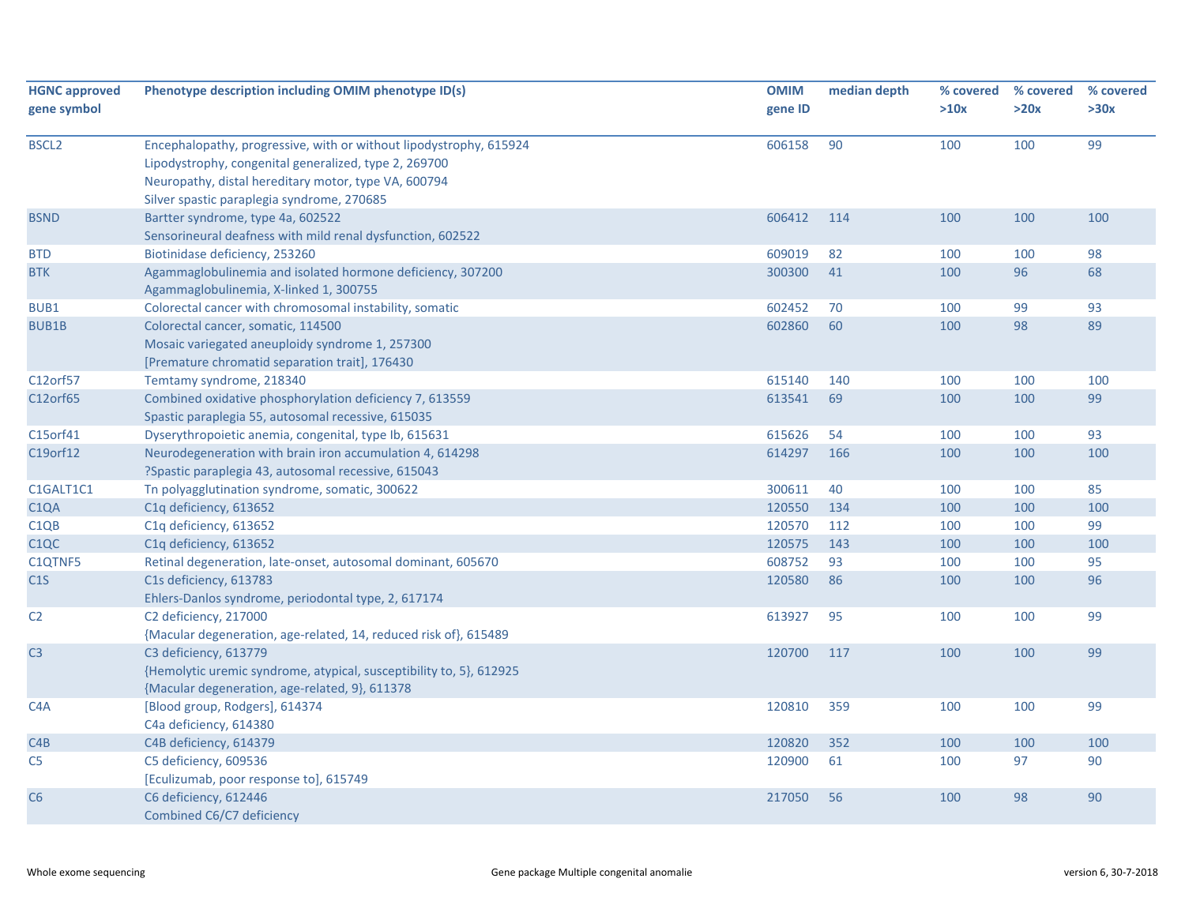| HGNC approved gene symbol | Phenotype description including OMIM phenotype ID(s) | OMIM gene ID | median depth | % covered >10x | % covered >20x | % covered >30x |
|---|---|---|---|---|---|---|
| BSCL2 | Encephalopathy, progressive, with or without lipodystrophy, 615924<br>Lipodystrophy, congenital generalized, type 2, 269700<br>Neuropathy, distal hereditary motor, type VA, 600794<br>Silver spastic paraplegia syndrome, 270685 | 606158 | 90 | 100 | 100 | 99 |
| BSND | Bartter syndrome, type 4a, 602522<br>Sensorineural deafness with mild renal dysfunction, 602522 | 606412 | 114 | 100 | 100 | 100 |
| BTD | Biotinidase deficiency, 253260 | 609019 | 82 | 100 | 100 | 98 |
| BTK | Agammaglobulinemia and isolated hormone deficiency, 307200<br>Agammaglobulinemia, X-linked 1, 300755 | 300300 | 41 | 100 | 96 | 68 |
| BUB1 | Colorectal cancer with chromosomal instability, somatic | 602452 | 70 | 100 | 99 | 93 |
| BUB1B | Colorectal cancer, somatic, 114500<br>Mosaic variegated aneuploidy syndrome 1, 257300<br>[Premature chromatid separation trait], 176430 | 602860 | 60 | 100 | 98 | 89 |
| C12orf57 | Temtamy syndrome, 218340 | 615140 | 140 | 100 | 100 | 100 |
| C12orf65 | Combined oxidative phosphorylation deficiency 7, 613559<br>Spastic paraplegia 55, autosomal recessive, 615035 | 613541 | 69 | 100 | 100 | 99 |
| C15orf41 | Dyserythropoietic anemia, congenital, type Ib, 615631 | 615626 | 54 | 100 | 100 | 93 |
| C19orf12 | Neurodegeneration with brain iron accumulation 4, 614298<br>?Spastic paraplegia 43, autosomal recessive, 615043 | 614297 | 166 | 100 | 100 | 100 |
| C1GALT1C1 | Tn polyagglutination syndrome, somatic, 300622 | 300611 | 40 | 100 | 100 | 85 |
| C1QA | C1q deficiency, 613652 | 120550 | 134 | 100 | 100 | 100 |
| C1QB | C1q deficiency, 613652 | 120570 | 112 | 100 | 100 | 99 |
| C1QC | C1q deficiency, 613652 | 120575 | 143 | 100 | 100 | 100 |
| C1QTNF5 | Retinal degeneration, late-onset, autosomal dominant, 605670 | 608752 | 93 | 100 | 100 | 95 |
| C1S | C1s deficiency, 613783<br>Ehlers-Danlos syndrome, periodontal type, 2, 617174 | 120580 | 86 | 100 | 100 | 96 |
| C2 | C2 deficiency, 217000<br>{Macular degeneration, age-related, 14, reduced risk of}, 615489 | 613927 | 95 | 100 | 100 | 99 |
| C3 | C3 deficiency, 613779<br>{Hemolytic uremic syndrome, atypical, susceptibility to, 5}, 612925<br>{Macular degeneration, age-related, 9}, 611378 | 120700 | 117 | 100 | 100 | 99 |
| C4A | [Blood group, Rodgers], 614374<br>C4a deficiency, 614380 | 120810 | 359 | 100 | 100 | 99 |
| C4B | C4B deficiency, 614379 | 120820 | 352 | 100 | 100 | 100 |
| C5 | C5 deficiency, 609536<br>[Eculizumab, poor response to], 615749 | 120900 | 61 | 100 | 97 | 90 |
| C6 | C6 deficiency, 612446<br>Combined C6/C7 deficiency | 217050 | 56 | 100 | 98 | 90 |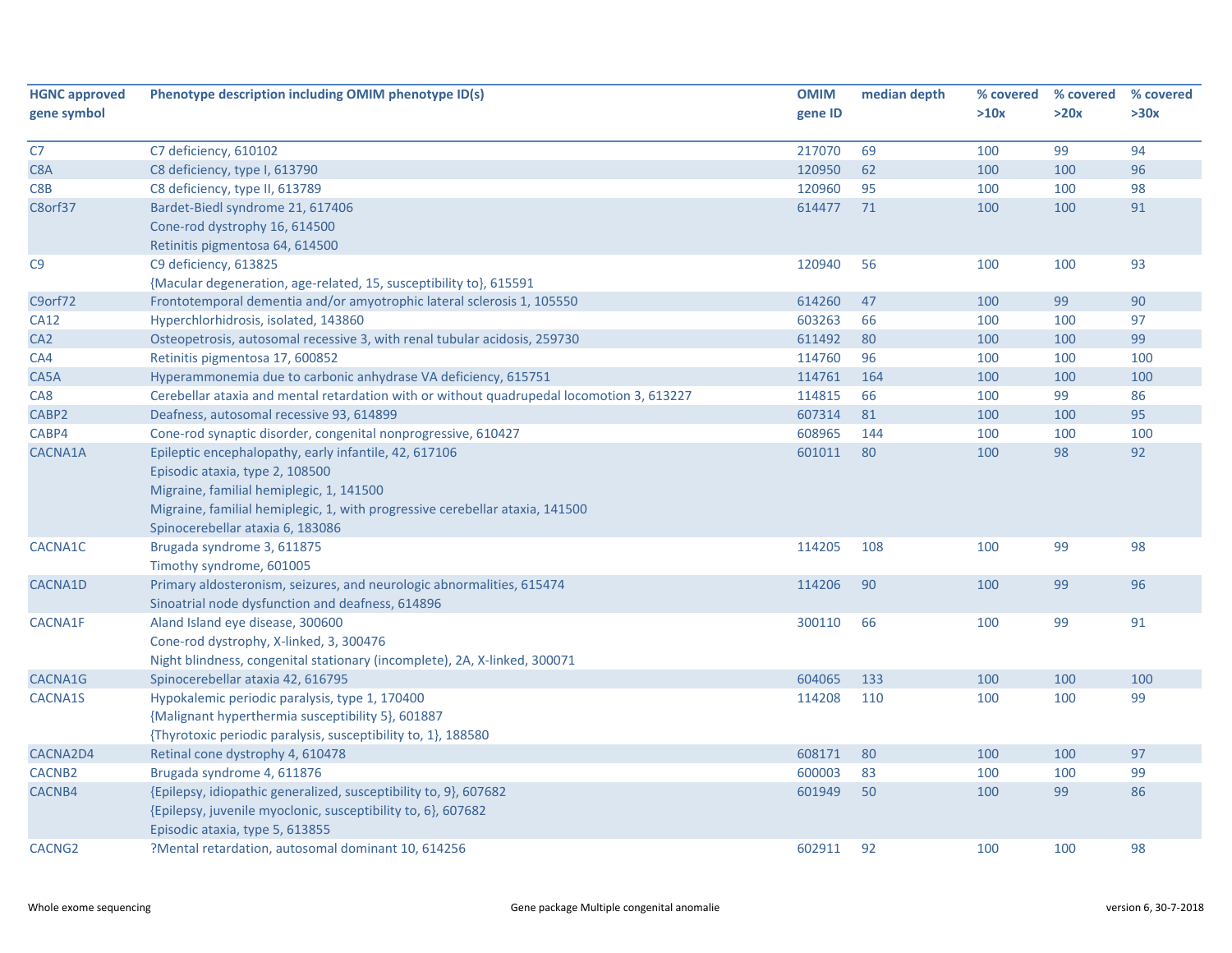| HGNC approved gene symbol | Phenotype description including OMIM phenotype ID(s) | OMIM gene ID | median depth | % covered >10x | % covered >20x | % covered >30x |
|---|---|---|---|---|---|---|
| C7 | C7 deficiency, 610102 | 217070 | 69 | 100 | 99 | 94 |
| C8A | C8 deficiency, type I, 613790 | 120950 | 62 | 100 | 100 | 96 |
| C8B | C8 deficiency, type II, 613789 | 120960 | 95 | 100 | 100 | 98 |
| C8orf37 | Bardet-Biedl syndrome 21, 617406<br>Cone-rod dystrophy 16, 614500<br>Retinitis pigmentosa 64, 614500 | 614477 | 71 | 100 | 100 | 91 |
| C9 | C9 deficiency, 613825<br>{Macular degeneration, age-related, 15, susceptibility to}, 615591 | 120940 | 56 | 100 | 100 | 93 |
| C9orf72 | Frontotemporal dementia and/or amyotrophic lateral sclerosis 1, 105550 | 614260 | 47 | 100 | 99 | 90 |
| CA12 | Hyperchlorhidrosis, isolated, 143860 | 603263 | 66 | 100 | 100 | 97 |
| CA2 | Osteopetrosis, autosomal recessive 3, with renal tubular acidosis, 259730 | 611492 | 80 | 100 | 100 | 99 |
| CA4 | Retinitis pigmentosa 17, 600852 | 114760 | 96 | 100 | 100 | 100 |
| CA5A | Hyperammonemia due to carbonic anhydrase VA deficiency, 615751 | 114761 | 164 | 100 | 100 | 100 |
| CA8 | Cerebellar ataxia and mental retardation with or without quadrupedal locomotion 3, 613227 | 114815 | 66 | 100 | 99 | 86 |
| CABP2 | Deafness, autosomal recessive 93, 614899 | 607314 | 81 | 100 | 100 | 95 |
| CABP4 | Cone-rod synaptic disorder, congenital nonprogressive, 610427 | 608965 | 144 | 100 | 100 | 100 |
| CACNA1A | Epileptic encephalopathy, early infantile, 42, 617106<br>Episodic ataxia, type 2, 108500<br>Migraine, familial hemiplegic, 1, 141500<br>Migraine, familial hemiplegic, 1, with progressive cerebellar ataxia, 141500<br>Spinocerebellar ataxia 6, 183086 | 601011 | 80 | 100 | 98 | 92 |
| CACNA1C | Brugada syndrome 3, 611875<br>Timothy syndrome, 601005 | 114205 | 108 | 100 | 99 | 98 |
| CACNA1D | Primary aldosteronism, seizures, and neurologic abnormalities, 615474<br>Sinoatrial node dysfunction and deafness, 614896 | 114206 | 90 | 100 | 99 | 96 |
| CACNA1F | Aland Island eye disease, 300600<br>Cone-rod dystrophy, X-linked, 3, 300476<br>Night blindness, congenital stationary (incomplete), 2A, X-linked, 300071 | 300110 | 66 | 100 | 99 | 91 |
| CACNA1G | Spinocerebellar ataxia 42, 616795 | 604065 | 133 | 100 | 100 | 100 |
| CACNA1S | Hypokalemic periodic paralysis, type 1, 170400<br>{Malignant hyperthermia susceptibility 5}, 601887<br>{Thyrotoxic periodic paralysis, susceptibility to, 1}, 188580 | 114208 | 110 | 100 | 100 | 99 |
| CACNA2D4 | Retinal cone dystrophy 4, 610478 | 608171 | 80 | 100 | 100 | 97 |
| CACNB2 | Brugada syndrome 4, 611876 | 600003 | 83 | 100 | 100 | 99 |
| CACNB4 | {Epilepsy, idiopathic generalized, susceptibility to, 9}, 607682<br>{Epilepsy, juvenile myoclonic, susceptibility to, 6}, 607682<br>Episodic ataxia, type 5, 613855 | 601949 | 50 | 100 | 99 | 86 |
| CACNG2 | ?Mental retardation, autosomal dominant 10, 614256 | 602911 | 92 | 100 | 100 | 98 |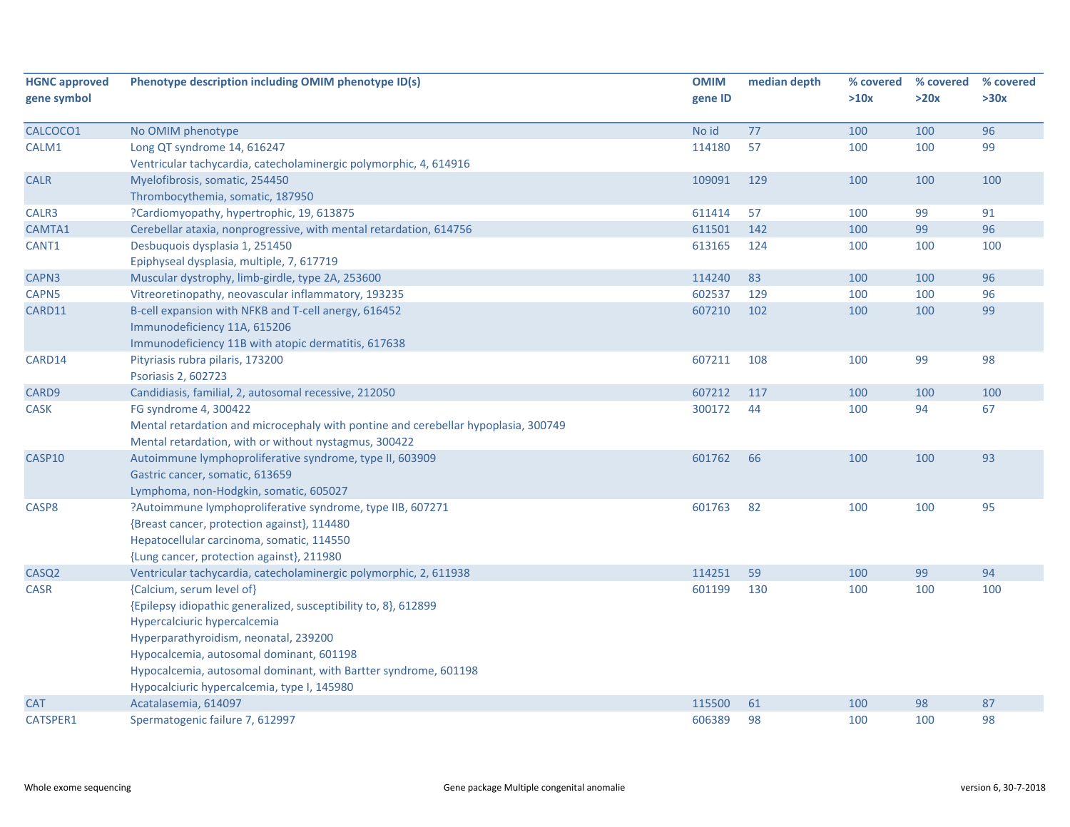| HGNC approved gene symbol | Phenotype description including OMIM phenotype ID(s) | OMIM gene ID | median depth | % covered >10x | % covered >20x | % covered >30x |
|---|---|---|---|---|---|---|
| CALCOCO1 | No OMIM phenotype | No id | 77 | 100 | 100 | 96 |
| CALM1 | Long QT syndrome 14, 616247<br>Ventricular tachycardia, catecholaminergic polymorphic, 4, 614916 | 114180 | 57 | 100 | 100 | 99 |
| CALR | Myelofibrosis, somatic, 254450<br>Thrombocythemia, somatic, 187950 | 109091 | 129 | 100 | 100 | 100 |
| CALR3 | ?Cardiomyopathy, hypertrophic, 19, 613875 | 611414 | 57 | 100 | 99 | 91 |
| CAMTA1 | Cerebellar ataxia, nonprogressive, with mental retardation, 614756 | 611501 | 142 | 100 | 99 | 96 |
| CANT1 | Desbuquois dysplasia 1, 251450<br>Epiphyseal dysplasia, multiple, 7, 617719 | 613165 | 124 | 100 | 100 | 100 |
| CAPN3 | Muscular dystrophy, limb-girdle, type 2A, 253600 | 114240 | 83 | 100 | 100 | 96 |
| CAPN5 | Vitreoretinopathy, neovascular inflammatory, 193235 | 602537 | 129 | 100 | 100 | 96 |
| CARD11 | B-cell expansion with NFKB and T-cell anergy, 616452<br>Immunodeficiency 11A, 615206<br>Immunodeficiency 11B with atopic dermatitis, 617638 | 607210 | 102 | 100 | 100 | 99 |
| CARD14 | Pityriasis rubra pilaris, 173200<br>Psoriasis 2, 602723 | 607211 | 108 | 100 | 99 | 98 |
| CARD9 | Candidiasis, familial, 2, autosomal recessive, 212050 | 607212 | 117 | 100 | 100 | 100 |
| CASK | FG syndrome 4, 300422<br>Mental retardation and microcephaly with pontine and cerebellar hypoplasia, 300749<br>Mental retardation, with or without nystagmus, 300422 | 300172 | 44 | 100 | 94 | 67 |
| CASP10 | Autoimmune lymphoproliferative syndrome, type II, 603909<br>Gastric cancer, somatic, 613659<br>Lymphoma, non-Hodgkin, somatic, 605027 | 601762 | 66 | 100 | 100 | 93 |
| CASP8 | ?Autoimmune lymphoproliferative syndrome, type IIB, 607271<br>{Breast cancer, protection against}, 114480<br>Hepatocellular carcinoma, somatic, 114550<br>{Lung cancer, protection against}, 211980 | 601763 | 82 | 100 | 100 | 95 |
| CASQ2 | Ventricular tachycardia, catecholaminergic polymorphic, 2, 611938 | 114251 | 59 | 100 | 99 | 94 |
| CASR | {Calcium, serum level of}<br>{Epilepsy idiopathic generalized, susceptibility to, 8}, 612899<br>Hypercalciuric hypercalcemia<br>Hyperparathyroidism, neonatal, 239200<br>Hypocalcemia, autosomal dominant, 601198<br>Hypocalcemia, autosomal dominant, with Bartter syndrome, 601198<br>Hypocalciuric hypercalcemia, type I, 145980 | 601199 | 130 | 100 | 100 | 100 |
| CAT | Acatalasemia, 614097 | 115500 | 61 | 100 | 98 | 87 |
| CATSPER1 | Spermatogenic failure 7, 612997 | 606389 | 98 | 100 | 100 | 98 |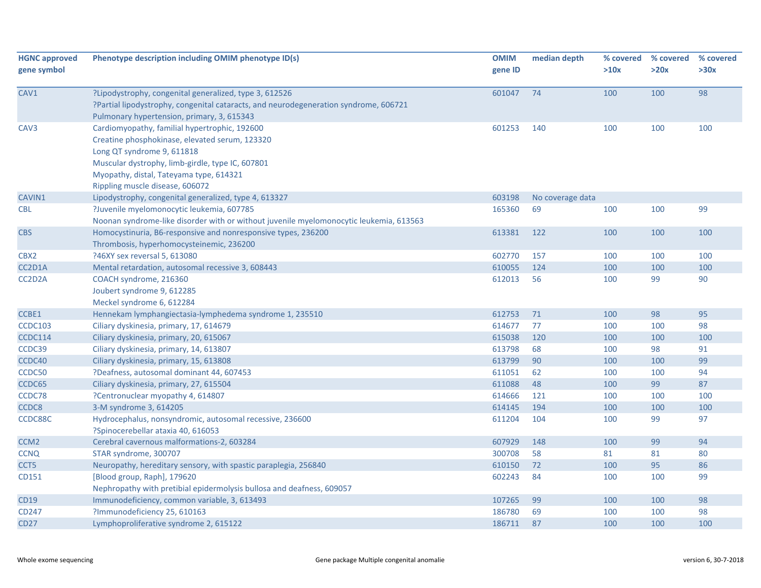| HGNC approved gene symbol | Phenotype description including OMIM phenotype ID(s) | OMIM gene ID | median depth | % covered >10x | % covered >20x | % covered >30x |
|---|---|---|---|---|---|---|
| CAV1 | ?Lipodystrophy, congenital generalized, type 3, 612526<br>?Partial lipodystrophy, congenital cataracts, and neurodegeneration syndrome, 606721<br>Pulmonary hypertension, primary, 3, 615343 | 601047 | 74 | 100 | 100 | 98 |
| CAV3 | Cardiomyopathy, familial hypertrophic, 192600<br>Creatine phosphokinase, elevated serum, 123320<br>Long QT syndrome 9, 611818<br>Muscular dystrophy, limb-girdle, type IC, 607801<br>Myopathy, distal, Tateyama type, 614321<br>Rippling muscle disease, 606072 | 601253 | 140 | 100 | 100 | 100 |
| CAVIN1 | Lipodystrophy, congenital generalized, type 4, 613327 | 603198 | No coverage data | | | |
| CBL | ?Juvenile myelomonocytic leukemia, 607785<br>Noonan syndrome-like disorder with or without juvenile myelomonocytic leukemia, 613563 | 165360 | 69 | 100 | 100 | 99 |
| CBS | Homocystinuria, B6-responsive and nonresponsive types, 236200<br>Thrombosis, hyperhomocysteinemic, 236200 | 613381 | 122 | 100 | 100 | 100 |
| CBX2 | ?46XY sex reversal 5, 613080 | 602770 | 157 | 100 | 100 | 100 |
| CC2D1A | Mental retardation, autosomal recessive 3, 608443 | 610055 | 124 | 100 | 100 | 100 |
| CC2D2A | COACH syndrome, 216360<br>Joubert syndrome 9, 612285<br>Meckel syndrome 6, 612284 | 612013 | 56 | 100 | 99 | 90 |
| CCBE1 | Hennekam lymphangiectasia-lymphedema syndrome 1, 235510 | 612753 | 71 | 100 | 98 | 95 |
| CCDC103 | Ciliary dyskinesia, primary, 17, 614679 | 614677 | 77 | 100 | 100 | 98 |
| CCDC114 | Ciliary dyskinesia, primary, 20, 615067 | 615038 | 120 | 100 | 100 | 100 |
| CCDC39 | Ciliary dyskinesia, primary, 14, 613807 | 613798 | 68 | 100 | 98 | 91 |
| CCDC40 | Ciliary dyskinesia, primary, 15, 613808 | 613799 | 90 | 100 | 100 | 99 |
| CCDC50 | ?Deafness, autosomal dominant 44, 607453 | 611051 | 62 | 100 | 100 | 94 |
| CCDC65 | Ciliary dyskinesia, primary, 27, 615504 | 611088 | 48 | 100 | 99 | 87 |
| CCDC78 | ?Centronuclear myopathy 4, 614807 | 614666 | 121 | 100 | 100 | 100 |
| CCDC8 | 3-M syndrome 3, 614205 | 614145 | 194 | 100 | 100 | 100 |
| CCDC88C | Hydrocephalus, nonsyndromic, autosomal recessive, 236600<br>?Spinocerebellar ataxia 40, 616053 | 611204 | 104 | 100 | 99 | 97 |
| CCM2 | Cerebral cavernous malformations-2, 603284 | 607929 | 148 | 100 | 99 | 94 |
| CCNQ | STAR syndrome, 300707 | 300708 | 58 | 81 | 81 | 80 |
| CCT5 | Neuropathy, hereditary sensory, with spastic paraplegia, 256840 | 610150 | 72 | 100 | 95 | 86 |
| CD151 | [Blood group, Raph], 179620<br>Nephropathy with pretibial epidermolysis bullosa and deafness, 609057 | 602243 | 84 | 100 | 100 | 99 |
| CD19 | Immunodeficiency, common variable, 3, 613493 | 107265 | 99 | 100 | 100 | 98 |
| CD247 | ?Immunodeficiency 25, 610163 | 186780 | 69 | 100 | 100 | 98 |
| CD27 | Lymphoproliferative syndrome 2, 615122 | 186711 | 87 | 100 | 100 | 100 |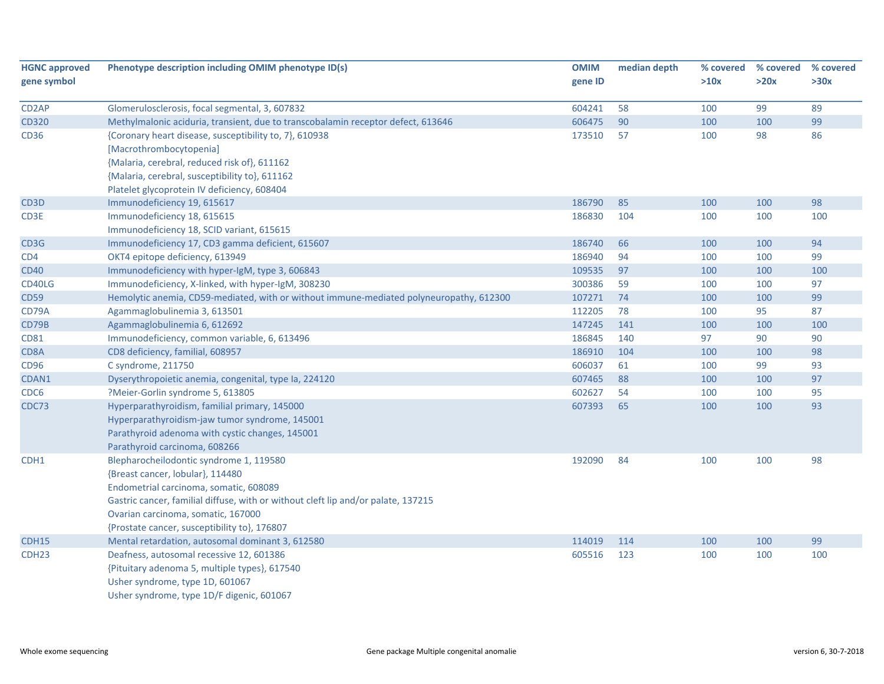| HGNC approved gene symbol | Phenotype description including OMIM phenotype ID(s) | OMIM gene ID | median depth | % covered >10x | % covered >20x | % covered >30x |
|---|---|---|---|---|---|---|
| CD2AP | Glomerulosclerosis, focal segmental, 3, 607832 | 604241 | 58 | 100 | 99 | 89 |
| CD320 | Methylmalonic aciduria, transient, due to transcobalamin receptor defect, 613646 | 606475 | 90 | 100 | 100 | 99 |
| CD36 | {Coronary heart disease, susceptibility to, 7}, 610938<br>[Macrothrombocytopenia]<br>{Malaria, cerebral, reduced risk of}, 611162<br>{Malaria, cerebral, susceptibility to}, 611162<br>Platelet glycoprotein IV deficiency, 608404 | 173510 | 57 | 100 | 98 | 86 |
| CD3D | Immunodeficiency 19, 615617 | 186790 | 85 | 100 | 100 | 98 |
| CD3E | Immunodeficiency 18, 615615<br>Immunodeficiency 18, SCID variant, 615615 | 186830 | 104 | 100 | 100 | 100 |
| CD3G | Immunodeficiency 17, CD3 gamma deficient, 615607 | 186740 | 66 | 100 | 100 | 94 |
| CD4 | OKT4 epitope deficiency, 613949 | 186940 | 94 | 100 | 100 | 99 |
| CD40 | Immunodeficiency with hyper-IgM, type 3, 606843 | 109535 | 97 | 100 | 100 | 100 |
| CD40LG | Immunodeficiency, X-linked, with hyper-IgM, 308230 | 300386 | 59 | 100 | 100 | 97 |
| CD59 | Hemolytic anemia, CD59-mediated, with or without immune-mediated polyneuropathy, 612300 | 107271 | 74 | 100 | 100 | 99 |
| CD79A | Agammaglobulinemia 3, 613501 | 112205 | 78 | 100 | 95 | 87 |
| CD79B | Agammaglobulinemia 6, 612692 | 147245 | 141 | 100 | 100 | 100 |
| CD81 | Immunodeficiency, common variable, 6, 613496 | 186845 | 140 | 97 | 90 | 90 |
| CD8A | CD8 deficiency, familial, 608957 | 186910 | 104 | 100 | 100 | 98 |
| CD96 | C syndrome, 211750 | 606037 | 61 | 100 | 99 | 93 |
| CDAN1 | Dyserythropoietic anemia, congenital, type Ia, 224120 | 607465 | 88 | 100 | 100 | 97 |
| CDC6 | ?Meier-Gorlin syndrome 5, 613805 | 602627 | 54 | 100 | 100 | 95 |
| CDC73 | Hyperparathyroidism, familial primary, 145000<br>Hyperparathyroidism-jaw tumor syndrome, 145001<br>Parathyroid adenoma with cystic changes, 145001<br>Parathyroid carcinoma, 608266 | 607393 | 65 | 100 | 100 | 93 |
| CDH1 | Blepharocheilodontic syndrome 1, 119580<br>{Breast cancer, lobular}, 114480<br>Endometrial carcinoma, somatic, 608089<br>Gastric cancer, familial diffuse, with or without cleft lip and/or palate, 137215<br>Ovarian carcinoma, somatic, 167000<br>{Prostate cancer, susceptibility to}, 176807 | 192090 | 84 | 100 | 100 | 98 |
| CDH15 | Mental retardation, autosomal dominant 3, 612580 | 114019 | 114 | 100 | 100 | 99 |
| CDH23 | Deafness, autosomal recessive 12, 601386<br>{Pituitary adenoma 5, multiple types}, 617540<br>Usher syndrome, type 1D, 601067<br>Usher syndrome, type 1D/F digenic, 601067 | 605516 | 123 | 100 | 100 | 100 |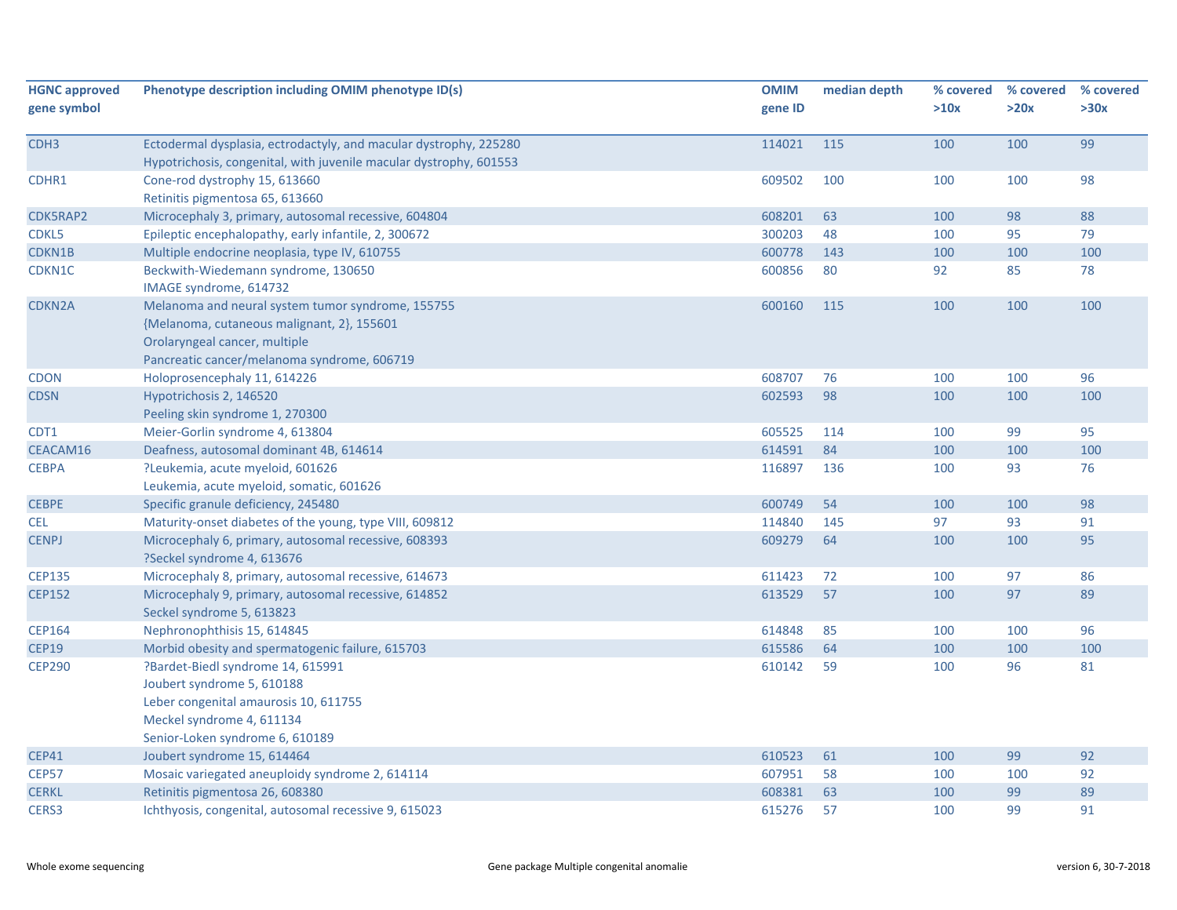| HGNC approved gene symbol | Phenotype description including OMIM phenotype ID(s) | OMIM gene ID | median depth | % covered >10x | % covered >20x | % covered >30x |
|---|---|---|---|---|---|---|
| CDH3 | Ectodermal dysplasia, ectrodactyly, and macular dystrophy, 225280<br>Hypotrichosis, congenital, with juvenile macular dystrophy, 601553 | 114021 | 115 | 100 | 100 | 99 |
| CDHR1 | Cone-rod dystrophy 15, 613660<br>Retinitis pigmentosa 65, 613660 | 609502 | 100 | 100 | 100 | 98 |
| CDK5RAP2 | Microcephaly 3, primary, autosomal recessive, 604804 | 608201 | 63 | 100 | 98 | 88 |
| CDKL5 | Epileptic encephalopathy, early infantile, 2, 300672 | 300203 | 48 | 100 | 95 | 79 |
| CDKN1B | Multiple endocrine neoplasia, type IV, 610755 | 600778 | 143 | 100 | 100 | 100 |
| CDKN1C | Beckwith-Wiedemann syndrome, 130650<br>IMAGE syndrome, 614732 | 600856 | 80 | 92 | 85 | 78 |
| CDKN2A | Melanoma and neural system tumor syndrome, 155755<br>{Melanoma, cutaneous malignant, 2}, 155601<br>Orolaryngeal cancer, multiple<br>Pancreatic cancer/melanoma syndrome, 606719 | 600160 | 115 | 100 | 100 | 100 |
| CDON | Holoprosencephaly 11, 614226 | 608707 | 76 | 100 | 100 | 96 |
| CDSN | Hypotrichosis 2, 146520<br>Peeling skin syndrome 1, 270300 | 602593 | 98 | 100 | 100 | 100 |
| CDT1 | Meier-Gorlin syndrome 4, 613804 | 605525 | 114 | 100 | 99 | 95 |
| CEACAM16 | Deafness, autosomal dominant 4B, 614614 | 614591 | 84 | 100 | 100 | 100 |
| CEBPA | ?Leukemia, acute myeloid, 601626<br>Leukemia, acute myeloid, somatic, 601626 | 116897 | 136 | 100 | 93 | 76 |
| CEBPE | Specific granule deficiency, 245480 | 600749 | 54 | 100 | 100 | 98 |
| CEL | Maturity-onset diabetes of the young, type VIII, 609812 | 114840 | 145 | 97 | 93 | 91 |
| CENPJ | Microcephaly 6, primary, autosomal recessive, 608393<br>?Seckel syndrome 4, 613676 | 609279 | 64 | 100 | 100 | 95 |
| CEP135 | Microcephaly 8, primary, autosomal recessive, 614673 | 611423 | 72 | 100 | 97 | 86 |
| CEP152 | Microcephaly 9, primary, autosomal recessive, 614852<br>Seckel syndrome 5, 613823 | 613529 | 57 | 100 | 97 | 89 |
| CEP164 | Nephronophthisis 15, 614845 | 614848 | 85 | 100 | 100 | 96 |
| CEP19 | Morbid obesity and spermatogenic failure, 615703 | 615586 | 64 | 100 | 100 | 100 |
| CEP290 | ?Bardet-Biedl syndrome 14, 615991<br>Joubert syndrome 5, 610188<br>Leber congenital amaurosis 10, 611755<br>Meckel syndrome 4, 611134<br>Senior-Loken syndrome 6, 610189 | 610142 | 59 | 100 | 96 | 81 |
| CEP41 | Joubert syndrome 15, 614464 | 610523 | 61 | 100 | 99 | 92 |
| CEP57 | Mosaic variegated aneuploidy syndrome 2, 614114 | 607951 | 58 | 100 | 100 | 92 |
| CERKL | Retinitis pigmentosa 26, 608380 | 608381 | 63 | 100 | 99 | 89 |
| CERS3 | Ichthyosis, congenital, autosomal recessive 9, 615023 | 615276 | 57 | 100 | 99 | 91 |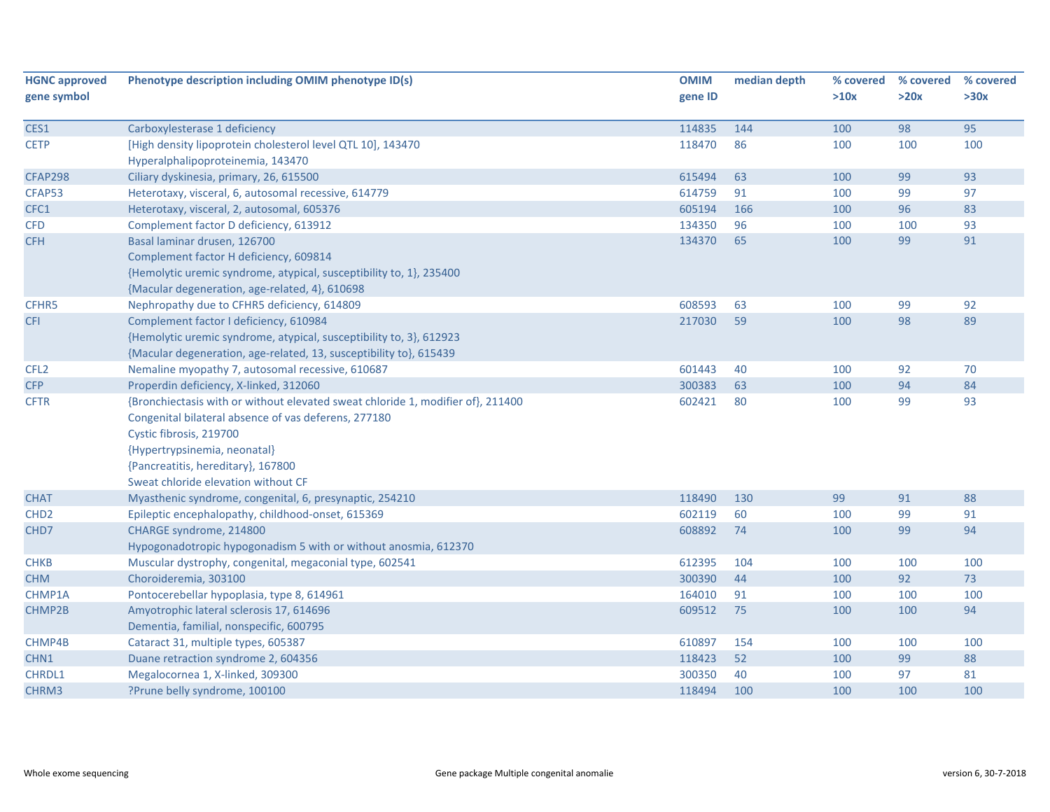| HGNC approved gene symbol | Phenotype description including OMIM phenotype ID(s) | OMIM gene ID | median depth | % covered >10x | % covered >20x | % covered >30x |
|---|---|---|---|---|---|---|
| CES1 | Carboxylesterase 1 deficiency | 114835 | 144 | 100 | 98 | 95 |
| CETP | [High density lipoprotein cholesterol level QTL 10], 143470<br>Hyperalphalipoproteinemia, 143470 | 118470 | 86 | 100 | 100 | 100 |
| CFAP298 | Ciliary dyskinesia, primary, 26, 615500 | 615494 | 63 | 100 | 99 | 93 |
| CFAP53 | Heterotaxy, visceral, 6, autosomal recessive, 614779 | 614759 | 91 | 100 | 99 | 97 |
| CFC1 | Heterotaxy, visceral, 2, autosomal, 605376 | 605194 | 166 | 100 | 96 | 83 |
| CFD | Complement factor D deficiency, 613912 | 134350 | 96 | 100 | 100 | 93 |
| CFH | Basal laminar drusen, 126700<br>Complement factor H deficiency, 609814<br>{Hemolytic uremic syndrome, atypical, susceptibility to, 1}, 235400<br>{Macular degeneration, age-related, 4}, 610698 | 134370 | 65 | 100 | 99 | 91 |
| CFHR5 | Nephropathy due to CFHR5 deficiency, 614809 | 608593 | 63 | 100 | 99 | 92 |
| CFI | Complement factor I deficiency, 610984<br>{Hemolytic uremic syndrome, atypical, susceptibility to, 3}, 612923<br>{Macular degeneration, age-related, 13, susceptibility to}, 615439 | 217030 | 59 | 100 | 98 | 89 |
| CFL2 | Nemaline myopathy 7, autosomal recessive, 610687 | 601443 | 40 | 100 | 92 | 70 |
| CFP | Properdin deficiency, X-linked, 312060 | 300383 | 63 | 100 | 94 | 84 |
| CFTR | {Bronchiectasis with or without elevated sweat chloride 1, modifier of}, 211400<br>Congenital bilateral absence of vas deferens, 277180<br>Cystic fibrosis, 219700<br>{Hypertrypsinemia, neonatal}<br>{Pancreatitis, hereditary}, 167800<br>Sweat chloride elevation without CF | 602421 | 80 | 100 | 99 | 93 |
| CHAT | Myasthenic syndrome, congenital, 6, presynaptic, 254210 | 118490 | 130 | 99 | 91 | 88 |
| CHD2 | Epileptic encephalopathy, childhood-onset, 615369 | 602119 | 60 | 100 | 99 | 91 |
| CHD7 | CHARGE syndrome, 214800<br>Hypogonadotropic hypogonadism 5 with or without anosmia, 612370 | 608892 | 74 | 100 | 99 | 94 |
| CHKB | Muscular dystrophy, congenital, megaconial type, 602541 | 612395 | 104 | 100 | 100 | 100 |
| CHM | Choroideremia, 303100 | 300390 | 44 | 100 | 92 | 73 |
| CHMP1A | Pontocerebellar hypoplasia, type 8, 614961 | 164010 | 91 | 100 | 100 | 100 |
| CHMP2B | Amyotrophic lateral sclerosis 17, 614696<br>Dementia, familial, nonspecific, 600795 | 609512 | 75 | 100 | 100 | 94 |
| CHMP4B | Cataract 31, multiple types, 605387 | 610897 | 154 | 100 | 100 | 100 |
| CHN1 | Duane retraction syndrome 2, 604356 | 118423 | 52 | 100 | 99 | 88 |
| CHRDL1 | Megalocornea 1, X-linked, 309300 | 300350 | 40 | 100 | 97 | 81 |
| CHRM3 | ?Prune belly syndrome, 100100 | 118494 | 100 | 100 | 100 | 100 |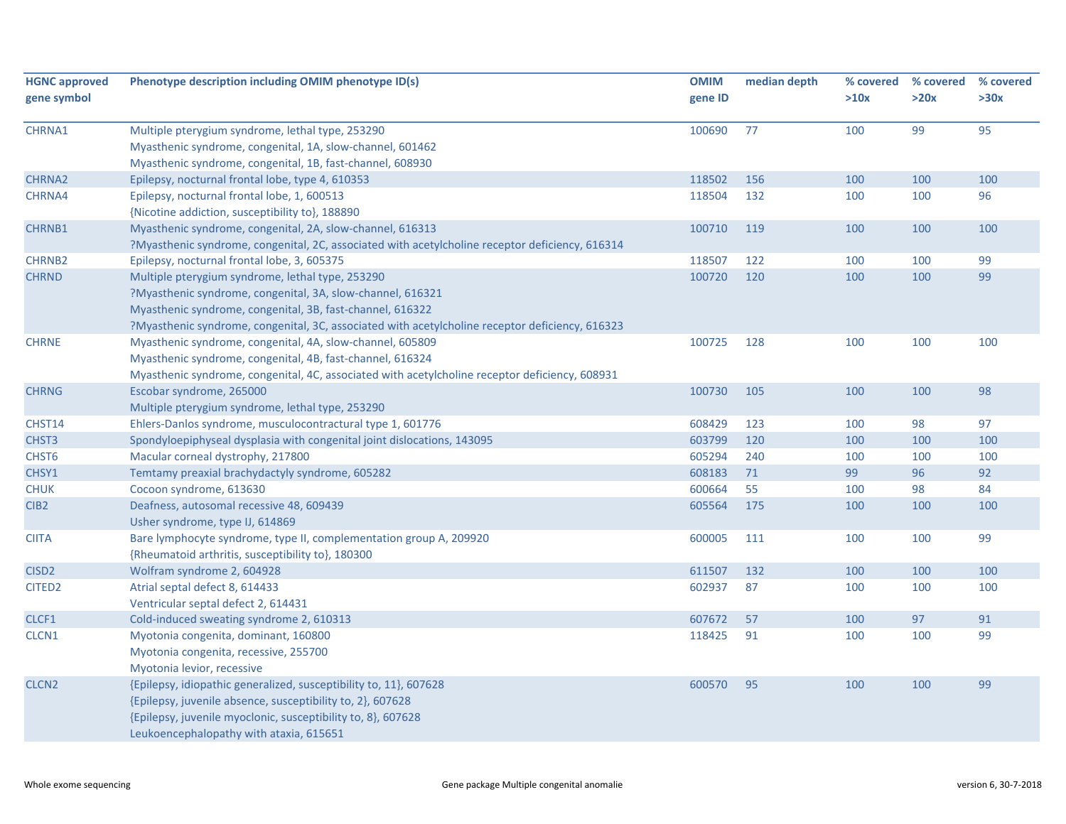| HGNC approved gene symbol | Phenotype description including OMIM phenotype ID(s) | OMIM gene ID | median depth | % covered >10x | % covered >20x | % covered >30x |
|---|---|---|---|---|---|---|
| CHRNA1 | Multiple pterygium syndrome, lethal type, 253290<br>Myasthenic syndrome, congenital, 1A, slow-channel, 601462<br>Myasthenic syndrome, congenital, 1B, fast-channel, 608930 | 100690 | 77 | 100 | 99 | 95 |
| CHRNA2 | Epilepsy, nocturnal frontal lobe, type 4, 610353 | 118502 | 156 | 100 | 100 | 100 |
| CHRNA4 | Epilepsy, nocturnal frontal lobe, 1, 600513<br>{Nicotine addiction, susceptibility to}, 188890 | 118504 | 132 | 100 | 100 | 96 |
| CHRNB1 | Myasthenic syndrome, congenital, 2A, slow-channel, 616313<br>?Myasthenic syndrome, congenital, 2C, associated with acetylcholine receptor deficiency, 616314 | 100710 | 119 | 100 | 100 | 100 |
| CHRNB2 | Epilepsy, nocturnal frontal lobe, 3, 605375 | 118507 | 122 | 100 | 100 | 99 |
| CHRND | Multiple pterygium syndrome, lethal type, 253290<br>?Myasthenic syndrome, congenital, 3A, slow-channel, 616321<br>Myasthenic syndrome, congenital, 3B, fast-channel, 616322<br>?Myasthenic syndrome, congenital, 3C, associated with acetylcholine receptor deficiency, 616323 | 100720 | 120 | 100 | 100 | 99 |
| CHRNE | Myasthenic syndrome, congenital, 4A, slow-channel, 605809<br>Myasthenic syndrome, congenital, 4B, fast-channel, 616324<br>Myasthenic syndrome, congenital, 4C, associated with acetylcholine receptor deficiency, 608931 | 100725 | 128 | 100 | 100 | 100 |
| CHRNG | Escobar syndrome, 265000<br>Multiple pterygium syndrome, lethal type, 253290 | 100730 | 105 | 100 | 100 | 98 |
| CHST14 | Ehlers-Danlos syndrome, musculocontractural type 1, 601776 | 608429 | 123 | 100 | 98 | 97 |
| CHST3 | Spondyloepiphyseal dysplasia with congenital joint dislocations, 143095 | 603799 | 120 | 100 | 100 | 100 |
| CHST6 | Macular corneal dystrophy, 217800 | 605294 | 240 | 100 | 100 | 100 |
| CHSY1 | Temtamy preaxial brachydactyly syndrome, 605282 | 608183 | 71 | 99 | 96 | 92 |
| CHUK | Cocoon syndrome, 613630 | 600664 | 55 | 100 | 98 | 84 |
| CIB2 | Deafness, autosomal recessive 48, 609439<br>Usher syndrome, type IJ, 614869 | 605564 | 175 | 100 | 100 | 100 |
| CIITA | Bare lymphocyte syndrome, type II, complementation group A, 209920<br>{Rheumatoid arthritis, susceptibility to}, 180300 | 600005 | 111 | 100 | 100 | 99 |
| CISD2 | Wolfram syndrome 2, 604928 | 611507 | 132 | 100 | 100 | 100 |
| CITED2 | Atrial septal defect 8, 614433<br>Ventricular septal defect 2, 614431 | 602937 | 87 | 100 | 100 | 100 |
| CLCF1 | Cold-induced sweating syndrome 2, 610313 | 607672 | 57 | 100 | 97 | 91 |
| CLCN1 | Myotonia congenita, dominant, 160800<br>Myotonia congenita, recessive, 255700<br>Myotonia levior, recessive | 118425 | 91 | 100 | 100 | 99 |
| CLCN2 | {Epilepsy, idiopathic generalized, susceptibility to, 11}, 607628<br>{Epilepsy, juvenile absence, susceptibility to, 2}, 607628<br>{Epilepsy, juvenile myoclonic, susceptibility to, 8}, 607628<br>Leukoencephalopathy with ataxia, 615651 | 600570 | 95 | 100 | 100 | 99 |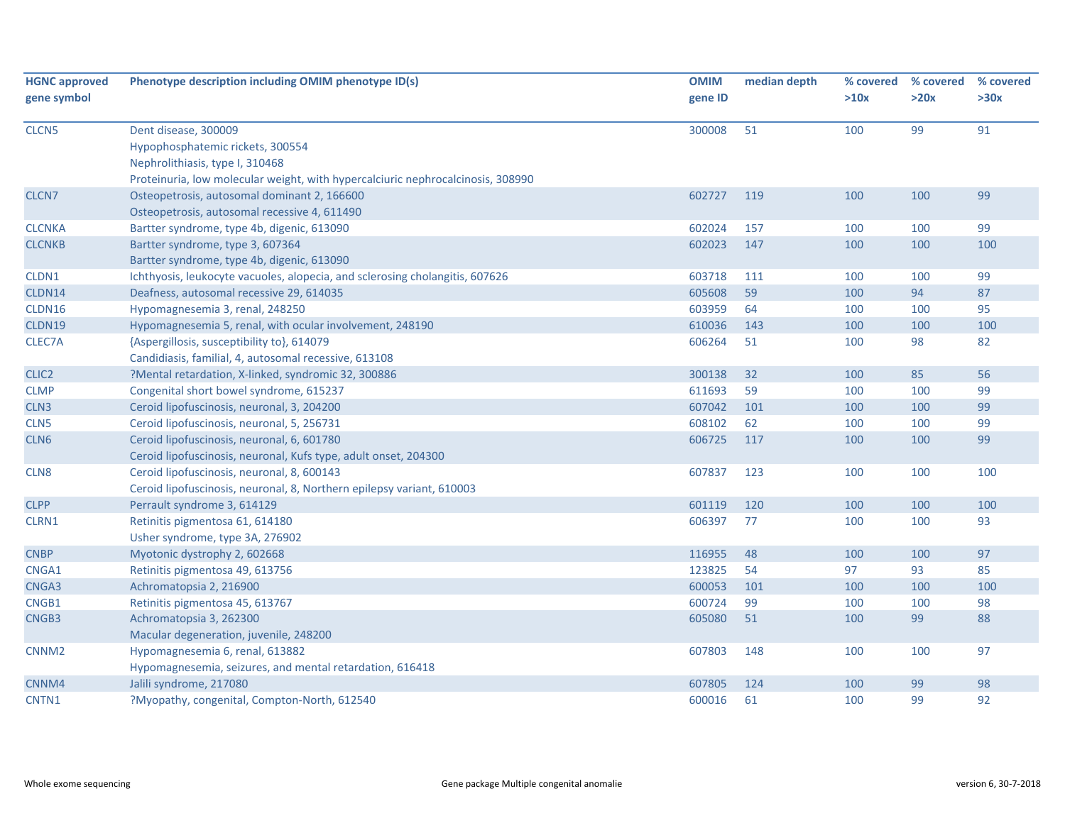| HGNC approved gene symbol | Phenotype description including OMIM phenotype ID(s) | OMIM gene ID | median depth | % covered >10x | % covered >20x | % covered >30x |
|---|---|---|---|---|---|---|
| CLCN5 | Dent disease, 300009<br>Hypophosphatemic rickets, 300554<br>Nephrolithiasis, type I, 310468<br>Proteinuria, low molecular weight, with hypercalciuric nephrocalcinosis, 308990 | 300008 | 51 | 100 | 99 | 91 |
| CLCN7 | Osteopetrosis, autosomal dominant 2, 166600<br>Osteopetrosis, autosomal recessive 4, 611490 | 602727 | 119 | 100 | 100 | 99 |
| CLCNKA | Bartter syndrome, type 4b, digenic, 613090 | 602024 | 157 | 100 | 100 | 99 |
| CLCNKB | Bartter syndrome, type 3, 607364<br>Bartter syndrome, type 4b, digenic, 613090 | 602023 | 147 | 100 | 100 | 100 |
| CLDN1 | Ichthyosis, leukocyte vacuoles, alopecia, and sclerosing cholangitis, 607626 | 603718 | 111 | 100 | 100 | 99 |
| CLDN14 | Deafness, autosomal recessive 29, 614035 | 605608 | 59 | 100 | 94 | 87 |
| CLDN16 | Hypomagnesemia 3, renal, 248250 | 603959 | 64 | 100 | 100 | 95 |
| CLDN19 | Hypomagnesemia 5, renal, with ocular involvement, 248190 | 610036 | 143 | 100 | 100 | 100 |
| CLEC7A | {Aspergillosis, susceptibility to}, 614079<br>Candidiasis, familial, 4, autosomal recessive, 613108 | 606264 | 51 | 100 | 98 | 82 |
| CLIC2 | ?Mental retardation, X-linked, syndromic 32, 300886 | 300138 | 32 | 100 | 85 | 56 |
| CLMP | Congenital short bowel syndrome, 615237 | 611693 | 59 | 100 | 100 | 99 |
| CLN3 | Ceroid lipofuscinosis, neuronal, 3, 204200 | 607042 | 101 | 100 | 100 | 99 |
| CLN5 | Ceroid lipofuscinosis, neuronal, 5, 256731 | 608102 | 62 | 100 | 100 | 99 |
| CLN6 | Ceroid lipofuscinosis, neuronal, 6, 601780<br>Ceroid lipofuscinosis, neuronal, Kufs type, adult onset, 204300 | 606725 | 117 | 100 | 100 | 99 |
| CLN8 | Ceroid lipofuscinosis, neuronal, 8, 600143<br>Ceroid lipofuscinosis, neuronal, 8, Northern epilepsy variant, 610003 | 607837 | 123 | 100 | 100 | 100 |
| CLPP | Perrault syndrome 3, 614129 | 601119 | 120 | 100 | 100 | 100 |
| CLRN1 | Retinitis pigmentosa 61, 614180<br>Usher syndrome, type 3A, 276902 | 606397 | 77 | 100 | 100 | 93 |
| CNBP | Myotonic dystrophy 2, 602668 | 116955 | 48 | 100 | 100 | 97 |
| CNGA1 | Retinitis pigmentosa 49, 613756 | 123825 | 54 | 97 | 93 | 85 |
| CNGA3 | Achromatopsia 2, 216900 | 600053 | 101 | 100 | 100 | 100 |
| CNGB1 | Retinitis pigmentosa 45, 613767 | 600724 | 99 | 100 | 100 | 98 |
| CNGB3 | Achromatopsia 3, 262300<br>Macular degeneration, juvenile, 248200 | 605080 | 51 | 100 | 99 | 88 |
| CNNM2 | Hypomagnesemia 6, renal, 613882<br>Hypomagnesemia, seizures, and mental retardation, 616418 | 607803 | 148 | 100 | 100 | 97 |
| CNNM4 | Jalili syndrome, 217080 | 607805 | 124 | 100 | 99 | 98 |
| CNTN1 | ?Myopathy, congenital, Compton-North, 612540 | 600016 | 61 | 100 | 99 | 92 |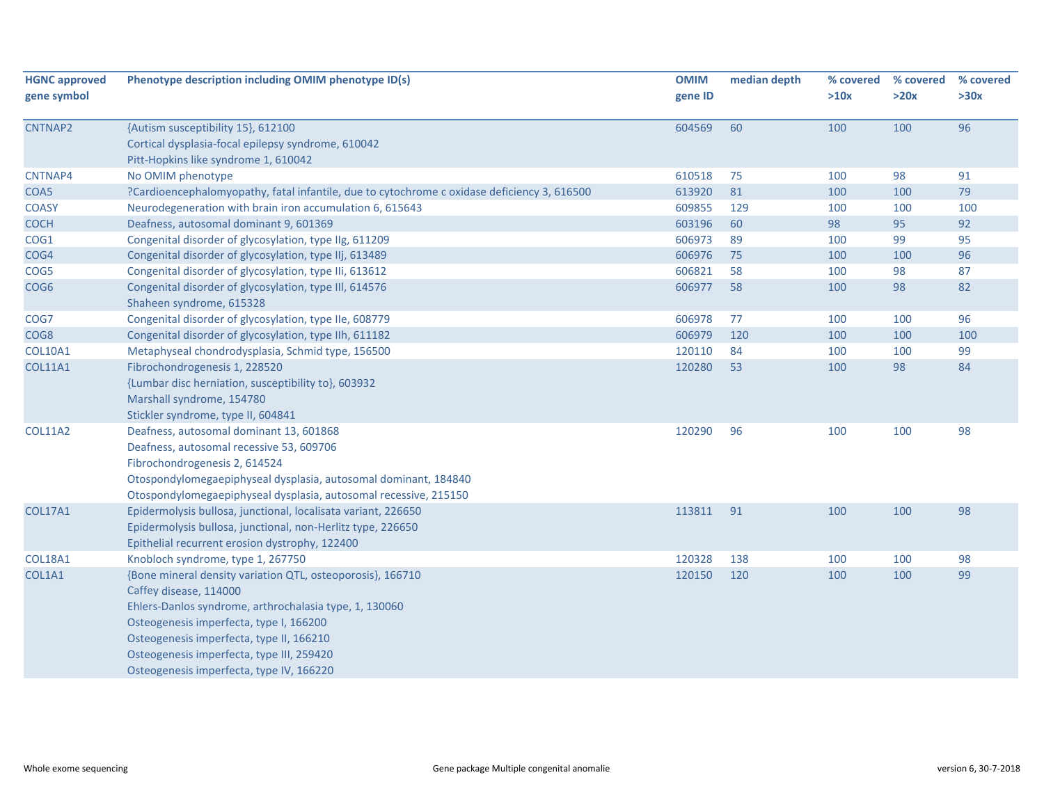| HGNC approved gene symbol | Phenotype description including OMIM phenotype ID(s) | OMIM gene ID | median depth | % covered >10x | % covered >20x | % covered >30x |
|---|---|---|---|---|---|---|
| CNTNAP2 | {Autism susceptibility 15}, 612100<br>Cortical dysplasia-focal epilepsy syndrome, 610042<br>Pitt-Hopkins like syndrome 1, 610042 | 604569 | 60 | 100 | 100 | 96 |
| CNTNAP4 | No OMIM phenotype | 610518 | 75 | 100 | 98 | 91 |
| COA5 | ?Cardioencephalomyopathy, fatal infantile, due to cytochrome c oxidase deficiency 3, 616500 | 613920 | 81 | 100 | 100 | 79 |
| COASY | Neurodegeneration with brain iron accumulation 6, 615643 | 609855 | 129 | 100 | 100 | 100 |
| COCH | Deafness, autosomal dominant 9, 601369 | 603196 | 60 | 98 | 95 | 92 |
| COG1 | Congenital disorder of glycosylation, type IIg, 611209 | 606973 | 89 | 100 | 99 | 95 |
| COG4 | Congenital disorder of glycosylation, type IIj, 613489 | 606976 | 75 | 100 | 100 | 96 |
| COG5 | Congenital disorder of glycosylation, type IIi, 613612 | 606821 | 58 | 100 | 98 | 87 |
| COG6 | Congenital disorder of glycosylation, type III, 614576<br>Shaheen syndrome, 615328 | 606977 | 58 | 100 | 98 | 82 |
| COG7 | Congenital disorder of glycosylation, type IIe, 608779 | 606978 | 77 | 100 | 100 | 96 |
| COG8 | Congenital disorder of glycosylation, type IIh, 611182 | 606979 | 120 | 100 | 100 | 100 |
| COL10A1 | Metaphyseal chondrodysplasia, Schmid type, 156500 | 120110 | 84 | 100 | 100 | 99 |
| COL11A1 | Fibrochondrogenesis 1, 228520<br>{Lumbar disc herniation, susceptibility to}, 603932<br>Marshall syndrome, 154780<br>Stickler syndrome, type II, 604841 | 120280 | 53 | 100 | 98 | 84 |
| COL11A2 | Deafness, autosomal dominant 13, 601868<br>Deafness, autosomal recessive 53, 609706<br>Fibrochondrogenesis 2, 614524<br>Otospondylomegaepiphyseal dysplasia, autosomal dominant, 184840<br>Otospondylomegaepiphyseal dysplasia, autosomal recessive, 215150 | 120290 | 96 | 100 | 100 | 98 |
| COL17A1 | Epidermolysis bullosa, junctional, localisata variant, 226650<br>Epidermolysis bullosa, junctional, non-Herlitz type, 226650<br>Epithelial recurrent erosion dystrophy, 122400 | 113811 | 91 | 100 | 100 | 98 |
| COL18A1 | Knobloch syndrome, type 1, 267750 | 120328 | 138 | 100 | 100 | 98 |
| COL1A1 | {Bone mineral density variation QTL, osteoporosis}, 166710<br>Caffey disease, 114000<br>Ehlers-Danlos syndrome, arthrochalasia type, 1, 130060<br>Osteogenesis imperfecta, type I, 166200<br>Osteogenesis imperfecta, type II, 166210<br>Osteogenesis imperfecta, type III, 259420<br>Osteogenesis imperfecta, type IV, 166220 | 120150 | 120 | 100 | 100 | 99 |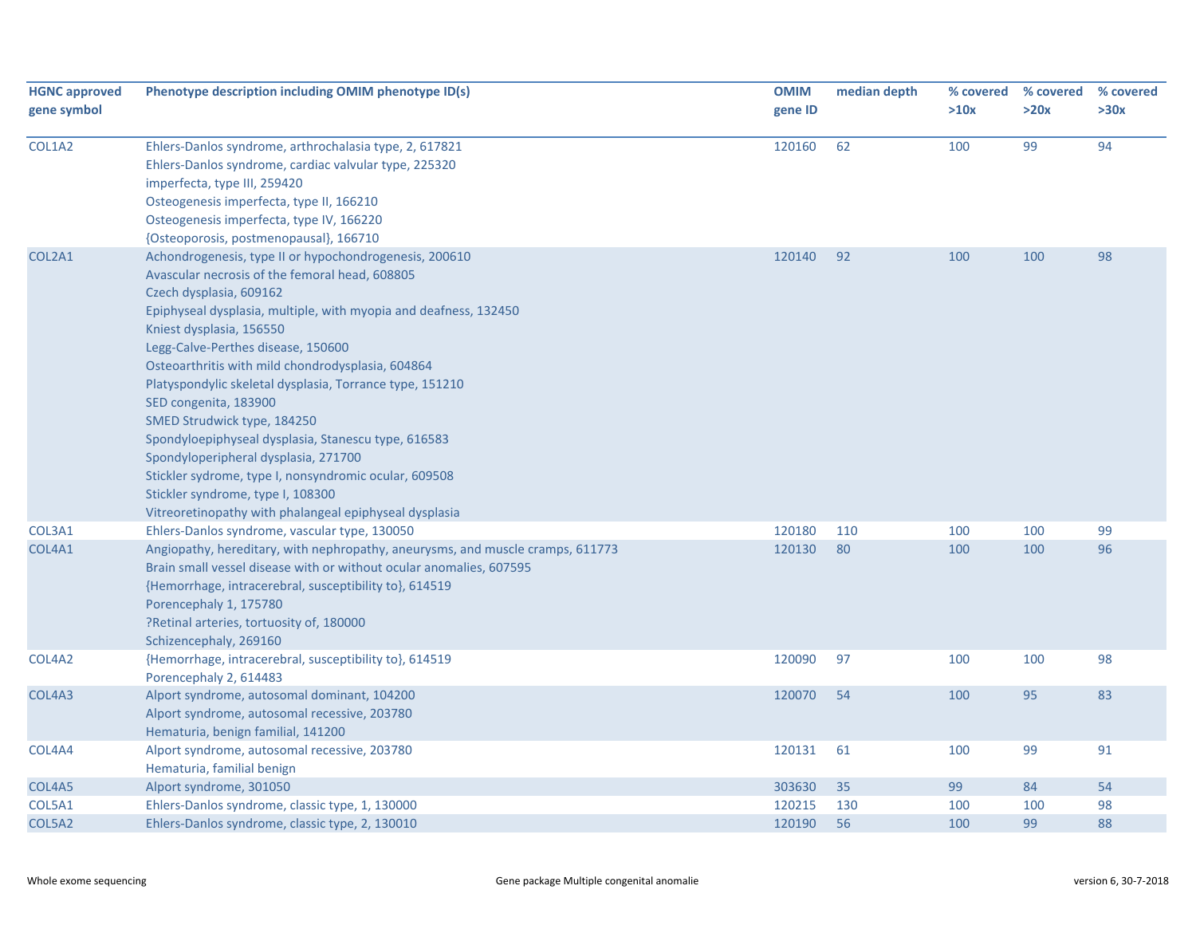| HGNC approved gene symbol | Phenotype description including OMIM phenotype ID(s) | OMIM gene ID | median depth | % covered >10x | % covered >20x | % covered >30x |
|---|---|---|---|---|---|---|
| COL1A2 | Ehlers-Danlos syndrome, arthrochalasia type, 2, 617821<br>Ehlers-Danlos syndrome, cardiac valvular type, 225320<br>imperfecta, type III, 259420<br>Osteogenesis imperfecta, type II, 166210<br>Osteogenesis imperfecta, type IV, 166220<br>{Osteoporosis, postmenopausal}, 166710 | 120160 | 62 | 100 | 99 | 94 |
| COL2A1 | Achondrogenesis, type II or hypochondrogenesis, 200610<br>Avascular necrosis of the femoral head, 608805<br>Czech dysplasia, 609162<br>Epiphyseal dysplasia, multiple, with myopia and deafness, 132450<br>Kniest dysplasia, 156550<br>Legg-Calve-Perthes disease, 150600<br>Osteoarthritis with mild chondrodysplasia, 604864<br>Platyspondylic skeletal dysplasia, Torrance type, 151210<br>SED congenita, 183900<br>SMED Strudwick type, 184250<br>Spondyloepiphyseal dysplasia, Stanescu type, 616583<br>Spondyloperipheral dysplasia, 271700<br>Stickler sydrome, type I, nonsyndromic ocular, 609508<br>Stickler syndrome, type I, 108300<br>Vitreoretinopathy with phalangeal epiphyseal dysplasia | 120140 | 92 | 100 | 100 | 98 |
| COL3A1 | Ehlers-Danlos syndrome, vascular type, 130050 | 120180 | 110 | 100 | 100 | 99 |
| COL4A1 | Angiopathy, hereditary, with nephropathy, aneurysms, and muscle cramps, 611773<br>Brain small vessel disease with or without ocular anomalies, 607595<br>{Hemorrhage, intracerebral, susceptibility to}, 614519<br>Porencephaly 1, 175780<br>?Retinal arteries, tortuosity of, 180000<br>Schizencephaly, 269160 | 120130 | 80 | 100 | 100 | 96 |
| COL4A2 | {Hemorrhage, intracerebral, susceptibility to}, 614519<br>Porencephaly 2, 614483 | 120090 | 97 | 100 | 100 | 98 |
| COL4A3 | Alport syndrome, autosomal dominant, 104200<br>Alport syndrome, autosomal recessive, 203780<br>Hematuria, benign familial, 141200 | 120070 | 54 | 100 | 95 | 83 |
| COL4A4 | Alport syndrome, autosomal recessive, 203780<br>Hematuria, familial benign | 120131 | 61 | 100 | 99 | 91 |
| COL4A5 | Alport syndrome, 301050 | 303630 | 35 | 99 | 84 | 54 |
| COL5A1 | Ehlers-Danlos syndrome, classic type, 1, 130000 | 120215 | 130 | 100 | 100 | 98 |
| COL5A2 | Ehlers-Danlos syndrome, classic type, 2, 130010 | 120190 | 56 | 100 | 99 | 88 |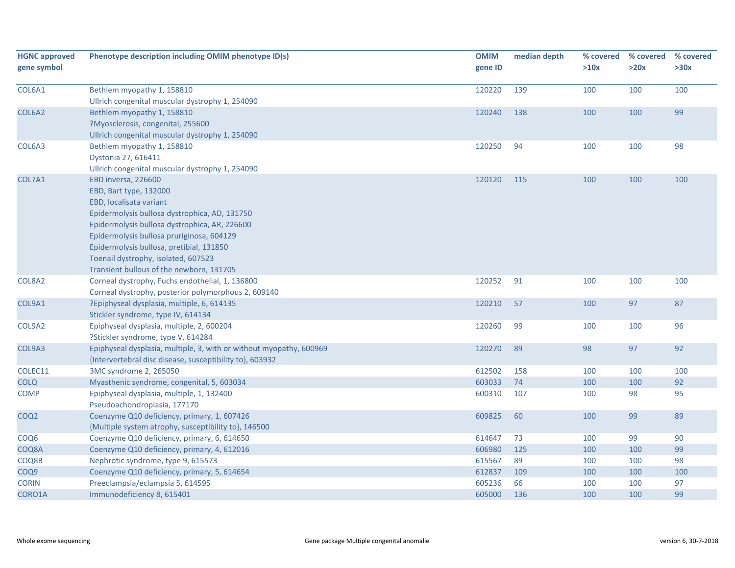| HGNC approved gene symbol | Phenotype description including OMIM phenotype ID(s) | OMIM gene ID | median depth | % covered >10x | % covered >20x | % covered >30x |
|---|---|---|---|---|---|---|
| COL6A1 | Bethlem myopathy 1, 158810<br>Ullrich congenital muscular dystrophy 1, 254090 | 120220 | 139 | 100 | 100 | 100 |
| COL6A2 | Bethlem myopathy 1, 158810<br>?Myosclerosis, congenital, 255600<br>Ullrich congenital muscular dystrophy 1, 254090 | 120240 | 138 | 100 | 100 | 99 |
| COL6A3 | Bethlem myopathy 1, 158810<br>Dystonia 27, 616411<br>Ullrich congenital muscular dystrophy 1, 254090 | 120250 | 94 | 100 | 100 | 98 |
| COL7A1 | EBD inversa, 226600<br>EBD, Bart type, 132000<br>EBD, localisata variant<br>Epidermolysis bullosa dystrophica, AD, 131750<br>Epidermolysis bullosa dystrophica, AR, 226600<br>Epidermolysis bullosa pruriginosa, 604129<br>Epidermolysis bullosa, pretibial, 131850<br>Toenail dystrophy, isolated, 607523<br>Transient bullous of the newborn, 131705 | 120120 | 115 | 100 | 100 | 100 |
| COL8A2 | Corneal dystrophy, Fuchs endothelial, 1, 136800<br>Corneal dystrophy, posterior polymorphous 2, 609140 | 120252 | 91 | 100 | 100 | 100 |
| COL9A1 | ?Epiphyseal dysplasia, multiple, 6, 614135<br>Stickler syndrome, type IV, 614134 | 120210 | 57 | 100 | 97 | 87 |
| COL9A2 | Epiphyseal dysplasia, multiple, 2, 600204<br>?Stickler syndrome, type V, 614284 | 120260 | 99 | 100 | 100 | 96 |
| COL9A3 | Epiphyseal dysplasia, multiple, 3, with or without myopathy, 600969<br>{Intervertebral disc disease, susceptibility to}, 603932 | 120270 | 89 | 98 | 97 | 92 |
| COLEC11 | 3MC syndrome 2, 265050 | 612502 | 158 | 100 | 100 | 100 |
| COLQ | Myasthenic syndrome, congenital, 5, 603034 | 603033 | 74 | 100 | 100 | 92 |
| COMP | Epiphyseal dysplasia, multiple, 1, 132400<br>Pseudoachondroplasia, 177170 | 600310 | 107 | 100 | 98 | 95 |
| COQ2 | Coenzyme Q10 deficiency, primary, 1, 607426<br>{Multiple system atrophy, susceptibility to}, 146500 | 609825 | 60 | 100 | 99 | 89 |
| COQ6 | Coenzyme Q10 deficiency, primary, 6, 614650 | 614647 | 73 | 100 | 99 | 90 |
| COQ8A | Coenzyme Q10 deficiency, primary, 4, 612016 | 606980 | 125 | 100 | 100 | 99 |
| COQ8B | Nephrotic syndrome, type 9, 615573 | 615567 | 89 | 100 | 100 | 98 |
| COQ9 | Coenzyme Q10 deficiency, primary, 5, 614654 | 612837 | 109 | 100 | 100 | 100 |
| CORIN | Preeclampsia/eclampsia 5, 614595 | 605236 | 66 | 100 | 100 | 97 |
| CORO1A | Immunodeficiency 8, 615401 | 605000 | 136 | 100 | 100 | 99 |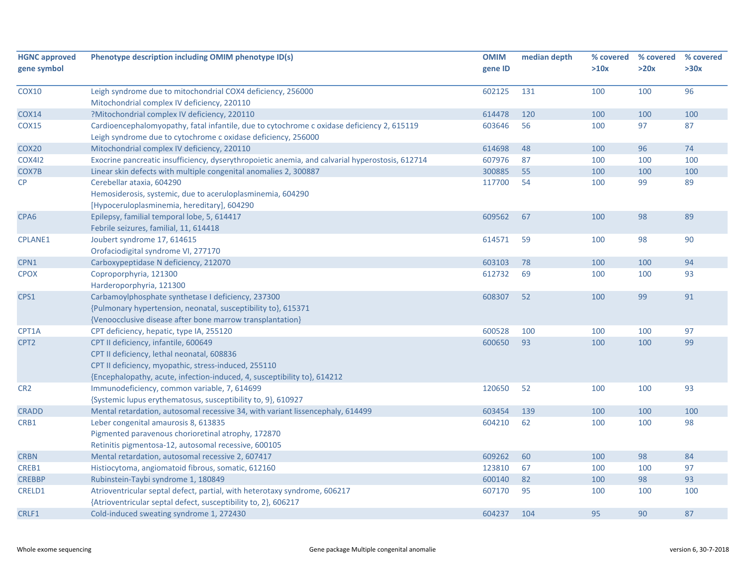| HGNC approved gene symbol | Phenotype description including OMIM phenotype ID(s) | OMIM gene ID | median depth | % covered >10x | % covered >20x | % covered >30x |
|---|---|---|---|---|---|---|
| COX10 | Leigh syndrome due to mitochondrial COX4 deficiency, 256000<br>Mitochondrial complex IV deficiency, 220110 | 602125 | 131 | 100 | 100 | 96 |
| COX14 | ?Mitochondrial complex IV deficiency, 220110 | 614478 | 120 | 100 | 100 | 100 |
| COX15 | Cardioencephalomyopathy, fatal infantile, due to cytochrome c oxidase deficiency 2, 615119<br>Leigh syndrome due to cytochrome c oxidase deficiency, 256000 | 603646 | 56 | 100 | 97 | 87 |
| COX20 | Mitochondrial complex IV deficiency, 220110 | 614698 | 48 | 100 | 96 | 74 |
| COX4I2 | Exocrine pancreatic insufficiency, dyserythropoietic anemia, and calvarial hyperostosis, 612714 | 607976 | 87 | 100 | 100 | 100 |
| COX7B | Linear skin defects with multiple congenital anomalies 2, 300887 | 300885 | 55 | 100 | 100 | 100 |
| CP | Cerebellar ataxia, 604290<br>Hemosiderosis, systemic, due to aceruloplasminemia, 604290<br>[Hypoceruloplasminemia, hereditary], 604290 | 117700 | 54 | 100 | 99 | 89 |
| CPA6 | Epilepsy, familial temporal lobe, 5, 614417<br>Febrile seizures, familial, 11, 614418 | 609562 | 67 | 100 | 98 | 89 |
| CPLANE1 | Joubert syndrome 17, 614615<br>Orofaciodigital syndrome VI, 277170 | 614571 | 59 | 100 | 98 | 90 |
| CPN1 | Carboxypeptidase N deficiency, 212070 | 603103 | 78 | 100 | 100 | 94 |
| CPOX | Coproporphyria, 121300<br>Harderoporphyria, 121300 | 612732 | 69 | 100 | 100 | 93 |
| CPS1 | Carbamoylphosphate synthetase I deficiency, 237300<br>{Pulmonary hypertension, neonatal, susceptibility to}, 615371<br>{Venoocclusive disease after bone marrow transplantation} | 608307 | 52 | 100 | 99 | 91 |
| CPT1A | CPT deficiency, hepatic, type IA, 255120 | 600528 | 100 | 100 | 100 | 97 |
| CPT2 | CPT II deficiency, infantile, 600649<br>CPT II deficiency, lethal neonatal, 608836<br>CPT II deficiency, myopathic, stress-induced, 255110<br>{Encephalopathy, acute, infection-induced, 4, susceptibility to}, 614212 | 600650 | 93 | 100 | 100 | 99 |
| CR2 | Immunodeficiency, common variable, 7, 614699<br>{Systemic lupus erythematosus, susceptibility to, 9}, 610927 | 120650 | 52 | 100 | 100 | 93 |
| CRADD | Mental retardation, autosomal recessive 34, with variant lissencephaly, 614499 | 603454 | 139 | 100 | 100 | 100 |
| CRB1 | Leber congenital amaurosis 8, 613835<br>Pigmented paravenous chorioretinal atrophy, 172870<br>Retinitis pigmentosa-12, autosomal recessive, 600105 | 604210 | 62 | 100 | 100 | 98 |
| CRBN | Mental retardation, autosomal recessive 2, 607417 | 609262 | 60 | 100 | 98 | 84 |
| CREB1 | Histiocytoma, angiomatoid fibrous, somatic, 612160 | 123810 | 67 | 100 | 100 | 97 |
| CREBBP | Rubinstein-Taybi syndrome 1, 180849 | 600140 | 82 | 100 | 98 | 93 |
| CRELD1 | Atrioventricular septal defect, partial, with heterotaxy syndrome, 606217<br>{Atrioventricular septal defect, susceptibility to, 2}, 606217 | 607170 | 95 | 100 | 100 | 100 |
| CRLF1 | Cold-induced sweating syndrome 1, 272430 | 604237 | 104 | 95 | 90 | 87 |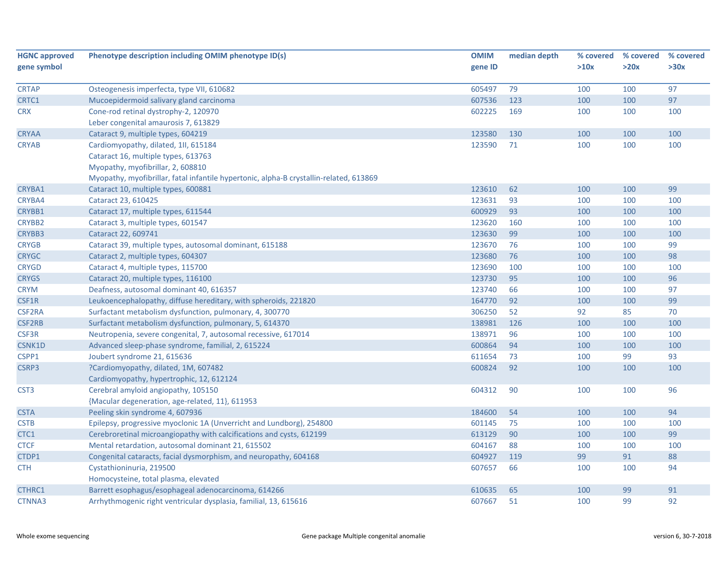| HGNC approved gene symbol | Phenotype description including OMIM phenotype ID(s) | OMIM gene ID | median depth | % covered >10x | % covered >20x | % covered >30x |
|---|---|---|---|---|---|---|
| CRTAP | Osteogenesis imperfecta, type VII, 610682 | 605497 | 79 | 100 | 100 | 97 |
| CRTC1 | Mucoepidermoid salivary gland carcinoma | 607536 | 123 | 100 | 100 | 97 |
| CRX | Cone-rod retinal dystrophy-2, 120970<br>Leber congenital amaurosis 7, 613829 | 602225 | 169 | 100 | 100 | 100 |
| CRYAA | Cataract 9, multiple types, 604219 | 123580 | 130 | 100 | 100 | 100 |
| CRYAB | Cardiomyopathy, dilated, 1II, 615184<br>Cataract 16, multiple types, 613763<br>Myopathy, myofibrillar, 2, 608810<br>Myopathy, myofibrillar, fatal infantile hypertonic, alpha-B crystallin-related, 613869 | 123590 | 71 | 100 | 100 | 100 |
| CRYBA1 | Cataract 10, multiple types, 600881 | 123610 | 62 | 100 | 100 | 99 |
| CRYBA4 | Cataract 23, 610425 | 123631 | 93 | 100 | 100 | 100 |
| CRYBB1 | Cataract 17, multiple types, 611544 | 600929 | 93 | 100 | 100 | 100 |
| CRYBB2 | Cataract 3, multiple types, 601547 | 123620 | 160 | 100 | 100 | 100 |
| CRYBB3 | Cataract 22, 609741 | 123630 | 99 | 100 | 100 | 100 |
| CRYGB | Cataract 39, multiple types, autosomal dominant, 615188 | 123670 | 76 | 100 | 100 | 99 |
| CRYGC | Cataract 2, multiple types, 604307 | 123680 | 76 | 100 | 100 | 98 |
| CRYGD | Cataract 4, multiple types, 115700 | 123690 | 100 | 100 | 100 | 100 |
| CRYGS | Cataract 20, multiple types, 116100 | 123730 | 95 | 100 | 100 | 96 |
| CRYM | Deafness, autosomal dominant 40, 616357 | 123740 | 66 | 100 | 100 | 97 |
| CSF1R | Leukoencephalopathy, diffuse hereditary, with spheroids, 221820 | 164770 | 92 | 100 | 100 | 99 |
| CSF2RA | Surfactant metabolism dysfunction, pulmonary, 4, 300770 | 306250 | 52 | 92 | 85 | 70 |
| CSF2RB | Surfactant metabolism dysfunction, pulmonary, 5, 614370 | 138981 | 126 | 100 | 100 | 100 |
| CSF3R | Neutropenia, severe congenital, 7, autosomal recessive, 617014 | 138971 | 96 | 100 | 100 | 100 |
| CSNK1D | Advanced sleep-phase syndrome, familial, 2, 615224 | 600864 | 94 | 100 | 100 | 100 |
| CSPP1 | Joubert syndrome 21, 615636 | 611654 | 73 | 100 | 99 | 93 |
| CSRP3 | ?Cardiomyopathy, dilated, 1M, 607482<br>Cardiomyopathy, hypertrophic, 12, 612124 | 600824 | 92 | 100 | 100 | 100 |
| CST3 | Cerebral amyloid angiopathy, 105150<br>{Macular degeneration, age-related, 11}, 611953 | 604312 | 90 | 100 | 100 | 96 |
| CSTA | Peeling skin syndrome 4, 607936 | 184600 | 54 | 100 | 100 | 94 |
| CSTB | Epilepsy, progressive myoclonic 1A (Unverricht and Lundborg), 254800 | 601145 | 75 | 100 | 100 | 100 |
| CTC1 | Cerebroretinal microangiopathy with calcifications and cysts, 612199 | 613129 | 90 | 100 | 100 | 99 |
| CTCF | Mental retardation, autosomal dominant 21, 615502 | 604167 | 88 | 100 | 100 | 100 |
| CTDP1 | Congenital cataracts, facial dysmorphism, and neuropathy, 604168 | 604927 | 119 | 99 | 91 | 88 |
| CTH | Cystathioninuria, 219500<br>Homocysteine, total plasma, elevated | 607657 | 66 | 100 | 100 | 94 |
| CTHRC1 | Barrett esophagus/esophageal adenocarcinoma, 614266 | 610635 | 65 | 100 | 99 | 91 |
| CTNNA3 | Arrhythmogenic right ventricular dysplasia, familial, 13, 615616 | 607667 | 51 | 100 | 99 | 92 |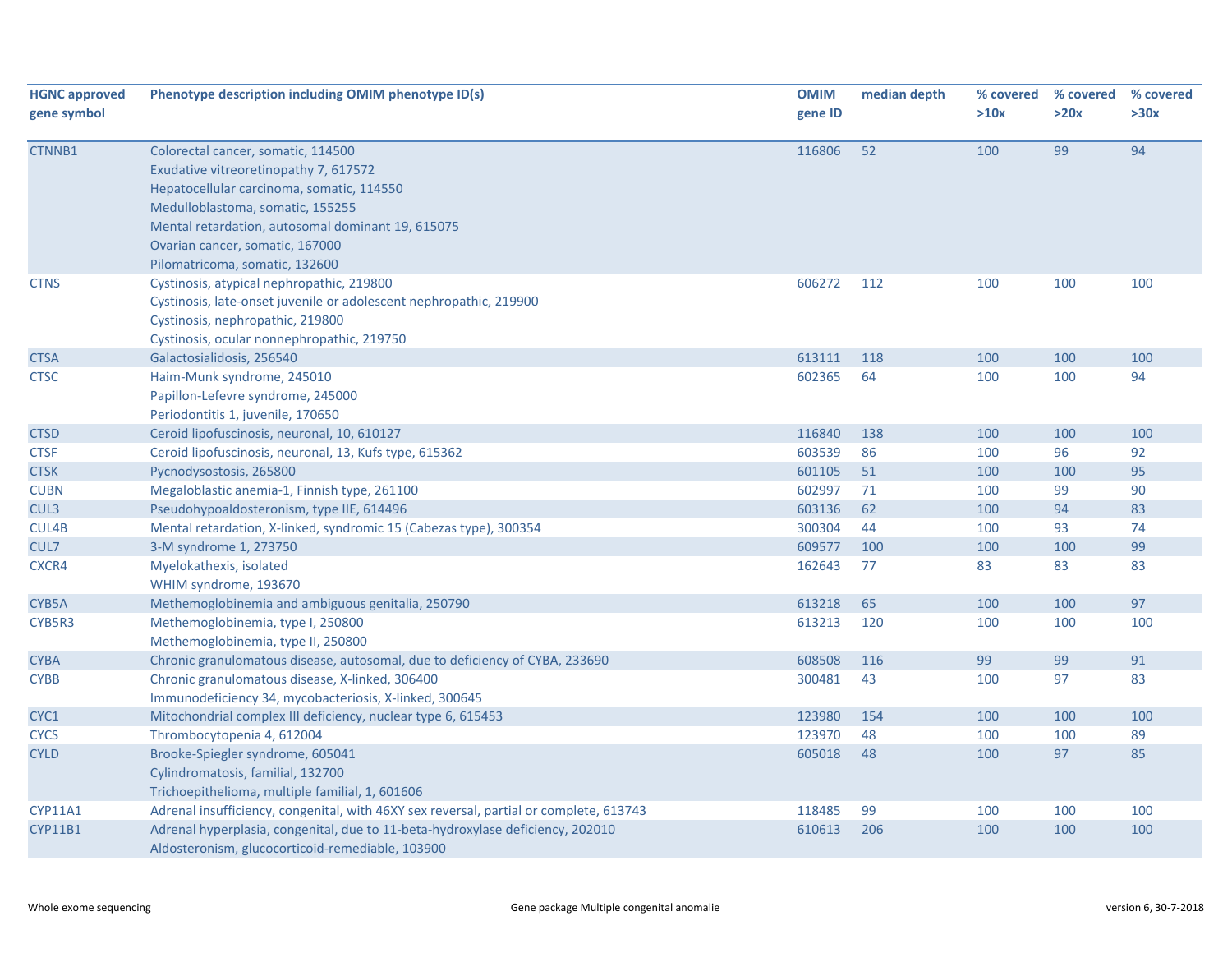| HGNC approved gene symbol | Phenotype description including OMIM phenotype ID(s) | OMIM gene ID | median depth | % covered >10x | % covered >20x | % covered >30x |
|---|---|---|---|---|---|---|
| CTNNB1 | Colorectal cancer, somatic, 114500<br>Exudative vitreoretinopathy 7, 617572<br>Hepatocellular carcinoma, somatic, 114550<br>Medulloblastoma, somatic, 155255<br>Mental retardation, autosomal dominant 19, 615075<br>Ovarian cancer, somatic, 167000<br>Pilomatricoma, somatic, 132600 | 116806 | 52 | 100 | 99 | 94 |
| CTNS | Cystinosis, atypical nephropathic, 219800<br>Cystinosis, late-onset juvenile or adolescent nephropathic, 219900<br>Cystinosis, nephropathic, 219800<br>Cystinosis, ocular nonnephropathic, 219750 | 606272 | 112 | 100 | 100 | 100 |
| CTSA | Galactosialidosis, 256540 | 613111 | 118 | 100 | 100 | 100 |
| CTSC | Haim-Munk syndrome, 245010<br>Papillon-Lefevre syndrome, 245000<br>Periodontitis 1, juvenile, 170650 | 602365 | 64 | 100 | 100 | 94 |
| CTSD | Ceroid lipofuscinosis, neuronal, 10, 610127 | 116840 | 138 | 100 | 100 | 100 |
| CTSF | Ceroid lipofuscinosis, neuronal, 13, Kufs type, 615362 | 603539 | 86 | 100 | 96 | 92 |
| CTSK | Pycnodysostosis, 265800 | 601105 | 51 | 100 | 100 | 95 |
| CUBN | Megaloblastic anemia-1, Finnish type, 261100 | 602997 | 71 | 100 | 99 | 90 |
| CUL3 | Pseudohypoaldosteronism, type IIE, 614496 | 603136 | 62 | 100 | 94 | 83 |
| CUL4B | Mental retardation, X-linked, syndromic 15 (Cabezas type), 300354 | 300304 | 44 | 100 | 93 | 74 |
| CUL7 | 3-M syndrome 1, 273750 | 609577 | 100 | 100 | 100 | 99 |
| CXCR4 | Myelokathexis, isolated<br>WHIM syndrome, 193670 | 162643 | 77 | 83 | 83 | 83 |
| CYB5A | Methemoglobinemia and ambiguous genitalia, 250790 | 613218 | 65 | 100 | 100 | 97 |
| CYB5R3 | Methemoglobinemia, type I, 250800<br>Methemoglobinemia, type II, 250800 | 613213 | 120 | 100 | 100 | 100 |
| CYBA | Chronic granulomatous disease, autosomal, due to deficiency of CYBA, 233690 | 608508 | 116 | 99 | 99 | 91 |
| CYBB | Chronic granulomatous disease, X-linked, 306400<br>Immunodeficiency 34, mycobacteriosis, X-linked, 300645 | 300481 | 43 | 100 | 97 | 83 |
| CYC1 | Mitochondrial complex III deficiency, nuclear type 6, 615453 | 123980 | 154 | 100 | 100 | 100 |
| CYCS | Thrombocytopenia 4, 612004 | 123970 | 48 | 100 | 100 | 89 |
| CYLD | Brooke-Spiegler syndrome, 605041<br>Cylindromatosis, familial, 132700<br>Trichoepithelioma, multiple familial, 1, 601606 | 605018 | 48 | 100 | 97 | 85 |
| CYP11A1 | Adrenal insufficiency, congenital, with 46XY sex reversal, partial or complete, 613743 | 118485 | 99 | 100 | 100 | 100 |
| CYP11B1 | Adrenal hyperplasia, congenital, due to 11-beta-hydroxylase deficiency, 202010<br>Aldosteronism, glucocorticoid-remediable, 103900 | 610613 | 206 | 100 | 100 | 100 |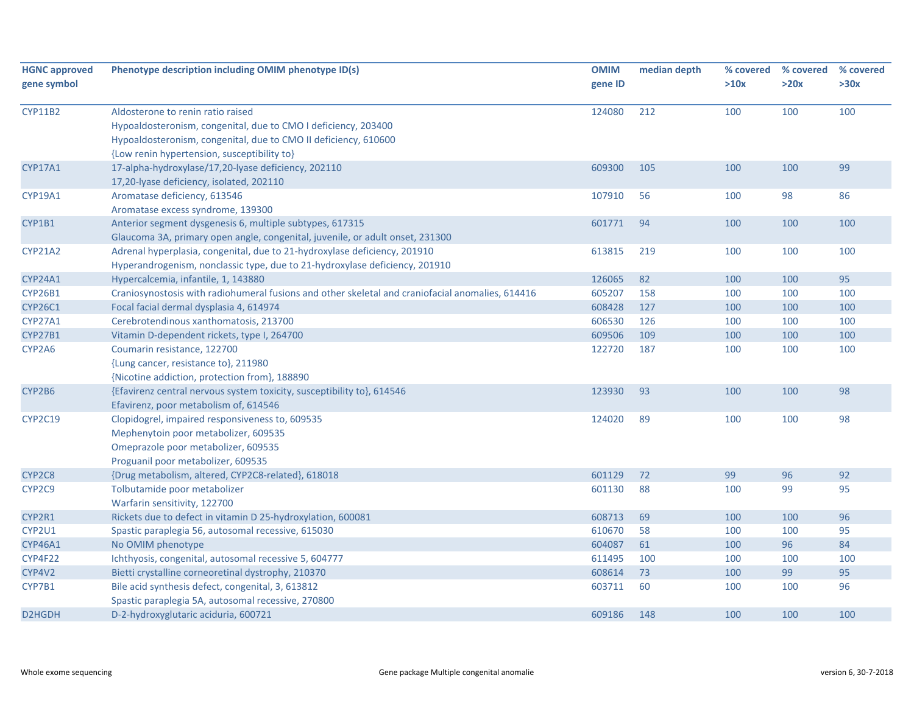| HGNC approved gene symbol | Phenotype description including OMIM phenotype ID(s) | OMIM gene ID | median depth | % covered >10x | % covered >20x | % covered >30x |
|---|---|---|---|---|---|---|
| CYP11B2 | Aldosterone to renin ratio raised<br>Hypoaldosteronism, congenital, due to CMO I deficiency, 203400<br>Hypoaldosteronism, congenital, due to CMO II deficiency, 610600<br>{Low renin hypertension, susceptibility to} | 124080 | 212 | 100 | 100 | 100 |
| CYP17A1 | 17-alpha-hydroxylase/17,20-lyase deficiency, 202110<br>17,20-lyase deficiency, isolated, 202110 | 609300 | 105 | 100 | 100 | 99 |
| CYP19A1 | Aromatase deficiency, 613546<br>Aromatase excess syndrome, 139300 | 107910 | 56 | 100 | 98 | 86 |
| CYP1B1 | Anterior segment dysgenesis 6, multiple subtypes, 617315<br>Glaucoma 3A, primary open angle, congenital, juvenile, or adult onset, 231300 | 601771 | 94 | 100 | 100 | 100 |
| CYP21A2 | Adrenal hyperplasia, congenital, due to 21-hydroxylase deficiency, 201910<br>Hyperandrogenism, nonclassic type, due to 21-hydroxylase deficiency, 201910 | 613815 | 219 | 100 | 100 | 100 |
| CYP24A1 | Hypercalcemia, infantile, 1, 143880 | 126065 | 82 | 100 | 100 | 95 |
| CYP26B1 | Craniosynostosis with radiohumeral fusions and other skeletal and craniofacial anomalies, 614416 | 605207 | 158 | 100 | 100 | 100 |
| CYP26C1 | Focal facial dermal dysplasia 4, 614974 | 608428 | 127 | 100 | 100 | 100 |
| CYP27A1 | Cerebrotendinous xanthomatosis, 213700 | 606530 | 126 | 100 | 100 | 100 |
| CYP27B1 | Vitamin D-dependent rickets, type I, 264700 | 609506 | 109 | 100 | 100 | 100 |
| CYP2A6 | Coumarin resistance, 122700<br>{Lung cancer, resistance to}, 211980<br>{Nicotine addiction, protection from}, 188890 | 122720 | 187 | 100 | 100 | 100 |
| CYP2B6 | {Efavirenz central nervous system toxicity, susceptibility to}, 614546<br>Efavirenz, poor metabolism of, 614546 | 123930 | 93 | 100 | 100 | 98 |
| CYP2C19 | Clopidogrel, impaired responsiveness to, 609535<br>Mephenytoin poor metabolizer, 609535<br>Omeprazole poor metabolizer, 609535<br>Proguanil poor metabolizer, 609535 | 124020 | 89 | 100 | 100 | 98 |
| CYP2C8 | {Drug metabolism, altered, CYP2C8-related}, 618018 | 601129 | 72 | 99 | 96 | 92 |
| CYP2C9 | Tolbutamide poor metabolizer<br>Warfarin sensitivity, 122700 | 601130 | 88 | 100 | 99 | 95 |
| CYP2R1 | Rickets due to defect in vitamin D 25-hydroxylation, 600081 | 608713 | 69 | 100 | 100 | 96 |
| CYP2U1 | Spastic paraplegia 56, autosomal recessive, 615030 | 610670 | 58 | 100 | 100 | 95 |
| CYP46A1 | No OMIM phenotype | 604087 | 61 | 100 | 96 | 84 |
| CYP4F22 | Ichthyosis, congenital, autosomal recessive 5, 604777 | 611495 | 100 | 100 | 100 | 100 |
| CYP4V2 | Bietti crystalline corneoretinal dystrophy, 210370 | 608614 | 73 | 100 | 99 | 95 |
| CYP7B1 | Bile acid synthesis defect, congenital, 3, 613812<br>Spastic paraplegia 5A, autosomal recessive, 270800 | 603711 | 60 | 100 | 100 | 96 |
| D2HGDH | D-2-hydroxyglutaric aciduria, 600721 | 609186 | 148 | 100 | 100 | 100 |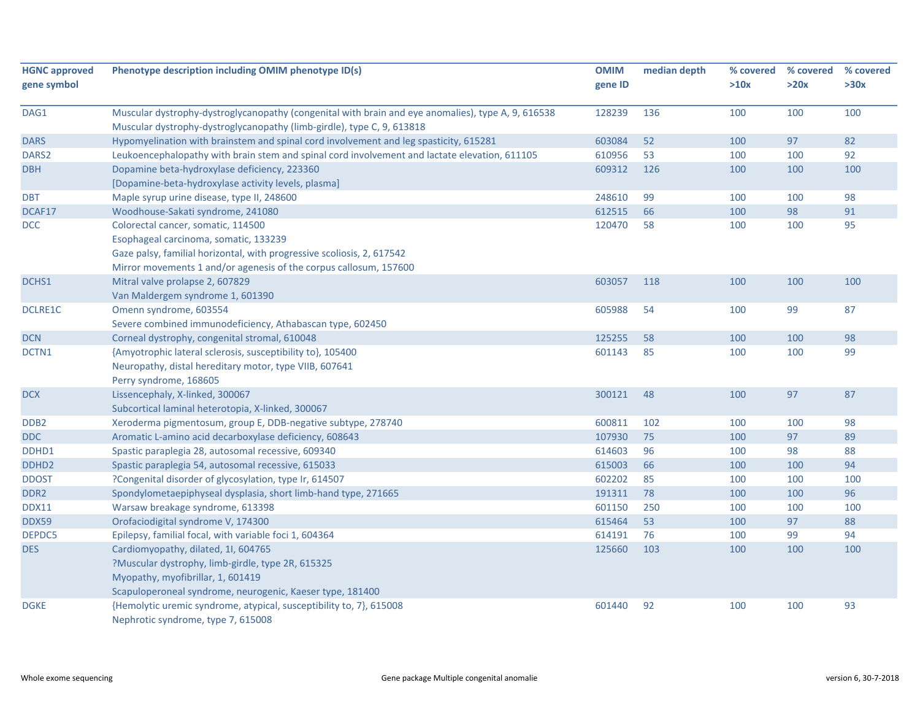| HGNC approved gene symbol | Phenotype description including OMIM phenotype ID(s) | OMIM gene ID | median depth | % covered >10x | % covered >20x | % covered >30x |
|---|---|---|---|---|---|---|
| DAG1 | Muscular dystrophy-dystroglycanopathy (congenital with brain and eye anomalies), type A, 9, 616538<br>Muscular dystrophy-dystroglycanopathy (limb-girdle), type C, 9, 613818 | 128239 | 136 | 100 | 100 | 100 |
| DARS | Hypomyelination with brainstem and spinal cord involvement and leg spasticity, 615281 | 603084 | 52 | 100 | 97 | 82 |
| DARS2 | Leukoencephalopathy with brain stem and spinal cord involvement and lactate elevation, 611105 | 610956 | 53 | 100 | 100 | 92 |
| DBH | Dopamine beta-hydroxylase deficiency, 223360<br>[Dopamine-beta-hydroxylase activity levels, plasma] | 609312 | 126 | 100 | 100 | 100 |
| DBT | Maple syrup urine disease, type II, 248600 | 248610 | 99 | 100 | 100 | 98 |
| DCAF17 | Woodhouse-Sakati syndrome, 241080 | 612515 | 66 | 100 | 98 | 91 |
| DCC | Colorectal cancer, somatic, 114500<br>Esophageal carcinoma, somatic, 133239<br>Gaze palsy, familial horizontal, with progressive scoliosis, 2, 617542<br>Mirror movements 1 and/or agenesis of the corpus callosum, 157600 | 120470 | 58 | 100 | 100 | 95 |
| DCHS1 | Mitral valve prolapse 2, 607829<br>Van Maldergem syndrome 1, 601390 | 603057 | 118 | 100 | 100 | 100 |
| DCLRE1C | Omenn syndrome, 603554<br>Severe combined immunodeficiency, Athabascan type, 602450 | 605988 | 54 | 100 | 99 | 87 |
| DCN | Corneal dystrophy, congenital stromal, 610048 | 125255 | 58 | 100 | 100 | 98 |
| DCTN1 | {Amyotrophic lateral sclerosis, susceptibility to}, 105400<br>Neuropathy, distal hereditary motor, type VIIB, 607641<br>Perry syndrome, 168605 | 601143 | 85 | 100 | 100 | 99 |
| DCX | Lissencephaly, X-linked, 300067<br>Subcortical laminal heterotopia, X-linked, 300067 | 300121 | 48 | 100 | 97 | 87 |
| DDB2 | Xeroderma pigmentosum, group E, DDB-negative subtype, 278740 | 600811 | 102 | 100 | 100 | 98 |
| DDC | Aromatic L-amino acid decarboxylase deficiency, 608643 | 107930 | 75 | 100 | 97 | 89 |
| DDHD1 | Spastic paraplegia 28, autosomal recessive, 609340 | 614603 | 96 | 100 | 98 | 88 |
| DDHD2 | Spastic paraplegia 54, autosomal recessive, 615033 | 615003 | 66 | 100 | 100 | 94 |
| DDOST | ?Congenital disorder of glycosylation, type Ir, 614507 | 602202 | 85 | 100 | 100 | 100 |
| DDR2 | Spondylometaepiphyseal dysplasia, short limb-hand type, 271665 | 191311 | 78 | 100 | 100 | 96 |
| DDX11 | Warsaw breakage syndrome, 613398 | 601150 | 250 | 100 | 100 | 100 |
| DDX59 | Orofaciodigital syndrome V, 174300 | 615464 | 53 | 100 | 97 | 88 |
| DEPDC5 | Epilepsy, familial focal, with variable foci 1, 604364 | 614191 | 76 | 100 | 99 | 94 |
| DES | Cardiomyopathy, dilated, 1I, 604765<br>?Muscular dystrophy, limb-girdle, type 2R, 615325<br>Myopathy, myofibrillar, 1, 601419<br>Scapuloperoneal syndrome, neurogenic, Kaeser type, 181400 | 125660 | 103 | 100 | 100 | 100 |
| DGKE | {Hemolytic uremic syndrome, atypical, susceptibility to, 7}, 615008<br>Nephrotic syndrome, type 7, 615008 | 601440 | 92 | 100 | 100 | 93 |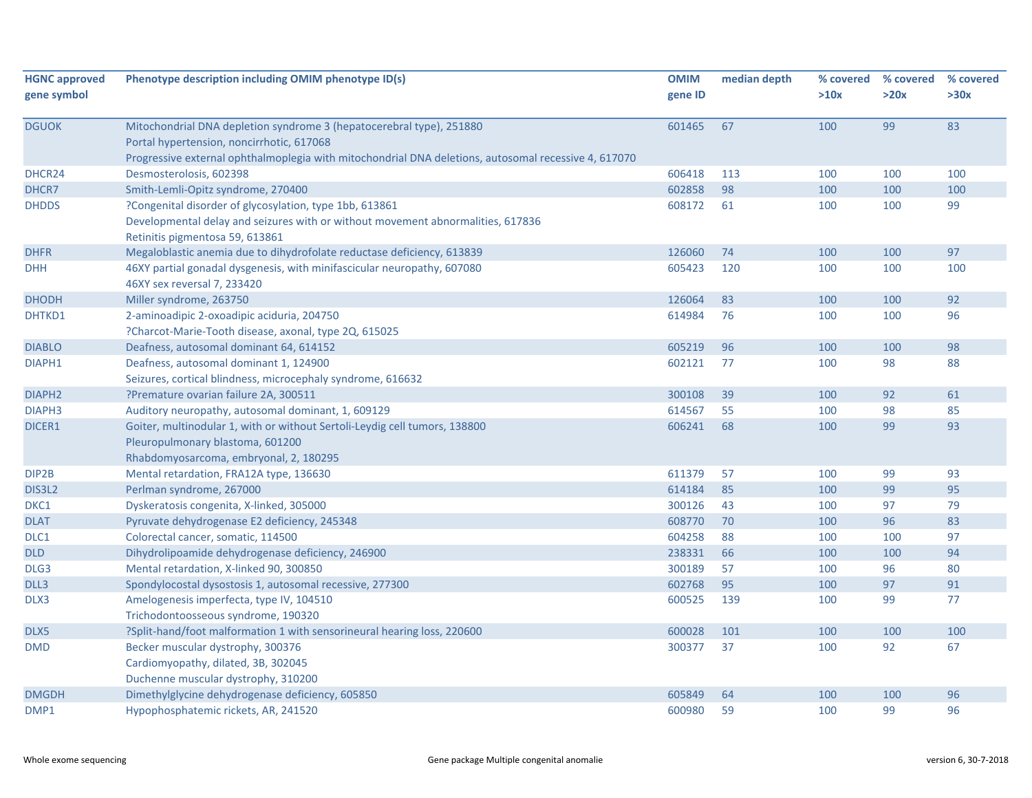| HGNC approved gene symbol | Phenotype description including OMIM phenotype ID(s) | OMIM gene ID | median depth | % covered >10x | % covered >20x | % covered >30x |
|---|---|---|---|---|---|---|
| DGUOK | Mitochondrial DNA depletion syndrome 3 (hepatocerebral type), 251880<br>Portal hypertension, noncirrhotic, 617068<br>Progressive external ophthalmoplegia with mitochondrial DNA deletions, autosomal recessive 4, 617070 | 601465 | 67 | 100 | 99 | 83 |
| DHCR24 | Desmosterolosis, 602398 | 606418 | 113 | 100 | 100 | 100 |
| DHCR7 | Smith-Lemli-Opitz syndrome, 270400 | 602858 | 98 | 100 | 100 | 100 |
| DHDDS | ?Congenital disorder of glycosylation, type 1bb, 613861<br>Developmental delay and seizures with or without movement abnormalities, 617836<br>Retinitis pigmentosa 59, 613861 | 608172 | 61 | 100 | 100 | 99 |
| DHFR | Megaloblastic anemia due to dihydrofolate reductase deficiency, 613839 | 126060 | 74 | 100 | 100 | 97 |
| DHH | 46XY partial gonadal dysgenesis, with minifascicular neuropathy, 607080<br>46XY sex reversal 7, 233420 | 605423 | 120 | 100 | 100 | 100 |
| DHODH | Miller syndrome, 263750 | 126064 | 83 | 100 | 100 | 92 |
| DHTKD1 | 2-aminoadipic 2-oxoadipic aciduria, 204750<br>?Charcot-Marie-Tooth disease, axonal, type 2Q, 615025 | 614984 | 76 | 100 | 100 | 96 |
| DIABLO | Deafness, autosomal dominant 64, 614152 | 605219 | 96 | 100 | 100 | 98 |
| DIAPH1 | Deafness, autosomal dominant 1, 124900<br>Seizures, cortical blindness, microcephaly syndrome, 616632 | 602121 | 77 | 100 | 98 | 88 |
| DIAPH2 | ?Premature ovarian failure 2A, 300511 | 300108 | 39 | 100 | 92 | 61 |
| DIAPH3 | Auditory neuropathy, autosomal dominant, 1, 609129 | 614567 | 55 | 100 | 98 | 85 |
| DICER1 | Goiter, multinodular 1, with or without Sertoli-Leydig cell tumors, 138800<br>Pleuropulmonary blastoma, 601200<br>Rhabdomyosarcoma, embryonal, 2, 180295 | 606241 | 68 | 100 | 99 | 93 |
| DIP2B | Mental retardation, FRA12A type, 136630 | 611379 | 57 | 100 | 99 | 93 |
| DIS3L2 | Perlman syndrome, 267000 | 614184 | 85 | 100 | 99 | 95 |
| DKC1 | Dyskeratosis congenita, X-linked, 305000 | 300126 | 43 | 100 | 97 | 79 |
| DLAT | Pyruvate dehydrogenase E2 deficiency, 245348 | 608770 | 70 | 100 | 96 | 83 |
| DLC1 | Colorectal cancer, somatic, 114500 | 604258 | 88 | 100 | 100 | 97 |
| DLD | Dihydrolipoamide dehydrogenase deficiency, 246900 | 238331 | 66 | 100 | 100 | 94 |
| DLG3 | Mental retardation, X-linked 90, 300850 | 300189 | 57 | 100 | 96 | 80 |
| DLL3 | Spondylocostal dysostosis 1, autosomal recessive, 277300 | 602768 | 95 | 100 | 97 | 91 |
| DLX3 | Amelogenesis imperfecta, type IV, 104510<br>Trichodontoosseous syndrome, 190320 | 600525 | 139 | 100 | 99 | 77 |
| DLX5 | ?Split-hand/foot malformation 1 with sensorineural hearing loss, 220600 | 600028 | 101 | 100 | 100 | 100 |
| DMD | Becker muscular dystrophy, 300376<br>Cardiomyopathy, dilated, 3B, 302045<br>Duchenne muscular dystrophy, 310200 | 300377 | 37 | 100 | 92 | 67 |
| DMGDH | Dimethylglycine dehydrogenase deficiency, 605850 | 605849 | 64 | 100 | 100 | 96 |
| DMP1 | Hypophosphatemic rickets, AR, 241520 | 600980 | 59 | 100 | 99 | 96 |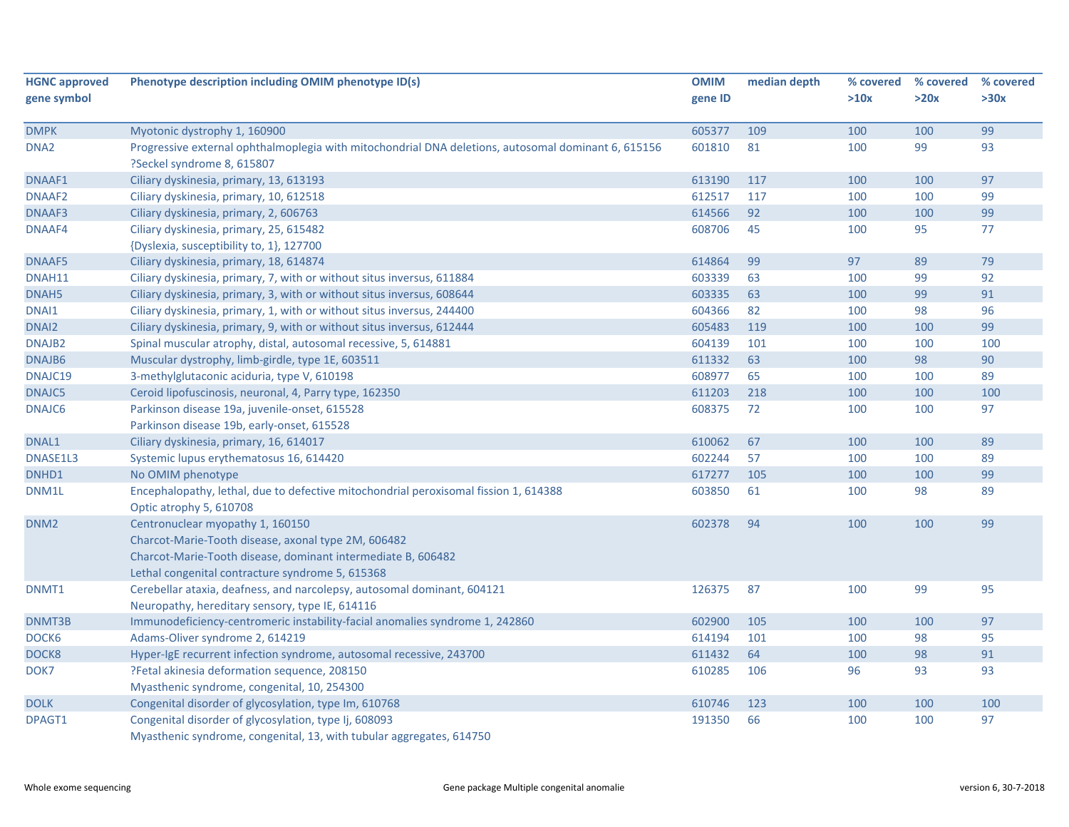| HGNC approved gene symbol | Phenotype description including OMIM phenotype ID(s) | OMIM gene ID | median depth | % covered >10x | % covered >20x | % covered >30x |
|---|---|---|---|---|---|---|
| DMPK | Myotonic dystrophy 1, 160900 | 605377 | 109 | 100 | 100 | 99 |
| DNA2 | Progressive external ophthalmoplegia with mitochondrial DNA deletions, autosomal dominant 6, 615156<br>?Seckel syndrome 8, 615807 | 601810 | 81 | 100 | 99 | 93 |
| DNAAF1 | Ciliary dyskinesia, primary, 13, 613193 | 613190 | 117 | 100 | 100 | 97 |
| DNAAF2 | Ciliary dyskinesia, primary, 10, 612518 | 612517 | 117 | 100 | 100 | 99 |
| DNAAF3 | Ciliary dyskinesia, primary, 2, 606763 | 614566 | 92 | 100 | 100 | 99 |
| DNAAF4 | Ciliary dyskinesia, primary, 25, 615482<br>{Dyslexia, susceptibility to, 1}, 127700 | 608706 | 45 | 100 | 95 | 77 |
| DNAAF5 | Ciliary dyskinesia, primary, 18, 614874 | 614864 | 99 | 97 | 89 | 79 |
| DNAH11 | Ciliary dyskinesia, primary, 7, with or without situs inversus, 611884 | 603339 | 63 | 100 | 99 | 92 |
| DNAH5 | Ciliary dyskinesia, primary, 3, with or without situs inversus, 608644 | 603335 | 63 | 100 | 99 | 91 |
| DNAI1 | Ciliary dyskinesia, primary, 1, with or without situs inversus, 244400 | 604366 | 82 | 100 | 98 | 96 |
| DNAI2 | Ciliary dyskinesia, primary, 9, with or without situs inversus, 612444 | 605483 | 119 | 100 | 100 | 99 |
| DNAJB2 | Spinal muscular atrophy, distal, autosomal recessive, 5, 614881 | 604139 | 101 | 100 | 100 | 100 |
| DNAJB6 | Muscular dystrophy, limb-girdle, type 1E, 603511 | 611332 | 63 | 100 | 98 | 90 |
| DNAJC19 | 3-methylglutaconic aciduria, type V, 610198 | 608977 | 65 | 100 | 100 | 89 |
| DNAJC5 | Ceroid lipofuscinosis, neuronal, 4, Parry type, 162350 | 611203 | 218 | 100 | 100 | 100 |
| DNAJC6 | Parkinson disease 19a, juvenile-onset, 615528<br>Parkinson disease 19b, early-onset, 615528 | 608375 | 72 | 100 | 100 | 97 |
| DNAL1 | Ciliary dyskinesia, primary, 16, 614017 | 610062 | 67 | 100 | 100 | 89 |
| DNASE1L3 | Systemic lupus erythematosus 16, 614420 | 602244 | 57 | 100 | 100 | 89 |
| DNHD1 | No OMIM phenotype | 617277 | 105 | 100 | 100 | 99 |
| DNM1L | Encephalopathy, lethal, due to defective mitochondrial peroxisomal fission 1, 614388<br>Optic atrophy 5, 610708 | 603850 | 61 | 100 | 98 | 89 |
| DNM2 | Centronuclear myopathy 1, 160150<br>Charcot-Marie-Tooth disease, axonal type 2M, 606482<br>Charcot-Marie-Tooth disease, dominant intermediate B, 606482<br>Lethal congenital contracture syndrome 5, 615368 | 602378 | 94 | 100 | 100 | 99 |
| DNMT1 | Cerebellar ataxia, deafness, and narcolepsy, autosomal dominant, 604121<br>Neuropathy, hereditary sensory, type IE, 614116 | 126375 | 87 | 100 | 99 | 95 |
| DNMT3B | Immunodeficiency-centromeric instability-facial anomalies syndrome 1, 242860 | 602900 | 105 | 100 | 100 | 97 |
| DOCK6 | Adams-Oliver syndrome 2, 614219 | 614194 | 101 | 100 | 98 | 95 |
| DOCK8 | Hyper-IgE recurrent infection syndrome, autosomal recessive, 243700 | 611432 | 64 | 100 | 98 | 91 |
| DOK7 | ?Fetal akinesia deformation sequence, 208150<br>Myasthenic syndrome, congenital, 10, 254300 | 610285 | 106 | 96 | 93 | 93 |
| DOLK | Congenital disorder of glycosylation, type Im, 610768 | 610746 | 123 | 100 | 100 | 100 |
| DPAGT1 | Congenital disorder of glycosylation, type Ij, 608093<br>Myasthenic syndrome, congenital, 13, with tubular aggregates, 614750 | 191350 | 66 | 100 | 100 | 97 |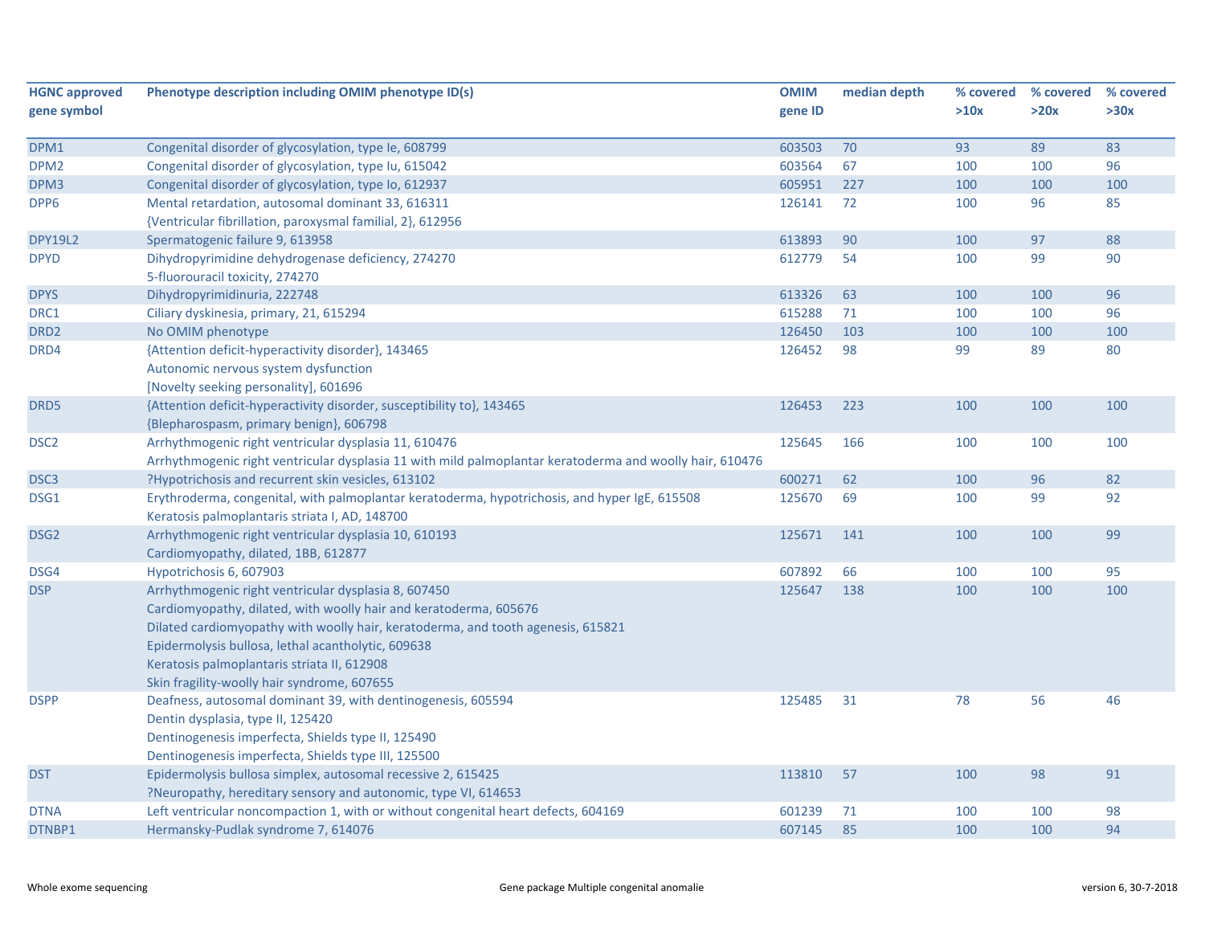| HGNC approved gene symbol | Phenotype description including OMIM phenotype ID(s) | OMIM gene ID | median depth | % covered >10x | % covered >20x | % covered >30x |
|---|---|---|---|---|---|---|
| DPM1 | Congenital disorder of glycosylation, type Ie, 608799 | 603503 | 70 | 93 | 89 | 83 |
| DPM2 | Congenital disorder of glycosylation, type Iu, 615042 | 603564 | 67 | 100 | 100 | 96 |
| DPM3 | Congenital disorder of glycosylation, type Io, 612937 | 605951 | 227 | 100 | 100 | 100 |
| DPP6 | Mental retardation, autosomal dominant 33, 616311<br>{Ventricular fibrillation, paroxysmal familial, 2}, 612956 | 126141 | 72 | 100 | 96 | 85 |
| DPY19L2 | Spermatogenic failure 9, 613958 | 613893 | 90 | 100 | 97 | 88 |
| DPYD | Dihydropyrimidine dehydrogenase deficiency, 274270<br>5-fluorouracil toxicity, 274270 | 612779 | 54 | 100 | 99 | 90 |
| DPYS | Dihydropyrimidinuria, 222748 | 613326 | 63 | 100 | 100 | 96 |
| DRC1 | Ciliary dyskinesia, primary, 21, 615294 | 615288 | 71 | 100 | 100 | 96 |
| DRD2 | No OMIM phenotype | 126450 | 103 | 100 | 100 | 100 |
| DRD4 | {Attention deficit-hyperactivity disorder}, 143465<br>Autonomic nervous system dysfunction<br>[Novelty seeking personality], 601696 | 126452 | 98 | 99 | 89 | 80 |
| DRD5 | {Attention deficit-hyperactivity disorder, susceptibility to}, 143465<br>{Blepharospasm, primary benign}, 606798 | 126453 | 223 | 100 | 100 | 100 |
| DSC2 | Arrhythmogenic right ventricular dysplasia 11, 610476<br>Arrhythmogenic right ventricular dysplasia 11 with mild palmoplantar keratoderma and woolly hair, 610476 | 125645 | 166 | 100 | 100 | 100 |
| DSC3 | ?Hypotrichosis and recurrent skin vesicles, 613102 | 600271 | 62 | 100 | 96 | 82 |
| DSG1 | Erythroderma, congenital, with palmoplantar keratoderma, hypotrichosis, and hyper IgE, 615508<br>Keratosis palmoplantaris striata I, AD, 148700 | 125670 | 69 | 100 | 99 | 92 |
| DSG2 | Arrhythmogenic right ventricular dysplasia 10, 610193<br>Cardiomyopathy, dilated, 1BB, 612877 | 125671 | 141 | 100 | 100 | 99 |
| DSG4 | Hypotrichosis 6, 607903 | 607892 | 66 | 100 | 100 | 95 |
| DSP | Arrhythmogenic right ventricular dysplasia 8, 607450<br>Cardiomyopathy, dilated, with woolly hair and keratoderma, 605676<br>Dilated cardiomyopathy with woolly hair, keratoderma, and tooth agenesis, 615821<br>Epidermolysis bullosa, lethal acantholytic, 609638<br>Keratosis palmoplantaris striata II, 612908<br>Skin fragility-woolly hair syndrome, 607655 | 125647 | 138 | 100 | 100 | 100 |
| DSPP | Deafness, autosomal dominant 39, with dentinogenesis, 605594<br>Dentin dysplasia, type II, 125420<br>Dentinogenesis imperfecta, Shields type II, 125490<br>Dentinogenesis imperfecta, Shields type III, 125500 | 125485 | 31 | 78 | 56 | 46 |
| DST | Epidermolysis bullosa simplex, autosomal recessive 2, 615425<br>?Neuropathy, hereditary sensory and autonomic, type VI, 614653 | 113810 | 57 | 100 | 98 | 91 |
| DTNA | Left ventricular noncompaction 1, with or without congenital heart defects, 604169 | 601239 | 71 | 100 | 100 | 98 |
| DTNBP1 | Hermansky-Pudlak syndrome 7, 614076 | 607145 | 85 | 100 | 100 | 94 |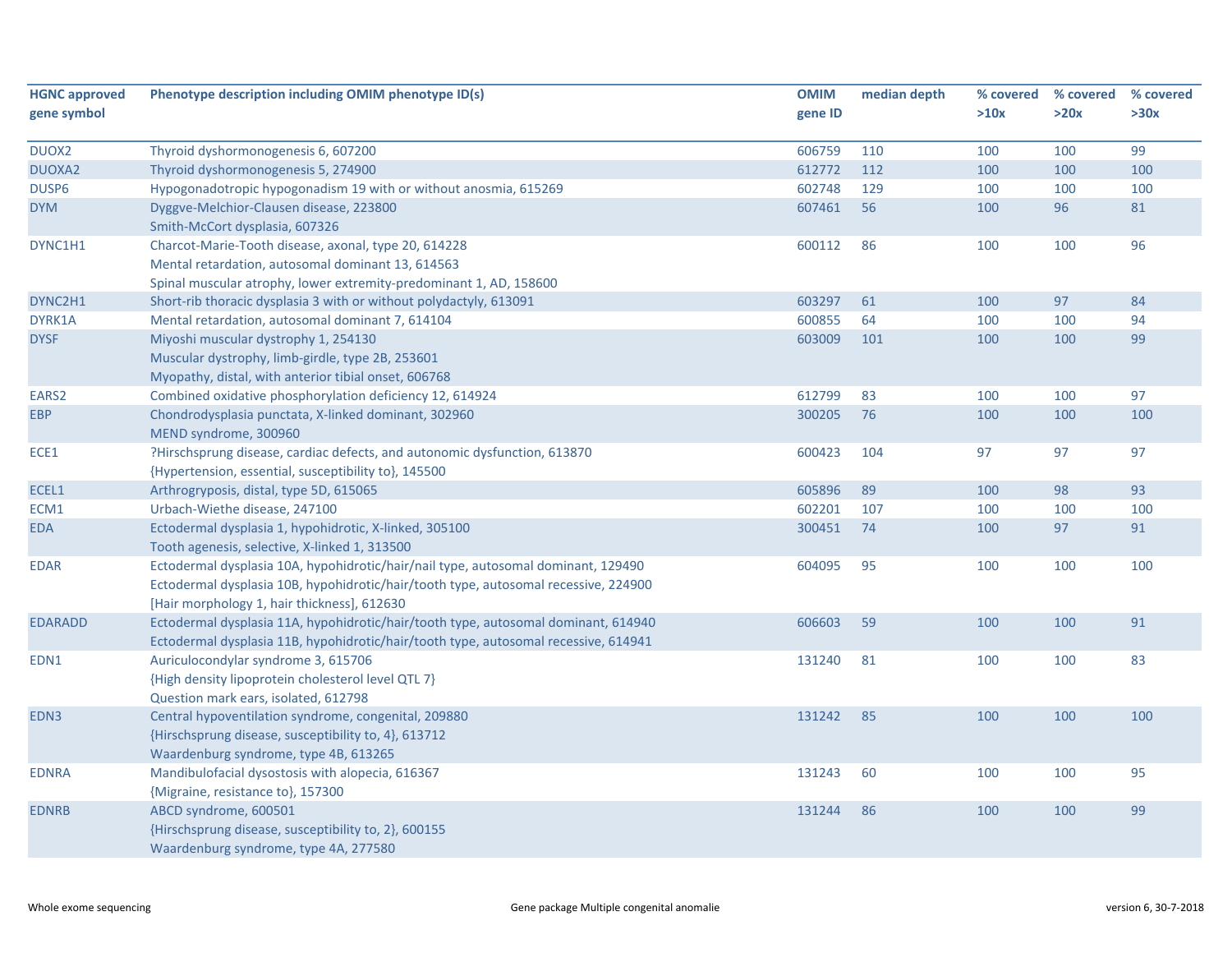| HGNC approved gene symbol | Phenotype description including OMIM phenotype ID(s) | OMIM gene ID | median depth | % covered >10x | % covered >20x | % covered >30x |
|---|---|---|---|---|---|---|
| DUOX2 | Thyroid dyshormonogenesis 6, 607200 | 606759 | 110 | 100 | 100 | 99 |
| DUOXA2 | Thyroid dyshormonogenesis 5, 274900 | 612772 | 112 | 100 | 100 | 100 |
| DUSP6 | Hypogonadotropic hypogonadism 19 with or without anosmia, 615269 | 602748 | 129 | 100 | 100 | 100 |
| DYM | Dyggve-Melchior-Clausen disease, 223800<br>Smith-McCort dysplasia, 607326 | 607461 | 56 | 100 | 96 | 81 |
| DYNC1H1 | Charcot-Marie-Tooth disease, axonal, type 20, 614228<br>Mental retardation, autosomal dominant 13, 614563<br>Spinal muscular atrophy, lower extremity-predominant 1, AD, 158600 | 600112 | 86 | 100 | 100 | 96 |
| DYNC2H1 | Short-rib thoracic dysplasia 3 with or without polydactyly, 613091 | 603297 | 61 | 100 | 97 | 84 |
| DYRK1A | Mental retardation, autosomal dominant 7, 614104 | 600855 | 64 | 100 | 100 | 94 |
| DYSF | Miyoshi muscular dystrophy 1, 254130<br>Muscular dystrophy, limb-girdle, type 2B, 253601<br>Myopathy, distal, with anterior tibial onset, 606768 | 603009 | 101 | 100 | 100 | 99 |
| EARS2 | Combined oxidative phosphorylation deficiency 12, 614924 | 612799 | 83 | 100 | 100 | 97 |
| EBP | Chondrodysplasia punctata, X-linked dominant, 302960<br>MEND syndrome, 300960 | 300205 | 76 | 100 | 100 | 100 |
| ECE1 | ?Hirschsprung disease, cardiac defects, and autonomic dysfunction, 613870<br>{Hypertension, essential, susceptibility to}, 145500 | 600423 | 104 | 97 | 97 | 97 |
| ECEL1 | Arthrogryposis, distal, type 5D, 615065 | 605896 | 89 | 100 | 98 | 93 |
| ECM1 | Urbach-Wiethe disease, 247100 | 602201 | 107 | 100 | 100 | 100 |
| EDA | Ectodermal dysplasia 1, hypohidrotic, X-linked, 305100<br>Tooth agenesis, selective, X-linked 1, 313500 | 300451 | 74 | 100 | 97 | 91 |
| EDAR | Ectodermal dysplasia 10A, hypohidrotic/hair/nail type, autosomal dominant, 129490<br>Ectodermal dysplasia 10B, hypohidrotic/hair/tooth type, autosomal recessive, 224900<br>[Hair morphology 1, hair thickness], 612630 | 604095 | 95 | 100 | 100 | 100 |
| EDARADD | Ectodermal dysplasia 11A, hypohidrotic/hair/tooth type, autosomal dominant, 614940<br>Ectodermal dysplasia 11B, hypohidrotic/hair/tooth type, autosomal recessive, 614941 | 606603 | 59 | 100 | 100 | 91 |
| EDN1 | Auriculocondylar syndrome 3, 615706<br>{High density lipoprotein cholesterol level QTL 7}<br>Question mark ears, isolated, 612798 | 131240 | 81 | 100 | 100 | 83 |
| EDN3 | Central hypoventilation syndrome, congenital, 209880<br>{Hirschsprung disease, susceptibility to, 4}, 613712<br>Waardenburg syndrome, type 4B, 613265 | 131242 | 85 | 100 | 100 | 100 |
| EDNRA | Mandibulofacial dysostosis with alopecia, 616367<br>{Migraine, resistance to}, 157300 | 131243 | 60 | 100 | 100 | 95 |
| EDNRB | ABCD syndrome, 600501<br>{Hirschsprung disease, susceptibility to, 2}, 600155<br>Waardenburg syndrome, type 4A, 277580 | 131244 | 86 | 100 | 100 | 99 |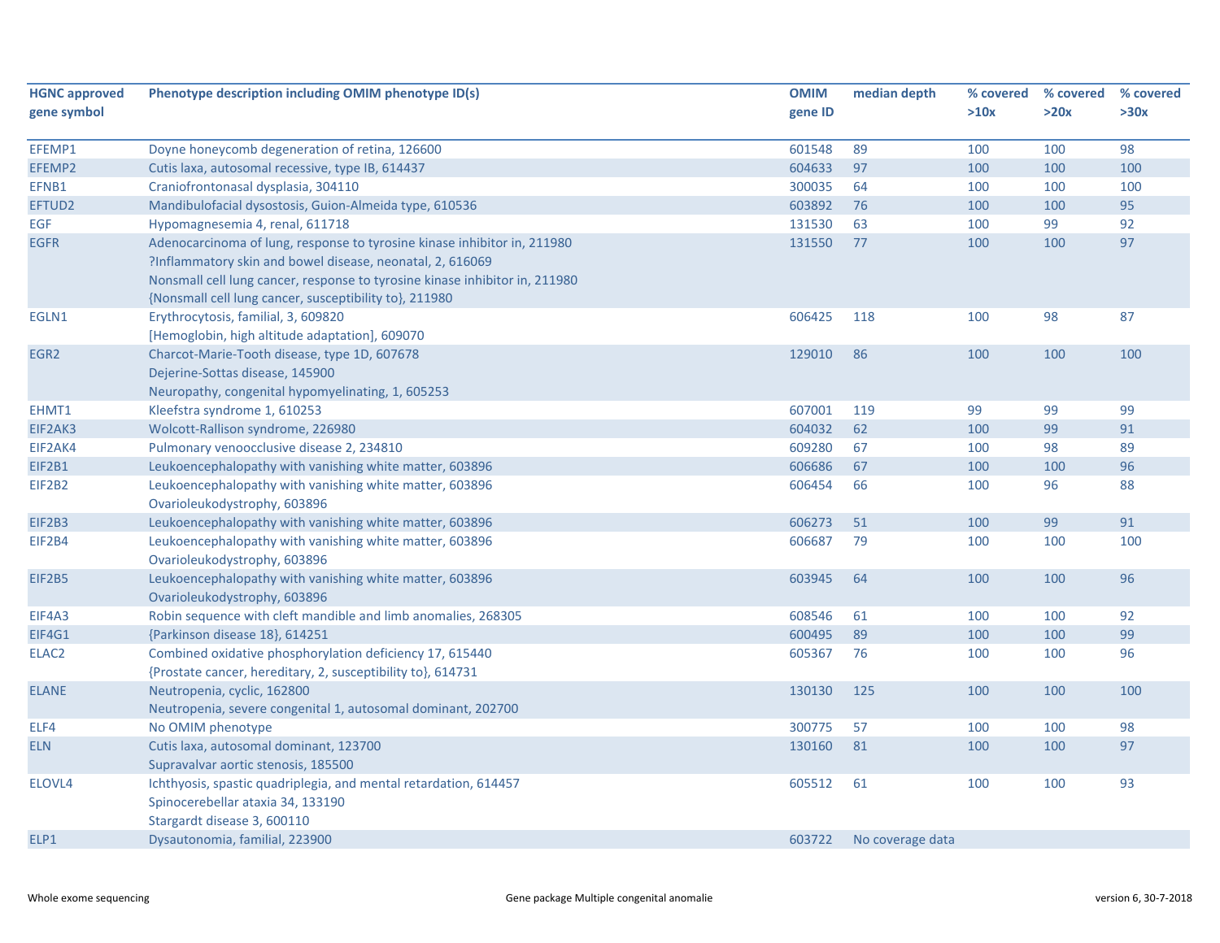| HGNC approved gene symbol | Phenotype description including OMIM phenotype ID(s) | OMIM gene ID | median depth | % covered >10x | % covered >20x | % covered >30x |
|---|---|---|---|---|---|---|
| EFEMP1 | Doyne honeycomb degeneration of retina, 126600 | 601548 | 89 | 100 | 100 | 98 |
| EFEMP2 | Cutis laxa, autosomal recessive, type IB, 614437 | 604633 | 97 | 100 | 100 | 100 |
| EFNB1 | Craniofrontonasal dysplasia, 304110 | 300035 | 64 | 100 | 100 | 100 |
| EFTUD2 | Mandibulofacial dysostosis, Guion-Almeida type, 610536 | 603892 | 76 | 100 | 100 | 95 |
| EGF | Hypomagnesemia 4, renal, 611718 | 131530 | 63 | 100 | 99 | 92 |
| EGFR | Adenocarcinoma of lung, response to tyrosine kinase inhibitor in, 211980<br>?Inflammatory skin and bowel disease, neonatal, 2, 616069<br>Nonsmall cell lung cancer, response to tyrosine kinase inhibitor in, 211980<br>{Nonsmall cell lung cancer, susceptibility to}, 211980 | 131550 | 77 | 100 | 100 | 97 |
| EGLN1 | Erythrocytosis, familial, 3, 609820<br>[Hemoglobin, high altitude adaptation], 609070 | 606425 | 118 | 100 | 98 | 87 |
| EGR2 | Charcot-Marie-Tooth disease, type 1D, 607678<br>Dejerine-Sottas disease, 145900<br>Neuropathy, congenital hypomyelinating, 1, 605253 | 129010 | 86 | 100 | 100 | 100 |
| EHMT1 | Kleefstra syndrome 1, 610253 | 607001 | 119 | 99 | 99 | 99 |
| EIF2AK3 | Wolcott-Rallison syndrome, 226980 | 604032 | 62 | 100 | 99 | 91 |
| EIF2AK4 | Pulmonary venoocclusive disease 2, 234810 | 609280 | 67 | 100 | 98 | 89 |
| EIF2B1 | Leukoencephalopathy with vanishing white matter, 603896 | 606686 | 67 | 100 | 100 | 96 |
| EIF2B2 | Leukoencephalopathy with vanishing white matter, 603896<br>Ovarioleukodystrophy, 603896 | 606454 | 66 | 100 | 96 | 88 |
| EIF2B3 | Leukoencephalopathy with vanishing white matter, 603896 | 606273 | 51 | 100 | 99 | 91 |
| EIF2B4 | Leukoencephalopathy with vanishing white matter, 603896<br>Ovarioleukodystrophy, 603896 | 606687 | 79 | 100 | 100 | 100 |
| EIF2B5 | Leukoencephalopathy with vanishing white matter, 603896<br>Ovarioleukodystrophy, 603896 | 603945 | 64 | 100 | 100 | 96 |
| EIF4A3 | Robin sequence with cleft mandible and limb anomalies, 268305 | 608546 | 61 | 100 | 100 | 92 |
| EIF4G1 | {Parkinson disease 18}, 614251 | 600495 | 89 | 100 | 100 | 99 |
| ELAC2 | Combined oxidative phosphorylation deficiency 17, 615440<br>{Prostate cancer, hereditary, 2, susceptibility to}, 614731 | 605367 | 76 | 100 | 100 | 96 |
| ELANE | Neutropenia, cyclic, 162800<br>Neutropenia, severe congenital 1, autosomal dominant, 202700 | 130130 | 125 | 100 | 100 | 100 |
| ELF4 | No OMIM phenotype | 300775 | 57 | 100 | 100 | 98 |
| ELN | Cutis laxa, autosomal dominant, 123700<br>Supravalvar aortic stenosis, 185500 | 130160 | 81 | 100 | 100 | 97 |
| ELOVL4 | Ichthyosis, spastic quadriplegia, and mental retardation, 614457<br>Spinocerebellar ataxia 34, 133190<br>Stargardt disease 3, 600110 | 605512 | 61 | 100 | 100 | 93 |
| ELP1 | Dysautonomia, familial, 223900 | 603722 | No coverage data | | | |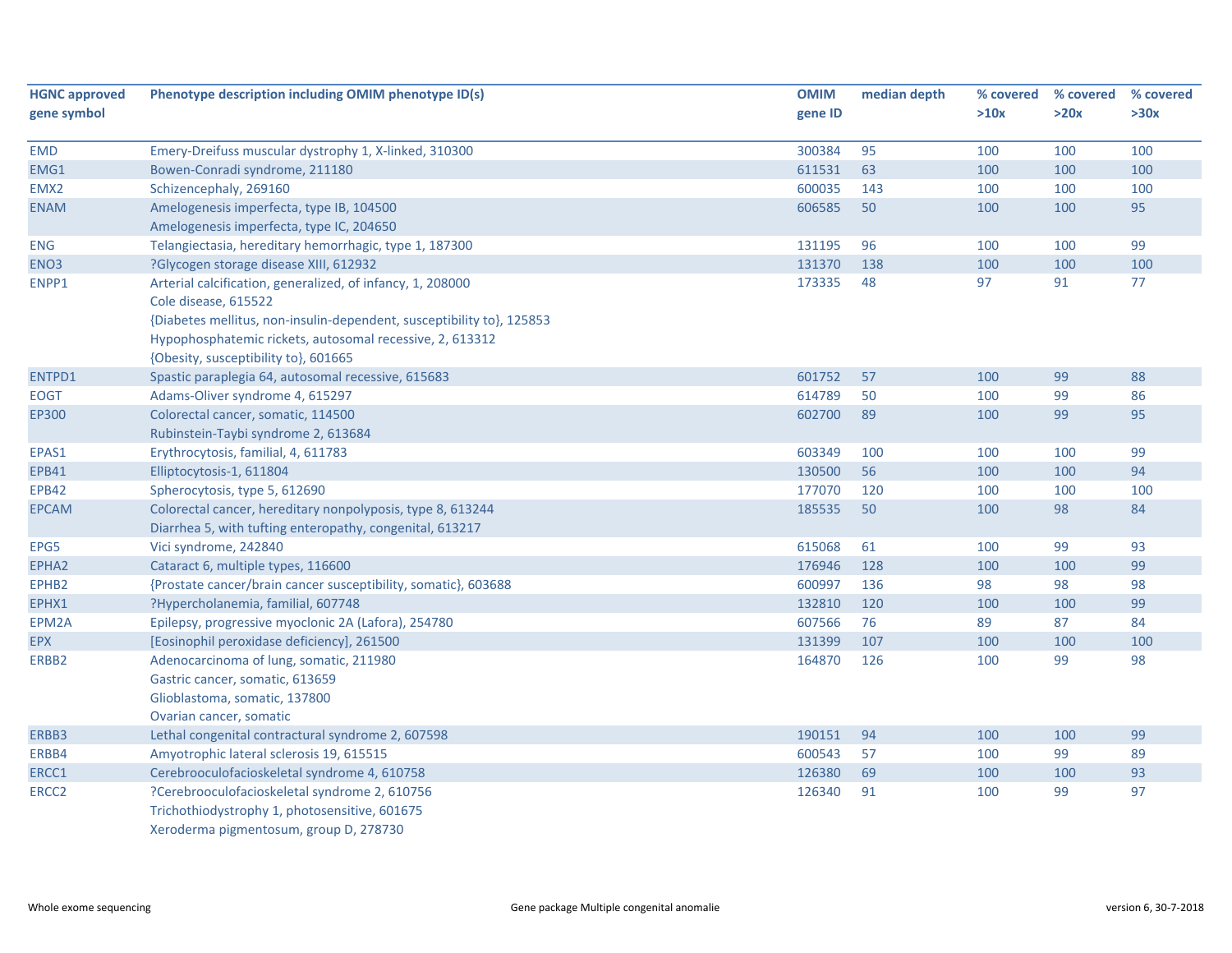| HGNC approved gene symbol | Phenotype description including OMIM phenotype ID(s) | OMIM gene ID | median depth | % covered >10x | % covered >20x | % covered >30x |
|---|---|---|---|---|---|---|
| EMD | Emery-Dreifuss muscular dystrophy 1, X-linked, 310300 | 300384 | 95 | 100 | 100 | 100 |
| EMG1 | Bowen-Conradi syndrome, 211180 | 611531 | 63 | 100 | 100 | 100 |
| EMX2 | Schizencephaly, 269160 | 600035 | 143 | 100 | 100 | 100 |
| ENAM | Amelogenesis imperfecta, type IB, 104500<br>Amelogenesis imperfecta, type IC, 204650 | 606585 | 50 | 100 | 100 | 95 |
| ENG | Telangiectasia, hereditary hemorrhagic, type 1, 187300 | 131195 | 96 | 100 | 100 | 99 |
| ENO3 | ?Glycogen storage disease XIII, 612932 | 131370 | 138 | 100 | 100 | 100 |
| ENPP1 | Arterial calcification, generalized, of infancy, 1, 208000<br>Cole disease, 615522<br>{Diabetes mellitus, non-insulin-dependent, susceptibility to}, 125853<br>Hypophosphatemic rickets, autosomal recessive, 2, 613312<br>{Obesity, susceptibility to}, 601665 | 173335 | 48 | 97 | 91 | 77 |
| ENTPD1 | Spastic paraplegia 64, autosomal recessive, 615683 | 601752 | 57 | 100 | 99 | 88 |
| EOGT | Adams-Oliver syndrome 4, 615297 | 614789 | 50 | 100 | 99 | 86 |
| EP300 | Colorectal cancer, somatic, 114500<br>Rubinstein-Taybi syndrome 2, 613684 | 602700 | 89 | 100 | 99 | 95 |
| EPAS1 | Erythrocytosis, familial, 4, 611783 | 603349 | 100 | 100 | 100 | 99 |
| EPB41 | Elliptocytosis-1, 611804 | 130500 | 56 | 100 | 100 | 94 |
| EPB42 | Spherocytosis, type 5, 612690 | 177070 | 120 | 100 | 100 | 100 |
| EPCAM | Colorectal cancer, hereditary nonpolyposis, type 8, 613244<br>Diarrhea 5, with tufting enteropathy, congenital, 613217 | 185535 | 50 | 100 | 98 | 84 |
| EPG5 | Vici syndrome, 242840 | 615068 | 61 | 100 | 99 | 93 |
| EPHA2 | Cataract 6, multiple types, 116600 | 176946 | 128 | 100 | 100 | 99 |
| EPHB2 | {Prostate cancer/brain cancer susceptibility, somatic}, 603688 | 600997 | 136 | 98 | 98 | 98 |
| EPHX1 | ?Hypercholanemia, familial, 607748 | 132810 | 120 | 100 | 100 | 99 |
| EPM2A | Epilepsy, progressive myoclonic 2A (Lafora), 254780 | 607566 | 76 | 89 | 87 | 84 |
| EPX | [Eosinophil peroxidase deficiency], 261500 | 131399 | 107 | 100 | 100 | 100 |
| ERBB2 | Adenocarcinoma of lung, somatic, 211980<br>Gastric cancer, somatic, 613659<br>Glioblastoma, somatic, 137800<br>Ovarian cancer, somatic | 164870 | 126 | 100 | 99 | 98 |
| ERBB3 | Lethal congenital contractural syndrome 2, 607598 | 190151 | 94 | 100 | 100 | 99 |
| ERBB4 | Amyotrophic lateral sclerosis 19, 615515 | 600543 | 57 | 100 | 99 | 89 |
| ERCC1 | Cerebrooculofacioskeletal syndrome 4, 610758 | 126380 | 69 | 100 | 100 | 93 |
| ERCC2 | ?Cerebrooculofacioskeletal syndrome 2, 610756<br>Trichothiodystrophy 1, photosensitive, 601675<br>Xeroderma pigmentosum, group D, 278730 | 126340 | 91 | 100 | 99 | 97 |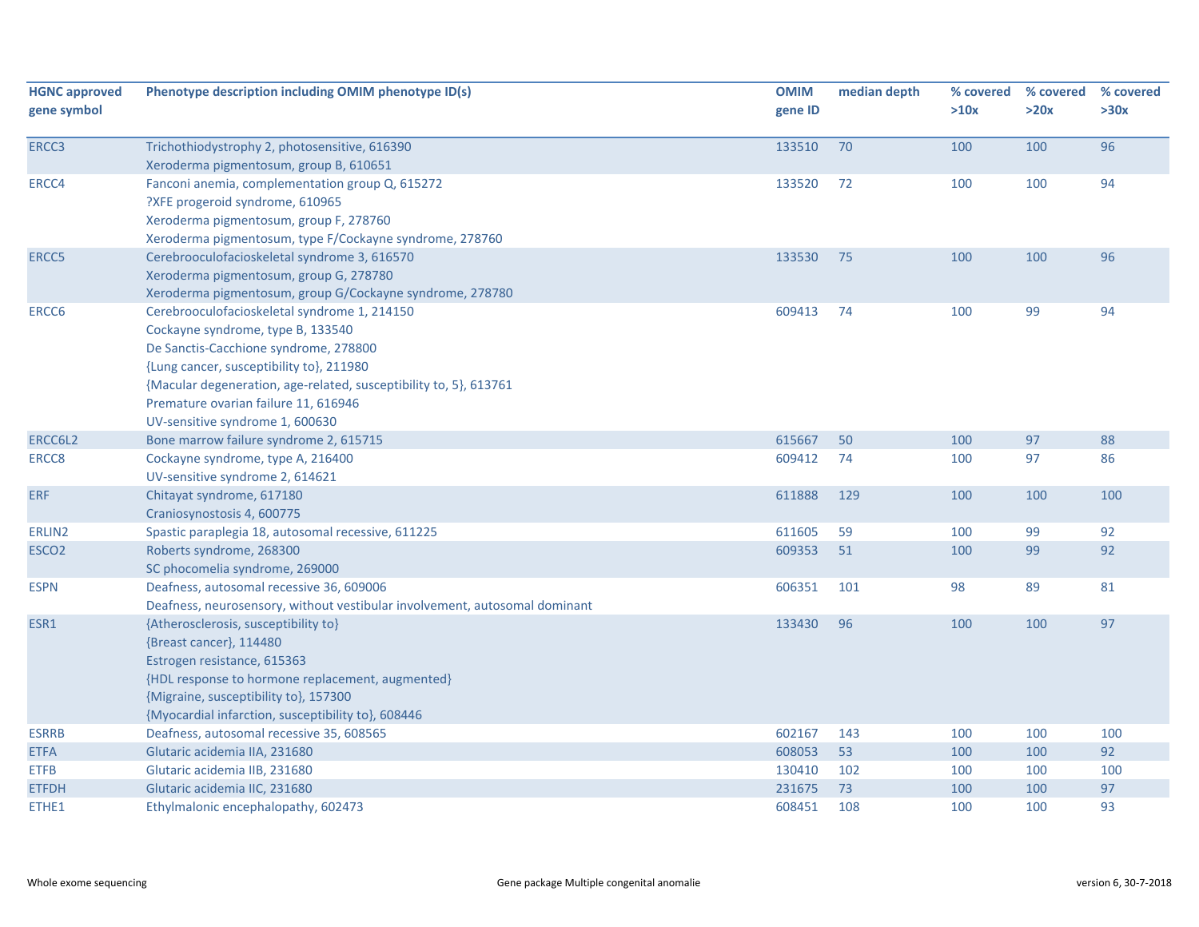| HGNC approved gene symbol | Phenotype description including OMIM phenotype ID(s) | OMIM gene ID | median depth | % covered >10x | % covered >20x | % covered >30x |
|---|---|---|---|---|---|---|
| ERCC3 | Trichothiodystrophy 2, photosensitive, 616390<br>Xeroderma pigmentosum, group B, 610651 | 133510 | 70 | 100 | 100 | 96 |
| ERCC4 | Fanconi anemia, complementation group Q, 615272<br>?XFE progeroid syndrome, 610965<br>Xeroderma pigmentosum, group F, 278760<br>Xeroderma pigmentosum, type F/Cockayne syndrome, 278760 | 133520 | 72 | 100 | 100 | 94 |
| ERCC5 | Cerebrooculofacioskeletal syndrome 3, 616570<br>Xeroderma pigmentosum, group G, 278780<br>Xeroderma pigmentosum, group G/Cockayne syndrome, 278780 | 133530 | 75 | 100 | 100 | 96 |
| ERCC6 | Cerebrooculofacioskeletal syndrome 1, 214150<br>Cockayne syndrome, type B, 133540<br>De Sanctis-Cacchione syndrome, 278800<br>{Lung cancer, susceptibility to}, 211980<br>{Macular degeneration, age-related, susceptibility to, 5}, 613761<br>Premature ovarian failure 11, 616946<br>UV-sensitive syndrome 1, 600630 | 609413 | 74 | 100 | 99 | 94 |
| ERCC6L2 | Bone marrow failure syndrome 2, 615715 | 615667 | 50 | 100 | 97 | 88 |
| ERCC8 | Cockayne syndrome, type A, 216400<br>UV-sensitive syndrome 2, 614621 | 609412 | 74 | 100 | 97 | 86 |
| ERF | Chitayat syndrome, 617180<br>Craniosynostosis 4, 600775 | 611888 | 129 | 100 | 100 | 100 |
| ERLIN2 | Spastic paraplegia 18, autosomal recessive, 611225 | 611605 | 59 | 100 | 99 | 92 |
| ESCO2 | Roberts syndrome, 268300<br>SC phocomelia syndrome, 269000 | 609353 | 51 | 100 | 99 | 92 |
| ESPN | Deafness, autosomal recessive 36, 609006<br>Deafness, neurosensory, without vestibular involvement, autosomal dominant | 606351 | 101 | 98 | 89 | 81 |
| ESR1 | {Atherosclerosis, susceptibility to}<br>{Breast cancer}, 114480<br>Estrogen resistance, 615363<br>{HDL response to hormone replacement, augmented}<br>{Migraine, susceptibility to}, 157300<br>{Myocardial infarction, susceptibility to}, 608446 | 133430 | 96 | 100 | 100 | 97 |
| ESRRB | Deafness, autosomal recessive 35, 608565 | 602167 | 143 | 100 | 100 | 100 |
| ETFA | Glutaric acidemia IIA, 231680 | 608053 | 53 | 100 | 100 | 92 |
| ETFB | Glutaric acidemia IIB, 231680 | 130410 | 102 | 100 | 100 | 100 |
| ETFDH | Glutaric acidemia IIC, 231680 | 231675 | 73 | 100 | 100 | 97 |
| ETHE1 | Ethylmalonic encephalopathy, 602473 | 608451 | 108 | 100 | 100 | 93 |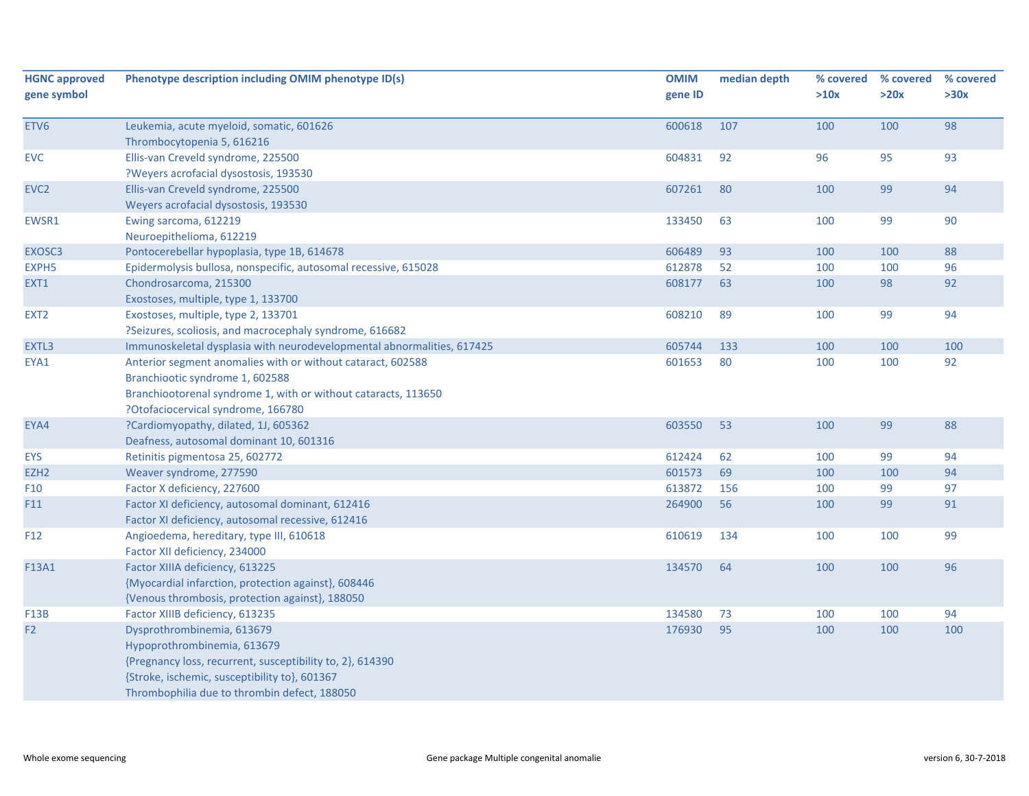| HGNC approved gene symbol | Phenotype description including OMIM phenotype ID(s) | OMIM gene ID | median depth | % covered >10x | % covered >20x | % covered >30x |
|---|---|---|---|---|---|---|
| ETV6 | Leukemia, acute myeloid, somatic, 601626<br>Thrombocytopenia 5, 616216 | 600618 | 107 | 100 | 100 | 98 |
| EVC | Ellis-van Creveld syndrome, 225500<br>?Weyers acrofacial dysostosis, 193530 | 604831 | 92 | 96 | 95 | 93 |
| EVC2 | Ellis-van Creveld syndrome, 225500<br>Weyers acrofacial dysostosis, 193530 | 607261 | 80 | 100 | 99 | 94 |
| EWSR1 | Ewing sarcoma, 612219<br>Neuroepithelioma, 612219 | 133450 | 63 | 100 | 99 | 90 |
| EXOSC3 | Pontocerebellar hypoplasia, type 1B, 614678 | 606489 | 93 | 100 | 100 | 88 |
| EXPH5 | Epidermolysis bullosa, nonspecific, autosomal recessive, 615028 | 612878 | 52 | 100 | 100 | 96 |
| EXT1 | Chondrosarcoma, 215300<br>Exostoses, multiple, type 1, 133700 | 608177 | 63 | 100 | 98 | 92 |
| EXT2 | Exostoses, multiple, type 2, 133701<br>?Seizures, scoliosis, and macrocephaly syndrome, 616682 | 608210 | 89 | 100 | 99 | 94 |
| EXTL3 | Immunoskeletal dysplasia with neurodevelopmental abnormalities, 617425 | 605744 | 133 | 100 | 100 | 100 |
| EYA1 | Anterior segment anomalies with or without cataract, 602588<br>Branchiootic syndrome 1, 602588<br>Branchiootorenal syndrome 1, with or without cataracts, 113650<br>?Otofaciocervical syndrome, 166780 | 601653 | 80 | 100 | 100 | 92 |
| EYA4 | ?Cardiomyopathy, dilated, 1J, 605362<br>Deafness, autosomal dominant 10, 601316 | 603550 | 53 | 100 | 99 | 88 |
| EYS | Retinitis pigmentosa 25, 602772 | 612424 | 62 | 100 | 99 | 94 |
| EZH2 | Weaver syndrome, 277590 | 601573 | 69 | 100 | 100 | 94 |
| F10 | Factor X deficiency, 227600 | 613872 | 156 | 100 | 99 | 97 |
| F11 | Factor XI deficiency, autosomal dominant, 612416<br>Factor XI deficiency, autosomal recessive, 612416 | 264900 | 56 | 100 | 99 | 91 |
| F12 | Angioedema, hereditary, type III, 610618<br>Factor XII deficiency, 234000 | 610619 | 134 | 100 | 100 | 99 |
| F13A1 | Factor XIIIA deficiency, 613225<br>{Myocardial infarction, protection against}, 608446<br>{Venous thrombosis, protection against}, 188050 | 134570 | 64 | 100 | 100 | 96 |
| F13B | Factor XIIIB deficiency, 613235 | 134580 | 73 | 100 | 100 | 94 |
| F2 | Dysprothrombinemia, 613679<br>Hypoprothrombinemia, 613679<br>{Pregnancy loss, recurrent, susceptibility to, 2}, 614390<br>{Stroke, ischemic, susceptibility to}, 601367<br>Thrombophilia due to thrombin defect, 188050 | 176930 | 95 | 100 | 100 | 100 |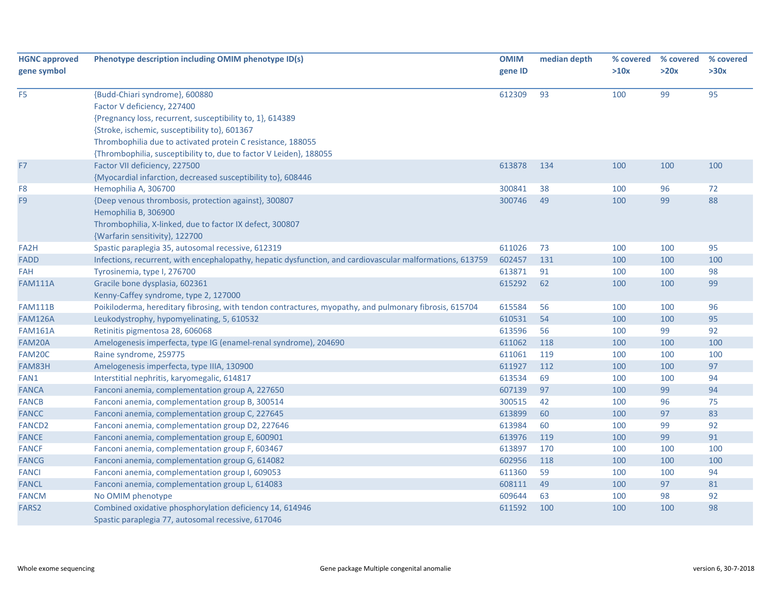| HGNC approved gene symbol | Phenotype description including OMIM phenotype ID(s) | OMIM gene ID | median depth | % covered >10x | % covered >20x | % covered >30x |
|---|---|---|---|---|---|---|
| F5 | {Budd-Chiari syndrome}, 600880<br>Factor V deficiency, 227400<br>{Pregnancy loss, recurrent, susceptibility to, 1}, 614389<br>{Stroke, ischemic, susceptibility to}, 601367<br>Thrombophilia due to activated protein C resistance, 188055<br>{Thrombophilia, susceptibility to, due to factor V Leiden}, 188055 | 612309 | 93 | 100 | 99 | 95 |
| F7 | Factor VII deficiency, 227500<br>{Myocardial infarction, decreased susceptibility to}, 608446 | 613878 | 134 | 100 | 100 | 100 |
| F8 | Hemophilia A, 306700 | 300841 | 38 | 100 | 96 | 72 |
| F9 | {Deep venous thrombosis, protection against}, 300807<br>Hemophilia B, 306900<br>Thrombophilia, X-linked, due to factor IX defect, 300807<br>{Warfarin sensitivity}, 122700 | 300746 | 49 | 100 | 99 | 88 |
| FA2H | Spastic paraplegia 35, autosomal recessive, 612319 | 611026 | 73 | 100 | 100 | 95 |
| FADD | Infections, recurrent, with encephalopathy, hepatic dysfunction, and cardiovascular malformations, 613759 | 602457 | 131 | 100 | 100 | 100 |
| FAH | Tyrosinemia, type I, 276700 | 613871 | 91 | 100 | 100 | 98 |
| FAM111A | Gracile bone dysplasia, 602361<br>Kenny-Caffey syndrome, type 2, 127000 | 615292 | 62 | 100 | 100 | 99 |
| FAM111B | Poikiloderma, hereditary fibrosing, with tendon contractures, myopathy, and pulmonary fibrosis, 615704 | 615584 | 56 | 100 | 100 | 96 |
| FAM126A | Leukodystrophy, hypomyelinating, 5, 610532 | 610531 | 54 | 100 | 100 | 95 |
| FAM161A | Retinitis pigmentosa 28, 606068 | 613596 | 56 | 100 | 99 | 92 |
| FAM20A | Amelogenesis imperfecta, type IG (enamel-renal syndrome), 204690 | 611062 | 118 | 100 | 100 | 100 |
| FAM20C | Raine syndrome, 259775 | 611061 | 119 | 100 | 100 | 100 |
| FAM83H | Amelogenesis imperfecta, type IIIA, 130900 | 611927 | 112 | 100 | 100 | 97 |
| FAN1 | Interstitial nephritis, karyomegalic, 614817 | 613534 | 69 | 100 | 100 | 94 |
| FANCA | Fanconi anemia, complementation group A, 227650 | 607139 | 97 | 100 | 99 | 94 |
| FANCB | Fanconi anemia, complementation group B, 300514 | 300515 | 42 | 100 | 96 | 75 |
| FANCC | Fanconi anemia, complementation group C, 227645 | 613899 | 60 | 100 | 97 | 83 |
| FANCD2 | Fanconi anemia, complementation group D2, 227646 | 613984 | 60 | 100 | 99 | 92 |
| FANCE | Fanconi anemia, complementation group E, 600901 | 613976 | 119 | 100 | 99 | 91 |
| FANCF | Fanconi anemia, complementation group F, 603467 | 613897 | 170 | 100 | 100 | 100 |
| FANCG | Fanconi anemia, complementation group G, 614082 | 602956 | 118 | 100 | 100 | 100 |
| FANCI | Fanconi anemia, complementation group I, 609053 | 611360 | 59 | 100 | 100 | 94 |
| FANCL | Fanconi anemia, complementation group L, 614083 | 608111 | 49 | 100 | 97 | 81 |
| FANCM | No OMIM phenotype | 609644 | 63 | 100 | 98 | 92 |
| FARS2 | Combined oxidative phosphorylation deficiency 14, 614946<br>Spastic paraplegia 77, autosomal recessive, 617046 | 611592 | 100 | 100 | 100 | 98 |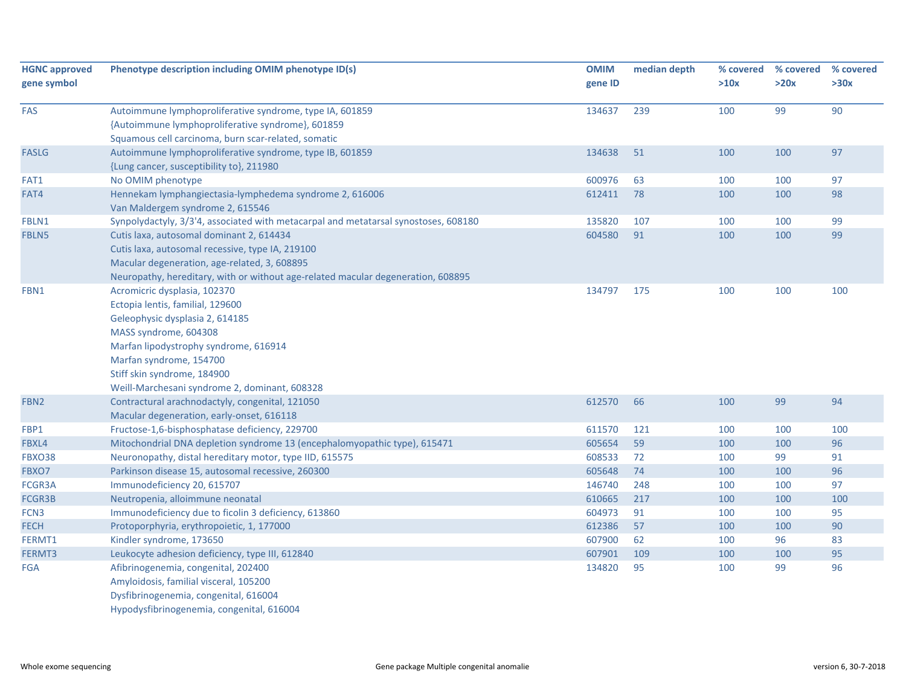| HGNC approved gene symbol | Phenotype description including OMIM phenotype ID(s) | OMIM gene ID | median depth | % covered >10x | % covered >20x | % covered >30x |
|---|---|---|---|---|---|---|
| FAS | Autoimmune lymphoproliferative syndrome, type IA, 601859<br>{Autoimmune lymphoproliferative syndrome}, 601859<br>Squamous cell carcinoma, burn scar-related, somatic | 134637 | 239 | 100 | 99 | 90 |
| FASLG | Autoimmune lymphoproliferative syndrome, type IB, 601859<br>{Lung cancer, susceptibility to}, 211980 | 134638 | 51 | 100 | 100 | 97 |
| FAT1 | No OMIM phenotype | 600976 | 63 | 100 | 100 | 97 |
| FAT4 | Hennekam lymphangiectasia-lymphedema syndrome 2, 616006<br>Van Maldergem syndrome 2, 615546 | 612411 | 78 | 100 | 100 | 98 |
| FBLN1 | Synpolydactyly, 3/3'4, associated with metacarpal and metatarsal synostoses, 608180 | 135820 | 107 | 100 | 100 | 99 |
| FBLN5 | Cutis laxa, autosomal dominant 2, 614434<br>Cutis laxa, autosomal recessive, type IA, 219100<br>Macular degeneration, age-related, 3, 608895<br>Neuropathy, hereditary, with or without age-related macular degeneration, 608895 | 604580 | 91 | 100 | 100 | 99 |
| FBN1 | Acromicric dysplasia, 102370<br>Ectopia lentis, familial, 129600<br>Geleophysic dysplasia 2, 614185<br>MASS syndrome, 604308<br>Marfan lipodystrophy syndrome, 616914<br>Marfan syndrome, 154700<br>Stiff skin syndrome, 184900<br>Weill-Marchesani syndrome 2, dominant, 608328 | 134797 | 175 | 100 | 100 | 100 |
| FBN2 | Contractural arachnodactyly, congenital, 121050<br>Macular degeneration, early-onset, 616118 | 612570 | 66 | 100 | 99 | 94 |
| FBP1 | Fructose-1,6-bisphosphatase deficiency, 229700 | 611570 | 121 | 100 | 100 | 100 |
| FBXL4 | Mitochondrial DNA depletion syndrome 13 (encephalomyopathic type), 615471 | 605654 | 59 | 100 | 100 | 96 |
| FBXO38 | Neuronopathy, distal hereditary motor, type IID, 615575 | 608533 | 72 | 100 | 99 | 91 |
| FBXO7 | Parkinson disease 15, autosomal recessive, 260300 | 605648 | 74 | 100 | 100 | 96 |
| FCGR3A | Immunodeficiency 20, 615707 | 146740 | 248 | 100 | 100 | 97 |
| FCGR3B | Neutropenia, alloimmune neonatal | 610665 | 217 | 100 | 100 | 100 |
| FCN3 | Immunodeficiency due to ficolin 3 deficiency, 613860 | 604973 | 91 | 100 | 100 | 95 |
| FECH | Protoporphyria, erythropoietic, 1, 177000 | 612386 | 57 | 100 | 100 | 90 |
| FERMT1 | Kindler syndrome, 173650 | 607900 | 62 | 100 | 96 | 83 |
| FERMT3 | Leukocyte adhesion deficiency, type III, 612840 | 607901 | 109 | 100 | 100 | 95 |
| FGA | Afibrinogenemia, congenital, 202400<br>Amyloidosis, familial visceral, 105200<br>Dysfibrinogenemia, congenital, 616004<br>Hypodysfibrinogenemia, congenital, 616004 | 134820 | 95 | 100 | 99 | 96 |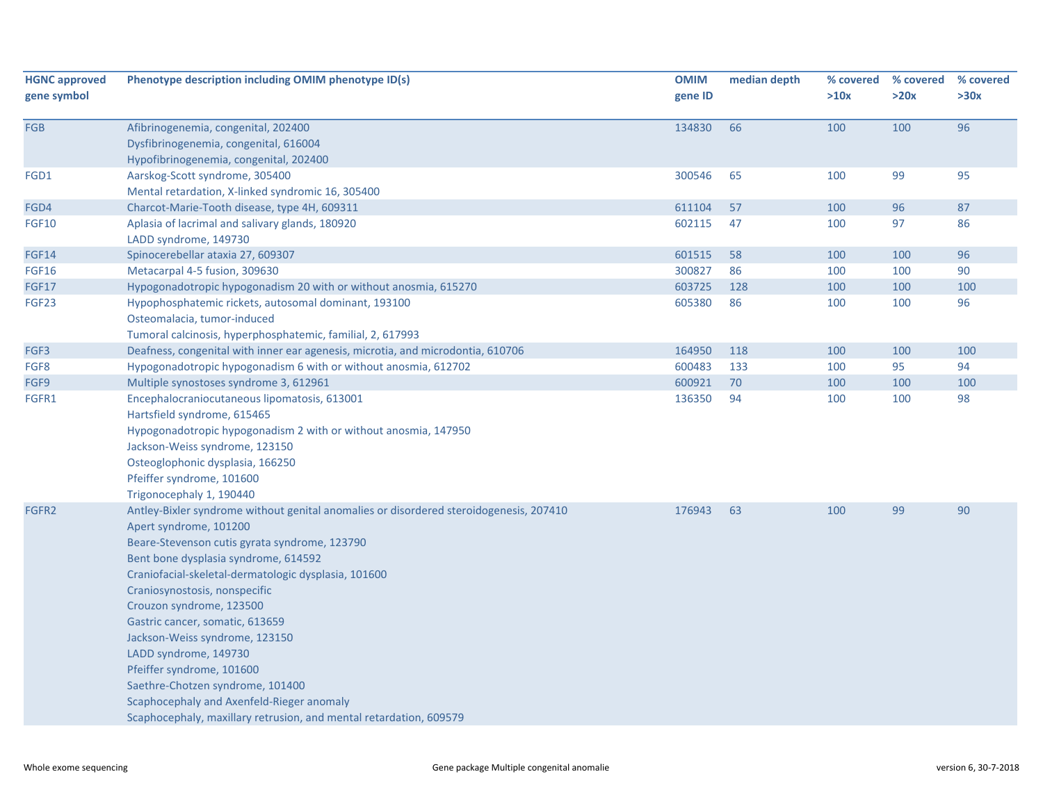| HGNC approved gene symbol | Phenotype description including OMIM phenotype ID(s) | OMIM gene ID | median depth | % covered >10x | % covered >20x | % covered >30x |
|---|---|---|---|---|---|---|
| FGB | Afibrinogenemia, congenital, 202400<br>Dysfibrinogenemia, congenital, 616004<br>Hypofibrinogenemia, congenital, 202400 | 134830 | 66 | 100 | 100 | 96 |
| FGD1 | Aarskog-Scott syndrome, 305400<br>Mental retardation, X-linked syndromic 16, 305400 | 300546 | 65 | 100 | 99 | 95 |
| FGD4 | Charcot-Marie-Tooth disease, type 4H, 609311 | 611104 | 57 | 100 | 96 | 87 |
| FGF10 | Aplasia of lacrimal and salivary glands, 180920<br>LADD syndrome, 149730 | 602115 | 47 | 100 | 97 | 86 |
| FGF14 | Spinocerebellar ataxia 27, 609307 | 601515 | 58 | 100 | 100 | 96 |
| FGF16 | Metacarpal 4-5 fusion, 309630 | 300827 | 86 | 100 | 100 | 90 |
| FGF17 | Hypogonadotropic hypogonadism 20 with or without anosmia, 615270 | 603725 | 128 | 100 | 100 | 100 |
| FGF23 | Hypophosphatemic rickets, autosomal dominant, 193100<br>Osteomalacia, tumor-induced<br>Tumoral calcinosis, hyperphosphatemic, familial, 2, 617993 | 605380 | 86 | 100 | 100 | 96 |
| FGF3 | Deafness, congenital with inner ear agenesis, microtia, and microdontia, 610706 | 164950 | 118 | 100 | 100 | 100 |
| FGF8 | Hypogonadotropic hypogonadism 6 with or without anosmia, 612702 | 600483 | 133 | 100 | 95 | 94 |
| FGF9 | Multiple synostoses syndrome 3, 612961 | 600921 | 70 | 100 | 100 | 100 |
| FGFR1 | Encephalocraniocutaneous lipomatosis, 613001<br>Hartsfield syndrome, 615465<br>Hypogonadotropic hypogonadism 2 with or without anosmia, 147950<br>Jackson-Weiss syndrome, 123150<br>Osteoglophonic dysplasia, 166250<br>Pfeiffer syndrome, 101600<br>Trigonocephaly 1, 190440 | 136350 | 94 | 100 | 100 | 98 |
| FGFR2 | Antley-Bixler syndrome without genital anomalies or disordered steroidogenesis, 207410<br>Apert syndrome, 101200<br>Beare-Stevenson cutis gyrata syndrome, 123790<br>Bent bone dysplasia syndrome, 614592<br>Craniofacial-skeletal-dermatologic dysplasia, 101600<br>Craniosynostosis, nonspecific<br>Crouzon syndrome, 123500<br>Gastric cancer, somatic, 613659<br>Jackson-Weiss syndrome, 123150<br>LADD syndrome, 149730<br>Pfeiffer syndrome, 101600<br>Saethre-Chotzen syndrome, 101400<br>Scaphocephaly and Axenfeld-Rieger anomaly<br>Scaphocephaly, maxillary retrusion, and mental retardation, 609579 | 176943 | 63 | 100 | 99 | 90 |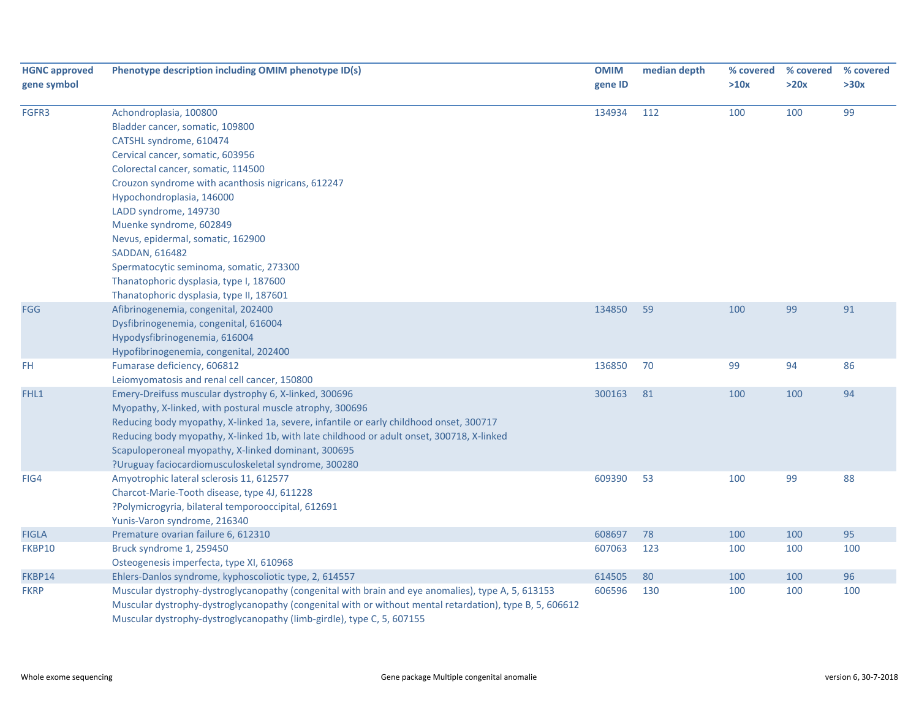| HGNC approved gene symbol | Phenotype description including OMIM phenotype ID(s) | OMIM gene ID | median depth | % covered >10x | % covered >20x | % covered >30x |
|---|---|---|---|---|---|---|
| FGFR3 | Achondroplasia, 100800<br>Bladder cancer, somatic, 109800<br>CATSHL syndrome, 610474<br>Cervical cancer, somatic, 603956<br>Colorectal cancer, somatic, 114500<br>Crouzon syndrome with acanthosis nigricans, 612247<br>Hypochondroplasia, 146000<br>LADD syndrome, 149730<br>Muenke syndrome, 602849<br>Nevus, epidermal, somatic, 162900<br>SADDAN, 616482<br>Spermatocytic seminoma, somatic, 273300<br>Thanatophoric dysplasia, type I, 187600<br>Thanatophoric dysplasia, type II, 187601 | 134934 | 112 | 100 | 100 | 99 |
| FGG | Afibrinogenemia, congenital, 202400<br>Dysfibrinogenemia, congenital, 616004<br>Hypodysfibrinogenemia, 616004<br>Hypofibrinogenemia, congenital, 202400 | 134850 | 59 | 100 | 99 | 91 |
| FH | Fumarase deficiency, 606812<br>Leiomyomatosis and renal cell cancer, 150800 | 136850 | 70 | 99 | 94 | 86 |
| FHL1 | Emery-Dreifuss muscular dystrophy 6, X-linked, 300696<br>Myopathy, X-linked, with postural muscle atrophy, 300696<br>Reducing body myopathy, X-linked 1a, severe, infantile or early childhood onset, 300717<br>Reducing body myopathy, X-linked 1b, with late childhood or adult onset, 300718, X-linked<br>Scapuloperoneal myopathy, X-linked dominant, 300695<br>?Uruguay faciocardiomusculoskeletal syndrome, 300280 | 300163 | 81 | 100 | 100 | 94 |
| FIG4 | Amyotrophic lateral sclerosis 11, 612577<br>Charcot-Marie-Tooth disease, type 4J, 611228<br>?Polymicrogyria, bilateral temporooccipital, 612691<br>Yunis-Varon syndrome, 216340 | 609390 | 53 | 100 | 99 | 88 |
| FIGLA | Premature ovarian failure 6, 612310 | 608697 | 78 | 100 | 100 | 95 |
| FKBP10 | Bruck syndrome 1, 259450<br>Osteogenesis imperfecta, type XI, 610968 | 607063 | 123 | 100 | 100 | 100 |
| FKBP14 | Ehlers-Danlos syndrome, kyphoscoliotic type, 2, 614557 | 614505 | 80 | 100 | 100 | 96 |
| FKRP | Muscular dystrophy-dystroglycanopathy (congenital with brain and eye anomalies), type A, 5, 613153<br>Muscular dystrophy-dystroglycanopathy (congenital with or without mental retardation), type B, 5, 606612<br>Muscular dystrophy-dystroglycanopathy (limb-girdle), type C, 5, 607155 | 606596 | 130 | 100 | 100 | 100 |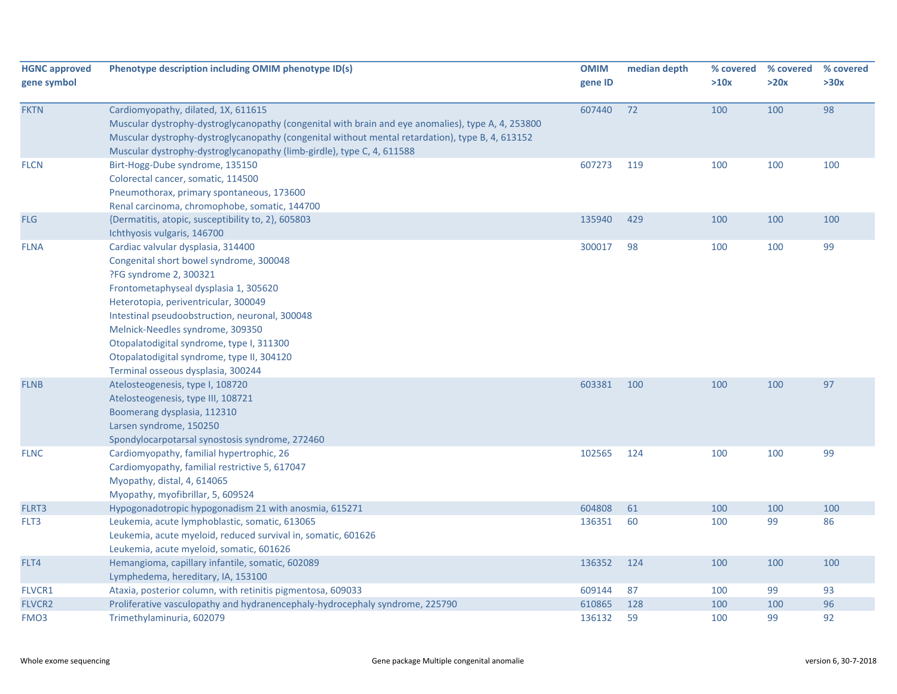| HGNC approved gene symbol | Phenotype description including OMIM phenotype ID(s) | OMIM gene ID | median depth | % covered >10x | % covered >20x | % covered >30x |
|---|---|---|---|---|---|---|
| FKTN | Cardiomyopathy, dilated, 1X, 611615<br>Muscular dystrophy-dystroglycanopathy (congenital with brain and eye anomalies), type A, 4, 253800<br>Muscular dystrophy-dystroglycanopathy (congenital without mental retardation), type B, 4, 613152<br>Muscular dystrophy-dystroglycanopathy (limb-girdle), type C, 4, 611588 | 607440 | 72 | 100 | 100 | 98 |
| FLCN | Birt-Hogg-Dube syndrome, 135150<br>Colorectal cancer, somatic, 114500<br>Pneumothorax, primary spontaneous, 173600<br>Renal carcinoma, chromophobe, somatic, 144700 | 607273 | 119 | 100 | 100 | 100 |
| FLG | {Dermatitis, atopic, susceptibility to, 2}, 605803<br>Ichthyosis vulgaris, 146700 | 135940 | 429 | 100 | 100 | 100 |
| FLNA | Cardiac valvular dysplasia, 314400<br>Congenital short bowel syndrome, 300048<br>?FG syndrome 2, 300321<br>Frontometaphyseal dysplasia 1, 305620<br>Heterotopia, periventricular, 300049<br>Intestinal pseudoobstruction, neuronal, 300048<br>Melnick-Needles syndrome, 309350<br>Otopalatodigital syndrome, type I, 311300<br>Otopalatodigital syndrome, type II, 304120<br>Terminal osseous dysplasia, 300244 | 300017 | 98 | 100 | 100 | 99 |
| FLNB | Atelosteogenesis, type I, 108720<br>Atelosteogenesis, type III, 108721<br>Boomerang dysplasia, 112310<br>Larsen syndrome, 150250<br>Spondylocarpotarsal synostosis syndrome, 272460 | 603381 | 100 | 100 | 100 | 97 |
| FLNC | Cardiomyopathy, familial hypertrophic, 26<br>Cardiomyopathy, familial restrictive 5, 617047<br>Myopathy, distal, 4, 614065<br>Myopathy, myofibrillar, 5, 609524 | 102565 | 124 | 100 | 100 | 99 |
| FLRT3 | Hypogonadotropic hypogonadism 21 with anosmia, 615271 | 604808 | 61 | 100 | 100 | 100 |
| FLT3 | Leukemia, acute lymphoblastic, somatic, 613065<br>Leukemia, acute myeloid, reduced survival in, somatic, 601626<br>Leukemia, acute myeloid, somatic, 601626 | 136351 | 60 | 100 | 99 | 86 |
| FLT4 | Hemangioma, capillary infantile, somatic, 602089<br>Lymphedema, hereditary, IA, 153100 | 136352 | 124 | 100 | 100 | 100 |
| FLVCR1 | Ataxia, posterior column, with retinitis pigmentosa, 609033 | 609144 | 87 | 100 | 99 | 93 |
| FLVCR2 | Proliferative vasculopathy and hydranencephaly-hydrocephaly syndrome, 225790 | 610865 | 128 | 100 | 100 | 96 |
| FMO3 | Trimethylaminuria, 602079 | 136132 | 59 | 100 | 99 | 92 |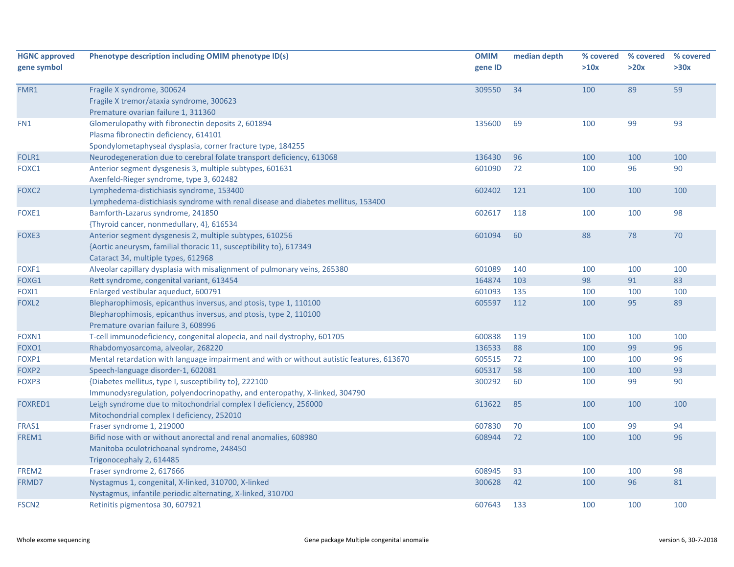| HGNC approved gene symbol | Phenotype description including OMIM phenotype ID(s) | OMIM gene ID | median depth | % covered >10x | % covered >20x | % covered >30x |
|---|---|---|---|---|---|---|
| FMR1 | Fragile X syndrome, 300624<br>Fragile X tremor/ataxia syndrome, 300623<br>Premature ovarian failure 1, 311360 | 309550 | 34 | 100 | 89 | 59 |
| FN1 | Glomerulopathy with fibronectin deposits 2, 601894<br>Plasma fibronectin deficiency, 614101<br>Spondylometaphyseal dysplasia, corner fracture type, 184255 | 135600 | 69 | 100 | 99 | 93 |
| FOLR1 | Neurodegeneration due to cerebral folate transport deficiency, 613068 | 136430 | 96 | 100 | 100 | 100 |
| FOXC1 | Anterior segment dysgenesis 3, multiple subtypes, 601631<br>Axenfeld-Rieger syndrome, type 3, 602482 | 601090 | 72 | 100 | 96 | 90 |
| FOXC2 | Lymphedema-distichiasis syndrome, 153400<br>Lymphedema-distichiasis syndrome with renal disease and diabetes mellitus, 153400 | 602402 | 121 | 100 | 100 | 100 |
| FOXE1 | Bamforth-Lazarus syndrome, 241850<br>{Thyroid cancer, nonmedullary, 4}, 616534 | 602617 | 118 | 100 | 100 | 98 |
| FOXE3 | Anterior segment dysgenesis 2, multiple subtypes, 610256<br>{Aortic aneurysm, familial thoracic 11, susceptibility to}, 617349<br>Cataract 34, multiple types, 612968 | 601094 | 60 | 88 | 78 | 70 |
| FOXF1 | Alveolar capillary dysplasia with misalignment of pulmonary veins, 265380 | 601089 | 140 | 100 | 100 | 100 |
| FOXG1 | Rett syndrome, congenital variant, 613454 | 164874 | 103 | 98 | 91 | 83 |
| FOXI1 | Enlarged vestibular aqueduct, 600791 | 601093 | 135 | 100 | 100 | 100 |
| FOXL2 | Blepharophimosis, epicanthus inversus, and ptosis, type 1, 110100<br>Blepharophimosis, epicanthus inversus, and ptosis, type 2, 110100<br>Premature ovarian failure 3, 608996 | 605597 | 112 | 100 | 95 | 89 |
| FOXN1 | T-cell immunodeficiency, congenital alopecia, and nail dystrophy, 601705 | 600838 | 119 | 100 | 100 | 100 |
| FOXO1 | Rhabdomyosarcoma, alveolar, 268220 | 136533 | 88 | 100 | 99 | 96 |
| FOXP1 | Mental retardation with language impairment and with or without autistic features, 613670 | 605515 | 72 | 100 | 100 | 96 |
| FOXP2 | Speech-language disorder-1, 602081 | 605317 | 58 | 100 | 100 | 93 |
| FOXP3 | {Diabetes mellitus, type I, susceptibility to}, 222100<br>Immunodysregulation, polyendocrinopathy, and enteropathy, X-linked, 304790 | 300292 | 60 | 100 | 99 | 90 |
| FOXRED1 | Leigh syndrome due to mitochondrial complex I deficiency, 256000<br>Mitochondrial complex I deficiency, 252010 | 613622 | 85 | 100 | 100 | 100 |
| FRAS1 | Fraser syndrome 1, 219000 | 607830 | 70 | 100 | 99 | 94 |
| FREM1 | Bifid nose with or without anorectal and renal anomalies, 608980<br>Manitoba oculotrichoanal syndrome, 248450<br>Trigonocephaly 2, 614485 | 608944 | 72 | 100 | 100 | 96 |
| FREM2 | Fraser syndrome 2, 617666 | 608945 | 93 | 100 | 100 | 98 |
| FRMD7 | Nystagmus 1, congenital, X-linked, 310700, X-linked<br>Nystagmus, infantile periodic alternating, X-linked, 310700 | 300628 | 42 | 100 | 96 | 81 |
| FSCN2 | Retinitis pigmentosa 30, 607921 | 607643 | 133 | 100 | 100 | 100 |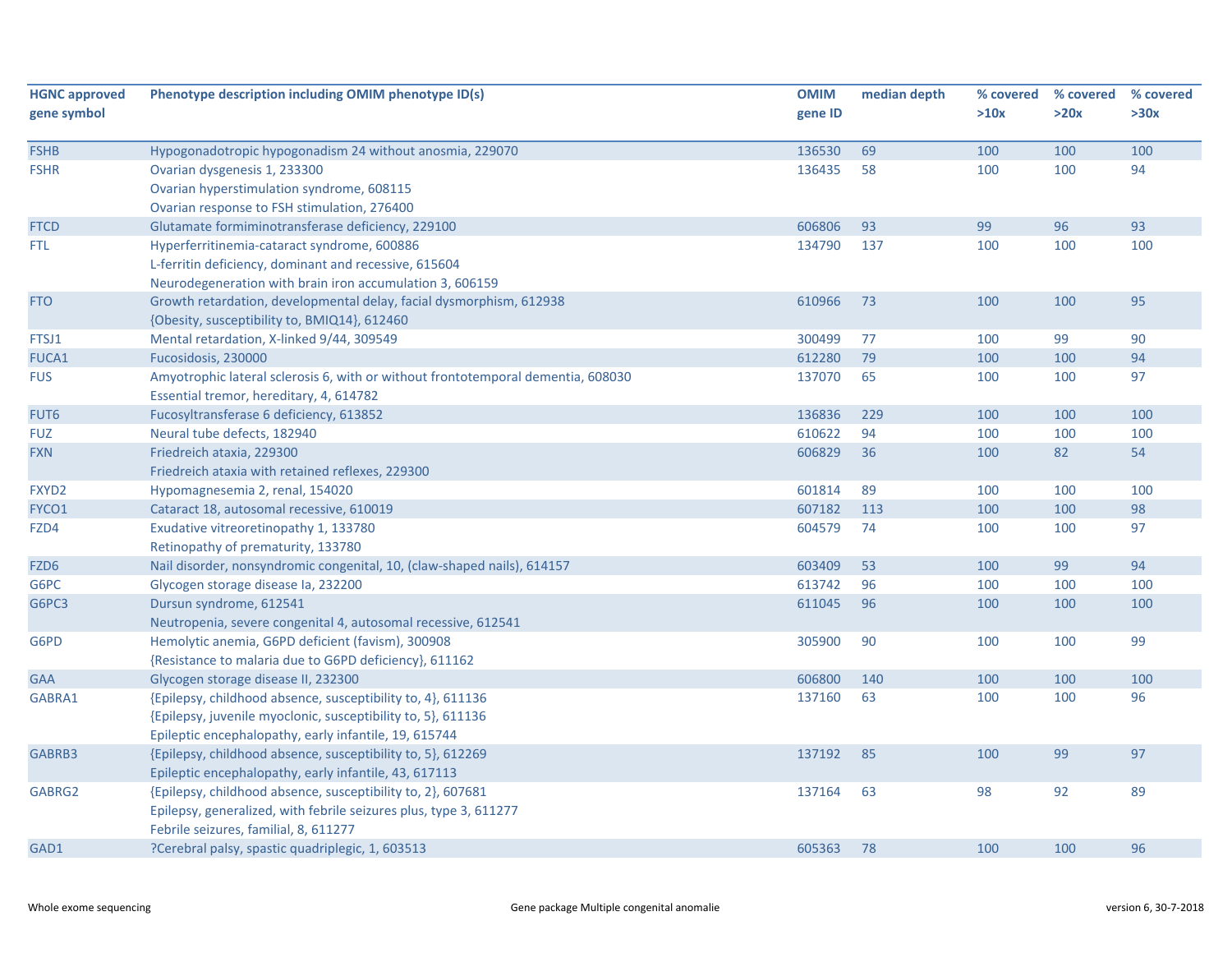| HGNC approved gene symbol | Phenotype description including OMIM phenotype ID(s) | OMIM gene ID | median depth | % covered >10x | % covered >20x | % covered >30x |
|---|---|---|---|---|---|---|
| FSHB | Hypogonadotropic hypogonadism 24 without anosmia, 229070 | 136530 | 69 | 100 | 100 | 100 |
| FSHR | Ovarian dysgenesis 1, 233300<br>Ovarian hyperstimulation syndrome, 608115<br>Ovarian response to FSH stimulation, 276400 | 136435 | 58 | 100 | 100 | 94 |
| FTCD | Glutamate formiminotransferase deficiency, 229100 | 606806 | 93 | 99 | 96 | 93 |
| FTL | Hyperferritinemia-cataract syndrome, 600886<br>L-ferritin deficiency, dominant and recessive, 615604<br>Neurodegeneration with brain iron accumulation 3, 606159 | 134790 | 137 | 100 | 100 | 100 |
| FTO | Growth retardation, developmental delay, facial dysmorphism, 612938<br>{Obesity, susceptibility to, BMIQ14}, 612460 | 610966 | 73 | 100 | 100 | 95 |
| FTSJ1 | Mental retardation, X-linked 9/44, 309549 | 300499 | 77 | 100 | 99 | 90 |
| FUCA1 | Fucosidosis, 230000 | 612280 | 79 | 100 | 100 | 94 |
| FUS | Amyotrophic lateral sclerosis 6, with or without frontotemporal dementia, 608030<br>Essential tremor, hereditary, 4, 614782 | 137070 | 65 | 100 | 100 | 97 |
| FUT6 | Fucosyltransferase 6 deficiency, 613852 | 136836 | 229 | 100 | 100 | 100 |
| FUZ | Neural tube defects, 182940 | 610622 | 94 | 100 | 100 | 100 |
| FXN | Friedreich ataxia, 229300<br>Friedreich ataxia with retained reflexes, 229300 | 606829 | 36 | 100 | 82 | 54 |
| FXYD2 | Hypomagnesemia 2, renal, 154020 | 601814 | 89 | 100 | 100 | 100 |
| FYCO1 | Cataract 18, autosomal recessive, 610019 | 607182 | 113 | 100 | 100 | 98 |
| FZD4 | Exudative vitreoretinopathy 1, 133780<br>Retinopathy of prematurity, 133780 | 604579 | 74 | 100 | 100 | 97 |
| FZD6 | Nail disorder, nonsyndromic congenital, 10, (claw-shaped nails), 614157 | 603409 | 53 | 100 | 99 | 94 |
| G6PC | Glycogen storage disease Ia, 232200 | 613742 | 96 | 100 | 100 | 100 |
| G6PC3 | Dursun syndrome, 612541<br>Neutropenia, severe congenital 4, autosomal recessive, 612541 | 611045 | 96 | 100 | 100 | 100 |
| G6PD | Hemolytic anemia, G6PD deficient (favism), 300908<br>{Resistance to malaria due to G6PD deficiency}, 611162 | 305900 | 90 | 100 | 100 | 99 |
| GAA | Glycogen storage disease II, 232300 | 606800 | 140 | 100 | 100 | 100 |
| GABRA1 | {Epilepsy, childhood absence, susceptibility to, 4}, 611136<br>{Epilepsy, juvenile myoclonic, susceptibility to, 5}, 611136<br>Epileptic encephalopathy, early infantile, 19, 615744 | 137160 | 63 | 100 | 100 | 96 |
| GABRB3 | {Epilepsy, childhood absence, susceptibility to, 5}, 612269<br>Epileptic encephalopathy, early infantile, 43, 617113 | 137192 | 85 | 100 | 99 | 97 |
| GABRG2 | {Epilepsy, childhood absence, susceptibility to, 2}, 607681<br>Epilepsy, generalized, with febrile seizures plus, type 3, 611277<br>Febrile seizures, familial, 8, 611277 | 137164 | 63 | 98 | 92 | 89 |
| GAD1 | ?Cerebral palsy, spastic quadriplegic, 1, 603513 | 605363 | 78 | 100 | 100 | 96 |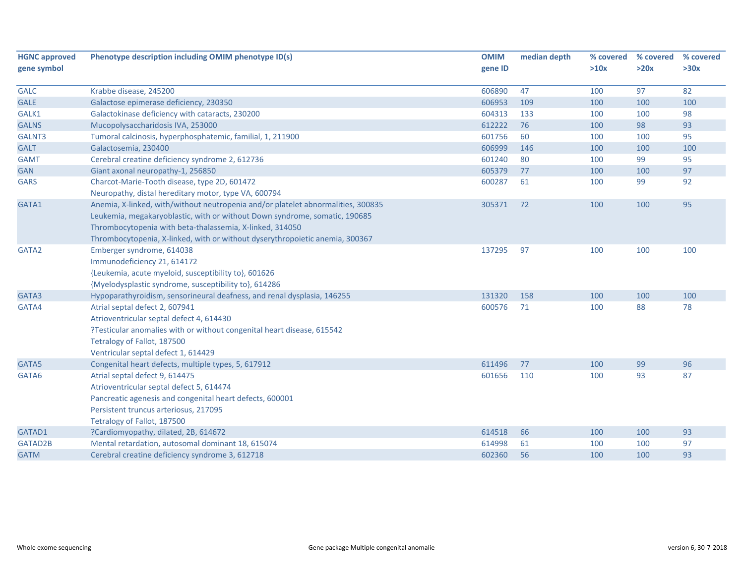| HGNC approved gene symbol | Phenotype description including OMIM phenotype ID(s) | OMIM gene ID | median depth | % covered >10x | % covered >20x | % covered >30x |
|---|---|---|---|---|---|---|
| GALC | Krabbe disease, 245200 | 606890 | 47 | 100 | 97 | 82 |
| GALE | Galactose epimerase deficiency, 230350 | 606953 | 109 | 100 | 100 | 100 |
| GALK1 | Galactokinase deficiency with cataracts, 230200 | 604313 | 133 | 100 | 100 | 98 |
| GALNS | Mucopolysaccharidosis IVA, 253000 | 612222 | 76 | 100 | 98 | 93 |
| GALNT3 | Tumoral calcinosis, hyperphosphatemic, familial, 1, 211900 | 601756 | 60 | 100 | 100 | 95 |
| GALT | Galactosemia, 230400 | 606999 | 146 | 100 | 100 | 100 |
| GAMT | Cerebral creatine deficiency syndrome 2, 612736 | 601240 | 80 | 100 | 99 | 95 |
| GAN | Giant axonal neuropathy-1, 256850 | 605379 | 77 | 100 | 100 | 97 |
| GARS | Charcot-Marie-Tooth disease, type 2D, 601472<br>Neuropathy, distal hereditary motor, type VA, 600794 | 600287 | 61 | 100 | 99 | 92 |
| GATA1 | Anemia, X-linked, with/without neutropenia and/or platelet abnormalities, 300835<br>Leukemia, megakaryoblastic, with or without Down syndrome, somatic, 190685<br>Thrombocytopenia with beta-thalassemia, X-linked, 314050<br>Thrombocytopenia, X-linked, with or without dyserythropoietic anemia, 300367 | 305371 | 72 | 100 | 100 | 95 |
| GATA2 | Emberger syndrome, 614038<br>Immunodeficiency 21, 614172<br>{Leukemia, acute myeloid, susceptibility to}, 601626<br>{Myelodysplastic syndrome, susceptibility to}, 614286 | 137295 | 97 | 100 | 100 | 100 |
| GATA3 | Hypoparathyroidism, sensorineural deafness, and renal dysplasia, 146255 | 131320 | 158 | 100 | 100 | 100 |
| GATA4 | Atrial septal defect 2, 607941<br>Atrioventricular septal defect 4, 614430<br>?Testicular anomalies with or without congenital heart disease, 615542<br>Tetralogy of Fallot, 187500<br>Ventricular septal defect 1, 614429 | 600576 | 71 | 100 | 88 | 78 |
| GATA5 | Congenital heart defects, multiple types, 5, 617912 | 611496 | 77 | 100 | 99 | 96 |
| GATA6 | Atrial septal defect 9, 614475<br>Atrioventricular septal defect 5, 614474<br>Pancreatic agenesis and congenital heart defects, 600001<br>Persistent truncus arteriosus, 217095<br>Tetralogy of Fallot, 187500 | 601656 | 110 | 100 | 93 | 87 |
| GATAD1 | ?Cardiomyopathy, dilated, 2B, 614672 | 614518 | 66 | 100 | 100 | 93 |
| GATAD2B | Mental retardation, autosomal dominant 18, 615074 | 614998 | 61 | 100 | 100 | 97 |
| GATM | Cerebral creatine deficiency syndrome 3, 612718 | 602360 | 56 | 100 | 100 | 93 |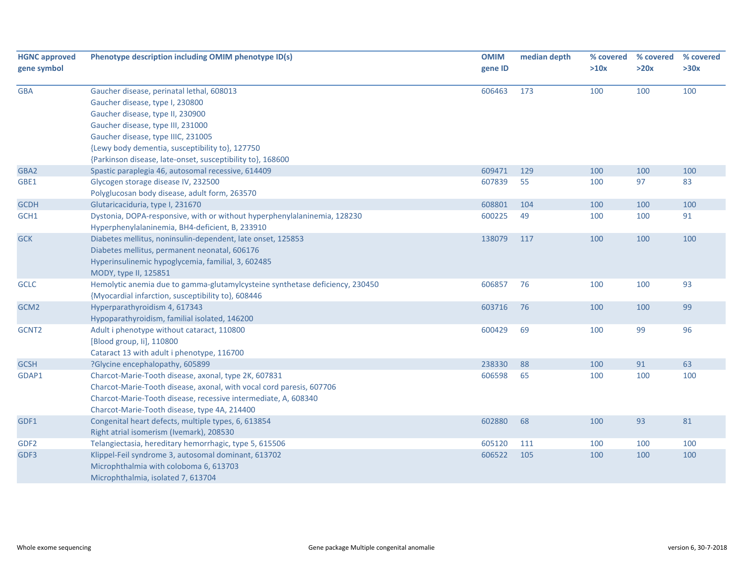| HGNC approved gene symbol | Phenotype description including OMIM phenotype ID(s) | OMIM gene ID | median depth | % covered >10x | % covered >20x | % covered >30x |
|---|---|---|---|---|---|---|
| GBA | Gaucher disease, perinatal lethal, 608013<br>Gaucher disease, type I, 230800<br>Gaucher disease, type II, 230900<br>Gaucher disease, type III, 231000<br>Gaucher disease, type IIIC, 231005<br>{Lewy body dementia, susceptibility to}, 127750<br>{Parkinson disease, late-onset, susceptibility to}, 168600 | 606463 | 173 | 100 | 100 | 100 |
| GBA2 | Spastic paraplegia 46, autosomal recessive, 614409 | 609471 | 129 | 100 | 100 | 100 |
| GBE1 | Glycogen storage disease IV, 232500<br>Polyglucosan body disease, adult form, 263570 | 607839 | 55 | 100 | 97 | 83 |
| GCDH | Glutaricaciduria, type I, 231670 | 608801 | 104 | 100 | 100 | 100 |
| GCH1 | Dystonia, DOPA-responsive, with or without hyperphenylalaninemia, 128230<br>Hyperphenylalaninemia, BH4-deficient, B, 233910 | 600225 | 49 | 100 | 100 | 91 |
| GCK | Diabetes mellitus, noninsulin-dependent, late onset, 125853<br>Diabetes mellitus, permanent neonatal, 606176<br>Hyperinsulinemic hypoglycemia, familial, 3, 602485<br>MODY, type II, 125851 | 138079 | 117 | 100 | 100 | 100 |
| GCLC | Hemolytic anemia due to gamma-glutamylcysteine synthetase deficiency, 230450<br>{Myocardial infarction, susceptibility to}, 608446 | 606857 | 76 | 100 | 100 | 93 |
| GCM2 | Hyperparathyroidism 4, 617343<br>Hypoparathyroidism, familial isolated, 146200 | 603716 | 76 | 100 | 100 | 99 |
| GCNT2 | Adult i phenotype without cataract, 110800<br>[Blood group, Ii], 110800<br>Cataract 13 with adult i phenotype, 116700 | 600429 | 69 | 100 | 99 | 96 |
| GCSH | ?Glycine encephalopathy, 605899 | 238330 | 88 | 100 | 91 | 63 |
| GDAP1 | Charcot-Marie-Tooth disease, axonal, type 2K, 607831<br>Charcot-Marie-Tooth disease, axonal, with vocal cord paresis, 607706<br>Charcot-Marie-Tooth disease, recessive intermediate, A, 608340<br>Charcot-Marie-Tooth disease, type 4A, 214400 | 606598 | 65 | 100 | 100 | 100 |
| GDF1 | Congenital heart defects, multiple types, 6, 613854<br>Right atrial isomerism (Ivemark), 208530 | 602880 | 68 | 100 | 93 | 81 |
| GDF2 | Telangiectasia, hereditary hemorrhagic, type 5, 615506 | 605120 | 111 | 100 | 100 | 100 |
| GDF3 | Klippel-Feil syndrome 3, autosomal dominant, 613702<br>Microphthalmia with coloboma 6, 613703<br>Microphthalmia, isolated 7, 613704 | 606522 | 105 | 100 | 100 | 100 |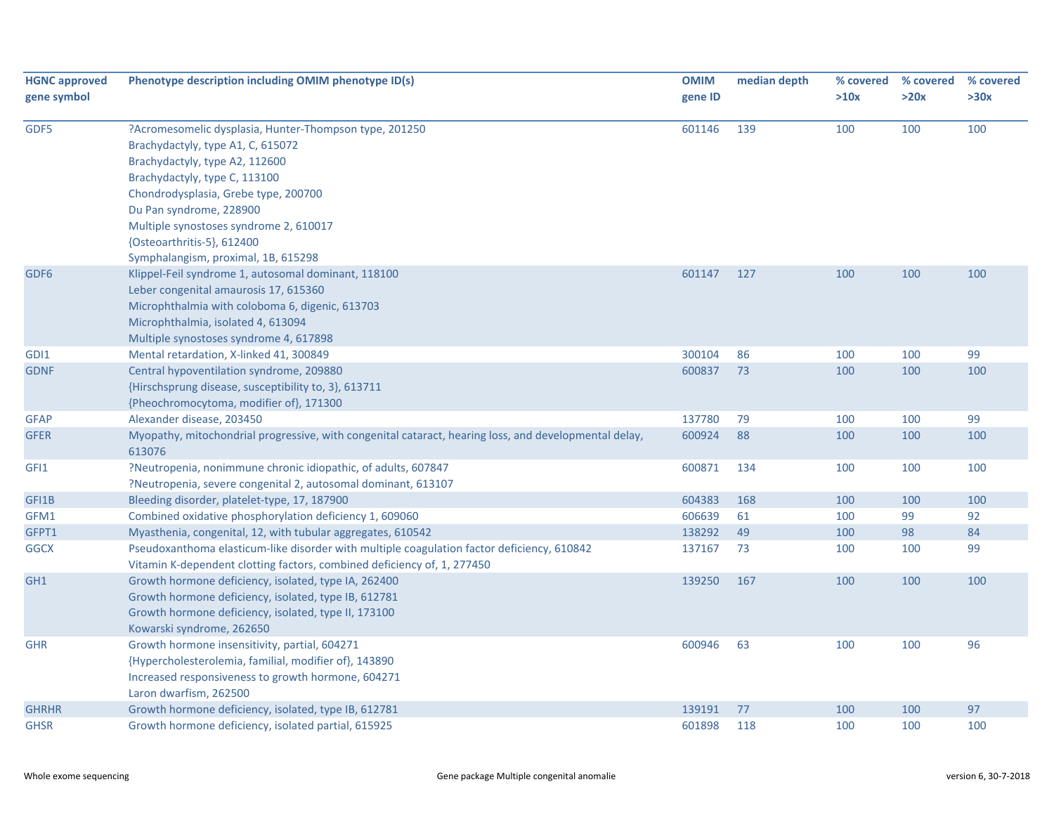| HGNC approved gene symbol | Phenotype description including OMIM phenotype ID(s) | OMIM gene ID | median depth | % covered >10x | % covered >20x | % covered >30x |
|---|---|---|---|---|---|---|
| GDF5 | ?Acromesomelic dysplasia, Hunter-Thompson type, 201250<br>Brachydactyly, type A1, C, 615072<br>Brachydactyly, type A2, 112600<br>Brachydactyly, type C, 113100<br>Chondrodysplasia, Grebe type, 200700<br>Du Pan syndrome, 228900<br>Multiple synostoses syndrome 2, 610017<br>{Osteoarthritis-5}, 612400<br>Symphalangism, proximal, 1B, 615298 | 601146 | 139 | 100 | 100 | 100 |
| GDF6 | Klippel-Feil syndrome 1, autosomal dominant, 118100<br>Leber congenital amaurosis 17, 615360<br>Microphthalmia with coloboma 6, digenic, 613703<br>Microphthalmia, isolated 4, 613094<br>Multiple synostoses syndrome 4, 617898 | 601147 | 127 | 100 | 100 | 100 |
| GDI1 | Mental retardation, X-linked 41, 300849 | 300104 | 86 | 100 | 100 | 99 |
| GDNF | Central hypoventilation syndrome, 209880<br>{Hirschsprung disease, susceptibility to, 3}, 613711<br>{Pheochromocytoma, modifier of}, 171300 | 600837 | 73 | 100 | 100 | 100 |
| GFAP | Alexander disease, 203450 | 137780 | 79 | 100 | 100 | 99 |
| GFER | Myopathy, mitochondrial progressive, with congenital cataract, hearing loss, and developmental delay, 613076 | 600924 | 88 | 100 | 100 | 100 |
| GFI1 | ?Neutropenia, nonimmune chronic idiopathic, of adults, 607847<br>?Neutropenia, severe congenital 2, autosomal dominant, 613107 | 600871 | 134 | 100 | 100 | 100 |
| GFI1B | Bleeding disorder, platelet-type, 17, 187900 | 604383 | 168 | 100 | 100 | 100 |
| GFM1 | Combined oxidative phosphorylation deficiency 1, 609060 | 606639 | 61 | 100 | 99 | 92 |
| GFPT1 | Myasthenia, congenital, 12, with tubular aggregates, 610542 | 138292 | 49 | 100 | 98 | 84 |
| GGCX | Pseudoxanthoma elasticum-like disorder with multiple coagulation factor deficiency, 610842<br>Vitamin K-dependent clotting factors, combined deficiency of, 1, 277450 | 137167 | 73 | 100 | 100 | 99 |
| GH1 | Growth hormone deficiency, isolated, type IA, 262400<br>Growth hormone deficiency, isolated, type IB, 612781<br>Growth hormone deficiency, isolated, type II, 173100<br>Kowarski syndrome, 262650 | 139250 | 167 | 100 | 100 | 100 |
| GHR | Growth hormone insensitivity, partial, 604271<br>{Hypercholesterolemia, familial, modifier of}, 143890<br>Increased responsiveness to growth hormone, 604271<br>Laron dwarfism, 262500 | 600946 | 63 | 100 | 100 | 96 |
| GHRHR | Growth hormone deficiency, isolated, type IB, 612781 | 139191 | 77 | 100 | 100 | 97 |
| GHSR | Growth hormone deficiency, isolated partial, 615925 | 601898 | 118 | 100 | 100 | 100 |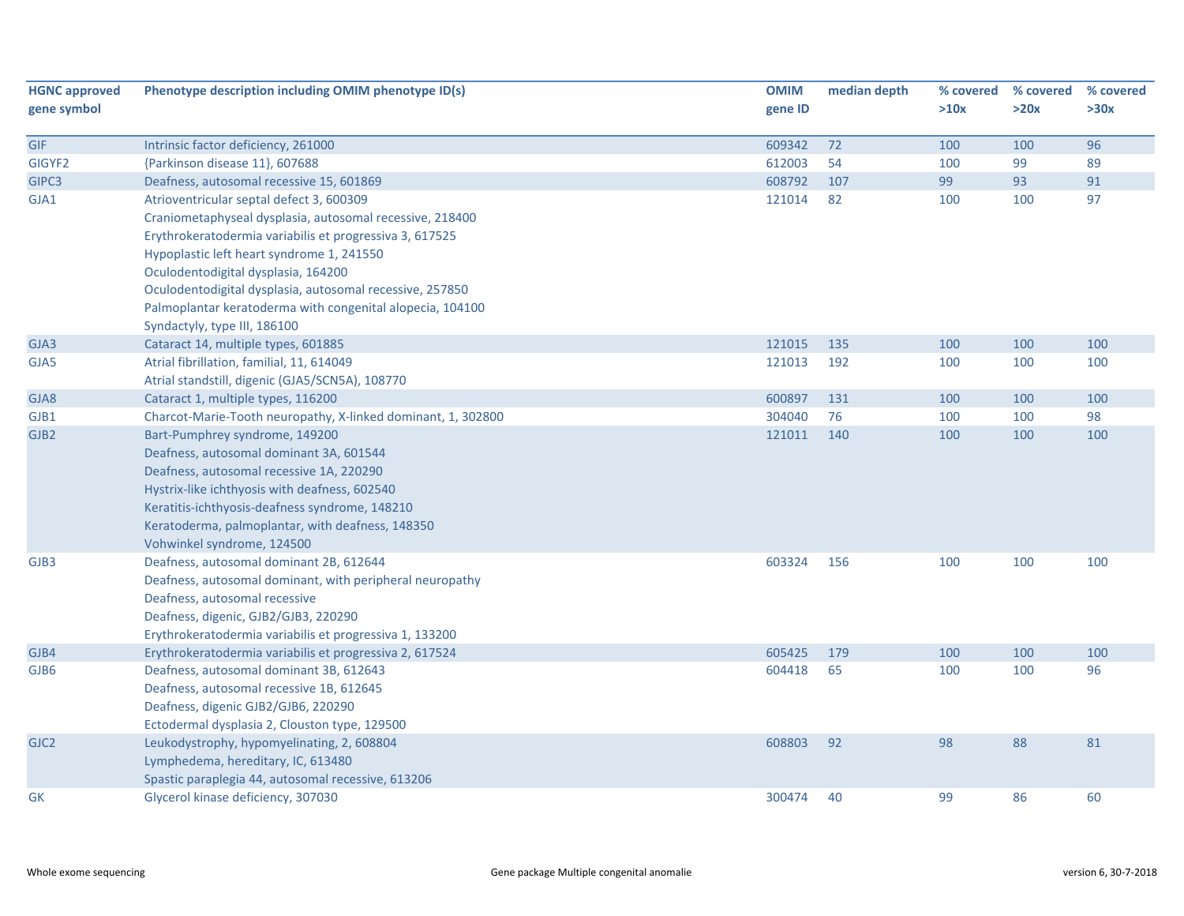| HGNC approved gene symbol | Phenotype description including OMIM phenotype ID(s) | OMIM gene ID | median depth | % covered >10x | % covered >20x | % covered >30x |
|---|---|---|---|---|---|---|
| GIF | Intrinsic factor deficiency, 261000 | 609342 | 72 | 100 | 100 | 96 |
| GIGYF2 | {Parkinson disease 11}, 607688 | 612003 | 54 | 100 | 99 | 89 |
| GIPC3 | Deafness, autosomal recessive 15, 601869 | 608792 | 107 | 99 | 93 | 91 |
| GJA1 | Atrioventricular septal defect 3, 600309<br>Craniometaphyseal dysplasia, autosomal recessive, 218400<br>Erythrokeratodermia variabilis et progressiva 3, 617525<br>Hypoplastic left heart syndrome 1, 241550<br>Oculodentodigital dysplasia, 164200<br>Oculodentodigital dysplasia, autosomal recessive, 257850<br>Palmoplantar keratoderma with congenital alopecia, 104100<br>Syndactyly, type III, 186100 | 121014 | 82 | 100 | 100 | 97 |
| GJA3 | Cataract 14, multiple types, 601885 | 121015 | 135 | 100 | 100 | 100 |
| GJA5 | Atrial fibrillation, familial, 11, 614049<br>Atrial standstill, digenic (GJA5/SCN5A), 108770 | 121013 | 192 | 100 | 100 | 100 |
| GJA8 | Cataract 1, multiple types, 116200 | 600897 | 131 | 100 | 100 | 100 |
| GJB1 | Charcot-Marie-Tooth neuropathy, X-linked dominant, 1, 302800 | 304040 | 76 | 100 | 100 | 98 |
| GJB2 | Bart-Pumphrey syndrome, 149200<br>Deafness, autosomal dominant 3A, 601544<br>Deafness, autosomal recessive 1A, 220290<br>Hystrix-like ichthyosis with deafness, 602540<br>Keratitis-ichthyosis-deafness syndrome, 148210<br>Keratoderma, palmoplantar, with deafness, 148350<br>Vohwinkel syndrome, 124500 | 121011 | 140 | 100 | 100 | 100 |
| GJB3 | Deafness, autosomal dominant 2B, 612644<br>Deafness, autosomal dominant, with peripheral neuropathy<br>Deafness, autosomal recessive<br>Deafness, digenic, GJB2/GJB3, 220290<br>Erythrokeratodermia variabilis et progressiva 1, 133200 | 603324 | 156 | 100 | 100 | 100 |
| GJB4 | Erythrokeratodermia variabilis et progressiva 2, 617524 | 605425 | 179 | 100 | 100 | 100 |
| GJB6 | Deafness, autosomal dominant 3B, 612643<br>Deafness, autosomal recessive 1B, 612645<br>Deafness, digenic GJB2/GJB6, 220290<br>Ectodermal dysplasia 2, Clouston type, 129500 | 604418 | 65 | 100 | 100 | 96 |
| GJC2 | Leukodystrophy, hypomyelinating, 2, 608804<br>Lymphedema, hereditary, IC, 613480<br>Spastic paraplegia 44, autosomal recessive, 613206 | 608803 | 92 | 98 | 88 | 81 |
| GK | Glycerol kinase deficiency, 307030 | 300474 | 40 | 99 | 86 | 60 |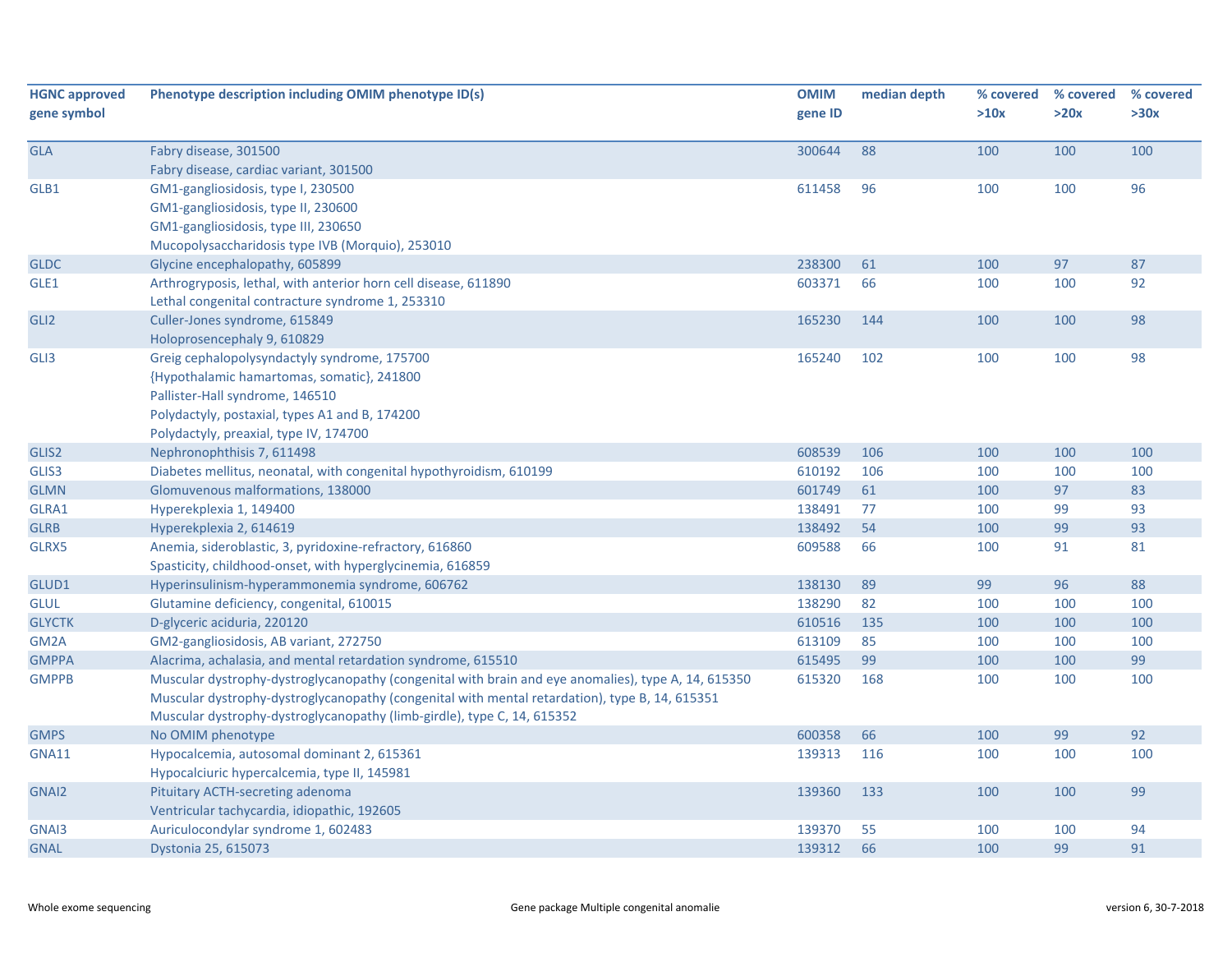| HGNC approved gene symbol | Phenotype description including OMIM phenotype ID(s) | OMIM gene ID | median depth | % covered >10x | % covered >20x | % covered >30x |
|---|---|---|---|---|---|---|
| GLA | Fabry disease, 301500<br>Fabry disease, cardiac variant, 301500 | 300644 | 88 | 100 | 100 | 100 |
| GLB1 | GM1-gangliosidosis, type I, 230500<br>GM1-gangliosidosis, type II, 230600<br>GM1-gangliosidosis, type III, 230650<br>Mucopolysaccharidosis type IVB (Morquio), 253010 | 611458 | 96 | 100 | 100 | 96 |
| GLDC | Glycine encephalopathy, 605899 | 238300 | 61 | 100 | 97 | 87 |
| GLE1 | Arthrogryposis, lethal, with anterior horn cell disease, 611890<br>Lethal congenital contracture syndrome 1, 253310 | 603371 | 66 | 100 | 100 | 92 |
| GLI2 | Culler-Jones syndrome, 615849<br>Holoprosencephaly 9, 610829 | 165230 | 144 | 100 | 100 | 98 |
| GLI3 | Greig cephalopolysyndactyly syndrome, 175700<br>{Hypothalamic hamartomas, somatic}, 241800<br>Pallister-Hall syndrome, 146510<br>Polydactyly, postaxial, types A1 and B, 174200<br>Polydactyly, preaxial, type IV, 174700 | 165240 | 102 | 100 | 100 | 98 |
| GLIS2 | Nephronophthisis 7, 611498 | 608539 | 106 | 100 | 100 | 100 |
| GLIS3 | Diabetes mellitus, neonatal, with congenital hypothyroidism, 610199 | 610192 | 106 | 100 | 100 | 100 |
| GLMN | Glomuvenous malformations, 138000 | 601749 | 61 | 100 | 97 | 83 |
| GLRA1 | Hyperekplexia 1, 149400 | 138491 | 77 | 100 | 99 | 93 |
| GLRB | Hyperekplexia 2, 614619 | 138492 | 54 | 100 | 99 | 93 |
| GLRX5 | Anemia, sideroblastic, 3, pyridoxine-refractory, 616860<br>Spasticity, childhood-onset, with hyperglycinemia, 616859 | 609588 | 66 | 100 | 91 | 81 |
| GLUD1 | Hyperinsulinism-hyperammonemia syndrome, 606762 | 138130 | 89 | 99 | 96 | 88 |
| GLUL | Glutamine deficiency, congenital, 610015 | 138290 | 82 | 100 | 100 | 100 |
| GLYCTK | D-glyceric aciduria, 220120 | 610516 | 135 | 100 | 100 | 100 |
| GM2A | GM2-gangliosidosis, AB variant, 272750 | 613109 | 85 | 100 | 100 | 100 |
| GMPPA | Alacrima, achalasia, and mental retardation syndrome, 615510 | 615495 | 99 | 100 | 100 | 99 |
| GMPPB | Muscular dystrophy-dystroglycanopathy (congenital with brain and eye anomalies), type A, 14, 615350<br>Muscular dystrophy-dystroglycanopathy (congenital with mental retardation), type B, 14, 615351<br>Muscular dystrophy-dystroglycanopathy (limb-girdle), type C, 14, 615352 | 615320 | 168 | 100 | 100 | 100 |
| GMPS | No OMIM phenotype | 600358 | 66 | 100 | 99 | 92 |
| GNA11 | Hypocalcemia, autosomal dominant 2, 615361<br>Hypocalciuric hypercalcemia, type II, 145981 | 139313 | 116 | 100 | 100 | 100 |
| GNAI2 | Pituitary ACTH-secreting adenoma<br>Ventricular tachycardia, idiopathic, 192605 | 139360 | 133 | 100 | 100 | 99 |
| GNAI3 | Auriculocondylar syndrome 1, 602483 | 139370 | 55 | 100 | 100 | 94 |
| GNAL | Dystonia 25, 615073 | 139312 | 66 | 100 | 99 | 91 |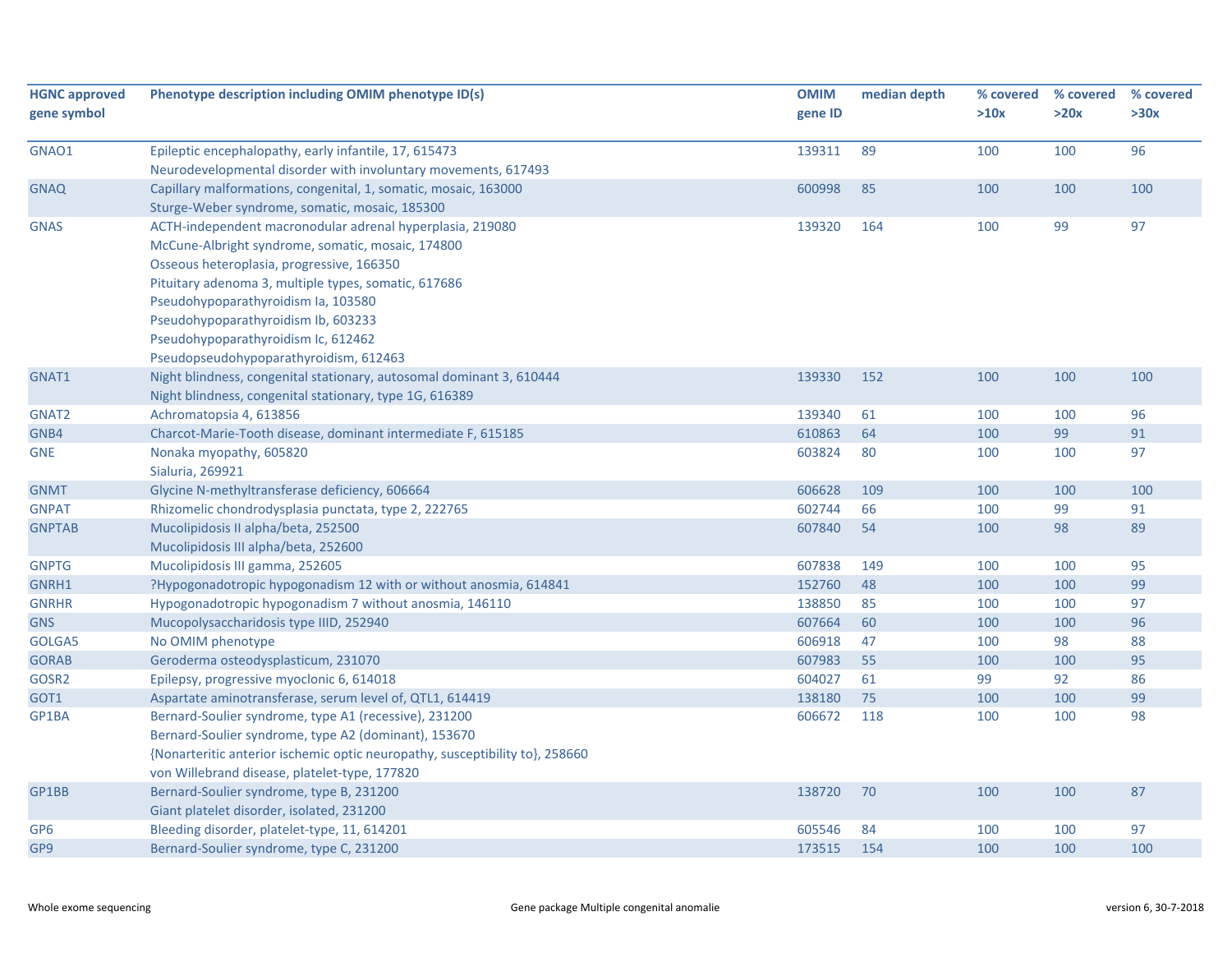| HGNC approved gene symbol | Phenotype description including OMIM phenotype ID(s) | OMIM gene ID | median depth | % covered >10x | % covered >20x | % covered >30x |
|---|---|---|---|---|---|---|
| GNAO1 | Epileptic encephalopathy, early infantile, 17, 615473<br>Neurodevelopmental disorder with involuntary movements, 617493 | 139311 | 89 | 100 | 100 | 96 |
| GNAQ | Capillary malformations, congenital, 1, somatic, mosaic, 163000<br>Sturge-Weber syndrome, somatic, mosaic, 185300 | 600998 | 85 | 100 | 100 | 100 |
| GNAS | ACTH-independent macronodular adrenal hyperplasia, 219080<br>McCune-Albright syndrome, somatic, mosaic, 174800<br>Osseous heteroplasia, progressive, 166350<br>Pituitary adenoma 3, multiple types, somatic, 617686<br>Pseudohypoparathyroidism Ia, 103580<br>Pseudohypoparathyroidism Ib, 603233<br>Pseudohypoparathyroidism Ic, 612462<br>Pseudopseudohypoparathyroidism, 612463 | 139320 | 164 | 100 | 99 | 97 |
| GNAT1 | Night blindness, congenital stationary, autosomal dominant 3, 610444<br>Night blindness, congenital stationary, type 1G, 616389 | 139330 | 152 | 100 | 100 | 100 |
| GNAT2 | Achromatopsia 4, 613856 | 139340 | 61 | 100 | 100 | 96 |
| GNB4 | Charcot-Marie-Tooth disease, dominant intermediate F, 615185 | 610863 | 64 | 100 | 99 | 91 |
| GNE | Nonaka myopathy, 605820<br>Sialuria, 269921 | 603824 | 80 | 100 | 100 | 97 |
| GNMT | Glycine N-methyltransferase deficiency, 606664 | 606628 | 109 | 100 | 100 | 100 |
| GNPAT | Rhizomelic chondrodysplasia punctata, type 2, 222765 | 602744 | 66 | 100 | 99 | 91 |
| GNPTAB | Mucolipidosis II alpha/beta, 252500<br>Mucolipidosis III alpha/beta, 252600 | 607840 | 54 | 100 | 98 | 89 |
| GNPTG | Mucolipidosis III gamma, 252605 | 607838 | 149 | 100 | 100 | 95 |
| GNRH1 | ?Hypogonadotropic hypogonadism 12 with or without anosmia, 614841 | 152760 | 48 | 100 | 100 | 99 |
| GNRHR | Hypogonadotropic hypogonadism 7 without anosmia, 146110 | 138850 | 85 | 100 | 100 | 97 |
| GNS | Mucopolysaccharidosis type IIID, 252940 | 607664 | 60 | 100 | 100 | 96 |
| GOLGA5 | No OMIM phenotype | 606918 | 47 | 100 | 98 | 88 |
| GORAB | Geroderma osteodysplasticum, 231070 | 607983 | 55 | 100 | 100 | 95 |
| GOSR2 | Epilepsy, progressive myoclonic 6, 614018 | 604027 | 61 | 99 | 92 | 86 |
| GOT1 | Aspartate aminotransferase, serum level of, QTL1, 614419 | 138180 | 75 | 100 | 100 | 99 |
| GP1BA | Bernard-Soulier syndrome, type A1 (recessive), 231200<br>Bernard-Soulier syndrome, type A2 (dominant), 153670<br>{Nonarteritic anterior ischemic optic neuropathy, susceptibility to}, 258660<br>von Willebrand disease, platelet-type, 177820 | 606672 | 118 | 100 | 100 | 98 |
| GP1BB | Bernard-Soulier syndrome, type B, 231200<br>Giant platelet disorder, isolated, 231200 | 138720 | 70 | 100 | 100 | 87 |
| GP6 | Bleeding disorder, platelet-type, 11, 614201 | 605546 | 84 | 100 | 100 | 97 |
| GP9 | Bernard-Soulier syndrome, type C, 231200 | 173515 | 154 | 100 | 100 | 100 |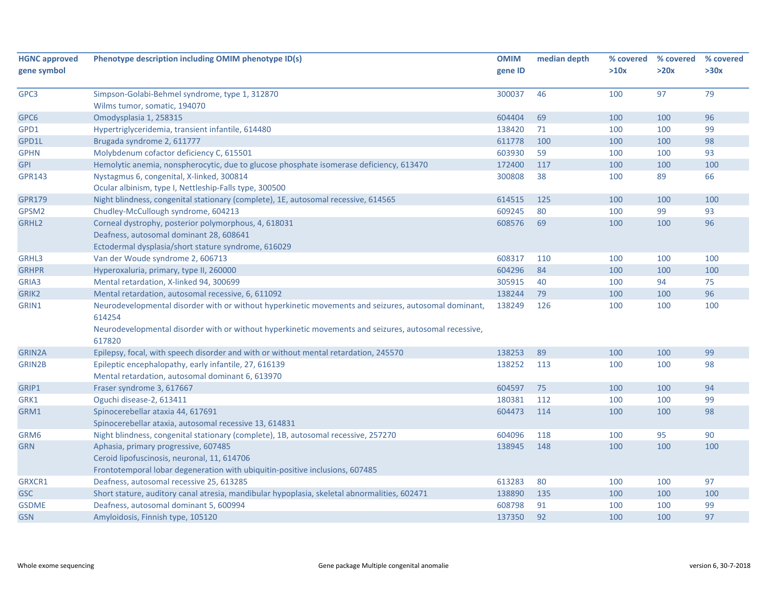| HGNC approved gene symbol | Phenotype description including OMIM phenotype ID(s) | OMIM gene ID | median depth | % covered >10x | % covered >20x | % covered >30x |
|---|---|---|---|---|---|---|
| GPC3 | Simpson-Golabi-Behmel syndrome, type 1, 312870<br>Wilms tumor, somatic, 194070 | 300037 | 46 | 100 | 97 | 79 |
| GPC6 | Omodysplasia 1, 258315 | 604404 | 69 | 100 | 100 | 96 |
| GPD1 | Hypertriglyceridemia, transient infantile, 614480 | 138420 | 71 | 100 | 100 | 99 |
| GPD1L | Brugada syndrome 2, 611777 | 611778 | 100 | 100 | 100 | 98 |
| GPHN | Molybdenum cofactor deficiency C, 615501 | 603930 | 59 | 100 | 100 | 93 |
| GPI | Hemolytic anemia, nonspherocytic, due to glucose phosphate isomerase deficiency, 613470 | 172400 | 117 | 100 | 100 | 100 |
| GPR143 | Nystagmus 6, congenital, X-linked, 300814<br>Ocular albinism, type I, Nettleship-Falls type, 300500 | 300808 | 38 | 100 | 89 | 66 |
| GPR179 | Night blindness, congenital stationary (complete), 1E, autosomal recessive, 614565 | 614515 | 125 | 100 | 100 | 100 |
| GPSM2 | Chudley-McCullough syndrome, 604213 | 609245 | 80 | 100 | 99 | 93 |
| GRHL2 | Corneal dystrophy, posterior polymorphous, 4, 618031<br>Deafness, autosomal dominant 28, 608641<br>Ectodermal dysplasia/short stature syndrome, 616029 | 608576 | 69 | 100 | 100 | 96 |
| GRHL3 | Van der Woude syndrome 2, 606713 | 608317 | 110 | 100 | 100 | 100 |
| GRHPR | Hyperoxaluria, primary, type II, 260000 | 604296 | 84 | 100 | 100 | 100 |
| GRIA3 | Mental retardation, X-linked 94, 300699 | 305915 | 40 | 100 | 94 | 75 |
| GRIK2 | Mental retardation, autosomal recessive, 6, 611092 | 138244 | 79 | 100 | 100 | 96 |
| GRIN1 | Neurodevelopmental disorder with or without hyperkinetic movements and seizures, autosomal dominant, 614254<br>Neurodevelopmental disorder with or without hyperkinetic movements and seizures, autosomal recessive, 617820 | 138249 | 126 | 100 | 100 | 100 |
| GRIN2A | Epilepsy, focal, with speech disorder and with or without mental retardation, 245570 | 138253 | 89 | 100 | 100 | 99 |
| GRIN2B | Epileptic encephalopathy, early infantile, 27, 616139<br>Mental retardation, autosomal dominant 6, 613970 | 138252 | 113 | 100 | 100 | 98 |
| GRIP1 | Fraser syndrome 3, 617667 | 604597 | 75 | 100 | 100 | 94 |
| GRK1 | Oguchi disease-2, 613411 | 180381 | 112 | 100 | 100 | 99 |
| GRM1 | Spinocerebellar ataxia 44, 617691<br>Spinocerebellar ataxia, autosomal recessive 13, 614831 | 604473 | 114 | 100 | 100 | 98 |
| GRM6 | Night blindness, congenital stationary (complete), 1B, autosomal recessive, 257270 | 604096 | 118 | 100 | 95 | 90 |
| GRN | Aphasia, primary progressive, 607485<br>Ceroid lipofuscinosis, neuronal, 11, 614706<br>Frontotemporal lobar degeneration with ubiquitin-positive inclusions, 607485 | 138945 | 148 | 100 | 100 | 100 |
| GRXCR1 | Deafness, autosomal recessive 25, 613285 | 613283 | 80 | 100 | 100 | 97 |
| GSC | Short stature, auditory canal atresia, mandibular hypoplasia, skeletal abnormalities, 602471 | 138890 | 135 | 100 | 100 | 100 |
| GSDME | Deafness, autosomal dominant 5, 600994 | 608798 | 91 | 100 | 100 | 99 |
| GSN | Amyloidosis, Finnish type, 105120 | 137350 | 92 | 100 | 100 | 97 |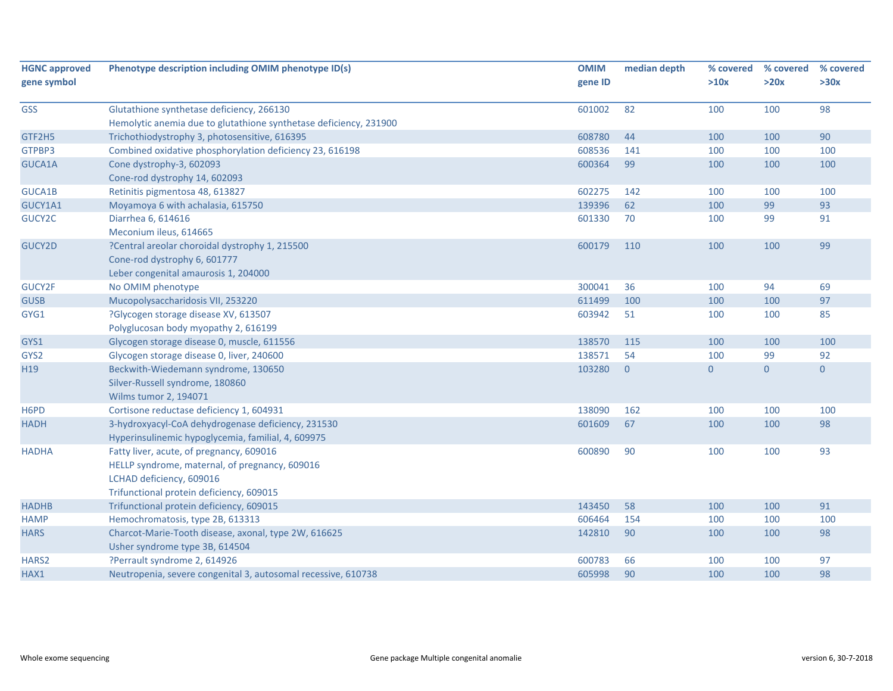| HGNC approved gene symbol | Phenotype description including OMIM phenotype ID(s) | OMIM gene ID | median depth | % covered >10x | % covered >20x | % covered >30x |
|---|---|---|---|---|---|---|
| GSS | Glutathione synthetase deficiency, 266130<br>Hemolytic anemia due to glutathione synthetase deficiency, 231900 | 601002 | 82 | 100 | 100 | 98 |
| GTF2H5 | Trichothiodystrophy 3, photosensitive, 616395 | 608780 | 44 | 100 | 100 | 90 |
| GTPBP3 | Combined oxidative phosphorylation deficiency 23, 616198 | 608536 | 141 | 100 | 100 | 100 |
| GUCA1A | Cone dystrophy-3, 602093<br>Cone-rod dystrophy 14, 602093 | 600364 | 99 | 100 | 100 | 100 |
| GUCA1B | Retinitis pigmentosa 48, 613827 | 602275 | 142 | 100 | 100 | 100 |
| GUCY1A1 | Moyamoya 6 with achalasia, 615750 | 139396 | 62 | 100 | 99 | 93 |
| GUCY2C | Diarrhea 6, 614616<br>Meconium ileus, 614665 | 601330 | 70 | 100 | 99 | 91 |
| GUCY2D | ?Central areolar choroidal dystrophy 1, 215500<br>Cone-rod dystrophy 6, 601777<br>Leber congenital amaurosis 1, 204000 | 600179 | 110 | 100 | 100 | 99 |
| GUCY2F | No OMIM phenotype | 300041 | 36 | 100 | 94 | 69 |
| GUSB | Mucopolysaccharidosis VII, 253220 | 611499 | 100 | 100 | 100 | 97 |
| GYG1 | ?Glycogen storage disease XV, 613507<br>Polyglucosan body myopathy 2, 616199 | 603942 | 51 | 100 | 100 | 85 |
| GYS1 | Glycogen storage disease 0, muscle, 611556 | 138570 | 115 | 100 | 100 | 100 |
| GYS2 | Glycogen storage disease 0, liver, 240600 | 138571 | 54 | 100 | 99 | 92 |
| H19 | Beckwith-Wiedemann syndrome, 130650<br>Silver-Russell syndrome, 180860<br>Wilms tumor 2, 194071 | 103280 | 0 | 0 | 0 | 0 |
| H6PD | Cortisone reductase deficiency 1, 604931 | 138090 | 162 | 100 | 100 | 100 |
| HADH | 3-hydroxyacyl-CoA dehydrogenase deficiency, 231530<br>Hyperinsulinemic hypoglycemia, familial, 4, 609975 | 601609 | 67 | 100 | 100 | 98 |
| HADHA | Fatty liver, acute, of pregnancy, 609016<br>HELLP syndrome, maternal, of pregnancy, 609016<br>LCHAD deficiency, 609016<br>Trifunctional protein deficiency, 609015 | 600890 | 90 | 100 | 100 | 93 |
| HADHB | Trifunctional protein deficiency, 609015 | 143450 | 58 | 100 | 100 | 91 |
| HAMP | Hemochromatosis, type 2B, 613313 | 606464 | 154 | 100 | 100 | 100 |
| HARS | Charcot-Marie-Tooth disease, axonal, type 2W, 616625<br>Usher syndrome type 3B, 614504 | 142810 | 90 | 100 | 100 | 98 |
| HARS2 | ?Perrault syndrome 2, 614926 | 600783 | 66 | 100 | 100 | 97 |
| HAX1 | Neutropenia, severe congenital 3, autosomal recessive, 610738 | 605998 | 90 | 100 | 100 | 98 |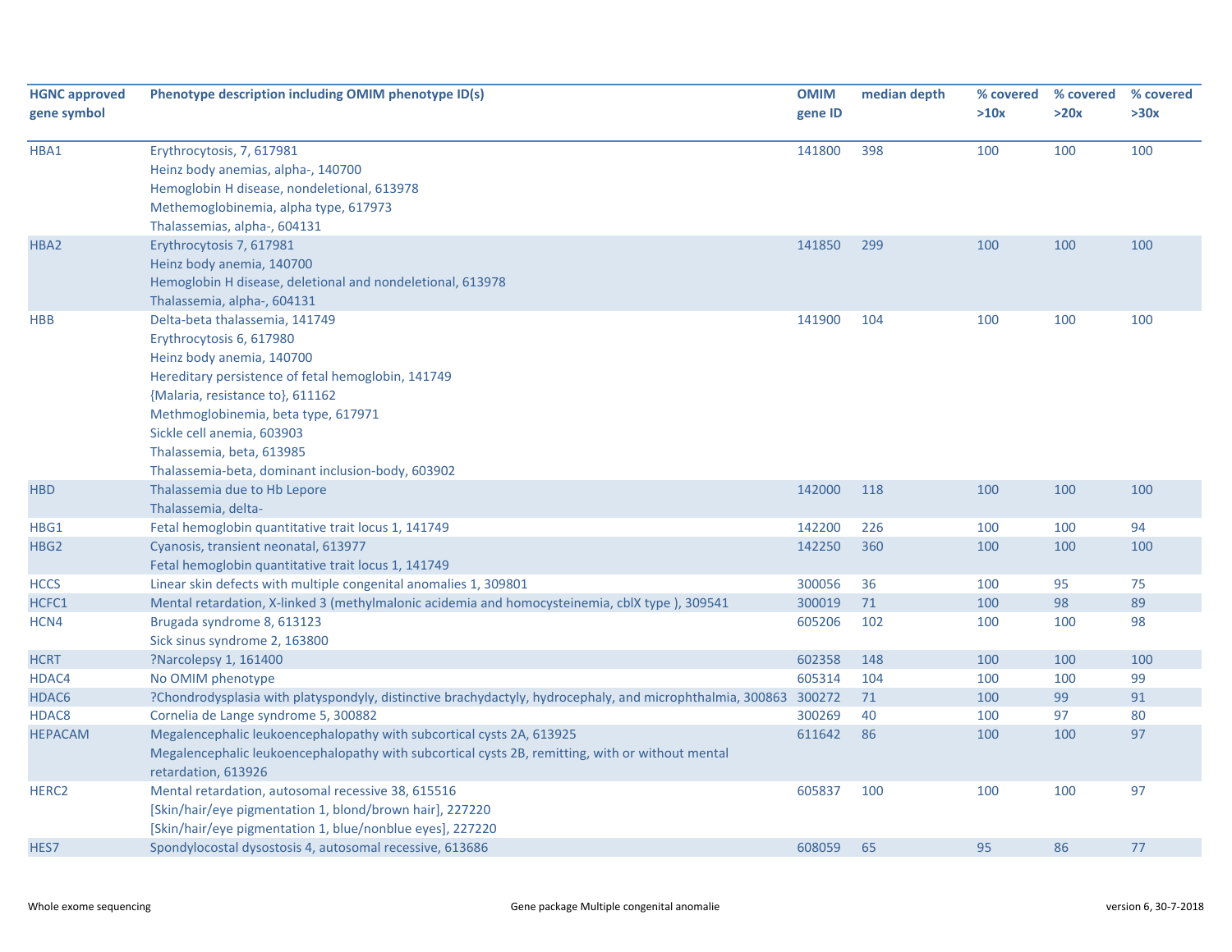| HGNC approved gene symbol | Phenotype description including OMIM phenotype ID(s) | OMIM gene ID | median depth | % covered >10x | % covered >20x | % covered >30x |
|---|---|---|---|---|---|---|
| HBA1 | Erythrocytosis, 7, 617981<br>Heinz body anemias, alpha-, 140700<br>Hemoglobin H disease, nondeletional, 613978<br>Methemoglobinemia, alpha type, 617973<br>Thalassemias, alpha-, 604131 | 141800 | 398 | 100 | 100 | 100 |
| HBA2 | Erythrocytosis 7, 617981<br>Heinz body anemia, 140700<br>Hemoglobin H disease, deletional and nondeletional, 613978<br>Thalassemia, alpha-, 604131 | 141850 | 299 | 100 | 100 | 100 |
| HBB | Delta-beta thalassemia, 141749<br>Erythrocytosis 6, 617980<br>Heinz body anemia, 140700<br>Hereditary persistence of fetal hemoglobin, 141749<br>{Malaria, resistance to}, 611162<br>Methmoglobinemia, beta type, 617971<br>Sickle cell anemia, 603903<br>Thalassemia, beta, 613985<br>Thalassemia-beta, dominant inclusion-body, 603902 | 141900 | 104 | 100 | 100 | 100 |
| HBD | Thalassemia due to Hb Lepore<br>Thalassemia, delta- | 142000 | 118 | 100 | 100 | 100 |
| HBG1 | Fetal hemoglobin quantitative trait locus 1, 141749 | 142200 | 226 | 100 | 100 | 94 |
| HBG2 | Cyanosis, transient neonatal, 613977<br>Fetal hemoglobin quantitative trait locus 1, 141749 | 142250 | 360 | 100 | 100 | 100 |
| HCCS | Linear skin defects with multiple congenital anomalies 1, 309801 | 300056 | 36 | 100 | 95 | 75 |
| HCFC1 | Mental retardation, X-linked 3 (methylmalonic acidemia and homocysteinemia, cblX type ), 309541 | 300019 | 71 | 100 | 98 | 89 |
| HCN4 | Brugada syndrome 8, 613123<br>Sick sinus syndrome 2, 163800 | 605206 | 102 | 100 | 100 | 98 |
| HCRT | ?Narcolepsy 1, 161400 | 602358 | 148 | 100 | 100 | 100 |
| HDAC4 | No OMIM phenotype | 605314 | 104 | 100 | 100 | 99 |
| HDAC6 | ?Chondrodysplasia with platyspondyly, distinctive brachydactyly, hydrocephaly, and microphthalmia, 300863 | 300272 | 71 | 100 | 99 | 91 |
| HDAC8 | Cornelia de Lange syndrome 5, 300882 | 300269 | 40 | 100 | 97 | 80 |
| HEPACAM | Megalencephalic leukoencephalopathy with subcortical cysts 2A, 613925<br>Megalencephalic leukoencephalopathy with subcortical cysts 2B, remitting, with or without mental retardation, 613926 | 611642 | 86 | 100 | 100 | 97 |
| HERC2 | Mental retardation, autosomal recessive 38, 615516<br>[Skin/hair/eye pigmentation 1, blond/brown hair], 227220<br>[Skin/hair/eye pigmentation 1, blue/nonblue eyes], 227220 | 605837 | 100 | 100 | 100 | 97 |
| HES7 | Spondylocostal dysostosis 4, autosomal recessive, 613686 | 608059 | 65 | 95 | 86 | 77 |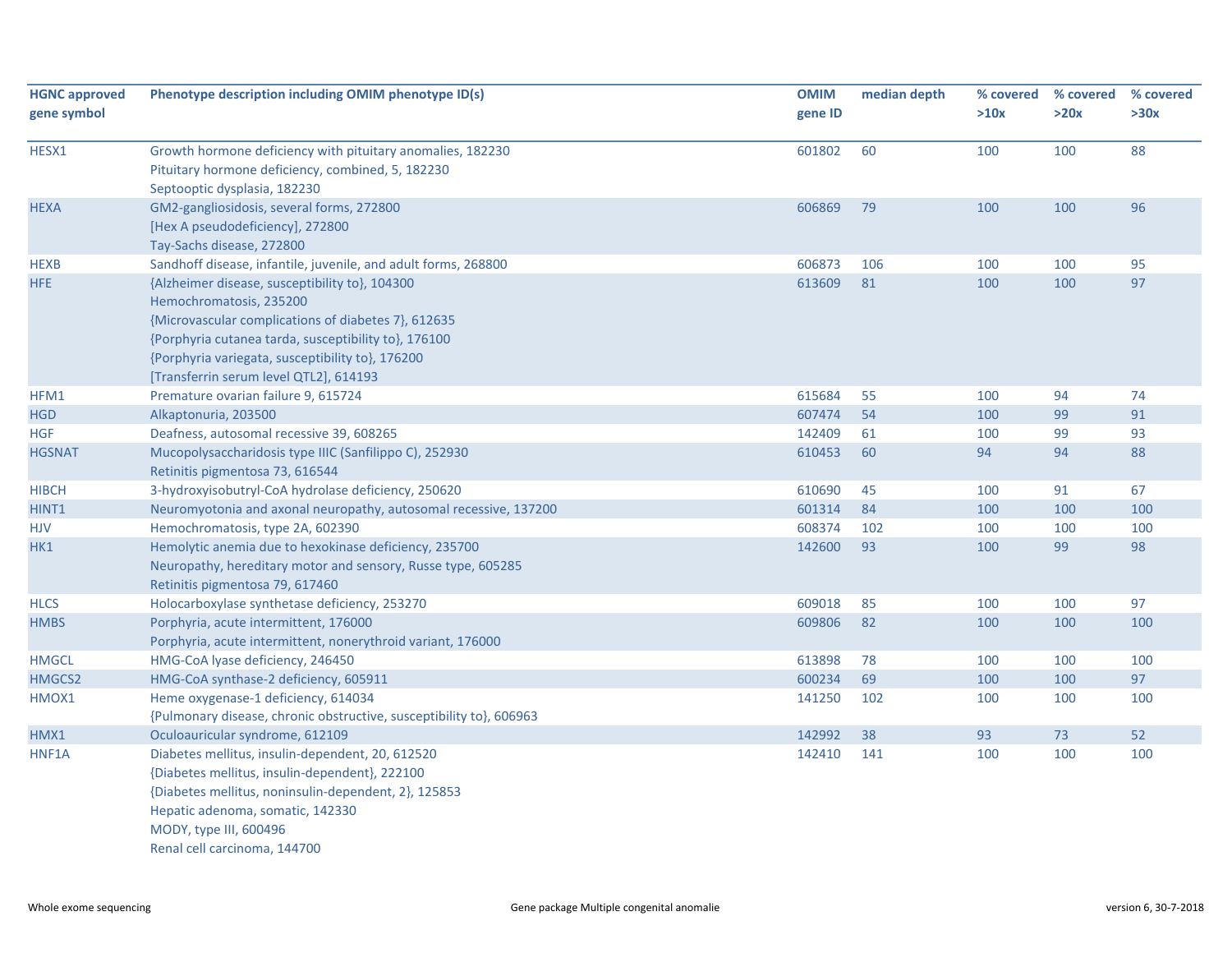| HGNC approved gene symbol | Phenotype description including OMIM phenotype ID(s) | OMIM gene ID | median depth | % covered >10x | % covered >20x | % covered >30x |
|---|---|---|---|---|---|---|
| HESX1 | Growth hormone deficiency with pituitary anomalies, 182230<br>Pituitary hormone deficiency, combined, 5, 182230<br>Septooptic dysplasia, 182230 | 601802 | 60 | 100 | 100 | 88 |
| HEXA | GM2-gangliosidosis, several forms, 272800<br>[Hex A pseudodeficiency], 272800<br>Tay-Sachs disease, 272800 | 606869 | 79 | 100 | 100 | 96 |
| HEXB | Sandhoff disease, infantile, juvenile, and adult forms, 268800 | 606873 | 106 | 100 | 100 | 95 |
| HFE | {Alzheimer disease, susceptibility to}, 104300<br>Hemochromatosis, 235200<br>{Microvascular complications of diabetes 7}, 612635<br>{Porphyria cutanea tarda, susceptibility to}, 176100<br>{Porphyria variegata, susceptibility to}, 176200<br>[Transferrin serum level QTL2], 614193 | 613609 | 81 | 100 | 100 | 97 |
| HFM1 | Premature ovarian failure 9, 615724 | 615684 | 55 | 100 | 94 | 74 |
| HGD | Alkaptonuria, 203500 | 607474 | 54 | 100 | 99 | 91 |
| HGF | Deafness, autosomal recessive 39, 608265 | 142409 | 61 | 100 | 99 | 93 |
| HGSNAT | Mucopolysaccharidosis type IIIC (Sanfilippo C), 252930<br>Retinitis pigmentosa 73, 616544 | 610453 | 60 | 94 | 94 | 88 |
| HIBCH | 3-hydroxyisobutyryl-CoA hydrolase deficiency, 250620 | 610690 | 45 | 100 | 91 | 67 |
| HINT1 | Neuromyotonia and axonal neuropathy, autosomal recessive, 137200 | 601314 | 84 | 100 | 100 | 100 |
| HJV | Hemochromatosis, type 2A, 602390 | 608374 | 102 | 100 | 100 | 100 |
| HK1 | Hemolytic anemia due to hexokinase deficiency, 235700<br>Neuropathy, hereditary motor and sensory, Russe type, 605285<br>Retinitis pigmentosa 79, 617460 | 142600 | 93 | 100 | 99 | 98 |
| HLCS | Holocarboxylase synthetase deficiency, 253270 | 609018 | 85 | 100 | 100 | 97 |
| HMBS | Porphyria, acute intermittent, 176000<br>Porphyria, acute intermittent, nonerythroid variant, 176000 | 609806 | 82 | 100 | 100 | 100 |
| HMGCL | HMG-CoA lyase deficiency, 246450 | 613898 | 78 | 100 | 100 | 100 |
| HMGCS2 | HMG-CoA synthase-2 deficiency, 605911 | 600234 | 69 | 100 | 100 | 97 |
| HMOX1 | Heme oxygenase-1 deficiency, 614034<br>{Pulmonary disease, chronic obstructive, susceptibility to}, 606963 | 141250 | 102 | 100 | 100 | 100 |
| HMX1 | Oculoauricular syndrome, 612109 | 142992 | 38 | 93 | 73 | 52 |
| HNF1A | Diabetes mellitus, insulin-dependent, 20, 612520<br>{Diabetes mellitus, insulin-dependent}, 222100<br>{Diabetes mellitus, noninsulin-dependent, 2}, 125853<br>Hepatic adenoma, somatic, 142330<br>MODY, type III, 600496<br>Renal cell carcinoma, 144700 | 142410 | 141 | 100 | 100 | 100 |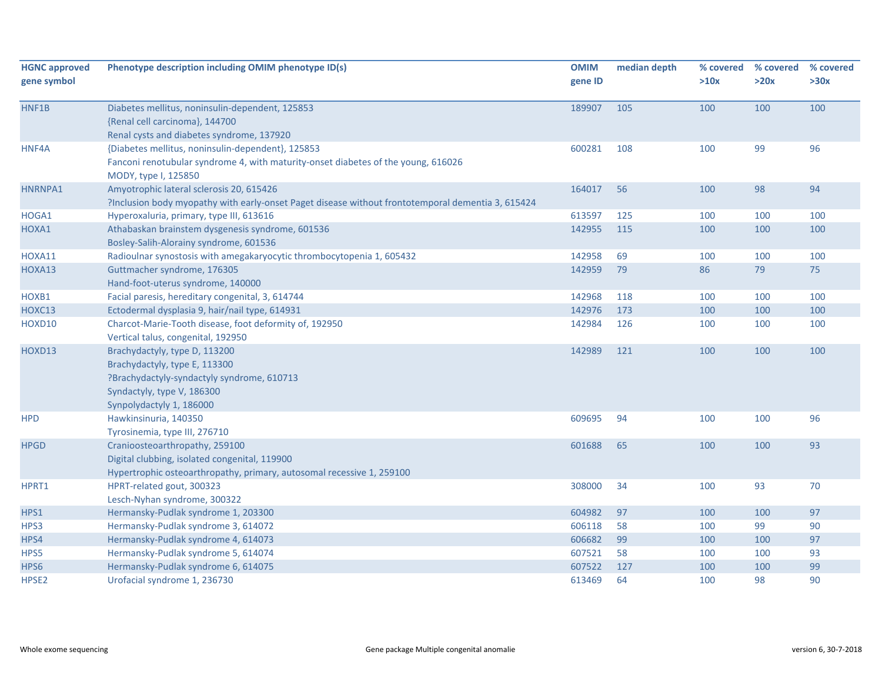| HGNC approved gene symbol | Phenotype description including OMIM phenotype ID(s) | OMIM gene ID | median depth | % covered >10x | % covered >20x | % covered >30x |
|---|---|---|---|---|---|---|
| HNF1B | Diabetes mellitus, noninsulin-dependent, 125853<br>{Renal cell carcinoma}, 144700<br>Renal cysts and diabetes syndrome, 137920 | 189907 | 105 | 100 | 100 | 100 |
| HNF4A | {Diabetes mellitus, noninsulin-dependent}, 125853<br>Fanconi renotubular syndrome 4, with maturity-onset diabetes of the young, 616026<br>MODY, type I, 125850 | 600281 | 108 | 100 | 99 | 96 |
| HNRNPA1 | Amyotrophic lateral sclerosis 20, 615426<br>?Inclusion body myopathy with early-onset Paget disease without frontotemporal dementia 3, 615424 | 164017 | 56 | 100 | 98 | 94 |
| HOGA1 | Hyperoxaluria, primary, type III, 613616 | 613597 | 125 | 100 | 100 | 100 |
| HOXA1 | Athabaskan brainstem dysgenesis syndrome, 601536<br>Bosley-Salih-Alorainy syndrome, 601536 | 142955 | 115 | 100 | 100 | 100 |
| HOXA11 | Radioulnar synostosis with amegakaryocytic thrombocytopenia 1, 605432 | 142958 | 69 | 100 | 100 | 100 |
| HOXA13 | Guttmacher syndrome, 176305<br>Hand-foot-uterus syndrome, 140000 | 142959 | 79 | 86 | 79 | 75 |
| HOXB1 | Facial paresis, hereditary congenital, 3, 614744 | 142968 | 118 | 100 | 100 | 100 |
| HOXC13 | Ectodermal dysplasia 9, hair/nail type, 614931 | 142976 | 173 | 100 | 100 | 100 |
| HOXD10 | Charcot-Marie-Tooth disease, foot deformity of, 192950<br>Vertical talus, congenital, 192950 | 142984 | 126 | 100 | 100 | 100 |
| HOXD13 | Brachydactyly, type D, 113200<br>Brachydactyly, type E, 113300<br>?Brachydactyly-syndactyly syndrome, 610713<br>Syndactyly, type V, 186300<br>Synpolydactyly 1, 186000 | 142989 | 121 | 100 | 100 | 100 |
| HPD | Hawkinsinuria, 140350<br>Tyrosinemia, type III, 276710 | 609695 | 94 | 100 | 100 | 96 |
| HPGD | Cranioosteoarthropathy, 259100<br>Digital clubbing, isolated congenital, 119900<br>Hypertrophic osteoarthropathy, primary, autosomal recessive 1, 259100 | 601688 | 65 | 100 | 100 | 93 |
| HPRT1 | HPRT-related gout, 300323<br>Lesch-Nyhan syndrome, 300322 | 308000 | 34 | 100 | 93 | 70 |
| HPS1 | Hermansky-Pudlak syndrome 1, 203300 | 604982 | 97 | 100 | 100 | 97 |
| HPS3 | Hermansky-Pudlak syndrome 3, 614072 | 606118 | 58 | 100 | 99 | 90 |
| HPS4 | Hermansky-Pudlak syndrome 4, 614073 | 606682 | 99 | 100 | 100 | 97 |
| HPS5 | Hermansky-Pudlak syndrome 5, 614074 | 607521 | 58 | 100 | 100 | 93 |
| HPS6 | Hermansky-Pudlak syndrome 6, 614075 | 607522 | 127 | 100 | 100 | 99 |
| HPSE2 | Urofacial syndrome 1, 236730 | 613469 | 64 | 100 | 98 | 90 |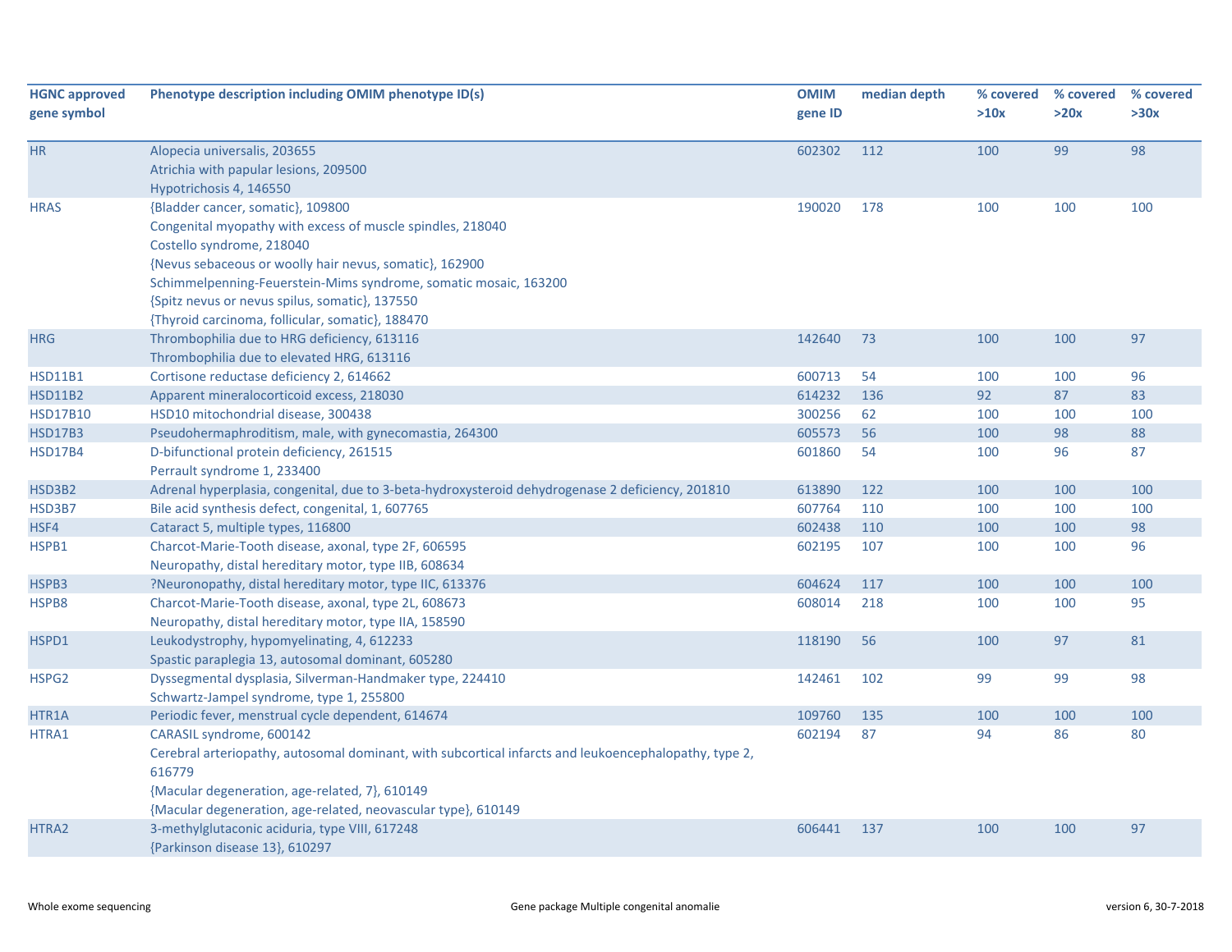| HGNC approved gene symbol | Phenotype description including OMIM phenotype ID(s) | OMIM gene ID | median depth | % covered >10x | % covered >20x | % covered >30x |
|---|---|---|---|---|---|---|
| HR | Alopecia universalis, 203655<br>Atrichia with papular lesions, 209500<br>Hypotrichosis 4, 146550 | 602302 | 112 | 100 | 99 | 98 |
| HRAS | {Bladder cancer, somatic}, 109800<br>Congenital myopathy with excess of muscle spindles, 218040<br>Costello syndrome, 218040<br>{Nevus sebaceous or woolly hair nevus, somatic}, 162900<br>Schimmelpenning-Feuerstein-Mims syndrome, somatic mosaic, 163200<br>{Spitz nevus or nevus spilus, somatic}, 137550<br>{Thyroid carcinoma, follicular, somatic}, 188470 | 190020 | 178 | 100 | 100 | 100 |
| HRG | Thrombophilia due to HRG deficiency, 613116<br>Thrombophilia due to elevated HRG, 613116 | 142640 | 73 | 100 | 100 | 97 |
| HSD11B1 | Cortisone reductase deficiency 2, 614662 | 600713 | 54 | 100 | 100 | 96 |
| HSD11B2 | Apparent mineralocorticoid excess, 218030 | 614232 | 136 | 92 | 87 | 83 |
| HSD17B10 | HSD10 mitochondrial disease, 300438 | 300256 | 62 | 100 | 100 | 100 |
| HSD17B3 | Pseudohermaphroditism, male, with gynecomastia, 264300 | 605573 | 56 | 100 | 98 | 88 |
| HSD17B4 | D-bifunctional protein deficiency, 261515<br>Perrault syndrome 1, 233400 | 601860 | 54 | 100 | 96 | 87 |
| HSD3B2 | Adrenal hyperplasia, congenital, due to 3-beta-hydroxysteroid dehydrogenase 2 deficiency, 201810 | 613890 | 122 | 100 | 100 | 100 |
| HSD3B7 | Bile acid synthesis defect, congenital, 1, 607765 | 607764 | 110 | 100 | 100 | 100 |
| HSF4 | Cataract 5, multiple types, 116800 | 602438 | 110 | 100 | 100 | 98 |
| HSPB1 | Charcot-Marie-Tooth disease, axonal, type 2F, 606595<br>Neuropathy, distal hereditary motor, type IIB, 608634 | 602195 | 107 | 100 | 100 | 96 |
| HSPB3 | ?Neuronopathy, distal hereditary motor, type IIC, 613376 | 604624 | 117 | 100 | 100 | 100 |
| HSPB8 | Charcot-Marie-Tooth disease, axonal, type 2L, 608673<br>Neuropathy, distal hereditary motor, type IIA, 158590 | 608014 | 218 | 100 | 100 | 95 |
| HSPD1 | Leukodystrophy, hypomyelinating, 4, 612233<br>Spastic paraplegia 13, autosomal dominant, 605280 | 118190 | 56 | 100 | 97 | 81 |
| HSPG2 | Dyssegmental dysplasia, Silverman-Handmaker type, 224410<br>Schwartz-Jampel syndrome, type 1, 255800 | 142461 | 102 | 99 | 99 | 98 |
| HTR1A | Periodic fever, menstrual cycle dependent, 614674 | 109760 | 135 | 100 | 100 | 100 |
| HTRA1 | CARASIL syndrome, 600142<br>Cerebral arteriopathy, autosomal dominant, with subcortical infarcts and leukoencephalopathy, type 2, 616779<br>{Macular degeneration, age-related, 7}, 610149<br>{Macular degeneration, age-related, neovascular type}, 610149 | 602194 | 87 | 94 | 86 | 80 |
| HTRA2 | 3-methylglutaconic aciduria, type VIII, 617248<br>{Parkinson disease 13}, 610297 | 606441 | 137 | 100 | 100 | 97 |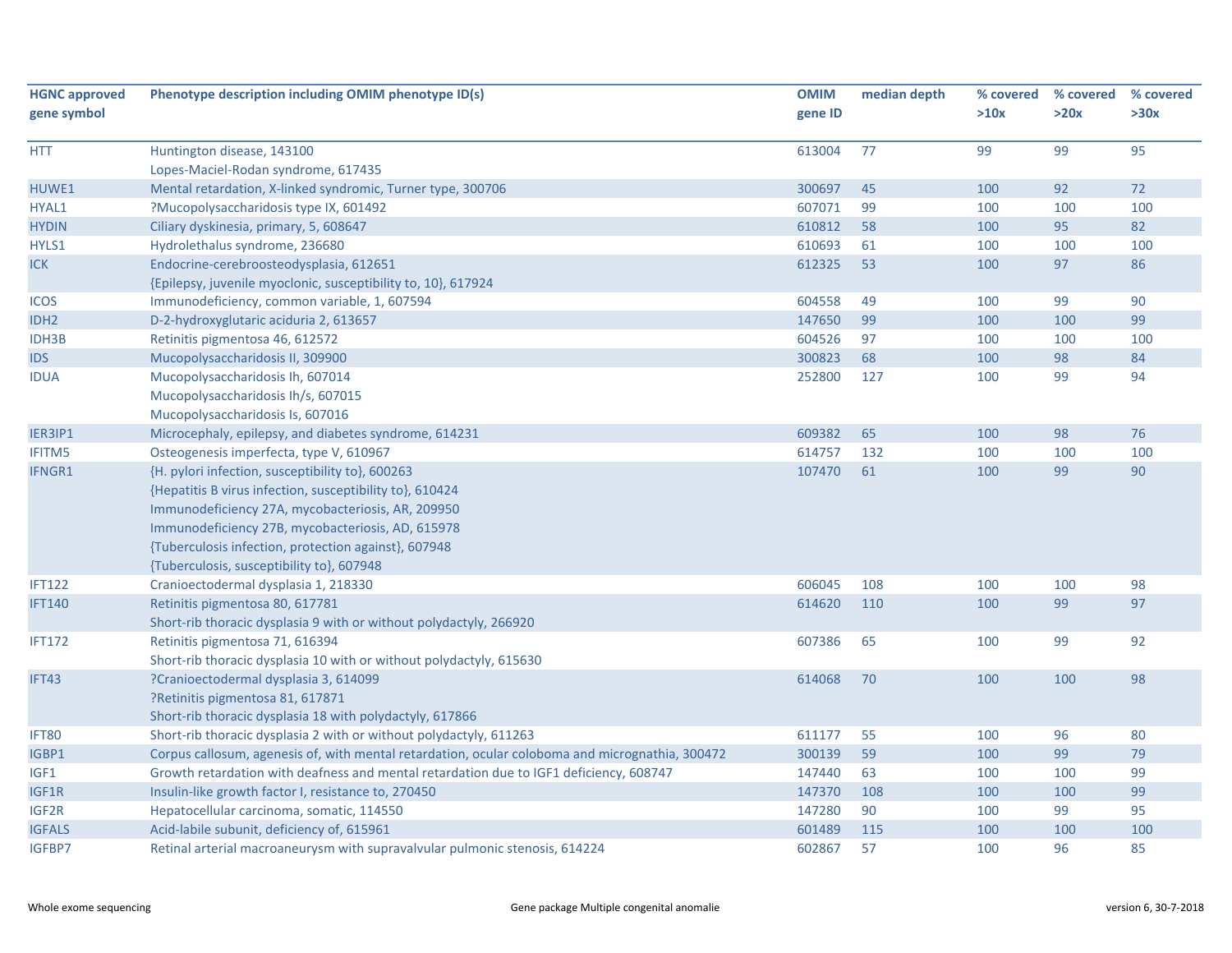| HGNC approved gene symbol | Phenotype description including OMIM phenotype ID(s) | OMIM gene ID | median depth | % covered >10x | % covered >20x | % covered >30x |
|---|---|---|---|---|---|---|
| HTT | Huntington disease, 143100<br>Lopes-Maciel-Rodan syndrome, 617435 | 613004 | 77 | 99 | 99 | 95 |
| HUWE1 | Mental retardation, X-linked syndromic, Turner type, 300706 | 300697 | 45 | 100 | 92 | 72 |
| HYAL1 | ?Mucopolysaccharidosis type IX, 601492 | 607071 | 99 | 100 | 100 | 100 |
| HYDIN | Ciliary dyskinesia, primary, 5, 608647 | 610812 | 58 | 100 | 95 | 82 |
| HYLS1 | Hydrolethalus syndrome, 236680 | 610693 | 61 | 100 | 100 | 100 |
| ICK | Endocrine-cerebroosteodysplasia, 612651<br>{Epilepsy, juvenile myoclonic, susceptibility to, 10}, 617924 | 612325 | 53 | 100 | 97 | 86 |
| ICOS | Immunodeficiency, common variable, 1, 607594 | 604558 | 49 | 100 | 99 | 90 |
| IDH2 | D-2-hydroxyglutaric aciduria 2, 613657 | 147650 | 99 | 100 | 100 | 99 |
| IDH3B | Retinitis pigmentosa 46, 612572 | 604526 | 97 | 100 | 100 | 100 |
| IDS | Mucopolysaccharidosis II, 309900 | 300823 | 68 | 100 | 98 | 84 |
| IDUA | Mucopolysaccharidosis Ih, 607014<br>Mucopolysaccharidosis Ih/s, 607015<br>Mucopolysaccharidosis Is, 607016 | 252800 | 127 | 100 | 99 | 94 |
| IER3IP1 | Microcephaly, epilepsy, and diabetes syndrome, 614231 | 609382 | 65 | 100 | 98 | 76 |
| IFITM5 | Osteogenesis imperfecta, type V, 610967 | 614757 | 132 | 100 | 100 | 100 |
| IFNGR1 | {H. pylori infection, susceptibility to}, 600263<br>{Hepatitis B virus infection, susceptibility to}, 610424<br>Immunodeficiency 27A, mycobacteriosis, AR, 209950<br>Immunodeficiency 27B, mycobacteriosis, AD, 615978<br>{Tuberculosis infection, protection against}, 607948<br>{Tuberculosis, susceptibility to}, 607948 | 107470 | 61 | 100 | 99 | 90 |
| IFT122 | Cranioectodermal dysplasia 1, 218330 | 606045 | 108 | 100 | 100 | 98 |
| IFT140 | Retinitis pigmentosa 80, 617781<br>Short-rib thoracic dysplasia 9 with or without polydactyly, 266920 | 614620 | 110 | 100 | 99 | 97 |
| IFT172 | Retinitis pigmentosa 71, 616394<br>Short-rib thoracic dysplasia 10 with or without polydactyly, 615630 | 607386 | 65 | 100 | 99 | 92 |
| IFT43 | ?Cranioectodermal dysplasia 3, 614099<br>?Retinitis pigmentosa 81, 617871<br>Short-rib thoracic dysplasia 18 with polydactyly, 617866 | 614068 | 70 | 100 | 100 | 98 |
| IFT80 | Short-rib thoracic dysplasia 2 with or without polydactyly, 611263 | 611177 | 55 | 100 | 96 | 80 |
| IGBP1 | Corpus callosum, agenesis of, with mental retardation, ocular coloboma and micrognathia, 300472 | 300139 | 59 | 100 | 99 | 79 |
| IGF1 | Growth retardation with deafness and mental retardation due to IGF1 deficiency, 608747 | 147440 | 63 | 100 | 100 | 99 |
| IGF1R | Insulin-like growth factor I, resistance to, 270450 | 147370 | 108 | 100 | 100 | 99 |
| IGF2R | Hepatocellular carcinoma, somatic, 114550 | 147280 | 90 | 100 | 99 | 95 |
| IGFALS | Acid-labile subunit, deficiency of, 615961 | 601489 | 115 | 100 | 100 | 100 |
| IGFBP7 | Retinal arterial macroaneurysm with supravalvular pulmonic stenosis, 614224 | 602867 | 57 | 100 | 96 | 85 |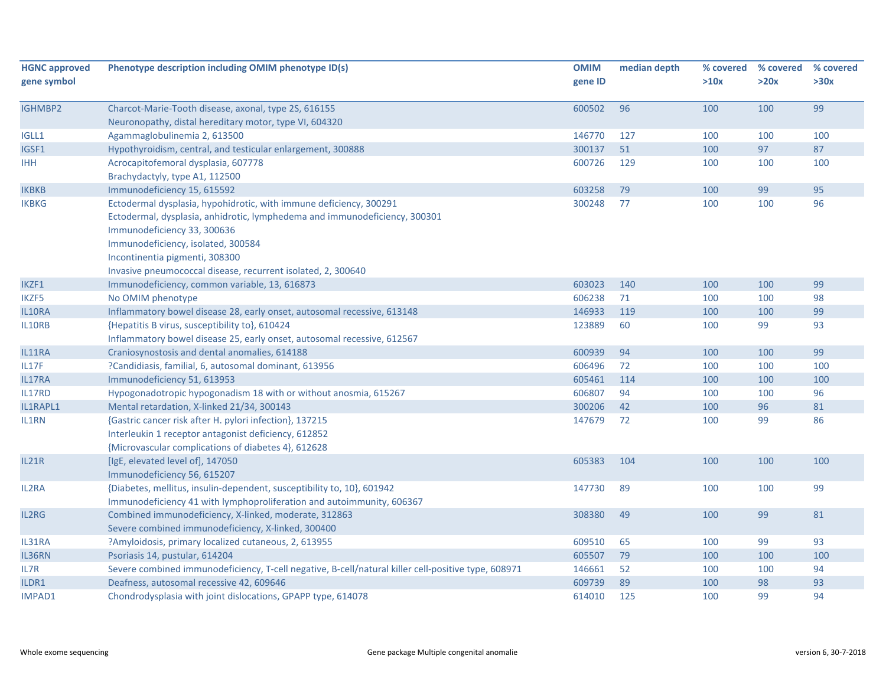| HGNC approved gene symbol | Phenotype description including OMIM phenotype ID(s) | OMIM gene ID | median depth | % covered >10x | % covered >20x | % covered >30x |
|---|---|---|---|---|---|---|
| IGHMBP2 | Charcot-Marie-Tooth disease, axonal, type 2S, 616155<br>Neuronopathy, distal hereditary motor, type VI, 604320 | 600502 | 96 | 100 | 100 | 99 |
| IGLL1 | Agammaglobulinemia 2, 613500 | 146770 | 127 | 100 | 100 | 100 |
| IGSF1 | Hypothyroidism, central, and testicular enlargement, 300888 | 300137 | 51 | 100 | 97 | 87 |
| IHH | Acrocapitofemoral dysplasia, 607778<br>Brachydactyly, type A1, 112500 | 600726 | 129 | 100 | 100 | 100 |
| IKBKB | Immunodeficiency 15, 615592 | 603258 | 79 | 100 | 99 | 95 |
| IKBKG | Ectodermal dysplasia, hypohidrotic, with immune deficiency, 300291<br>Ectodermal, dysplasia, anhidrotic, lymphedema and immunodeficiency, 300301<br>Immunodeficiency 33, 300636<br>Immunodeficiency, isolated, 300584<br>Incontinentia pigmenti, 308300<br>Invasive pneumococcal disease, recurrent isolated, 2, 300640 | 300248 | 77 | 100 | 100 | 96 |
| IKZF1 | Immunodeficiency, common variable, 13, 616873 | 603023 | 140 | 100 | 100 | 99 |
| IKZF5 | No OMIM phenotype | 606238 | 71 | 100 | 100 | 98 |
| IL10RA | Inflammatory bowel disease 28, early onset, autosomal recessive, 613148 | 146933 | 119 | 100 | 100 | 99 |
| IL10RB | {Hepatitis B virus, susceptibility to}, 610424<br>Inflammatory bowel disease 25, early onset, autosomal recessive, 612567 | 123889 | 60 | 100 | 99 | 93 |
| IL11RA | Craniosynostosis and dental anomalies, 614188 | 600939 | 94 | 100 | 100 | 99 |
| IL17F | ?Candidiasis, familial, 6, autosomal dominant, 613956 | 606496 | 72 | 100 | 100 | 100 |
| IL17RA | Immunodeficiency 51, 613953 | 605461 | 114 | 100 | 100 | 100 |
| IL17RD | Hypogonadotropic hypogonadism 18 with or without anosmia, 615267 | 606807 | 94 | 100 | 100 | 96 |
| IL1RAPL1 | Mental retardation, X-linked 21/34, 300143 | 300206 | 42 | 100 | 96 | 81 |
| IL1RN | {Gastric cancer risk after H. pylori infection}, 137215<br>Interleukin 1 receptor antagonist deficiency, 612852<br>{Microvascular complications of diabetes 4}, 612628 | 147679 | 72 | 100 | 99 | 86 |
| IL21R | [IgE, elevated level of], 147050<br>Immunodeficiency 56, 615207 | 605383 | 104 | 100 | 100 | 100 |
| IL2RA | {Diabetes, mellitus, insulin-dependent, susceptibility to, 10}, 601942<br>Immunodeficiency 41 with lymphoproliferation and autoimmunity, 606367 | 147730 | 89 | 100 | 100 | 99 |
| IL2RG | Combined immunodeficiency, X-linked, moderate, 312863<br>Severe combined immunodeficiency, X-linked, 300400 | 308380 | 49 | 100 | 99 | 81 |
| IL31RA | ?Amyloidosis, primary localized cutaneous, 2, 613955 | 609510 | 65 | 100 | 99 | 93 |
| IL36RN | Psoriasis 14, pustular, 614204 | 605507 | 79 | 100 | 100 | 100 |
| IL7R | Severe combined immunodeficiency, T-cell negative, B-cell/natural killer cell-positive type, 608971 | 146661 | 52 | 100 | 100 | 94 |
| ILDR1 | Deafness, autosomal recessive 42, 609646 | 609739 | 89 | 100 | 98 | 93 |
| IMPAD1 | Chondrodysplasia with joint dislocations, GPAPP type, 614078 | 614010 | 125 | 100 | 99 | 94 |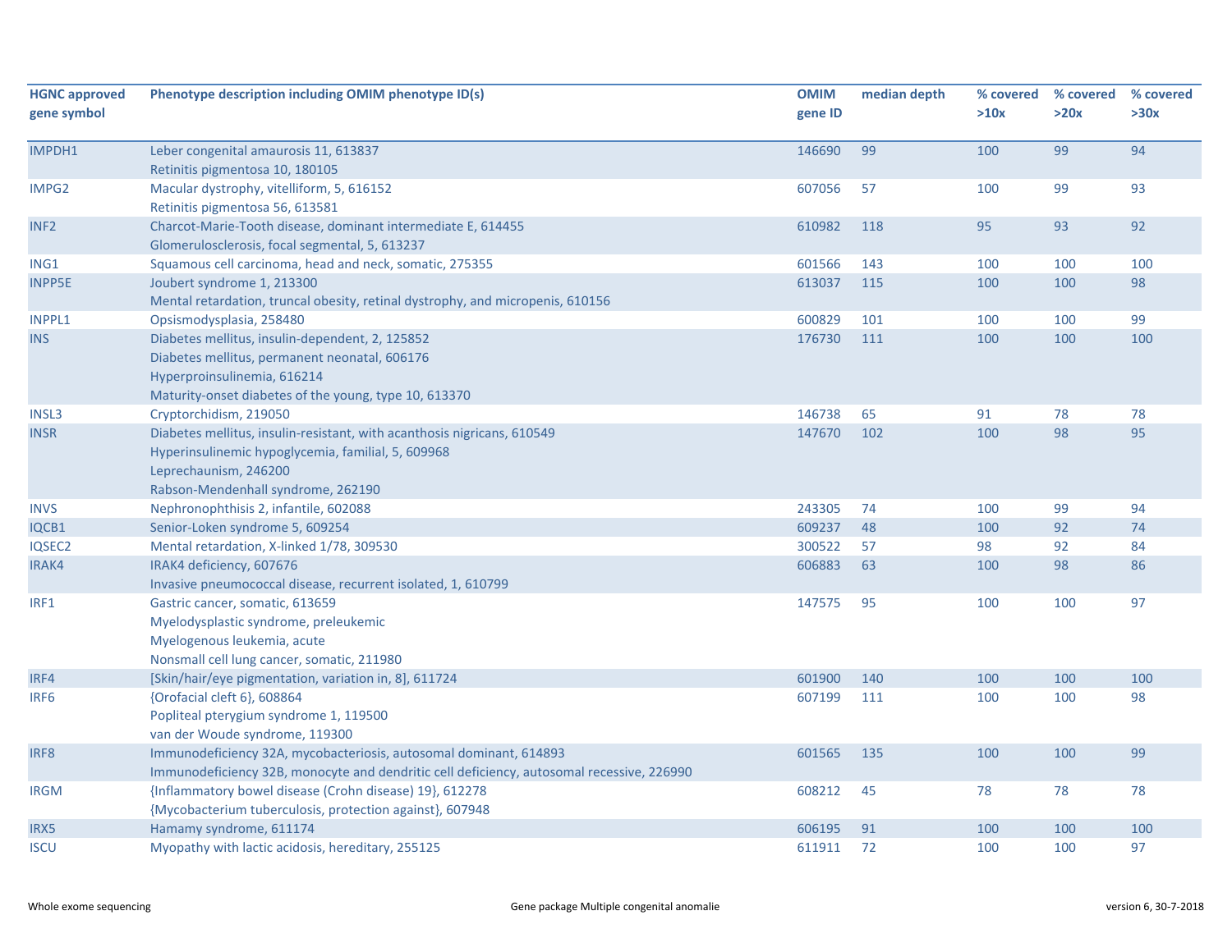| HGNC approved gene symbol | Phenotype description including OMIM phenotype ID(s) | OMIM gene ID | median depth | % covered >10x | % covered >20x | % covered >30x |
|---|---|---|---|---|---|---|
| IMPDH1 | Leber congenital amaurosis 11, 613837<br>Retinitis pigmentosa 10, 180105 | 146690 | 99 | 100 | 99 | 94 |
| IMPG2 | Macular dystrophy, vitelliform, 5, 616152<br>Retinitis pigmentosa 56, 613581 | 607056 | 57 | 100 | 99 | 93 |
| INF2 | Charcot-Marie-Tooth disease, dominant intermediate E, 614455<br>Glomerulosclerosis, focal segmental, 5, 613237 | 610982 | 118 | 95 | 93 | 92 |
| ING1 | Squamous cell carcinoma, head and neck, somatic, 275355 | 601566 | 143 | 100 | 100 | 100 |
| INPP5E | Joubert syndrome 1, 213300<br>Mental retardation, truncal obesity, retinal dystrophy, and micropenis, 610156 | 613037 | 115 | 100 | 100 | 98 |
| INPPL1 | Opsismodysplasia, 258480 | 600829 | 101 | 100 | 100 | 99 |
| INS | Diabetes mellitus, insulin-dependent, 2, 125852<br>Diabetes mellitus, permanent neonatal, 606176<br>Hyperproinsulinemia, 616214<br>Maturity-onset diabetes of the young, type 10, 613370 | 176730 | 111 | 100 | 100 | 100 |
| INSL3 | Cryptorchidism, 219050 | 146738 | 65 | 91 | 78 | 78 |
| INSR | Diabetes mellitus, insulin-resistant, with acanthosis nigricans, 610549<br>Hyperinsulinemic hypoglycemia, familial, 5, 609968<br>Leprechaunism, 246200<br>Rabson-Mendenhall syndrome, 262190 | 147670 | 102 | 100 | 98 | 95 |
| INVS | Nephronophthisis 2, infantile, 602088 | 243305 | 74 | 100 | 99 | 94 |
| IQCB1 | Senior-Loken syndrome 5, 609254 | 609237 | 48 | 100 | 92 | 74 |
| IQSEC2 | Mental retardation, X-linked 1/78, 309530 | 300522 | 57 | 98 | 92 | 84 |
| IRAK4 | IRAK4 deficiency, 607676<br>Invasive pneumococcal disease, recurrent isolated, 1, 610799 | 606883 | 63 | 100 | 98 | 86 |
| IRF1 | Gastric cancer, somatic, 613659<br>Myelodysplastic syndrome, preleukemic<br>Myelogenous leukemia, acute<br>Nonsmall cell lung cancer, somatic, 211980 | 147575 | 95 | 100 | 100 | 97 |
| IRF4 | [Skin/hair/eye pigmentation, variation in, 8], 611724 | 601900 | 140 | 100 | 100 | 100 |
| IRF6 | {Orofacial cleft 6}, 608864<br>Popliteal pterygium syndrome 1, 119500<br>van der Woude syndrome, 119300 | 607199 | 111 | 100 | 100 | 98 |
| IRF8 | Immunodeficiency 32A, mycobacteriosis, autosomal dominant, 614893<br>Immunodeficiency 32B, monocyte and dendritic cell deficiency, autosomal recessive, 226990 | 601565 | 135 | 100 | 100 | 99 |
| IRGM | {Inflammatory bowel disease (Crohn disease) 19}, 612278<br>{Mycobacterium tuberculosis, protection against}, 607948 | 608212 | 45 | 78 | 78 | 78 |
| IRX5 | Hamamy syndrome, 611174 | 606195 | 91 | 100 | 100 | 100 |
| ISCU | Myopathy with lactic acidosis, hereditary, 255125 | 611911 | 72 | 100 | 100 | 97 |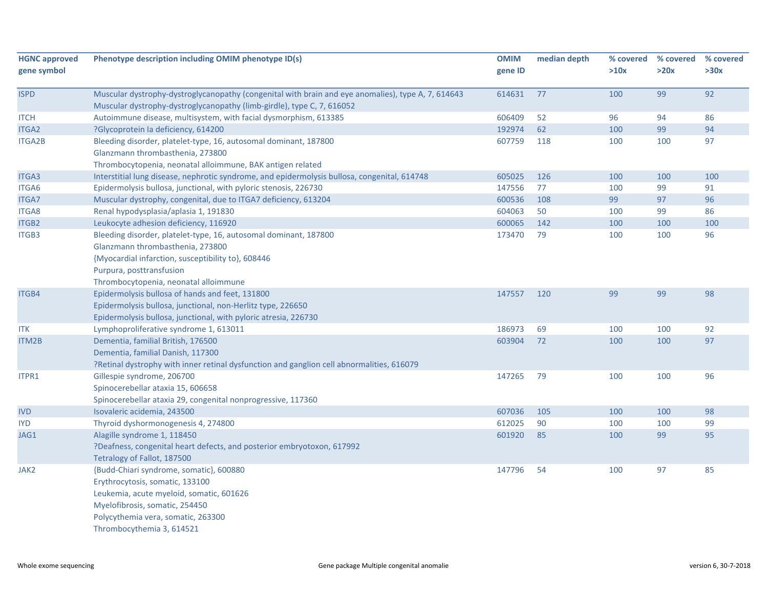| HGNC approved gene symbol | Phenotype description including OMIM phenotype ID(s) | OMIM gene ID | median depth | % covered >10x | % covered >20x | % covered >30x |
|---|---|---|---|---|---|---|
| ISPD | Muscular dystrophy-dystroglycanopathy (congenital with brain and eye anomalies), type A, 7, 614643<br>Muscular dystrophy-dystroglycanopathy (limb-girdle), type C, 7, 616052 | 614631 | 77 | 100 | 99 | 92 |
| ITCH | Autoimmune disease, multisystem, with facial dysmorphism, 613385 | 606409 | 52 | 96 | 94 | 86 |
| ITGA2 | ?Glycoprotein Ia deficiency, 614200 | 192974 | 62 | 100 | 99 | 94 |
| ITGA2B | Bleeding disorder, platelet-type, 16, autosomal dominant, 187800<br>Glanzmann thrombasthenia, 273800<br>Thrombocytopenia, neonatal alloimmune, BAK antigen related | 607759 | 118 | 100 | 100 | 97 |
| ITGA3 | Interstitial lung disease, nephrotic syndrome, and epidermolysis bullosa, congenital, 614748 | 605025 | 126 | 100 | 100 | 100 |
| ITGA6 | Epidermolysis bullosa, junctional, with pyloric stenosis, 226730 | 147556 | 77 | 100 | 99 | 91 |
| ITGA7 | Muscular dystrophy, congenital, due to ITGA7 deficiency, 613204 | 600536 | 108 | 99 | 97 | 96 |
| ITGA8 | Renal hypodysplasia/aplasia 1, 191830 | 604063 | 50 | 100 | 99 | 86 |
| ITGB2 | Leukocyte adhesion deficiency, 116920 | 600065 | 142 | 100 | 100 | 100 |
| ITGB3 | Bleeding disorder, platelet-type, 16, autosomal dominant, 187800<br>Glanzmann thrombasthenia, 273800<br>{Myocardial infarction, susceptibility to}, 608446<br>Purpura, posttransfusion<br>Thrombocytopenia, neonatal alloimmune | 173470 | 79 | 100 | 100 | 96 |
| ITGB4 | Epidermolysis bullosa of hands and feet, 131800<br>Epidermolysis bullosa, junctional, non-Herlitz type, 226650<br>Epidermolysis bullosa, junctional, with pyloric atresia, 226730 | 147557 | 120 | 99 | 99 | 98 |
| ITK | Lymphoproliferative syndrome 1, 613011 | 186973 | 69 | 100 | 100 | 92 |
| ITM2B | Dementia, familial British, 176500<br>Dementia, familial Danish, 117300<br>?Retinal dystrophy with inner retinal dysfunction and ganglion cell abnormalities, 616079 | 603904 | 72 | 100 | 100 | 97 |
| ITPR1 | Gillespie syndrome, 206700<br>Spinocerebellar ataxia 15, 606658<br>Spinocerebellar ataxia 29, congenital nonprogressive, 117360 | 147265 | 79 | 100 | 100 | 96 |
| IVD | Isovaleric acidemia, 243500 | 607036 | 105 | 100 | 100 | 98 |
| IYD | Thyroid dyshormonogenesis 4, 274800 | 612025 | 90 | 100 | 100 | 99 |
| JAG1 | Alagille syndrome 1, 118450<br>?Deafness, congenital heart defects, and posterior embryotoxon, 617992<br>Tetralogy of Fallot, 187500 | 601920 | 85 | 100 | 99 | 95 |
| JAK2 | {Budd-Chiari syndrome, somatic}, 600880<br>Erythrocytosis, somatic, 133100<br>Leukemia, acute myeloid, somatic, 601626<br>Myelofibrosis, somatic, 254450<br>Polycythemia vera, somatic, 263300<br>Thrombocythemia 3, 614521 | 147796 | 54 | 100 | 97 | 85 |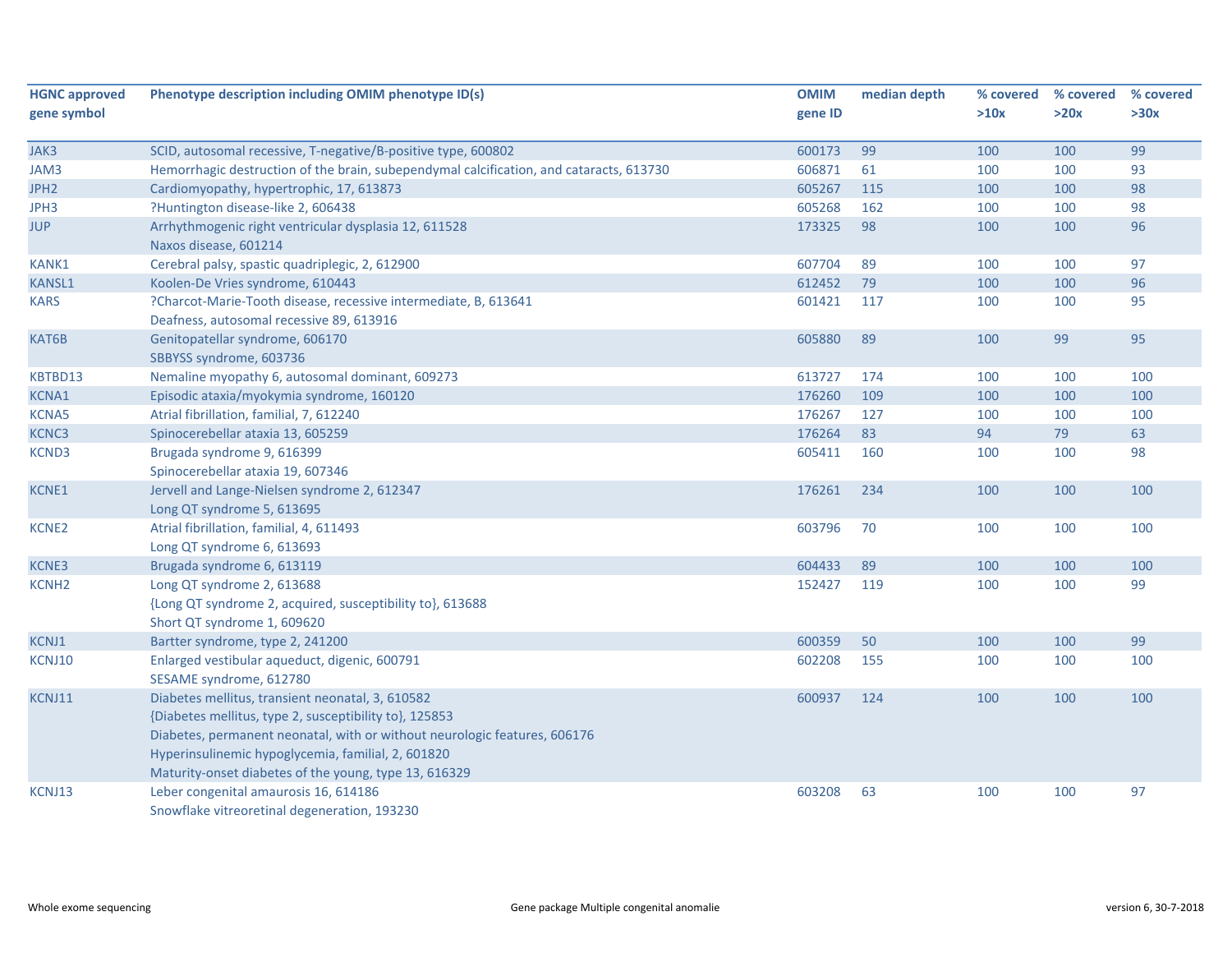| HGNC approved gene symbol | Phenotype description including OMIM phenotype ID(s) | OMIM gene ID | median depth | % covered >10x | % covered >20x | % covered >30x |
|---|---|---|---|---|---|---|
| JAK3 | SCID, autosomal recessive, T-negative/B-positive type, 600802 | 600173 | 99 | 100 | 100 | 99 |
| JAM3 | Hemorrhagic destruction of the brain, subependymal calcification, and cataracts, 613730 | 606871 | 61 | 100 | 100 | 93 |
| JPH2 | Cardiomyopathy, hypertrophic, 17, 613873 | 605267 | 115 | 100 | 100 | 98 |
| JPH3 | ?Huntington disease-like 2, 606438 | 605268 | 162 | 100 | 100 | 98 |
| JUP | Arrhythmogenic right ventricular dysplasia 12, 611528<br>Naxos disease, 601214 | 173325 | 98 | 100 | 100 | 96 |
| KANK1 | Cerebral palsy, spastic quadriplegic, 2, 612900 | 607704 | 89 | 100 | 100 | 97 |
| KANSL1 | Koolen-De Vries syndrome, 610443 | 612452 | 79 | 100 | 100 | 96 |
| KARS | ?Charcot-Marie-Tooth disease, recessive intermediate, B, 613641<br>Deafness, autosomal recessive 89, 613916 | 601421 | 117 | 100 | 100 | 95 |
| KAT6B | Genitopatellar syndrome, 606170<br>SBBYSS syndrome, 603736 | 605880 | 89 | 100 | 99 | 95 |
| KBTBD13 | Nemaline myopathy 6, autosomal dominant, 609273 | 613727 | 174 | 100 | 100 | 100 |
| KCNA1 | Episodic ataxia/myokymia syndrome, 160120 | 176260 | 109 | 100 | 100 | 100 |
| KCNA5 | Atrial fibrillation, familial, 7, 612240 | 176267 | 127 | 100 | 100 | 100 |
| KCNC3 | Spinocerebellar ataxia 13, 605259 | 176264 | 83 | 94 | 79 | 63 |
| KCND3 | Brugada syndrome 9, 616399<br>Spinocerebellar ataxia 19, 607346 | 605411 | 160 | 100 | 100 | 98 |
| KCNE1 | Jervell and Lange-Nielsen syndrome 2, 612347<br>Long QT syndrome 5, 613695 | 176261 | 234 | 100 | 100 | 100 |
| KCNE2 | Atrial fibrillation, familial, 4, 611493<br>Long QT syndrome 6, 613693 | 603796 | 70 | 100 | 100 | 100 |
| KCNE3 | Brugada syndrome 6, 613119 | 604433 | 89 | 100 | 100 | 100 |
| KCNH2 | Long QT syndrome 2, 613688<br>{Long QT syndrome 2, acquired, susceptibility to}, 613688<br>Short QT syndrome 1, 609620 | 152427 | 119 | 100 | 100 | 99 |
| KCNJ1 | Bartter syndrome, type 2, 241200 | 600359 | 50 | 100 | 100 | 99 |
| KCNJ10 | Enlarged vestibular aqueduct, digenic, 600791<br>SESAME syndrome, 612780 | 602208 | 155 | 100 | 100 | 100 |
| KCNJ11 | Diabetes mellitus, transient neonatal, 3, 610582<br>{Diabetes mellitus, type 2, susceptibility to}, 125853<br>Diabetes, permanent neonatal, with or without neurologic features, 606176<br>Hyperinsulinemic hypoglycemia, familial, 2, 601820<br>Maturity-onset diabetes of the young, type 13, 616329 | 600937 | 124 | 100 | 100 | 100 |
| KCNJ13 | Leber congenital amaurosis 16, 614186<br>Snowflake vitreoretinal degeneration, 193230 | 603208 | 63 | 100 | 100 | 97 |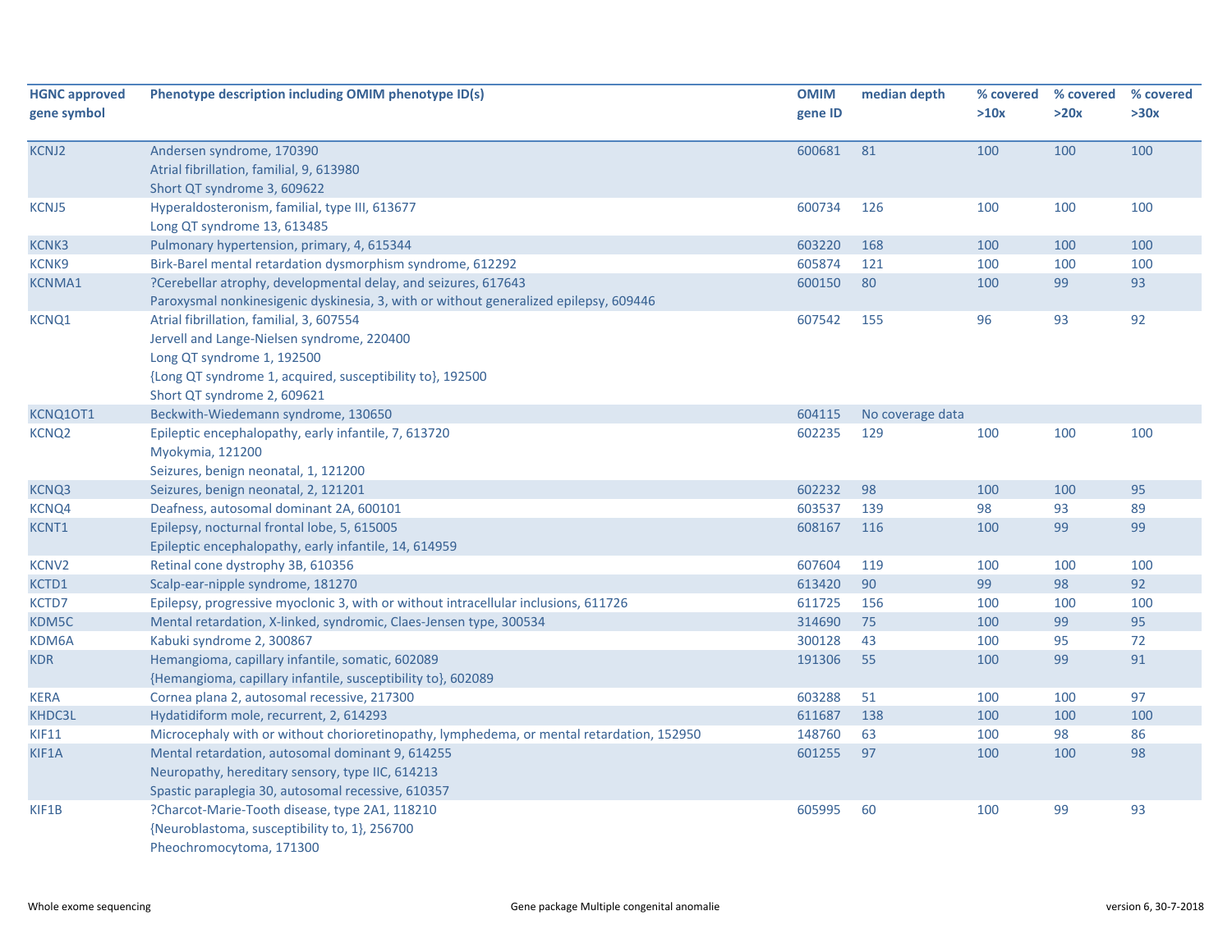| HGNC approved gene symbol | Phenotype description including OMIM phenotype ID(s) | OMIM gene ID | median depth | % covered >10x | % covered >20x | % covered >30x |
|---|---|---|---|---|---|---|
| KCNJ2 | Andersen syndrome, 170390<br>Atrial fibrillation, familial, 9, 613980<br>Short QT syndrome 3, 609622 | 600681 | 81 | 100 | 100 | 100 |
| KCNJ5 | Hyperaldosteronism, familial, type III, 613677<br>Long QT syndrome 13, 613485 | 600734 | 126 | 100 | 100 | 100 |
| KCNK3 | Pulmonary hypertension, primary, 4, 615344 | 603220 | 168 | 100 | 100 | 100 |
| KCNK9 | Birk-Barel mental retardation dysmorphism syndrome, 612292 | 605874 | 121 | 100 | 100 | 100 |
| KCNMA1 | ?Cerebellar atrophy, developmental delay, and seizures, 617643<br>Paroxysmal nonkinesigenic dyskinesia, 3, with or without generalized epilepsy, 609446 | 600150 | 80 | 100 | 99 | 93 |
| KCNQ1 | Atrial fibrillation, familial, 3, 607554<br>Jervell and Lange-Nielsen syndrome, 220400<br>Long QT syndrome 1, 192500<br>{Long QT syndrome 1, acquired, susceptibility to}, 192500<br>Short QT syndrome 2, 609621 | 607542 | 155 | 96 | 93 | 92 |
| KCNQ1OT1 | Beckwith-Wiedemann syndrome, 130650 | 604115 | No coverage data | | | |
| KCNQ2 | Epileptic encephalopathy, early infantile, 7, 613720<br>Myokymia, 121200<br>Seizures, benign neonatal, 1, 121200 | 602235 | 129 | 100 | 100 | 100 |
| KCNQ3 | Seizures, benign neonatal, 2, 121201 | 602232 | 98 | 100 | 100 | 95 |
| KCNQ4 | Deafness, autosomal dominant 2A, 600101 | 603537 | 139 | 98 | 93 | 89 |
| KCNT1 | Epilepsy, nocturnal frontal lobe, 5, 615005<br>Epileptic encephalopathy, early infantile, 14, 614959 | 608167 | 116 | 100 | 99 | 99 |
| KCNV2 | Retinal cone dystrophy 3B, 610356 | 607604 | 119 | 100 | 100 | 100 |
| KCTD1 | Scalp-ear-nipple syndrome, 181270 | 613420 | 90 | 99 | 98 | 92 |
| KCTD7 | Epilepsy, progressive myoclonic 3, with or without intracellular inclusions, 611726 | 611725 | 156 | 100 | 100 | 100 |
| KDM5C | Mental retardation, X-linked, syndromic, Claes-Jensen type, 300534 | 314690 | 75 | 100 | 99 | 95 |
| KDM6A | Kabuki syndrome 2, 300867 | 300128 | 43 | 100 | 95 | 72 |
| KDR | Hemangioma, capillary infantile, somatic, 602089<br>{Hemangioma, capillary infantile, susceptibility to}, 602089 | 191306 | 55 | 100 | 99 | 91 |
| KERA | Cornea plana 2, autosomal recessive, 217300 | 603288 | 51 | 100 | 100 | 97 |
| KHDC3L | Hydatidiform mole, recurrent, 2, 614293 | 611687 | 138 | 100 | 100 | 100 |
| KIF11 | Microcephaly with or without chorioretinopathy, lymphedema, or mental retardation, 152950 | 148760 | 63 | 100 | 98 | 86 |
| KIF1A | Mental retardation, autosomal dominant 9, 614255<br>Neuropathy, hereditary sensory, type IIC, 614213<br>Spastic paraplegia 30, autosomal recessive, 610357 | 601255 | 97 | 100 | 100 | 98 |
| KIF1B | ?Charcot-Marie-Tooth disease, type 2A1, 118210<br>{Neuroblastoma, susceptibility to, 1}, 256700<br>Pheochromocytoma, 171300 | 605995 | 60 | 100 | 99 | 93 |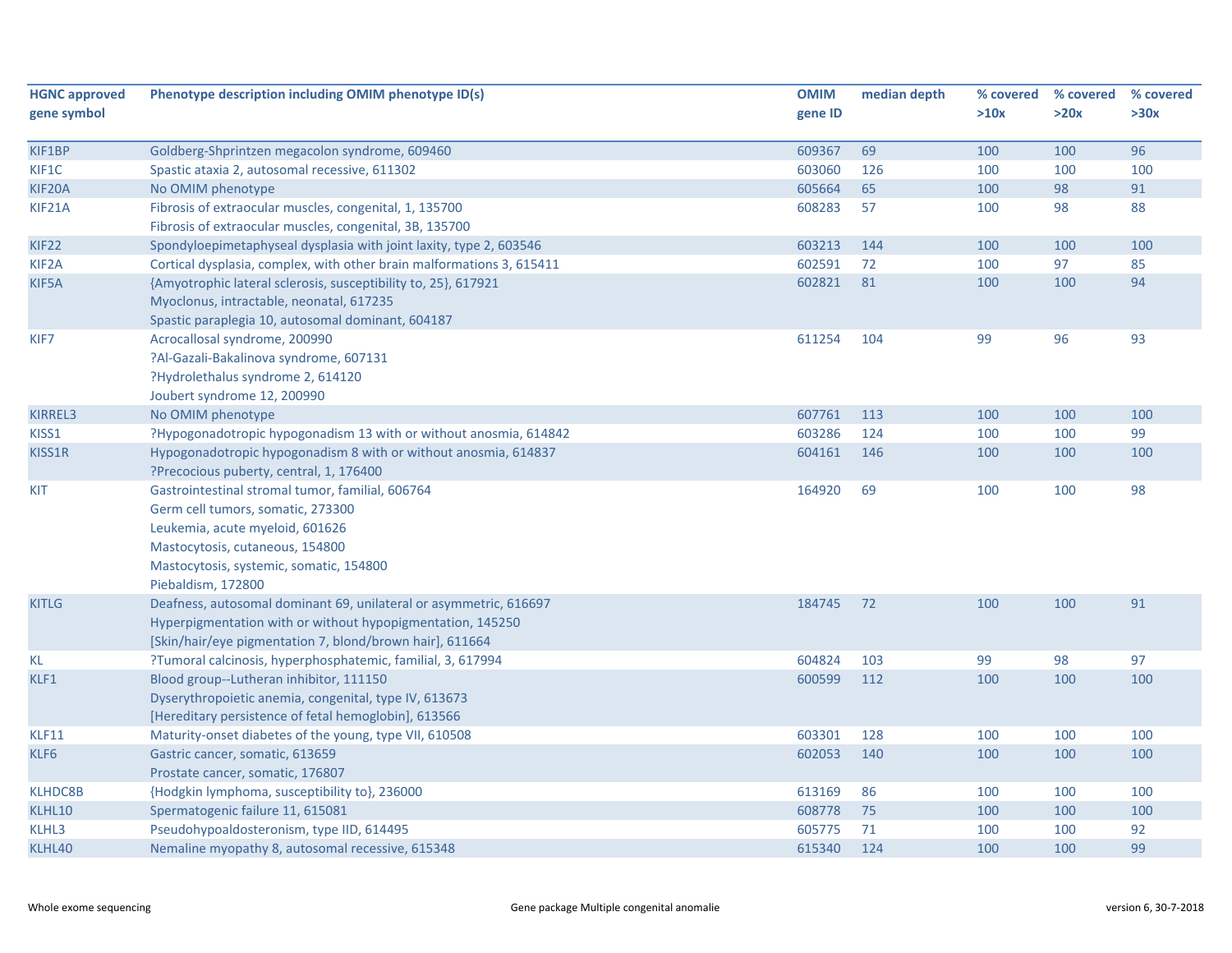| HGNC approved gene symbol | Phenotype description including OMIM phenotype ID(s) | OMIM gene ID | median depth | % covered >10x | % covered >20x | % covered >30x |
|---|---|---|---|---|---|---|
| KIF1BP | Goldberg-Shprintzen megacolon syndrome, 609460 | 609367 | 69 | 100 | 100 | 96 |
| KIF1C | Spastic ataxia 2, autosomal recessive, 611302 | 603060 | 126 | 100 | 100 | 100 |
| KIF20A | No OMIM phenotype | 605664 | 65 | 100 | 98 | 91 |
| KIF21A | Fibrosis of extraocular muscles, congenital, 1, 135700<br>Fibrosis of extraocular muscles, congenital, 3B, 135700 | 608283 | 57 | 100 | 98 | 88 |
| KIF22 | Spondyloepimetaphyseal dysplasia with joint laxity, type 2, 603546 | 603213 | 144 | 100 | 100 | 100 |
| KIF2A | Cortical dysplasia, complex, with other brain malformations 3, 615411 | 602591 | 72 | 100 | 97 | 85 |
| KIF5A | {Amyotrophic lateral sclerosis, susceptibility to, 25}, 617921<br>Myoclonus, intractable, neonatal, 617235<br>Spastic paraplegia 10, autosomal dominant, 604187 | 602821 | 81 | 100 | 100 | 94 |
| KIF7 | Acrocallosal syndrome, 200990<br>?Al-Gazali-Bakalinova syndrome, 607131<br>?Hydrolethalus syndrome 2, 614120<br>Joubert syndrome 12, 200990 | 611254 | 104 | 99 | 96 | 93 |
| KIRREL3 | No OMIM phenotype | 607761 | 113 | 100 | 100 | 100 |
| KISS1 | ?Hypogonadotropic hypogonadism 13 with or without anosmia, 614842 | 603286 | 124 | 100 | 100 | 99 |
| KISS1R | Hypogonadotropic hypogonadism 8 with or without anosmia, 614837<br>?Precocious puberty, central, 1, 176400 | 604161 | 146 | 100 | 100 | 100 |
| KIT | Gastrointestinal stromal tumor, familial, 606764<br>Germ cell tumors, somatic, 273300<br>Leukemia, acute myeloid, 601626<br>Mastocytosis, cutaneous, 154800<br>Mastocytosis, systemic, somatic, 154800<br>Piebaldism, 172800 | 164920 | 69 | 100 | 100 | 98 |
| KITLG | Deafness, autosomal dominant 69, unilateral or asymmetric, 616697<br>Hyperpigmentation with or without hypopigmentation, 145250<br>[Skin/hair/eye pigmentation 7, blond/brown hair], 611664 | 184745 | 72 | 100 | 100 | 91 |
| KL | ?Tumoral calcinosis, hyperphosphatemic, familial, 3, 617994 | 604824 | 103 | 99 | 98 | 97 |
| KLF1 | Blood group--Lutheran inhibitor, 111150<br>Dyserythropoietic anemia, congenital, type IV, 613673<br>[Hereditary persistence of fetal hemoglobin], 613566 | 600599 | 112 | 100 | 100 | 100 |
| KLF11 | Maturity-onset diabetes of the young, type VII, 610508 | 603301 | 128 | 100 | 100 | 100 |
| KLF6 | Gastric cancer, somatic, 613659<br>Prostate cancer, somatic, 176807 | 602053 | 140 | 100 | 100 | 100 |
| KLHDC8B | {Hodgkin lymphoma, susceptibility to}, 236000 | 613169 | 86 | 100 | 100 | 100 |
| KLHL10 | Spermatogenic failure 11, 615081 | 608778 | 75 | 100 | 100 | 100 |
| KLHL3 | Pseudohypoaldosteronism, type IID, 614495 | 605775 | 71 | 100 | 100 | 92 |
| KLHL40 | Nemaline myopathy 8, autosomal recessive, 615348 | 615340 | 124 | 100 | 100 | 99 |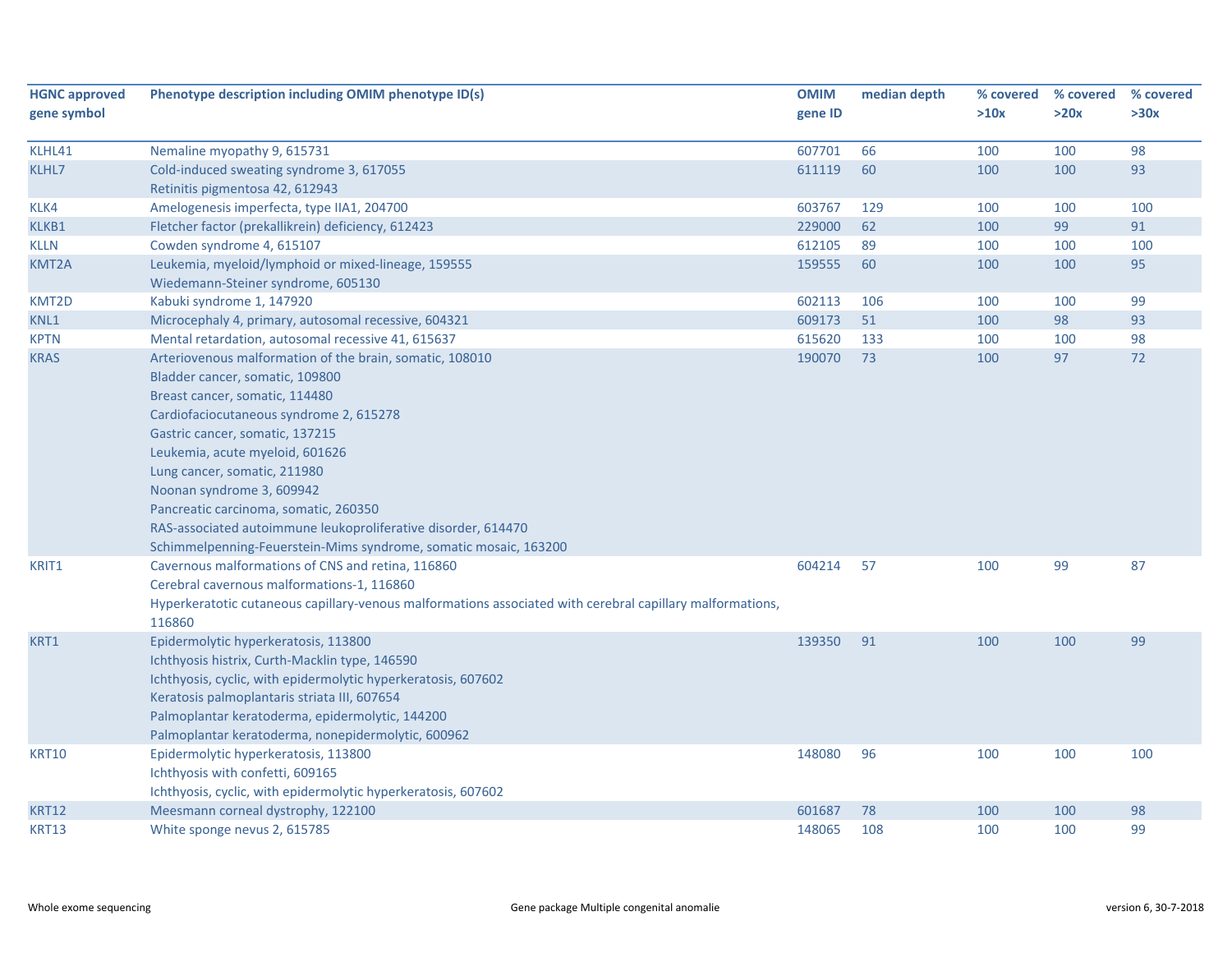| HGNC approved gene symbol | Phenotype description including OMIM phenotype ID(s) | OMIM gene ID | median depth | % covered >10x | % covered >20x | % covered >30x |
|---|---|---|---|---|---|---|
| KLHL41 | Nemaline myopathy 9, 615731 | 607701 | 66 | 100 | 100 | 98 |
| KLHL7 | Cold-induced sweating syndrome 3, 617055<br>Retinitis pigmentosa 42, 612943 | 611119 | 60 | 100 | 100 | 93 |
| KLK4 | Amelogenesis imperfecta, type IIA1, 204700 | 603767 | 129 | 100 | 100 | 100 |
| KLKB1 | Fletcher factor (prekallikrein) deficiency, 612423 | 229000 | 62 | 100 | 99 | 91 |
| KLLN | Cowden syndrome 4, 615107 | 612105 | 89 | 100 | 100 | 100 |
| KMT2A | Leukemia, myeloid/lymphoid or mixed-lineage, 159555<br>Wiedemann-Steiner syndrome, 605130 | 159555 | 60 | 100 | 100 | 95 |
| KMT2D | Kabuki syndrome 1, 147920 | 602113 | 106 | 100 | 100 | 99 |
| KNL1 | Microcephaly 4, primary, autosomal recessive, 604321 | 609173 | 51 | 100 | 98 | 93 |
| KPTN | Mental retardation, autosomal recessive 41, 615637 | 615620 | 133 | 100 | 100 | 98 |
| KRAS | Arteriovenous malformation of the brain, somatic, 108010<br>Bladder cancer, somatic, 109800<br>Breast cancer, somatic, 114480<br>Cardiofaciocutaneous syndrome 2, 615278<br>Gastric cancer, somatic, 137215<br>Leukemia, acute myeloid, 601626<br>Lung cancer, somatic, 211980<br>Noonan syndrome 3, 609942<br>Pancreatic carcinoma, somatic, 260350<br>RAS-associated autoimmune leukoproliferative disorder, 614470<br>Schimmelpenning-Feuerstein-Mims syndrome, somatic mosaic, 163200 | 190070 | 73 | 100 | 97 | 72 |
| KRIT1 | Cavernous malformations of CNS and retina, 116860<br>Cerebral cavernous malformations-1, 116860<br>Hyperkeratotic cutaneous capillary-venous malformations associated with cerebral capillary malformations, 116860 | 604214 | 57 | 100 | 99 | 87 |
| KRT1 | Epidermolytic hyperkeratosis, 113800<br>Ichthyosis histrix, Curth-Macklin type, 146590<br>Ichthyosis, cyclic, with epidermolytic hyperkeratosis, 607602<br>Keratosis palmoplantaris striata III, 607654<br>Palmoplantar keratoderma, epidermolytic, 144200<br>Palmoplantar keratoderma, nonepidermolytic, 600962 | 139350 | 91 | 100 | 100 | 99 |
| KRT10 | Epidermolytic hyperkeratosis, 113800<br>Ichthyosis with confetti, 609165<br>Ichthyosis, cyclic, with epidermolytic hyperkeratosis, 607602 | 148080 | 96 | 100 | 100 | 100 |
| KRT12 | Meesmann corneal dystrophy, 122100 | 601687 | 78 | 100 | 100 | 98 |
| KRT13 | White sponge nevus 2, 615785 | 148065 | 108 | 100 | 100 | 99 |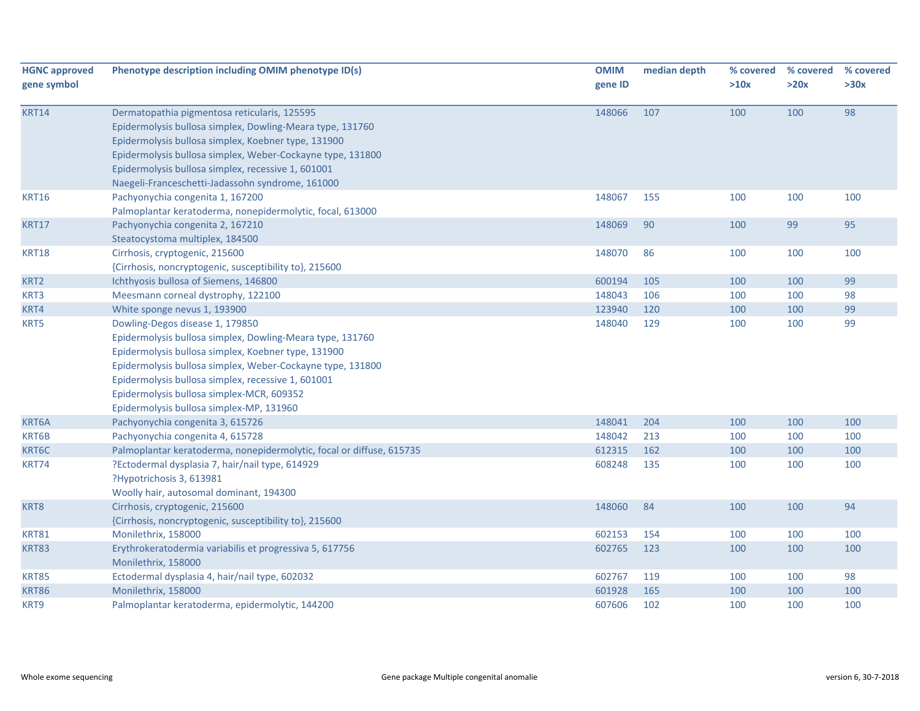| HGNC approved gene symbol | Phenotype description including OMIM phenotype ID(s) | OMIM gene ID | median depth | % covered >10x | % covered >20x | % covered >30x |
|---|---|---|---|---|---|---|
| KRT14 | Dermatopathia pigmentosa reticularis, 125595<br>Epidermolysis bullosa simplex, Dowling-Meara type, 131760<br>Epidermolysis bullosa simplex, Koebner type, 131900<br>Epidermolysis bullosa simplex, Weber-Cockayne type, 131800<br>Epidermolysis bullosa simplex, recessive 1, 601001<br>Naegeli-Franceschetti-Jadassohn syndrome, 161000 | 148066 | 107 | 100 | 100 | 98 |
| KRT16 | Pachyonychia congenita 1, 167200<br>Palmoplantar keratoderma, nonepidermolytic, focal, 613000 | 148067 | 155 | 100 | 100 | 100 |
| KRT17 | Pachyonychia congenita 2, 167210<br>Steatocystoma multiplex, 184500 | 148069 | 90 | 100 | 99 | 95 |
| KRT18 | Cirrhosis, cryptogenic, 215600<br>{Cirrhosis, noncryptogenic, susceptibility to}, 215600 | 148070 | 86 | 100 | 100 | 100 |
| KRT2 | Ichthyosis bullosa of Siemens, 146800 | 600194 | 105 | 100 | 100 | 99 |
| KRT3 | Meesmann corneal dystrophy, 122100 | 148043 | 106 | 100 | 100 | 98 |
| KRT4 | White sponge nevus 1, 193900 | 123940 | 120 | 100 | 100 | 99 |
| KRT5 | Dowling-Degos disease 1, 179850<br>Epidermolysis bullosa simplex, Dowling-Meara type, 131760<br>Epidermolysis bullosa simplex, Koebner type, 131900<br>Epidermolysis bullosa simplex, Weber-Cockayne type, 131800<br>Epidermolysis bullosa simplex, recessive 1, 601001<br>Epidermolysis bullosa simplex-MCR, 609352<br>Epidermolysis bullosa simplex-MP, 131960 | 148040 | 129 | 100 | 100 | 99 |
| KRT6A | Pachyonychia congenita 3, 615726 | 148041 | 204 | 100 | 100 | 100 |
| KRT6B | Pachyonychia congenita 4, 615728 | 148042 | 213 | 100 | 100 | 100 |
| KRT6C | Palmoplantar keratoderma, nonepidermolytic, focal or diffuse, 615735 | 612315 | 162 | 100 | 100 | 100 |
| KRT74 | ?Ectodermal dysplasia 7, hair/nail type, 614929<br>?Hypotrichosis 3, 613981<br>Woolly hair, autosomal dominant, 194300 | 608248 | 135 | 100 | 100 | 100 |
| KRT8 | Cirrhosis, cryptogenic, 215600<br>{Cirrhosis, noncryptogenic, susceptibility to}, 215600 | 148060 | 84 | 100 | 100 | 94 |
| KRT81 | Monilethrix, 158000 | 602153 | 154 | 100 | 100 | 100 |
| KRT83 | Erythrokeratodermia variabilis et progressiva 5, 617756<br>Monilethrix, 158000 | 602765 | 123 | 100 | 100 | 100 |
| KRT85 | Ectodermal dysplasia 4, hair/nail type, 602032 | 602767 | 119 | 100 | 100 | 98 |
| KRT86 | Monilethrix, 158000 | 601928 | 165 | 100 | 100 | 100 |
| KRT9 | Palmoplantar keratoderma, epidermolytic, 144200 | 607606 | 102 | 100 | 100 | 100 |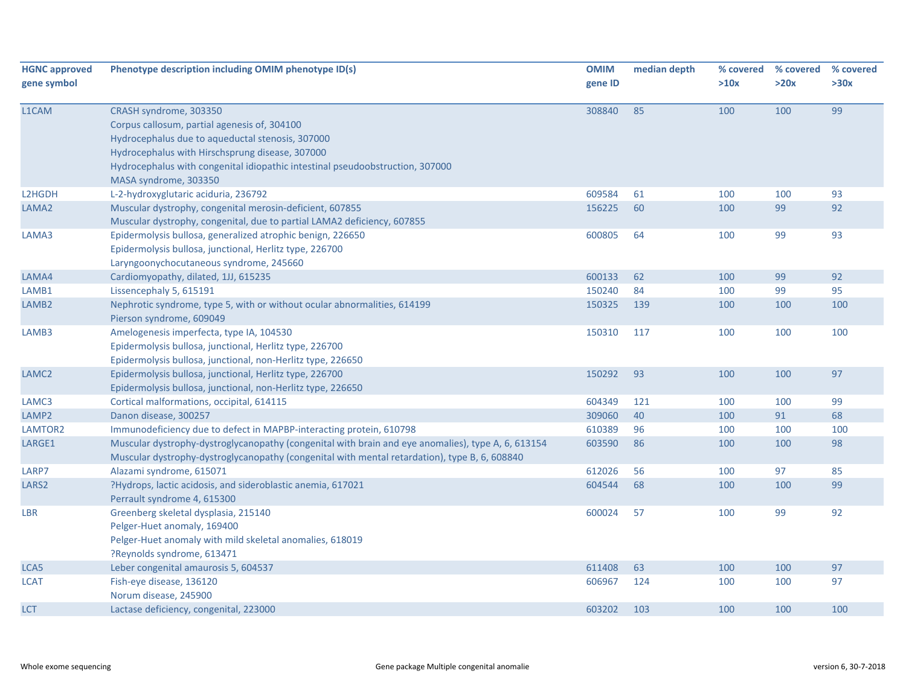| HGNC approved gene symbol | Phenotype description including OMIM phenotype ID(s) | OMIM gene ID | median depth | % covered >10x | % covered >20x | % covered >30x |
|---|---|---|---|---|---|---|
| L1CAM | CRASH syndrome, 303350<br>Corpus callosum, partial agenesis of, 304100<br>Hydrocephalus due to aqueductal stenosis, 307000<br>Hydrocephalus with Hirschsprung disease, 307000<br>Hydrocephalus with congenital idiopathic intestinal pseudoobstruction, 307000<br>MASA syndrome, 303350 | 308840 | 85 | 100 | 100 | 99 |
| L2HGDH | L-2-hydroxyglutaric aciduria, 236792 | 609584 | 61 | 100 | 100 | 93 |
| LAMA2 | Muscular dystrophy, congenital merosin-deficient, 607855<br>Muscular dystrophy, congenital, due to partial LAMA2 deficiency, 607855 | 156225 | 60 | 100 | 99 | 92 |
| LAMA3 | Epidermolysis bullosa, generalized atrophic benign, 226650<br>Epidermolysis bullosa, junctional, Herlitz type, 226700<br>Laryngoonychocutaneous syndrome, 245660 | 600805 | 64 | 100 | 99 | 93 |
| LAMA4 | Cardiomyopathy, dilated, 1JJ, 615235 | 600133 | 62 | 100 | 99 | 92 |
| LAMB1 | Lissencephaly 5, 615191 | 150240 | 84 | 100 | 99 | 95 |
| LAMB2 | Nephrotic syndrome, type 5, with or without ocular abnormalities, 614199<br>Pierson syndrome, 609049 | 150325 | 139 | 100 | 100 | 100 |
| LAMB3 | Amelogenesis imperfecta, type IA, 104530<br>Epidermolysis bullosa, junctional, Herlitz type, 226700<br>Epidermolysis bullosa, junctional, non-Herlitz type, 226650 | 150310 | 117 | 100 | 100 | 100 |
| LAMC2 | Epidermolysis bullosa, junctional, Herlitz type, 226700<br>Epidermolysis bullosa, junctional, non-Herlitz type, 226650 | 150292 | 93 | 100 | 100 | 97 |
| LAMC3 | Cortical malformations, occipital, 614115 | 604349 | 121 | 100 | 100 | 99 |
| LAMP2 | Danon disease, 300257 | 309060 | 40 | 100 | 91 | 68 |
| LAMTOR2 | Immunodeficiency due to defect in MAPBP-interacting protein, 610798 | 610389 | 96 | 100 | 100 | 100 |
| LARGE1 | Muscular dystrophy-dystroglycanopathy (congenital with brain and eye anomalies), type A, 6, 613154<br>Muscular dystrophy-dystroglycanopathy (congenital with mental retardation), type B, 6, 608840 | 603590 | 86 | 100 | 100 | 98 |
| LARP7 | Alazami syndrome, 615071 | 612026 | 56 | 100 | 97 | 85 |
| LARS2 | ?Hydrops, lactic acidosis, and sideroblastic anemia, 617021<br>Perrault syndrome 4, 615300 | 604544 | 68 | 100 | 100 | 99 |
| LBR | Greenberg skeletal dysplasia, 215140<br>Pelger-Huet anomaly, 169400<br>Pelger-Huet anomaly with mild skeletal anomalies, 618019<br>?Reynolds syndrome, 613471 | 600024 | 57 | 100 | 99 | 92 |
| LCA5 | Leber congenital amaurosis 5, 604537 | 611408 | 63 | 100 | 100 | 97 |
| LCAT | Fish-eye disease, 136120<br>Norum disease, 245900 | 606967 | 124 | 100 | 100 | 97 |
| LCT | Lactase deficiency, congenital, 223000 | 603202 | 103 | 100 | 100 | 100 |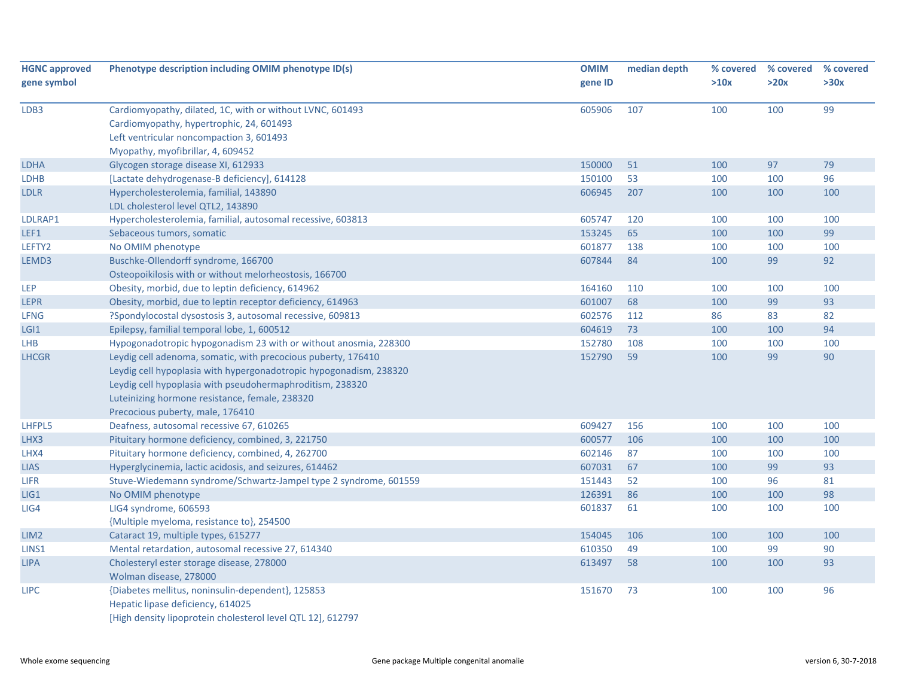| HGNC approved gene symbol | Phenotype description including OMIM phenotype ID(s) | OMIM gene ID | median depth | % covered >10x | % covered >20x | % covered >30x |
|---|---|---|---|---|---|---|
| LDB3 | Cardiomyopathy, dilated, 1C, with or without LVNC, 601493<br>Cardiomyopathy, hypertrophic, 24, 601493<br>Left ventricular noncompaction 3, 601493<br>Myopathy, myofibrillar, 4, 609452 | 605906 | 107 | 100 | 100 | 99 |
| LDHA | Glycogen storage disease XI, 612933 | 150000 | 51 | 100 | 97 | 79 |
| LDHB | [Lactate dehydrogenase-B deficiency], 614128 | 150100 | 53 | 100 | 100 | 96 |
| LDLR | Hypercholesterolemia, familial, 143890<br>LDL cholesterol level QTL2, 143890 | 606945 | 207 | 100 | 100 | 100 |
| LDLRAP1 | Hypercholesterolemia, familial, autosomal recessive, 603813 | 605747 | 120 | 100 | 100 | 100 |
| LEF1 | Sebaceous tumors, somatic | 153245 | 65 | 100 | 100 | 99 |
| LEFTY2 | No OMIM phenotype | 601877 | 138 | 100 | 100 | 100 |
| LEMD3 | Buschke-Ollendorff syndrome, 166700<br>Osteopoikilosis with or without melorheostosis, 166700 | 607844 | 84 | 100 | 99 | 92 |
| LEP | Obesity, morbid, due to leptin deficiency, 614962 | 164160 | 110 | 100 | 100 | 100 |
| LEPR | Obesity, morbid, due to leptin receptor deficiency, 614963 | 601007 | 68 | 100 | 99 | 93 |
| LFNG | ?Spondylocostal dysostosis 3, autosomal recessive, 609813 | 602576 | 112 | 86 | 83 | 82 |
| LGI1 | Epilepsy, familial temporal lobe, 1, 600512 | 604619 | 73 | 100 | 100 | 94 |
| LHB | Hypogonadotropic hypogonadism 23 with or without anosmia, 228300 | 152780 | 108 | 100 | 100 | 100 |
| LHCGR | Leydig cell adenoma, somatic, with precocious puberty, 176410<br>Leydig cell hypoplasia with hypergonadotropic hypogonadism, 238320<br>Leydig cell hypoplasia with pseudohermaphroditism, 238320<br>Luteinizing hormone resistance, female, 238320<br>Precocious puberty, male, 176410 | 152790 | 59 | 100 | 99 | 90 |
| LHFPL5 | Deafness, autosomal recessive 67, 610265 | 609427 | 156 | 100 | 100 | 100 |
| LHX3 | Pituitary hormone deficiency, combined, 3, 221750 | 600577 | 106 | 100 | 100 | 100 |
| LHX4 | Pituitary hormone deficiency, combined, 4, 262700 | 602146 | 87 | 100 | 100 | 100 |
| LIAS | Hyperglycinemia, lactic acidosis, and seizures, 614462 | 607031 | 67 | 100 | 99 | 93 |
| LIFR | Stuve-Wiedemann syndrome/Schwartz-Jampel type 2 syndrome, 601559 | 151443 | 52 | 100 | 96 | 81 |
| LIG1 | No OMIM phenotype | 126391 | 86 | 100 | 100 | 98 |
| LIG4 | LIG4 syndrome, 606593<br>{Multiple myeloma, resistance to}, 254500 | 601837 | 61 | 100 | 100 | 100 |
| LIM2 | Cataract 19, multiple types, 615277 | 154045 | 106 | 100 | 100 | 100 |
| LINS1 | Mental retardation, autosomal recessive 27, 614340 | 610350 | 49 | 100 | 99 | 90 |
| LIPA | Cholesteryl ester storage disease, 278000<br>Wolman disease, 278000 | 613497 | 58 | 100 | 100 | 93 |
| LIPC | {Diabetes mellitus, noninsulin-dependent}, 125853<br>Hepatic lipase deficiency, 614025<br>[High density lipoprotein cholesterol level QTL 12], 612797 | 151670 | 73 | 100 | 100 | 96 |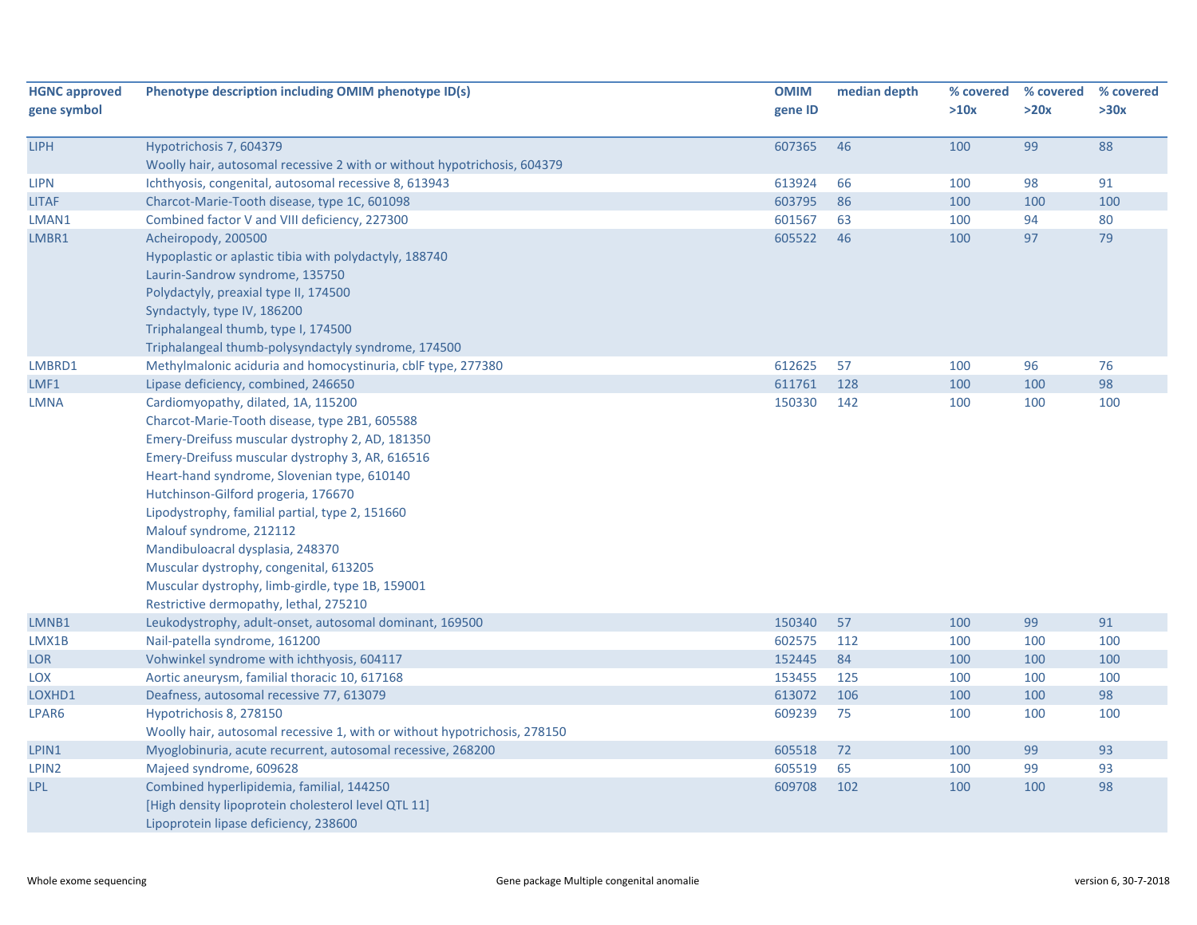| HGNC approved gene symbol | Phenotype description including OMIM phenotype ID(s) | OMIM gene ID | median depth | % covered >10x | % covered >20x | % covered >30x |
|---|---|---|---|---|---|---|
| LIPH | Hypotrichosis 7, 604379<br>Woolly hair, autosomal recessive 2 with or without hypotrichosis, 604379 | 607365 | 46 | 100 | 99 | 88 |
| LIPN | Ichthyosis, congenital, autosomal recessive 8, 613943 | 613924 | 66 | 100 | 98 | 91 |
| LITAF | Charcot-Marie-Tooth disease, type 1C, 601098 | 603795 | 86 | 100 | 100 | 100 |
| LMAN1 | Combined factor V and VIII deficiency, 227300 | 601567 | 63 | 100 | 94 | 80 |
| LMBR1 | Acheiropody, 200500<br>Hypoplastic or aplastic tibia with polydactyly, 188740<br>Laurin-Sandrow syndrome, 135750<br>Polydactyly, preaxial type II, 174500<br>Syndactyly, type IV, 186200<br>Triphalangeal thumb, type I, 174500<br>Triphalangeal thumb-polysyndactyly syndrome, 174500 | 605522 | 46 | 100 | 97 | 79 |
| LMBRD1 | Methylmalonic aciduria and homocystinuria, cblF type, 277380 | 612625 | 57 | 100 | 96 | 76 |
| LMF1 | Lipase deficiency, combined, 246650 | 611761 | 128 | 100 | 100 | 98 |
| LMNA | Cardiomyopathy, dilated, 1A, 115200<br>Charcot-Marie-Tooth disease, type 2B1, 605588<br>Emery-Dreifuss muscular dystrophy 2, AD, 181350<br>Emery-Dreifuss muscular dystrophy 3, AR, 616516<br>Heart-hand syndrome, Slovenian type, 610140<br>Hutchinson-Gilford progeria, 176670<br>Lipodystrophy, familial partial, type 2, 151660<br>Malouf syndrome, 212112<br>Mandibuloacral dysplasia, 248370<br>Muscular dystrophy, congenital, 613205<br>Muscular dystrophy, limb-girdle, type 1B, 159001<br>Restrictive dermopathy, lethal, 275210 | 150330 | 142 | 100 | 100 | 100 |
| LMNB1 | Leukodystrophy, adult-onset, autosomal dominant, 169500 | 150340 | 57 | 100 | 99 | 91 |
| LMX1B | Nail-patella syndrome, 161200 | 602575 | 112 | 100 | 100 | 100 |
| LOR | Vohwinkel syndrome with ichthyosis, 604117 | 152445 | 84 | 100 | 100 | 100 |
| LOX | Aortic aneurysm, familial thoracic 10, 617168 | 153455 | 125 | 100 | 100 | 100 |
| LOXHD1 | Deafness, autosomal recessive 77, 613079 | 613072 | 106 | 100 | 100 | 98 |
| LPAR6 | Hypotrichosis 8, 278150<br>Woolly hair, autosomal recessive 1, with or without hypotrichosis, 278150 | 609239 | 75 | 100 | 100 | 100 |
| LPIN1 | Myoglobinuria, acute recurrent, autosomal recessive, 268200 | 605518 | 72 | 100 | 99 | 93 |
| LPIN2 | Majeed syndrome, 609628 | 605519 | 65 | 100 | 99 | 93 |
| LPL | Combined hyperlipidemia, familial, 144250<br>[High density lipoprotein cholesterol level QTL 11]<br>Lipoprotein lipase deficiency, 238600 | 609708 | 102 | 100 | 100 | 98 |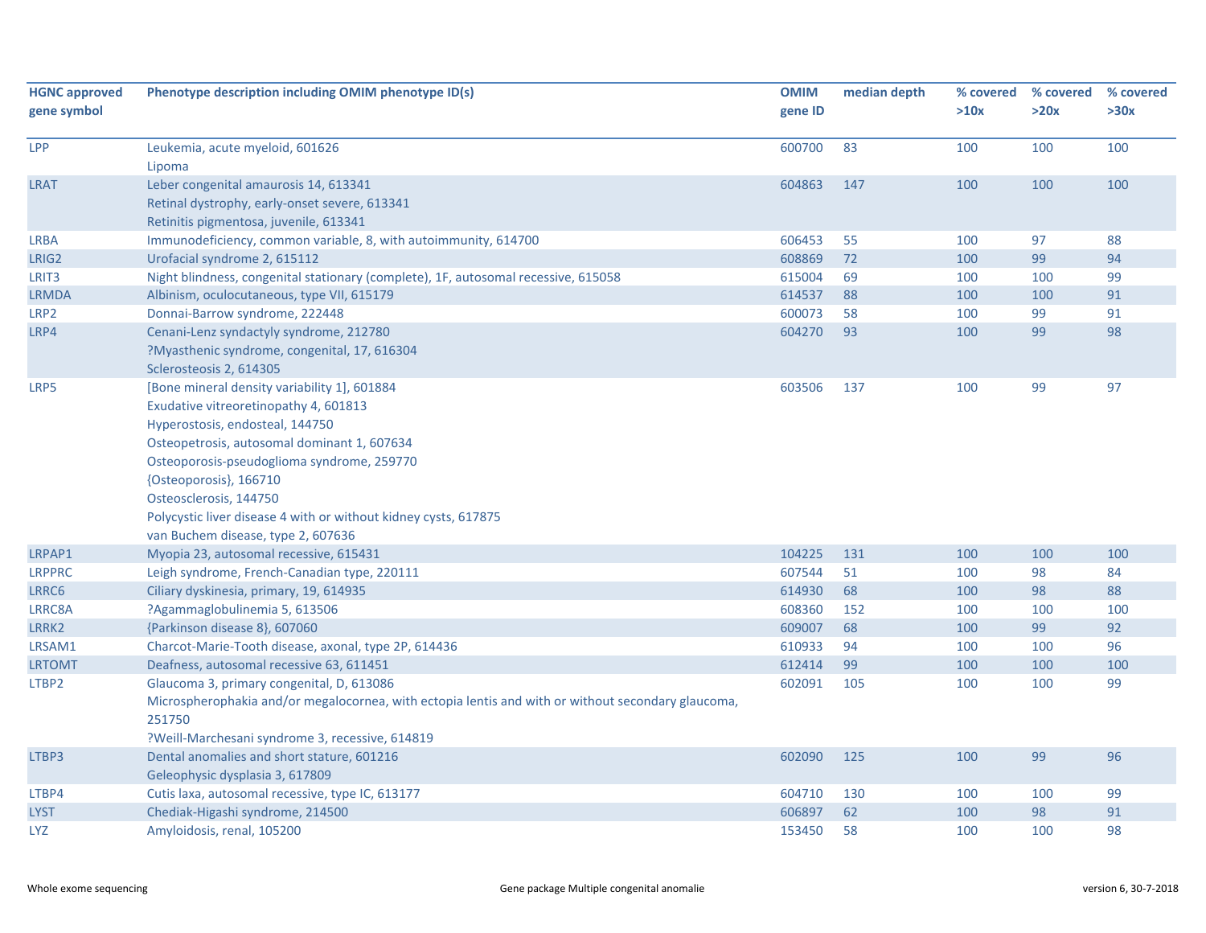| HGNC approved gene symbol | Phenotype description including OMIM phenotype ID(s) | OMIM gene ID | median depth | % covered >10x | % covered >20x | % covered >30x |
|---|---|---|---|---|---|---|
| LPP | Leukemia, acute myeloid, 601626<br>Lipoma | 600700 | 83 | 100 | 100 | 100 |
| LRAT | Leber congenital amaurosis 14, 613341<br>Retinal dystrophy, early-onset severe, 613341<br>Retinitis pigmentosa, juvenile, 613341 | 604863 | 147 | 100 | 100 | 100 |
| LRBA | Immunodeficiency, common variable, 8, with autoimmunity, 614700 | 606453 | 55 | 100 | 97 | 88 |
| LRIG2 | Urofacial syndrome 2, 615112 | 608869 | 72 | 100 | 99 | 94 |
| LRIT3 | Night blindness, congenital stationary (complete), 1F, autosomal recessive, 615058 | 615004 | 69 | 100 | 100 | 99 |
| LRMDA | Albinism, oculocutaneous, type VII, 615179 | 614537 | 88 | 100 | 100 | 91 |
| LRP2 | Donnai-Barrow syndrome, 222448 | 600073 | 58 | 100 | 99 | 91 |
| LRP4 | Cenani-Lenz syndactyly syndrome, 212780<br>?Myasthenic syndrome, congenital, 17, 616304<br>Sclerosteosis 2, 614305 | 604270 | 93 | 100 | 99 | 98 |
| LRP5 | [Bone mineral density variability 1], 601884<br>Exudative vitreoretinopathy 4, 601813<br>Hyperostosis, endosteal, 144750<br>Osteopetrosis, autosomal dominant 1, 607634<br>Osteoporosis-pseudoglioma syndrome, 259770<br>{Osteoporosis}, 166710<br>Osteosclerosis, 144750<br>Polycystic liver disease 4 with or without kidney cysts, 617875<br>van Buchem disease, type 2, 607636 | 603506 | 137 | 100 | 99 | 97 |
| LRPAP1 | Myopia 23, autosomal recessive, 615431 | 104225 | 131 | 100 | 100 | 100 |
| LRPPRC | Leigh syndrome, French-Canadian type, 220111 | 607544 | 51 | 100 | 98 | 84 |
| LRRC6 | Ciliary dyskinesia, primary, 19, 614935 | 614930 | 68 | 100 | 98 | 88 |
| LRRC8A | ?Agammaglobulinemia 5, 613506 | 608360 | 152 | 100 | 100 | 100 |
| LRRK2 | {Parkinson disease 8}, 607060 | 609007 | 68 | 100 | 99 | 92 |
| LRSAM1 | Charcot-Marie-Tooth disease, axonal, type 2P, 614436 | 610933 | 94 | 100 | 100 | 96 |
| LRTOMT | Deafness, autosomal recessive 63, 611451 | 612414 | 99 | 100 | 100 | 100 |
| LTBP2 | Glaucoma 3, primary congenital, D, 613086<br>Microspherophakia and/or megalocornea, with ectopia lentis and with or without secondary glaucoma, 251750<br>?Weill-Marchesani syndrome 3, recessive, 614819 | 602091 | 105 | 100 | 100 | 99 |
| LTBP3 | Dental anomalies and short stature, 601216<br>Geleophysic dysplasia 3, 617809 | 602090 | 125 | 100 | 99 | 96 |
| LTBP4 | Cutis laxa, autosomal recessive, type IC, 613177 | 604710 | 130 | 100 | 100 | 99 |
| LYST | Chediak-Higashi syndrome, 214500 | 606897 | 62 | 100 | 98 | 91 |
| LYZ | Amyloidosis, renal, 105200 | 153450 | 58 | 100 | 100 | 98 |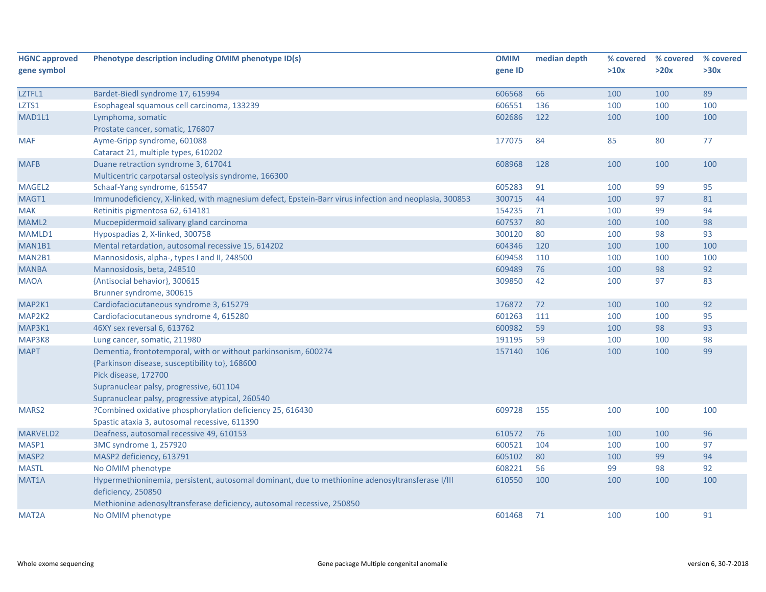| HGNC approved gene symbol | Phenotype description including OMIM phenotype ID(s) | OMIM gene ID | median depth | % covered >10x | % covered >20x | % covered >30x |
|---|---|---|---|---|---|---|
| LZTFL1 | Bardet-Biedl syndrome 17, 615994 | 606568 | 66 | 100 | 100 | 89 |
| LZTS1 | Esophageal squamous cell carcinoma, 133239 | 606551 | 136 | 100 | 100 | 100 |
| MAD1L1 | Lymphoma, somatic<br>Prostate cancer, somatic, 176807 | 602686 | 122 | 100 | 100 | 100 |
| MAF | Ayme-Gripp syndrome, 601088<br>Cataract 21, multiple types, 610202 | 177075 | 84 | 85 | 80 | 77 |
| MAFB | Duane retraction syndrome 3, 617041<br>Multicentric carpotarsal osteolysis syndrome, 166300 | 608968 | 128 | 100 | 100 | 100 |
| MAGEL2 | Schaaf-Yang syndrome, 615547 | 605283 | 91 | 100 | 99 | 95 |
| MAGT1 | Immunodeficiency, X-linked, with magnesium defect, Epstein-Barr virus infection and neoplasia, 300853 | 300715 | 44 | 100 | 97 | 81 |
| MAK | Retinitis pigmentosa 62, 614181 | 154235 | 71 | 100 | 99 | 94 |
| MAML2 | Mucoepidermoid salivary gland carcinoma | 607537 | 80 | 100 | 100 | 98 |
| MAMLD1 | Hypospadias 2, X-linked, 300758 | 300120 | 80 | 100 | 98 | 93 |
| MAN1B1 | Mental retardation, autosomal recessive 15, 614202 | 604346 | 120 | 100 | 100 | 100 |
| MAN2B1 | Mannosidosis, alpha-, types I and II, 248500 | 609458 | 110 | 100 | 100 | 100 |
| MANBA | Mannosidosis, beta, 248510 | 609489 | 76 | 100 | 98 | 92 |
| MAOA | {Antisocial behavior}, 300615<br>Brunner syndrome, 300615 | 309850 | 42 | 100 | 97 | 83 |
| MAP2K1 | Cardiofaciocutaneous syndrome 3, 615279 | 176872 | 72 | 100 | 100 | 92 |
| MAP2K2 | Cardiofaciocutaneous syndrome 4, 615280 | 601263 | 111 | 100 | 100 | 95 |
| MAP3K1 | 46XY sex reversal 6, 613762 | 600982 | 59 | 100 | 98 | 93 |
| MAP3K8 | Lung cancer, somatic, 211980 | 191195 | 59 | 100 | 100 | 98 |
| MAPT | Dementia, frontotemporal, with or without parkinsonism, 600274<br>{Parkinson disease, susceptibility to}, 168600<br>Pick disease, 172700<br>Supranuclear palsy, progressive, 601104<br>Supranuclear palsy, progressive atypical, 260540 | 157140 | 106 | 100 | 100 | 99 |
| MARS2 | ?Combined oxidative phosphorylation deficiency 25, 616430<br>Spastic ataxia 3, autosomal recessive, 611390 | 609728 | 155 | 100 | 100 | 100 |
| MARVELD2 | Deafness, autosomal recessive 49, 610153 | 610572 | 76 | 100 | 100 | 96 |
| MASP1 | 3MC syndrome 1, 257920 | 600521 | 104 | 100 | 100 | 97 |
| MASP2 | MASP2 deficiency, 613791 | 605102 | 80 | 100 | 99 | 94 |
| MASTL | No OMIM phenotype | 608221 | 56 | 99 | 98 | 92 |
| MAT1A | Hypermethioninemia, persistent, autosomal dominant, due to methionine adenosyltransferase I/III deficiency, 250850<br>Methionine adenosyltransferase deficiency, autosomal recessive, 250850 | 610550 | 100 | 100 | 100 | 100 |
| MAT2A | No OMIM phenotype | 601468 | 71 | 100 | 100 | 91 |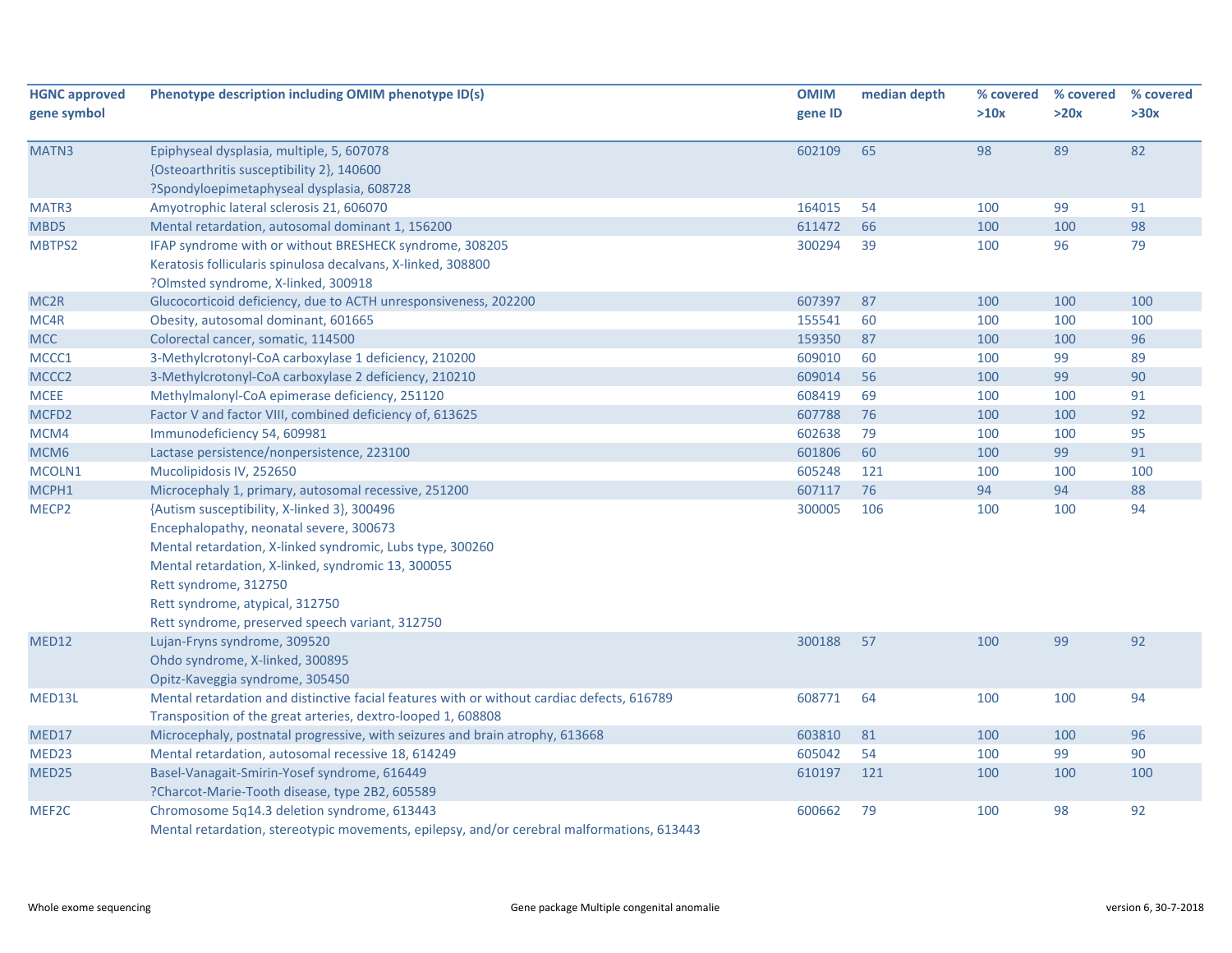| HGNC approved gene symbol | Phenotype description including OMIM phenotype ID(s) | OMIM gene ID | median depth | % covered >10x | % covered >20x | % covered >30x |
|---|---|---|---|---|---|---|
| MATN3 | Epiphyseal dysplasia, multiple, 5, 607078<br>{Osteoarthritis susceptibility 2}, 140600<br>?Spondyloepimetaphyseal dysplasia, 608728 | 602109 | 65 | 98 | 89 | 82 |
| MATR3 | Amyotrophic lateral sclerosis 21, 606070 | 164015 | 54 | 100 | 99 | 91 |
| MBD5 | Mental retardation, autosomal dominant 1, 156200 | 611472 | 66 | 100 | 100 | 98 |
| MBTPS2 | IFAP syndrome with or without BRESHECK syndrome, 308205<br>Keratosis follicularis spinulosa decalvans, X-linked, 308800<br>?Olmsted syndrome, X-linked, 300918 | 300294 | 39 | 100 | 96 | 79 |
| MC2R | Glucocorticoid deficiency, due to ACTH unresponsiveness, 202200 | 607397 | 87 | 100 | 100 | 100 |
| MC4R | Obesity, autosomal dominant, 601665 | 155541 | 60 | 100 | 100 | 100 |
| MCC | Colorectal cancer, somatic, 114500 | 159350 | 87 | 100 | 100 | 96 |
| MCCC1 | 3-Methylcrotonyl-CoA carboxylase 1 deficiency, 210200 | 609010 | 60 | 100 | 99 | 89 |
| MCCC2 | 3-Methylcrotonyl-CoA carboxylase 2 deficiency, 210210 | 609014 | 56 | 100 | 99 | 90 |
| MCEE | Methylmalonyl-CoA epimerase deficiency, 251120 | 608419 | 69 | 100 | 100 | 91 |
| MCFD2 | Factor V and factor VIII, combined deficiency of, 613625 | 607788 | 76 | 100 | 100 | 92 |
| MCM4 | Immunodeficiency 54, 609981 | 602638 | 79 | 100 | 100 | 95 |
| MCM6 | Lactase persistence/nonpersistence, 223100 | 601806 | 60 | 100 | 99 | 91 |
| MCOLN1 | Mucolipidosis IV, 252650 | 605248 | 121 | 100 | 100 | 100 |
| MCPH1 | Microcephaly 1, primary, autosomal recessive, 251200 | 607117 | 76 | 94 | 94 | 88 |
| MECP2 | {Autism susceptibility, X-linked 3}, 300496<br>Encephalopathy, neonatal severe, 300673<br>Mental retardation, X-linked syndromic, Lubs type, 300260<br>Mental retardation, X-linked, syndromic 13, 300055<br>Rett syndrome, 312750<br>Rett syndrome, atypical, 312750<br>Rett syndrome, preserved speech variant, 312750 | 300005 | 106 | 100 | 100 | 94 |
| MED12 | Lujan-Fryns syndrome, 309520<br>Ohdo syndrome, X-linked, 300895<br>Opitz-Kaveggia syndrome, 305450 | 300188 | 57 | 100 | 99 | 92 |
| MED13L | Mental retardation and distinctive facial features with or without cardiac defects, 616789<br>Transposition of the great arteries, dextro-looped 1, 608808 | 608771 | 64 | 100 | 100 | 94 |
| MED17 | Microcephaly, postnatal progressive, with seizures and brain atrophy, 613668 | 603810 | 81 | 100 | 100 | 96 |
| MED23 | Mental retardation, autosomal recessive 18, 614249 | 605042 | 54 | 100 | 99 | 90 |
| MED25 | Basel-Vanagait-Smirin-Yosef syndrome, 616449<br>?Charcot-Marie-Tooth disease, type 2B2, 605589 | 610197 | 121 | 100 | 100 | 100 |
| MEF2C | Chromosome 5q14.3 deletion syndrome, 613443<br>Mental retardation, stereotypic movements, epilepsy, and/or cerebral malformations, 613443 | 600662 | 79 | 100 | 98 | 92 |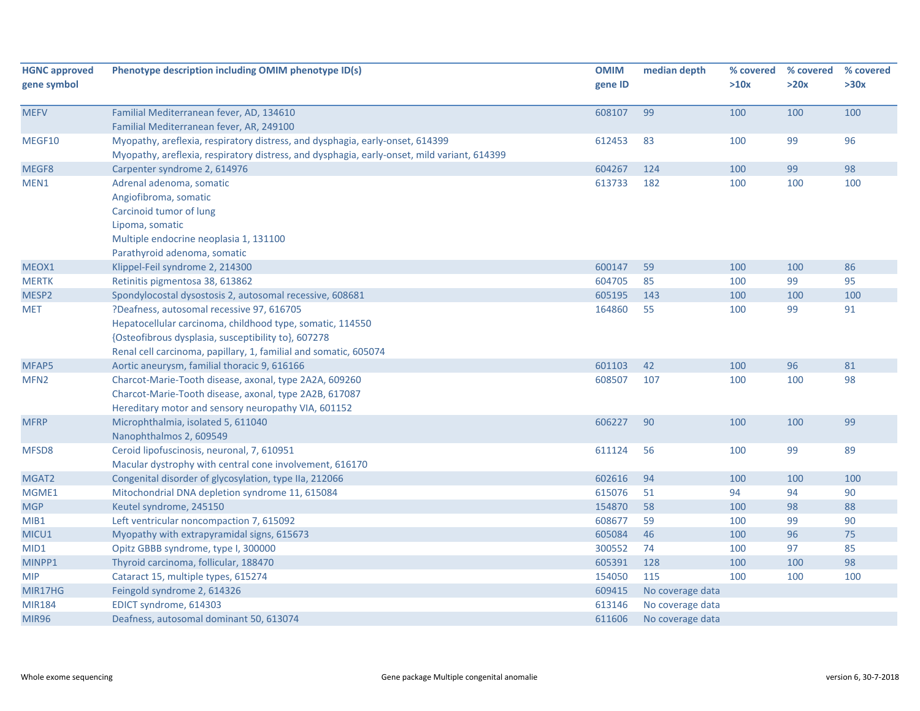| HGNC approved gene symbol | Phenotype description including OMIM phenotype ID(s) | OMIM gene ID | median depth | % covered >10x | % covered >20x | % covered >30x |
|---|---|---|---|---|---|---|
| MEFV | Familial Mediterranean fever, AD, 134610<br>Familial Mediterranean fever, AR, 249100 | 608107 | 99 | 100 | 100 | 100 |
| MEGF10 | Myopathy, areflexia, respiratory distress, and dysphagia, early-onset, 614399<br>Myopathy, areflexia, respiratory distress, and dysphagia, early-onset, mild variant, 614399 | 612453 | 83 | 100 | 99 | 96 |
| MEGF8 | Carpenter syndrome 2, 614976 | 604267 | 124 | 100 | 99 | 98 |
| MEN1 | Adrenal adenoma, somatic<br>Angiofibroma, somatic<br>Carcinoid tumor of lung<br>Lipoma, somatic<br>Multiple endocrine neoplasia 1, 131100<br>Parathyroid adenoma, somatic | 613733 | 182 | 100 | 100 | 100 |
| MEOX1 | Klippel-Feil syndrome 2, 214300 | 600147 | 59 | 100 | 100 | 86 |
| MERTK | Retinitis pigmentosa 38, 613862 | 604705 | 85 | 100 | 99 | 95 |
| MESP2 | Spondylocostal dysostosis 2, autosomal recessive, 608681 | 605195 | 143 | 100 | 100 | 100 |
| MET | ?Deafness, autosomal recessive 97, 616705<br>Hepatocellular carcinoma, childhood type, somatic, 114550<br>{Osteofibrous dysplasia, susceptibility to}, 607278<br>Renal cell carcinoma, papillary, 1, familial and somatic, 605074 | 164860 | 55 | 100 | 99 | 91 |
| MFAP5 | Aortic aneurysm, familial thoracic 9, 616166 | 601103 | 42 | 100 | 96 | 81 |
| MFN2 | Charcot-Marie-Tooth disease, axonal, type 2A2A, 609260<br>Charcot-Marie-Tooth disease, axonal, type 2A2B, 617087<br>Hereditary motor and sensory neuropathy VIA, 601152 | 608507 | 107 | 100 | 100 | 98 |
| MFRP | Microphthalmia, isolated 5, 611040<br>Nanophthalmos 2, 609549 | 606227 | 90 | 100 | 100 | 99 |
| MFSD8 | Ceroid lipofuscinosis, neuronal, 7, 610951<br>Macular dystrophy with central cone involvement, 616170 | 611124 | 56 | 100 | 99 | 89 |
| MGAT2 | Congenital disorder of glycosylation, type IIa, 212066 | 602616 | 94 | 100 | 100 | 100 |
| MGME1 | Mitochondrial DNA depletion syndrome 11, 615084 | 615076 | 51 | 94 | 94 | 90 |
| MGP | Keutel syndrome, 245150 | 154870 | 58 | 100 | 98 | 88 |
| MIB1 | Left ventricular noncompaction 7, 615092 | 608677 | 59 | 100 | 99 | 90 |
| MICU1 | Myopathy with extrapyramidal signs, 615673 | 605084 | 46 | 100 | 96 | 75 |
| MID1 | Opitz GBBB syndrome, type I, 300000 | 300552 | 74 | 100 | 97 | 85 |
| MINPP1 | Thyroid carcinoma, follicular, 188470 | 605391 | 128 | 100 | 100 | 98 |
| MIP | Cataract 15, multiple types, 615274 | 154050 | 115 | 100 | 100 | 100 |
| MIR17HG | Feingold syndrome 2, 614326 | 609415 | No coverage data | | | |
| MIR184 | EDICT syndrome, 614303 | 613146 | No coverage data | | | |
| MIR96 | Deafness, autosomal dominant 50, 613074 | 611606 | No coverage data | | | |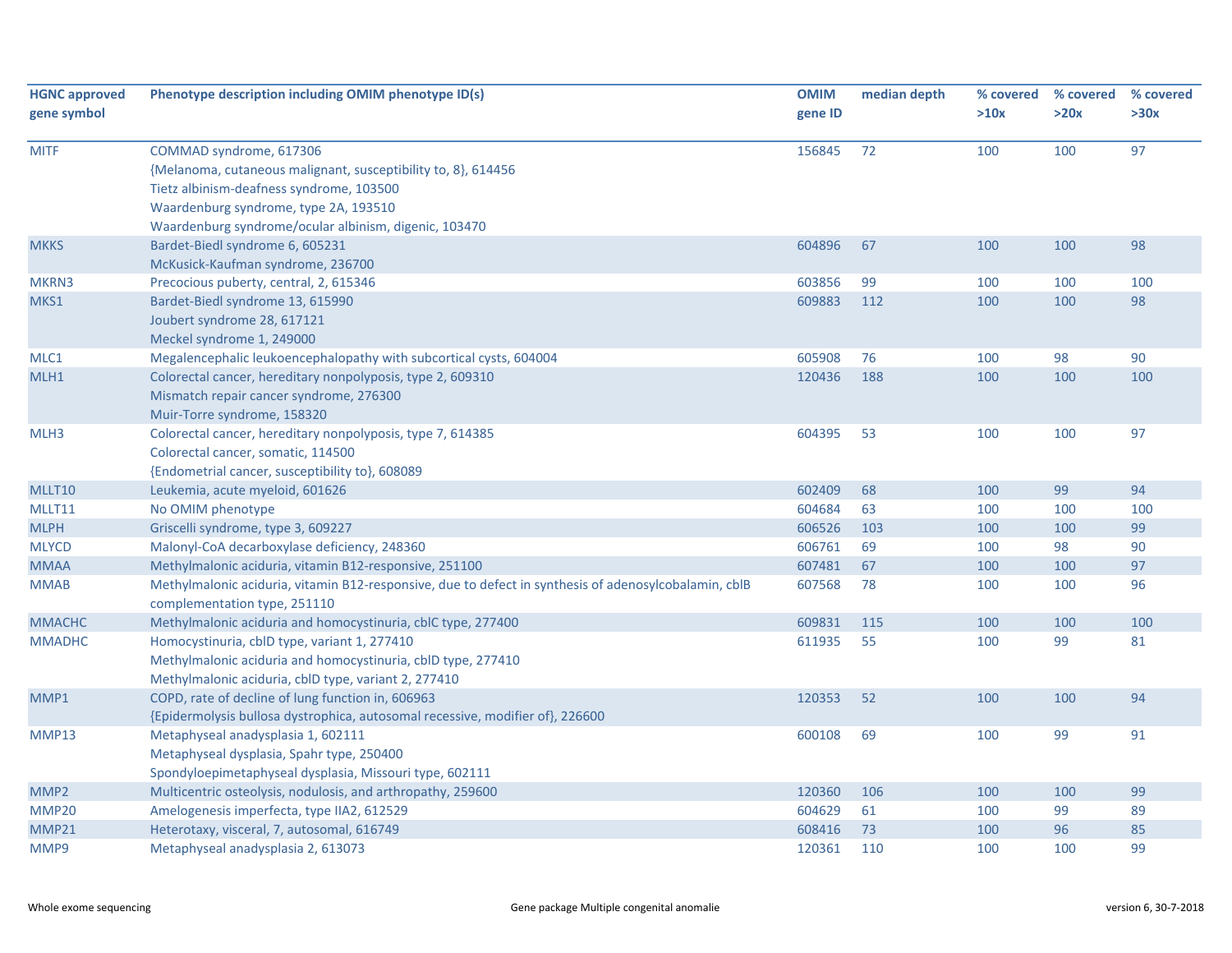| HGNC approved gene symbol | Phenotype description including OMIM phenotype ID(s) | OMIM gene ID | median depth | % covered >10x | % covered >20x | % covered >30x |
|---|---|---|---|---|---|---|
| MITF | COMMAD syndrome, 617306<br>{Melanoma, cutaneous malignant, susceptibility to, 8}, 614456<br>Tietz albinism-deafness syndrome, 103500<br>Waardenburg syndrome, type 2A, 193510<br>Waardenburg syndrome/ocular albinism, digenic, 103470 | 156845 | 72 | 100 | 100 | 97 |
| MKKS | Bardet-Biedl syndrome 6, 605231<br>McKusick-Kaufman syndrome, 236700 | 604896 | 67 | 100 | 100 | 98 |
| MKRN3 | Precocious puberty, central, 2, 615346 | 603856 | 99 | 100 | 100 | 100 |
| MKS1 | Bardet-Biedl syndrome 13, 615990<br>Joubert syndrome 28, 617121<br>Meckel syndrome 1, 249000 | 609883 | 112 | 100 | 100 | 98 |
| MLC1 | Megalencephalic leukoencephalopathy with subcortical cysts, 604004 | 605908 | 76 | 100 | 98 | 90 |
| MLH1 | Colorectal cancer, hereditary nonpolyposis, type 2, 609310<br>Mismatch repair cancer syndrome, 276300<br>Muir-Torre syndrome, 158320 | 120436 | 188 | 100 | 100 | 100 |
| MLH3 | Colorectal cancer, hereditary nonpolyposis, type 7, 614385<br>Colorectal cancer, somatic, 114500<br>{Endometrial cancer, susceptibility to}, 608089 | 604395 | 53 | 100 | 100 | 97 |
| MLLT10 | Leukemia, acute myeloid, 601626 | 602409 | 68 | 100 | 99 | 94 |
| MLLT11 | No OMIM phenotype | 604684 | 63 | 100 | 100 | 100 |
| MLPH | Griscelli syndrome, type 3, 609227 | 606526 | 103 | 100 | 100 | 99 |
| MLYCD | Malonyl-CoA decarboxylase deficiency, 248360 | 606761 | 69 | 100 | 98 | 90 |
| MMAA | Methylmalonic aciduria, vitamin B12-responsive, 251100 | 607481 | 67 | 100 | 100 | 97 |
| MMAB | Methylmalonic aciduria, vitamin B12-responsive, due to defect in synthesis of adenosylcobalamin, cblB complementation type, 251110 | 607568 | 78 | 100 | 100 | 96 |
| MMACHC | Methylmalonic aciduria and homocystinuria, cblC type, 277400 | 609831 | 115 | 100 | 100 | 100 |
| MMADHC | Homocystinuria, cblD type, variant 1, 277410<br>Methylmalonic aciduria and homocystinuria, cblD type, 277410<br>Methylmalonic aciduria, cblD type, variant 2, 277410 | 611935 | 55 | 100 | 99 | 81 |
| MMP1 | COPD, rate of decline of lung function in, 606963<br>{Epidermolysis bullosa dystrophica, autosomal recessive, modifier of}, 226600 | 120353 | 52 | 100 | 100 | 94 |
| MMP13 | Metaphyseal anadysplasia 1, 602111<br>Metaphyseal dysplasia, Spahr type, 250400<br>Spondyloepimetaphyseal dysplasia, Missouri type, 602111 | 600108 | 69 | 100 | 99 | 91 |
| MMP2 | Multicentric osteolysis, nodulosis, and arthropathy, 259600 | 120360 | 106 | 100 | 100 | 99 |
| MMP20 | Amelogenesis imperfecta, type IIA2, 612529 | 604629 | 61 | 100 | 99 | 89 |
| MMP21 | Heterotaxy, visceral, 7, autosomal, 616749 | 608416 | 73 | 100 | 96 | 85 |
| MMP9 | Metaphyseal anadysplasia 2, 613073 | 120361 | 110 | 100 | 100 | 99 |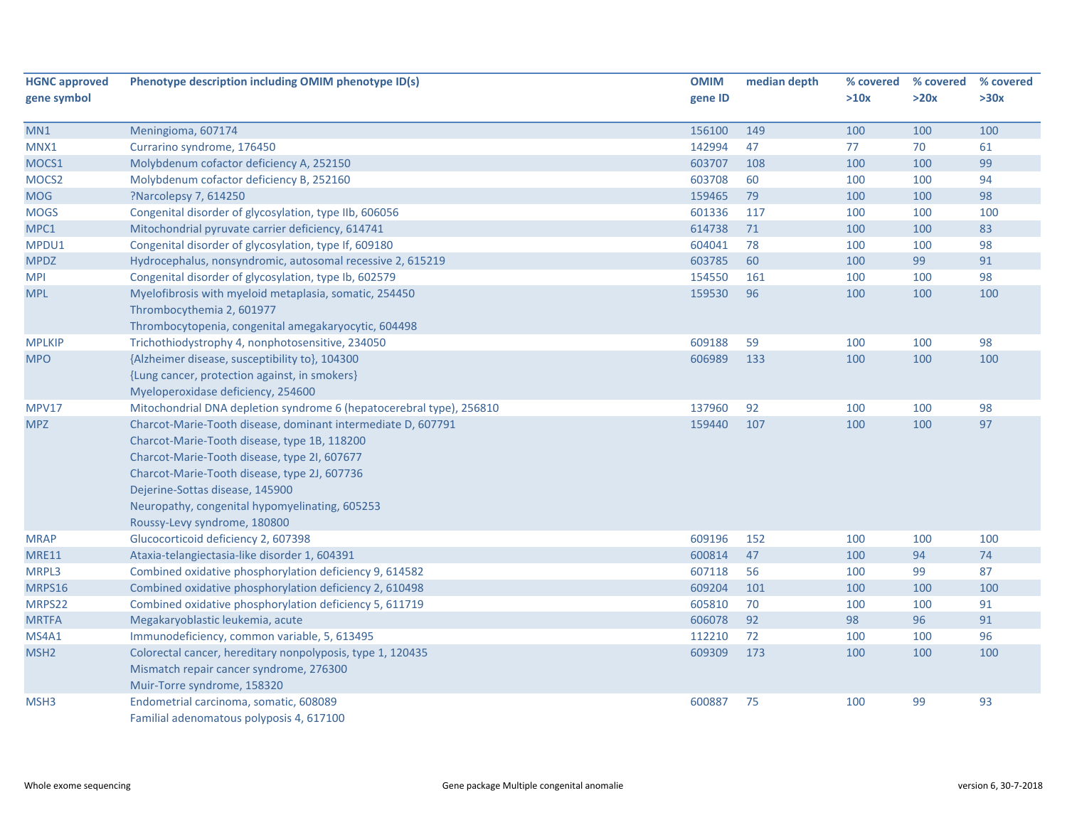| HGNC approved gene symbol | Phenotype description including OMIM phenotype ID(s) | OMIM gene ID | median depth | % covered >10x | % covered >20x | % covered >30x |
|---|---|---|---|---|---|---|
| MN1 | Meningioma, 607174 | 156100 | 149 | 100 | 100 | 100 |
| MNX1 | Currarino syndrome, 176450 | 142994 | 47 | 77 | 70 | 61 |
| MOCS1 | Molybdenum cofactor deficiency A, 252150 | 603707 | 108 | 100 | 100 | 99 |
| MOCS2 | Molybdenum cofactor deficiency B, 252160 | 603708 | 60 | 100 | 100 | 94 |
| MOG | ?Narcolepsy 7, 614250 | 159465 | 79 | 100 | 100 | 98 |
| MOGS | Congenital disorder of glycosylation, type IIb, 606056 | 601336 | 117 | 100 | 100 | 100 |
| MPC1 | Mitochondrial pyruvate carrier deficiency, 614741 | 614738 | 71 | 100 | 100 | 83 |
| MPDU1 | Congenital disorder of glycosylation, type If, 609180 | 604041 | 78 | 100 | 100 | 98 |
| MPDZ | Hydrocephalus, nonsyndromic, autosomal recessive 2, 615219 | 603785 | 60 | 100 | 99 | 91 |
| MPI | Congenital disorder of glycosylation, type Ib, 602579 | 154550 | 161 | 100 | 100 | 98 |
| MPL | Myelofibrosis with myeloid metaplasia, somatic, 254450<br>Thrombocythemia 2, 601977<br>Thrombocytopenia, congenital amegakaryocytic, 604498 | 159530 | 96 | 100 | 100 | 100 |
| MPLKIP | Trichothiodystrophy 4, nonphotosensitive, 234050 | 609188 | 59 | 100 | 100 | 98 |
| MPO | {Alzheimer disease, susceptibility to}, 104300<br>{Lung cancer, protection against, in smokers}<br>Myeloperoxidase deficiency, 254600 | 606989 | 133 | 100 | 100 | 100 |
| MPV17 | Mitochondrial DNA depletion syndrome 6 (hepatocerebral type), 256810 | 137960 | 92 | 100 | 100 | 98 |
| MPZ | Charcot-Marie-Tooth disease, dominant intermediate D, 607791<br>Charcot-Marie-Tooth disease, type 1B, 118200<br>Charcot-Marie-Tooth disease, type 2I, 607677<br>Charcot-Marie-Tooth disease, type 2J, 607736<br>Dejerine-Sottas disease, 145900<br>Neuropathy, congenital hypomyelinating, 605253<br>Roussy-Levy syndrome, 180800 | 159440 | 107 | 100 | 100 | 97 |
| MRAP | Glucocorticoid deficiency 2, 607398 | 609196 | 152 | 100 | 100 | 100 |
| MRE11 | Ataxia-telangiectasia-like disorder 1, 604391 | 600814 | 47 | 100 | 94 | 74 |
| MRPL3 | Combined oxidative phosphorylation deficiency 9, 614582 | 607118 | 56 | 100 | 99 | 87 |
| MRPS16 | Combined oxidative phosphorylation deficiency 2, 610498 | 609204 | 101 | 100 | 100 | 100 |
| MRPS22 | Combined oxidative phosphorylation deficiency 5, 611719 | 605810 | 70 | 100 | 100 | 91 |
| MRTFA | Megakaryoblastic leukemia, acute | 606078 | 92 | 98 | 96 | 91 |
| MS4A1 | Immunodeficiency, common variable, 5, 613495 | 112210 | 72 | 100 | 100 | 96 |
| MSH2 | Colorectal cancer, hereditary nonpolyposis, type 1, 120435<br>Mismatch repair cancer syndrome, 276300<br>Muir-Torre syndrome, 158320 | 609309 | 173 | 100 | 100 | 100 |
| MSH3 | Endometrial carcinoma, somatic, 608089<br>Familial adenomatous polyposis 4, 617100 | 600887 | 75 | 100 | 99 | 93 |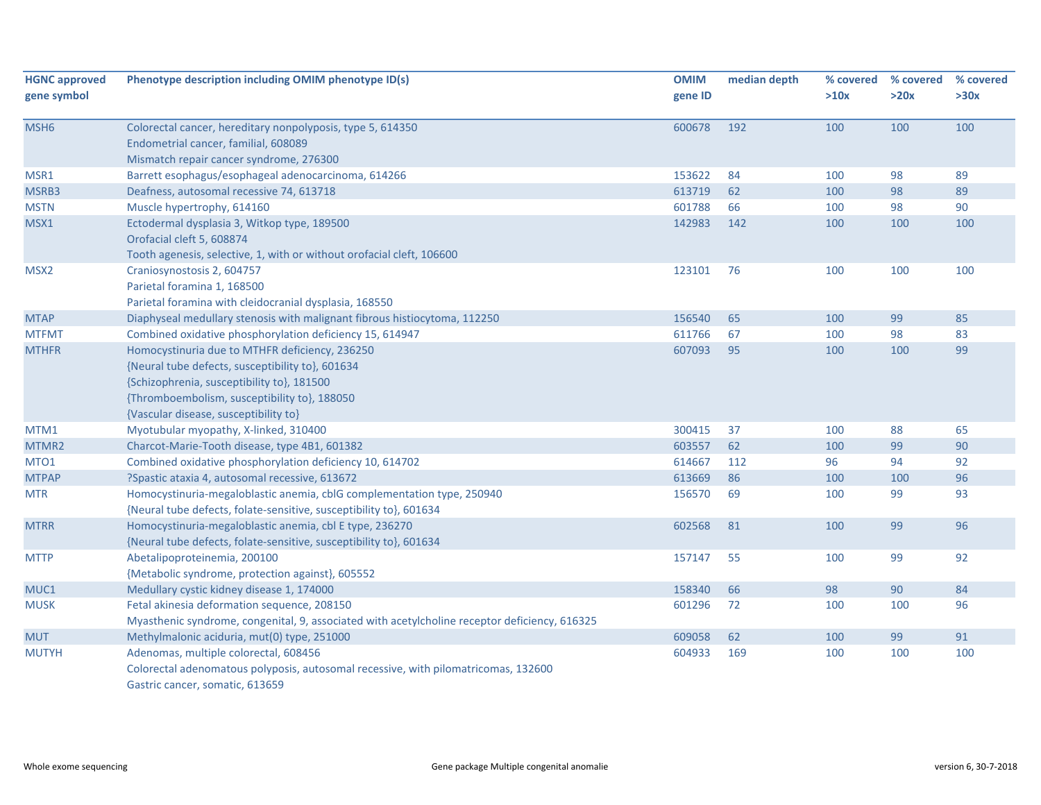| HGNC approved gene symbol | Phenotype description including OMIM phenotype ID(s) | OMIM gene ID | median depth | % covered >10x | % covered >20x | % covered >30x |
|---|---|---|---|---|---|---|
| MSH6 | Colorectal cancer, hereditary nonpolyposis, type 5, 614350<br>Endometrial cancer, familial, 608089<br>Mismatch repair cancer syndrome, 276300 | 600678 | 192 | 100 | 100 | 100 |
| MSR1 | Barrett esophagus/esophageal adenocarcinoma, 614266 | 153622 | 84 | 100 | 98 | 89 |
| MSRB3 | Deafness, autosomal recessive 74, 613718 | 613719 | 62 | 100 | 98 | 89 |
| MSTN | Muscle hypertrophy, 614160 | 601788 | 66 | 100 | 98 | 90 |
| MSX1 | Ectodermal dysplasia 3, Witkop type, 189500<br>Orofacial cleft 5, 608874<br>Tooth agenesis, selective, 1, with or without orofacial cleft, 106600 | 142983 | 142 | 100 | 100 | 100 |
| MSX2 | Craniosynostosis 2, 604757<br>Parietal foramina 1, 168500<br>Parietal foramina with cleidocranial dysplasia, 168550 | 123101 | 76 | 100 | 100 | 100 |
| MTAP | Diaphyseal medullary stenosis with malignant fibrous histiocytoma, 112250 | 156540 | 65 | 100 | 99 | 85 |
| MTFMT | Combined oxidative phosphorylation deficiency 15, 614947 | 611766 | 67 | 100 | 98 | 83 |
| MTHFR | Homocystinuria due to MTHFR deficiency, 236250<br>{Neural tube defects, susceptibility to}, 601634<br>{Schizophrenia, susceptibility to}, 181500<br>{Thromboembolism, susceptibility to}, 188050<br>{Vascular disease, susceptibility to} | 607093 | 95 | 100 | 100 | 99 |
| MTM1 | Myotubular myopathy, X-linked, 310400 | 300415 | 37 | 100 | 88 | 65 |
| MTMR2 | Charcot-Marie-Tooth disease, type 4B1, 601382 | 603557 | 62 | 100 | 99 | 90 |
| MTO1 | Combined oxidative phosphorylation deficiency 10, 614702 | 614667 | 112 | 96 | 94 | 92 |
| MTPAP | ?Spastic ataxia 4, autosomal recessive, 613672 | 613669 | 86 | 100 | 100 | 96 |
| MTR | Homocystinuria-megaloblastic anemia, cblG complementation type, 250940<br>{Neural tube defects, folate-sensitive, susceptibility to}, 601634 | 156570 | 69 | 100 | 99 | 93 |
| MTRR | Homocystinuria-megaloblastic anemia, cbl E type, 236270<br>{Neural tube defects, folate-sensitive, susceptibility to}, 601634 | 602568 | 81 | 100 | 99 | 96 |
| MTTP | Abetalipoproteinemia, 200100<br>{Metabolic syndrome, protection against}, 605552 | 157147 | 55 | 100 | 99 | 92 |
| MUC1 | Medullary cystic kidney disease 1, 174000 | 158340 | 66 | 98 | 90 | 84 |
| MUSK | Fetal akinesia deformation sequence, 208150<br>Myasthenic syndrome, congenital, 9, associated with acetylcholine receptor deficiency, 616325 | 601296 | 72 | 100 | 100 | 96 |
| MUT | Methylmalonic aciduria, mut(0) type, 251000 | 609058 | 62 | 100 | 99 | 91 |
| MUTYH | Adenomas, multiple colorectal, 608456<br>Colorectal adenomatous polyposis, autosomal recessive, with pilomatricomas, 132600<br>Gastric cancer, somatic, 613659 | 604933 | 169 | 100 | 100 | 100 |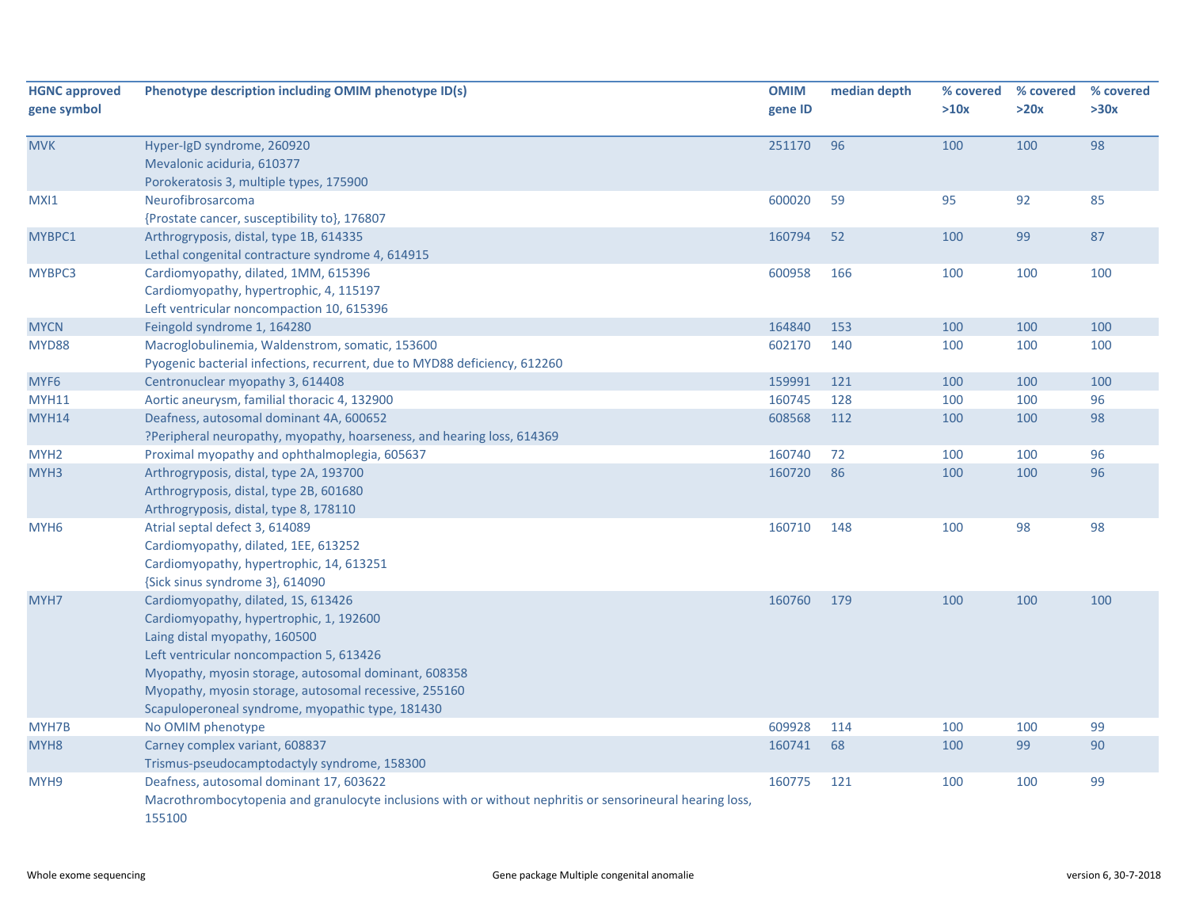| HGNC approved gene symbol | Phenotype description including OMIM phenotype ID(s) | OMIM gene ID | median depth | % covered >10x | % covered >20x | % covered >30x |
|---|---|---|---|---|---|---|
| MVK | Hyper-IgD syndrome, 260920<br>Mevalonic aciduria, 610377<br>Porokeratosis 3, multiple types, 175900 | 251170 | 96 | 100 | 100 | 98 |
| MXI1 | Neurofibrosarcoma<br>{Prostate cancer, susceptibility to}, 176807 | 600020 | 59 | 95 | 92 | 85 |
| MYBPC1 | Arthrogryposis, distal, type 1B, 614335<br>Lethal congenital contracture syndrome 4, 614915 | 160794 | 52 | 100 | 99 | 87 |
| MYBPC3 | Cardiomyopathy, dilated, 1MM, 615396<br>Cardiomyopathy, hypertrophic, 4, 115197<br>Left ventricular noncompaction 10, 615396 | 600958 | 166 | 100 | 100 | 100 |
| MYCN | Feingold syndrome 1, 164280 | 164840 | 153 | 100 | 100 | 100 |
| MYD88 | Macroglobulinemia, Waldenstrom, somatic, 153600<br>Pyogenic bacterial infections, recurrent, due to MYD88 deficiency, 612260 | 602170 | 140 | 100 | 100 | 100 |
| MYF6 | Centronuclear myopathy 3, 614408 | 159991 | 121 | 100 | 100 | 100 |
| MYH11 | Aortic aneurysm, familial thoracic 4, 132900 | 160745 | 128 | 100 | 100 | 96 |
| MYH14 | Deafness, autosomal dominant 4A, 600652<br>?Peripheral neuropathy, myopathy, hoarseness, and hearing loss, 614369 | 608568 | 112 | 100 | 100 | 98 |
| MYH2 | Proximal myopathy and ophthalmoplegia, 605637 | 160740 | 72 | 100 | 100 | 96 |
| MYH3 | Arthrogryposis, distal, type 2A, 193700<br>Arthrogryposis, distal, type 2B, 601680<br>Arthrogryposis, distal, type 8, 178110 | 160720 | 86 | 100 | 100 | 96 |
| MYH6 | Atrial septal defect 3, 614089<br>Cardiomyopathy, dilated, 1EE, 613252<br>Cardiomyopathy, hypertrophic, 14, 613251<br>{Sick sinus syndrome 3}, 614090 | 160710 | 148 | 100 | 98 | 98 |
| MYH7 | Cardiomyopathy, dilated, 1S, 613426<br>Cardiomyopathy, hypertrophic, 1, 192600<br>Laing distal myopathy, 160500<br>Left ventricular noncompaction 5, 613426<br>Myopathy, myosin storage, autosomal dominant, 608358<br>Myopathy, myosin storage, autosomal recessive, 255160<br>Scapuloperoneal syndrome, myopathic type, 181430 | 160760 | 179 | 100 | 100 | 100 |
| MYH7B | No OMIM phenotype | 609928 | 114 | 100 | 100 | 99 |
| MYH8 | Carney complex variant, 608837<br>Trismus-pseudocamptodactyly syndrome, 158300 | 160741 | 68 | 100 | 99 | 90 |
| MYH9 | Deafness, autosomal dominant 17, 603622<br>Macrothrombocytopenia and granulocyte inclusions with or without nephritis or sensorineural hearing loss, 155100 | 160775 | 121 | 100 | 100 | 99 |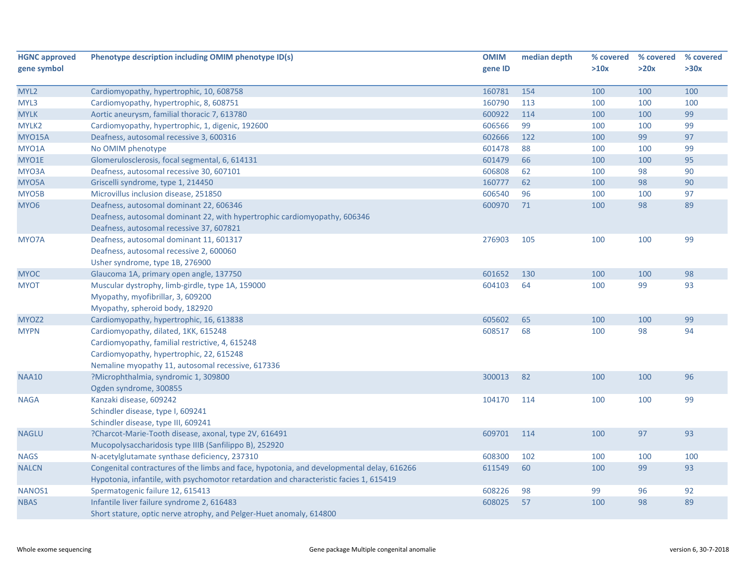| HGNC approved gene symbol | Phenotype description including OMIM phenotype ID(s) | OMIM gene ID | median depth | % covered >10x | % covered >20x | % covered >30x |
|---|---|---|---|---|---|---|
| MYL2 | Cardiomyopathy, hypertrophic, 10, 608758 | 160781 | 154 | 100 | 100 | 100 |
| MYL3 | Cardiomyopathy, hypertrophic, 8, 608751 | 160790 | 113 | 100 | 100 | 100 |
| MYLK | Aortic aneurysm, familial thoracic 7, 613780 | 600922 | 114 | 100 | 100 | 99 |
| MYLK2 | Cardiomyopathy, hypertrophic, 1, digenic, 192600 | 606566 | 99 | 100 | 100 | 99 |
| MYO15A | Deafness, autosomal recessive 3, 600316 | 602666 | 122 | 100 | 99 | 97 |
| MYO1A | No OMIM phenotype | 601478 | 88 | 100 | 100 | 99 |
| MYO1E | Glomerulosclerosis, focal segmental, 6, 614131 | 601479 | 66 | 100 | 100 | 95 |
| MYO3A | Deafness, autosomal recessive 30, 607101 | 606808 | 62 | 100 | 98 | 90 |
| MYO5A | Griscelli syndrome, type 1, 214450 | 160777 | 62 | 100 | 98 | 90 |
| MYO5B | Microvillus inclusion disease, 251850 | 606540 | 96 | 100 | 100 | 97 |
| MYO6 | Deafness, autosomal dominant 22, 606346<br>Deafness, autosomal dominant 22, with hypertrophic cardiomyopathy, 606346<br>Deafness, autosomal recessive 37, 607821 | 600970 | 71 | 100 | 98 | 89 |
| MYO7A | Deafness, autosomal dominant 11, 601317<br>Deafness, autosomal recessive 2, 600060<br>Usher syndrome, type 1B, 276900 | 276903 | 105 | 100 | 100 | 99 |
| MYOC | Glaucoma 1A, primary open angle, 137750 | 601652 | 130 | 100 | 100 | 98 |
| MYOT | Muscular dystrophy, limb-girdle, type 1A, 159000<br>Myopathy, myofibrillar, 3, 609200<br>Myopathy, spheroid body, 182920 | 604103 | 64 | 100 | 99 | 93 |
| MYOZ2 | Cardiomyopathy, hypertrophic, 16, 613838 | 605602 | 65 | 100 | 100 | 99 |
| MYPN | Cardiomyopathy, dilated, 1KK, 615248<br>Cardiomyopathy, familial restrictive, 4, 615248<br>Cardiomyopathy, hypertrophic, 22, 615248<br>Nemaline myopathy 11, autosomal recessive, 617336 | 608517 | 68 | 100 | 98 | 94 |
| NAA10 | ?Microphthalmia, syndromic 1, 309800<br>Ogden syndrome, 300855 | 300013 | 82 | 100 | 100 | 96 |
| NAGA | Kanzaki disease, 609242<br>Schindler disease, type I, 609241<br>Schindler disease, type III, 609241 | 104170 | 114 | 100 | 100 | 99 |
| NAGLU | ?Charcot-Marie-Tooth disease, axonal, type 2V, 616491<br>Mucopolysaccharidosis type IIIB (Sanfilippo B), 252920 | 609701 | 114 | 100 | 97 | 93 |
| NAGS | N-acetylglutamate synthase deficiency, 237310 | 608300 | 102 | 100 | 100 | 100 |
| NALCN | Congenital contractures of the limbs and face, hypotonia, and developmental delay, 616266<br>Hypotonia, infantile, with psychomotor retardation and characteristic facies 1, 615419 | 611549 | 60 | 100 | 99 | 93 |
| NANOS1 | Spermatogenic failure 12, 615413 | 608226 | 98 | 99 | 96 | 92 |
| NBAS | Infantile liver failure syndrome 2, 616483<br>Short stature, optic nerve atrophy, and Pelger-Huet anomaly, 614800 | 608025 | 57 | 100 | 98 | 89 |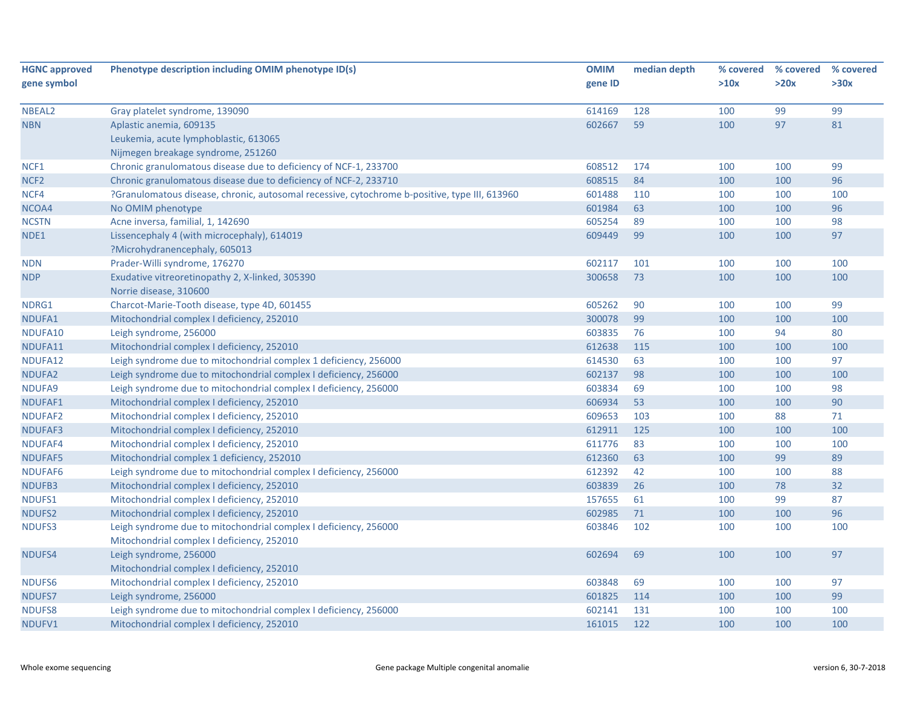| HGNC approved gene symbol | Phenotype description including OMIM phenotype ID(s) | OMIM gene ID | median depth | % covered >10x | % covered >20x | % covered >30x |
|---|---|---|---|---|---|---|
| NBEAL2 | Gray platelet syndrome, 139090 | 614169 | 128 | 100 | 99 | 99 |
| NBN | Aplastic anemia, 609135<br>Leukemia, acute lymphoblastic, 613065<br>Nijmegen breakage syndrome, 251260 | 602667 | 59 | 100 | 97 | 81 |
| NCF1 | Chronic granulomatous disease due to deficiency of NCF-1, 233700 | 608512 | 174 | 100 | 100 | 99 |
| NCF2 | Chronic granulomatous disease due to deficiency of NCF-2, 233710 | 608515 | 84 | 100 | 100 | 96 |
| NCF4 | ?Granulomatous disease, chronic, autosomal recessive, cytochrome b-positive, type III, 613960 | 601488 | 110 | 100 | 100 | 100 |
| NCOA4 | No OMIM phenotype | 601984 | 63 | 100 | 100 | 96 |
| NCSTN | Acne inversa, familial, 1, 142690 | 605254 | 89 | 100 | 100 | 98 |
| NDE1 | Lissencephaly 4 (with microcephaly), 614019<br>?Microhydranencephaly, 605013 | 609449 | 99 | 100 | 100 | 97 |
| NDN | Prader-Willi syndrome, 176270 | 602117 | 101 | 100 | 100 | 100 |
| NDP | Exudative vitreoretinopathy 2, X-linked, 305390<br>Norrie disease, 310600 | 300658 | 73 | 100 | 100 | 100 |
| NDRG1 | Charcot-Marie-Tooth disease, type 4D, 601455 | 605262 | 90 | 100 | 100 | 99 |
| NDUFA1 | Mitochondrial complex I deficiency, 252010 | 300078 | 99 | 100 | 100 | 100 |
| NDUFA10 | Leigh syndrome, 256000 | 603835 | 76 | 100 | 94 | 80 |
| NDUFA11 | Mitochondrial complex I deficiency, 252010 | 612638 | 115 | 100 | 100 | 100 |
| NDUFA12 | Leigh syndrome due to mitochondrial complex 1 deficiency, 256000 | 614530 | 63 | 100 | 100 | 97 |
| NDUFA2 | Leigh syndrome due to mitochondrial complex I deficiency, 256000 | 602137 | 98 | 100 | 100 | 100 |
| NDUFA9 | Leigh syndrome due to mitochondrial complex I deficiency, 256000 | 603834 | 69 | 100 | 100 | 98 |
| NDUFAF1 | Mitochondrial complex I deficiency, 252010 | 606934 | 53 | 100 | 100 | 90 |
| NDUFAF2 | Mitochondrial complex I deficiency, 252010 | 609653 | 103 | 100 | 88 | 71 |
| NDUFAF3 | Mitochondrial complex I deficiency, 252010 | 612911 | 125 | 100 | 100 | 100 |
| NDUFAF4 | Mitochondrial complex I deficiency, 252010 | 611776 | 83 | 100 | 100 | 100 |
| NDUFAF5 | Mitochondrial complex 1 deficiency, 252010 | 612360 | 63 | 100 | 99 | 89 |
| NDUFAF6 | Leigh syndrome due to mitochondrial complex I deficiency, 256000 | 612392 | 42 | 100 | 100 | 88 |
| NDUFB3 | Mitochondrial complex I deficiency, 252010 | 603839 | 26 | 100 | 78 | 32 |
| NDUFS1 | Mitochondrial complex I deficiency, 252010 | 157655 | 61 | 100 | 99 | 87 |
| NDUFS2 | Mitochondrial complex I deficiency, 252010 | 602985 | 71 | 100 | 100 | 96 |
| NDUFS3 | Leigh syndrome due to mitochondrial complex I deficiency, 256000<br>Mitochondrial complex I deficiency, 252010 | 603846 | 102 | 100 | 100 | 100 |
| NDUFS4 | Leigh syndrome, 256000<br>Mitochondrial complex I deficiency, 252010 | 602694 | 69 | 100 | 100 | 97 |
| NDUFS6 | Mitochondrial complex I deficiency, 252010 | 603848 | 69 | 100 | 100 | 97 |
| NDUFS7 | Leigh syndrome, 256000 | 601825 | 114 | 100 | 100 | 99 |
| NDUFS8 | Leigh syndrome due to mitochondrial complex I deficiency, 256000 | 602141 | 131 | 100 | 100 | 100 |
| NDUFV1 | Mitochondrial complex I deficiency, 252010 | 161015 | 122 | 100 | 100 | 100 |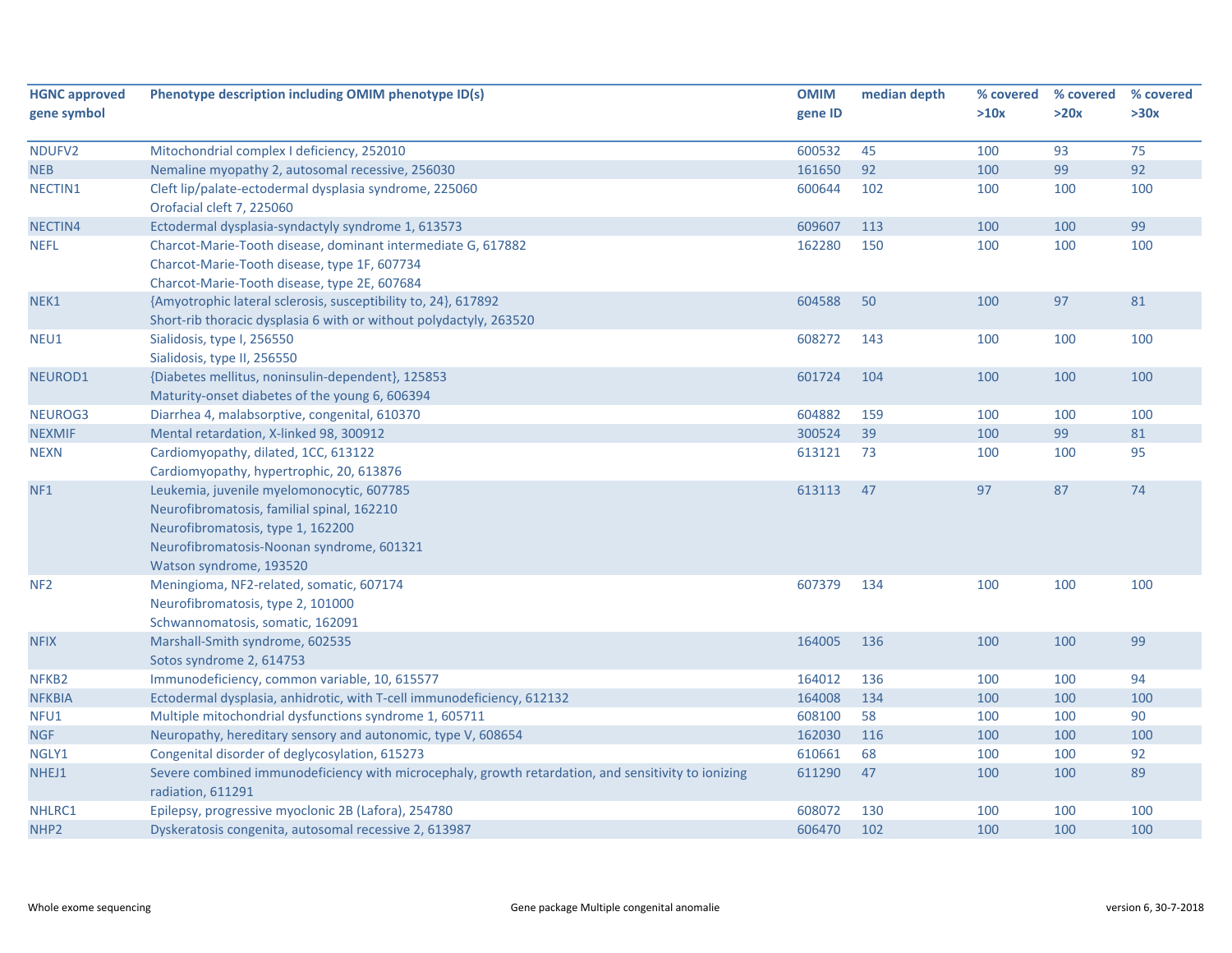| HGNC approved gene symbol | Phenotype description including OMIM phenotype ID(s) | OMIM gene ID | median depth | % covered >10x | % covered >20x | % covered >30x |
|---|---|---|---|---|---|---|
| NDUFV2 | Mitochondrial complex I deficiency, 252010 | 600532 | 45 | 100 | 93 | 75 |
| NEB | Nemaline myopathy 2, autosomal recessive, 256030 | 161650 | 92 | 100 | 99 | 92 |
| NECTIN1 | Cleft lip/palate-ectodermal dysplasia syndrome, 225060<br>Orofacial cleft 7, 225060 | 600644 | 102 | 100 | 100 | 100 |
| NECTIN4 | Ectodermal dysplasia-syndactyly syndrome 1, 613573 | 609607 | 113 | 100 | 100 | 99 |
| NEFL | Charcot-Marie-Tooth disease, dominant intermediate G, 617882<br>Charcot-Marie-Tooth disease, type 1F, 607734<br>Charcot-Marie-Tooth disease, type 2E, 607684 | 162280 | 150 | 100 | 100 | 100 |
| NEK1 | {Amyotrophic lateral sclerosis, susceptibility to, 24}, 617892<br>Short-rib thoracic dysplasia 6 with or without polydactyly, 263520 | 604588 | 50 | 100 | 97 | 81 |
| NEU1 | Sialidosis, type I, 256550<br>Sialidosis, type II, 256550 | 608272 | 143 | 100 | 100 | 100 |
| NEUROD1 | {Diabetes mellitus, noninsulin-dependent}, 125853<br>Maturity-onset diabetes of the young 6, 606394 | 601724 | 104 | 100 | 100 | 100 |
| NEUROG3 | Diarrhea 4, malabsorptive, congenital, 610370 | 604882 | 159 | 100 | 100 | 100 |
| NEXMIF | Mental retardation, X-linked 98, 300912 | 300524 | 39 | 100 | 99 | 81 |
| NEXN | Cardiomyopathy, dilated, 1CC, 613122<br>Cardiomyopathy, hypertrophic, 20, 613876 | 613121 | 73 | 100 | 100 | 95 |
| NF1 | Leukemia, juvenile myelomonocytic, 607785<br>Neurofibromatosis, familial spinal, 162210<br>Neurofibromatosis, type 1, 162200<br>Neurofibromatosis-Noonan syndrome, 601321<br>Watson syndrome, 193520 | 613113 | 47 | 97 | 87 | 74 |
| NF2 | Meningioma, NF2-related, somatic, 607174<br>Neurofibromatosis, type 2, 101000<br>Schwannomatosis, somatic, 162091 | 607379 | 134 | 100 | 100 | 100 |
| NFIX | Marshall-Smith syndrome, 602535<br>Sotos syndrome 2, 614753 | 164005 | 136 | 100 | 100 | 99 |
| NFKB2 | Immunodeficiency, common variable, 10, 615577 | 164012 | 136 | 100 | 100 | 94 |
| NFKBIA | Ectodermal dysplasia, anhidrotic, with T-cell immunodeficiency, 612132 | 164008 | 134 | 100 | 100 | 100 |
| NFU1 | Multiple mitochondrial dysfunctions syndrome 1, 605711 | 608100 | 58 | 100 | 100 | 90 |
| NGF | Neuropathy, hereditary sensory and autonomic, type V, 608654 | 162030 | 116 | 100 | 100 | 100 |
| NGLY1 | Congenital disorder of deglycosylation, 615273 | 610661 | 68 | 100 | 100 | 92 |
| NHEJ1 | Severe combined immunodeficiency with microcephaly, growth retardation, and sensitivity to ionizing radiation, 611291 | 611290 | 47 | 100 | 100 | 89 |
| NHLRC1 | Epilepsy, progressive myoclonic 2B (Lafora), 254780 | 608072 | 130 | 100 | 100 | 100 |
| NHP2 | Dyskeratosis congenita, autosomal recessive 2, 613987 | 606470 | 102 | 100 | 100 | 100 |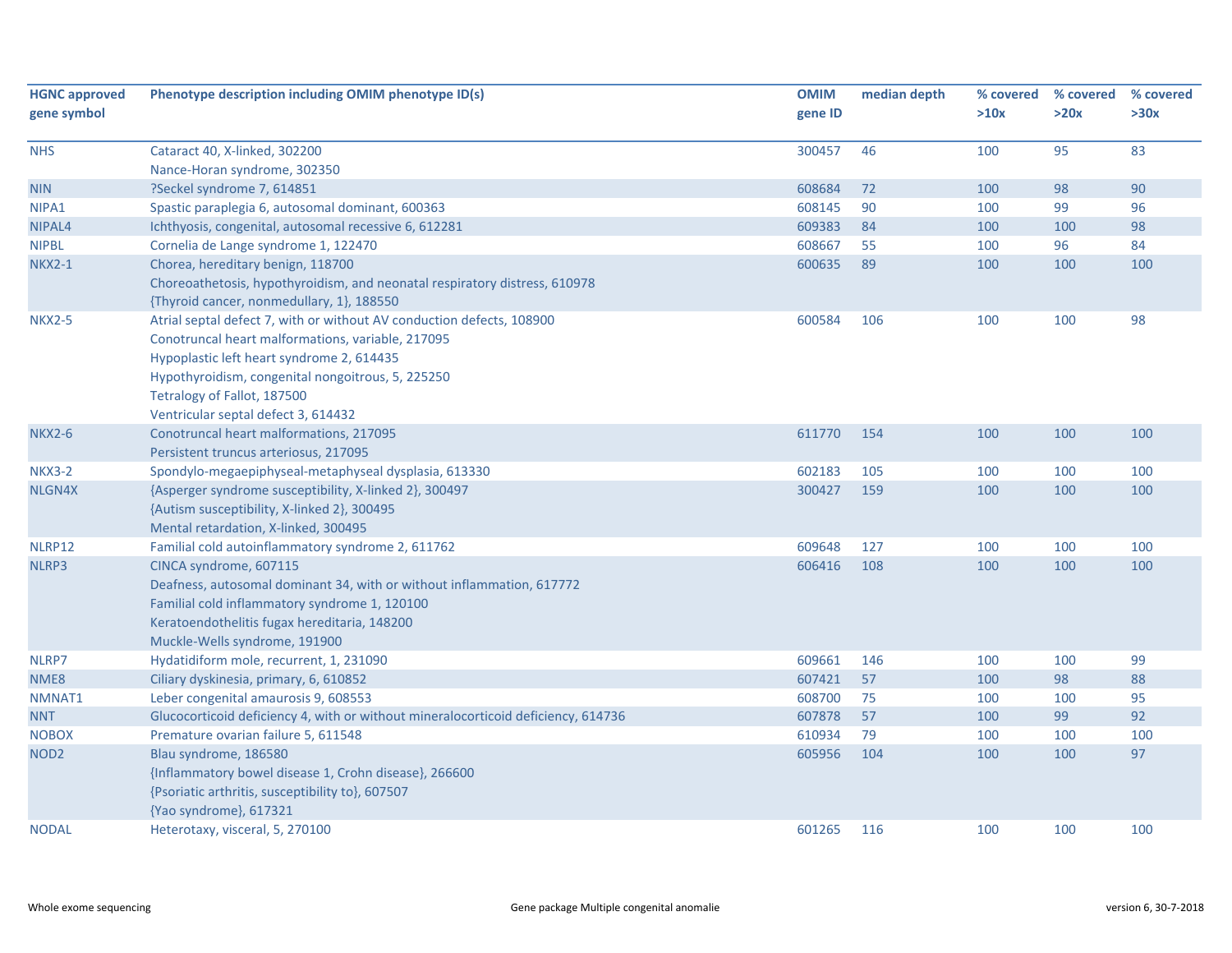| HGNC approved gene symbol | Phenotype description including OMIM phenotype ID(s) | OMIM gene ID | median depth | % covered >10x | % covered >20x | % covered >30x |
|---|---|---|---|---|---|---|
| NHS | Cataract 40, X-linked, 302200<br>Nance-Horan syndrome, 302350 | 300457 | 46 | 100 | 95 | 83 |
| NIN | ?Seckel syndrome 7, 614851 | 608684 | 72 | 100 | 98 | 90 |
| NIPA1 | Spastic paraplegia 6, autosomal dominant, 600363 | 608145 | 90 | 100 | 99 | 96 |
| NIPAL4 | Ichthyosis, congenital, autosomal recessive 6, 612281 | 609383 | 84 | 100 | 100 | 98 |
| NIPBL | Cornelia de Lange syndrome 1, 122470 | 608667 | 55 | 100 | 96 | 84 |
| NKX2-1 | Chorea, hereditary benign, 118700<br>Choreoathetosis, hypothyroidism, and neonatal respiratory distress, 610978<br>{Thyroid cancer, nonmedullary, 1}, 188550 | 600635 | 89 | 100 | 100 | 100 |
| NKX2-5 | Atrial septal defect 7, with or without AV conduction defects, 108900<br>Conotruncal heart malformations, variable, 217095<br>Hypoplastic left heart syndrome 2, 614435<br>Hypothyroidism, congenital nongoitrous, 5, 225250<br>Tetralogy of Fallot, 187500<br>Ventricular septal defect 3, 614432 | 600584 | 106 | 100 | 100 | 98 |
| NKX2-6 | Conotruncal heart malformations, 217095<br>Persistent truncus arteriosus, 217095 | 611770 | 154 | 100 | 100 | 100 |
| NKX3-2 | Spondylo-megaepiphyseal-metaphyseal dysplasia, 613330 | 602183 | 105 | 100 | 100 | 100 |
| NLGN4X | {Asperger syndrome susceptibility, X-linked 2}, 300497<br>{Autism susceptibility, X-linked 2}, 300495<br>Mental retardation, X-linked, 300495 | 300427 | 159 | 100 | 100 | 100 |
| NLRP12 | Familial cold autoinflammatory syndrome 2, 611762 | 609648 | 127 | 100 | 100 | 100 |
| NLRP3 | CINCA syndrome, 607115<br>Deafness, autosomal dominant 34, with or without inflammation, 617772<br>Familial cold inflammatory syndrome 1, 120100<br>Keratoendothelitis fugax hereditaria, 148200<br>Muckle-Wells syndrome, 191900 | 606416 | 108 | 100 | 100 | 100 |
| NLRP7 | Hydatidiform mole, recurrent, 1, 231090 | 609661 | 146 | 100 | 100 | 99 |
| NME8 | Ciliary dyskinesia, primary, 6, 610852 | 607421 | 57 | 100 | 98 | 88 |
| NMNAT1 | Leber congenital amaurosis 9, 608553 | 608700 | 75 | 100 | 100 | 95 |
| NNT | Glucocorticoid deficiency 4, with or without mineralocorticoid deficiency, 614736 | 607878 | 57 | 100 | 99 | 92 |
| NOBOX | Premature ovarian failure 5, 611548 | 610934 | 79 | 100 | 100 | 100 |
| NOD2 | Blau syndrome, 186580<br>{Inflammatory bowel disease 1, Crohn disease}, 266600<br>{Psoriatic arthritis, susceptibility to}, 607507<br>{Yao syndrome}, 617321 | 605956 | 104 | 100 | 100 | 97 |
| NODAL | Heterotaxy, visceral, 5, 270100 | 601265 | 116 | 100 | 100 | 100 |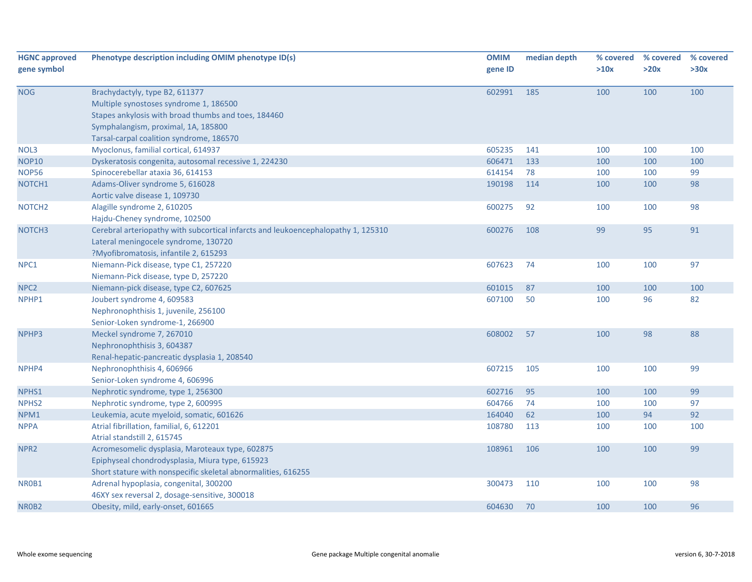| HGNC approved gene symbol | Phenotype description including OMIM phenotype ID(s) | OMIM gene ID | median depth | % covered >10x | % covered >20x | % covered >30x |
|---|---|---|---|---|---|---|
| NOG | Brachydactyly, type B2, 611377<br>Multiple synostoses syndrome 1, 186500<br>Stapes ankylosis with broad thumbs and toes, 184460<br>Symphalangism, proximal, 1A, 185800<br>Tarsal-carpal coalition syndrome, 186570 | 602991 | 185 | 100 | 100 | 100 |
| NOL3 | Myoclonus, familial cortical, 614937 | 605235 | 141 | 100 | 100 | 100 |
| NOP10 | Dyskeratosis congenita, autosomal recessive 1, 224230 | 606471 | 133 | 100 | 100 | 100 |
| NOP56 | Spinocerebellar ataxia 36, 614153 | 614154 | 78 | 100 | 100 | 99 |
| NOTCH1 | Adams-Oliver syndrome 5, 616028<br>Aortic valve disease 1, 109730 | 190198 | 114 | 100 | 100 | 98 |
| NOTCH2 | Alagille syndrome 2, 610205<br>Hajdu-Cheney syndrome, 102500 | 600275 | 92 | 100 | 100 | 98 |
| NOTCH3 | Cerebral arteriopathy with subcortical infarcts and leukoencephalopathy 1, 125310<br>Lateral meningocele syndrome, 130720<br>?Myofibromatosis, infantile 2, 615293 | 600276 | 108 | 99 | 95 | 91 |
| NPC1 | Niemann-Pick disease, type C1, 257220<br>Niemann-Pick disease, type D, 257220 | 607623 | 74 | 100 | 100 | 97 |
| NPC2 | Niemann-pick disease, type C2, 607625 | 601015 | 87 | 100 | 100 | 100 |
| NPHP1 | Joubert syndrome 4, 609583<br>Nephronophthisis 1, juvenile, 256100<br>Senior-Loken syndrome-1, 266900 | 607100 | 50 | 100 | 96 | 82 |
| NPHP3 | Meckel syndrome 7, 267010<br>Nephronophthisis 3, 604387<br>Renal-hepatic-pancreatic dysplasia 1, 208540 | 608002 | 57 | 100 | 98 | 88 |
| NPHP4 | Nephronophthisis 4, 606966<br>Senior-Loken syndrome 4, 606996 | 607215 | 105 | 100 | 100 | 99 |
| NPHS1 | Nephrotic syndrome, type 1, 256300 | 602716 | 95 | 100 | 100 | 99 |
| NPHS2 | Nephrotic syndrome, type 2, 600995 | 604766 | 74 | 100 | 100 | 97 |
| NPM1 | Leukemia, acute myeloid, somatic, 601626 | 164040 | 62 | 100 | 94 | 92 |
| NPPA | Atrial fibrillation, familial, 6, 612201<br>Atrial standstill 2, 615745 | 108780 | 113 | 100 | 100 | 100 |
| NPR2 | Acromesomelic dysplasia, Maroteaux type, 602875<br>Epiphyseal chondrodysplasia, Miura type, 615923<br>Short stature with nonspecific skeletal abnormalities, 616255 | 108961 | 106 | 100 | 100 | 99 |
| NR0B1 | Adrenal hypoplasia, congenital, 300200<br>46XY sex reversal 2, dosage-sensitive, 300018 | 300473 | 110 | 100 | 100 | 98 |
| NR0B2 | Obesity, mild, early-onset, 601665 | 604630 | 70 | 100 | 100 | 96 |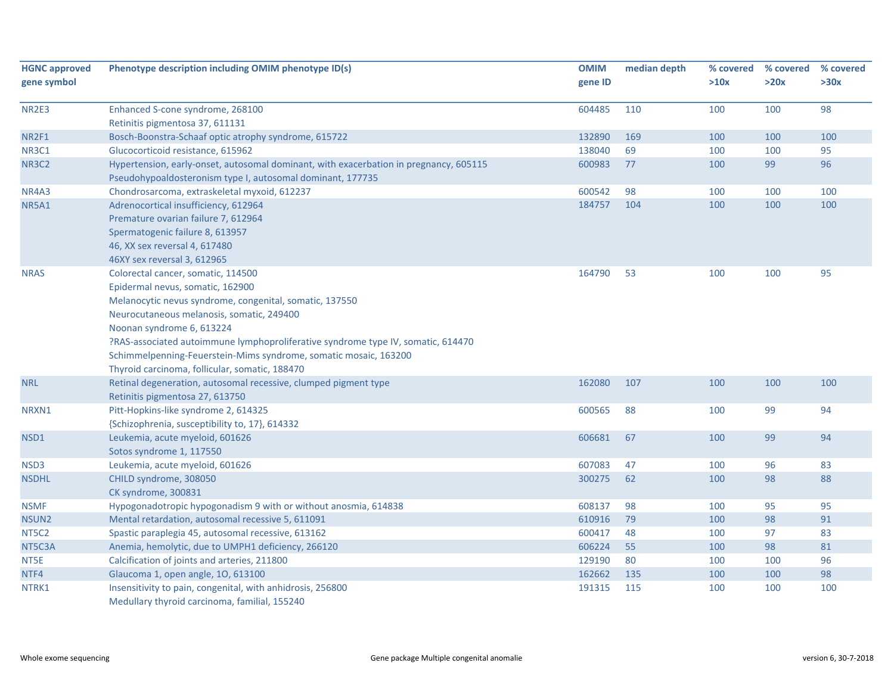| HGNC approved gene symbol | Phenotype description including OMIM phenotype ID(s) | OMIM gene ID | median depth | % covered >10x | % covered >20x | % covered >30x |
|---|---|---|---|---|---|---|
| NR2E3 | Enhanced S-cone syndrome, 268100<br>Retinitis pigmentosa 37, 611131 | 604485 | 110 | 100 | 100 | 98 |
| NR2F1 | Bosch-Boonstra-Schaaf optic atrophy syndrome, 615722 | 132890 | 169 | 100 | 100 | 100 |
| NR3C1 | Glucocorticoid resistance, 615962 | 138040 | 69 | 100 | 100 | 95 |
| NR3C2 | Hypertension, early-onset, autosomal dominant, with exacerbation in pregnancy, 605115<br>Pseudohypoaldosteronism type I, autosomal dominant, 177735 | 600983 | 77 | 100 | 99 | 96 |
| NR4A3 | Chondrosarcoma, extraskeletal myxoid, 612237 | 600542 | 98 | 100 | 100 | 100 |
| NR5A1 | Adrenocortical insufficiency, 612964<br>Premature ovarian failure 7, 612964<br>Spermatogenic failure 8, 613957<br>46, XX sex reversal 4, 617480<br>46XY sex reversal 3, 612965 | 184757 | 104 | 100 | 100 | 100 |
| NRAS | Colorectal cancer, somatic, 114500<br>Epidermal nevus, somatic, 162900<br>Melanocytic nevus syndrome, congenital, somatic, 137550<br>Neurocutaneous melanosis, somatic, 249400<br>Noonan syndrome 6, 613224<br>?RAS-associated autoimmune lymphoproliferative syndrome type IV, somatic, 614470<br>Schimmelpenning-Feuerstein-Mims syndrome, somatic mosaic, 163200<br>Thyroid carcinoma, follicular, somatic, 188470 | 164790 | 53 | 100 | 100 | 95 |
| NRL | Retinal degeneration, autosomal recessive, clumped pigment type<br>Retinitis pigmentosa 27, 613750 | 162080 | 107 | 100 | 100 | 100 |
| NRXN1 | Pitt-Hopkins-like syndrome 2, 614325<br>{Schizophrenia, susceptibility to, 17}, 614332 | 600565 | 88 | 100 | 99 | 94 |
| NSD1 | Leukemia, acute myeloid, 601626<br>Sotos syndrome 1, 117550 | 606681 | 67 | 100 | 99 | 94 |
| NSD3 | Leukemia, acute myeloid, 601626 | 607083 | 47 | 100 | 96 | 83 |
| NSDHL | CHILD syndrome, 308050<br>CK syndrome, 300831 | 300275 | 62 | 100 | 98 | 88 |
| NSMF | Hypogonadotropic hypogonadism 9 with or without anosmia, 614838 | 608137 | 98 | 100 | 95 | 95 |
| NSUN2 | Mental retardation, autosomal recessive 5, 611091 | 610916 | 79 | 100 | 98 | 91 |
| NT5C2 | Spastic paraplegia 45, autosomal recessive, 613162 | 600417 | 48 | 100 | 97 | 83 |
| NT5C3A | Anemia, hemolytic, due to UMPH1 deficiency, 266120 | 606224 | 55 | 100 | 98 | 81 |
| NT5E | Calcification of joints and arteries, 211800 | 129190 | 80 | 100 | 100 | 96 |
| NTF4 | Glaucoma 1, open angle, 1O, 613100 | 162662 | 135 | 100 | 100 | 98 |
| NTRK1 | Insensitivity to pain, congenital, with anhidrosis, 256800<br>Medullary thyroid carcinoma, familial, 155240 | 191315 | 115 | 100 | 100 | 100 |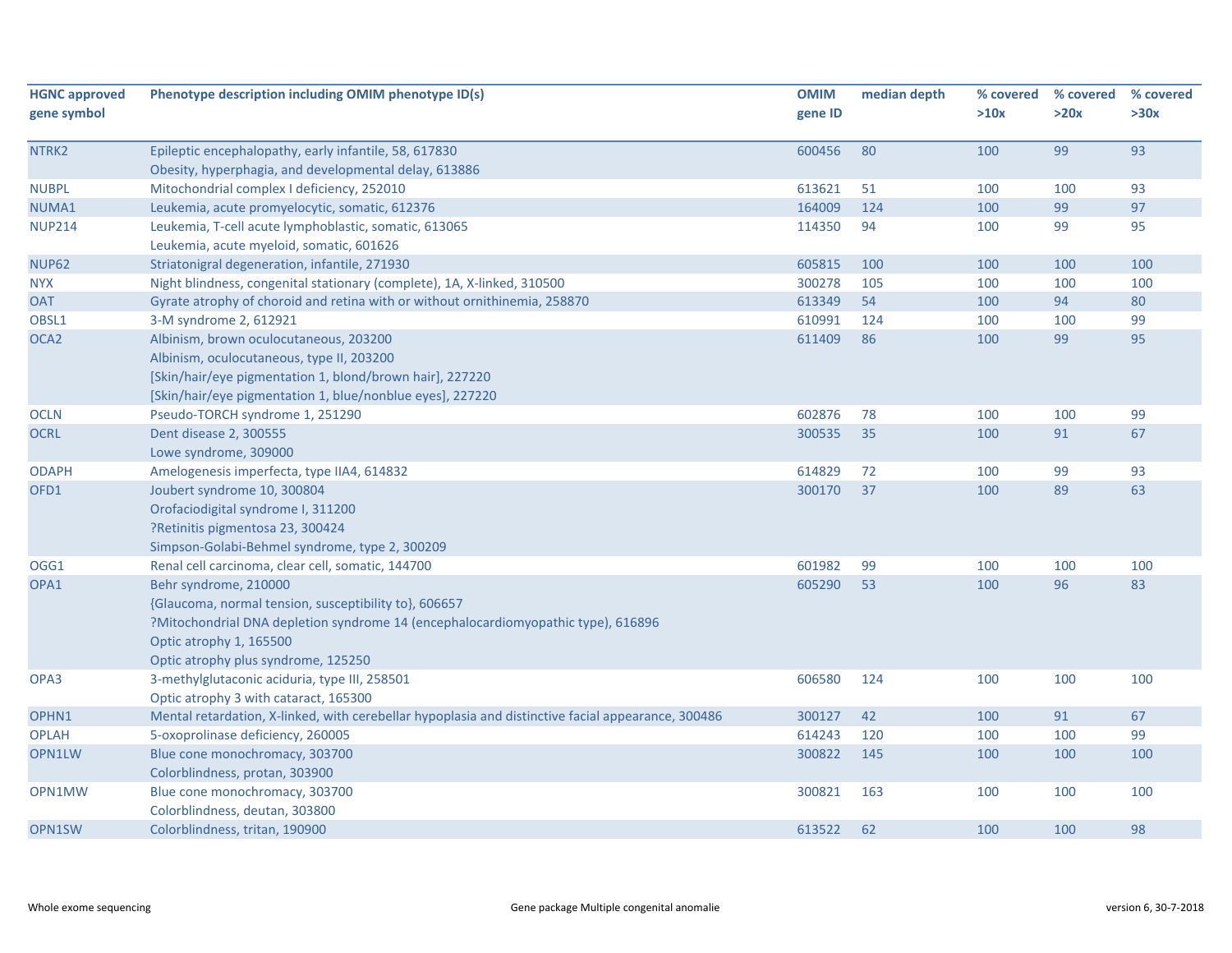| HGNC approved gene symbol | Phenotype description including OMIM phenotype ID(s) | OMIM gene ID | median depth | % covered >10x | % covered >20x | % covered >30x |
|---|---|---|---|---|---|---|
| NTRK2 | Epileptic encephalopathy, early infantile, 58, 617830<br>Obesity, hyperphagia, and developmental delay, 613886 | 600456 | 80 | 100 | 99 | 93 |
| NUBPL | Mitochondrial complex I deficiency, 252010 | 613621 | 51 | 100 | 100 | 93 |
| NUMA1 | Leukemia, acute promyelocytic, somatic, 612376 | 164009 | 124 | 100 | 99 | 97 |
| NUP214 | Leukemia, T-cell acute lymphoblastic, somatic, 613065<br>Leukemia, acute myeloid, somatic, 601626 | 114350 | 94 | 100 | 99 | 95 |
| NUP62 | Striatonigral degeneration, infantile, 271930 | 605815 | 100 | 100 | 100 | 100 |
| NYX | Night blindness, congenital stationary (complete), 1A, X-linked, 310500 | 300278 | 105 | 100 | 100 | 100 |
| OAT | Gyrate atrophy of choroid and retina with or without ornithinemia, 258870 | 613349 | 54 | 100 | 94 | 80 |
| OBSL1 | 3-M syndrome 2, 612921 | 610991 | 124 | 100 | 100 | 99 |
| OCA2 | Albinism, brown oculocutaneous, 203200<br>Albinism, oculocutaneous, type II, 203200<br>[Skin/hair/eye pigmentation 1, blond/brown hair], 227220<br>[Skin/hair/eye pigmentation 1, blue/nonblue eyes], 227220 | 611409 | 86 | 100 | 99 | 95 |
| OCLN | Pseudo-TORCH syndrome 1, 251290 | 602876 | 78 | 100 | 100 | 99 |
| OCRL | Dent disease 2, 300555<br>Lowe syndrome, 309000 | 300535 | 35 | 100 | 91 | 67 |
| ODAPH | Amelogenesis imperfecta, type IIA4, 614832 | 614829 | 72 | 100 | 99 | 93 |
| OFD1 | Joubert syndrome 10, 300804<br>Orofaciodigital syndrome I, 311200<br>?Retinitis pigmentosa 23, 300424<br>Simpson-Golabi-Behmel syndrome, type 2, 300209 | 300170 | 37 | 100 | 89 | 63 |
| OGG1 | Renal cell carcinoma, clear cell, somatic, 144700 | 601982 | 99 | 100 | 100 | 100 |
| OPA1 | Behr syndrome, 210000<br>{Glaucoma, normal tension, susceptibility to}, 606657<br>?Mitochondrial DNA depletion syndrome 14 (encephalocardiomyopathic type), 616896<br>Optic atrophy 1, 165500<br>Optic atrophy plus syndrome, 125250 | 605290 | 53 | 100 | 96 | 83 |
| OPA3 | 3-methylglutaconic aciduria, type III, 258501<br>Optic atrophy 3 with cataract, 165300 | 606580 | 124 | 100 | 100 | 100 |
| OPHN1 | Mental retardation, X-linked, with cerebellar hypoplasia and distinctive facial appearance, 300486 | 300127 | 42 | 100 | 91 | 67 |
| OPLAH | 5-oxoprolinase deficiency, 260005 | 614243 | 120 | 100 | 100 | 99 |
| OPN1LW | Blue cone monochromacy, 303700<br>Colorblindness, protan, 303900 | 300822 | 145 | 100 | 100 | 100 |
| OPN1MW | Blue cone monochromacy, 303700<br>Colorblindness, deutan, 303800 | 300821 | 163 | 100 | 100 | 100 |
| OPN1SW | Colorblindness, tritan, 190900 | 613522 | 62 | 100 | 100 | 98 |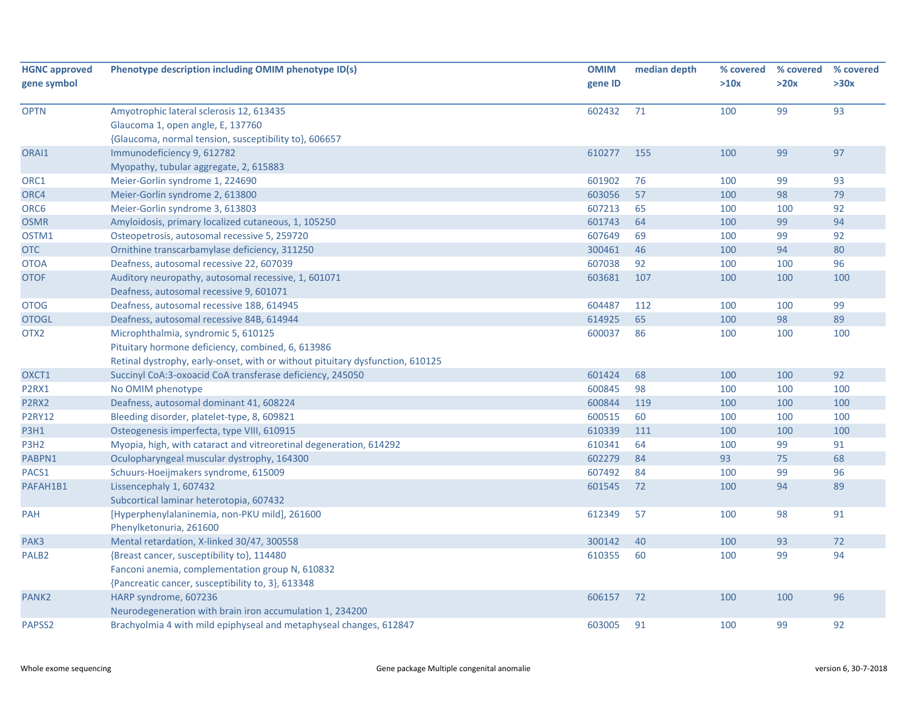| HGNC approved gene symbol | Phenotype description including OMIM phenotype ID(s) | OMIM gene ID | median depth | % covered >10x | % covered >20x | % covered >30x |
|---|---|---|---|---|---|---|
| OPTN | Amyotrophic lateral sclerosis 12, 613435<br>Glaucoma 1, open angle, E, 137760<br>{Glaucoma, normal tension, susceptibility to}, 606657 | 602432 | 71 | 100 | 99 | 93 |
| ORAI1 | Immunodeficiency 9, 612782<br>Myopathy, tubular aggregate, 2, 615883 | 610277 | 155 | 100 | 99 | 97 |
| ORC1 | Meier-Gorlin syndrome 1, 224690 | 601902 | 76 | 100 | 99 | 93 |
| ORC4 | Meier-Gorlin syndrome 2, 613800 | 603056 | 57 | 100 | 98 | 79 |
| ORC6 | Meier-Gorlin syndrome 3, 613803 | 607213 | 65 | 100 | 100 | 92 |
| OSMR | Amyloidosis, primary localized cutaneous, 1, 105250 | 601743 | 64 | 100 | 99 | 94 |
| OSTM1 | Osteopetrosis, autosomal recessive 5, 259720 | 607649 | 69 | 100 | 99 | 92 |
| OTC | Ornithine transcarbamylase deficiency, 311250 | 300461 | 46 | 100 | 94 | 80 |
| OTOA | Deafness, autosomal recessive 22, 607039 | 607038 | 92 | 100 | 100 | 96 |
| OTOF | Auditory neuropathy, autosomal recessive, 1, 601071<br>Deafness, autosomal recessive 9, 601071 | 603681 | 107 | 100 | 100 | 100 |
| OTOG | Deafness, autosomal recessive 18B, 614945 | 604487 | 112 | 100 | 100 | 99 |
| OTOGL | Deafness, autosomal recessive 84B, 614944 | 614925 | 65 | 100 | 98 | 89 |
| OTX2 | Microphthalmia, syndromic 5, 610125<br>Pituitary hormone deficiency, combined, 6, 613986<br>Retinal dystrophy, early-onset, with or without pituitary dysfunction, 610125 | 600037 | 86 | 100 | 100 | 100 |
| OXCT1 | Succinyl CoA:3-oxoacid CoA transferase deficiency, 245050 | 601424 | 68 | 100 | 100 | 92 |
| P2RX1 | No OMIM phenotype | 600845 | 98 | 100 | 100 | 100 |
| P2RX2 | Deafness, autosomal dominant 41, 608224 | 600844 | 119 | 100 | 100 | 100 |
| P2RY12 | Bleeding disorder, platelet-type, 8, 609821 | 600515 | 60 | 100 | 100 | 100 |
| P3H1 | Osteogenesis imperfecta, type VIII, 610915 | 610339 | 111 | 100 | 100 | 100 |
| P3H2 | Myopia, high, with cataract and vitreoretinal degeneration, 614292 | 610341 | 64 | 100 | 99 | 91 |
| PABPN1 | Oculopharyngeal muscular dystrophy, 164300 | 602279 | 84 | 93 | 75 | 68 |
| PACS1 | Schuurs-Hoeijmakers syndrome, 615009 | 607492 | 84 | 100 | 99 | 96 |
| PAFAH1B1 | Lissencephaly 1, 607432<br>Subcortical laminar heterotopia, 607432 | 601545 | 72 | 100 | 94 | 89 |
| PAH | [Hyperphenylalaninemia, non-PKU mild], 261600<br>Phenylketonuria, 261600 | 612349 | 57 | 100 | 98 | 91 |
| PAK3 | Mental retardation, X-linked 30/47, 300558 | 300142 | 40 | 100 | 93 | 72 |
| PALB2 | {Breast cancer, susceptibility to}, 114480<br>Fanconi anemia, complementation group N, 610832<br>{Pancreatic cancer, susceptibility to, 3}, 613348 | 610355 | 60 | 100 | 99 | 94 |
| PANK2 | HARP syndrome, 607236<br>Neurodegeneration with brain iron accumulation 1, 234200 | 606157 | 72 | 100 | 100 | 96 |
| PAPSS2 | Brachyolmia 4 with mild epiphyseal and metaphyseal changes, 612847 | 603005 | 91 | 100 | 99 | 92 |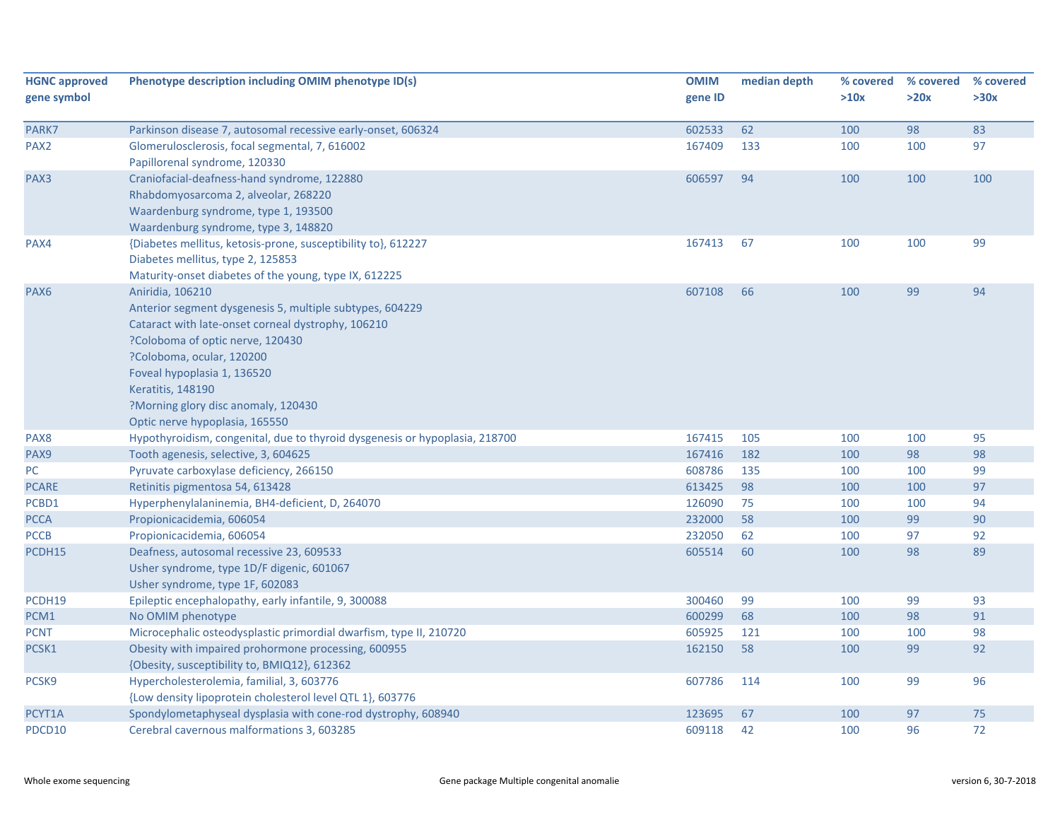| HGNC approved gene symbol | Phenotype description including OMIM phenotype ID(s) | OMIM gene ID | median depth | % covered >10x | % covered >20x | % covered >30x |
|---|---|---|---|---|---|---|
| PARK7 | Parkinson disease 7, autosomal recessive early-onset, 606324 | 602533 | 62 | 100 | 98 | 83 |
| PAX2 | Glomerulosclerosis, focal segmental, 7, 616002<br>Papillorenal syndrome, 120330 | 167409 | 133 | 100 | 100 | 97 |
| PAX3 | Craniofacial-deafness-hand syndrome, 122880<br>Rhabdomyosarcoma 2, alveolar, 268220<br>Waardenburg syndrome, type 1, 193500<br>Waardenburg syndrome, type 3, 148820 | 606597 | 94 | 100 | 100 | 100 |
| PAX4 | {Diabetes mellitus, ketosis-prone, susceptibility to}, 612227<br>Diabetes mellitus, type 2, 125853<br>Maturity-onset diabetes of the young, type IX, 612225 | 167413 | 67 | 100 | 100 | 99 |
| PAX6 | Aniridia, 106210<br>Anterior segment dysgenesis 5, multiple subtypes, 604229<br>Cataract with late-onset corneal dystrophy, 106210<br>?Coloboma of optic nerve, 120430<br>?Coloboma, ocular, 120200<br>Foveal hypoplasia 1, 136520<br>Keratitis, 148190<br>?Morning glory disc anomaly, 120430<br>Optic nerve hypoplasia, 165550 | 607108 | 66 | 100 | 99 | 94 |
| PAX8 | Hypothyroidism, congenital, due to thyroid dysgenesis or hypoplasia, 218700 | 167415 | 105 | 100 | 100 | 95 |
| PAX9 | Tooth agenesis, selective, 3, 604625 | 167416 | 182 | 100 | 98 | 98 |
| PC | Pyruvate carboxylase deficiency, 266150 | 608786 | 135 | 100 | 100 | 99 |
| PCARE | Retinitis pigmentosa 54, 613428 | 613425 | 98 | 100 | 100 | 97 |
| PCBD1 | Hyperphenylalaninemia, BH4-deficient, D, 264070 | 126090 | 75 | 100 | 100 | 94 |
| PCCA | Propionicacidemia, 606054 | 232000 | 58 | 100 | 99 | 90 |
| PCCB | Propionicacidemia, 606054 | 232050 | 62 | 100 | 97 | 92 |
| PCDH15 | Deafness, autosomal recessive 23, 609533<br>Usher syndrome, type 1D/F digenic, 601067<br>Usher syndrome, type 1F, 602083 | 605514 | 60 | 100 | 98 | 89 |
| PCDH19 | Epileptic encephalopathy, early infantile, 9, 300088 | 300460 | 99 | 100 | 99 | 93 |
| PCM1 | No OMIM phenotype | 600299 | 68 | 100 | 98 | 91 |
| PCNT | Microcephalic osteodysplastic primordial dwarfism, type II, 210720 | 605925 | 121 | 100 | 100 | 98 |
| PCSK1 | Obesity with impaired prohormone processing, 600955<br>{Obesity, susceptibility to, BMIQ12}, 612362 | 162150 | 58 | 100 | 99 | 92 |
| PCSK9 | Hypercholesterolemia, familial, 3, 603776<br>{Low density lipoprotein cholesterol level QTL 1}, 603776 | 607786 | 114 | 100 | 99 | 96 |
| PCYT1A | Spondylometaphyseal dysplasia with cone-rod dystrophy, 608940 | 123695 | 67 | 100 | 97 | 75 |
| PDCD10 | Cerebral cavernous malformations 3, 603285 | 609118 | 42 | 100 | 96 | 72 |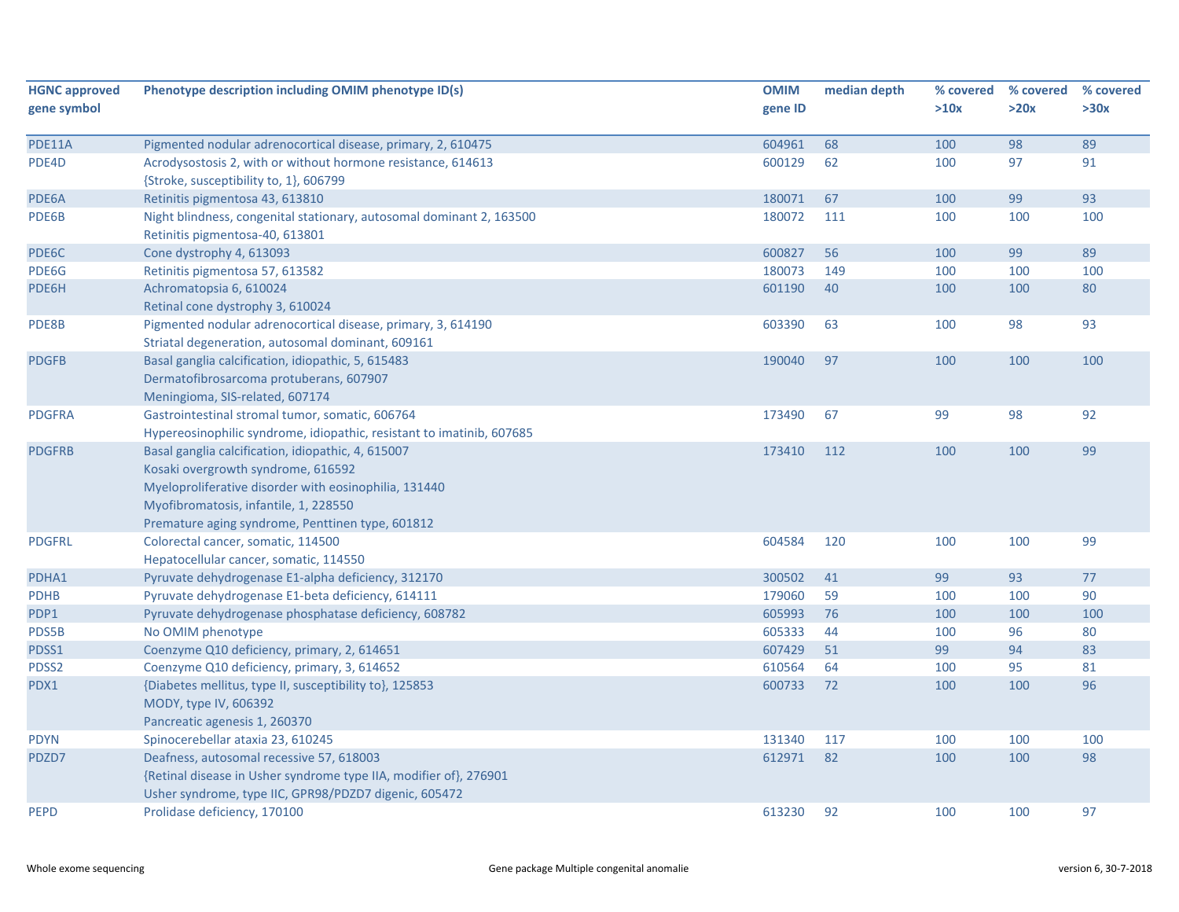| HGNC approved gene symbol | Phenotype description including OMIM phenotype ID(s) | OMIM gene ID | median depth | % covered >10x | % covered >20x | % covered >30x |
|---|---|---|---|---|---|---|
| PDE11A | Pigmented nodular adrenocortical disease, primary, 2, 610475 | 604961 | 68 | 100 | 98 | 89 |
| PDE4D | Acrodysostosis 2, with or without hormone resistance, 614613<br>{Stroke, susceptibility to, 1}, 606799 | 600129 | 62 | 100 | 97 | 91 |
| PDE6A | Retinitis pigmentosa 43, 613810 | 180071 | 67 | 100 | 99 | 93 |
| PDE6B | Night blindness, congenital stationary, autosomal dominant 2, 163500<br>Retinitis pigmentosa-40, 613801 | 180072 | 111 | 100 | 100 | 100 |
| PDE6C | Cone dystrophy 4, 613093 | 600827 | 56 | 100 | 99 | 89 |
| PDE6G | Retinitis pigmentosa 57, 613582 | 180073 | 149 | 100 | 100 | 100 |
| PDE6H | Achromatopsia 6, 610024<br>Retinal cone dystrophy 3, 610024 | 601190 | 40 | 100 | 100 | 80 |
| PDE8B | Pigmented nodular adrenocortical disease, primary, 3, 614190<br>Striatal degeneration, autosomal dominant, 609161 | 603390 | 63 | 100 | 98 | 93 |
| PDGFB | Basal ganglia calcification, idiopathic, 5, 615483<br>Dermatofibrosarcoma protuberans, 607907<br>Meningioma, SIS-related, 607174 | 190040 | 97 | 100 | 100 | 100 |
| PDGFRA | Gastrointestinal stromal tumor, somatic, 606764<br>Hypereosinophilic syndrome, idiopathic, resistant to imatinib, 607685 | 173490 | 67 | 99 | 98 | 92 |
| PDGFRB | Basal ganglia calcification, idiopathic, 4, 615007<br>Kosaki overgrowth syndrome, 616592<br>Myeloproliferative disorder with eosinophilia, 131440<br>Myofibromatosis, infantile, 1, 228550<br>Premature aging syndrome, Penttinen type, 601812 | 173410 | 112 | 100 | 100 | 99 |
| PDGFRL | Colorectal cancer, somatic, 114500<br>Hepatocellular cancer, somatic, 114550 | 604584 | 120 | 100 | 100 | 99 |
| PDHA1 | Pyruvate dehydrogenase E1-alpha deficiency, 312170 | 300502 | 41 | 99 | 93 | 77 |
| PDHB | Pyruvate dehydrogenase E1-beta deficiency, 614111 | 179060 | 59 | 100 | 100 | 90 |
| PDP1 | Pyruvate dehydrogenase phosphatase deficiency, 608782 | 605993 | 76 | 100 | 100 | 100 |
| PDS5B | No OMIM phenotype | 605333 | 44 | 100 | 96 | 80 |
| PDSS1 | Coenzyme Q10 deficiency, primary, 2, 614651 | 607429 | 51 | 99 | 94 | 83 |
| PDSS2 | Coenzyme Q10 deficiency, primary, 3, 614652 | 610564 | 64 | 100 | 95 | 81 |
| PDX1 | {Diabetes mellitus, type II, susceptibility to}, 125853<br>MODY, type IV, 606392<br>Pancreatic agenesis 1, 260370 | 600733 | 72 | 100 | 100 | 96 |
| PDYN | Spinocerebellar ataxia 23, 610245 | 131340 | 117 | 100 | 100 | 100 |
| PDZD7 | Deafness, autosomal recessive 57, 618003<br>{Retinal disease in Usher syndrome type IIA, modifier of}, 276901<br>Usher syndrome, type IIC, GPR98/PDZD7 digenic, 605472 | 612971 | 82 | 100 | 100 | 98 |
| PEPD | Prolidase deficiency, 170100 | 613230 | 92 | 100 | 100 | 97 |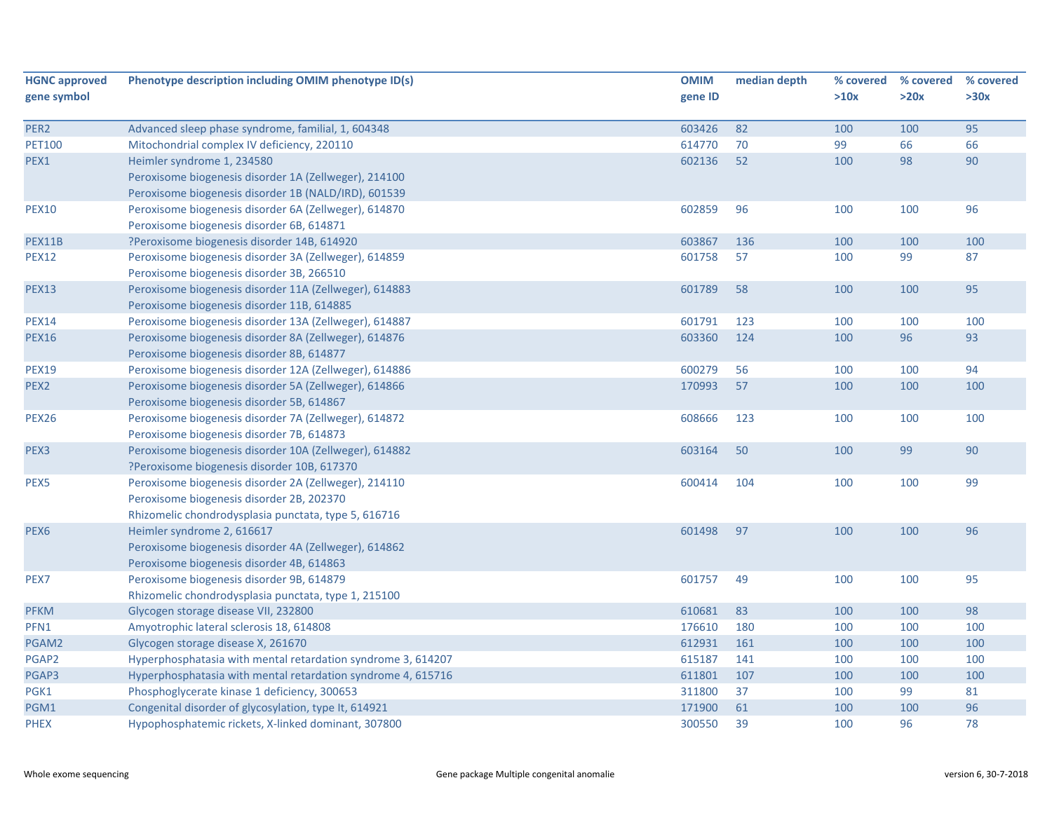| HGNC approved gene symbol | Phenotype description including OMIM phenotype ID(s) | OMIM gene ID | median depth | % covered >10x | % covered >20x | % covered >30x |
|---|---|---|---|---|---|---|
| PER2 | Advanced sleep phase syndrome, familial, 1, 604348 | 603426 | 82 | 100 | 100 | 95 |
| PET100 | Mitochondrial complex IV deficiency, 220110 | 614770 | 70 | 99 | 66 | 66 |
| PEX1 | Heimler syndrome 1, 234580<br>Peroxisome biogenesis disorder 1A (Zellweger), 214100<br>Peroxisome biogenesis disorder 1B (NALD/IRD), 601539 | 602136 | 52 | 100 | 98 | 90 |
| PEX10 | Peroxisome biogenesis disorder 6A (Zellweger), 614870<br>Peroxisome biogenesis disorder 6B, 614871 | 602859 | 96 | 100 | 100 | 96 |
| PEX11B | ?Peroxisome biogenesis disorder 14B, 614920 | 603867 | 136 | 100 | 100 | 100 |
| PEX12 | Peroxisome biogenesis disorder 3A (Zellweger), 614859<br>Peroxisome biogenesis disorder 3B, 266510 | 601758 | 57 | 100 | 99 | 87 |
| PEX13 | Peroxisome biogenesis disorder 11A (Zellweger), 614883<br>Peroxisome biogenesis disorder 11B, 614885 | 601789 | 58 | 100 | 100 | 95 |
| PEX14 | Peroxisome biogenesis disorder 13A (Zellweger), 614887 | 601791 | 123 | 100 | 100 | 100 |
| PEX16 | Peroxisome biogenesis disorder 8A (Zellweger), 614876<br>Peroxisome biogenesis disorder 8B, 614877 | 603360 | 124 | 100 | 96 | 93 |
| PEX19 | Peroxisome biogenesis disorder 12A (Zellweger), 614886 | 600279 | 56 | 100 | 100 | 94 |
| PEX2 | Peroxisome biogenesis disorder 5A (Zellweger), 614866<br>Peroxisome biogenesis disorder 5B, 614867 | 170993 | 57 | 100 | 100 | 100 |
| PEX26 | Peroxisome biogenesis disorder 7A (Zellweger), 614872<br>Peroxisome biogenesis disorder 7B, 614873 | 608666 | 123 | 100 | 100 | 100 |
| PEX3 | Peroxisome biogenesis disorder 10A (Zellweger), 614882<br>?Peroxisome biogenesis disorder 10B, 617370 | 603164 | 50 | 100 | 99 | 90 |
| PEX5 | Peroxisome biogenesis disorder 2A (Zellweger), 214110<br>Peroxisome biogenesis disorder 2B, 202370<br>Rhizomelic chondrodysplasia punctata, type 5, 616716 | 600414 | 104 | 100 | 100 | 99 |
| PEX6 | Heimler syndrome 2, 616617<br>Peroxisome biogenesis disorder 4A (Zellweger), 614862<br>Peroxisome biogenesis disorder 4B, 614863 | 601498 | 97 | 100 | 100 | 96 |
| PEX7 | Peroxisome biogenesis disorder 9B, 614879<br>Rhizomelic chondrodysplasia punctata, type 1, 215100 | 601757 | 49 | 100 | 100 | 95 |
| PFKM | Glycogen storage disease VII, 232800 | 610681 | 83 | 100 | 100 | 98 |
| PFN1 | Amyotrophic lateral sclerosis 18, 614808 | 176610 | 180 | 100 | 100 | 100 |
| PGAM2 | Glycogen storage disease X, 261670 | 612931 | 161 | 100 | 100 | 100 |
| PGAP2 | Hyperphosphatasia with mental retardation syndrome 3, 614207 | 615187 | 141 | 100 | 100 | 100 |
| PGAP3 | Hyperphosphatasia with mental retardation syndrome 4, 615716 | 611801 | 107 | 100 | 100 | 100 |
| PGK1 | Phosphoglycerate kinase 1 deficiency, 300653 | 311800 | 37 | 100 | 99 | 81 |
| PGM1 | Congenital disorder of glycosylation, type It, 614921 | 171900 | 61 | 100 | 100 | 96 |
| PHEX | Hypophosphatemic rickets, X-linked dominant, 307800 | 300550 | 39 | 100 | 96 | 78 |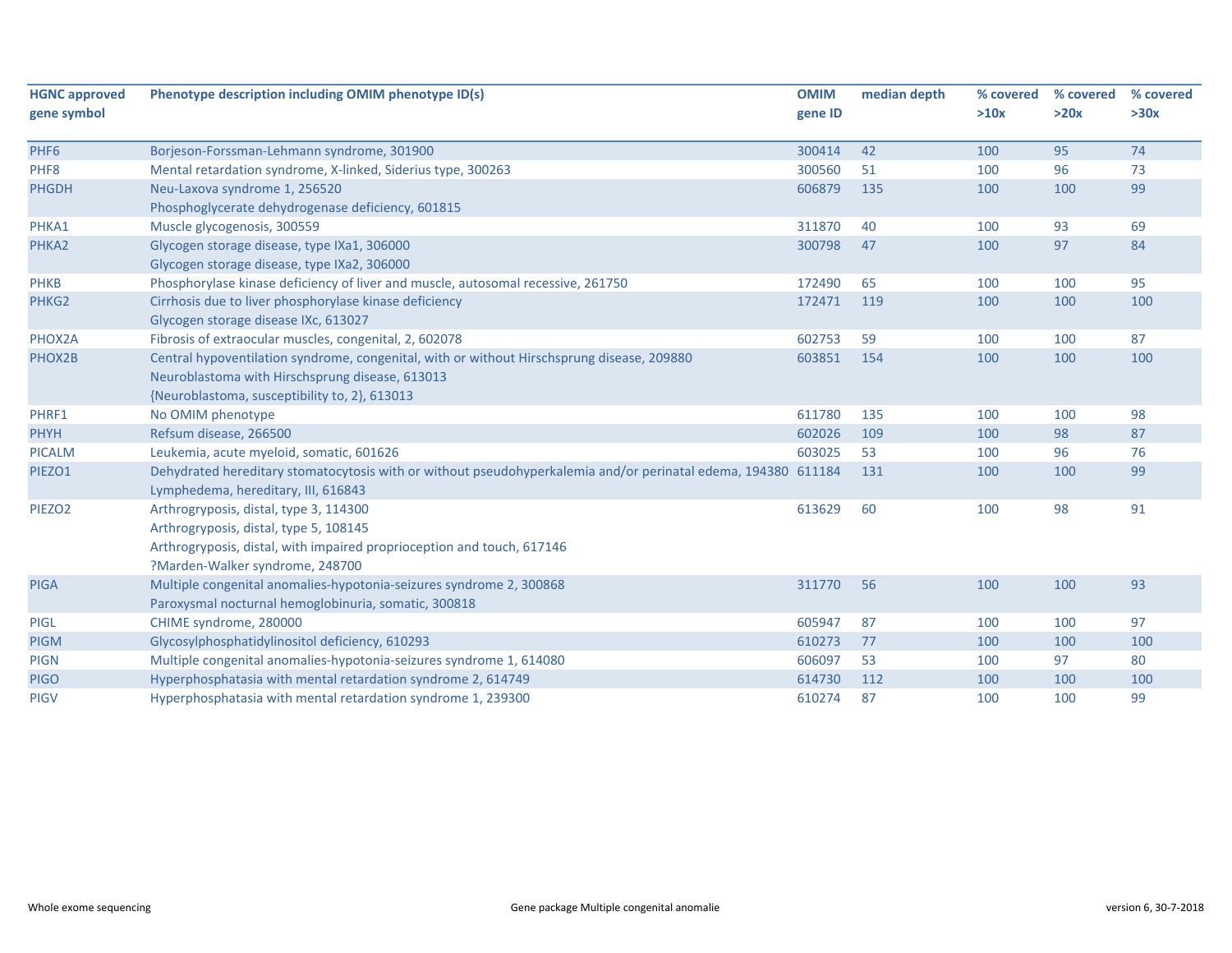| HGNC approved gene symbol | Phenotype description including OMIM phenotype ID(s) | OMIM gene ID | median depth | % covered >10x | % covered >20x | % covered >30x |
|---|---|---|---|---|---|---|
| PHF6 | Borjeson-Forssman-Lehmann syndrome, 301900 | 300414 | 42 | 100 | 95 | 74 |
| PHF8 | Mental retardation syndrome, X-linked, Siderius type, 300263 | 300560 | 51 | 100 | 96 | 73 |
| PHGDH | Neu-Laxova syndrome 1, 256520<br>Phosphoglycerate dehydrogenase deficiency, 601815 | 606879 | 135 | 100 | 100 | 99 |
| PHKA1 | Muscle glycogenosis, 300559 | 311870 | 40 | 100 | 93 | 69 |
| PHKA2 | Glycogen storage disease, type IXa1, 306000<br>Glycogen storage disease, type IXa2, 306000 | 300798 | 47 | 100 | 97 | 84 |
| PHKB | Phosphorylase kinase deficiency of liver and muscle, autosomal recessive, 261750 | 172490 | 65 | 100 | 100 | 95 |
| PHKG2 | Cirrhosis due to liver phosphorylase kinase deficiency<br>Glycogen storage disease IXc, 613027 | 172471 | 119 | 100 | 100 | 100 |
| PHOX2A | Fibrosis of extraocular muscles, congenital, 2, 602078 | 602753 | 59 | 100 | 100 | 87 |
| PHOX2B | Central hypoventilation syndrome, congenital, with or without Hirschsprung disease, 209880<br>Neuroblastoma with Hirschsprung disease, 613013<br>{Neuroblastoma, susceptibility to, 2}, 613013 | 603851 | 154 | 100 | 100 | 100 |
| PHRF1 | No OMIM phenotype | 611780 | 135 | 100 | 100 | 98 |
| PHYH | Refsum disease, 266500 | 602026 | 109 | 100 | 98 | 87 |
| PICALM | Leukemia, acute myeloid, somatic, 601626 | 603025 | 53 | 100 | 96 | 76 |
| PIEZO1 | Dehydrated hereditary stomatocytosis with or without pseudohyperkalemia and/or perinatal edema, 194380<br>Lymphedema, hereditary, III, 616843 | 611184 | 131 | 100 | 100 | 99 |
| PIEZO2 | Arthrogryposis, distal, type 3, 114300<br>Arthrogryposis, distal, type 5, 108145<br>Arthrogryposis, distal, with impaired proprioception and touch, 617146<br>?Marden-Walker syndrome, 248700 | 613629 | 60 | 100 | 98 | 91 |
| PIGA | Multiple congenital anomalies-hypotonia-seizures syndrome 2, 300868<br>Paroxysmal nocturnal hemoglobinuria, somatic, 300818 | 311770 | 56 | 100 | 100 | 93 |
| PIGL | CHIME syndrome, 280000 | 605947 | 87 | 100 | 100 | 97 |
| PIGM | Glycosylphosphatidylinositol deficiency, 610293 | 610273 | 77 | 100 | 100 | 100 |
| PIGN | Multiple congenital anomalies-hypotonia-seizures syndrome 1, 614080 | 606097 | 53 | 100 | 97 | 80 |
| PIGO | Hyperphosphatasia with mental retardation syndrome 2, 614749 | 614730 | 112 | 100 | 100 | 100 |
| PIGV | Hyperphosphatasia with mental retardation syndrome 1, 239300 | 610274 | 87 | 100 | 100 | 99 |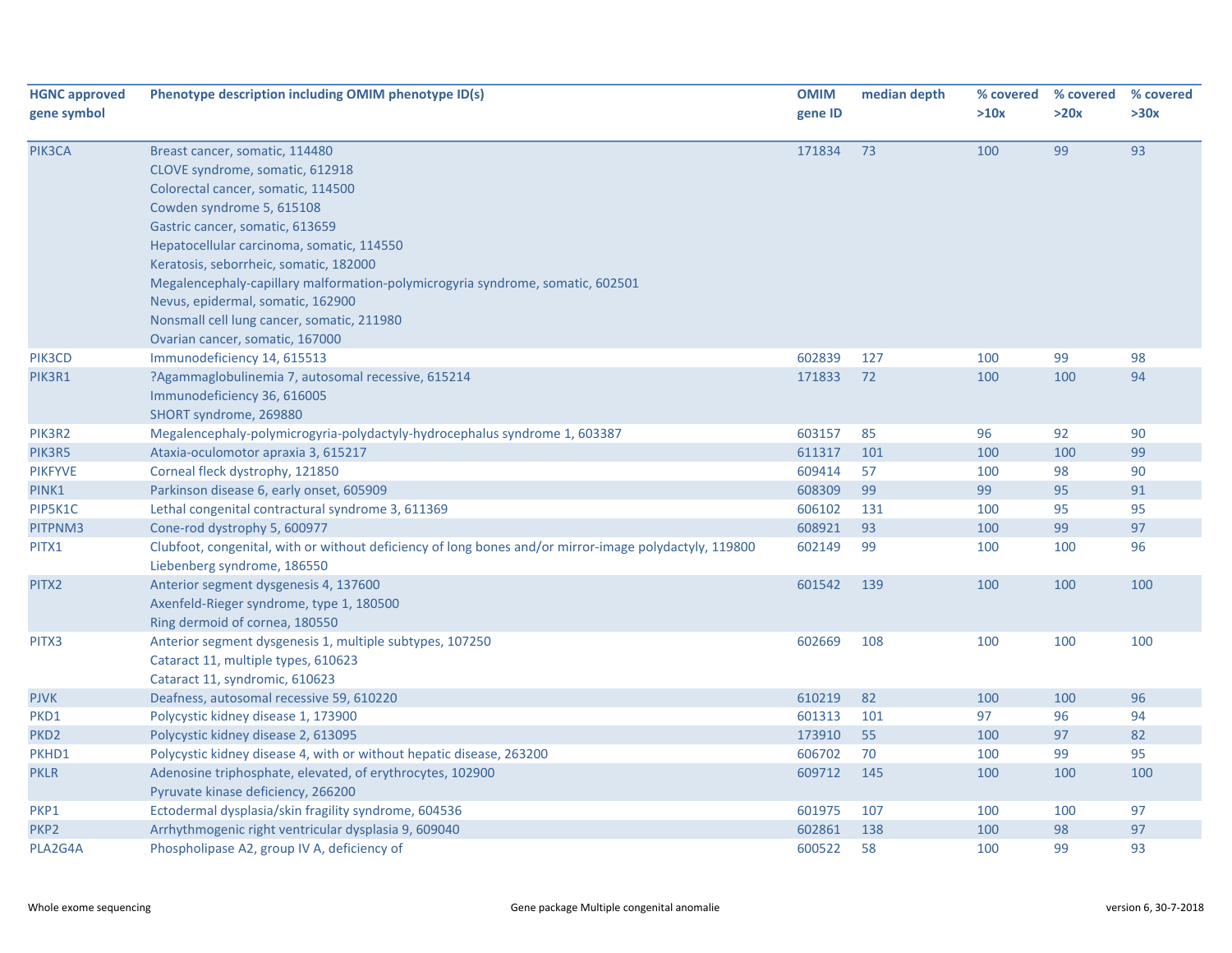| HGNC approved gene symbol | Phenotype description including OMIM phenotype ID(s) | OMIM gene ID | median depth | % covered >10x | % covered >20x | % covered >30x |
|---|---|---|---|---|---|---|
| PIK3CA | Breast cancer, somatic, 114480<br>CLOVE syndrome, somatic, 612918<br>Colorectal cancer, somatic, 114500<br>Cowden syndrome 5, 615108<br>Gastric cancer, somatic, 613659<br>Hepatocellular carcinoma, somatic, 114550<br>Keratosis, seborrheic, somatic, 182000<br>Megalencephaly-capillary malformation-polymicrogyria syndrome, somatic, 602501<br>Nevus, epidermal, somatic, 162900<br>Nonsmall cell lung cancer, somatic, 211980<br>Ovarian cancer, somatic, 167000 | 171834 | 73 | 100 | 99 | 93 |
| PIK3CD | Immunodeficiency 14, 615513 | 602839 | 127 | 100 | 99 | 98 |
| PIK3R1 | ?Agammaglobulinemia 7, autosomal recessive, 615214<br>Immunodeficiency 36, 616005<br>SHORT syndrome, 269880 | 171833 | 72 | 100 | 100 | 94 |
| PIK3R2 | Megalencephaly-polymicrogyria-polydactyly-hydrocephalus syndrome 1, 603387 | 603157 | 85 | 96 | 92 | 90 |
| PIK3R5 | Ataxia-oculomotor apraxia 3, 615217 | 611317 | 101 | 100 | 100 | 99 |
| PIKFYVE | Corneal fleck dystrophy, 121850 | 609414 | 57 | 100 | 98 | 90 |
| PINK1 | Parkinson disease 6, early onset, 605909 | 608309 | 99 | 99 | 95 | 91 |
| PIP5K1C | Lethal congenital contractural syndrome 3, 611369 | 606102 | 131 | 100 | 95 | 95 |
| PITPNM3 | Cone-rod dystrophy 5, 600977 | 608921 | 93 | 100 | 99 | 97 |
| PITX1 | Clubfoot, congenital, with or without deficiency of long bones and/or mirror-image polydactyly, 119800<br>Liebenberg syndrome, 186550 | 602149 | 99 | 100 | 100 | 96 |
| PITX2 | Anterior segment dysgenesis 4, 137600<br>Axenfeld-Rieger syndrome, type 1, 180500<br>Ring dermoid of cornea, 180550 | 601542 | 139 | 100 | 100 | 100 |
| PITX3 | Anterior segment dysgenesis 1, multiple subtypes, 107250<br>Cataract 11, multiple types, 610623<br>Cataract 11, syndromic, 610623 | 602669 | 108 | 100 | 100 | 100 |
| PJVK | Deafness, autosomal recessive 59, 610220 | 610219 | 82 | 100 | 100 | 96 |
| PKD1 | Polycystic kidney disease 1, 173900 | 601313 | 101 | 97 | 96 | 94 |
| PKD2 | Polycystic kidney disease 2, 613095 | 173910 | 55 | 100 | 97 | 82 |
| PKHD1 | Polycystic kidney disease 4, with or without hepatic disease, 263200 | 606702 | 70 | 100 | 99 | 95 |
| PKLR | Adenosine triphosphate, elevated, of erythrocytes, 102900<br>Pyruvate kinase deficiency, 266200 | 609712 | 145 | 100 | 100 | 100 |
| PKP1 | Ectodermal dysplasia/skin fragility syndrome, 604536 | 601975 | 107 | 100 | 100 | 97 |
| PKP2 | Arrhythmogenic right ventricular dysplasia 9, 609040 | 602861 | 138 | 100 | 98 | 97 |
| PLA2G4A | Phospholipase A2, group IV A, deficiency of | 600522 | 58 | 100 | 99 | 93 |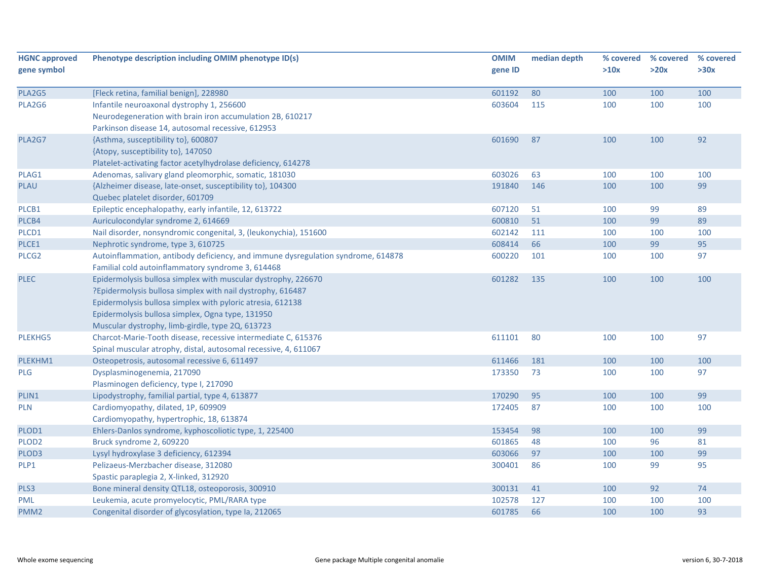| HGNC approved gene symbol | Phenotype description including OMIM phenotype ID(s) | OMIM gene ID | median depth | % covered >10x | % covered >20x | % covered >30x |
|---|---|---|---|---|---|---|
| PLA2G5 | [Fleck retina, familial benign], 228980 | 601192 | 80 | 100 | 100 | 100 |
| PLA2G6 | Infantile neuroaxonal dystrophy 1, 256600<br>Neurodegeneration with brain iron accumulation 2B, 610217<br>Parkinson disease 14, autosomal recessive, 612953 | 603604 | 115 | 100 | 100 | 100 |
| PLA2G7 | {Asthma, susceptibility to}, 600807<br>{Atopy, susceptibility to}, 147050<br>Platelet-activating factor acetylhydrolase deficiency, 614278 | 601690 | 87 | 100 | 100 | 92 |
| PLAG1 | Adenomas, salivary gland pleomorphic, somatic, 181030 | 603026 | 63 | 100 | 100 | 100 |
| PLAU | {Alzheimer disease, late-onset, susceptibility to}, 104300<br>Quebec platelet disorder, 601709 | 191840 | 146 | 100 | 100 | 99 |
| PLCB1 | Epileptic encephalopathy, early infantile, 12, 613722 | 607120 | 51 | 100 | 99 | 89 |
| PLCB4 | Auriculocondylar syndrome 2, 614669 | 600810 | 51 | 100 | 99 | 89 |
| PLCD1 | Nail disorder, nonsyndromic congenital, 3, (leukonychia), 151600 | 602142 | 111 | 100 | 100 | 100 |
| PLCE1 | Nephrotic syndrome, type 3, 610725 | 608414 | 66 | 100 | 99 | 95 |
| PLCG2 | Autoinflammation, antibody deficiency, and immune dysregulation syndrome, 614878<br>Familial cold autoinflammatory syndrome 3, 614468 | 600220 | 101 | 100 | 100 | 97 |
| PLEC | Epidermolysis bullosa simplex with muscular dystrophy, 226670<br>?Epidermolysis bullosa simplex with nail dystrophy, 616487<br>Epidermolysis bullosa simplex with pyloric atresia, 612138<br>Epidermolysis bullosa simplex, Ogna type, 131950<br>Muscular dystrophy, limb-girdle, type 2Q, 613723 | 601282 | 135 | 100 | 100 | 100 |
| PLEKHG5 | Charcot-Marie-Tooth disease, recessive intermediate C, 615376<br>Spinal muscular atrophy, distal, autosomal recessive, 4, 611067 | 611101 | 80 | 100 | 100 | 97 |
| PLEKHM1 | Osteopetrosis, autosomal recessive 6, 611497 | 611466 | 181 | 100 | 100 | 100 |
| PLG | Dysplasminogenemia, 217090<br>Plasminogen deficiency, type I, 217090 | 173350 | 73 | 100 | 100 | 97 |
| PLIN1 | Lipodystrophy, familial partial, type 4, 613877 | 170290 | 95 | 100 | 100 | 99 |
| PLN | Cardiomyopathy, dilated, 1P, 609909<br>Cardiomyopathy, hypertrophic, 18, 613874 | 172405 | 87 | 100 | 100 | 100 |
| PLOD1 | Ehlers-Danlos syndrome, kyphoscoliotic type, 1, 225400 | 153454 | 98 | 100 | 100 | 99 |
| PLOD2 | Bruck syndrome 2, 609220 | 601865 | 48 | 100 | 96 | 81 |
| PLOD3 | Lysyl hydroxylase 3 deficiency, 612394 | 603066 | 97 | 100 | 100 | 99 |
| PLP1 | Pelizaeus-Merzbacher disease, 312080<br>Spastic paraplegia 2, X-linked, 312920 | 300401 | 86 | 100 | 99 | 95 |
| PLS3 | Bone mineral density QTL18, osteoporosis, 300910 | 300131 | 41 | 100 | 92 | 74 |
| PML | Leukemia, acute promyelocytic, PML/RARA type | 102578 | 127 | 100 | 100 | 100 |
| PMM2 | Congenital disorder of glycosylation, type Ia, 212065 | 601785 | 66 | 100 | 100 | 93 |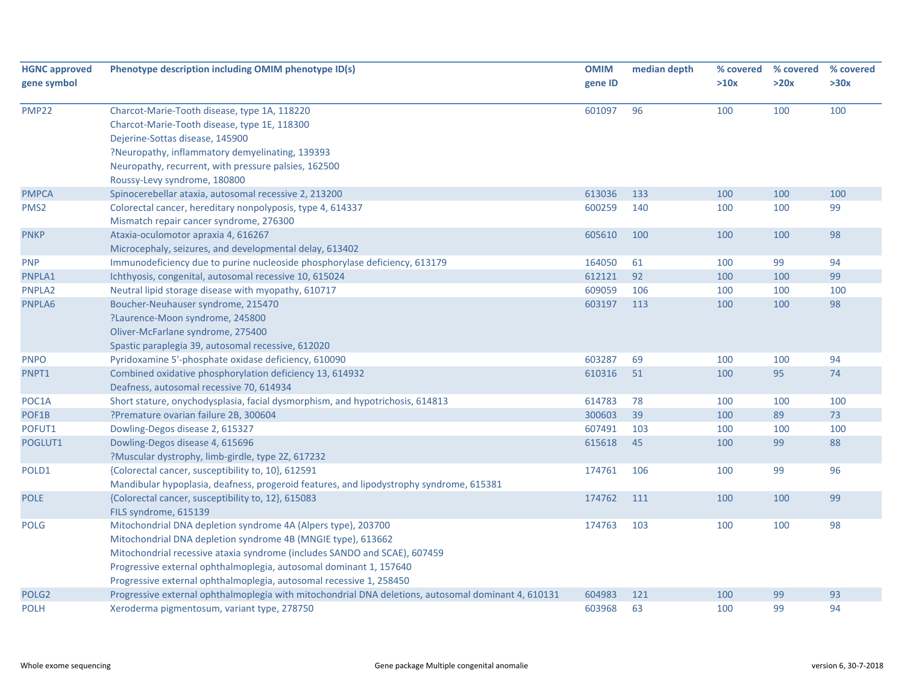| HGNC approved gene symbol | Phenotype description including OMIM phenotype ID(s) | OMIM gene ID | median depth | % covered >10x | % covered >20x | % covered >30x |
|---|---|---|---|---|---|---|
| PMP22 | Charcot-Marie-Tooth disease, type 1A, 118220<br>Charcot-Marie-Tooth disease, type 1E, 118300<br>Dejerine-Sottas disease, 145900<br>?Neuropathy, inflammatory demyelinating, 139393<br>Neuropathy, recurrent, with pressure palsies, 162500<br>Roussy-Levy syndrome, 180800 | 601097 | 96 | 100 | 100 | 100 |
| PMPCA | Spinocerebellar ataxia, autosomal recessive 2, 213200 | 613036 | 133 | 100 | 100 | 100 |
| PMS2 | Colorectal cancer, hereditary nonpolyposis, type 4, 614337<br>Mismatch repair cancer syndrome, 276300 | 600259 | 140 | 100 | 100 | 99 |
| PNKP | Ataxia-oculomotor apraxia 4, 616267<br>Microcephaly, seizures, and developmental delay, 613402 | 605610 | 100 | 100 | 100 | 98 |
| PNP | Immunodeficiency due to purine nucleoside phosphorylase deficiency, 613179 | 164050 | 61 | 100 | 99 | 94 |
| PNPLA1 | Ichthyosis, congenital, autosomal recessive 10, 615024 | 612121 | 92 | 100 | 100 | 99 |
| PNPLA2 | Neutral lipid storage disease with myopathy, 610717 | 609059 | 106 | 100 | 100 | 100 |
| PNPLA6 | Boucher-Neuhauser syndrome, 215470<br>?Laurence-Moon syndrome, 245800<br>Oliver-McFarlane syndrome, 275400<br>Spastic paraplegia 39, autosomal recessive, 612020 | 603197 | 113 | 100 | 100 | 98 |
| PNPO | Pyridoxamine 5'-phosphate oxidase deficiency, 610090 | 603287 | 69 | 100 | 100 | 94 |
| PNPT1 | Combined oxidative phosphorylation deficiency 13, 614932<br>Deafness, autosomal recessive 70, 614934 | 610316 | 51 | 100 | 95 | 74 |
| POC1A | Short stature, onychodysplasia, facial dysmorphism, and hypotrichosis, 614813 | 614783 | 78 | 100 | 100 | 100 |
| POF1B | ?Premature ovarian failure 2B, 300604 | 300603 | 39 | 100 | 89 | 73 |
| POFUT1 | Dowling-Degos disease 2, 615327 | 607491 | 103 | 100 | 100 | 100 |
| POGLUT1 | Dowling-Degos disease 4, 615696<br>?Muscular dystrophy, limb-girdle, type 2Z, 617232 | 615618 | 45 | 100 | 99 | 88 |
| POLD1 | {Colorectal cancer, susceptibility to, 10}, 612591<br>Mandibular hypoplasia, deafness, progeroid features, and lipodystrophy syndrome, 615381 | 174761 | 106 | 100 | 99 | 96 |
| POLE | {Colorectal cancer, susceptibility to, 12}, 615083<br>FILS syndrome, 615139 | 174762 | 111 | 100 | 100 | 99 |
| POLG | Mitochondrial DNA depletion syndrome 4A (Alpers type), 203700<br>Mitochondrial DNA depletion syndrome 4B (MNGIE type), 613662<br>Mitochondrial recessive ataxia syndrome (includes SANDO and SCAE), 607459<br>Progressive external ophthalmoplegia, autosomal dominant 1, 157640<br>Progressive external ophthalmoplegia, autosomal recessive 1, 258450 | 174763 | 103 | 100 | 100 | 98 |
| POLG2 | Progressive external ophthalmoplegia with mitochondrial DNA deletions, autosomal dominant 4, 610131 | 604983 | 121 | 100 | 99 | 93 |
| POLH | Xeroderma pigmentosum, variant type, 278750 | 603968 | 63 | 100 | 99 | 94 |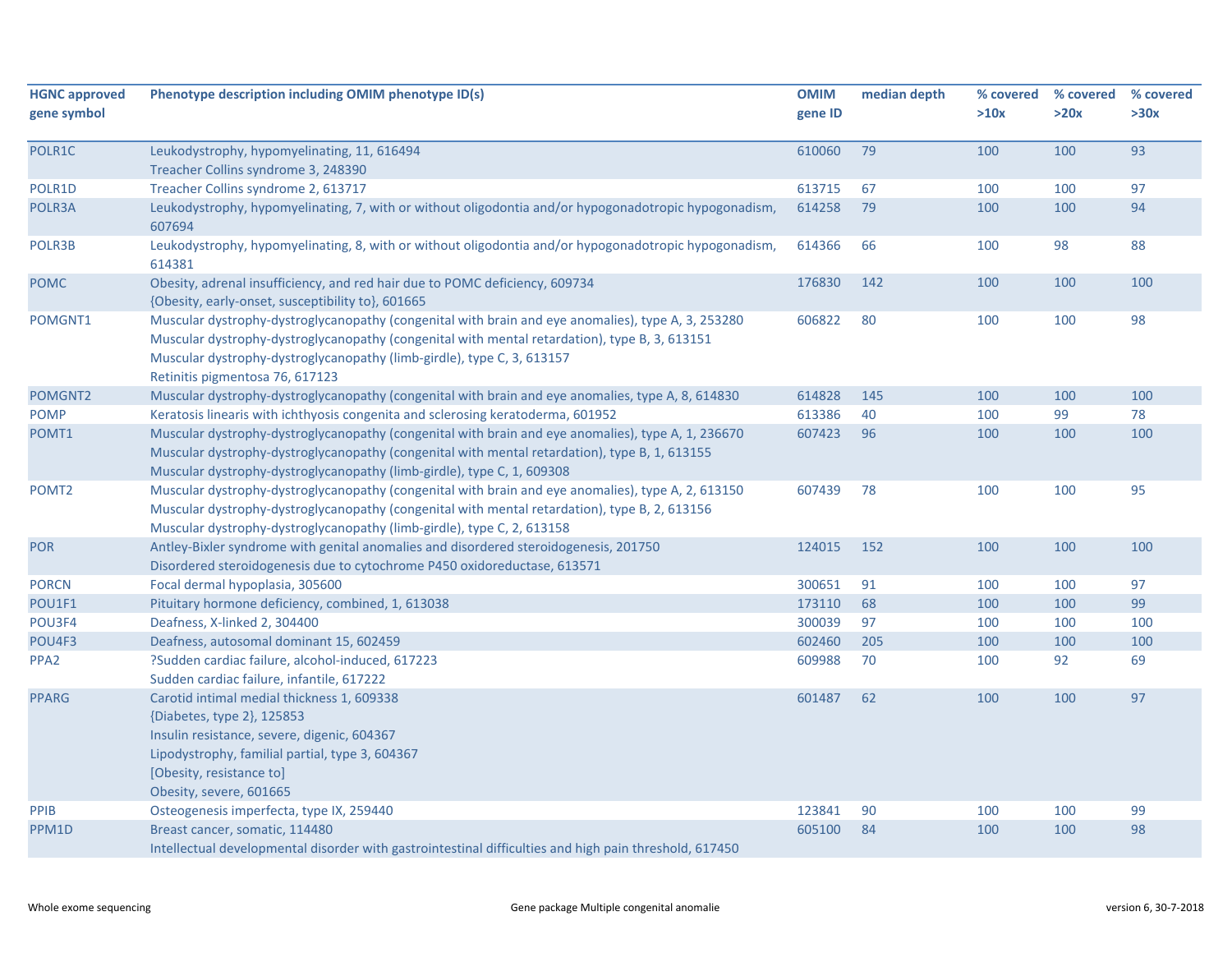| HGNC approved gene symbol | Phenotype description including OMIM phenotype ID(s) | OMIM gene ID | median depth | % covered >10x | % covered >20x | % covered >30x |
|---|---|---|---|---|---|---|
| POLR1C | Leukodystrophy, hypomyelinating, 11, 616494<br>Treacher Collins syndrome 3, 248390 | 610060 | 79 | 100 | 100 | 93 |
| POLR1D | Treacher Collins syndrome 2, 613717 | 613715 | 67 | 100 | 100 | 97 |
| POLR3A | Leukodystrophy, hypomyelinating, 7, with or without oligodontia and/or hypogonadotropic hypogonadism, 607694 | 614258 | 79 | 100 | 100 | 94 |
| POLR3B | Leukodystrophy, hypomyelinating, 8, with or without oligodontia and/or hypogonadotropic hypogonadism, 614381 | 614366 | 66 | 100 | 98 | 88 |
| POMC | Obesity, adrenal insufficiency, and red hair due to POMC deficiency, 609734<br>{Obesity, early-onset, susceptibility to}, 601665 | 176830 | 142 | 100 | 100 | 100 |
| POMGNT1 | Muscular dystrophy-dystroglycanopathy (congenital with brain and eye anomalies), type A, 3, 253280<br>Muscular dystrophy-dystroglycanopathy (congenital with mental retardation), type B, 3, 613151<br>Muscular dystrophy-dystroglycanopathy (limb-girdle), type C, 3, 613157<br>Retinitis pigmentosa 76, 617123 | 606822 | 80 | 100 | 100 | 98 |
| POMGNT2 | Muscular dystrophy-dystroglycanopathy (congenital with brain and eye anomalies, type A, 8, 614830 | 614828 | 145 | 100 | 100 | 100 |
| POMP | Keratosis linearis with ichthyosis congenita and sclerosing keratoderma, 601952 | 613386 | 40 | 100 | 99 | 78 |
| POMT1 | Muscular dystrophy-dystroglycanopathy (congenital with brain and eye anomalies), type A, 1, 236670<br>Muscular dystrophy-dystroglycanopathy (congenital with mental retardation), type B, 1, 613155<br>Muscular dystrophy-dystroglycanopathy (limb-girdle), type C, 1, 609308 | 607423 | 96 | 100 | 100 | 100 |
| POMT2 | Muscular dystrophy-dystroglycanopathy (congenital with brain and eye anomalies), type A, 2, 613150<br>Muscular dystrophy-dystroglycanopathy (congenital with mental retardation), type B, 2, 613156<br>Muscular dystrophy-dystroglycanopathy (limb-girdle), type C, 2, 613158 | 607439 | 78 | 100 | 100 | 95 |
| POR | Antley-Bixler syndrome with genital anomalies and disordered steroidogenesis, 201750<br>Disordered steroidogenesis due to cytochrome P450 oxidoreductase, 613571 | 124015 | 152 | 100 | 100 | 100 |
| PORCN | Focal dermal hypoplasia, 305600 | 300651 | 91 | 100 | 100 | 97 |
| POU1F1 | Pituitary hormone deficiency, combined, 1, 613038 | 173110 | 68 | 100 | 100 | 99 |
| POU3F4 | Deafness, X-linked 2, 304400 | 300039 | 97 | 100 | 100 | 100 |
| POU4F3 | Deafness, autosomal dominant 15, 602459 | 602460 | 205 | 100 | 100 | 100 |
| PPA2 | ?Sudden cardiac failure, alcohol-induced, 617223<br>Sudden cardiac failure, infantile, 617222 | 609988 | 70 | 100 | 92 | 69 |
| PPARG | Carotid intimal medial thickness 1, 609338<br>{Diabetes, type 2}, 125853<br>Insulin resistance, severe, digenic, 604367<br>Lipodystrophy, familial partial, type 3, 604367<br>[Obesity, resistance to]<br>Obesity, severe, 601665 | 601487 | 62 | 100 | 100 | 97 |
| PPIB | Osteogenesis imperfecta, type IX, 259440 | 123841 | 90 | 100 | 100 | 99 |
| PPM1D | Breast cancer, somatic, 114480<br>Intellectual developmental disorder with gastrointestinal difficulties and high pain threshold, 617450 | 605100 | 84 | 100 | 100 | 98 |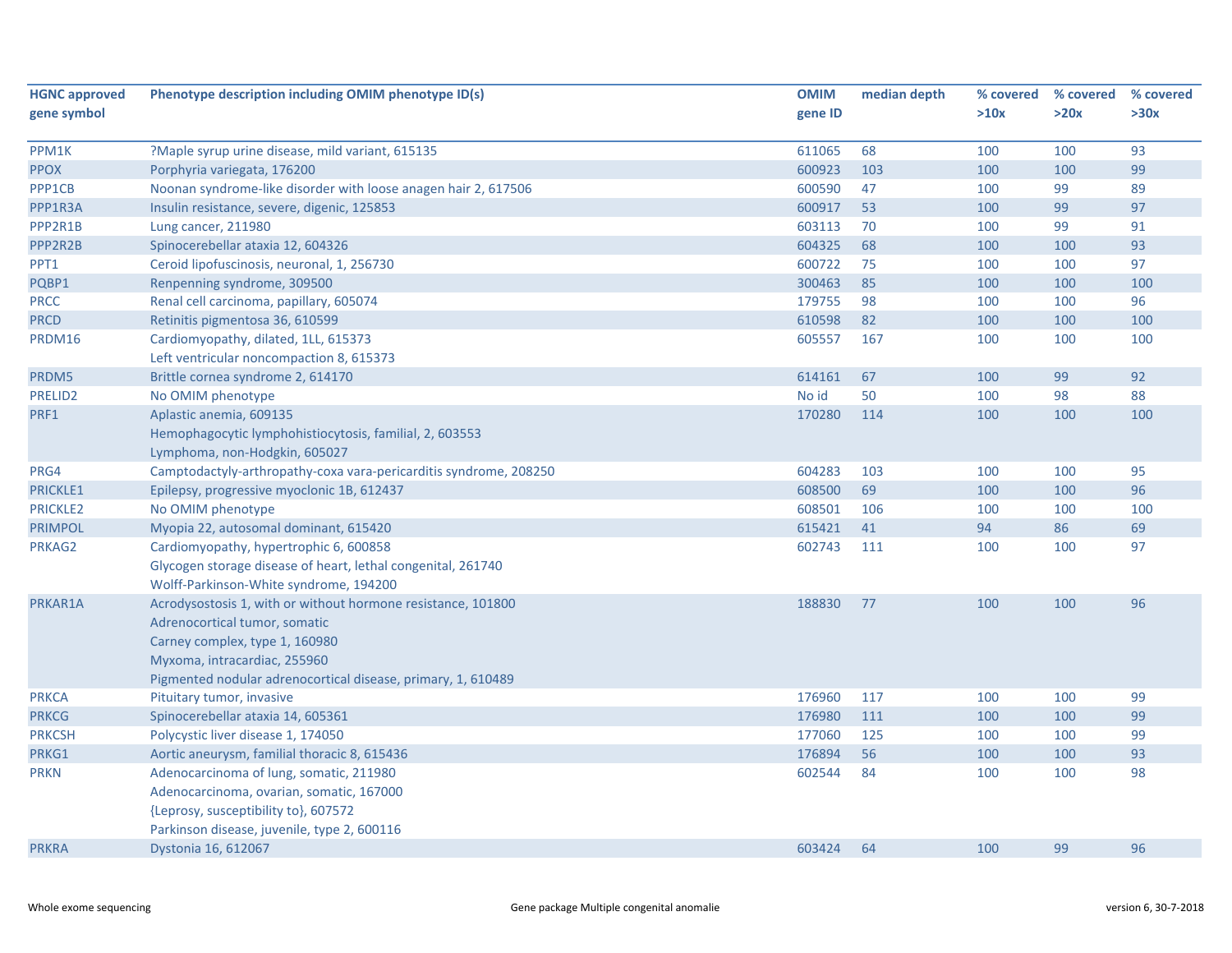| HGNC approved gene symbol | Phenotype description including OMIM phenotype ID(s) | OMIM gene ID | median depth | % covered >10x | % covered >20x | % covered >30x |
|---|---|---|---|---|---|---|
| PPM1K | ?Maple syrup urine disease, mild variant, 615135 | 611065 | 68 | 100 | 100 | 93 |
| PPOX | Porphyria variegata, 176200 | 600923 | 103 | 100 | 100 | 99 |
| PPP1CB | Noonan syndrome-like disorder with loose anagen hair 2, 617506 | 600590 | 47 | 100 | 99 | 89 |
| PPP1R3A | Insulin resistance, severe, digenic, 125853 | 600917 | 53 | 100 | 99 | 97 |
| PPP2R1B | Lung cancer, 211980 | 603113 | 70 | 100 | 99 | 91 |
| PPP2R2B | Spinocerebellar ataxia 12, 604326 | 604325 | 68 | 100 | 100 | 93 |
| PPT1 | Ceroid lipofuscinosis, neuronal, 1, 256730 | 600722 | 75 | 100 | 100 | 97 |
| PQBP1 | Renpenning syndrome, 309500 | 300463 | 85 | 100 | 100 | 100 |
| PRCC | Renal cell carcinoma, papillary, 605074 | 179755 | 98 | 100 | 100 | 96 |
| PRCD | Retinitis pigmentosa 36, 610599 | 610598 | 82 | 100 | 100 | 100 |
| PRDM16 | Cardiomyopathy, dilated, 1LL, 615373<br>Left ventricular noncompaction 8, 615373 | 605557 | 167 | 100 | 100 | 100 |
| PRDM5 | Brittle cornea syndrome 2, 614170 | 614161 | 67 | 100 | 99 | 92 |
| PRELID2 | No OMIM phenotype | No id | 50 | 100 | 98 | 88 |
| PRF1 | Aplastic anemia, 609135<br>Hemophagocytic lymphohistiocytosis, familial, 2, 603553<br>Lymphoma, non-Hodgkin, 605027 | 170280 | 114 | 100 | 100 | 100 |
| PRG4 | Camptodactyly-arthropathy-coxa vara-pericarditis syndrome, 208250 | 604283 | 103 | 100 | 100 | 95 |
| PRICKLE1 | Epilepsy, progressive myoclonic 1B, 612437 | 608500 | 69 | 100 | 100 | 96 |
| PRICKLE2 | No OMIM phenotype | 608501 | 106 | 100 | 100 | 100 |
| PRIMPOL | Myopia 22, autosomal dominant, 615420 | 615421 | 41 | 94 | 86 | 69 |
| PRKAG2 | Cardiomyopathy, hypertrophic 6, 600858<br>Glycogen storage disease of heart, lethal congenital, 261740<br>Wolff-Parkinson-White syndrome, 194200 | 602743 | 111 | 100 | 100 | 97 |
| PRKAR1A | Acrodysostosis 1, with or without hormone resistance, 101800<br>Adrenocortical tumor, somatic<br>Carney complex, type 1, 160980<br>Myxoma, intracardiac, 255960<br>Pigmented nodular adrenocortical disease, primary, 1, 610489 | 188830 | 77 | 100 | 100 | 96 |
| PRKCA | Pituitary tumor, invasive | 176960 | 117 | 100 | 100 | 99 |
| PRKCG | Spinocerebellar ataxia 14, 605361 | 176980 | 111 | 100 | 100 | 99 |
| PRKCSH | Polycystic liver disease 1, 174050 | 177060 | 125 | 100 | 100 | 99 |
| PRKG1 | Aortic aneurysm, familial thoracic 8, 615436 | 176894 | 56 | 100 | 100 | 93 |
| PRKN | Adenocarcinoma of lung, somatic, 211980<br>Adenocarcinoma, ovarian, somatic, 167000<br>{Leprosy, susceptibility to}, 607572<br>Parkinson disease, juvenile, type 2, 600116 | 602544 | 84 | 100 | 100 | 98 |
| PRKRA | Dystonia 16, 612067 | 603424 | 64 | 100 | 99 | 96 |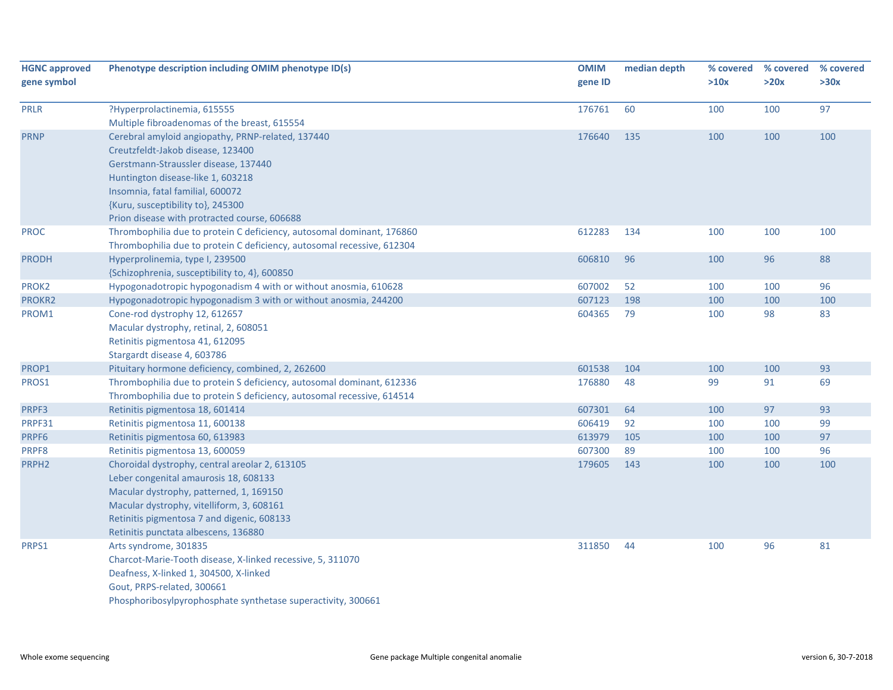| HGNC approved gene symbol | Phenotype description including OMIM phenotype ID(s) | OMIM gene ID | median depth | % covered >10x | % covered >20x | % covered >30x |
|---|---|---|---|---|---|---|
| PRLR | ?Hyperprolactinemia, 615555<br>Multiple fibroadenomas of the breast, 615554 | 176761 | 60 | 100 | 100 | 97 |
| PRNP | Cerebral amyloid angiopathy, PRNP-related, 137440<br>Creutzfeldt-Jakob disease, 123400<br>Gerstmann-Straussler disease, 137440<br>Huntington disease-like 1, 603218<br>Insomnia, fatal familial, 600072<br>{Kuru, susceptibility to}, 245300<br>Prion disease with protracted course, 606688 | 176640 | 135 | 100 | 100 | 100 |
| PROC | Thrombophilia due to protein C deficiency, autosomal dominant, 176860<br>Thrombophilia due to protein C deficiency, autosomal recessive, 612304 | 612283 | 134 | 100 | 100 | 100 |
| PRODH | Hyperprolinemia, type I, 239500<br>{Schizophrenia, susceptibility to, 4}, 600850 | 606810 | 96 | 100 | 96 | 88 |
| PROK2 | Hypogonadotropic hypogonadism 4 with or without anosmia, 610628 | 607002 | 52 | 100 | 100 | 96 |
| PROKR2 | Hypogonadotropic hypogonadism 3 with or without anosmia, 244200 | 607123 | 198 | 100 | 100 | 100 |
| PROM1 | Cone-rod dystrophy 12, 612657<br>Macular dystrophy, retinal, 2, 608051<br>Retinitis pigmentosa 41, 612095<br>Stargardt disease 4, 603786 | 604365 | 79 | 100 | 98 | 83 |
| PROP1 | Pituitary hormone deficiency, combined, 2, 262600 | 601538 | 104 | 100 | 100 | 93 |
| PROS1 | Thrombophilia due to protein S deficiency, autosomal dominant, 612336<br>Thrombophilia due to protein S deficiency, autosomal recessive, 614514 | 176880 | 48 | 99 | 91 | 69 |
| PRPF3 | Retinitis pigmentosa 18, 601414 | 607301 | 64 | 100 | 97 | 93 |
| PRPF31 | Retinitis pigmentosa 11, 600138 | 606419 | 92 | 100 | 100 | 99 |
| PRPF6 | Retinitis pigmentosa 60, 613983 | 613979 | 105 | 100 | 100 | 97 |
| PRPF8 | Retinitis pigmentosa 13, 600059 | 607300 | 89 | 100 | 100 | 96 |
| PRPH2 | Choroidal dystrophy, central areolar 2, 613105<br>Leber congenital amaurosis 18, 608133<br>Macular dystrophy, patterned, 1, 169150<br>Macular dystrophy, vitelliform, 3, 608161<br>Retinitis pigmentosa 7 and digenic, 608133<br>Retinitis punctata albescens, 136880 | 179605 | 143 | 100 | 100 | 100 |
| PRPS1 | Arts syndrome, 301835<br>Charcot-Marie-Tooth disease, X-linked recessive, 5, 311070<br>Deafness, X-linked 1, 304500, X-linked<br>Gout, PRPS-related, 300661<br>Phosphoribosylpyrophosphate synthetase superactivity, 300661 | 311850 | 44 | 100 | 96 | 81 |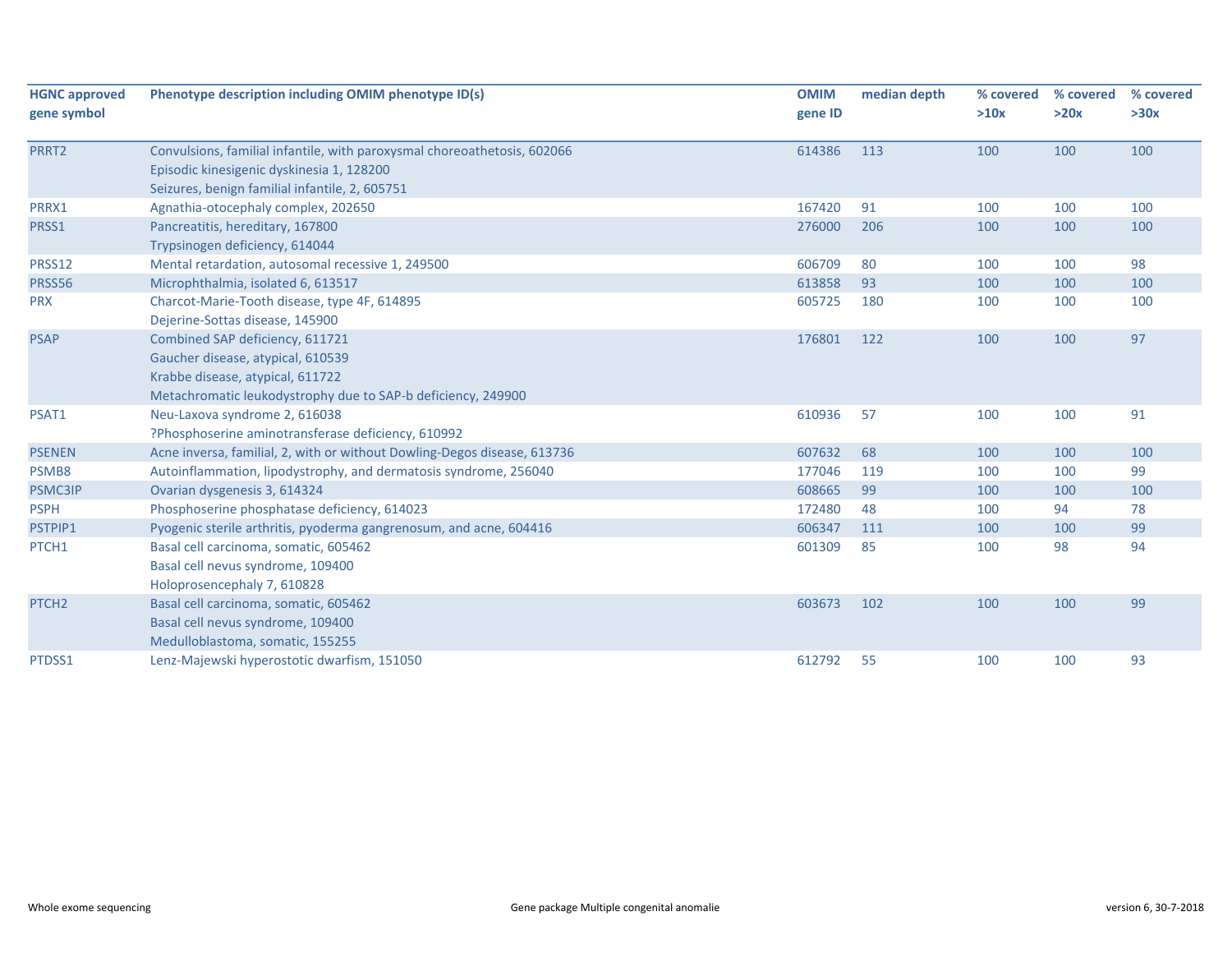| HGNC approved gene symbol | Phenotype description including OMIM phenotype ID(s) | OMIM gene ID | median depth | % covered >10x | % covered >20x | % covered >30x |
|---|---|---|---|---|---|---|
| PRRT2 | Convulsions, familial infantile, with paroxysmal choreoathetosis, 602066<br>Episodic kinesigenic dyskinesia 1, 128200<br>Seizures, benign familial infantile, 2, 605751 | 614386 | 113 | 100 | 100 | 100 |
| PRRX1 | Agnathia-otocephaly complex, 202650 | 167420 | 91 | 100 | 100 | 100 |
| PRSS1 | Pancreatitis, hereditary, 167800<br>Trypsinogen deficiency, 614044 | 276000 | 206 | 100 | 100 | 100 |
| PRSS12 | Mental retardation, autosomal recessive 1, 249500 | 606709 | 80 | 100 | 100 | 98 |
| PRSS56 | Microphthalmia, isolated 6, 613517 | 613858 | 93 | 100 | 100 | 100 |
| PRX | Charcot-Marie-Tooth disease, type 4F, 614895<br>Dejerine-Sottas disease, 145900 | 605725 | 180 | 100 | 100 | 100 |
| PSAP | Combined SAP deficiency, 611721<br>Gaucher disease, atypical, 610539<br>Krabbe disease, atypical, 611722<br>Metachromatic leukodystrophy due to SAP-b deficiency, 249900 | 176801 | 122 | 100 | 100 | 97 |
| PSAT1 | Neu-Laxova syndrome 2, 616038<br>?Phosphoserine aminotransferase deficiency, 610992 | 610936 | 57 | 100 | 100 | 91 |
| PSENEN | Acne inversa, familial, 2, with or without Dowling-Degos disease, 613736 | 607632 | 68 | 100 | 100 | 100 |
| PSMB8 | Autoinflammation, lipodystrophy, and dermatosis syndrome, 256040 | 177046 | 119 | 100 | 100 | 99 |
| PSMC3IP | Ovarian dysgenesis 3, 614324 | 608665 | 99 | 100 | 100 | 100 |
| PSPH | Phosphoserine phosphatase deficiency, 614023 | 172480 | 48 | 100 | 94 | 78 |
| PSTPIP1 | Pyogenic sterile arthritis, pyoderma gangrenosum, and acne, 604416 | 606347 | 111 | 100 | 100 | 99 |
| PTCH1 | Basal cell carcinoma, somatic, 605462<br>Basal cell nevus syndrome, 109400<br>Holoprosencephaly 7, 610828 | 601309 | 85 | 100 | 98 | 94 |
| PTCH2 | Basal cell carcinoma, somatic, 605462<br>Basal cell nevus syndrome, 109400<br>Medulloblastoma, somatic, 155255 | 603673 | 102 | 100 | 100 | 99 |
| PTDSS1 | Lenz-Majewski hyperostotic dwarfism, 151050 | 612792 | 55 | 100 | 100 | 93 |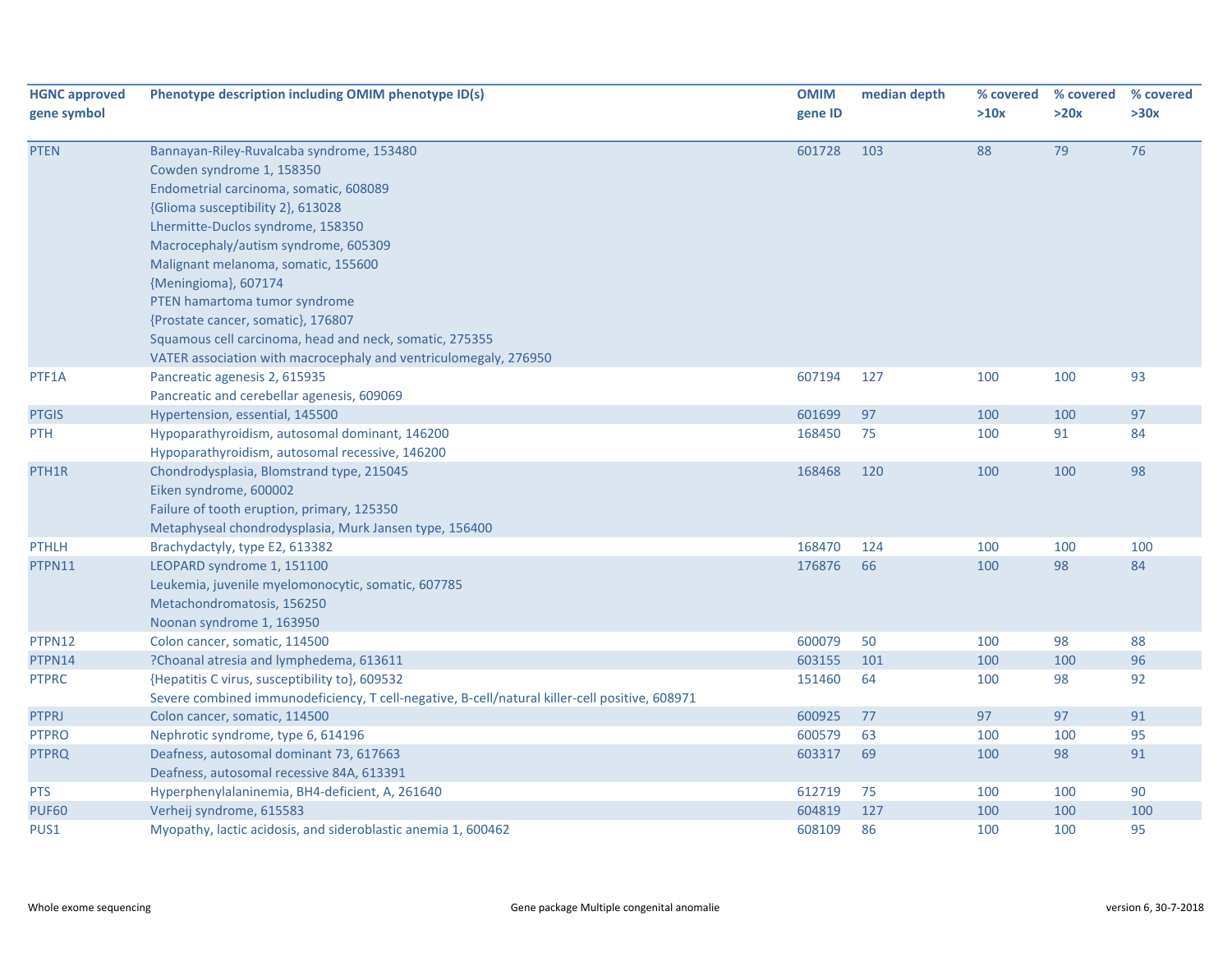| HGNC approved gene symbol | Phenotype description including OMIM phenotype ID(s) | OMIM gene ID | median depth | % covered >10x | % covered >20x | % covered >30x |
|---|---|---|---|---|---|---|
| PTEN | Bannayan-Riley-Ruvalcaba syndrome, 153480<br>Cowden syndrome 1, 158350<br>Endometrial carcinoma, somatic, 608089<br>{Glioma susceptibility 2}, 613028<br>Lhermitte-Duclos syndrome, 158350<br>Macrocephaly/autism syndrome, 605309<br>Malignant melanoma, somatic, 155600<br>{Meningioma}, 607174<br>PTEN hamartoma tumor syndrome<br>{Prostate cancer, somatic}, 176807<br>Squamous cell carcinoma, head and neck, somatic, 275355<br>VATER association with macrocephaly and ventriculomegaly, 276950 | 601728 | 103 | 88 | 79 | 76 |
| PTF1A | Pancreatic agenesis 2, 615935<br>Pancreatic and cerebellar agenesis, 609069 | 607194 | 127 | 100 | 100 | 93 |
| PTGIS | Hypertension, essential, 145500 | 601699 | 97 | 100 | 100 | 97 |
| PTH | Hypoparathyroidism, autosomal dominant, 146200<br>Hypoparathyroidism, autosomal recessive, 146200 | 168450 | 75 | 100 | 91 | 84 |
| PTH1R | Chondrodysplasia, Blomstrand type, 215045<br>Eiken syndrome, 600002<br>Failure of tooth eruption, primary, 125350<br>Metaphyseal chondrodysplasia, Murk Jansen type, 156400 | 168468 | 120 | 100 | 100 | 98 |
| PTHLH | Brachydactyly, type E2, 613382 | 168470 | 124 | 100 | 100 | 100 |
| PTPN11 | LEOPARD syndrome 1, 151100<br>Leukemia, juvenile myelomonocytic, somatic, 607785<br>Metachondromatosis, 156250<br>Noonan syndrome 1, 163950 | 176876 | 66 | 100 | 98 | 84 |
| PTPN12 | Colon cancer, somatic, 114500 | 600079 | 50 | 100 | 98 | 88 |
| PTPN14 | ?Choanal atresia and lymphedema, 613611 | 603155 | 101 | 100 | 100 | 96 |
| PTPRC | {Hepatitis C virus, susceptibility to}, 609532<br>Severe combined immunodeficiency, T cell-negative, B-cell/natural killer-cell positive, 608971 | 151460 | 64 | 100 | 98 | 92 |
| PTPRJ | Colon cancer, somatic, 114500 | 600925 | 77 | 97 | 97 | 91 |
| PTPRO | Nephrotic syndrome, type 6, 614196 | 600579 | 63 | 100 | 100 | 95 |
| PTPRQ | Deafness, autosomal dominant 73, 617663<br>Deafness, autosomal recessive 84A, 613391 | 603317 | 69 | 100 | 98 | 91 |
| PTS | Hyperphenylalaninemia, BH4-deficient, A, 261640 | 612719 | 75 | 100 | 100 | 90 |
| PUF60 | Verheij syndrome, 615583 | 604819 | 127 | 100 | 100 | 100 |
| PUS1 | Myopathy, lactic acidosis, and sideroblastic anemia 1, 600462 | 608109 | 86 | 100 | 100 | 95 |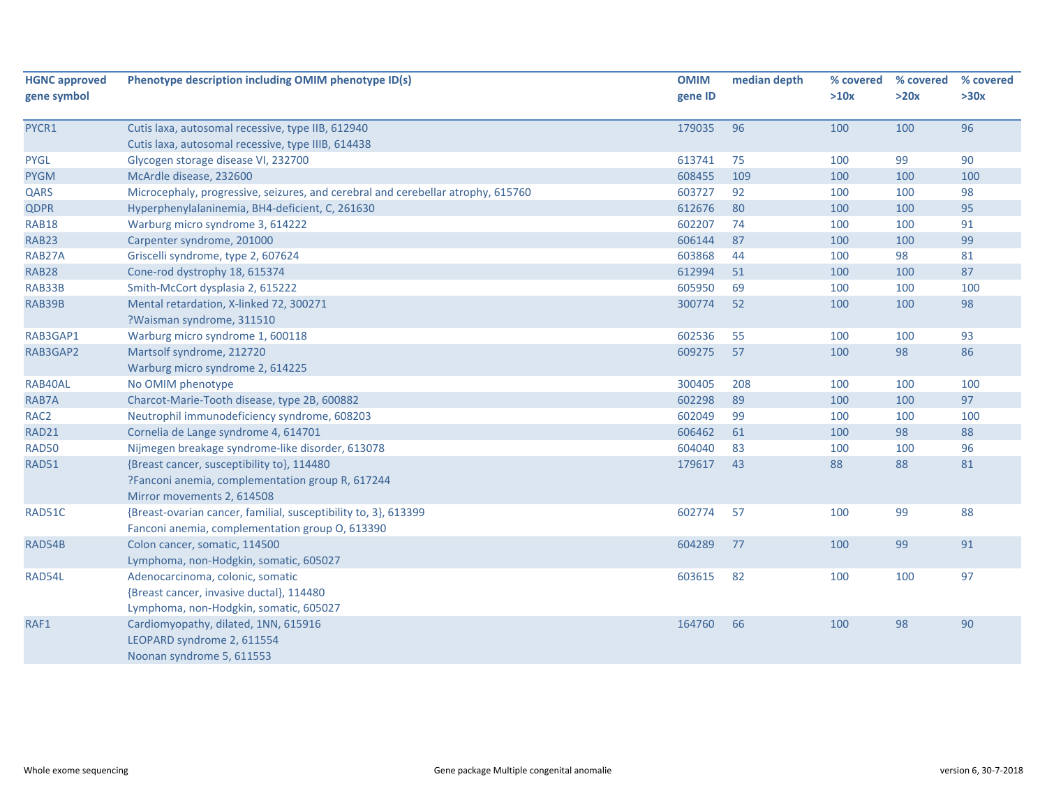| HGNC approved gene symbol | Phenotype description including OMIM phenotype ID(s) | OMIM gene ID | median depth | % covered >10x | % covered >20x | % covered >30x |
|---|---|---|---|---|---|---|
| PYCR1 | Cutis laxa, autosomal recessive, type IIB, 612940<br>Cutis laxa, autosomal recessive, type IIIB, 614438 | 179035 | 96 | 100 | 100 | 96 |
| PYGL | Glycogen storage disease VI, 232700 | 613741 | 75 | 100 | 99 | 90 |
| PYGM | McArdle disease, 232600 | 608455 | 109 | 100 | 100 | 100 |
| QARS | Microcephaly, progressive, seizures, and cerebral and cerebellar atrophy, 615760 | 603727 | 92 | 100 | 100 | 98 |
| QDPR | Hyperphenylalaninemia, BH4-deficient, C, 261630 | 612676 | 80 | 100 | 100 | 95 |
| RAB18 | Warburg micro syndrome 3, 614222 | 602207 | 74 | 100 | 100 | 91 |
| RAB23 | Carpenter syndrome, 201000 | 606144 | 87 | 100 | 100 | 99 |
| RAB27A | Griscelli syndrome, type 2, 607624 | 603868 | 44 | 100 | 98 | 81 |
| RAB28 | Cone-rod dystrophy 18, 615374 | 612994 | 51 | 100 | 100 | 87 |
| RAB33B | Smith-McCort dysplasia 2, 615222 | 605950 | 69 | 100 | 100 | 100 |
| RAB39B | Mental retardation, X-linked 72, 300271<br>?Waisman syndrome, 311510 | 300774 | 52 | 100 | 100 | 98 |
| RAB3GAP1 | Warburg micro syndrome 1, 600118 | 602536 | 55 | 100 | 100 | 93 |
| RAB3GAP2 | Martsolf syndrome, 212720<br>Warburg micro syndrome 2, 614225 | 609275 | 57 | 100 | 98 | 86 |
| RAB40AL | No OMIM phenotype | 300405 | 208 | 100 | 100 | 100 |
| RAB7A | Charcot-Marie-Tooth disease, type 2B, 600882 | 602298 | 89 | 100 | 100 | 97 |
| RAC2 | Neutrophil immunodeficiency syndrome, 608203 | 602049 | 99 | 100 | 100 | 100 |
| RAD21 | Cornelia de Lange syndrome 4, 614701 | 606462 | 61 | 100 | 98 | 88 |
| RAD50 | Nijmegen breakage syndrome-like disorder, 613078 | 604040 | 83 | 100 | 100 | 96 |
| RAD51 | {Breast cancer, susceptibility to}, 114480<br>?Fanconi anemia, complementation group R, 617244<br>Mirror movements 2, 614508 | 179617 | 43 | 88 | 88 | 81 |
| RAD51C | {Breast-ovarian cancer, familial, susceptibility to, 3}, 613399<br>Fanconi anemia, complementation group O, 613390 | 602774 | 57 | 100 | 99 | 88 |
| RAD54B | Colon cancer, somatic, 114500<br>Lymphoma, non-Hodgkin, somatic, 605027 | 604289 | 77 | 100 | 99 | 91 |
| RAD54L | Adenocarcinoma, colonic, somatic<br>{Breast cancer, invasive ductal}, 114480<br>Lymphoma, non-Hodgkin, somatic, 605027 | 603615 | 82 | 100 | 100 | 97 |
| RAF1 | Cardiomyopathy, dilated, 1NN, 615916<br>LEOPARD syndrome 2, 611554<br>Noonan syndrome 5, 611553 | 164760 | 66 | 100 | 98 | 90 |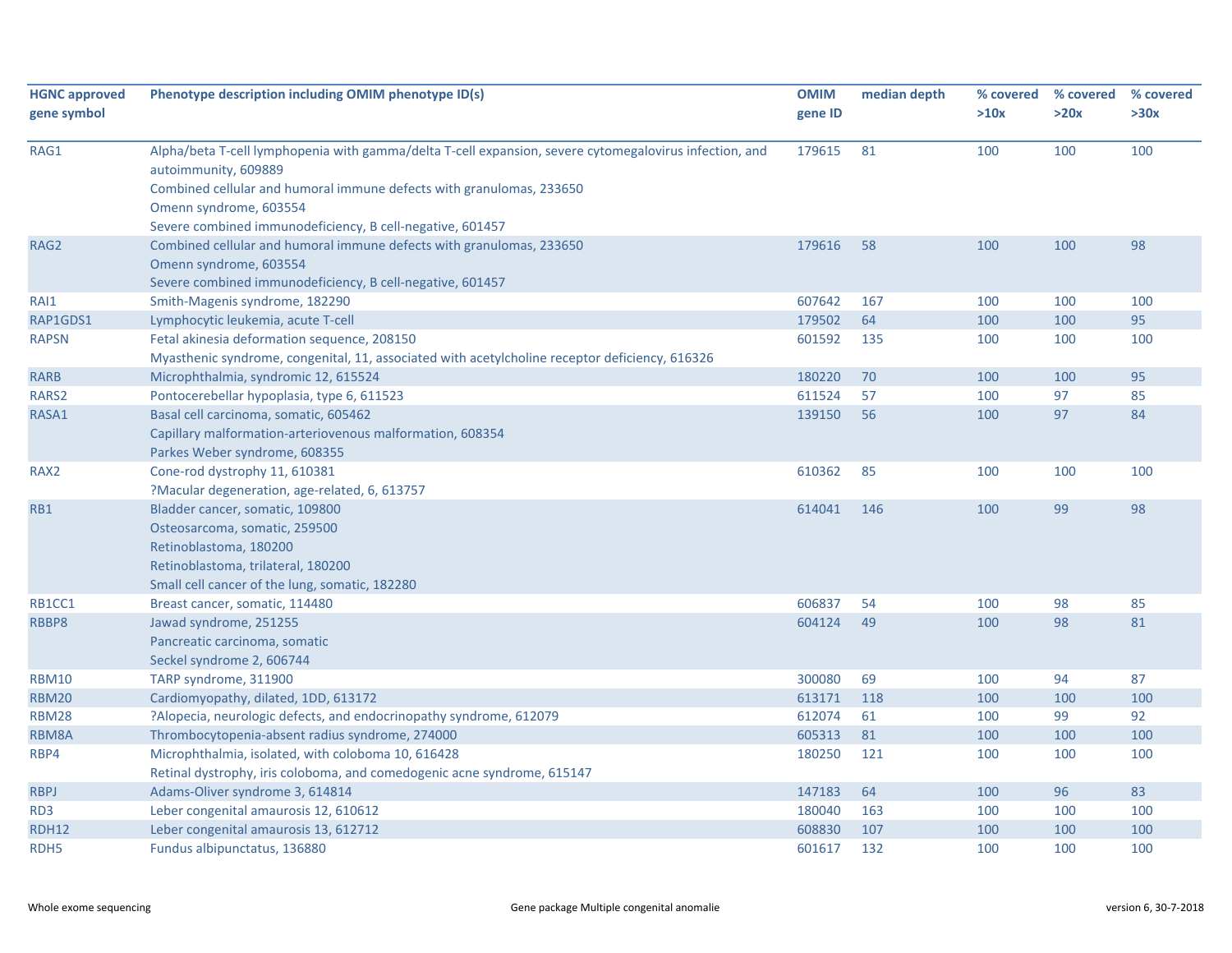| HGNC approved gene symbol | Phenotype description including OMIM phenotype ID(s) | OMIM gene ID | median depth | % covered >10x | % covered >20x | % covered >30x |
|---|---|---|---|---|---|---|
| RAG1 | Alpha/beta T-cell lymphopenia with gamma/delta T-cell expansion, severe cytomegalovirus infection, and autoimmunity, 609889<br>Combined cellular and humoral immune defects with granulomas, 233650<br>Omenn syndrome, 603554<br>Severe combined immunodeficiency, B cell-negative, 601457 | 179615 | 81 | 100 | 100 | 100 |
| RAG2 | Combined cellular and humoral immune defects with granulomas, 233650<br>Omenn syndrome, 603554<br>Severe combined immunodeficiency, B cell-negative, 601457 | 179616 | 58 | 100 | 100 | 98 |
| RAI1 | Smith-Magenis syndrome, 182290 | 607642 | 167 | 100 | 100 | 100 |
| RAP1GDS1 | Lymphocytic leukemia, acute T-cell | 179502 | 64 | 100 | 100 | 95 |
| RAPSN | Fetal akinesia deformation sequence, 208150<br>Myasthenic syndrome, congenital, 11, associated with acetylcholine receptor deficiency, 616326 | 601592 | 135 | 100 | 100 | 100 |
| RARB | Microphthalmia, syndromic 12, 615524 | 180220 | 70 | 100 | 100 | 95 |
| RARS2 | Pontocerebellar hypoplasia, type 6, 611523 | 611524 | 57 | 100 | 97 | 85 |
| RASA1 | Basal cell carcinoma, somatic, 605462<br>Capillary malformation-arteriovenous malformation, 608354<br>Parkes Weber syndrome, 608355 | 139150 | 56 | 100 | 97 | 84 |
| RAX2 | Cone-rod dystrophy 11, 610381<br>?Macular degeneration, age-related, 6, 613757 | 610362 | 85 | 100 | 100 | 100 |
| RB1 | Bladder cancer, somatic, 109800<br>Osteosarcoma, somatic, 259500<br>Retinoblastoma, 180200<br>Retinoblastoma, trilateral, 180200<br>Small cell cancer of the lung, somatic, 182280 | 614041 | 146 | 100 | 99 | 98 |
| RB1CC1 | Breast cancer, somatic, 114480 | 606837 | 54 | 100 | 98 | 85 |
| RBBP8 | Jawad syndrome, 251255<br>Pancreatic carcinoma, somatic<br>Seckel syndrome 2, 606744 | 604124 | 49 | 100 | 98 | 81 |
| RBM10 | TARP syndrome, 311900 | 300080 | 69 | 100 | 94 | 87 |
| RBM20 | Cardiomyopathy, dilated, 1DD, 613172 | 613171 | 118 | 100 | 100 | 100 |
| RBM28 | ?Alopecia, neurologic defects, and endocrinopathy syndrome, 612079 | 612074 | 61 | 100 | 99 | 92 |
| RBM8A | Thrombocytopenia-absent radius syndrome, 274000 | 605313 | 81 | 100 | 100 | 100 |
| RBP4 | Microphthalmia, isolated, with coloboma 10, 616428<br>Retinal dystrophy, iris coloboma, and comedogenic acne syndrome, 615147 | 180250 | 121 | 100 | 100 | 100 |
| RBPJ | Adams-Oliver syndrome 3, 614814 | 147183 | 64 | 100 | 96 | 83 |
| RD3 | Leber congenital amaurosis 12, 610612 | 180040 | 163 | 100 | 100 | 100 |
| RDH12 | Leber congenital amaurosis 13, 612712 | 608830 | 107 | 100 | 100 | 100 |
| RDH5 | Fundus albipunctatus, 136880 | 601617 | 132 | 100 | 100 | 100 |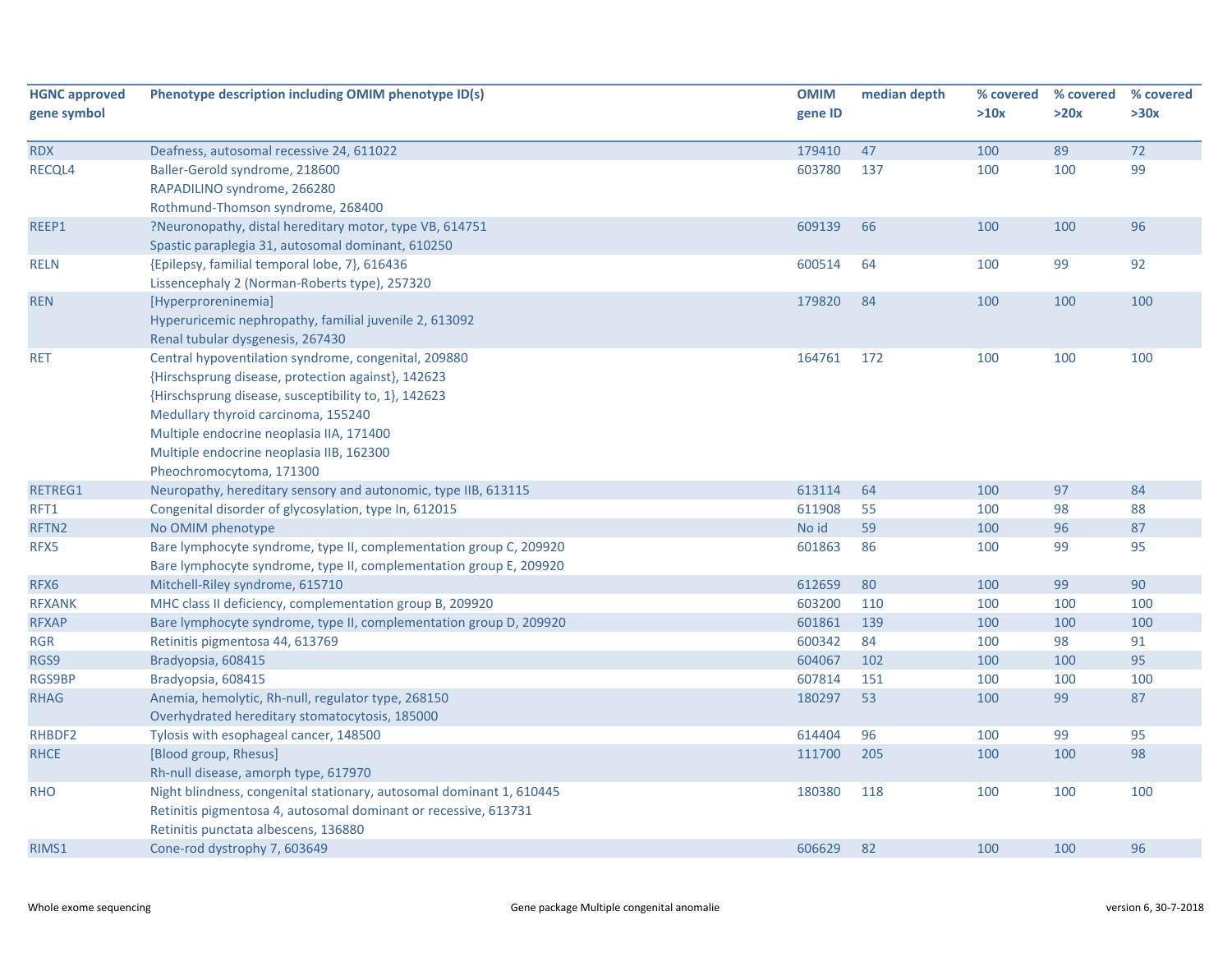| HGNC approved gene symbol | Phenotype description including OMIM phenotype ID(s) | OMIM gene ID | median depth | % covered >10x | % covered >20x | % covered >30x |
|---|---|---|---|---|---|---|
| RDX | Deafness, autosomal recessive 24, 611022 | 179410 | 47 | 100 | 89 | 72 |
| RECQL4 | Baller-Gerold syndrome, 218600<br>RAPADILINO syndrome, 266280<br>Rothmund-Thomson syndrome, 268400 | 603780 | 137 | 100 | 100 | 99 |
| REEP1 | ?Neuronopathy, distal hereditary motor, type VB, 614751<br>Spastic paraplegia 31, autosomal dominant, 610250 | 609139 | 66 | 100 | 100 | 96 |
| RELN | {Epilepsy, familial temporal lobe, 7}, 616436<br>Lissencephaly 2 (Norman-Roberts type), 257320 | 600514 | 64 | 100 | 99 | 92 |
| REN | [Hyperproreninemia]<br>Hyperuricemic nephropathy, familial juvenile 2, 613092<br>Renal tubular dysgenesis, 267430 | 179820 | 84 | 100 | 100 | 100 |
| RET | Central hypoventilation syndrome, congenital, 209880<br>{Hirschsprung disease, protection against}, 142623<br>{Hirschsprung disease, susceptibility to, 1}, 142623<br>Medullary thyroid carcinoma, 155240<br>Multiple endocrine neoplasia IIA, 171400<br>Multiple endocrine neoplasia IIB, 162300<br>Pheochromocytoma, 171300 | 164761 | 172 | 100 | 100 | 100 |
| RETREG1 | Neuropathy, hereditary sensory and autonomic, type IIB, 613115 | 613114 | 64 | 100 | 97 | 84 |
| RFT1 | Congenital disorder of glycosylation, type In, 612015 | 611908 | 55 | 100 | 98 | 88 |
| RFTN2 | No OMIM phenotype | No id | 59 | 100 | 96 | 87 |
| RFX5 | Bare lymphocyte syndrome, type II, complementation group C, 209920<br>Bare lymphocyte syndrome, type II, complementation group E, 209920 | 601863 | 86 | 100 | 99 | 95 |
| RFX6 | Mitchell-Riley syndrome, 615710 | 612659 | 80 | 100 | 99 | 90 |
| RFXANK | MHC class II deficiency, complementation group B, 209920 | 603200 | 110 | 100 | 100 | 100 |
| RFXAP | Bare lymphocyte syndrome, type II, complementation group D, 209920 | 601861 | 139 | 100 | 100 | 100 |
| RGR | Retinitis pigmentosa 44, 613769 | 600342 | 84 | 100 | 98 | 91 |
| RGS9 | Bradyopsia, 608415 | 604067 | 102 | 100 | 100 | 95 |
| RGS9BP | Bradyopsia, 608415 | 607814 | 151 | 100 | 100 | 100 |
| RHAG | Anemia, hemolytic, Rh-null, regulator type, 268150<br>Overhydrated hereditary stomatocytosis, 185000 | 180297 | 53 | 100 | 99 | 87 |
| RHBDF2 | Tylosis with esophageal cancer, 148500 | 614404 | 96 | 100 | 99 | 95 |
| RHCE | [Blood group, Rhesus]<br>Rh-null disease, amorph type, 617970 | 111700 | 205 | 100 | 100 | 98 |
| RHO | Night blindness, congenital stationary, autosomal dominant 1, 610445<br>Retinitis pigmentosa 4, autosomal dominant or recessive, 613731<br>Retinitis punctata albescens, 136880 | 180380 | 118 | 100 | 100 | 100 |
| RIMS1 | Cone-rod dystrophy 7, 603649 | 606629 | 82 | 100 | 100 | 96 |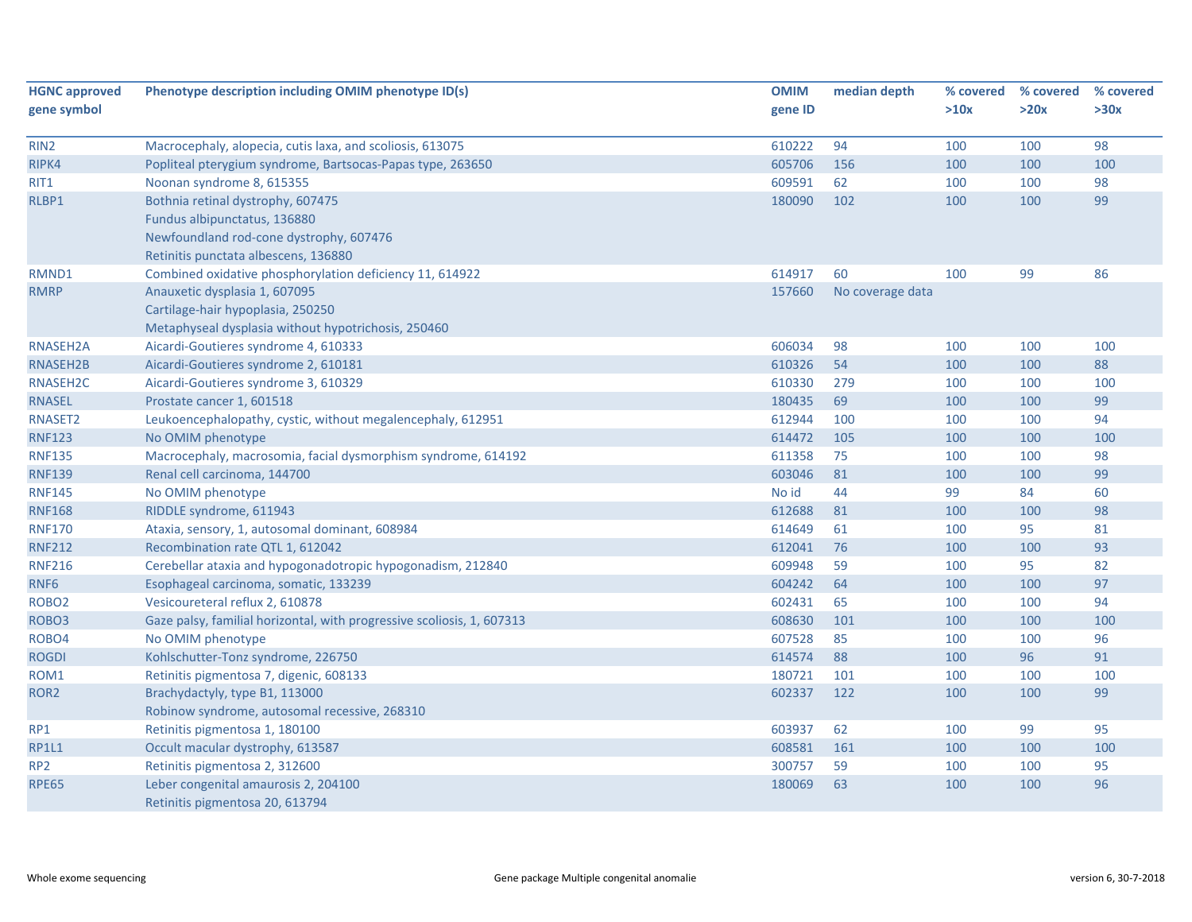| HGNC approved gene symbol | Phenotype description including OMIM phenotype ID(s) | OMIM gene ID | median depth | % covered >10x | % covered >20x | % covered >30x |
|---|---|---|---|---|---|---|
| RIN2 | Macrocephaly, alopecia, cutis laxa, and scoliosis, 613075 | 610222 | 94 | 100 | 100 | 98 |
| RIPK4 | Popliteal pterygium syndrome, Bartsocas-Papas type, 263650 | 605706 | 156 | 100 | 100 | 100 |
| RIT1 | Noonan syndrome 8, 615355 | 609591 | 62 | 100 | 100 | 98 |
| RLBP1 | Bothnia retinal dystrophy, 607475<br>Fundus albipunctatus, 136880<br>Newfoundland rod-cone dystrophy, 607476<br>Retinitis punctata albescens, 136880 | 180090 | 102 | 100 | 100 | 99 |
| RMND1 | Combined oxidative phosphorylation deficiency 11, 614922 | 614917 | 60 | 100 | 99 | 86 |
| RMRP | Anauxetic dysplasia 1, 607095<br>Cartilage-hair hypoplasia, 250250<br>Metaphyseal dysplasia without hypotrichosis, 250460 | 157660 | No coverage data | | | |
| RNASEH2A | Aicardi-Goutieres syndrome 4, 610333 | 606034 | 98 | 100 | 100 | 100 |
| RNASEH2B | Aicardi-Goutieres syndrome 2, 610181 | 610326 | 54 | 100 | 100 | 88 |
| RNASEH2C | Aicardi-Goutieres syndrome 3, 610329 | 610330 | 279 | 100 | 100 | 100 |
| RNASEL | Prostate cancer 1, 601518 | 180435 | 69 | 100 | 100 | 99 |
| RNASET2 | Leukoencephalopathy, cystic, without megalencephaly, 612951 | 612944 | 100 | 100 | 100 | 94 |
| RNF123 | No OMIM phenotype | 614472 | 105 | 100 | 100 | 100 |
| RNF135 | Macrocephaly, macrosomia, facial dysmorphism syndrome, 614192 | 611358 | 75 | 100 | 100 | 98 |
| RNF139 | Renal cell carcinoma, 144700 | 603046 | 81 | 100 | 100 | 99 |
| RNF145 | No OMIM phenotype | No id | 44 | 99 | 84 | 60 |
| RNF168 | RIDDLE syndrome, 611943 | 612688 | 81 | 100 | 100 | 98 |
| RNF170 | Ataxia, sensory, 1, autosomal dominant, 608984 | 614649 | 61 | 100 | 95 | 81 |
| RNF212 | Recombination rate QTL 1, 612042 | 612041 | 76 | 100 | 100 | 93 |
| RNF216 | Cerebellar ataxia and hypogonadotropic hypogonadism, 212840 | 609948 | 59 | 100 | 95 | 82 |
| RNF6 | Esophageal carcinoma, somatic, 133239 | 604242 | 64 | 100 | 100 | 97 |
| ROBO2 | Vesicoureteral reflux 2, 610878 | 602431 | 65 | 100 | 100 | 94 |
| ROBO3 | Gaze palsy, familial horizontal, with progressive scoliosis, 1, 607313 | 608630 | 101 | 100 | 100 | 100 |
| ROBO4 | No OMIM phenotype | 607528 | 85 | 100 | 100 | 96 |
| ROGDI | Kohlschutter-Tonz syndrome, 226750 | 614574 | 88 | 100 | 96 | 91 |
| ROM1 | Retinitis pigmentosa 7, digenic, 608133 | 180721 | 101 | 100 | 100 | 100 |
| ROR2 | Brachydactyly, type B1, 113000<br>Robinow syndrome, autosomal recessive, 268310 | 602337 | 122 | 100 | 100 | 99 |
| RP1 | Retinitis pigmentosa 1, 180100 | 603937 | 62 | 100 | 99 | 95 |
| RP1L1 | Occult macular dystrophy, 613587 | 608581 | 161 | 100 | 100 | 100 |
| RP2 | Retinitis pigmentosa 2, 312600 | 300757 | 59 | 100 | 100 | 95 |
| RPE65 | Leber congenital amaurosis 2, 204100<br>Retinitis pigmentosa 20, 613794 | 180069 | 63 | 100 | 100 | 96 |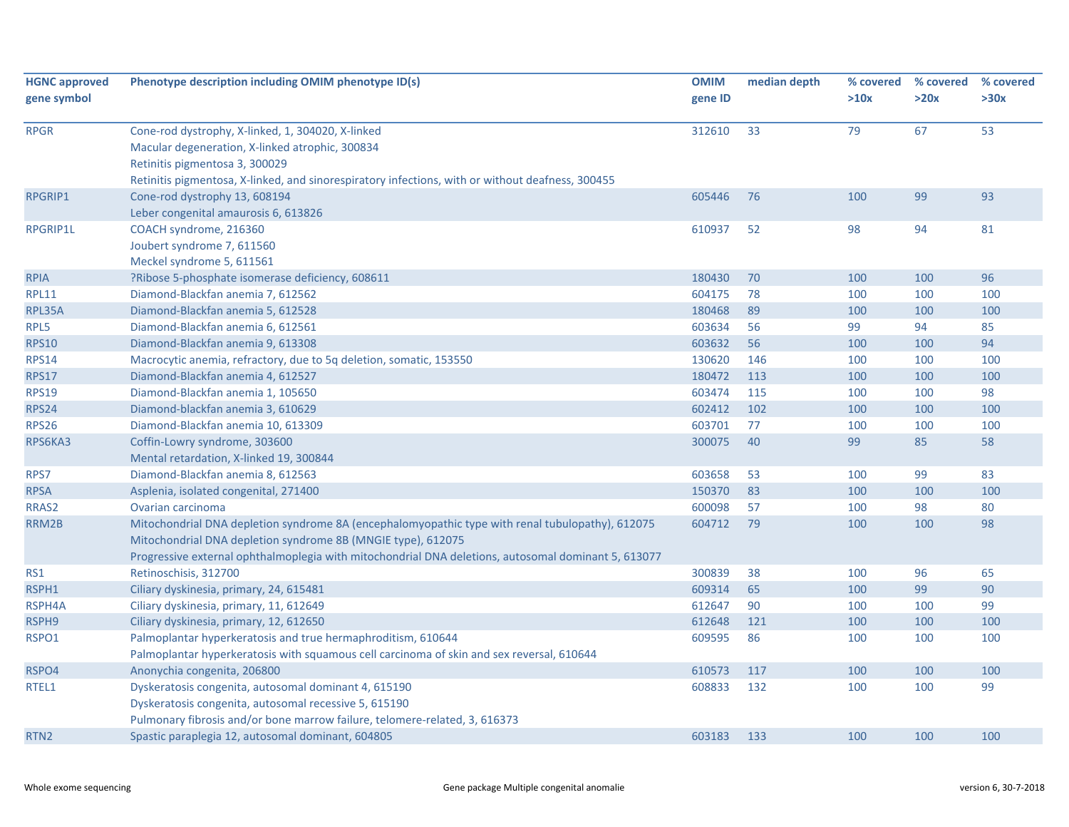| HGNC approved gene symbol | Phenotype description including OMIM phenotype ID(s) | OMIM gene ID | median depth | % covered >10x | % covered >20x | % covered >30x |
|---|---|---|---|---|---|---|
| RPGR | Cone-rod dystrophy, X-linked, 1, 304020, X-linked<br>Macular degeneration, X-linked atrophic, 300834<br>Retinitis pigmentosa 3, 300029<br>Retinitis pigmentosa, X-linked, and sinorespiratory infections, with or without deafness, 300455 | 312610 | 33 | 79 | 67 | 53 |
| RPGRIP1 | Cone-rod dystrophy 13, 608194<br>Leber congenital amaurosis 6, 613826 | 605446 | 76 | 100 | 99 | 93 |
| RPGRIP1L | COACH syndrome, 216360<br>Joubert syndrome 7, 611560<br>Meckel syndrome 5, 611561 | 610937 | 52 | 98 | 94 | 81 |
| RPIA | ?Ribose 5-phosphate isomerase deficiency, 608611 | 180430 | 70 | 100 | 100 | 96 |
| RPL11 | Diamond-Blackfan anemia 7, 612562 | 604175 | 78 | 100 | 100 | 100 |
| RPL35A | Diamond-Blackfan anemia 5, 612528 | 180468 | 89 | 100 | 100 | 100 |
| RPL5 | Diamond-Blackfan anemia 6, 612561 | 603634 | 56 | 99 | 94 | 85 |
| RPS10 | Diamond-Blackfan anemia 9, 613308 | 603632 | 56 | 100 | 100 | 94 |
| RPS14 | Macrocytic anemia, refractory, due to 5q deletion, somatic, 153550 | 130620 | 146 | 100 | 100 | 100 |
| RPS17 | Diamond-Blackfan anemia 4, 612527 | 180472 | 113 | 100 | 100 | 100 |
| RPS19 | Diamond-Blackfan anemia 1, 105650 | 603474 | 115 | 100 | 100 | 98 |
| RPS24 | Diamond-blackfan anemia 3, 610629 | 602412 | 102 | 100 | 100 | 100 |
| RPS26 | Diamond-Blackfan anemia 10, 613309 | 603701 | 77 | 100 | 100 | 100 |
| RPS6KA3 | Coffin-Lowry syndrome, 303600<br>Mental retardation, X-linked 19, 300844 | 300075 | 40 | 99 | 85 | 58 |
| RPS7 | Diamond-Blackfan anemia 8, 612563 | 603658 | 53 | 100 | 99 | 83 |
| RPSA | Asplenia, isolated congenital, 271400 | 150370 | 83 | 100 | 100 | 100 |
| RRAS2 | Ovarian carcinoma | 600098 | 57 | 100 | 98 | 80 |
| RRM2B | Mitochondrial DNA depletion syndrome 8A (encephalomyopathic type with renal tubulopathy), 612075<br>Mitochondrial DNA depletion syndrome 8B (MNGIE type), 612075<br>Progressive external ophthalmoplegia with mitochondrial DNA deletions, autosomal dominant 5, 613077 | 604712 | 79 | 100 | 100 | 98 |
| RS1 | Retinoschisis, 312700 | 300839 | 38 | 100 | 96 | 65 |
| RSPH1 | Ciliary dyskinesia, primary, 24, 615481 | 609314 | 65 | 100 | 99 | 90 |
| RSPH4A | Ciliary dyskinesia, primary, 11, 612649 | 612647 | 90 | 100 | 100 | 99 |
| RSPH9 | Ciliary dyskinesia, primary, 12, 612650 | 612648 | 121 | 100 | 100 | 100 |
| RSPO1 | Palmoplantar hyperkeratosis and true hermaphroditism, 610644<br>Palmoplantar hyperkeratosis with squamous cell carcinoma of skin and sex reversal, 610644 | 609595 | 86 | 100 | 100 | 100 |
| RSPO4 | Anonychia congenita, 206800 | 610573 | 117 | 100 | 100 | 100 |
| RTEL1 | Dyskeratosis congenita, autosomal dominant 4, 615190<br>Dyskeratosis congenita, autosomal recessive 5, 615190<br>Pulmonary fibrosis and/or bone marrow failure, telomere-related, 3, 616373 | 608833 | 132 | 100 | 100 | 99 |
| RTN2 | Spastic paraplegia 12, autosomal dominant, 604805 | 603183 | 133 | 100 | 100 | 100 |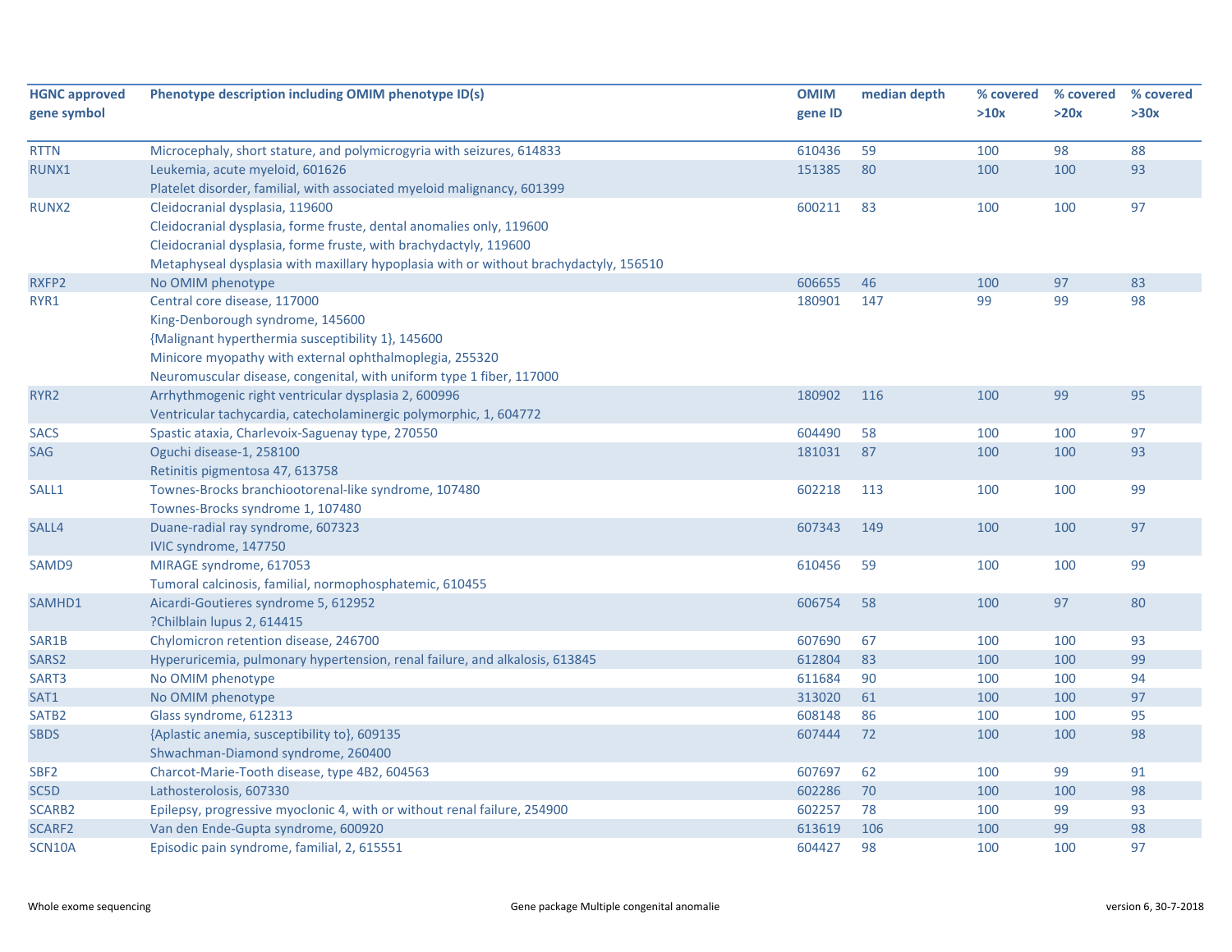| HGNC approved gene symbol | Phenotype description including OMIM phenotype ID(s) | OMIM gene ID | median depth | % covered >10x | % covered >20x | % covered >30x |
|---|---|---|---|---|---|---|
| RTTN | Microcephaly, short stature, and polymicrogyria with seizures, 614833 | 610436 | 59 | 100 | 98 | 88 |
| RUNX1 | Leukemia, acute myeloid, 601626<br>Platelet disorder, familial, with associated myeloid malignancy, 601399 | 151385 | 80 | 100 | 100 | 93 |
| RUNX2 | Cleidocranial dysplasia, 119600<br>Cleidocranial dysplasia, forme fruste, dental anomalies only, 119600<br>Cleidocranial dysplasia, forme fruste, with brachydactyly, 119600<br>Metaphyseal dysplasia with maxillary hypoplasia with or without brachydactyly, 156510 | 600211 | 83 | 100 | 100 | 97 |
| RXFP2 | No OMIM phenotype | 606655 | 46 | 100 | 97 | 83 |
| RYR1 | Central core disease, 117000<br>King-Denborough syndrome, 145600<br>{Malignant hyperthermia susceptibility 1}, 145600<br>Minicore myopathy with external ophthalmoplegia, 255320<br>Neuromuscular disease, congenital, with uniform type 1 fiber, 117000 | 180901 | 147 | 99 | 99 | 98 |
| RYR2 | Arrhythmogenic right ventricular dysplasia 2, 600996<br>Ventricular tachycardia, catecholaminergic polymorphic, 1, 604772 | 180902 | 116 | 100 | 99 | 95 |
| SACS | Spastic ataxia, Charlevoix-Saguenay type, 270550 | 604490 | 58 | 100 | 100 | 97 |
| SAG | Oguchi disease-1, 258100<br>Retinitis pigmentosa 47, 613758 | 181031 | 87 | 100 | 100 | 93 |
| SALL1 | Townes-Brocks branchiootorenal-like syndrome, 107480<br>Townes-Brocks syndrome 1, 107480 | 602218 | 113 | 100 | 100 | 99 |
| SALL4 | Duane-radial ray syndrome, 607323<br>IVIC syndrome, 147750 | 607343 | 149 | 100 | 100 | 97 |
| SAMD9 | MIRAGE syndrome, 617053<br>Tumoral calcinosis, familial, normophosphatemic, 610455 | 610456 | 59 | 100 | 100 | 99 |
| SAMHD1 | Aicardi-Goutieres syndrome 5, 612952<br>?Chilblain lupus 2, 614415 | 606754 | 58 | 100 | 97 | 80 |
| SAR1B | Chylomicron retention disease, 246700 | 607690 | 67 | 100 | 100 | 93 |
| SARS2 | Hyperuricemia, pulmonary hypertension, renal failure, and alkalosis, 613845 | 612804 | 83 | 100 | 100 | 99 |
| SART3 | No OMIM phenotype | 611684 | 90 | 100 | 100 | 94 |
| SAT1 | No OMIM phenotype | 313020 | 61 | 100 | 100 | 97 |
| SATB2 | Glass syndrome, 612313 | 608148 | 86 | 100 | 100 | 95 |
| SBDS | {Aplastic anemia, susceptibility to}, 609135<br>Shwachman-Diamond syndrome, 260400 | 607444 | 72 | 100 | 100 | 98 |
| SBF2 | Charcot-Marie-Tooth disease, type 4B2, 604563 | 607697 | 62 | 100 | 99 | 91 |
| SC5D | Lathosterolosis, 607330 | 602286 | 70 | 100 | 100 | 98 |
| SCARB2 | Epilepsy, progressive myoclonic 4, with or without renal failure, 254900 | 602257 | 78 | 100 | 99 | 93 |
| SCARF2 | Van den Ende-Gupta syndrome, 600920 | 613619 | 106 | 100 | 99 | 98 |
| SCN10A | Episodic pain syndrome, familial, 2, 615551 | 604427 | 98 | 100 | 100 | 97 |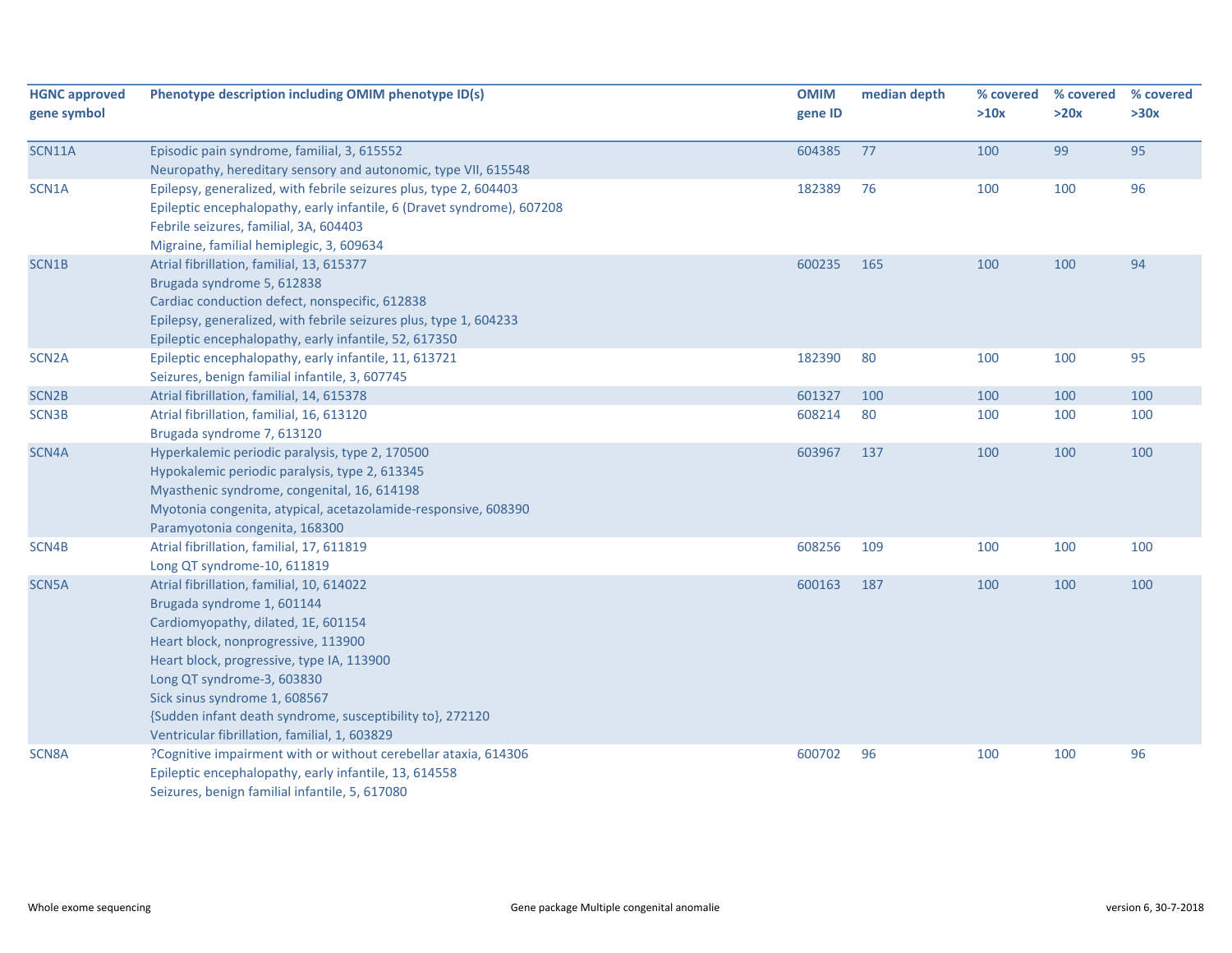| HGNC approved gene symbol | Phenotype description including OMIM phenotype ID(s) | OMIM gene ID | median depth | % covered >10x | % covered >20x | % covered >30x |
|---|---|---|---|---|---|---|
| SCN11A | Episodic pain syndrome, familial, 3, 615552<br>Neuropathy, hereditary sensory and autonomic, type VII, 615548 | 604385 | 77 | 100 | 99 | 95 |
| SCN1A | Epilepsy, generalized, with febrile seizures plus, type 2, 604403<br>Epileptic encephalopathy, early infantile, 6 (Dravet syndrome), 607208<br>Febrile seizures, familial, 3A, 604403<br>Migraine, familial hemiplegic, 3, 609634 | 182389 | 76 | 100 | 100 | 96 |
| SCN1B | Atrial fibrillation, familial, 13, 615377<br>Brugada syndrome 5, 612838<br>Cardiac conduction defect, nonspecific, 612838<br>Epilepsy, generalized, with febrile seizures plus, type 1, 604233<br>Epileptic encephalopathy, early infantile, 52, 617350 | 600235 | 165 | 100 | 100 | 94 |
| SCN2A | Epileptic encephalopathy, early infantile, 11, 613721<br>Seizures, benign familial infantile, 3, 607745 | 182390 | 80 | 100 | 100 | 95 |
| SCN2B | Atrial fibrillation, familial, 14, 615378 | 601327 | 100 | 100 | 100 | 100 |
| SCN3B | Atrial fibrillation, familial, 16, 613120<br>Brugada syndrome 7, 613120 | 608214 | 80 | 100 | 100 | 100 |
| SCN4A | Hyperkalemic periodic paralysis, type 2, 170500<br>Hypokalemic periodic paralysis, type 2, 613345<br>Myasthenic syndrome, congenital, 16, 614198<br>Myotonia congenita, atypical, acetazolamide-responsive, 608390<br>Paramyotonia congenita, 168300 | 603967 | 137 | 100 | 100 | 100 |
| SCN4B | Atrial fibrillation, familial, 17, 611819<br>Long QT syndrome-10, 611819 | 608256 | 109 | 100 | 100 | 100 |
| SCN5A | Atrial fibrillation, familial, 10, 614022<br>Brugada syndrome 1, 601144<br>Cardiomyopathy, dilated, 1E, 601154<br>Heart block, nonprogressive, 113900<br>Heart block, progressive, type IA, 113900<br>Long QT syndrome-3, 603830<br>Sick sinus syndrome 1, 608567<br>{Sudden infant death syndrome, susceptibility to}, 272120<br>Ventricular fibrillation, familial, 1, 603829 | 600163 | 187 | 100 | 100 | 100 |
| SCN8A | ?Cognitive impairment with or without cerebellar ataxia, 614306<br>Epileptic encephalopathy, early infantile, 13, 614558<br>Seizures, benign familial infantile, 5, 617080 | 600702 | 96 | 100 | 100 | 96 |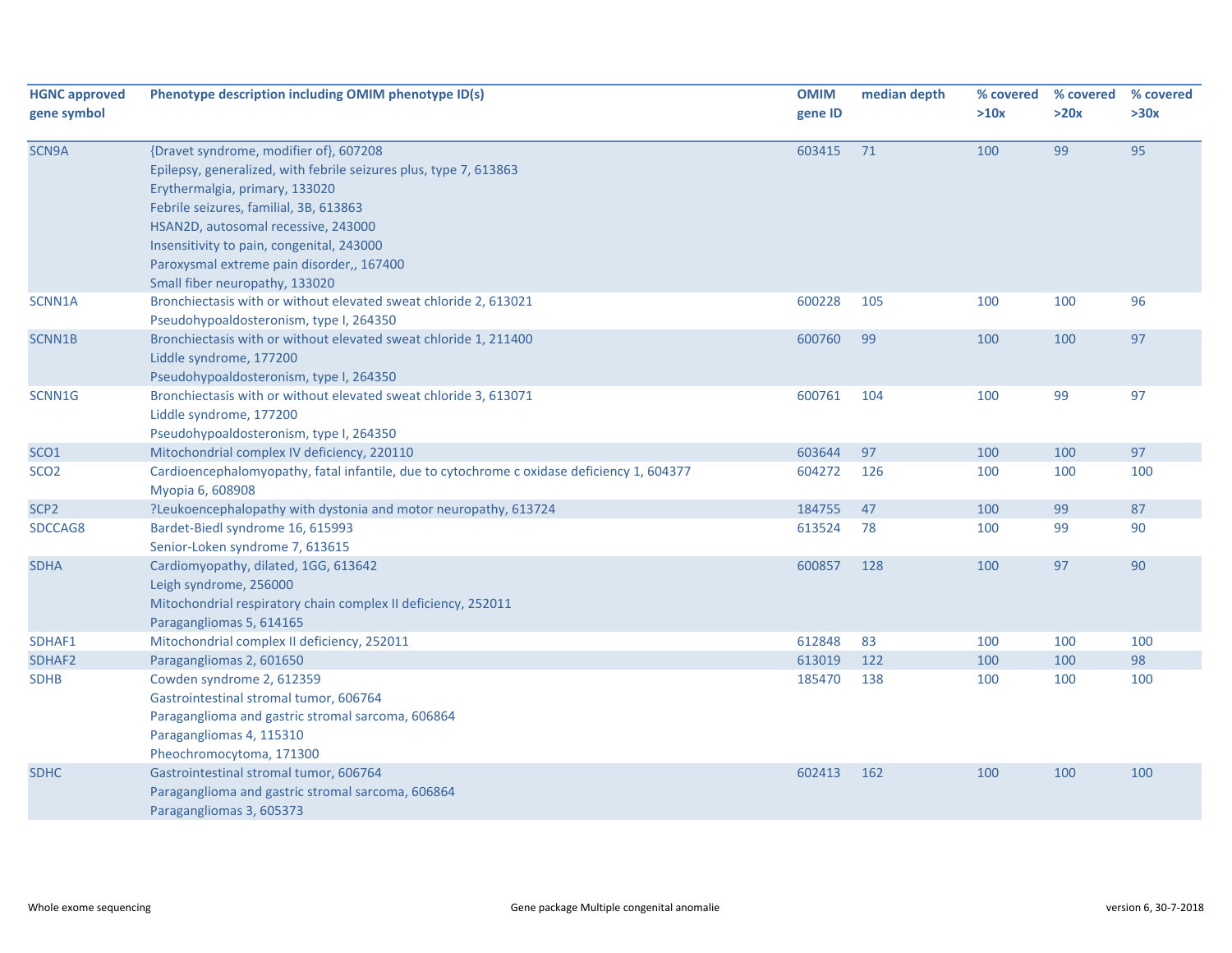| HGNC approved gene symbol | Phenotype description including OMIM phenotype ID(s) | OMIM gene ID | median depth | % covered >10x | % covered >20x | % covered >30x |
|---|---|---|---|---|---|---|
| SCN9A | {Dravet syndrome, modifier of}, 607208<br>Epilepsy, generalized, with febrile seizures plus, type 7, 613863<br>Erythermalgia, primary, 133020<br>Febrile seizures, familial, 3B, 613863<br>HSAN2D, autosomal recessive, 243000<br>Insensitivity to pain, congenital, 243000<br>Paroxysmal extreme pain disorder,, 167400<br>Small fiber neuropathy, 133020 | 603415 | 71 | 100 | 99 | 95 |
| SCNN1A | Bronchiectasis with or without elevated sweat chloride 2, 613021<br>Pseudohypoaldosteronism, type I, 264350 | 600228 | 105 | 100 | 100 | 96 |
| SCNN1B | Bronchiectasis with or without elevated sweat chloride 1, 211400<br>Liddle syndrome, 177200<br>Pseudohypoaldosteronism, type I, 264350 | 600760 | 99 | 100 | 100 | 97 |
| SCNN1G | Bronchiectasis with or without elevated sweat chloride 3, 613071<br>Liddle syndrome, 177200<br>Pseudohypoaldosteronism, type I, 264350 | 600761 | 104 | 100 | 99 | 97 |
| SCO1 | Mitochondrial complex IV deficiency, 220110 | 603644 | 97 | 100 | 100 | 97 |
| SCO2 | Cardioencephalomyopathy, fatal infantile, due to cytochrome c oxidase deficiency 1, 604377<br>Myopia 6, 608908 | 604272 | 126 | 100 | 100 | 100 |
| SCP2 | ?Leukoencephalopathy with dystonia and motor neuropathy, 613724 | 184755 | 47 | 100 | 99 | 87 |
| SDCCAG8 | Bardet-Biedl syndrome 16, 615993<br>Senior-Loken syndrome 7, 613615 | 613524 | 78 | 100 | 99 | 90 |
| SDHA | Cardiomyopathy, dilated, 1GG, 613642<br>Leigh syndrome, 256000<br>Mitochondrial respiratory chain complex II deficiency, 252011<br>Paragangliomas 5, 614165 | 600857 | 128 | 100 | 97 | 90 |
| SDHAF1 | Mitochondrial complex II deficiency, 252011 | 612848 | 83 | 100 | 100 | 100 |
| SDHAF2 | Paragangliomas 2, 601650 | 613019 | 122 | 100 | 100 | 98 |
| SDHB | Cowden syndrome 2, 612359<br>Gastrointestinal stromal tumor, 606764<br>Paraganglioma and gastric stromal sarcoma, 606864<br>Paragangliomas 4, 115310<br>Pheochromocytoma, 171300 | 185470 | 138 | 100 | 100 | 100 |
| SDHC | Gastrointestinal stromal tumor, 606764<br>Paraganglioma and gastric stromal sarcoma, 606864<br>Paragangliomas 3, 605373 | 602413 | 162 | 100 | 100 | 100 |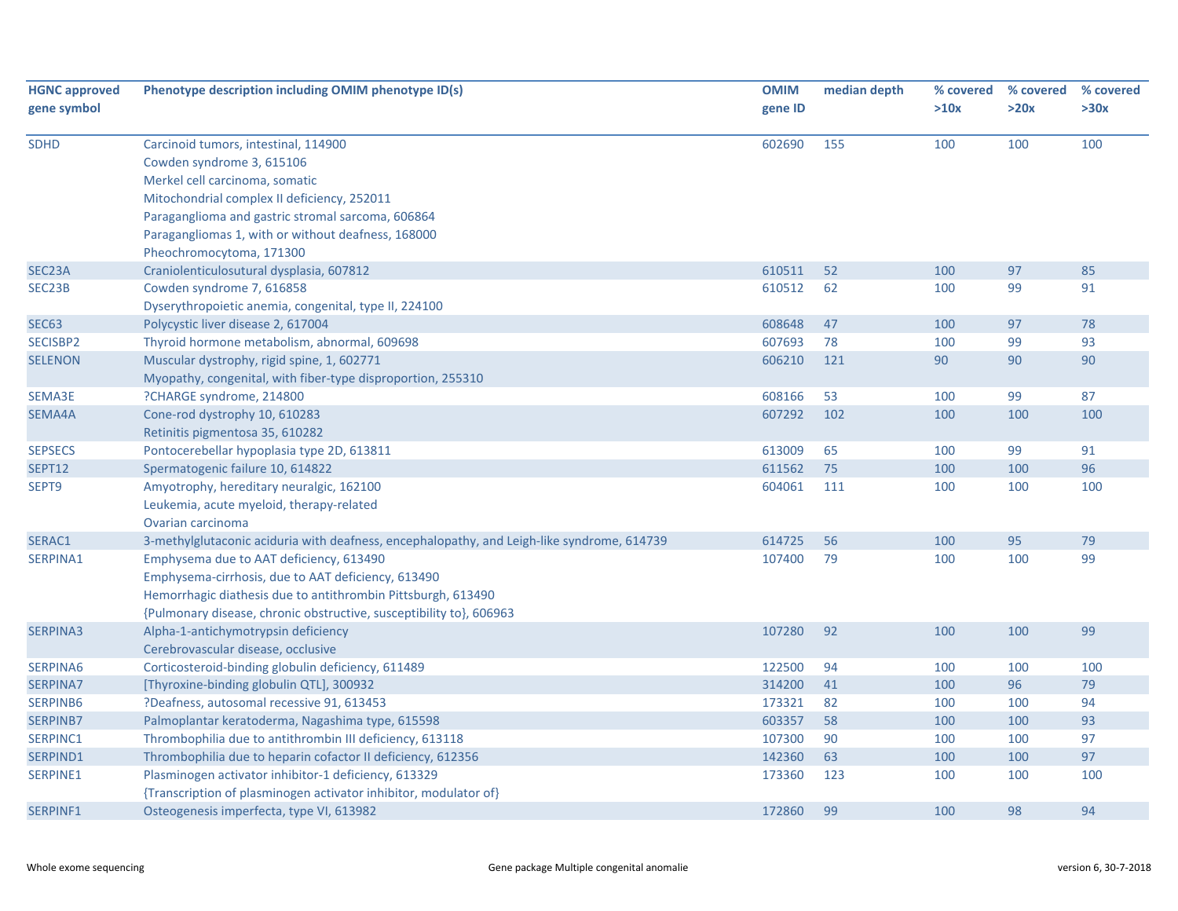| HGNC approved gene symbol | Phenotype description including OMIM phenotype ID(s) | OMIM gene ID | median depth | % covered >10x | % covered >20x | % covered >30x |
|---|---|---|---|---|---|---|
| SDHD | Carcinoid tumors, intestinal, 114900<br>Cowden syndrome 3, 615106<br>Merkel cell carcinoma, somatic<br>Mitochondrial complex II deficiency, 252011<br>Paraganglioma and gastric stromal sarcoma, 606864<br>Paragangliomas 1, with or without deafness, 168000<br>Pheochromocytoma, 171300 | 602690 | 155 | 100 | 100 | 100 |
| SEC23A | Craniolenticulosutural dysplasia, 607812 | 610511 | 52 | 100 | 97 | 85 |
| SEC23B | Cowden syndrome 7, 616858<br>Dyserythropoietic anemia, congenital, type II, 224100 | 610512 | 62 | 100 | 99 | 91 |
| SEC63 | Polycystic liver disease 2, 617004 | 608648 | 47 | 100 | 97 | 78 |
| SECISBP2 | Thyroid hormone metabolism, abnormal, 609698 | 607693 | 78 | 100 | 99 | 93 |
| SELENON | Muscular dystrophy, rigid spine, 1, 602771<br>Myopathy, congenital, with fiber-type disproportion, 255310 | 606210 | 121 | 90 | 90 | 90 |
| SEMA3E | ?CHARGE syndrome, 214800 | 608166 | 53 | 100 | 99 | 87 |
| SEMA4A | Cone-rod dystrophy 10, 610283<br>Retinitis pigmentosa 35, 610282 | 607292 | 102 | 100 | 100 | 100 |
| SEPSECS | Pontocerebellar hypoplasia type 2D, 613811 | 613009 | 65 | 100 | 99 | 91 |
| SEPT12 | Spermatogenic failure 10, 614822 | 611562 | 75 | 100 | 100 | 96 |
| SEPT9 | Amyotrophy, hereditary neuralgic, 162100<br>Leukemia, acute myeloid, therapy-related<br>Ovarian carcinoma | 604061 | 111 | 100 | 100 | 100 |
| SERAC1 | 3-methylglutaconic aciduria with deafness, encephalopathy, and Leigh-like syndrome, 614739 | 614725 | 56 | 100 | 95 | 79 |
| SERPINA1 | Emphysema due to AAT deficiency, 613490<br>Emphysema-cirrhosis, due to AAT deficiency, 613490<br>Hemorrhagic diathesis due to antithrombin Pittsburgh, 613490<br>{Pulmonary disease, chronic obstructive, susceptibility to}, 606963 | 107400 | 79 | 100 | 100 | 99 |
| SERPINA3 | Alpha-1-antichymotrypsin deficiency<br>Cerebrovascular disease, occlusive | 107280 | 92 | 100 | 100 | 99 |
| SERPINA6 | Corticosteroid-binding globulin deficiency, 611489 | 122500 | 94 | 100 | 100 | 100 |
| SERPINA7 | [Thyroxine-binding globulin QTL], 300932 | 314200 | 41 | 100 | 96 | 79 |
| SERPINB6 | ?Deafness, autosomal recessive 91, 613453 | 173321 | 82 | 100 | 100 | 94 |
| SERPINB7 | Palmoplantar keratoderma, Nagashima type, 615598 | 603357 | 58 | 100 | 100 | 93 |
| SERPINC1 | Thrombophilia due to antithrombin III deficiency, 613118 | 107300 | 90 | 100 | 100 | 97 |
| SERPIND1 | Thrombophilia due to heparin cofactor II deficiency, 612356 | 142360 | 63 | 100 | 100 | 97 |
| SERPINE1 | Plasminogen activator inhibitor-1 deficiency, 613329<br>{Transcription of plasminogen activator inhibitor, modulator of} | 173360 | 123 | 100 | 100 | 100 |
| SERPINF1 | Osteogenesis imperfecta, type VI, 613982 | 172860 | 99 | 100 | 98 | 94 |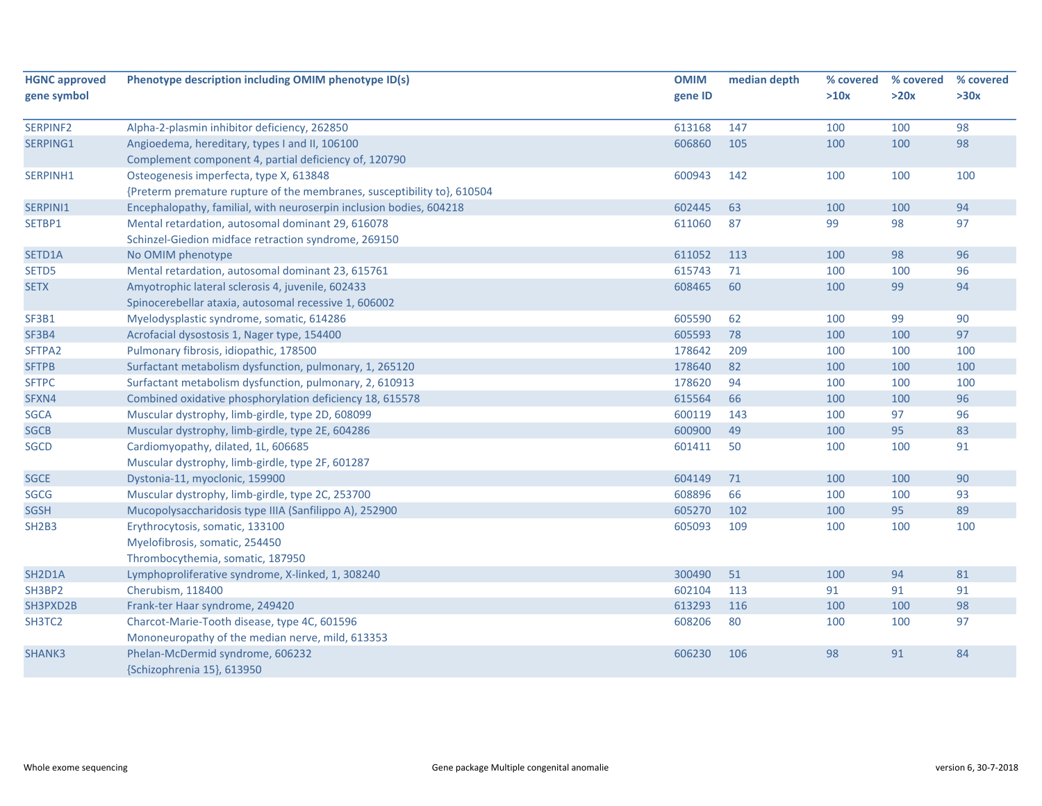| HGNC approved gene symbol | Phenotype description including OMIM phenotype ID(s) | OMIM gene ID | median depth | % covered >10x | % covered >20x | % covered >30x |
|---|---|---|---|---|---|---|
| SERPINF2 | Alpha-2-plasmin inhibitor deficiency, 262850 | 613168 | 147 | 100 | 100 | 98 |
| SERPING1 | Angioedema, hereditary, types I and II, 106100<br>Complement component 4, partial deficiency of, 120790 | 606860 | 105 | 100 | 100 | 98 |
| SERPINH1 | Osteogenesis imperfecta, type X, 613848<br>{Preterm premature rupture of the membranes, susceptibility to}, 610504 | 600943 | 142 | 100 | 100 | 100 |
| SERPINI1 | Encephalopathy, familial, with neuroserpin inclusion bodies, 604218 | 602445 | 63 | 100 | 100 | 94 |
| SETBP1 | Mental retardation, autosomal dominant 29, 616078<br>Schinzel-Giedion midface retraction syndrome, 269150 | 611060 | 87 | 99 | 98 | 97 |
| SETD1A | No OMIM phenotype | 611052 | 113 | 100 | 98 | 96 |
| SETD5 | Mental retardation, autosomal dominant 23, 615761 | 615743 | 71 | 100 | 100 | 96 |
| SETX | Amyotrophic lateral sclerosis 4, juvenile, 602433<br>Spinocerebellar ataxia, autosomal recessive 1, 606002 | 608465 | 60 | 100 | 99 | 94 |
| SF3B1 | Myelodysplastic syndrome, somatic, 614286 | 605590 | 62 | 100 | 99 | 90 |
| SF3B4 | Acrofacial dysostosis 1, Nager type, 154400 | 605593 | 78 | 100 | 100 | 97 |
| SFTPA2 | Pulmonary fibrosis, idiopathic, 178500 | 178642 | 209 | 100 | 100 | 100 |
| SFTPB | Surfactant metabolism dysfunction, pulmonary, 1, 265120 | 178640 | 82 | 100 | 100 | 100 |
| SFTPC | Surfactant metabolism dysfunction, pulmonary, 2, 610913 | 178620 | 94 | 100 | 100 | 100 |
| SFXN4 | Combined oxidative phosphorylation deficiency 18, 615578 | 615564 | 66 | 100 | 100 | 96 |
| SGCA | Muscular dystrophy, limb-girdle, type 2D, 608099 | 600119 | 143 | 100 | 97 | 96 |
| SGCB | Muscular dystrophy, limb-girdle, type 2E, 604286 | 600900 | 49 | 100 | 95 | 83 |
| SGCD | Cardiomyopathy, dilated, 1L, 606685<br>Muscular dystrophy, limb-girdle, type 2F, 601287 | 601411 | 50 | 100 | 100 | 91 |
| SGCE | Dystonia-11, myoclonic, 159900 | 604149 | 71 | 100 | 100 | 90 |
| SGCG | Muscular dystrophy, limb-girdle, type 2C, 253700 | 608896 | 66 | 100 | 100 | 93 |
| SGSH | Mucopolysaccharidosis type IIIA (Sanfilippo A), 252900 | 605270 | 102 | 100 | 95 | 89 |
| SH2B3 | Erythrocytosis, somatic, 133100<br>Myelofibrosis, somatic, 254450<br>Thrombocythemia, somatic, 187950 | 605093 | 109 | 100 | 100 | 100 |
| SH2D1A | Lymphoproliferative syndrome, X-linked, 1, 308240 | 300490 | 51 | 100 | 94 | 81 |
| SH3BP2 | Cherubism, 118400 | 602104 | 113 | 91 | 91 | 91 |
| SH3PXD2B | Frank-ter Haar syndrome, 249420 | 613293 | 116 | 100 | 100 | 98 |
| SH3TC2 | Charcot-Marie-Tooth disease, type 4C, 601596<br>Mononeuropathy of the median nerve, mild, 613353 | 608206 | 80 | 100 | 100 | 97 |
| SHANK3 | Phelan-McDermid syndrome, 606232<br>{Schizophrenia 15}, 613950 | 606230 | 106 | 98 | 91 | 84 |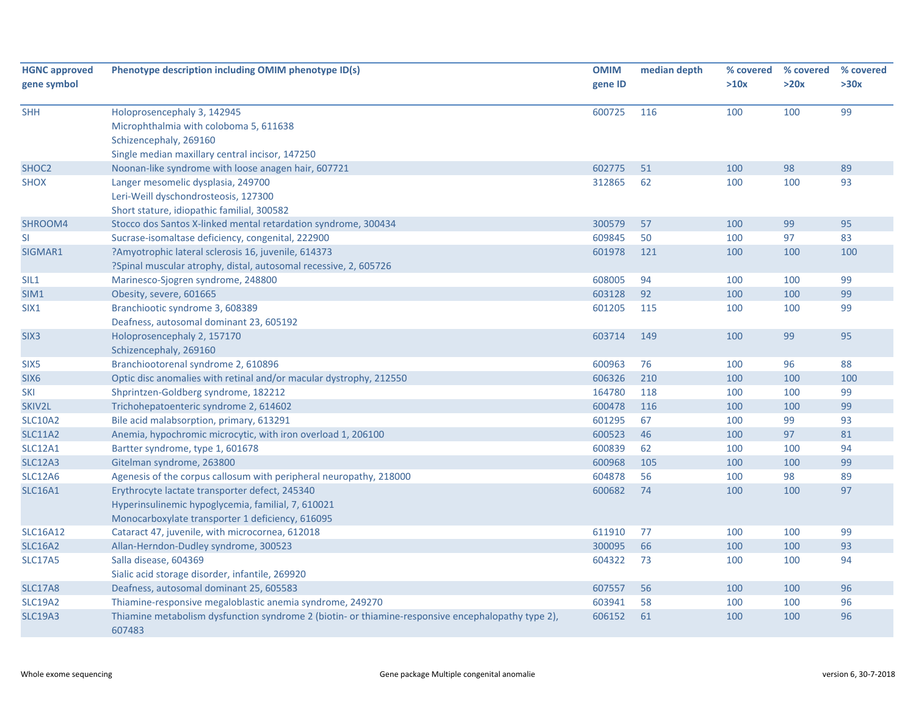| HGNC approved gene symbol | Phenotype description including OMIM phenotype ID(s) | OMIM gene ID | median depth | % covered >10x | % covered >20x | % covered >30x |
|---|---|---|---|---|---|---|
| SHH | Holoprosencephaly 3, 142945<br>Microphthalmia with coloboma 5, 611638<br>Schizencephaly, 269160<br>Single median maxillary central incisor, 147250 | 600725 | 116 | 100 | 100 | 99 |
| SHOC2 | Noonan-like syndrome with loose anagen hair, 607721 | 602775 | 51 | 100 | 98 | 89 |
| SHOX | Langer mesomelic dysplasia, 249700<br>Leri-Weill dyschondrosteosis, 127300<br>Short stature, idiopathic familial, 300582 | 312865 | 62 | 100 | 100 | 93 |
| SHROOM4 | Stocco dos Santos X-linked mental retardation syndrome, 300434 | 300579 | 57 | 100 | 99 | 95 |
| SI | Sucrase-isomaltase deficiency, congenital, 222900 | 609845 | 50 | 100 | 97 | 83 |
| SIGMAR1 | ?Amyotrophic lateral sclerosis 16, juvenile, 614373<br>?Spinal muscular atrophy, distal, autosomal recessive, 2, 605726 | 601978 | 121 | 100 | 100 | 100 |
| SIL1 | Marinesco-Sjogren syndrome, 248800 | 608005 | 94 | 100 | 100 | 99 |
| SIM1 | Obesity, severe, 601665 | 603128 | 92 | 100 | 100 | 99 |
| SIX1 | Branchiootic syndrome 3, 608389<br>Deafness, autosomal dominant 23, 605192 | 601205 | 115 | 100 | 100 | 99 |
| SIX3 | Holoprosencephaly 2, 157170<br>Schizencephaly, 269160 | 603714 | 149 | 100 | 99 | 95 |
| SIX5 | Branchiootorenal syndrome 2, 610896 | 600963 | 76 | 100 | 96 | 88 |
| SIX6 | Optic disc anomalies with retinal and/or macular dystrophy, 212550 | 606326 | 210 | 100 | 100 | 100 |
| SKI | Shprintzen-Goldberg syndrome, 182212 | 164780 | 118 | 100 | 100 | 99 |
| SKIV2L | Trichohepatoenteric syndrome 2, 614602 | 600478 | 116 | 100 | 100 | 99 |
| SLC10A2 | Bile acid malabsorption, primary, 613291 | 601295 | 67 | 100 | 99 | 93 |
| SLC11A2 | Anemia, hypochromic microcytic, with iron overload 1, 206100 | 600523 | 46 | 100 | 97 | 81 |
| SLC12A1 | Bartter syndrome, type 1, 601678 | 600839 | 62 | 100 | 100 | 94 |
| SLC12A3 | Gitelman syndrome, 263800 | 600968 | 105 | 100 | 100 | 99 |
| SLC12A6 | Agenesis of the corpus callosum with peripheral neuropathy, 218000 | 604878 | 56 | 100 | 98 | 89 |
| SLC16A1 | Erythrocyte lactate transporter defect, 245340<br>Hyperinsulinemic hypoglycemia, familial, 7, 610021<br>Monocarboxylate transporter 1 deficiency, 616095 | 600682 | 74 | 100 | 100 | 97 |
| SLC16A12 | Cataract 47, juvenile, with microcornea, 612018 | 611910 | 77 | 100 | 100 | 99 |
| SLC16A2 | Allan-Herndon-Dudley syndrome, 300523 | 300095 | 66 | 100 | 100 | 93 |
| SLC17A5 | Salla disease, 604369<br>Sialic acid storage disorder, infantile, 269920 | 604322 | 73 | 100 | 100 | 94 |
| SLC17A8 | Deafness, autosomal dominant 25, 605583 | 607557 | 56 | 100 | 100 | 96 |
| SLC19A2 | Thiamine-responsive megaloblastic anemia syndrome, 249270 | 603941 | 58 | 100 | 100 | 96 |
| SLC19A3 | Thiamine metabolism dysfunction syndrome 2 (biotin- or thiamine-responsive encephalopathy type 2), 607483 | 606152 | 61 | 100 | 100 | 96 |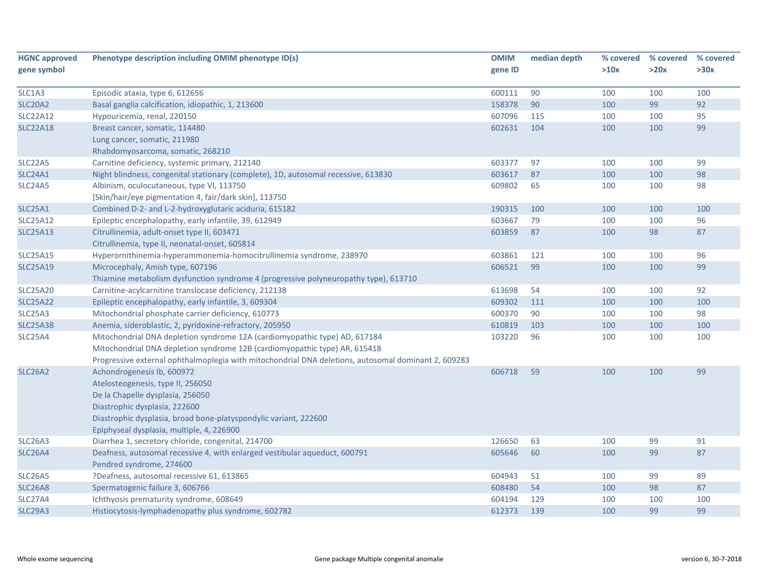| HGNC approved gene symbol | Phenotype description including OMIM phenotype ID(s) | OMIM gene ID | median depth | % covered >10x | % covered >20x | % covered >30x |
|---|---|---|---|---|---|---|
| SLC1A3 | Episodic ataxia, type 6, 612656 | 600111 | 90 | 100 | 100 | 100 |
| SLC20A2 | Basal ganglia calcification, idiopathic, 1, 213600 | 158378 | 90 | 100 | 99 | 92 |
| SLC22A12 | Hypouricemia, renal, 220150 | 607096 | 115 | 100 | 100 | 95 |
| SLC22A18 | Breast cancer, somatic, 114480<br>Lung cancer, somatic, 211980<br>Rhabdomyosarcoma, somatic, 268210 | 602631 | 104 | 100 | 100 | 99 |
| SLC22A5 | Carnitine deficiency, systemic primary, 212140 | 603377 | 97 | 100 | 100 | 99 |
| SLC24A1 | Night blindness, congenital stationary (complete), 1D, autosomal recessive, 613830 | 603617 | 87 | 100 | 100 | 98 |
| SLC24A5 | Albinism, oculocutaneous, type VI, 113750<br>[Skin/hair/eye pigmentation 4, fair/dark skin], 113750 | 609802 | 65 | 100 | 100 | 98 |
| SLC25A1 | Combined D-2- and L-2-hydroxyglutaric aciduria, 615182 | 190315 | 100 | 100 | 100 | 100 |
| SLC25A12 | Epileptic encephalopathy, early infantile, 39, 612949 | 603667 | 79 | 100 | 100 | 96 |
| SLC25A13 | Citrullinemia, adult-onset type II, 603471<br>Citrullinemia, type II, neonatal-onset, 605814 | 603859 | 87 | 100 | 98 | 87 |
| SLC25A15 | Hyperornithinemia-hyperammonemia-homocitrullinemia syndrome, 238970 | 603861 | 121 | 100 | 100 | 96 |
| SLC25A19 | Microcephaly, Amish type, 607196<br>Thiamine metabolism dysfunction syndrome 4 (progressive polyneuropathy type), 613710 | 606521 | 99 | 100 | 100 | 99 |
| SLC25A20 | Carnitine-acylcarnitine translocase deficiency, 212138 | 613698 | 54 | 100 | 100 | 92 |
| SLC25A22 | Epileptic encephalopathy, early infantile, 3, 609304 | 609302 | 111 | 100 | 100 | 100 |
| SLC25A3 | Mitochondrial phosphate carrier deficiency, 610773 | 600370 | 90 | 100 | 100 | 98 |
| SLC25A38 | Anemia, sideroblastic, 2, pyridoxine-refractory, 205950 | 610819 | 103 | 100 | 100 | 100 |
| SLC25A4 | Mitochondrial DNA depletion syndrome 12A (cardiomyopathic type) AD, 617184<br>Mitochondrial DNA depletion syndrome 12B (cardiomyopathic type) AR, 615418<br>Progressive external ophthalmoplegia with mitochondrial DNA deletions, autosomal dominant 2, 609283 | 103220 | 96 | 100 | 100 | 100 |
| SLC26A2 | Achondrogenesis Ib, 600972<br>Atelosteogenesis, type II, 256050<br>De la Chapelle dysplasia, 256050<br>Diastrophic dysplasia, 222600<br>Diastrophic dysplasia, broad bone-platyspondylic variant, 222600<br>Epiphyseal dysplasia, multiple, 4, 226900 | 606718 | 59 | 100 | 100 | 99 |
| SLC26A3 | Diarrhea 1, secretory chloride, congenital, 214700 | 126650 | 63 | 100 | 99 | 91 |
| SLC26A4 | Deafness, autosomal recessive 4, with enlarged vestibular aqueduct, 600791<br>Pendred syndrome, 274600 | 605646 | 60 | 100 | 99 | 87 |
| SLC26A5 | ?Deafness, autosomal recessive 61, 613865 | 604943 | 51 | 100 | 99 | 89 |
| SLC26A8 | Spermatogenic failure 3, 606766 | 608480 | 54 | 100 | 98 | 87 |
| SLC27A4 | Ichthyosis prematurity syndrome, 608649 | 604194 | 129 | 100 | 100 | 100 |
| SLC29A3 | Histiocytosis-lymphadenopathy plus syndrome, 602782 | 612373 | 139 | 100 | 99 | 99 |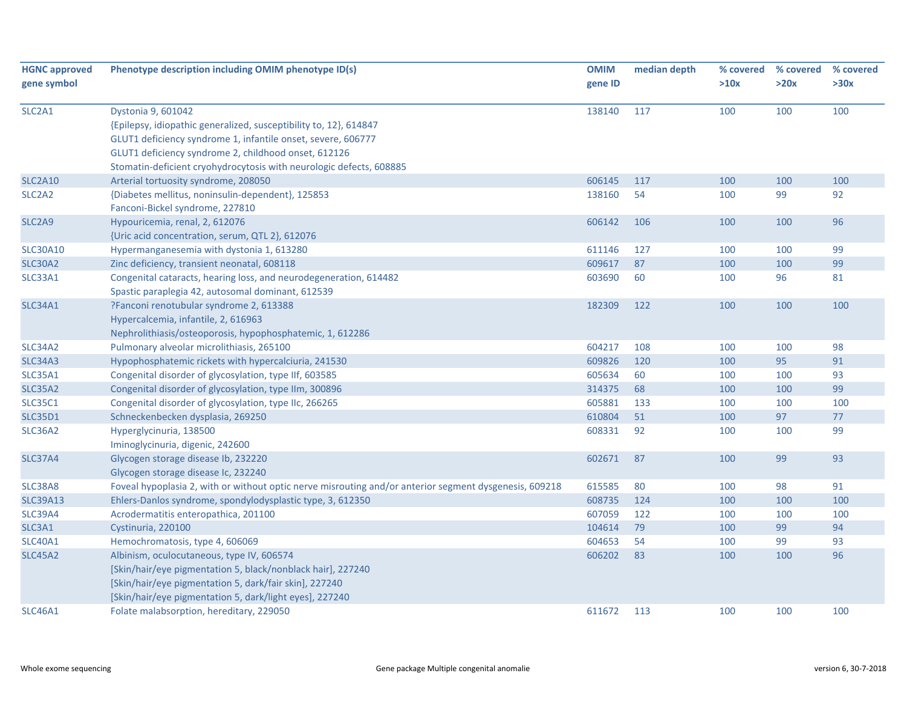| HGNC approved gene symbol | Phenotype description including OMIM phenotype ID(s) | OMIM gene ID | median depth | % covered >10x | % covered >20x | % covered >30x |
|---|---|---|---|---|---|---|
| SLC2A1 | Dystonia 9, 601042<br>{Epilepsy, idiopathic generalized, susceptibility to, 12}, 614847<br>GLUT1 deficiency syndrome 1, infantile onset, severe, 606777<br>GLUT1 deficiency syndrome 2, childhood onset, 612126<br>Stomatin-deficient cryohydrocytosis with neurologic defects, 608885 | 138140 | 117 | 100 | 100 | 100 |
| SLC2A10 | Arterial tortuosity syndrome, 208050 | 606145 | 117 | 100 | 100 | 100 |
| SLC2A2 | {Diabetes mellitus, noninsulin-dependent}, 125853<br>Fanconi-Bickel syndrome, 227810 | 138160 | 54 | 100 | 99 | 92 |
| SLC2A9 | Hypouricemia, renal, 2, 612076<br>{Uric acid concentration, serum, QTL 2}, 612076 | 606142 | 106 | 100 | 100 | 96 |
| SLC30A10 | Hypermanganesemia with dystonia 1, 613280 | 611146 | 127 | 100 | 100 | 99 |
| SLC30A2 | Zinc deficiency, transient neonatal, 608118 | 609617 | 87 | 100 | 100 | 99 |
| SLC33A1 | Congenital cataracts, hearing loss, and neurodegeneration, 614482<br>Spastic paraplegia 42, autosomal dominant, 612539 | 603690 | 60 | 100 | 96 | 81 |
| SLC34A1 | ?Fanconi renotubular syndrome 2, 613388<br>Hypercalcemia, infantile, 2, 616963<br>Nephrolithiasis/osteoporosis, hypophosphatemic, 1, 612286 | 182309 | 122 | 100 | 100 | 100 |
| SLC34A2 | Pulmonary alveolar microlithiasis, 265100 | 604217 | 108 | 100 | 100 | 98 |
| SLC34A3 | Hypophosphatemic rickets with hypercalciuria, 241530 | 609826 | 120 | 100 | 95 | 91 |
| SLC35A1 | Congenital disorder of glycosylation, type IIf, 603585 | 605634 | 60 | 100 | 100 | 93 |
| SLC35A2 | Congenital disorder of glycosylation, type IIm, 300896 | 314375 | 68 | 100 | 100 | 99 |
| SLC35C1 | Congenital disorder of glycosylation, type IIc, 266265 | 605881 | 133 | 100 | 100 | 100 |
| SLC35D1 | Schneckenbecken dysplasia, 269250 | 610804 | 51 | 100 | 97 | 77 |
| SLC36A2 | Hyperglycinuria, 138500<br>Iminoglycinuria, digenic, 242600 | 608331 | 92 | 100 | 100 | 99 |
| SLC37A4 | Glycogen storage disease Ib, 232220<br>Glycogen storage disease Ic, 232240 | 602671 | 87 | 100 | 99 | 93 |
| SLC38A8 | Foveal hypoplasia 2, with or without optic nerve misrouting and/or anterior segment dysgenesis, 609218 | 615585 | 80 | 100 | 98 | 91 |
| SLC39A13 | Ehlers-Danlos syndrome, spondylodysplastic type, 3, 612350 | 608735 | 124 | 100 | 100 | 100 |
| SLC39A4 | Acrodermatitis enteropathica, 201100 | 607059 | 122 | 100 | 100 | 100 |
| SLC3A1 | Cystinuria, 220100 | 104614 | 79 | 100 | 99 | 94 |
| SLC40A1 | Hemochromatosis, type 4, 606069 | 604653 | 54 | 100 | 99 | 93 |
| SLC45A2 | Albinism, oculocutaneous, type IV, 606574<br>[Skin/hair/eye pigmentation 5, black/nonblack hair], 227240<br>[Skin/hair/eye pigmentation 5, dark/fair skin], 227240<br>[Skin/hair/eye pigmentation 5, dark/light eyes], 227240 | 606202 | 83 | 100 | 100 | 96 |
| SLC46A1 | Folate malabsorption, hereditary, 229050 | 611672 | 113 | 100 | 100 | 100 |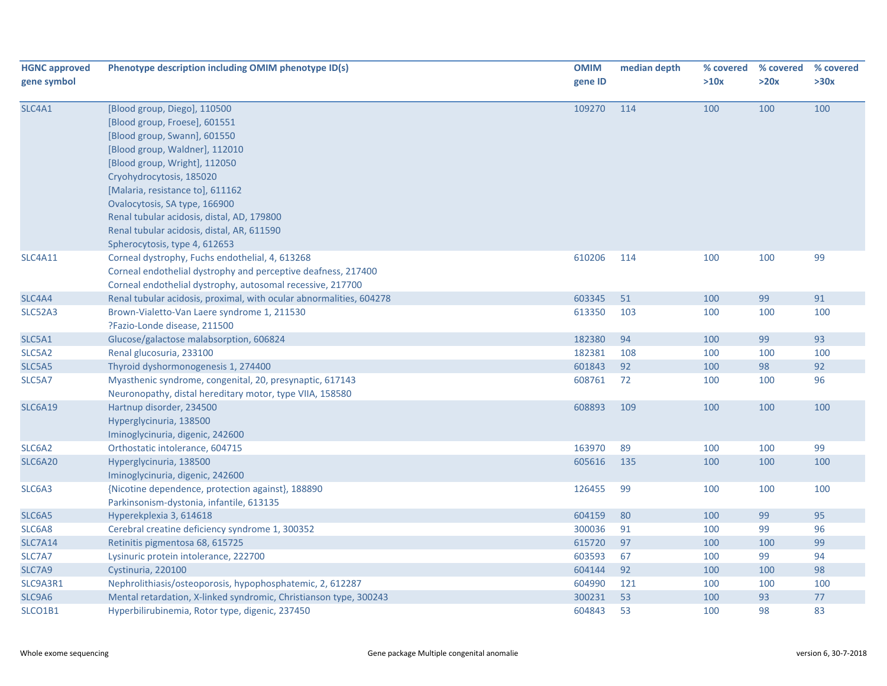| HGNC approved gene symbol | Phenotype description including OMIM phenotype ID(s) | OMIM gene ID | median depth | % covered >10x | % covered >20x | % covered >30x |
|---|---|---|---|---|---|---|
| SLC4A1 | [Blood group, Diego], 110500<br>[Blood group, Froese], 601551<br>[Blood group, Swann], 601550<br>[Blood group, Waldner], 112010<br>[Blood group, Wright], 112050<br>Cryohydrocytosis, 185020<br>[Malaria, resistance to], 611162<br>Ovalocytosis, SA type, 166900<br>Renal tubular acidosis, distal, AD, 179800<br>Renal tubular acidosis, distal, AR, 611590<br>Spherocytosis, type 4, 612653 | 109270 | 114 | 100 | 100 | 100 |
| SLC4A11 | Corneal dystrophy, Fuchs endothelial, 4, 613268<br>Corneal endothelial dystrophy and perceptive deafness, 217400<br>Corneal endothelial dystrophy, autosomal recessive, 217700 | 610206 | 114 | 100 | 100 | 99 |
| SLC4A4 | Renal tubular acidosis, proximal, with ocular abnormalities, 604278 | 603345 | 51 | 100 | 99 | 91 |
| SLC52A3 | Brown-Vialetto-Van Laere syndrome 1, 211530<br>?Fazio-Londe disease, 211500 | 613350 | 103 | 100 | 100 | 100 |
| SLC5A1 | Glucose/galactose malabsorption, 606824 | 182380 | 94 | 100 | 99 | 93 |
| SLC5A2 | Renal glucosuria, 233100 | 182381 | 108 | 100 | 100 | 100 |
| SLC5A5 | Thyroid dyshormonogenesis 1, 274400 | 601843 | 92 | 100 | 98 | 92 |
| SLC5A7 | Myasthenic syndrome, congenital, 20, presynaptic, 617143<br>Neuronopathy, distal hereditary motor, type VIIA, 158580 | 608761 | 72 | 100 | 100 | 96 |
| SLC6A19 | Hartnup disorder, 234500<br>Hyperglycinuria, 138500<br>Iminoglycinuria, digenic, 242600 | 608893 | 109 | 100 | 100 | 100 |
| SLC6A2 | Orthostatic intolerance, 604715 | 163970 | 89 | 100 | 100 | 99 |
| SLC6A20 | Hyperglycinuria, 138500<br>Iminoglycinuria, digenic, 242600 | 605616 | 135 | 100 | 100 | 100 |
| SLC6A3 | {Nicotine dependence, protection against}, 188890<br>Parkinsonism-dystonia, infantile, 613135 | 126455 | 99 | 100 | 100 | 100 |
| SLC6A5 | Hyperekplexia 3, 614618 | 604159 | 80 | 100 | 99 | 95 |
| SLC6A8 | Cerebral creatine deficiency syndrome 1, 300352 | 300036 | 91 | 100 | 99 | 96 |
| SLC7A14 | Retinitis pigmentosa 68, 615725 | 615720 | 97 | 100 | 100 | 99 |
| SLC7A7 | Lysinuric protein intolerance, 222700 | 603593 | 67 | 100 | 99 | 94 |
| SLC7A9 | Cystinuria, 220100 | 604144 | 92 | 100 | 100 | 98 |
| SLC9A3R1 | Nephrolithiasis/osteoporosis, hypophosphatemic, 2, 612287 | 604990 | 121 | 100 | 100 | 100 |
| SLC9A6 | Mental retardation, X-linked syndromic, Christianson type, 300243 | 300231 | 53 | 100 | 93 | 77 |
| SLCO1B1 | Hyperbilirubinemia, Rotor type, digenic, 237450 | 604843 | 53 | 100 | 98 | 83 |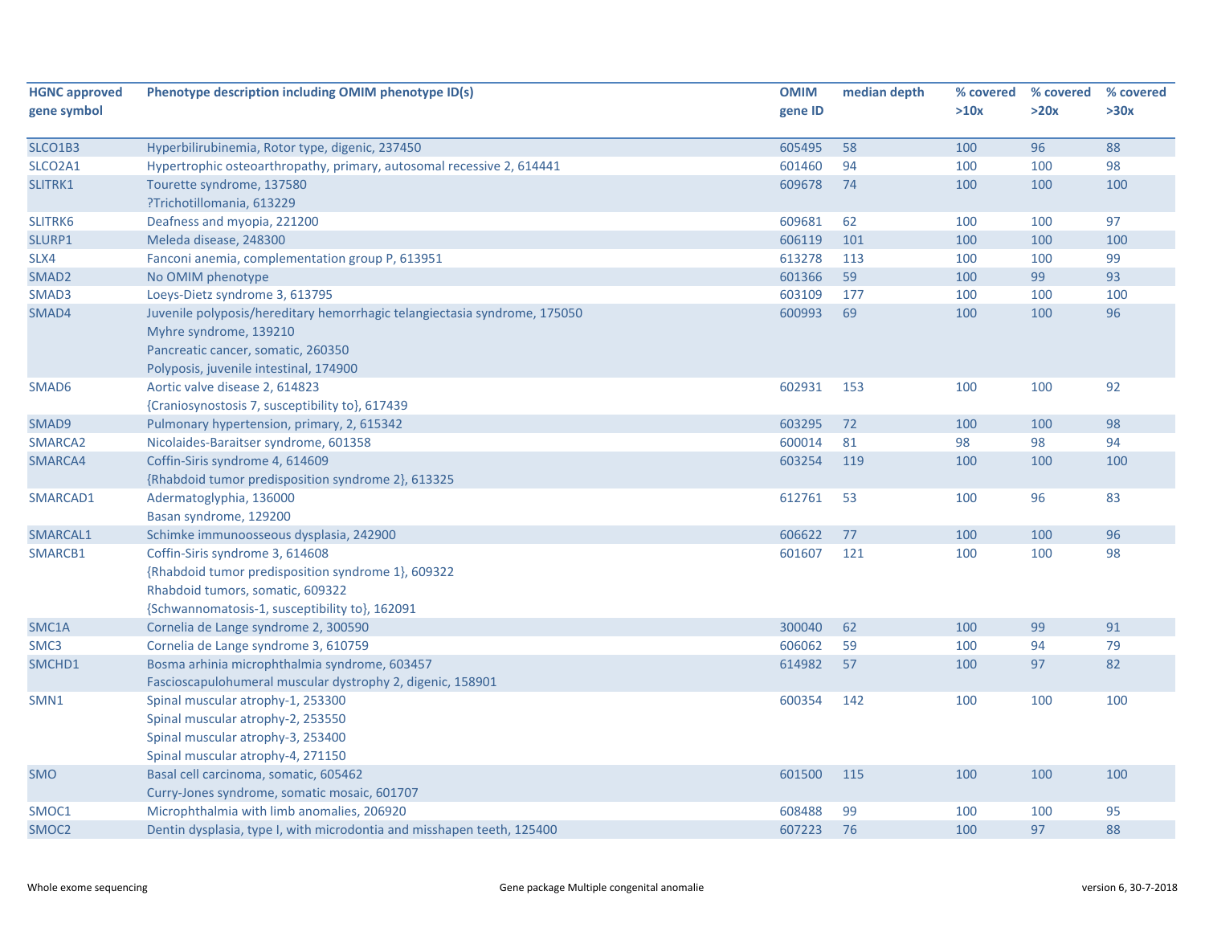| HGNC approved gene symbol | Phenotype description including OMIM phenotype ID(s) | OMIM gene ID | median depth | % covered >10x | % covered >20x | % covered >30x |
|---|---|---|---|---|---|---|
| SLCO1B3 | Hyperbilirubinemia, Rotor type, digenic, 237450 | 605495 | 58 | 100 | 96 | 88 |
| SLCO2A1 | Hypertrophic osteoarthropathy, primary, autosomal recessive 2, 614441 | 601460 | 94 | 100 | 100 | 98 |
| SLITRK1 | Tourette syndrome, 137580<br>?Trichotillomania, 613229 | 609678 | 74 | 100 | 100 | 100 |
| SLITRK6 | Deafness and myopia, 221200 | 609681 | 62 | 100 | 100 | 97 |
| SLURP1 | Meleda disease, 248300 | 606119 | 101 | 100 | 100 | 100 |
| SLX4 | Fanconi anemia, complementation group P, 613951 | 613278 | 113 | 100 | 100 | 99 |
| SMAD2 | No OMIM phenotype | 601366 | 59 | 100 | 99 | 93 |
| SMAD3 | Loeys-Dietz syndrome 3, 613795 | 603109 | 177 | 100 | 100 | 100 |
| SMAD4 | Juvenile polyposis/hereditary hemorrhagic telangiectasia syndrome, 175050<br>Myhre syndrome, 139210<br>Pancreatic cancer, somatic, 260350<br>Polyposis, juvenile intestinal, 174900 | 600993 | 69 | 100 | 100 | 96 |
| SMAD6 | Aortic valve disease 2, 614823<br>{Craniosynostosis 7, susceptibility to}, 617439 | 602931 | 153 | 100 | 100 | 92 |
| SMAD9 | Pulmonary hypertension, primary, 2, 615342 | 603295 | 72 | 100 | 100 | 98 |
| SMARCA2 | Nicolaides-Baraitser syndrome, 601358 | 600014 | 81 | 98 | 98 | 94 |
| SMARCA4 | Coffin-Siris syndrome 4, 614609<br>{Rhabdoid tumor predisposition syndrome 2}, 613325 | 603254 | 119 | 100 | 100 | 100 |
| SMARCAD1 | Adermatoglyphia, 136000<br>Basan syndrome, 129200 | 612761 | 53 | 100 | 96 | 83 |
| SMARCAL1 | Schimke immunoosseous dysplasia, 242900 | 606622 | 77 | 100 | 100 | 96 |
| SMARCB1 | Coffin-Siris syndrome 3, 614608<br>{Rhabdoid tumor predisposition syndrome 1}, 609322<br>Rhabdoid tumors, somatic, 609322<br>{Schwannomatosis-1, susceptibility to}, 162091 | 601607 | 121 | 100 | 100 | 98 |
| SMC1A | Cornelia de Lange syndrome 2, 300590 | 300040 | 62 | 100 | 99 | 91 |
| SMC3 | Cornelia de Lange syndrome 3, 610759 | 606062 | 59 | 100 | 94 | 79 |
| SMCHD1 | Bosma arhinia microphthalmia syndrome, 603457<br>Fascioscapulohumeral muscular dystrophy 2, digenic, 158901 | 614982 | 57 | 100 | 97 | 82 |
| SMN1 | Spinal muscular atrophy-1, 253300<br>Spinal muscular atrophy-2, 253550<br>Spinal muscular atrophy-3, 253400<br>Spinal muscular atrophy-4, 271150 | 600354 | 142 | 100 | 100 | 100 |
| SMO | Basal cell carcinoma, somatic, 605462<br>Curry-Jones syndrome, somatic mosaic, 601707 | 601500 | 115 | 100 | 100 | 100 |
| SMOC1 | Microphthalmia with limb anomalies, 206920 | 608488 | 99 | 100 | 100 | 95 |
| SMOC2 | Dentin dysplasia, type I, with microdontia and misshapen teeth, 125400 | 607223 | 76 | 100 | 97 | 88 |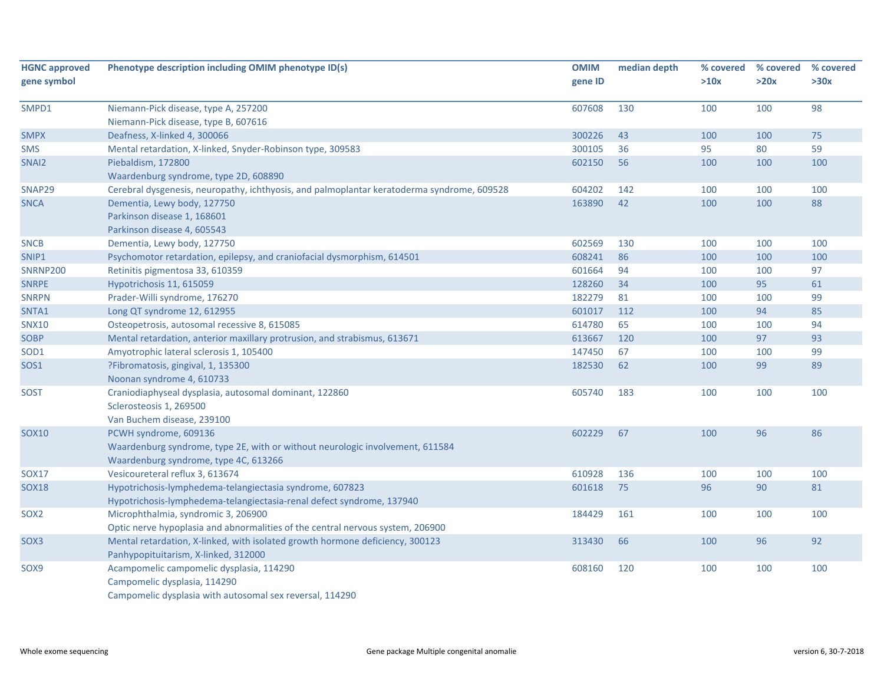| HGNC approved gene symbol | Phenotype description including OMIM phenotype ID(s) | OMIM gene ID | median depth | % covered >10x | % covered >20x | % covered >30x |
|---|---|---|---|---|---|---|
| SMPD1 | Niemann-Pick disease, type A, 257200<br>Niemann-Pick disease, type B, 607616 | 607608 | 130 | 100 | 100 | 98 |
| SMPX | Deafness, X-linked 4, 300066 | 300226 | 43 | 100 | 100 | 75 |
| SMS | Mental retardation, X-linked, Snyder-Robinson type, 309583 | 300105 | 36 | 95 | 80 | 59 |
| SNAI2 | Piebaldism, 172800<br>Waardenburg syndrome, type 2D, 608890 | 602150 | 56 | 100 | 100 | 100 |
| SNAP29 | Cerebral dysgenesis, neuropathy, ichthyosis, and palmoplantar keratoderma syndrome, 609528 | 604202 | 142 | 100 | 100 | 100 |
| SNCA | Dementia, Lewy body, 127750<br>Parkinson disease 1, 168601<br>Parkinson disease 4, 605543 | 163890 | 42 | 100 | 100 | 88 |
| SNCB | Dementia, Lewy body, 127750 | 602569 | 130 | 100 | 100 | 100 |
| SNIP1 | Psychomotor retardation, epilepsy, and craniofacial dysmorphism, 614501 | 608241 | 86 | 100 | 100 | 100 |
| SNRNP200 | Retinitis pigmentosa 33, 610359 | 601664 | 94 | 100 | 100 | 97 |
| SNRPE | Hypotrichosis 11, 615059 | 128260 | 34 | 100 | 95 | 61 |
| SNRPN | Prader-Willi syndrome, 176270 | 182279 | 81 | 100 | 100 | 99 |
| SNTA1 | Long QT syndrome 12, 612955 | 601017 | 112 | 100 | 94 | 85 |
| SNX10 | Osteopetrosis, autosomal recessive 8, 615085 | 614780 | 65 | 100 | 100 | 94 |
| SOBP | Mental retardation, anterior maxillary protrusion, and strabismus, 613671 | 613667 | 120 | 100 | 97 | 93 |
| SOD1 | Amyotrophic lateral sclerosis 1, 105400 | 147450 | 67 | 100 | 100 | 99 |
| SOS1 | ?Fibromatosis, gingival, 1, 135300<br>Noonan syndrome 4, 610733 | 182530 | 62 | 100 | 99 | 89 |
| SOST | Craniodiaphyseal dysplasia, autosomal dominant, 122860<br>Sclerosteosis 1, 269500<br>Van Buchem disease, 239100 | 605740 | 183 | 100 | 100 | 100 |
| SOX10 | PCWH syndrome, 609136<br>Waardenburg syndrome, type 2E, with or without neurologic involvement, 611584<br>Waardenburg syndrome, type 4C, 613266 | 602229 | 67 | 100 | 96 | 86 |
| SOX17 | Vesicoureteral reflux 3, 613674 | 610928 | 136 | 100 | 100 | 100 |
| SOX18 | Hypotrichosis-lymphedema-telangiectasia syndrome, 607823<br>Hypotrichosis-lymphedema-telangiectasia-renal defect syndrome, 137940 | 601618 | 75 | 96 | 90 | 81 |
| SOX2 | Microphthalmia, syndromic 3, 206900<br>Optic nerve hypoplasia and abnormalities of the central nervous system, 206900 | 184429 | 161 | 100 | 100 | 100 |
| SOX3 | Mental retardation, X-linked, with isolated growth hormone deficiency, 300123<br>Panhypopituitarism, X-linked, 312000 | 313430 | 66 | 100 | 96 | 92 |
| SOX9 | Acampomelic campomelic dysplasia, 114290<br>Campomelic dysplasia, 114290<br>Campomelic dysplasia with autosomal sex reversal, 114290 | 608160 | 120 | 100 | 100 | 100 |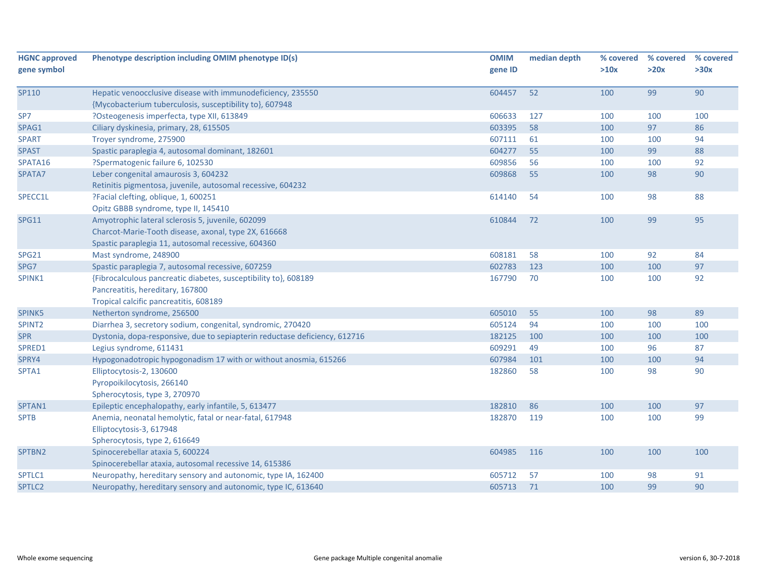| HGNC approved gene symbol | Phenotype description including OMIM phenotype ID(s) | OMIM gene ID | median depth | % covered >10x | % covered >20x | % covered >30x |
|---|---|---|---|---|---|---|
| SP110 | Hepatic venoocclusive disease with immunodeficiency, 235550<br>{Mycobacterium tuberculosis, susceptibility to}, 607948 | 604457 | 52 | 100 | 99 | 90 |
| SP7 | ?Osteogenesis imperfecta, type XII, 613849 | 606633 | 127 | 100 | 100 | 100 |
| SPAG1 | Ciliary dyskinesia, primary, 28, 615505 | 603395 | 58 | 100 | 97 | 86 |
| SPART | Troyer syndrome, 275900 | 607111 | 61 | 100 | 100 | 94 |
| SPAST | Spastic paraplegia 4, autosomal dominant, 182601 | 604277 | 55 | 100 | 99 | 88 |
| SPATA16 | ?Spermatogenic failure 6, 102530 | 609856 | 56 | 100 | 100 | 92 |
| SPATA7 | Leber congenital amaurosis 3, 604232<br>Retinitis pigmentosa, juvenile, autosomal recessive, 604232 | 609868 | 55 | 100 | 98 | 90 |
| SPECC1L | ?Facial clefting, oblique, 1, 600251<br>Opitz GBBB syndrome, type II, 145410 | 614140 | 54 | 100 | 98 | 88 |
| SPG11 | Amyotrophic lateral sclerosis 5, juvenile, 602099<br>Charcot-Marie-Tooth disease, axonal, type 2X, 616668<br>Spastic paraplegia 11, autosomal recessive, 604360 | 610844 | 72 | 100 | 99 | 95 |
| SPG21 | Mast syndrome, 248900 | 608181 | 58 | 100 | 92 | 84 |
| SPG7 | Spastic paraplegia 7, autosomal recessive, 607259 | 602783 | 123 | 100 | 100 | 97 |
| SPINK1 | {Fibrocalculous pancreatic diabetes, susceptibility to}, 608189<br>Pancreatitis, hereditary, 167800<br>Tropical calcific pancreatitis, 608189 | 167790 | 70 | 100 | 100 | 92 |
| SPINK5 | Netherton syndrome, 256500 | 605010 | 55 | 100 | 98 | 89 |
| SPINT2 | Diarrhea 3, secretory sodium, congenital, syndromic, 270420 | 605124 | 94 | 100 | 100 | 100 |
| SPR | Dystonia, dopa-responsive, due to sepiapterin reductase deficiency, 612716 | 182125 | 100 | 100 | 100 | 100 |
| SPRED1 | Legius syndrome, 611431 | 609291 | 49 | 100 | 96 | 87 |
| SPRY4 | Hypogonadotropic hypogonadism 17 with or without anosmia, 615266 | 607984 | 101 | 100 | 100 | 94 |
| SPTA1 | Elliptocytosis-2, 130600<br>Pyropoikilocytosis, 266140<br>Spherocytosis, type 3, 270970 | 182860 | 58 | 100 | 98 | 90 |
| SPTAN1 | Epileptic encephalopathy, early infantile, 5, 613477 | 182810 | 86 | 100 | 100 | 97 |
| SPTB | Anemia, neonatal hemolytic, fatal or near-fatal, 617948<br>Elliptocytosis-3, 617948<br>Spherocytosis, type 2, 616649 | 182870 | 119 | 100 | 100 | 99 |
| SPTBN2 | Spinocerebellar ataxia 5, 600224<br>Spinocerebellar ataxia, autosomal recessive 14, 615386 | 604985 | 116 | 100 | 100 | 100 |
| SPTLC1 | Neuropathy, hereditary sensory and autonomic, type IA, 162400 | 605712 | 57 | 100 | 98 | 91 |
| SPTLC2 | Neuropathy, hereditary sensory and autonomic, type IC, 613640 | 605713 | 71 | 100 | 99 | 90 |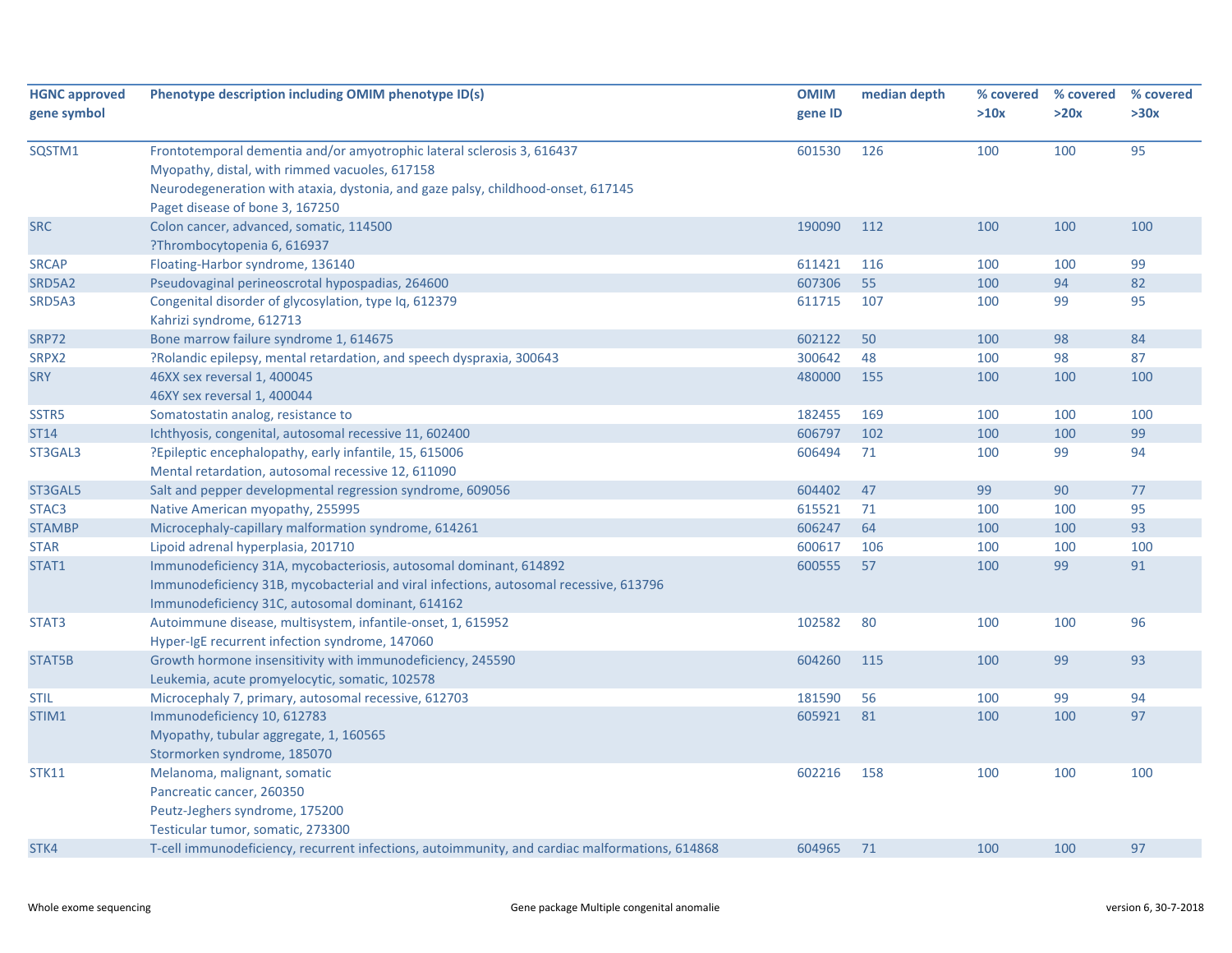| HGNC approved gene symbol | Phenotype description including OMIM phenotype ID(s) | OMIM gene ID | median depth | % covered >10x | % covered >20x | % covered >30x |
|---|---|---|---|---|---|---|
| SQSTM1 | Frontotemporal dementia and/or amyotrophic lateral sclerosis 3, 616437<br>Myopathy, distal, with rimmed vacuoles, 617158<br>Neurodegeneration with ataxia, dystonia, and gaze palsy, childhood-onset, 617145<br>Paget disease of bone 3, 167250 | 601530 | 126 | 100 | 100 | 95 |
| SRC | Colon cancer, advanced, somatic, 114500<br>?Thrombocytopenia 6, 616937 | 190090 | 112 | 100 | 100 | 100 |
| SRCAP | Floating-Harbor syndrome, 136140 | 611421 | 116 | 100 | 100 | 99 |
| SRD5A2 | Pseudovaginal perineoscrotal hypospadias, 264600 | 607306 | 55 | 100 | 94 | 82 |
| SRD5A3 | Congenital disorder of glycosylation, type Iq, 612379<br>Kahrizi syndrome, 612713 | 611715 | 107 | 100 | 99 | 95 |
| SRP72 | Bone marrow failure syndrome 1, 614675 | 602122 | 50 | 100 | 98 | 84 |
| SRPX2 | ?Rolandic epilepsy, mental retardation, and speech dyspraxia, 300643 | 300642 | 48 | 100 | 98 | 87 |
| SRY | 46XX sex reversal 1, 400045<br>46XY sex reversal 1, 400044 | 480000 | 155 | 100 | 100 | 100 |
| SSTR5 | Somatostatin analog, resistance to | 182455 | 169 | 100 | 100 | 100 |
| ST14 | Ichthyosis, congenital, autosomal recessive 11, 602400 | 606797 | 102 | 100 | 100 | 99 |
| ST3GAL3 | ?Epileptic encephalopathy, early infantile, 15, 615006<br>Mental retardation, autosomal recessive 12, 611090 | 606494 | 71 | 100 | 99 | 94 |
| ST3GAL5 | Salt and pepper developmental regression syndrome, 609056 | 604402 | 47 | 99 | 90 | 77 |
| STAC3 | Native American myopathy, 255995 | 615521 | 71 | 100 | 100 | 95 |
| STAMBP | Microcephaly-capillary malformation syndrome, 614261 | 606247 | 64 | 100 | 100 | 93 |
| STAR | Lipoid adrenal hyperplasia, 201710 | 600617 | 106 | 100 | 100 | 100 |
| STAT1 | Immunodeficiency 31A, mycobacteriosis, autosomal dominant, 614892<br>Immunodeficiency 31B, mycobacterial and viral infections, autosomal recessive, 613796<br>Immunodeficiency 31C, autosomal dominant, 614162 | 600555 | 57 | 100 | 99 | 91 |
| STAT3 | Autoimmune disease, multisystem, infantile-onset, 1, 615952<br>Hyper-IgE recurrent infection syndrome, 147060 | 102582 | 80 | 100 | 100 | 96 |
| STAT5B | Growth hormone insensitivity with immunodeficiency, 245590<br>Leukemia, acute promyelocytic, somatic, 102578 | 604260 | 115 | 100 | 99 | 93 |
| STIL | Microcephaly 7, primary, autosomal recessive, 612703 | 181590 | 56 | 100 | 99 | 94 |
| STIM1 | Immunodeficiency 10, 612783<br>Myopathy, tubular aggregate, 1, 160565<br>Stormorken syndrome, 185070 | 605921 | 81 | 100 | 100 | 97 |
| STK11 | Melanoma, malignant, somatic<br>Pancreatic cancer, 260350<br>Peutz-Jeghers syndrome, 175200<br>Testicular tumor, somatic, 273300 | 602216 | 158 | 100 | 100 | 100 |
| STK4 | T-cell immunodeficiency, recurrent infections, autoimmunity, and cardiac malformations, 614868 | 604965 | 71 | 100 | 100 | 97 |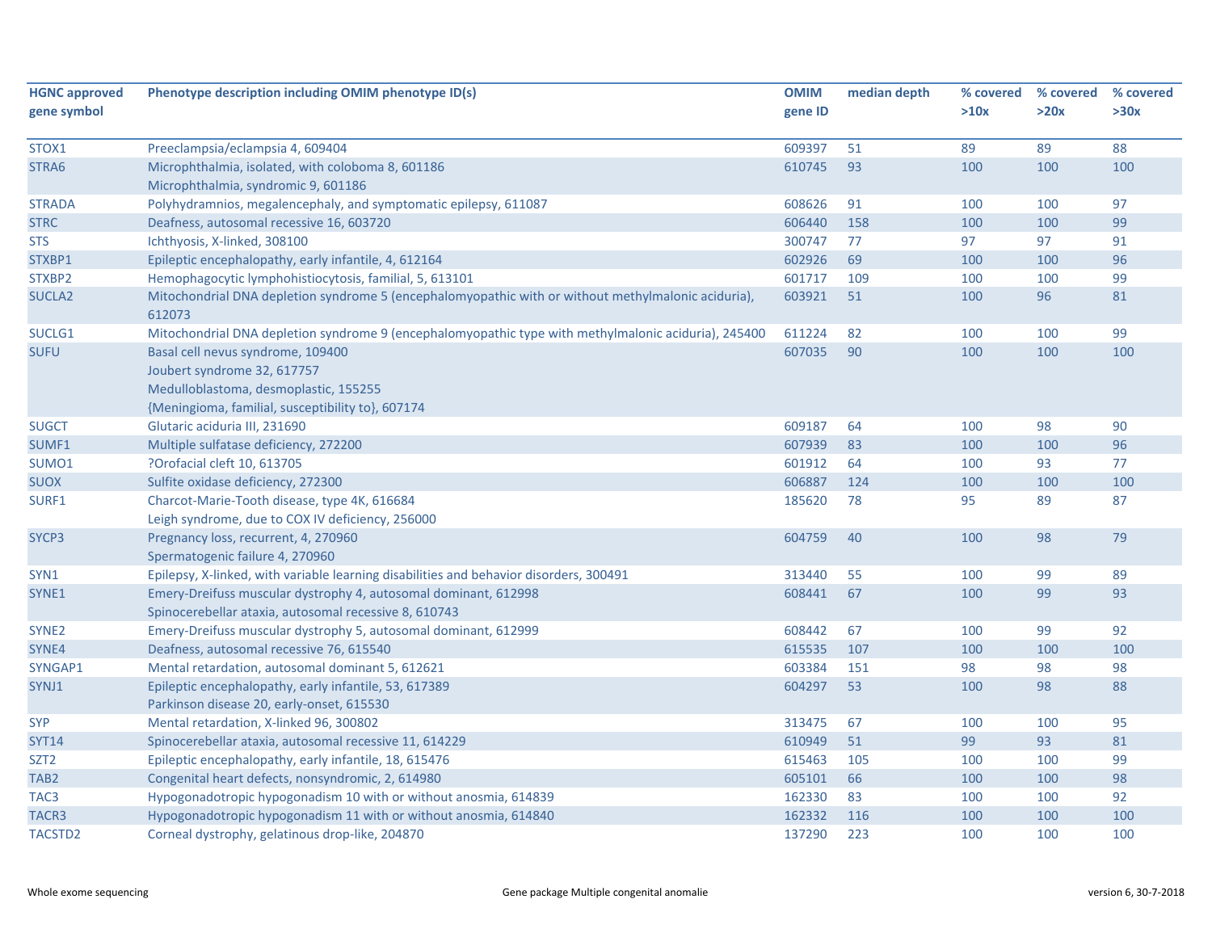| HGNC approved gene symbol | Phenotype description including OMIM phenotype ID(s) | OMIM gene ID | median depth | % covered >10x | % covered >20x | % covered >30x |
|---|---|---|---|---|---|---|
| STOX1 | Preeclampsia/eclampsia 4, 609404 | 609397 | 51 | 89 | 89 | 88 |
| STRA6 | Microphthalmia, isolated, with coloboma 8, 601186<br>Microphthalmia, syndromic 9, 601186 | 610745 | 93 | 100 | 100 | 100 |
| STRADA | Polyhydramnios, megalencephaly, and symptomatic epilepsy, 611087 | 608626 | 91 | 100 | 100 | 97 |
| STRC | Deafness, autosomal recessive 16, 603720 | 606440 | 158 | 100 | 100 | 99 |
| STS | Ichthyosis, X-linked, 308100 | 300747 | 77 | 97 | 97 | 91 |
| STXBP1 | Epileptic encephalopathy, early infantile, 4, 612164 | 602926 | 69 | 100 | 100 | 96 |
| STXBP2 | Hemophagocytic lymphohistiocytosis, familial, 5, 613101 | 601717 | 109 | 100 | 100 | 99 |
| SUCLA2 | Mitochondrial DNA depletion syndrome 5 (encephalomyopathic with or without methylmalonic aciduria), 612073 | 603921 | 51 | 100 | 96 | 81 |
| SUCLG1 | Mitochondrial DNA depletion syndrome 9 (encephalomyopathic type with methylmalonic aciduria), 245400 | 611224 | 82 | 100 | 100 | 99 |
| SUFU | Basal cell nevus syndrome, 109400<br>Joubert syndrome 32, 617757<br>Medulloblastoma, desmoplastic, 155255<br>{Meningioma, familial, susceptibility to}, 607174 | 607035 | 90 | 100 | 100 | 100 |
| SUGCT | Glutaric aciduria III, 231690 | 609187 | 64 | 100 | 98 | 90 |
| SUMF1 | Multiple sulfatase deficiency, 272200 | 607939 | 83 | 100 | 100 | 96 |
| SUMO1 | ?Orofacial cleft 10, 613705 | 601912 | 64 | 100 | 93 | 77 |
| SUOX | Sulfite oxidase deficiency, 272300 | 606887 | 124 | 100 | 100 | 100 |
| SURF1 | Charcot-Marie-Tooth disease, type 4K, 616684<br>Leigh syndrome, due to COX IV deficiency, 256000 | 185620 | 78 | 95 | 89 | 87 |
| SYCP3 | Pregnancy loss, recurrent, 4, 270960<br>Spermatogenic failure 4, 270960 | 604759 | 40 | 100 | 98 | 79 |
| SYN1 | Epilepsy, X-linked, with variable learning disabilities and behavior disorders, 300491 | 313440 | 55 | 100 | 99 | 89 |
| SYNE1 | Emery-Dreifuss muscular dystrophy 4, autosomal dominant, 612998<br>Spinocerebellar ataxia, autosomal recessive 8, 610743 | 608441 | 67 | 100 | 99 | 93 |
| SYNE2 | Emery-Dreifuss muscular dystrophy 5, autosomal dominant, 612999 | 608442 | 67 | 100 | 99 | 92 |
| SYNE4 | Deafness, autosomal recessive 76, 615540 | 615535 | 107 | 100 | 100 | 100 |
| SYNGAP1 | Mental retardation, autosomal dominant 5, 612621 | 603384 | 151 | 98 | 98 | 98 |
| SYNJ1 | Epileptic encephalopathy, early infantile, 53, 617389<br>Parkinson disease 20, early-onset, 615530 | 604297 | 53 | 100 | 98 | 88 |
| SYP | Mental retardation, X-linked 96, 300802 | 313475 | 67 | 100 | 100 | 95 |
| SYT14 | Spinocerebellar ataxia, autosomal recessive 11, 614229 | 610949 | 51 | 99 | 93 | 81 |
| SZT2 | Epileptic encephalopathy, early infantile, 18, 615476 | 615463 | 105 | 100 | 100 | 99 |
| TAB2 | Congenital heart defects, nonsyndromic, 2, 614980 | 605101 | 66 | 100 | 100 | 98 |
| TAC3 | Hypogonadotropic hypogonadism 10 with or without anosmia, 614839 | 162330 | 83 | 100 | 100 | 92 |
| TACR3 | Hypogonadotropic hypogonadism 11 with or without anosmia, 614840 | 162332 | 116 | 100 | 100 | 100 |
| TACSTD2 | Corneal dystrophy, gelatinous drop-like, 204870 | 137290 | 223 | 100 | 100 | 100 |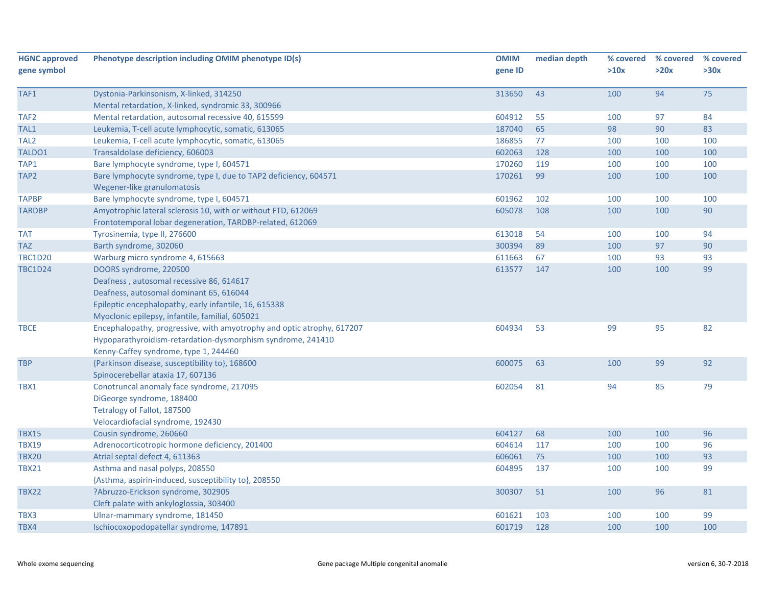| HGNC approved gene symbol | Phenotype description including OMIM phenotype ID(s) | OMIM gene ID | median depth | % covered >10x | % covered >20x | % covered >30x |
|---|---|---|---|---|---|---|
| TAF1 | Dystonia-Parkinsonism, X-linked, 314250<br>Mental retardation, X-linked, syndromic 33, 300966 | 313650 | 43 | 100 | 94 | 75 |
| TAF2 | Mental retardation, autosomal recessive 40, 615599 | 604912 | 55 | 100 | 97 | 84 |
| TAL1 | Leukemia, T-cell acute lymphocytic, somatic, 613065 | 187040 | 65 | 98 | 90 | 83 |
| TAL2 | Leukemia, T-cell acute lymphocytic, somatic, 613065 | 186855 | 77 | 100 | 100 | 100 |
| TALDO1 | Transaldolase deficiency, 606003 | 602063 | 128 | 100 | 100 | 100 |
| TAP1 | Bare lymphocyte syndrome, type I, 604571 | 170260 | 119 | 100 | 100 | 100 |
| TAP2 | Bare lymphocyte syndrome, type I, due to TAP2 deficiency, 604571<br>Wegener-like granulomatosis | 170261 | 99 | 100 | 100 | 100 |
| TAPBP | Bare lymphocyte syndrome, type I, 604571 | 601962 | 102 | 100 | 100 | 100 |
| TARDBP | Amyotrophic lateral sclerosis 10, with or without FTD, 612069<br>Frontotemporal lobar degeneration, TARDBP-related, 612069 | 605078 | 108 | 100 | 100 | 90 |
| TAT | Tyrosinemia, type II, 276600 | 613018 | 54 | 100 | 100 | 94 |
| TAZ | Barth syndrome, 302060 | 300394 | 89 | 100 | 97 | 90 |
| TBC1D20 | Warburg micro syndrome 4, 615663 | 611663 | 67 | 100 | 93 | 93 |
| TBC1D24 | DOORS syndrome, 220500<br>Deafness , autosomal recessive 86, 614617<br>Deafness, autosomal dominant 65, 616044<br>Epileptic encephalopathy, early infantile, 16, 615338<br>Myoclonic epilepsy, infantile, familial, 605021 | 613577 | 147 | 100 | 100 | 99 |
| TBCE | Encephalopathy, progressive, with amyotrophy and optic atrophy, 617207<br>Hypoparathyroidism-retardation-dysmorphism syndrome, 241410<br>Kenny-Caffey syndrome, type 1, 244460 | 604934 | 53 | 99 | 95 | 82 |
| TBP | {Parkinson disease, susceptibility to}, 168600<br>Spinocerebellar ataxia 17, 607136 | 600075 | 63 | 100 | 99 | 92 |
| TBX1 | Conotruncal anomaly face syndrome, 217095<br>DiGeorge syndrome, 188400<br>Tetralogy of Fallot, 187500<br>Velocardiofacial syndrome, 192430 | 602054 | 81 | 94 | 85 | 79 |
| TBX15 | Cousin syndrome, 260660 | 604127 | 68 | 100 | 100 | 96 |
| TBX19 | Adrenocorticotropic hormone deficiency, 201400 | 604614 | 117 | 100 | 100 | 96 |
| TBX20 | Atrial septal defect 4, 611363 | 606061 | 75 | 100 | 100 | 93 |
| TBX21 | Asthma and nasal polyps, 208550<br>{Asthma, aspirin-induced, susceptibility to}, 208550 | 604895 | 137 | 100 | 100 | 99 |
| TBX22 | ?Abruzzo-Erickson syndrome, 302905<br>Cleft palate with ankyloglossia, 303400 | 300307 | 51 | 100 | 96 | 81 |
| TBX3 | Ulnar-mammary syndrome, 181450 | 601621 | 103 | 100 | 100 | 99 |
| TBX4 | Ischiocoxopodopatellar syndrome, 147891 | 601719 | 128 | 100 | 100 | 100 |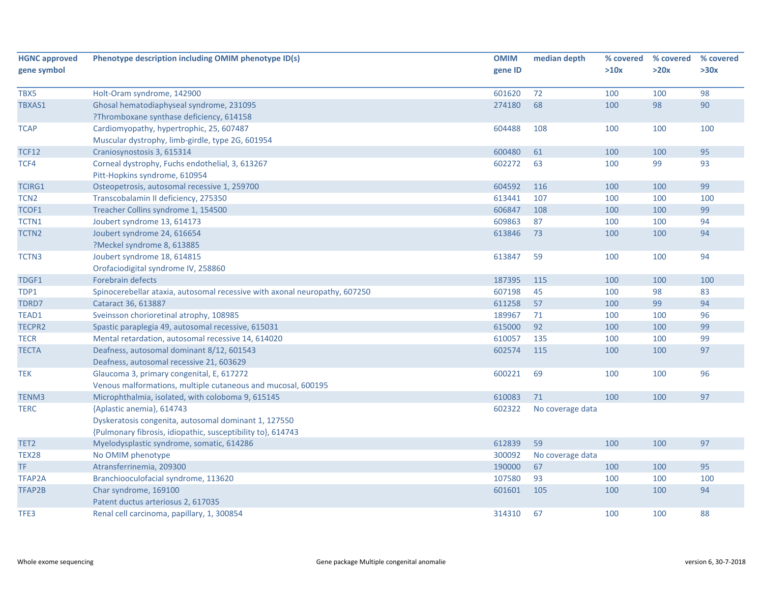| HGNC approved gene symbol | Phenotype description including OMIM phenotype ID(s) | OMIM gene ID | median depth | % covered >10x | % covered >20x | % covered >30x |
|---|---|---|---|---|---|---|
| TBX5 | Holt-Oram syndrome, 142900 | 601620 | 72 | 100 | 100 | 98 |
| TBXAS1 | Ghosal hematodiaphyseal syndrome, 231095<br>?Thromboxane synthase deficiency, 614158 | 274180 | 68 | 100 | 98 | 90 |
| TCAP | Cardiomyopathy, hypertrophic, 25, 607487<br>Muscular dystrophy, limb-girdle, type 2G, 601954 | 604488 | 108 | 100 | 100 | 100 |
| TCF12 | Craniosynostosis 3, 615314 | 600480 | 61 | 100 | 100 | 95 |
| TCF4 | Corneal dystrophy, Fuchs endothelial, 3, 613267<br>Pitt-Hopkins syndrome, 610954 | 602272 | 63 | 100 | 99 | 93 |
| TCIRG1 | Osteopetrosis, autosomal recessive 1, 259700 | 604592 | 116 | 100 | 100 | 99 |
| TCN2 | Transcobalamin II deficiency, 275350 | 613441 | 107 | 100 | 100 | 100 |
| TCOF1 | Treacher Collins syndrome 1, 154500 | 606847 | 108 | 100 | 100 | 99 |
| TCTN1 | Joubert syndrome 13, 614173 | 609863 | 87 | 100 | 100 | 94 |
| TCTN2 | Joubert syndrome 24, 616654<br>?Meckel syndrome 8, 613885 | 613846 | 73 | 100 | 100 | 94 |
| TCTN3 | Joubert syndrome 18, 614815<br>Orofaciodigital syndrome IV, 258860 | 613847 | 59 | 100 | 100 | 94 |
| TDGF1 | Forebrain defects | 187395 | 115 | 100 | 100 | 100 |
| TDP1 | Spinocerebellar ataxia, autosomal recessive with axonal neuropathy, 607250 | 607198 | 45 | 100 | 98 | 83 |
| TDRD7 | Cataract 36, 613887 | 611258 | 57 | 100 | 99 | 94 |
| TEAD1 | Sveinsson chorioretinal atrophy, 108985 | 189967 | 71 | 100 | 100 | 96 |
| TECPR2 | Spastic paraplegia 49, autosomal recessive, 615031 | 615000 | 92 | 100 | 100 | 99 |
| TECR | Mental retardation, autosomal recessive 14, 614020 | 610057 | 135 | 100 | 100 | 99 |
| TECTA | Deafness, autosomal dominant 8/12, 601543<br>Deafness, autosomal recessive 21, 603629 | 602574 | 115 | 100 | 100 | 97 |
| TEK | Glaucoma 3, primary congenital, E, 617272<br>Venous malformations, multiple cutaneous and mucosal, 600195 | 600221 | 69 | 100 | 100 | 96 |
| TENM3 | Microphthalmia, isolated, with coloboma 9, 615145 | 610083 | 71 | 100 | 100 | 97 |
| TERC | {Aplastic anemia}, 614743<br>Dyskeratosis congenita, autosomal dominant 1, 127550<br>{Pulmonary fibrosis, idiopathic, susceptibility to}, 614743 | 602322 | No coverage data | | | |
| TET2 | Myelodysplastic syndrome, somatic, 614286 | 612839 | 59 | 100 | 100 | 97 |
| TEX28 | No OMIM phenotype | 300092 | No coverage data | | | |
| TF | Atransferrinemia, 209300 | 190000 | 67 | 100 | 100 | 95 |
| TFAP2A | Branchiooculofacial syndrome, 113620 | 107580 | 93 | 100 | 100 | 100 |
| TFAP2B | Char syndrome, 169100<br>Patent ductus arteriosus 2, 617035 | 601601 | 105 | 100 | 100 | 94 |
| TFE3 | Renal cell carcinoma, papillary, 1, 300854 | 314310 | 67 | 100 | 100 | 88 |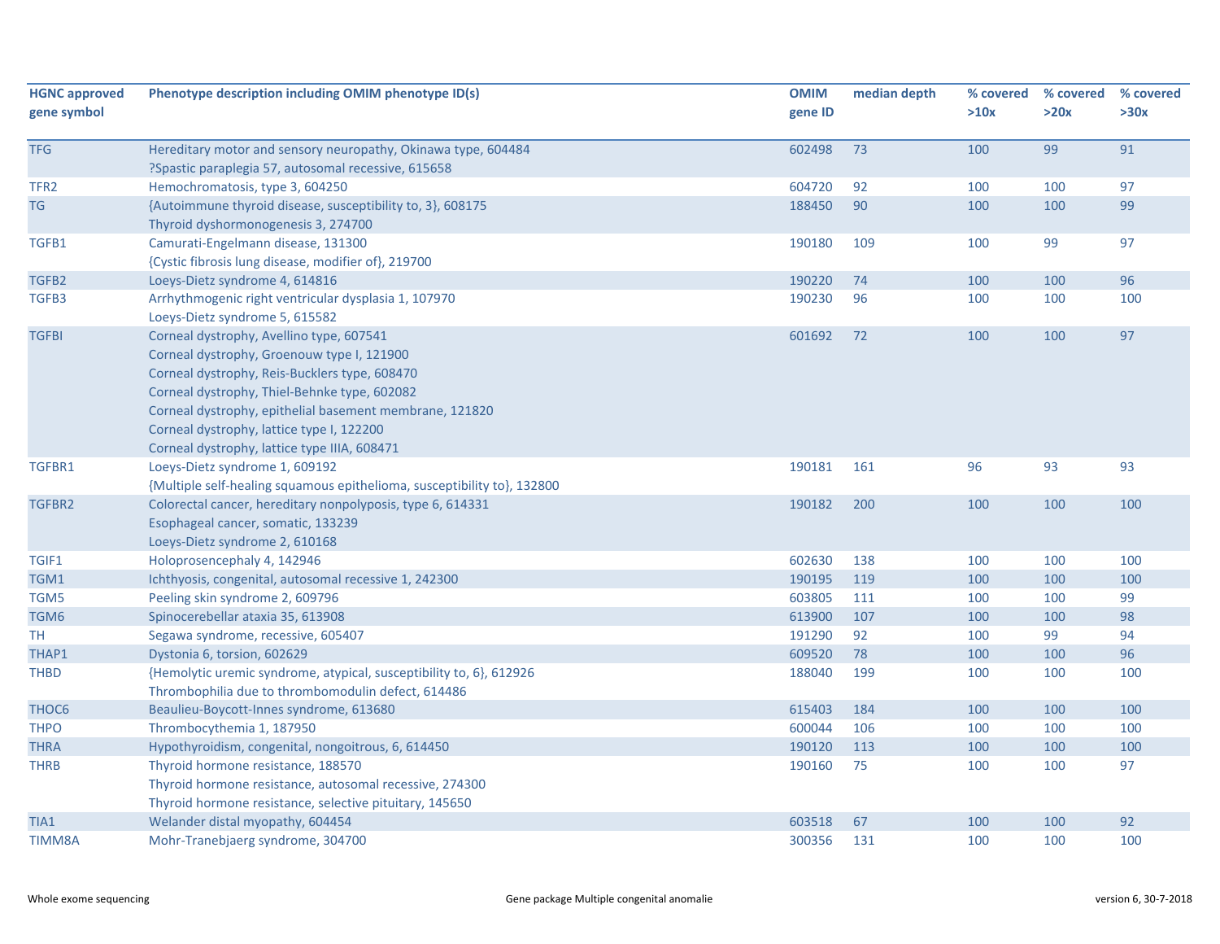| HGNC approved gene symbol | Phenotype description including OMIM phenotype ID(s) | OMIM gene ID | median depth | % covered >10x | % covered >20x | % covered >30x |
|---|---|---|---|---|---|---|
| TFG | Hereditary motor and sensory neuropathy, Okinawa type, 604484<br>?Spastic paraplegia 57, autosomal recessive, 615658 | 602498 | 73 | 100 | 99 | 91 |
| TFR2 | Hemochromatosis, type 3, 604250 | 604720 | 92 | 100 | 100 | 97 |
| TG | {Autoimmune thyroid disease, susceptibility to, 3}, 608175<br>Thyroid dyshormonogenesis 3, 274700 | 188450 | 90 | 100 | 100 | 99 |
| TGFB1 | Camurati-Engelmann disease, 131300<br>{Cystic fibrosis lung disease, modifier of}, 219700 | 190180 | 109 | 100 | 99 | 97 |
| TGFB2 | Loeys-Dietz syndrome 4, 614816 | 190220 | 74 | 100 | 100 | 96 |
| TGFB3 | Arrhythmogenic right ventricular dysplasia 1, 107970<br>Loeys-Dietz syndrome 5, 615582 | 190230 | 96 | 100 | 100 | 100 |
| TGFBI | Corneal dystrophy, Avellino type, 607541<br>Corneal dystrophy, Groenouw type I, 121900<br>Corneal dystrophy, Reis-Bucklers type, 608470<br>Corneal dystrophy, Thiel-Behnke type, 602082<br>Corneal dystrophy, epithelial basement membrane, 121820<br>Corneal dystrophy, lattice type I, 122200<br>Corneal dystrophy, lattice type IIIA, 608471 | 601692 | 72 | 100 | 100 | 97 |
| TGFBR1 | Loeys-Dietz syndrome 1, 609192<br>{Multiple self-healing squamous epithelioma, susceptibility to}, 132800 | 190181 | 161 | 96 | 93 | 93 |
| TGFBR2 | Colorectal cancer, hereditary nonpolyposis, type 6, 614331<br>Esophageal cancer, somatic, 133239<br>Loeys-Dietz syndrome 2, 610168 | 190182 | 200 | 100 | 100 | 100 |
| TGIF1 | Holoprosencephaly 4, 142946 | 602630 | 138 | 100 | 100 | 100 |
| TGM1 | Ichthyosis, congenital, autosomal recessive 1, 242300 | 190195 | 119 | 100 | 100 | 100 |
| TGM5 | Peeling skin syndrome 2, 609796 | 603805 | 111 | 100 | 100 | 99 |
| TGM6 | Spinocerebellar ataxia 35, 613908 | 613900 | 107 | 100 | 100 | 98 |
| TH | Segawa syndrome, recessive, 605407 | 191290 | 92 | 100 | 99 | 94 |
| THAP1 | Dystonia 6, torsion, 602629 | 609520 | 78 | 100 | 100 | 96 |
| THBD | {Hemolytic uremic syndrome, atypical, susceptibility to, 6}, 612926<br>Thrombophilia due to thrombomodulin defect, 614486 | 188040 | 199 | 100 | 100 | 100 |
| THOC6 | Beaulieu-Boycott-Innes syndrome, 613680 | 615403 | 184 | 100 | 100 | 100 |
| THPO | Thrombocythemia 1, 187950 | 600044 | 106 | 100 | 100 | 100 |
| THRA | Hypothyroidism, congenital, nongoitrous, 6, 614450 | 190120 | 113 | 100 | 100 | 100 |
| THRB | Thyroid hormone resistance, 188570<br>Thyroid hormone resistance, autosomal recessive, 274300<br>Thyroid hormone resistance, selective pituitary, 145650 | 190160 | 75 | 100 | 100 | 97 |
| TIA1 | Welander distal myopathy, 604454 | 603518 | 67 | 100 | 100 | 92 |
| TIMM8A | Mohr-Tranebjaerg syndrome, 304700 | 300356 | 131 | 100 | 100 | 100 |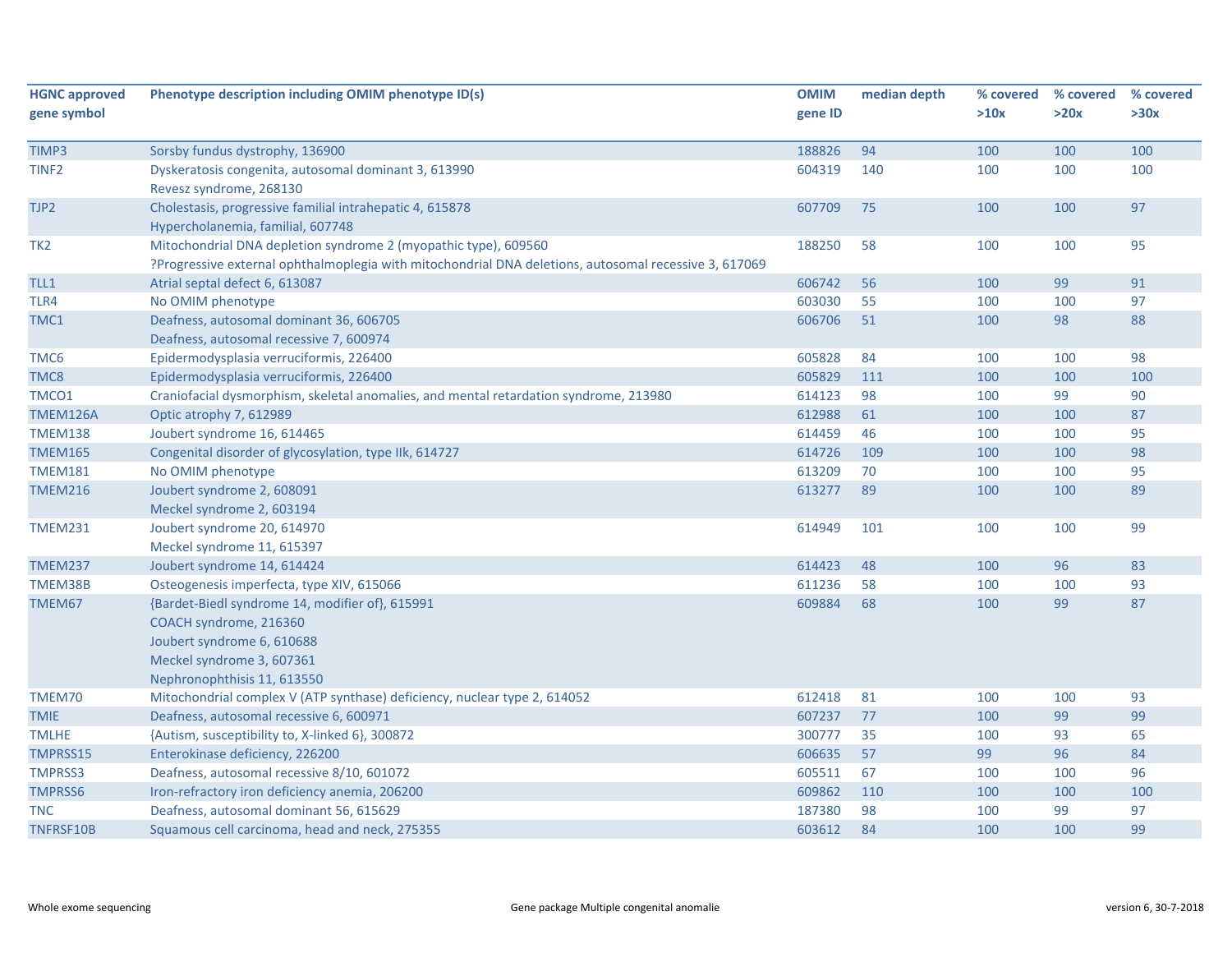| HGNC approved gene symbol | Phenotype description including OMIM phenotype ID(s) | OMIM gene ID | median depth | % covered >10x | % covered >20x | % covered >30x |
|---|---|---|---|---|---|---|
| TIMP3 | Sorsby fundus dystrophy, 136900 | 188826 | 94 | 100 | 100 | 100 |
| TINF2 | Dyskeratosis congenita, autosomal dominant 3, 613990<br>Revesz syndrome, 268130 | 604319 | 140 | 100 | 100 | 100 |
| TJP2 | Cholestasis, progressive familial intrahepatic 4, 615878<br>Hypercholanemia, familial, 607748 | 607709 | 75 | 100 | 100 | 97 |
| TK2 | Mitochondrial DNA depletion syndrome 2 (myopathic type), 609560<br>?Progressive external ophthalmoplegia with mitochondrial DNA deletions, autosomal recessive 3, 617069 | 188250 | 58 | 100 | 100 | 95 |
| TLL1 | Atrial septal defect 6, 613087 | 606742 | 56 | 100 | 99 | 91 |
| TLR4 | No OMIM phenotype | 603030 | 55 | 100 | 100 | 97 |
| TMC1 | Deafness, autosomal dominant 36, 606705<br>Deafness, autosomal recessive 7, 600974 | 606706 | 51 | 100 | 98 | 88 |
| TMC6 | Epidermodysplasia verruciformis, 226400 | 605828 | 84 | 100 | 100 | 98 |
| TMC8 | Epidermodysplasia verruciformis, 226400 | 605829 | 111 | 100 | 100 | 100 |
| TMCO1 | Craniofacial dysmorphism, skeletal anomalies, and mental retardation syndrome, 213980 | 614123 | 98 | 100 | 99 | 90 |
| TMEM126A | Optic atrophy 7, 612989 | 612988 | 61 | 100 | 100 | 87 |
| TMEM138 | Joubert syndrome 16, 614465 | 614459 | 46 | 100 | 100 | 95 |
| TMEM165 | Congenital disorder of glycosylation, type IIk, 614727 | 614726 | 109 | 100 | 100 | 98 |
| TMEM181 | No OMIM phenotype | 613209 | 70 | 100 | 100 | 95 |
| TMEM216 | Joubert syndrome 2, 608091<br>Meckel syndrome 2, 603194 | 613277 | 89 | 100 | 100 | 89 |
| TMEM231 | Joubert syndrome 20, 614970<br>Meckel syndrome 11, 615397 | 614949 | 101 | 100 | 100 | 99 |
| TMEM237 | Joubert syndrome 14, 614424 | 614423 | 48 | 100 | 96 | 83 |
| TMEM38B | Osteogenesis imperfecta, type XIV, 615066 | 611236 | 58 | 100 | 100 | 93 |
| TMEM67 | {Bardet-Biedl syndrome 14, modifier of}, 615991<br>COACH syndrome, 216360<br>Joubert syndrome 6, 610688<br>Meckel syndrome 3, 607361<br>Nephronophthisis 11, 613550 | 609884 | 68 | 100 | 99 | 87 |
| TMEM70 | Mitochondrial complex V (ATP synthase) deficiency, nuclear type 2, 614052 | 612418 | 81 | 100 | 100 | 93 |
| TMIE | Deafness, autosomal recessive 6, 600971 | 607237 | 77 | 100 | 99 | 99 |
| TMLHE | {Autism, susceptibility to, X-linked 6}, 300872 | 300777 | 35 | 100 | 93 | 65 |
| TMPRSS15 | Enterokinase deficiency, 226200 | 606635 | 57 | 99 | 96 | 84 |
| TMPRSS3 | Deafness, autosomal recessive 8/10, 601072 | 605511 | 67 | 100 | 100 | 96 |
| TMPRSS6 | Iron-refractory iron deficiency anemia, 206200 | 609862 | 110 | 100 | 100 | 100 |
| TNC | Deafness, autosomal dominant 56, 615629 | 187380 | 98 | 100 | 99 | 97 |
| TNFRSF10B | Squamous cell carcinoma, head and neck, 275355 | 603612 | 84 | 100 | 100 | 99 |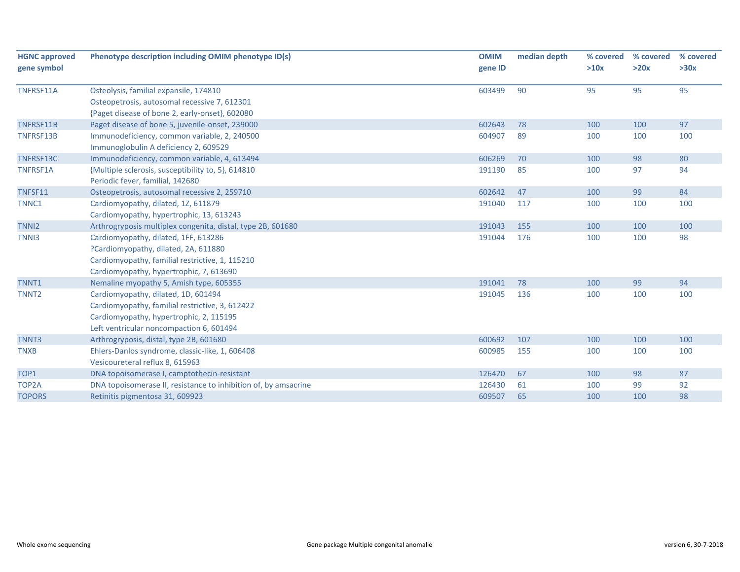| HGNC approved gene symbol | Phenotype description including OMIM phenotype ID(s) | OMIM gene ID | median depth | % covered >10x | % covered >20x | % covered >30x |
|---|---|---|---|---|---|---|
| TNFRSF11A | Osteolysis, familial expansile, 174810<br>Osteopetrosis, autosomal recessive 7, 612301<br>{Paget disease of bone 2, early-onset}, 602080 | 603499 | 90 | 95 | 95 | 95 |
| TNFRSF11B | Paget disease of bone 5, juvenile-onset, 239000 | 602643 | 78 | 100 | 100 | 97 |
| TNFRSF13B | Immunodeficiency, common variable, 2, 240500<br>Immunoglobulin A deficiency 2, 609529 | 604907 | 89 | 100 | 100 | 100 |
| TNFRSF13C | Immunodeficiency, common variable, 4, 613494 | 606269 | 70 | 100 | 98 | 80 |
| TNFRSF1A | {Multiple sclerosis, susceptibility to, 5}, 614810<br>Periodic fever, familial, 142680 | 191190 | 85 | 100 | 97 | 94 |
| TNFSF11 | Osteopetrosis, autosomal recessive 2, 259710 | 602642 | 47 | 100 | 99 | 84 |
| TNNC1 | Cardiomyopathy, dilated, 1Z, 611879<br>Cardiomyopathy, hypertrophic, 13, 613243 | 191040 | 117 | 100 | 100 | 100 |
| TNNI2 | Arthrogryposis multiplex congenita, distal, type 2B, 601680 | 191043 | 155 | 100 | 100 | 100 |
| TNNI3 | Cardiomyopathy, dilated, 1FF, 613286<br>?Cardiomyopathy, dilated, 2A, 611880<br>Cardiomyopathy, familial restrictive, 1, 115210<br>Cardiomyopathy, hypertrophic, 7, 613690 | 191044 | 176 | 100 | 100 | 98 |
| TNNT1 | Nemaline myopathy 5, Amish type, 605355 | 191041 | 78 | 100 | 99 | 94 |
| TNNT2 | Cardiomyopathy, dilated, 1D, 601494<br>Cardiomyopathy, familial restrictive, 3, 612422<br>Cardiomyopathy, hypertrophic, 2, 115195<br>Left ventricular noncompaction 6, 601494 | 191045 | 136 | 100 | 100 | 100 |
| TNNT3 | Arthrogryposis, distal, type 2B, 601680 | 600692 | 107 | 100 | 100 | 100 |
| TNXB | Ehlers-Danlos syndrome, classic-like, 1, 606408<br>Vesicoureteral reflux 8, 615963 | 600985 | 155 | 100 | 100 | 100 |
| TOP1 | DNA topoisomerase I, camptothecin-resistant | 126420 | 67 | 100 | 98 | 87 |
| TOP2A | DNA topoisomerase II, resistance to inhibition of, by amsacrine | 126430 | 61 | 100 | 99 | 92 |
| TOPORS | Retinitis pigmentosa 31, 609923 | 609507 | 65 | 100 | 100 | 98 |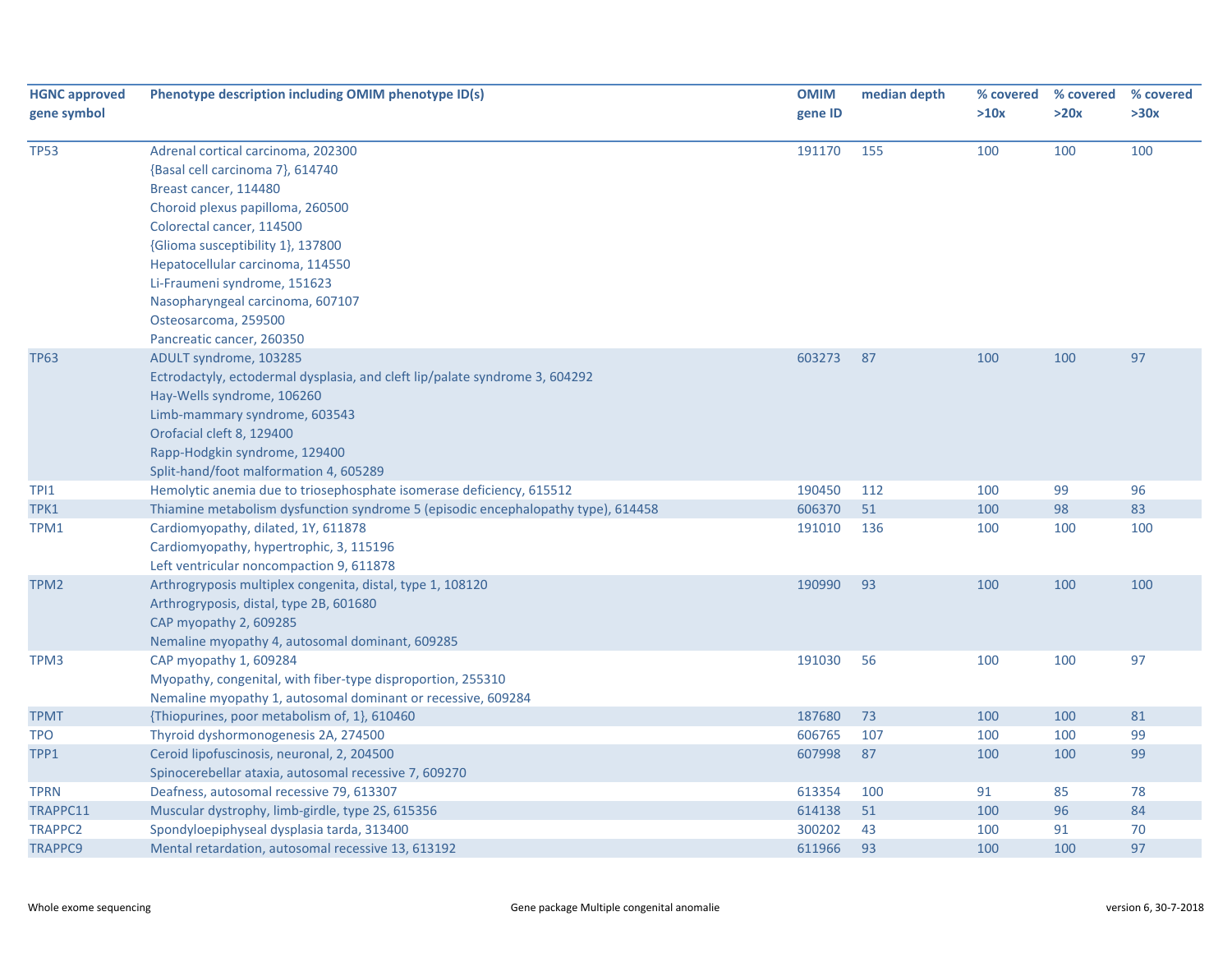| HGNC approved gene symbol | Phenotype description including OMIM phenotype ID(s) | OMIM gene ID | median depth | % covered >10x | % covered >20x | % covered >30x |
|---|---|---|---|---|---|---|
| TP53 | Adrenal cortical carcinoma, 202300<br>{Basal cell carcinoma 7}, 614740<br>Breast cancer, 114480<br>Choroid plexus papilloma, 260500<br>Colorectal cancer, 114500<br>{Glioma susceptibility 1}, 137800<br>Hepatocellular carcinoma, 114550<br>Li-Fraumeni syndrome, 151623<br>Nasopharyngeal carcinoma, 607107<br>Osteosarcoma, 259500<br>Pancreatic cancer, 260350 | 191170 | 155 | 100 | 100 | 100 |
| TP63 | ADULT syndrome, 103285<br>Ectrodactyly, ectodermal dysplasia, and cleft lip/palate syndrome 3, 604292<br>Hay-Wells syndrome, 106260<br>Limb-mammary syndrome, 603543<br>Orofacial cleft 8, 129400<br>Rapp-Hodgkin syndrome, 129400<br>Split-hand/foot malformation 4, 605289 | 603273 | 87 | 100 | 100 | 97 |
| TPI1 | Hemolytic anemia due to triosephosphate isomerase deficiency, 615512 | 190450 | 112 | 100 | 99 | 96 |
| TPK1 | Thiamine metabolism dysfunction syndrome 5 (episodic encephalopathy type), 614458 | 606370 | 51 | 100 | 98 | 83 |
| TPM1 | Cardiomyopathy, dilated, 1Y, 611878<br>Cardiomyopathy, hypertrophic, 3, 115196<br>Left ventricular noncompaction 9, 611878 | 191010 | 136 | 100 | 100 | 100 |
| TPM2 | Arthrogryposis multiplex congenita, distal, type 1, 108120<br>Arthrogryposis, distal, type 2B, 601680<br>CAP myopathy 2, 609285<br>Nemaline myopathy 4, autosomal dominant, 609285 | 190990 | 93 | 100 | 100 | 100 |
| TPM3 | CAP myopathy 1, 609284<br>Myopathy, congenital, with fiber-type disproportion, 255310<br>Nemaline myopathy 1, autosomal dominant or recessive, 609284 | 191030 | 56 | 100 | 100 | 97 |
| TPMT | {Thiopurines, poor metabolism of, 1}, 610460 | 187680 | 73 | 100 | 100 | 81 |
| TPO | Thyroid dyshormonogenesis 2A, 274500 | 606765 | 107 | 100 | 100 | 99 |
| TPP1 | Ceroid lipofuscinosis, neuronal, 2, 204500<br>Spinocerebellar ataxia, autosomal recessive 7, 609270 | 607998 | 87 | 100 | 100 | 99 |
| TPRN | Deafness, autosomal recessive 79, 613307 | 613354 | 100 | 91 | 85 | 78 |
| TRAPPC11 | Muscular dystrophy, limb-girdle, type 2S, 615356 | 614138 | 51 | 100 | 96 | 84 |
| TRAPPC2 | Spondyloepiphyseal dysplasia tarda, 313400 | 300202 | 43 | 100 | 91 | 70 |
| TRAPPC9 | Mental retardation, autosomal recessive 13, 613192 | 611966 | 93 | 100 | 100 | 97 |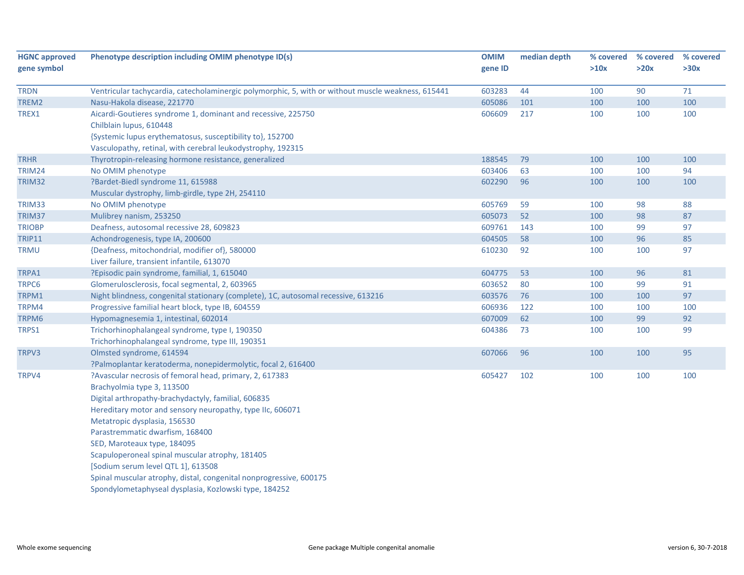| HGNC approved gene symbol | Phenotype description including OMIM phenotype ID(s) | OMIM gene ID | median depth | % covered >10x | % covered >20x | % covered >30x |
|---|---|---|---|---|---|---|
| TRDN | Ventricular tachycardia, catecholaminergic polymorphic, 5, with or without muscle weakness, 615441 | 603283 | 44 | 100 | 90 | 71 |
| TREM2 | Nasu-Hakola disease, 221770 | 605086 | 101 | 100 | 100 | 100 |
| TREX1 | Aicardi-Goutieres syndrome 1, dominant and recessive, 225750<br>Chilblain lupus, 610448<br>{Systemic lupus erythematosus, susceptibility to}, 152700<br>Vasculopathy, retinal, with cerebral leukodystrophy, 192315 | 606609 | 217 | 100 | 100 | 100 |
| TRHR | Thyrotropin-releasing hormone resistance, generalized | 188545 | 79 | 100 | 100 | 100 |
| TRIM24 | No OMIM phenotype | 603406 | 63 | 100 | 100 | 94 |
| TRIM32 | ?Bardet-Biedl syndrome 11, 615988<br>Muscular dystrophy, limb-girdle, type 2H, 254110 | 602290 | 96 | 100 | 100 | 100 |
| TRIM33 | No OMIM phenotype | 605769 | 59 | 100 | 98 | 88 |
| TRIM37 | Mulibrey nanism, 253250 | 605073 | 52 | 100 | 98 | 87 |
| TRIOBP | Deafness, autosomal recessive 28, 609823 | 609761 | 143 | 100 | 99 | 97 |
| TRIP11 | Achondrogenesis, type IA, 200600 | 604505 | 58 | 100 | 96 | 85 |
| TRMU | {Deafness, mitochondrial, modifier of}, 580000<br>Liver failure, transient infantile, 613070 | 610230 | 92 | 100 | 100 | 97 |
| TRPA1 | ?Episodic pain syndrome, familial, 1, 615040 | 604775 | 53 | 100 | 96 | 81 |
| TRPC6 | Glomerulosclerosis, focal segmental, 2, 603965 | 603652 | 80 | 100 | 99 | 91 |
| TRPM1 | Night blindness, congenital stationary (complete), 1C, autosomal recessive, 613216 | 603576 | 76 | 100 | 100 | 97 |
| TRPM4 | Progressive familial heart block, type IB, 604559 | 606936 | 122 | 100 | 100 | 100 |
| TRPM6 | Hypomagnesemia 1, intestinal, 602014 | 607009 | 62 | 100 | 99 | 92 |
| TRPS1 | Trichorhinophalangeal syndrome, type I, 190350<br>Trichorhinophalangeal syndrome, type III, 190351 | 604386 | 73 | 100 | 100 | 99 |
| TRPV3 | Olmsted syndrome, 614594<br>?Palmoplantar keratoderma, nonepidermolytic, focal 2, 616400 | 607066 | 96 | 100 | 100 | 95 |
| TRPV4 | ?Avascular necrosis of femoral head, primary, 2, 617383<br>Brachyolmia type 3, 113500<br>Digital arthropathy-brachydactyly, familial, 606835<br>Hereditary motor and sensory neuropathy, type IIc, 606071<br>Metatropic dysplasia, 156530<br>Parastremmatic dwarfism, 168400<br>SED, Maroteaux type, 184095<br>Scapuloperoneal spinal muscular atrophy, 181405<br>[Sodium serum level QTL 1], 613508<br>Spinal muscular atrophy, distal, congenital nonprogressive, 600175<br>Spondylometaphyseal dysplasia, Kozlowski type, 184252 | 605427 | 102 | 100 | 100 | 100 |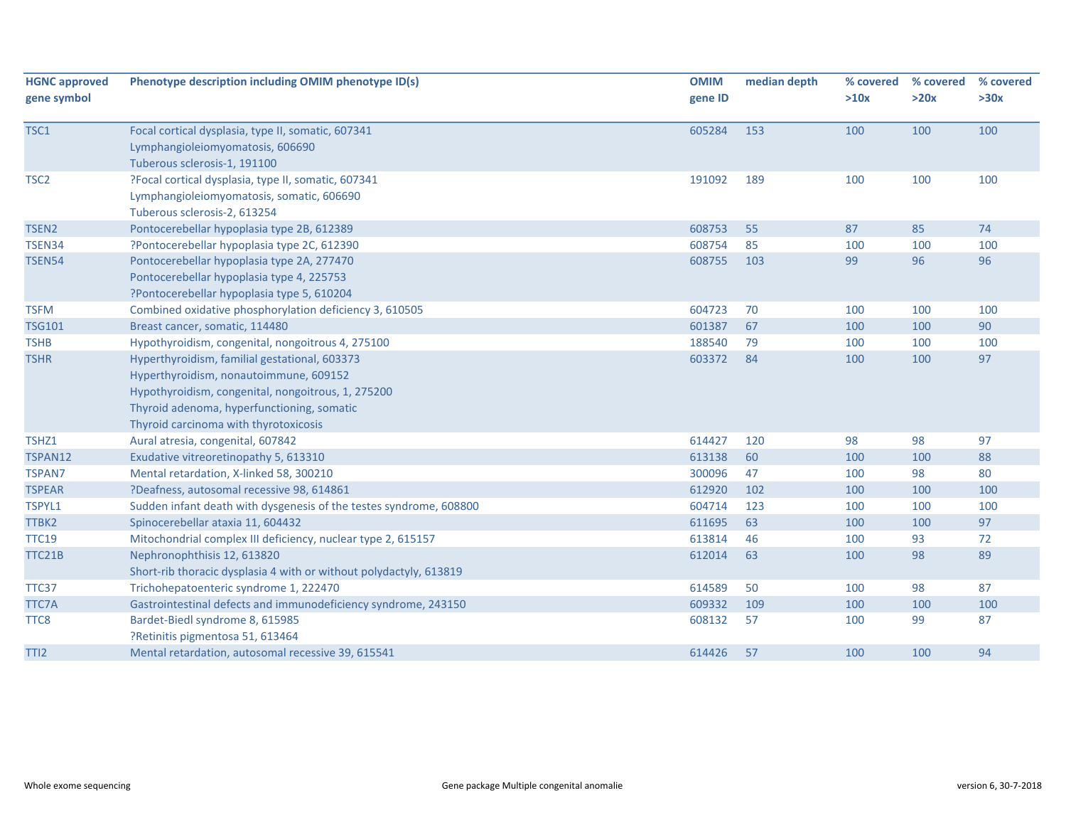| HGNC approved gene symbol | Phenotype description including OMIM phenotype ID(s) | OMIM gene ID | median depth | % covered >10x | % covered >20x | % covered >30x |
|---|---|---|---|---|---|---|
| TSC1 | Focal cortical dysplasia, type II, somatic, 607341<br>Lymphangioleiomyomatosis, 606690<br>Tuberous sclerosis-1, 191100 | 605284 | 153 | 100 | 100 | 100 |
| TSC2 | ?Focal cortical dysplasia, type II, somatic, 607341<br>Lymphangioleiomyomatosis, somatic, 606690<br>Tuberous sclerosis-2, 613254 | 191092 | 189 | 100 | 100 | 100 |
| TSEN2 | Pontocerebellar hypoplasia type 2B, 612389 | 608753 | 55 | 87 | 85 | 74 |
| TSEN34 | ?Pontocerebellar hypoplasia type 2C, 612390 | 608754 | 85 | 100 | 100 | 100 |
| TSEN54 | Pontocerebellar hypoplasia type 2A, 277470<br>Pontocerebellar hypoplasia type 4, 225753<br>?Pontocerebellar hypoplasia type 5, 610204 | 608755 | 103 | 99 | 96 | 96 |
| TSFM | Combined oxidative phosphorylation deficiency 3, 610505 | 604723 | 70 | 100 | 100 | 100 |
| TSG101 | Breast cancer, somatic, 114480 | 601387 | 67 | 100 | 100 | 90 |
| TSHB | Hypothyroidism, congenital, nongoitrous 4, 275100 | 188540 | 79 | 100 | 100 | 100 |
| TSHR | Hyperthyroidism, familial gestational, 603373<br>Hyperthyroidism, nonautoimmune, 609152<br>Hypothyroidism, congenital, nongoitrous, 1, 275200<br>Thyroid adenoma, hyperfunctioning, somatic<br>Thyroid carcinoma with thyrotoxicosis | 603372 | 84 | 100 | 100 | 97 |
| TSHZ1 | Aural atresia, congenital, 607842 | 614427 | 120 | 98 | 98 | 97 |
| TSPAN12 | Exudative vitreoretinopathy 5, 613310 | 613138 | 60 | 100 | 100 | 88 |
| TSPAN7 | Mental retardation, X-linked 58, 300210 | 300096 | 47 | 100 | 98 | 80 |
| TSPEAR | ?Deafness, autosomal recessive 98, 614861 | 612920 | 102 | 100 | 100 | 100 |
| TSPYL1 | Sudden infant death with dysgenesis of the testes syndrome, 608800 | 604714 | 123 | 100 | 100 | 100 |
| TTBK2 | Spinocerebellar ataxia 11, 604432 | 611695 | 63 | 100 | 100 | 97 |
| TTC19 | Mitochondrial complex III deficiency, nuclear type 2, 615157 | 613814 | 46 | 100 | 93 | 72 |
| TTC21B | Nephronophthisis 12, 613820<br>Short-rib thoracic dysplasia 4 with or without polydactyly, 613819 | 612014 | 63 | 100 | 98 | 89 |
| TTC37 | Trichohepatoenteric syndrome 1, 222470 | 614589 | 50 | 100 | 98 | 87 |
| TTC7A | Gastrointestinal defects and immunodeficiency syndrome, 243150 | 609332 | 109 | 100 | 100 | 100 |
| TTC8 | Bardet-Biedl syndrome 8, 615985<br>?Retinitis pigmentosa 51, 613464 | 608132 | 57 | 100 | 99 | 87 |
| TTI2 | Mental retardation, autosomal recessive 39, 615541 | 614426 | 57 | 100 | 100 | 94 |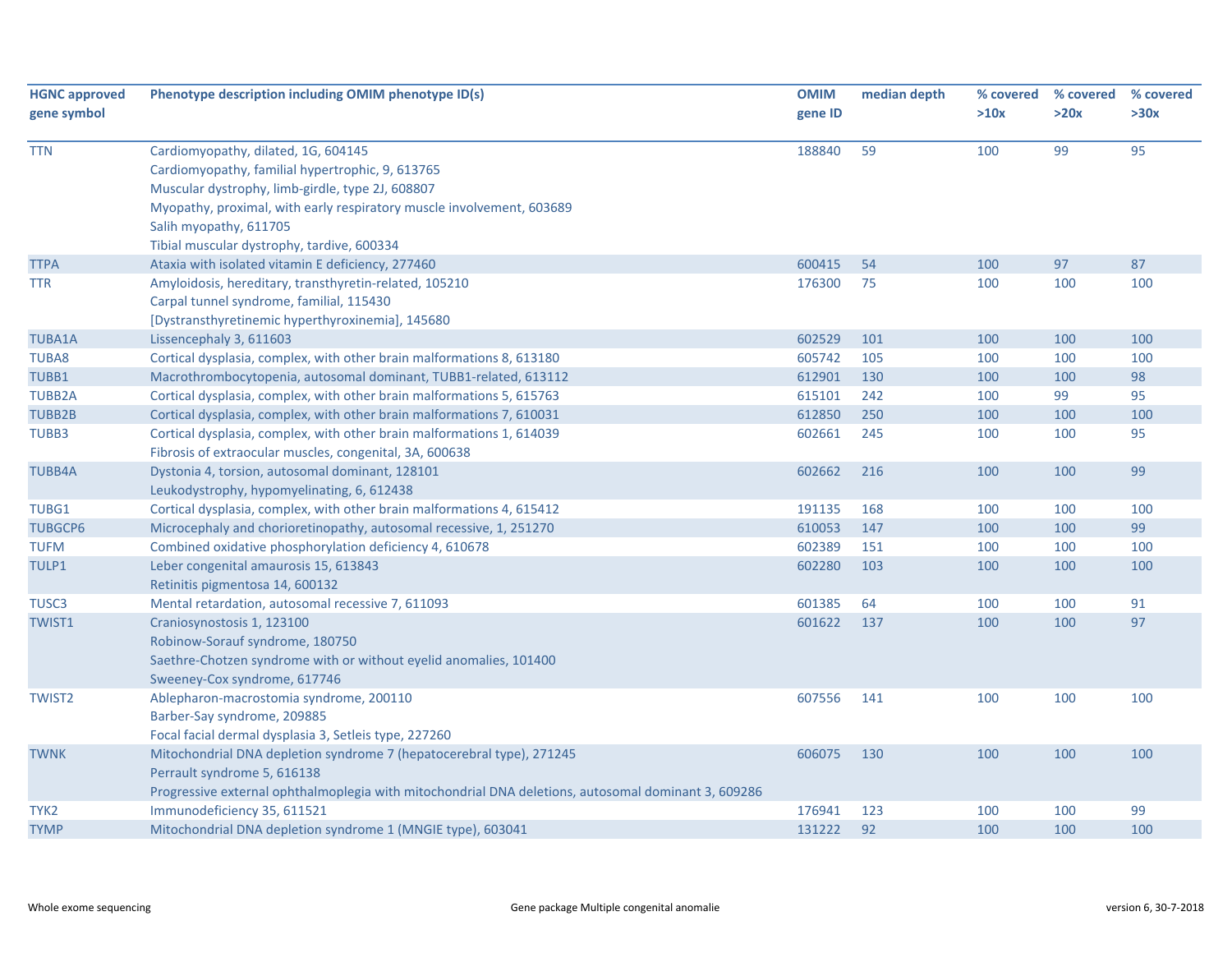| HGNC approved gene symbol | Phenotype description including OMIM phenotype ID(s) | OMIM gene ID | median depth | % covered >10x | % covered >20x | % covered >30x |
|---|---|---|---|---|---|---|
| TTN | Cardiomyopathy, dilated, 1G, 604145<br>Cardiomyopathy, familial hypertrophic, 9, 613765<br>Muscular dystrophy, limb-girdle, type 2J, 608807<br>Myopathy, proximal, with early respiratory muscle involvement, 603689<br>Salih myopathy, 611705<br>Tibial muscular dystrophy, tardive, 600334 | 188840 | 59 | 100 | 99 | 95 |
| TTPA | Ataxia with isolated vitamin E deficiency, 277460 | 600415 | 54 | 100 | 97 | 87 |
| TTR | Amyloidosis, hereditary, transthyretin-related, 105210<br>Carpal tunnel syndrome, familial, 115430<br>[Dystransthyretinemic hyperthyroxinemia], 145680 | 176300 | 75 | 100 | 100 | 100 |
| TUBA1A | Lissencephaly 3, 611603 | 602529 | 101 | 100 | 100 | 100 |
| TUBA8 | Cortical dysplasia, complex, with other brain malformations 8, 613180 | 605742 | 105 | 100 | 100 | 100 |
| TUBB1 | Macrothrombocytopenia, autosomal dominant, TUBB1-related, 613112 | 612901 | 130 | 100 | 100 | 98 |
| TUBB2A | Cortical dysplasia, complex, with other brain malformations 5, 615763 | 615101 | 242 | 100 | 99 | 95 |
| TUBB2B | Cortical dysplasia, complex, with other brain malformations 7, 610031 | 612850 | 250 | 100 | 100 | 100 |
| TUBB3 | Cortical dysplasia, complex, with other brain malformations 1, 614039<br>Fibrosis of extraocular muscles, congenital, 3A, 600638 | 602661 | 245 | 100 | 100 | 95 |
| TUBB4A | Dystonia 4, torsion, autosomal dominant, 128101<br>Leukodystrophy, hypomyelinating, 6, 612438 | 602662 | 216 | 100 | 100 | 99 |
| TUBG1 | Cortical dysplasia, complex, with other brain malformations 4, 615412 | 191135 | 168 | 100 | 100 | 100 |
| TUBGCP6 | Microcephaly and chorioretinopathy, autosomal recessive, 1, 251270 | 610053 | 147 | 100 | 100 | 99 |
| TUFM | Combined oxidative phosphorylation deficiency 4, 610678 | 602389 | 151 | 100 | 100 | 100 |
| TULP1 | Leber congenital amaurosis 15, 613843<br>Retinitis pigmentosa 14, 600132 | 602280 | 103 | 100 | 100 | 100 |
| TUSC3 | Mental retardation, autosomal recessive 7, 611093 | 601385 | 64 | 100 | 100 | 91 |
| TWIST1 | Craniosynostosis 1, 123100<br>Robinow-Sorauf syndrome, 180750<br>Saethre-Chotzen syndrome with or without eyelid anomalies, 101400<br>Sweeney-Cox syndrome, 617746 | 601622 | 137 | 100 | 100 | 97 |
| TWIST2 | Ablepharon-macrostomia syndrome, 200110<br>Barber-Say syndrome, 209885<br>Focal facial dermal dysplasia 3, Setleis type, 227260 | 607556 | 141 | 100 | 100 | 100 |
| TWNK | Mitochondrial DNA depletion syndrome 7 (hepatocerebral type), 271245<br>Perrault syndrome 5, 616138<br>Progressive external ophthalmoplegia with mitochondrial DNA deletions, autosomal dominant 3, 609286 | 606075 | 130 | 100 | 100 | 100 |
| TYK2 | Immunodeficiency 35, 611521 | 176941 | 123 | 100 | 100 | 99 |
| TYMP | Mitochondrial DNA depletion syndrome 1 (MNGIE type), 603041 | 131222 | 92 | 100 | 100 | 100 |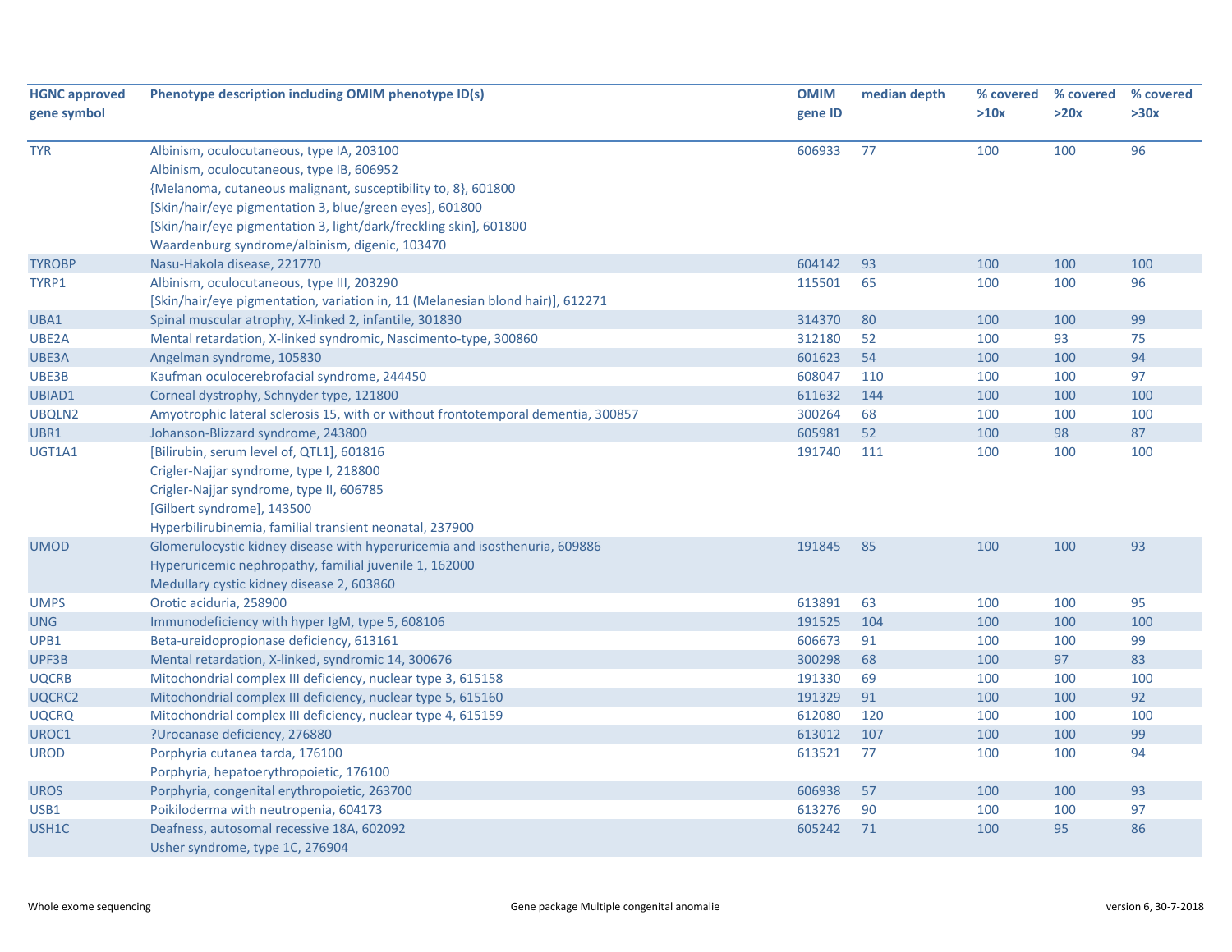| HGNC approved gene symbol | Phenotype description including OMIM phenotype ID(s) | OMIM gene ID | median depth | % covered >10x | % covered >20x | % covered >30x |
|---|---|---|---|---|---|---|
| TYR | Albinism, oculocutaneous, type IA, 203100<br>Albinism, oculocutaneous, type IB, 606952<br>{Melanoma, cutaneous malignant, susceptibility to, 8}, 601800<br>[Skin/hair/eye pigmentation 3, blue/green eyes], 601800<br>[Skin/hair/eye pigmentation 3, light/dark/freckling skin], 601800<br>Waardenburg syndrome/albinism, digenic, 103470 | 606933 | 77 | 100 | 100 | 96 |
| TYROBP | Nasu-Hakola disease, 221770 | 604142 | 93 | 100 | 100 | 100 |
| TYRP1 | Albinism, oculocutaneous, type III, 203290<br>[Skin/hair/eye pigmentation, variation in, 11 (Melanesian blond hair)], 612271 | 115501 | 65 | 100 | 100 | 96 |
| UBA1 | Spinal muscular atrophy, X-linked 2, infantile, 301830 | 314370 | 80 | 100 | 100 | 99 |
| UBE2A | Mental retardation, X-linked syndromic, Nascimento-type, 300860 | 312180 | 52 | 100 | 93 | 75 |
| UBE3A | Angelman syndrome, 105830 | 601623 | 54 | 100 | 100 | 94 |
| UBE3B | Kaufman oculocerebrofacial syndrome, 244450 | 608047 | 110 | 100 | 100 | 97 |
| UBIAD1 | Corneal dystrophy, Schnyder type, 121800 | 611632 | 144 | 100 | 100 | 100 |
| UBQLN2 | Amyotrophic lateral sclerosis 15, with or without frontotemporal dementia, 300857 | 300264 | 68 | 100 | 100 | 100 |
| UBR1 | Johanson-Blizzard syndrome, 243800 | 605981 | 52 | 100 | 98 | 87 |
| UGT1A1 | [Bilirubin, serum level of, QTL1], 601816<br>Crigler-Najjar syndrome, type I, 218800<br>Crigler-Najjar syndrome, type II, 606785<br>[Gilbert syndrome], 143500<br>Hyperbilirubinemia, familial transient neonatal, 237900 | 191740 | 111 | 100 | 100 | 100 |
| UMOD | Glomerulocystic kidney disease with hyperuricemia and isosthenuria, 609886<br>Hyperuricemic nephropathy, familial juvenile 1, 162000<br>Medullary cystic kidney disease 2, 603860 | 191845 | 85 | 100 | 100 | 93 |
| UMPS | Orotic aciduria, 258900 | 613891 | 63 | 100 | 100 | 95 |
| UNG | Immunodeficiency with hyper IgM, type 5, 608106 | 191525 | 104 | 100 | 100 | 100 |
| UPB1 | Beta-ureidopropionase deficiency, 613161 | 606673 | 91 | 100 | 100 | 99 |
| UPF3B | Mental retardation, X-linked, syndromic 14, 300676 | 300298 | 68 | 100 | 97 | 83 |
| UQCRB | Mitochondrial complex III deficiency, nuclear type 3, 615158 | 191330 | 69 | 100 | 100 | 100 |
| UQCRC2 | Mitochondrial complex III deficiency, nuclear type 5, 615160 | 191329 | 91 | 100 | 100 | 92 |
| UQCRQ | Mitochondrial complex III deficiency, nuclear type 4, 615159 | 612080 | 120 | 100 | 100 | 100 |
| UROC1 | ?Urocanase deficiency, 276880 | 613012 | 107 | 100 | 100 | 99 |
| UROD | Porphyria cutanea tarda, 176100<br>Porphyria, hepatoerythropoietic, 176100 | 613521 | 77 | 100 | 100 | 94 |
| UROS | Porphyria, congenital erythropoietic, 263700 | 606938 | 57 | 100 | 100 | 93 |
| USB1 | Poikiloderma with neutropenia, 604173 | 613276 | 90 | 100 | 100 | 97 |
| USH1C | Deafness, autosomal recessive 18A, 602092<br>Usher syndrome, type 1C, 276904 | 605242 | 71 | 100 | 95 | 86 |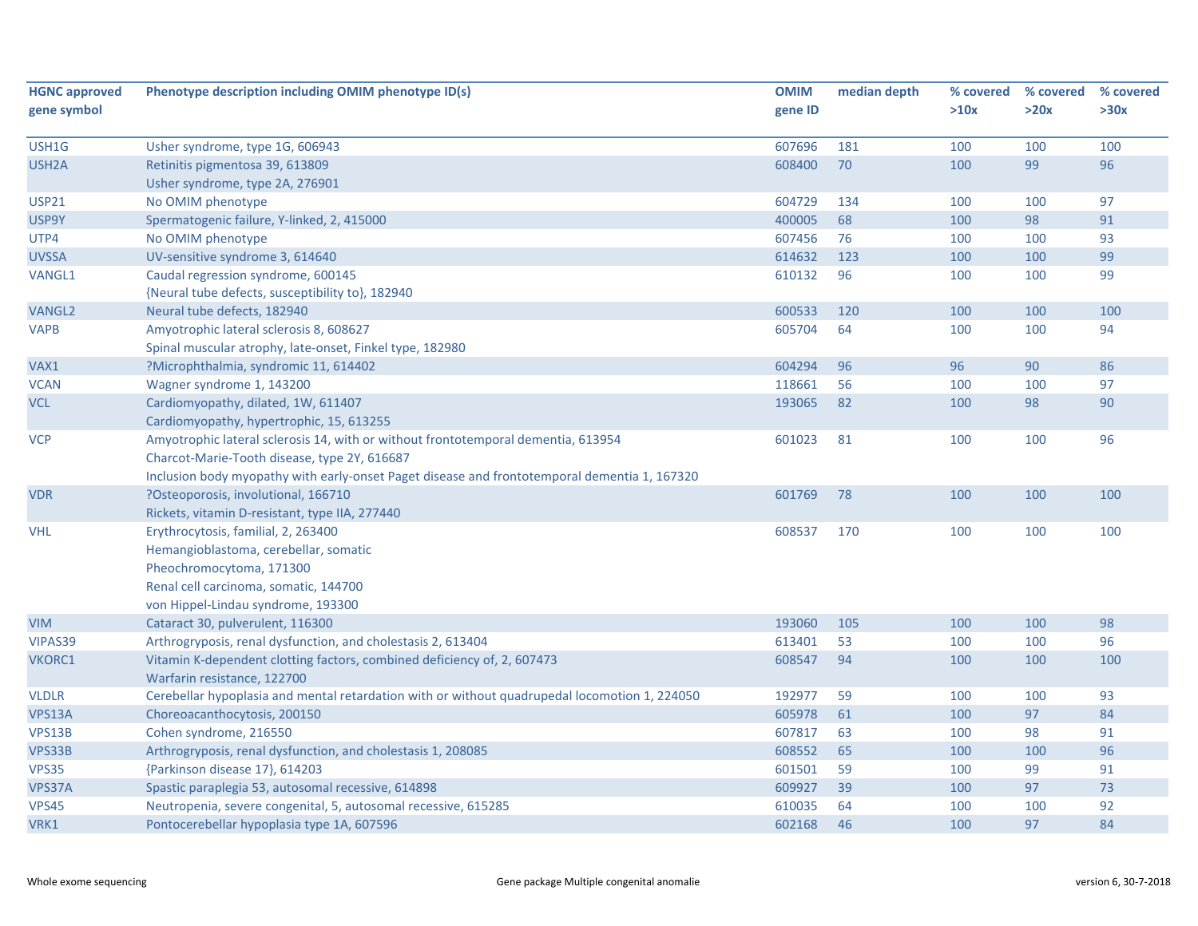| HGNC approved gene symbol | Phenotype description including OMIM phenotype ID(s) | OMIM gene ID | median depth | % covered >10x | % covered >20x | % covered >30x |
|---|---|---|---|---|---|---|
| USH1G | Usher syndrome, type 1G, 606943 | 607696 | 181 | 100 | 100 | 100 |
| USH2A | Retinitis pigmentosa 39, 613809<br>Usher syndrome, type 2A, 276901 | 608400 | 70 | 100 | 99 | 96 |
| USP21 | No OMIM phenotype | 604729 | 134 | 100 | 100 | 97 |
| USP9Y | Spermatogenic failure, Y-linked, 2, 415000 | 400005 | 68 | 100 | 98 | 91 |
| UTP4 | No OMIM phenotype | 607456 | 76 | 100 | 100 | 93 |
| UVSSA | UV-sensitive syndrome 3, 614640 | 614632 | 123 | 100 | 100 | 99 |
| VANGL1 | Caudal regression syndrome, 600145<br>{Neural tube defects, susceptibility to}, 182940 | 610132 | 96 | 100 | 100 | 99 |
| VANGL2 | Neural tube defects, 182940 | 600533 | 120 | 100 | 100 | 100 |
| VAPB | Amyotrophic lateral sclerosis 8, 608627<br>Spinal muscular atrophy, late-onset, Finkel type, 182980 | 605704 | 64 | 100 | 100 | 94 |
| VAX1 | ?Microphthalmia, syndromic 11, 614402 | 604294 | 96 | 96 | 90 | 86 |
| VCAN | Wagner syndrome 1, 143200 | 118661 | 56 | 100 | 100 | 97 |
| VCL | Cardiomyopathy, dilated, 1W, 611407<br>Cardiomyopathy, hypertrophic, 15, 613255 | 193065 | 82 | 100 | 98 | 90 |
| VCP | Amyotrophic lateral sclerosis 14, with or without frontotemporal dementia, 613954<br>Charcot-Marie-Tooth disease, type 2Y, 616687<br>Inclusion body myopathy with early-onset Paget disease and frontotemporal dementia 1, 167320 | 601023 | 81 | 100 | 100 | 96 |
| VDR | ?Osteoporosis, involutional, 166710<br>Rickets, vitamin D-resistant, type IIA, 277440 | 601769 | 78 | 100 | 100 | 100 |
| VHL | Erythrocytosis, familial, 2, 263400<br>Hemangioblastoma, cerebellar, somatic<br>Pheochromocytoma, 171300<br>Renal cell carcinoma, somatic, 144700<br>von Hippel-Lindau syndrome, 193300 | 608537 | 170 | 100 | 100 | 100 |
| VIM | Cataract 30, pulverulent, 116300 | 193060 | 105 | 100 | 100 | 98 |
| VIPAS39 | Arthrogryposis, renal dysfunction, and cholestasis 2, 613404 | 613401 | 53 | 100 | 100 | 96 |
| VKORC1 | Vitamin K-dependent clotting factors, combined deficiency of, 2, 607473<br>Warfarin resistance, 122700 | 608547 | 94 | 100 | 100 | 100 |
| VLDLR | Cerebellar hypoplasia and mental retardation with or without quadrupedal locomotion 1, 224050 | 192977 | 59 | 100 | 100 | 93 |
| VPS13A | Choreoacanthocytosis, 200150 | 605978 | 61 | 100 | 97 | 84 |
| VPS13B | Cohen syndrome, 216550 | 607817 | 63 | 100 | 98 | 91 |
| VPS33B | Arthrogryposis, renal dysfunction, and cholestasis 1, 208085 | 608552 | 65 | 100 | 100 | 96 |
| VPS35 | {Parkinson disease 17}, 614203 | 601501 | 59 | 100 | 99 | 91 |
| VPS37A | Spastic paraplegia 53, autosomal recessive, 614898 | 609927 | 39 | 100 | 97 | 73 |
| VPS45 | Neutropenia, severe congenital, 5, autosomal recessive, 615285 | 610035 | 64 | 100 | 100 | 92 |
| VRK1 | Pontocerebellar hypoplasia type 1A, 607596 | 602168 | 46 | 100 | 97 | 84 |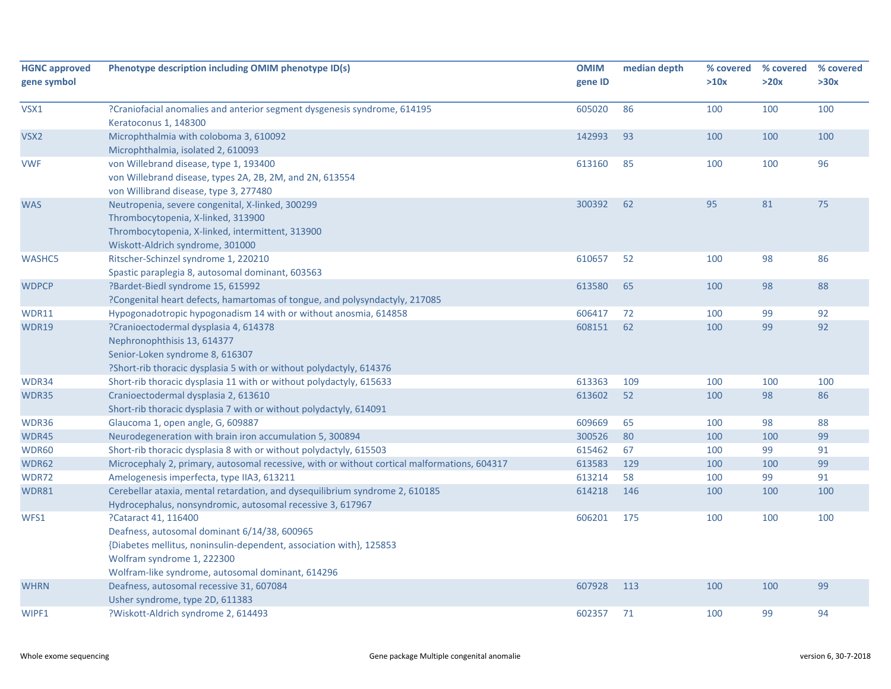| HGNC approved gene symbol | Phenotype description including OMIM phenotype ID(s) | OMIM gene ID | median depth | % covered >10x | % covered >20x | % covered >30x |
|---|---|---|---|---|---|---|
| VSX1 | ?Craniofacial anomalies and anterior segment dysgenesis syndrome, 614195<br>Keratoconus 1, 148300 | 605020 | 86 | 100 | 100 | 100 |
| VSX2 | Microphthalmia with coloboma 3, 610092<br>Microphthalmia, isolated 2, 610093 | 142993 | 93 | 100 | 100 | 100 |
| VWF | von Willebrand disease, type 1, 193400<br>von Willebrand disease, types 2A, 2B, 2M, and 2N, 613554<br>von Willibrand disease, type 3, 277480 | 613160 | 85 | 100 | 100 | 96 |
| WAS | Neutropenia, severe congenital, X-linked, 300299<br>Thrombocytopenia, X-linked, 313900<br>Thrombocytopenia, X-linked, intermittent, 313900<br>Wiskott-Aldrich syndrome, 301000 | 300392 | 62 | 95 | 81 | 75 |
| WASHC5 | Ritscher-Schinzel syndrome 1, 220210<br>Spastic paraplegia 8, autosomal dominant, 603563 | 610657 | 52 | 100 | 98 | 86 |
| WDPCP | ?Bardet-Biedl syndrome 15, 615992<br>?Congenital heart defects, hamartomas of tongue, and polysyndactyly, 217085 | 613580 | 65 | 100 | 98 | 88 |
| WDR11 | Hypogonadotropic hypogonadism 14 with or without anosmia, 614858 | 606417 | 72 | 100 | 99 | 92 |
| WDR19 | ?Cranioectodermal dysplasia 4, 614378<br>Nephronophthisis 13, 614377<br>Senior-Loken syndrome 8, 616307<br>?Short-rib thoracic dysplasia 5 with or without polydactyly, 614376 | 608151 | 62 | 100 | 99 | 92 |
| WDR34 | Short-rib thoracic dysplasia 11 with or without polydactyly, 615633 | 613363 | 109 | 100 | 100 | 100 |
| WDR35 | Cranioectodermal dysplasia 2, 613610<br>Short-rib thoracic dysplasia 7 with or without polydactyly, 614091 | 613602 | 52 | 100 | 98 | 86 |
| WDR36 | Glaucoma 1, open angle, G, 609887 | 609669 | 65 | 100 | 98 | 88 |
| WDR45 | Neurodegeneration with brain iron accumulation 5, 300894 | 300526 | 80 | 100 | 100 | 99 |
| WDR60 | Short-rib thoracic dysplasia 8 with or without polydactyly, 615503 | 615462 | 67 | 100 | 99 | 91 |
| WDR62 | Microcephaly 2, primary, autosomal recessive, with or without cortical malformations, 604317 | 613583 | 129 | 100 | 100 | 99 |
| WDR72 | Amelogenesis imperfecta, type IIA3, 613211 | 613214 | 58 | 100 | 99 | 91 |
| WDR81 | Cerebellar ataxia, mental retardation, and dysequilibrium syndrome 2, 610185<br>Hydrocephalus, nonsyndromic, autosomal recessive 3, 617967 | 614218 | 146 | 100 | 100 | 100 |
| WFS1 | ?Cataract 41, 116400<br>Deafness, autosomal dominant 6/14/38, 600965<br>{Diabetes mellitus, noninsulin-dependent, association with}, 125853<br>Wolfram syndrome 1, 222300<br>Wolfram-like syndrome, autosomal dominant, 614296 | 606201 | 175 | 100 | 100 | 100 |
| WHRN | Deafness, autosomal recessive 31, 607084<br>Usher syndrome, type 2D, 611383 | 607928 | 113 | 100 | 100 | 99 |
| WIPF1 | ?Wiskott-Aldrich syndrome 2, 614493 | 602357 | 71 | 100 | 99 | 94 |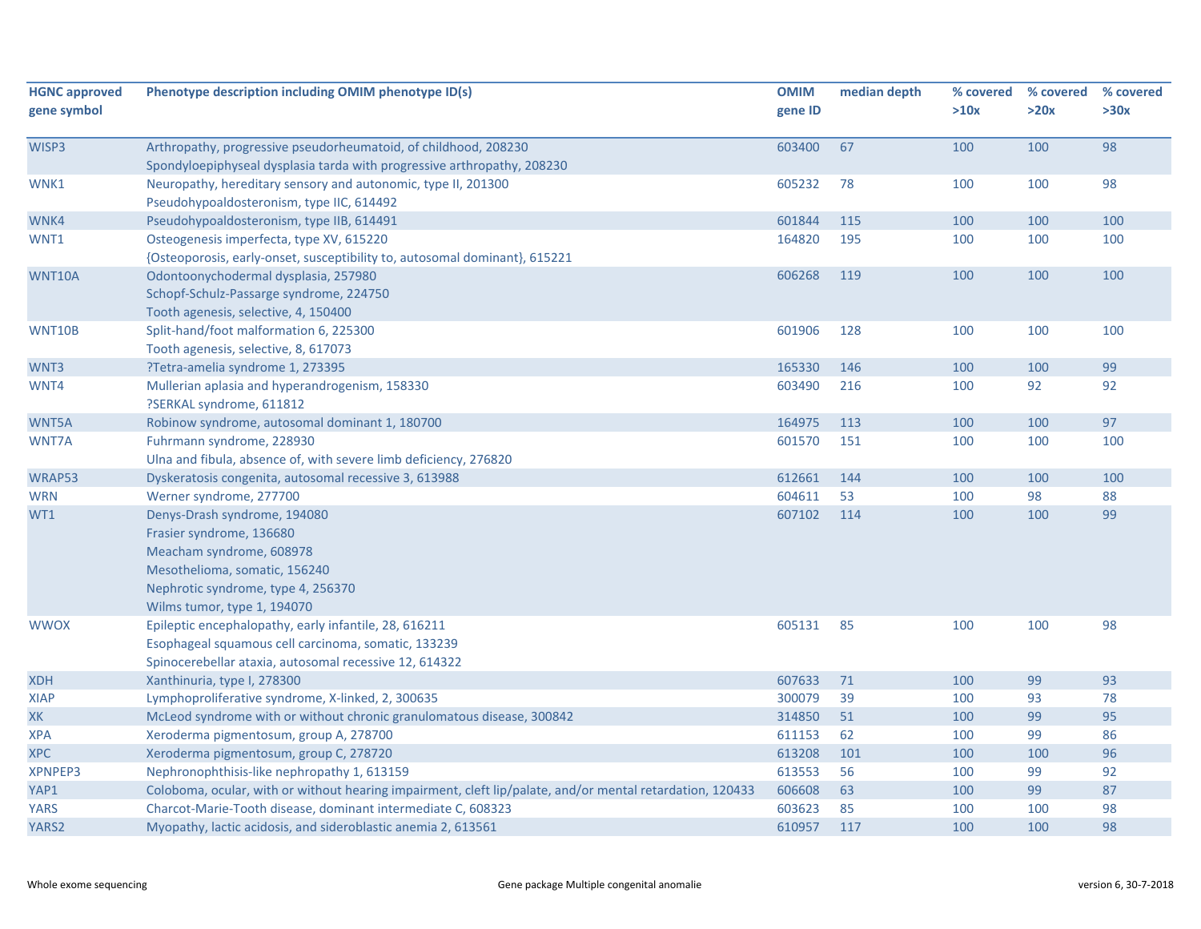| HGNC approved gene symbol | Phenotype description including OMIM phenotype ID(s) | OMIM gene ID | median depth | % covered >10x | % covered >20x | % covered >30x |
|---|---|---|---|---|---|---|
| WISP3 | Arthropathy, progressive pseudorheumatoid, of childhood, 208230<br>Spondyloepiphyseal dysplasia tarda with progressive arthropathy, 208230 | 603400 | 67 | 100 | 100 | 98 |
| WNK1 | Neuropathy, hereditary sensory and autonomic, type II, 201300<br>Pseudohypoaldosteronism, type IIC, 614492 | 605232 | 78 | 100 | 100 | 98 |
| WNK4 | Pseudohypoaldosteronism, type IIB, 614491 | 601844 | 115 | 100 | 100 | 100 |
| WNT1 | Osteogenesis imperfecta, type XV, 615220<br>{Osteoporosis, early-onset, susceptibility to, autosomal dominant}, 615221 | 164820 | 195 | 100 | 100 | 100 |
| WNT10A | Odontoonychodermal dysplasia, 257980<br>Schopf-Schulz-Passarge syndrome, 224750<br>Tooth agenesis, selective, 4, 150400 | 606268 | 119 | 100 | 100 | 100 |
| WNT10B | Split-hand/foot malformation 6, 225300<br>Tooth agenesis, selective, 8, 617073 | 601906 | 128 | 100 | 100 | 100 |
| WNT3 | ?Tetra-amelia syndrome 1, 273395 | 165330 | 146 | 100 | 100 | 99 |
| WNT4 | Mullerian aplasia and hyperandrogenism, 158330<br>?SERKAL syndrome, 611812 | 603490 | 216 | 100 | 92 | 92 |
| WNT5A | Robinow syndrome, autosomal dominant 1, 180700 | 164975 | 113 | 100 | 100 | 97 |
| WNT7A | Fuhrmann syndrome, 228930<br>Ulna and fibula, absence of, with severe limb deficiency, 276820 | 601570 | 151 | 100 | 100 | 100 |
| WRAP53 | Dyskeratosis congenita, autosomal recessive 3, 613988 | 612661 | 144 | 100 | 100 | 100 |
| WRN | Werner syndrome, 277700 | 604611 | 53 | 100 | 98 | 88 |
| WT1 | Denys-Drash syndrome, 194080<br>Frasier syndrome, 136680<br>Meacham syndrome, 608978<br>Mesothelioma, somatic, 156240<br>Nephrotic syndrome, type 4, 256370<br>Wilms tumor, type 1, 194070 | 607102 | 114 | 100 | 100 | 99 |
| WWOX | Epileptic encephalopathy, early infantile, 28, 616211<br>Esophageal squamous cell carcinoma, somatic, 133239<br>Spinocerebellar ataxia, autosomal recessive 12, 614322 | 605131 | 85 | 100 | 100 | 98 |
| XDH | Xanthinuria, type I, 278300 | 607633 | 71 | 100 | 99 | 93 |
| XIAP | Lymphoproliferative syndrome, X-linked, 2, 300635 | 300079 | 39 | 100 | 93 | 78 |
| XK | McLeod syndrome with or without chronic granulomatous disease, 300842 | 314850 | 51 | 100 | 99 | 95 |
| XPA | Xeroderma pigmentosum, group A, 278700 | 611153 | 62 | 100 | 99 | 86 |
| XPC | Xeroderma pigmentosum, group C, 278720 | 613208 | 101 | 100 | 100 | 96 |
| XPNPEP3 | Nephronophthisis-like nephropathy 1, 613159 | 613553 | 56 | 100 | 99 | 92 |
| YAP1 | Coloboma, ocular, with or without hearing impairment, cleft lip/palate, and/or mental retardation, 120433 | 606608 | 63 | 100 | 99 | 87 |
| YARS | Charcot-Marie-Tooth disease, dominant intermediate C, 608323 | 603623 | 85 | 100 | 100 | 98 |
| YARS2 | Myopathy, lactic acidosis, and sideroblastic anemia 2, 613561 | 610957 | 117 | 100 | 100 | 98 |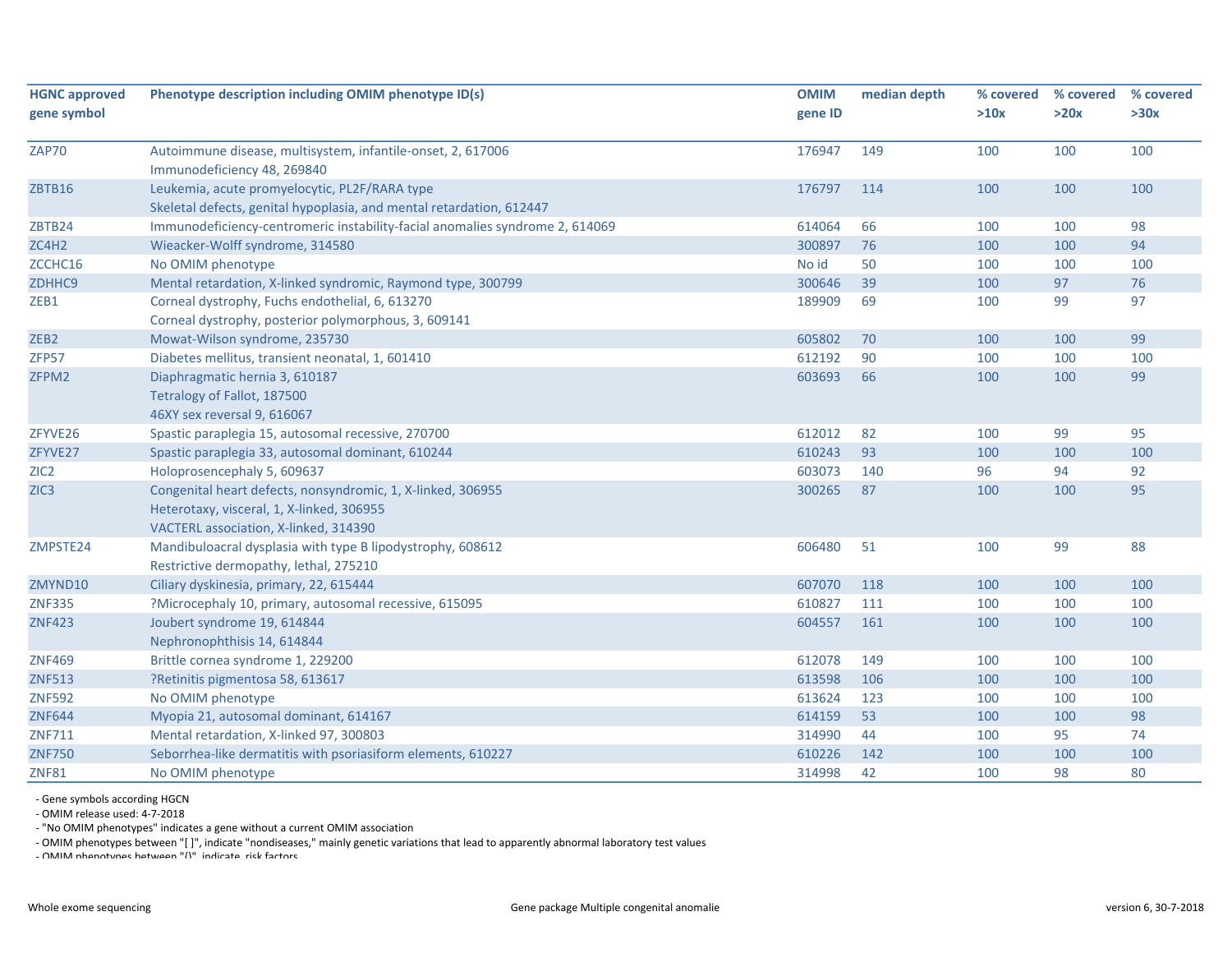| HGNC approved gene symbol | Phenotype description including OMIM phenotype ID(s) | OMIM gene ID | median depth | % covered >10x | % covered >20x | % covered >30x |
|---|---|---|---|---|---|---|
| ZAP70 | Autoimmune disease, multisystem, infantile-onset, 2, 617006<br>Immunodeficiency 48, 269840 | 176947 | 149 | 100 | 100 | 100 |
| ZBTB16 | Leukemia, acute promyelocytic, PL2F/RARA type<br>Skeletal defects, genital hypoplasia, and mental retardation, 612447 | 176797 | 114 | 100 | 100 | 100 |
| ZBTB24 | Immunodeficiency-centromeric instability-facial anomalies syndrome 2, 614069 | 614064 | 66 | 100 | 100 | 98 |
| ZC4H2 | Wieacker-Wolff syndrome, 314580 | 300897 | 76 | 100 | 100 | 94 |
| ZCCHC16 | No OMIM phenotype | No id | 50 | 100 | 100 | 100 |
| ZDHHC9 | Mental retardation, X-linked syndromic, Raymond type, 300799 | 300646 | 39 | 100 | 97 | 76 |
| ZEB1 | Corneal dystrophy, Fuchs endothelial, 6, 613270<br>Corneal dystrophy, posterior polymorphous, 3, 609141 | 189909 | 69 | 100 | 99 | 97 |
| ZEB2 | Mowat-Wilson syndrome, 235730 | 605802 | 70 | 100 | 100 | 99 |
| ZFP57 | Diabetes mellitus, transient neonatal, 1, 601410 | 612192 | 90 | 100 | 100 | 100 |
| ZFPM2 | Diaphragmatic hernia 3, 610187<br>Tetralogy of Fallot, 187500<br>46XY sex reversal 9, 616067 | 603693 | 66 | 100 | 100 | 99 |
| ZFYVE26 | Spastic paraplegia 15, autosomal recessive, 270700 | 612012 | 82 | 100 | 99 | 95 |
| ZFYVE27 | Spastic paraplegia 33, autosomal dominant, 610244 | 610243 | 93 | 100 | 100 | 100 |
| ZIC2 | Holoprosencephaly 5, 609637 | 603073 | 140 | 96 | 94 | 92 |
| ZIC3 | Congenital heart defects, nonsyndromic, 1, X-linked, 306955<br>Heterotaxy, visceral, 1, X-linked, 306955<br>VACTERL association, X-linked, 314390 | 300265 | 87 | 100 | 100 | 95 |
| ZMPSTE24 | Mandibuloacral dysplasia with type B lipodystrophy, 608612<br>Restrictive dermopathy, lethal, 275210 | 606480 | 51 | 100 | 99 | 88 |
| ZMYND10 | Ciliary dyskinesia, primary, 22, 615444 | 607070 | 118 | 100 | 100 | 100 |
| ZNF335 | ?Microcephaly 10, primary, autosomal recessive, 615095 | 610827 | 111 | 100 | 100 | 100 |
| ZNF423 | Joubert syndrome 19, 614844<br>Nephronophthisis 14, 614844 | 604557 | 161 | 100 | 100 | 100 |
| ZNF469 | Brittle cornea syndrome 1, 229200 | 612078 | 149 | 100 | 100 | 100 |
| ZNF513 | ?Retinitis pigmentosa 58, 613617 | 613598 | 106 | 100 | 100 | 100 |
| ZNF592 | No OMIM phenotype | 613624 | 123 | 100 | 100 | 100 |
| ZNF644 | Myopia 21, autosomal dominant, 614167 | 614159 | 53 | 100 | 100 | 98 |
| ZNF711 | Mental retardation, X-linked 97, 300803 | 314990 | 44 | 100 | 95 | 74 |
| ZNF750 | Seborrhea-like dermatitis with psoriasiform elements, 610227 | 610226 | 142 | 100 | 100 | 100 |
| ZNF81 | No OMIM phenotype | 314998 | 42 | 100 | 98 | 80 |

- Gene symbols according HGCN
- OMIM release used: 4-7-2018
- "No OMIM phenotypes" indicates a gene without a current OMIM association
- OMIM phenotypes between "[ ]", indicate "nondiseases," mainly genetic variations that lead to apparently abnormal laboratory test values
- OMIM phenotypes between "{}", indicate risk factors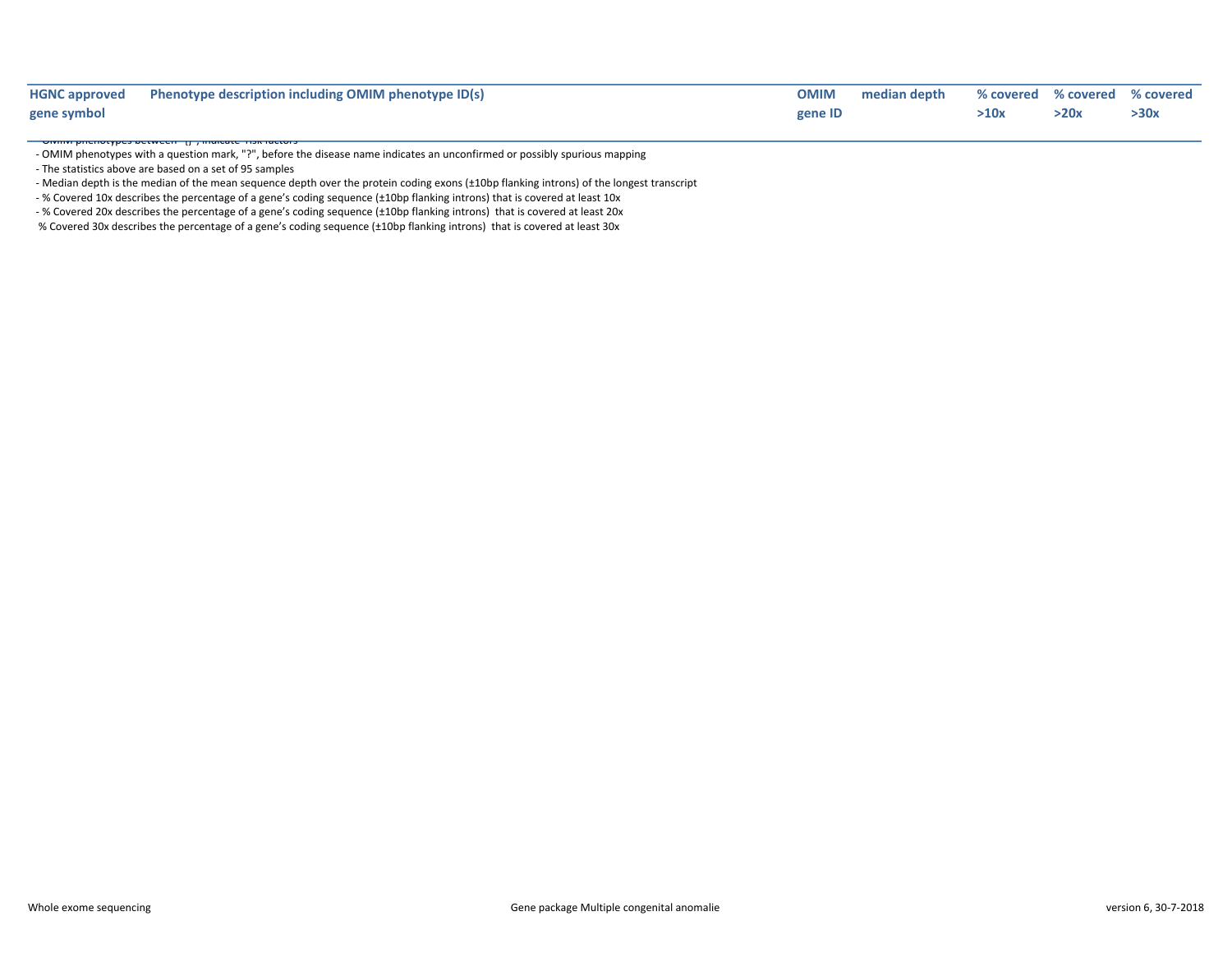| HGNC approved gene symbol | Phenotype description including OMIM phenotype ID(s) | OMIM gene ID | median depth | % covered >10x | % covered >20x | % covered >30x |
|---|---|---|---|---|---|---|

- OMIM phenotypes between "{}", indicate risk factors
- OMIM phenotypes with a question mark, "?", before the disease name indicates an unconfirmed or possibly spurious mapping
- The statistics above are based on a set of 95 samples
- Median depth is the median of the mean sequence depth over the protein coding exons (±10bp flanking introns) of the longest transcript
- % Covered 10x describes the percentage of a gene's coding sequence (±10bp flanking introns) that is covered at least 10x
- % Covered 20x describes the percentage of a gene's coding sequence (±10bp flanking introns) that is covered at least 20x

% Covered 30x describes the percentage of a gene's coding sequence (±10bp flanking introns) that is covered at least 30x